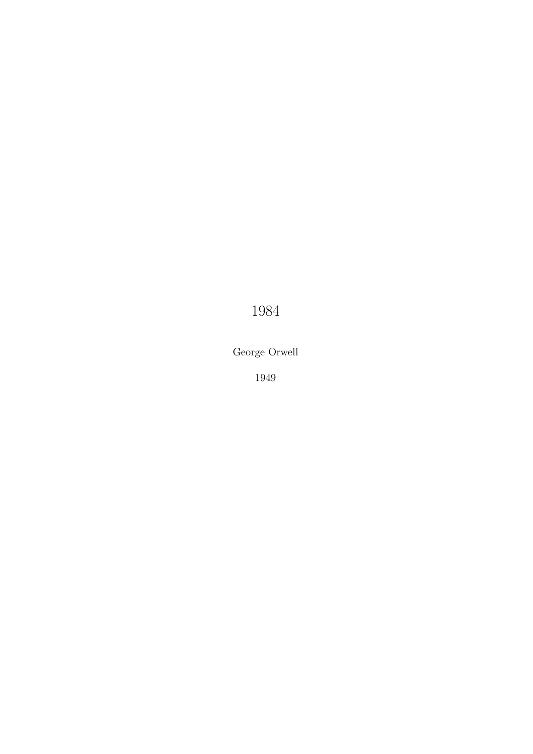# 1984

George Orwell

1949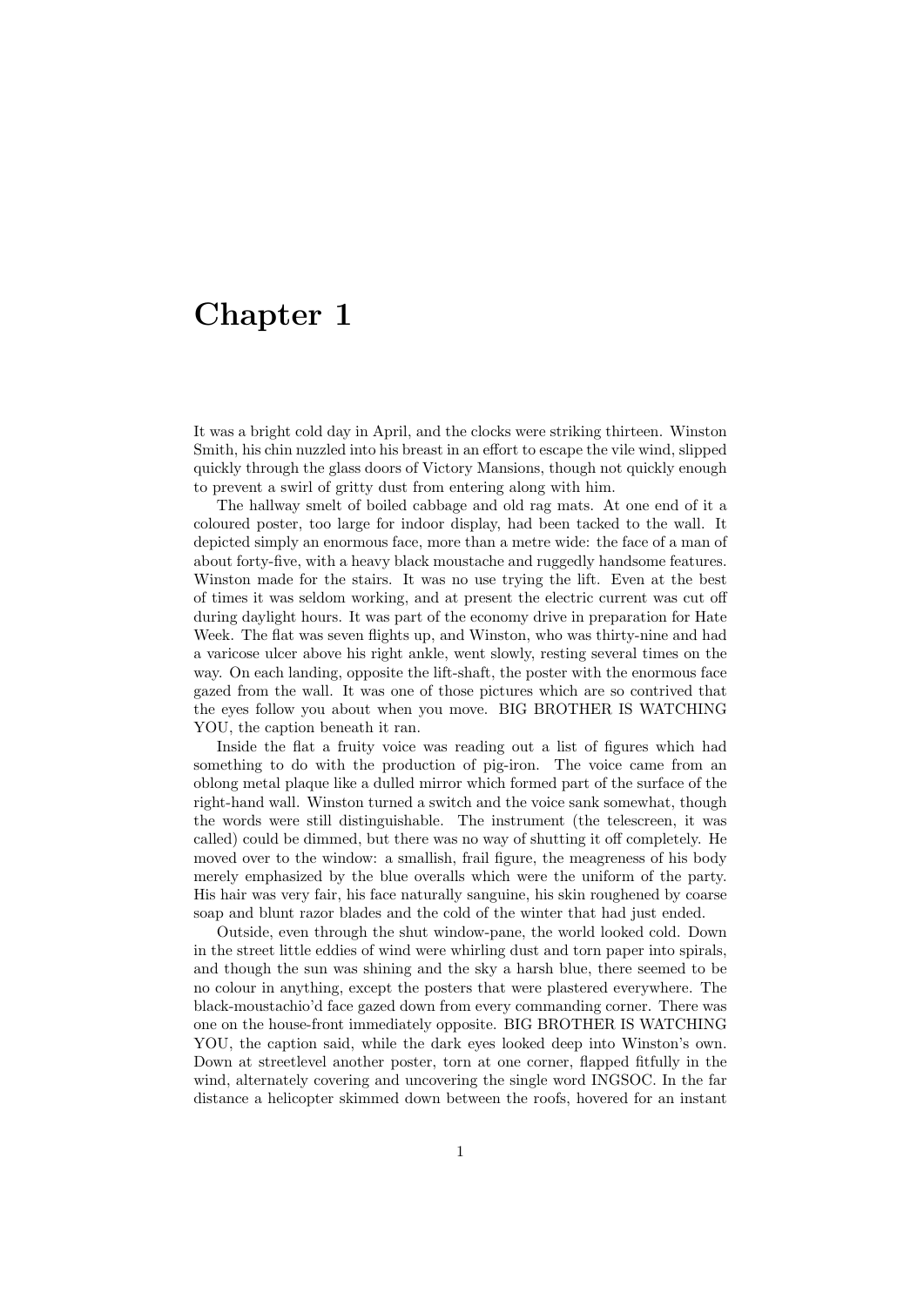# Chapter 1

It was a bright cold day in April, and the clocks were striking thirteen. Winston Smith, his chin nuzzled into his breast in an effort to escape the vile wind, slipped quickly through the glass doors of Victory Mansions, though not quickly enough to prevent a swirl of gritty dust from entering along with him.

The hallway smelt of boiled cabbage and old rag mats. At one end of it a coloured poster, too large for indoor display, had been tacked to the wall. It depicted simply an enormous face, more than a metre wide: the face of a man of about forty-five, with a heavy black moustache and ruggedly handsome features. Winston made for the stairs. It was no use trying the lift. Even at the best of times it was seldom working, and at present the electric current was cut off during daylight hours. It was part of the economy drive in preparation for Hate Week. The flat was seven flights up, and Winston, who was thirty-nine and had a varicose ulcer above his right ankle, went slowly, resting several times on the way. On each landing, opposite the lift-shaft, the poster with the enormous face gazed from the wall. It was one of those pictures which are so contrived that the eyes follow you about when you move. BIG BROTHER IS WATCHING YOU, the caption beneath it ran.

Inside the flat a fruity voice was reading out a list of figures which had something to do with the production of pig-iron. The voice came from an oblong metal plaque like a dulled mirror which formed part of the surface of the right-hand wall. Winston turned a switch and the voice sank somewhat, though the words were still distinguishable. The instrument (the telescreen, it was called) could be dimmed, but there was no way of shutting it off completely. He moved over to the window: a smallish, frail figure, the meagreness of his body merely emphasized by the blue overalls which were the uniform of the party. His hair was very fair, his face naturally sanguine, his skin roughened by coarse soap and blunt razor blades and the cold of the winter that had just ended.

Outside, even through the shut window-pane, the world looked cold. Down in the street little eddies of wind were whirling dust and torn paper into spirals, and though the sun was shining and the sky a harsh blue, there seemed to be no colour in anything, except the posters that were plastered everywhere. The black-moustachio'd face gazed down from every commanding corner. There was one on the house-front immediately opposite. BIG BROTHER IS WATCHING YOU, the caption said, while the dark eyes looked deep into Winston's own. Down at streetlevel another poster, torn at one corner, flapped fitfully in the wind, alternately covering and uncovering the single word INGSOC. In the far distance a helicopter skimmed down between the roofs, hovered for an instant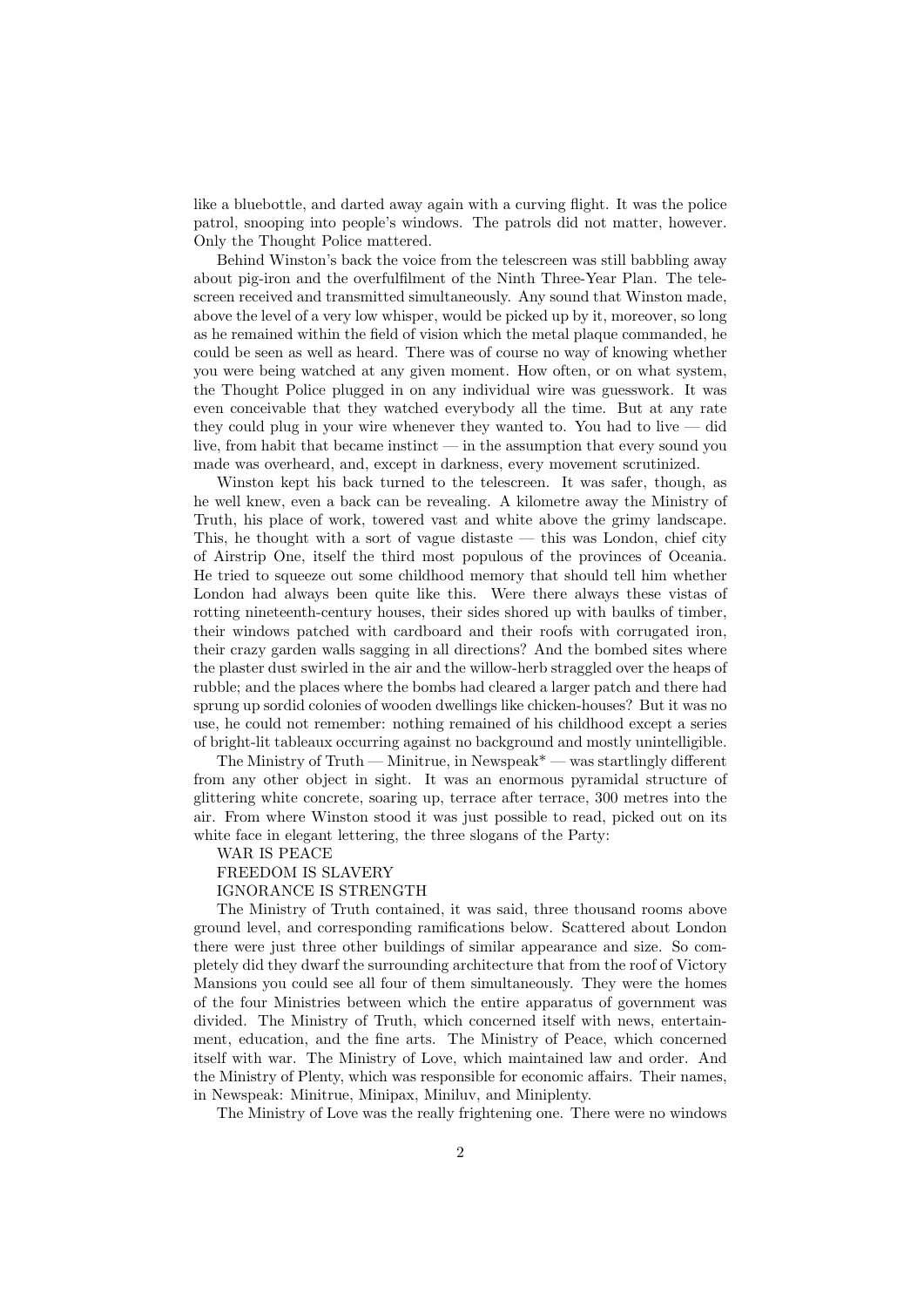like a bluebottle, and darted away again with a curving flight. It was the police patrol, snooping into people's windows. The patrols did not matter, however. Only the Thought Police mattered.

Behind Winston's back the voice from the telescreen was still babbling away about pig-iron and the overfulfilment of the Ninth Three-Year Plan. The telescreen received and transmitted simultaneously. Any sound that Winston made, above the level of a very low whisper, would be picked up by it, moreover, so long as he remained within the field of vision which the metal plaque commanded, he could be seen as well as heard. There was of course no way of knowing whether you were being watched at any given moment. How often, or on what system, the Thought Police plugged in on any individual wire was guesswork. It was even conceivable that they watched everybody all the time. But at any rate they could plug in your wire whenever they wanted to. You had to live — did live, from habit that became instinct — in the assumption that every sound you made was overheard, and, except in darkness, every movement scrutinized.

Winston kept his back turned to the telescreen. It was safer, though, as he well knew, even a back can be revealing. A kilometre away the Ministry of Truth, his place of work, towered vast and white above the grimy landscape. This, he thought with a sort of vague distaste — this was London, chief city of Airstrip One, itself the third most populous of the provinces of Oceania. He tried to squeeze out some childhood memory that should tell him whether London had always been quite like this. Were there always these vistas of rotting nineteenth-century houses, their sides shored up with baulks of timber, their windows patched with cardboard and their roofs with corrugated iron, their crazy garden walls sagging in all directions? And the bombed sites where the plaster dust swirled in the air and the willow-herb straggled over the heaps of rubble; and the places where the bombs had cleared a larger patch and there had sprung up sordid colonies of wooden dwellings like chicken-houses? But it was no use, he could not remember: nothing remained of his childhood except a series of bright-lit tableaux occurring against no background and mostly unintelligible.

The Ministry of Truth — Minitrue, in Newspeak* — was startlingly different from any other object in sight. It was an enormous pyramidal structure of glittering white concrete, soaring up, terrace after terrace, 300 metres into the air. From where Winston stood it was just possible to read, picked out on its white face in elegant lettering, the three slogans of the Party:

WAR IS PEACE

FREEDOM IS SLAVERY

IGNORANCE IS STRENGTH

The Ministry of Truth contained, it was said, three thousand rooms above ground level, and corresponding ramifications below. Scattered about London there were just three other buildings of similar appearance and size. So completely did they dwarf the surrounding architecture that from the roof of Victory Mansions you could see all four of them simultaneously. They were the homes of the four Ministries between which the entire apparatus of government was divided. The Ministry of Truth, which concerned itself with news, entertainment, education, and the fine arts. The Ministry of Peace, which concerned itself with war. The Ministry of Love, which maintained law and order. And the Ministry of Plenty, which was responsible for economic affairs. Their names, in Newspeak: Minitrue, Minipax, Miniluv, and Miniplenty.

The Ministry of Love was the really frightening one. There were no windows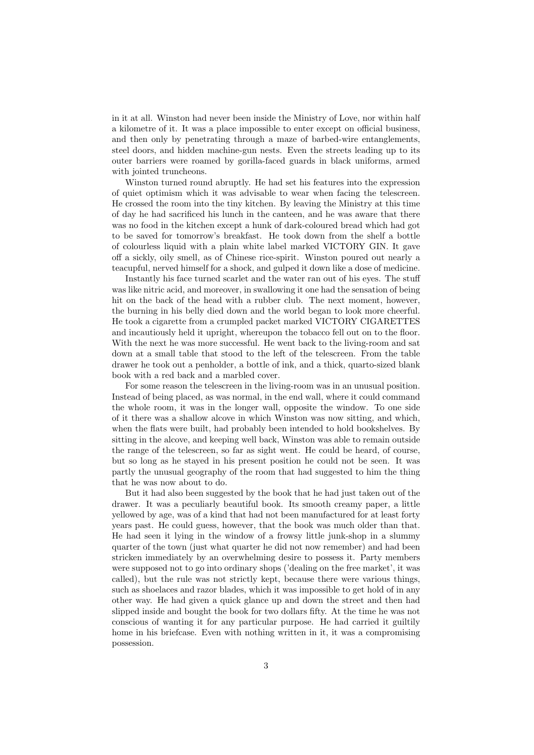in it at all. Winston had never been inside the Ministry of Love, nor within half a kilometre of it. It was a place impossible to enter except on official business, and then only by penetrating through a maze of barbed-wire entanglements, steel doors, and hidden machine-gun nests. Even the streets leading up to its outer barriers were roamed by gorilla-faced guards in black uniforms, armed with jointed truncheons.

Winston turned round abruptly. He had set his features into the expression of quiet optimism which it was advisable to wear when facing the telescreen. He crossed the room into the tiny kitchen. By leaving the Ministry at this time of day he had sacrificed his lunch in the canteen, and he was aware that there was no food in the kitchen except a hunk of dark-coloured bread which had got to be saved for tomorrow's breakfast. He took down from the shelf a bottle of colourless liquid with a plain white label marked VICTORY GIN. It gave off a sickly, oily smell, as of Chinese rice-spirit. Winston poured out nearly a teacupful, nerved himself for a shock, and gulped it down like a dose of medicine.

Instantly his face turned scarlet and the water ran out of his eyes. The stuff was like nitric acid, and moreover, in swallowing it one had the sensation of being hit on the back of the head with a rubber club. The next moment, however, the burning in his belly died down and the world began to look more cheerful. He took a cigarette from a crumpled packet marked VICTORY CIGARETTES and incautiously held it upright, whereupon the tobacco fell out on to the floor. With the next he was more successful. He went back to the living-room and sat down at a small table that stood to the left of the telescreen. From the table drawer he took out a penholder, a bottle of ink, and a thick, quarto-sized blank book with a red back and a marbled cover.

For some reason the telescreen in the living-room was in an unusual position. Instead of being placed, as was normal, in the end wall, where it could command the whole room, it was in the longer wall, opposite the window. To one side of it there was a shallow alcove in which Winston was now sitting, and which, when the flats were built, had probably been intended to hold bookshelves. By sitting in the alcove, and keeping well back, Winston was able to remain outside the range of the telescreen, so far as sight went. He could be heard, of course, but so long as he stayed in his present position he could not be seen. It was partly the unusual geography of the room that had suggested to him the thing that he was now about to do.

But it had also been suggested by the book that he had just taken out of the drawer. It was a peculiarly beautiful book. Its smooth creamy paper, a little yellowed by age, was of a kind that had not been manufactured for at least forty years past. He could guess, however, that the book was much older than that. He had seen it lying in the window of a frowsy little junk-shop in a slummy quarter of the town (just what quarter he did not now remember) and had been stricken immediately by an overwhelming desire to possess it. Party members were supposed not to go into ordinary shops ('dealing on the free market', it was called), but the rule was not strictly kept, because there were various things, such as shoelaces and razor blades, which it was impossible to get hold of in any other way. He had given a quick glance up and down the street and then had slipped inside and bought the book for two dollars fifty. At the time he was not conscious of wanting it for any particular purpose. He had carried it guiltily home in his briefcase. Even with nothing written in it, it was a compromising possession.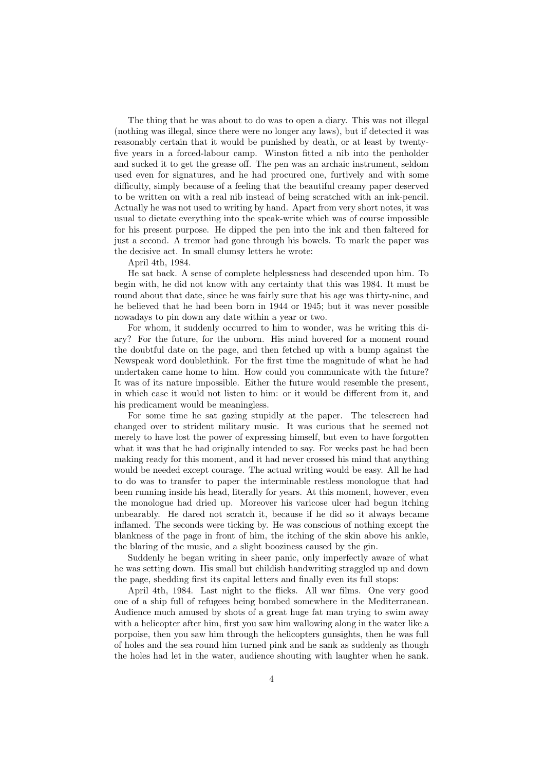The thing that he was about to do was to open a diary. This was not illegal (nothing was illegal, since there were no longer any laws), but if detected it was reasonably certain that it would be punished by death, or at least by twenty-five years in a forced-labour camp. Winston fitted a nib into the penholder and sucked it to get the grease off. The pen was an archaic instrument, seldom used even for signatures, and he had procured one, furtively and with some difficulty, simply because of a feeling that the beautiful creamy paper deserved to be written on with a real nib instead of being scratched with an ink-pencil. Actually he was not used to writing by hand. Apart from very short notes, it was usual to dictate everything into the speak-write which was of course impossible for his present purpose. He dipped the pen into the ink and then faltered for just a second. A tremor had gone through his bowels. To mark the paper was the decisive act. In small clumsy letters he wrote:

April 4th, 1984.

He sat back. A sense of complete helplessness had descended upon him. To begin with, he did not know with any certainty that this was 1984. It must be round about that date, since he was fairly sure that his age was thirty-nine, and he believed that he had been born in 1944 or 1945; but it was never possible nowadays to pin down any date within a year or two.

For whom, it suddenly occurred to him to wonder, was he writing this diary? For the future, for the unborn. His mind hovered for a moment round the doubtful date on the page, and then fetched up with a bump against the Newspeak word doublethink. For the first time the magnitude of what he had undertaken came home to him. How could you communicate with the future? It was of its nature impossible. Either the future would resemble the present, in which case it would not listen to him: or it would be different from it, and his predicament would be meaningless.

For some time he sat gazing stupidly at the paper. The telescreen had changed over to strident military music. It was curious that he seemed not merely to have lost the power of expressing himself, but even to have forgotten what it was that he had originally intended to say. For weeks past he had been making ready for this moment, and it had never crossed his mind that anything would be needed except courage. The actual writing would be easy. All he had to do was to transfer to paper the interminable restless monologue that had been running inside his head, literally for years. At this moment, however, even the monologue had dried up. Moreover his varicose ulcer had begun itching unbearably. He dared not scratch it, because if he did so it always became inflamed. The seconds were ticking by. He was conscious of nothing except the blankness of the page in front of him, the itching of the skin above his ankle, the blaring of the music, and a slight booziness caused by the gin.

Suddenly he began writing in sheer panic, only imperfectly aware of what he was setting down. His small but childish handwriting straggled up and down the page, shedding first its capital letters and finally even its full stops:

April 4th, 1984. Last night to the flicks. All war films. One very good one of a ship full of refugees being bombed somewhere in the Mediterranean. Audience much amused by shots of a great huge fat man trying to swim away with a helicopter after him, first you saw him wallowing along in the water like a porpoise, then you saw him through the helicopters gunsights, then he was full of holes and the sea round him turned pink and he sank as suddenly as though the holes had let in the water, audience shouting with laughter when he sank.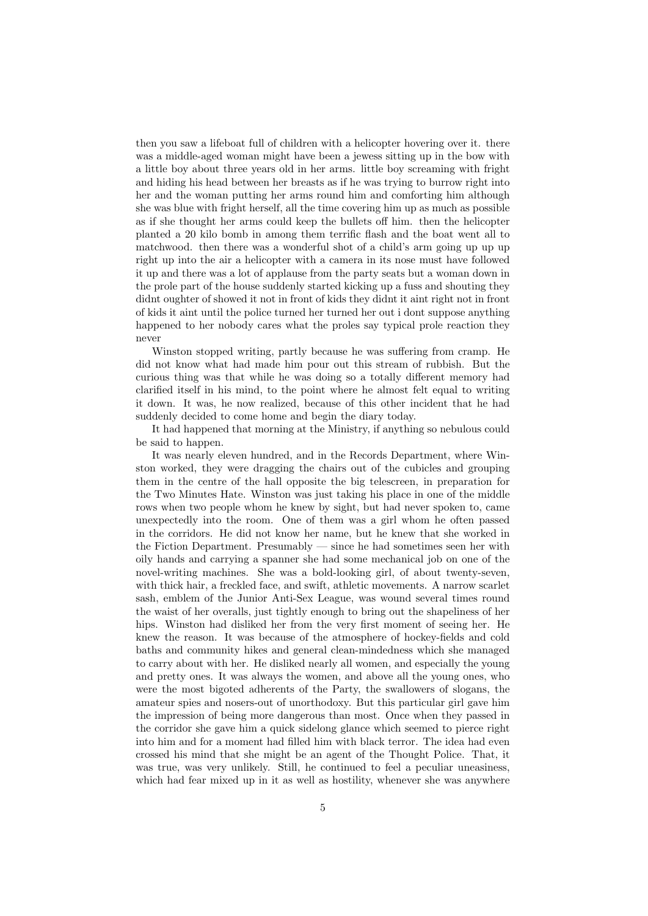then you saw a lifeboat full of children with a helicopter hovering over it. there was a middle-aged woman might have been a jewess sitting up in the bow with a little boy about three years old in her arms. little boy screaming with fright and hiding his head between her breasts as if he was trying to burrow right into her and the woman putting her arms round him and comforting him although she was blue with fright herself, all the time covering him up as much as possible as if she thought her arms could keep the bullets off him. then the helicopter planted a 20 kilo bomb in among them terrific flash and the boat went all to matchwood. then there was a wonderful shot of a child's arm going up up up right up into the air a helicopter with a camera in its nose must have followed it up and there was a lot of applause from the party seats but a woman down in the prole part of the house suddenly started kicking up a fuss and shouting they didnt oughter of showed it not in front of kids they didnt it aint right not in front of kids it aint until the police turned her turned her out i dont suppose anything happened to her nobody cares what the proles say typical prole reaction they never

Winston stopped writing, partly because he was suffering from cramp. He did not know what had made him pour out this stream of rubbish. But the curious thing was that while he was doing so a totally different memory had clarified itself in his mind, to the point where he almost felt equal to writing it down. It was, he now realized, because of this other incident that he had suddenly decided to come home and begin the diary today.

It had happened that morning at the Ministry, if anything so nebulous could be said to happen.

It was nearly eleven hundred, and in the Records Department, where Winston worked, they were dragging the chairs out of the cubicles and grouping them in the centre of the hall opposite the big telescreen, in preparation for the Two Minutes Hate. Winston was just taking his place in one of the middle rows when two people whom he knew by sight, but had never spoken to, came unexpectedly into the room. One of them was a girl whom he often passed in the corridors. He did not know her name, but he knew that she worked in the Fiction Department. Presumably — since he had sometimes seen her with oily hands and carrying a spanner she had some mechanical job on one of the novel-writing machines. She was a bold-looking girl, of about twenty-seven, with thick hair, a freckled face, and swift, athletic movements. A narrow scarlet sash, emblem of the Junior Anti-Sex League, was wound several times round the waist of her overalls, just tightly enough to bring out the shapeliness of her hips. Winston had disliked her from the very first moment of seeing her. He knew the reason. It was because of the atmosphere of hockey-fields and cold baths and community hikes and general clean-mindedness which she managed to carry about with her. He disliked nearly all women, and especially the young and pretty ones. It was always the women, and above all the young ones, who were the most bigoted adherents of the Party, the swallowers of slogans, the amateur spies and nosers-out of unorthodoxy. But this particular girl gave him the impression of being more dangerous than most. Once when they passed in the corridor she gave him a quick sidelong glance which seemed to pierce right into him and for a moment had filled him with black terror. The idea had even crossed his mind that she might be an agent of the Thought Police. That, it was true, was very unlikely. Still, he continued to feel a peculiar uneasiness, which had fear mixed up in it as well as hostility, whenever she was anywhere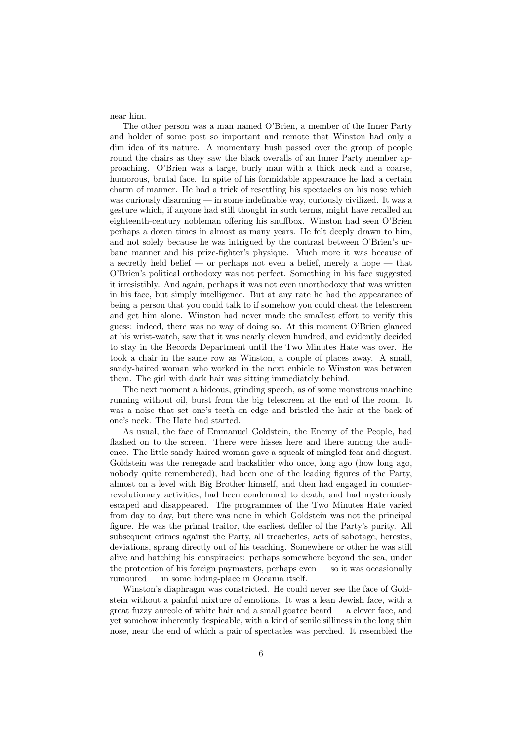near him.

The other person was a man named O'Brien, a member of the Inner Party and holder of some post so important and remote that Winston had only a dim idea of its nature. A momentary hush passed over the group of people round the chairs as they saw the black overalls of an Inner Party member approaching. O'Brien was a large, burly man with a thick neck and a coarse, humorous, brutal face. In spite of his formidable appearance he had a certain charm of manner. He had a trick of resettling his spectacles on his nose which was curiously disarming — in some indefinable way, curiously civilized. It was a gesture which, if anyone had still thought in such terms, might have recalled an eighteenth-century nobleman offering his snuffbox. Winston had seen O'Brien perhaps a dozen times in almost as many years. He felt deeply drawn to him, and not solely because he was intrigued by the contrast between O'Brien's urbane manner and his prize-fighter's physique. Much more it was because of a secretly held belief — or perhaps not even a belief, merely a hope — that O'Brien's political orthodoxy was not perfect. Something in his face suggested it irresistibly. And again, perhaps it was not even unorthodoxy that was written in his face, but simply intelligence. But at any rate he had the appearance of being a person that you could talk to if somehow you could cheat the telescreen and get him alone. Winston had never made the smallest effort to verify this guess: indeed, there was no way of doing so. At this moment O'Brien glanced at his wrist-watch, saw that it was nearly eleven hundred, and evidently decided to stay in the Records Department until the Two Minutes Hate was over. He took a chair in the same row as Winston, a couple of places away. A small, sandy-haired woman who worked in the next cubicle to Winston was between them. The girl with dark hair was sitting immediately behind.

The next moment a hideous, grinding speech, as of some monstrous machine running without oil, burst from the big telescreen at the end of the room. It was a noise that set one's teeth on edge and bristled the hair at the back of one's neck. The Hate had started.

As usual, the face of Emmanuel Goldstein, the Enemy of the People, had flashed on to the screen. There were hisses here and there among the audience. The little sandy-haired woman gave a squeak of mingled fear and disgust. Goldstein was the renegade and backslider who once, long ago (how long ago, nobody quite remembered), had been one of the leading figures of the Party, almost on a level with Big Brother himself, and then had engaged in counter-revolutionary activities, had been condemned to death, and had mysteriously escaped and disappeared. The programmes of the Two Minutes Hate varied from day to day, but there was none in which Goldstein was not the principal figure. He was the primal traitor, the earliest defiler of the Party's purity. All subsequent crimes against the Party, all treacheries, acts of sabotage, heresies, deviations, sprang directly out of his teaching. Somewhere or other he was still alive and hatching his conspiracies: perhaps somewhere beyond the sea, under the protection of his foreign paymasters, perhaps even — so it was occasionally rumoured — in some hiding-place in Oceania itself.

Winston's diaphragm was constricted. He could never see the face of Goldstein without a painful mixture of emotions. It was a lean Jewish face, with a great fuzzy aureole of white hair and a small goatee beard — a clever face, and yet somehow inherently despicable, with a kind of senile silliness in the long thin nose, near the end of which a pair of spectacles was perched. It resembled the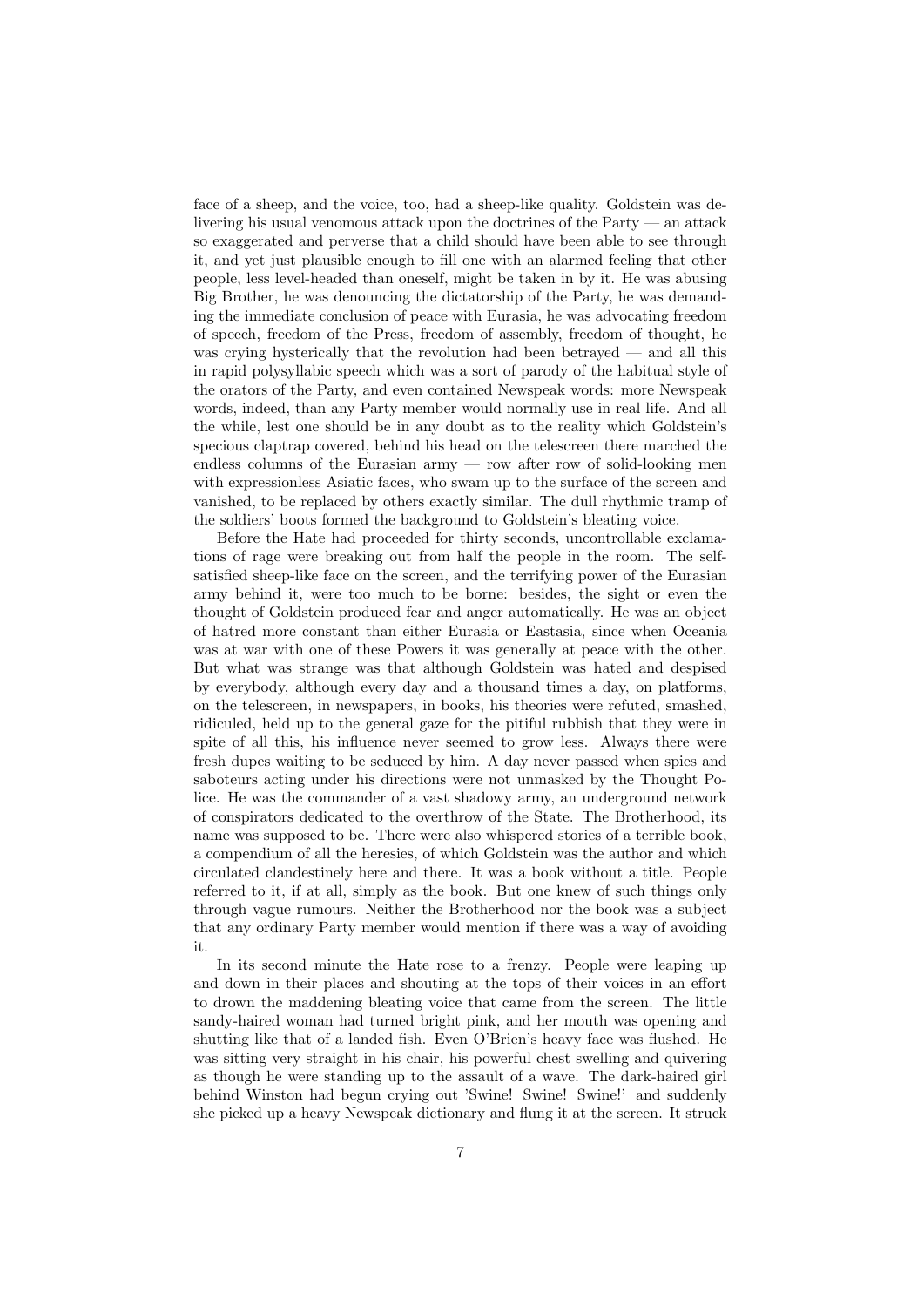face of a sheep, and the voice, too, had a sheep-like quality. Goldstein was delivering his usual venomous attack upon the doctrines of the Party — an attack so exaggerated and perverse that a child should have been able to see through it, and yet just plausible enough to fill one with an alarmed feeling that other people, less level-headed than oneself, might be taken in by it. He was abusing Big Brother, he was denouncing the dictatorship of the Party, he was demanding the immediate conclusion of peace with Eurasia, he was advocating freedom of speech, freedom of the Press, freedom of assembly, freedom of thought, he was crying hysterically that the revolution had been betrayed — and all this in rapid polysyllabic speech which was a sort of parody of the habitual style of the orators of the Party, and even contained Newspeak words: more Newspeak words, indeed, than any Party member would normally use in real life. And all the while, lest one should be in any doubt as to the reality which Goldstein's specious claptrap covered, behind his head on the telescreen there marched the endless columns of the Eurasian army — row after row of solid-looking men with expressionless Asiatic faces, who swam up to the surface of the screen and vanished, to be replaced by others exactly similar. The dull rhythmic tramp of the soldiers' boots formed the background to Goldstein's bleating voice.

Before the Hate had proceeded for thirty seconds, uncontrollable exclamations of rage were breaking out from half the people in the room. The self-satisfied sheep-like face on the screen, and the terrifying power of the Eurasian army behind it, were too much to be borne: besides, the sight or even the thought of Goldstein produced fear and anger automatically. He was an object of hatred more constant than either Eurasia or Eastasia, since when Oceania was at war with one of these Powers it was generally at peace with the other. But what was strange was that although Goldstein was hated and despised by everybody, although every day and a thousand times a day, on platforms, on the telescreen, in newspapers, in books, his theories were refuted, smashed, ridiculed, held up to the general gaze for the pitiful rubbish that they were in spite of all this, his influence never seemed to grow less. Always there were fresh dupes waiting to be seduced by him. A day never passed when spies and saboteurs acting under his directions were not unmasked by the Thought Police. He was the commander of a vast shadowy army, an underground network of conspirators dedicated to the overthrow of the State. The Brotherhood, its name was supposed to be. There were also whispered stories of a terrible book, a compendium of all the heresies, of which Goldstein was the author and which circulated clandestinely here and there. It was a book without a title. People referred to it, if at all, simply as the book. But one knew of such things only through vague rumours. Neither the Brotherhood nor the book was a subject that any ordinary Party member would mention if there was a way of avoiding it.

In its second minute the Hate rose to a frenzy. People were leaping up and down in their places and shouting at the tops of their voices in an effort to drown the maddening bleating voice that came from the screen. The little sandy-haired woman had turned bright pink, and her mouth was opening and shutting like that of a landed fish. Even O'Brien's heavy face was flushed. He was sitting very straight in his chair, his powerful chest swelling and quivering as though he were standing up to the assault of a wave. The dark-haired girl behind Winston had begun crying out 'Swine! Swine! Swine!' and suddenly she picked up a heavy Newspeak dictionary and flung it at the screen. It struck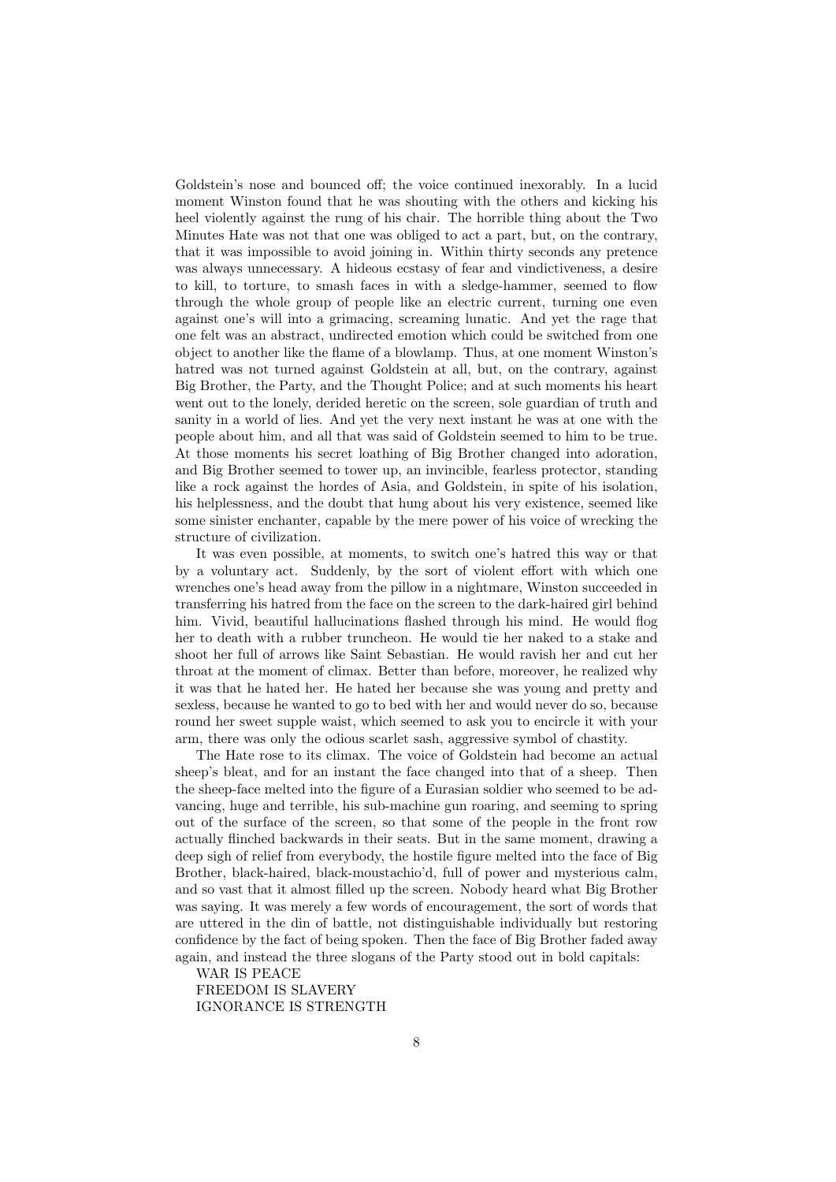Goldstein's nose and bounced off; the voice continued inexorably. In a lucid moment Winston found that he was shouting with the others and kicking his heel violently against the rung of his chair. The horrible thing about the Two Minutes Hate was not that one was obliged to act a part, but, on the contrary, that it was impossible to avoid joining in. Within thirty seconds any pretence was always unnecessary. A hideous ecstasy of fear and vindictiveness, a desire to kill, to torture, to smash faces in with a sledge-hammer, seemed to flow through the whole group of people like an electric current, turning one even against one's will into a grimacing, screaming lunatic. And yet the rage that one felt was an abstract, undirected emotion which could be switched from one object to another like the flame of a blowlamp. Thus, at one moment Winston's hatred was not turned against Goldstein at all, but, on the contrary, against Big Brother, the Party, and the Thought Police; and at such moments his heart went out to the lonely, derided heretic on the screen, sole guardian of truth and sanity in a world of lies. And yet the very next instant he was at one with the people about him, and all that was said of Goldstein seemed to him to be true. At those moments his secret loathing of Big Brother changed into adoration, and Big Brother seemed to tower up, an invincible, fearless protector, standing like a rock against the hordes of Asia, and Goldstein, in spite of his isolation, his helplessness, and the doubt that hung about his very existence, seemed like some sinister enchanter, capable by the mere power of his voice of wrecking the structure of civilization.

It was even possible, at moments, to switch one's hatred this way or that by a voluntary act. Suddenly, by the sort of violent effort with which one wrenches one's head away from the pillow in a nightmare, Winston succeeded in transferring his hatred from the face on the screen to the dark-haired girl behind him. Vivid, beautiful hallucinations flashed through his mind. He would flog her to death with a rubber truncheon. He would tie her naked to a stake and shoot her full of arrows like Saint Sebastian. He would ravish her and cut her throat at the moment of climax. Better than before, moreover, he realized why it was that he hated her. He hated her because she was young and pretty and sexless, because he wanted to go to bed with her and would never do so, because round her sweet supple waist, which seemed to ask you to encircle it with your arm, there was only the odious scarlet sash, aggressive symbol of chastity.

The Hate rose to its climax. The voice of Goldstein had become an actual sheep's bleat, and for an instant the face changed into that of a sheep. Then the sheep-face melted into the figure of a Eurasian soldier who seemed to be advancing, huge and terrible, his sub-machine gun roaring, and seeming to spring out of the surface of the screen, so that some of the people in the front row actually flinched backwards in their seats. But in the same moment, drawing a deep sigh of relief from everybody, the hostile figure melted into the face of Big Brother, black-haired, black-moustachio'd, full of power and mysterious calm, and so vast that it almost filled up the screen. Nobody heard what Big Brother was saying. It was merely a few words of encouragement, the sort of words that are uttered in the din of battle, not distinguishable individually but restoring confidence by the fact of being spoken. Then the face of Big Brother faded away again, and instead the three slogans of the Party stood out in bold capitals:

WAR IS PEACE
FREEDOM IS SLAVERY
IGNORANCE IS STRENGTH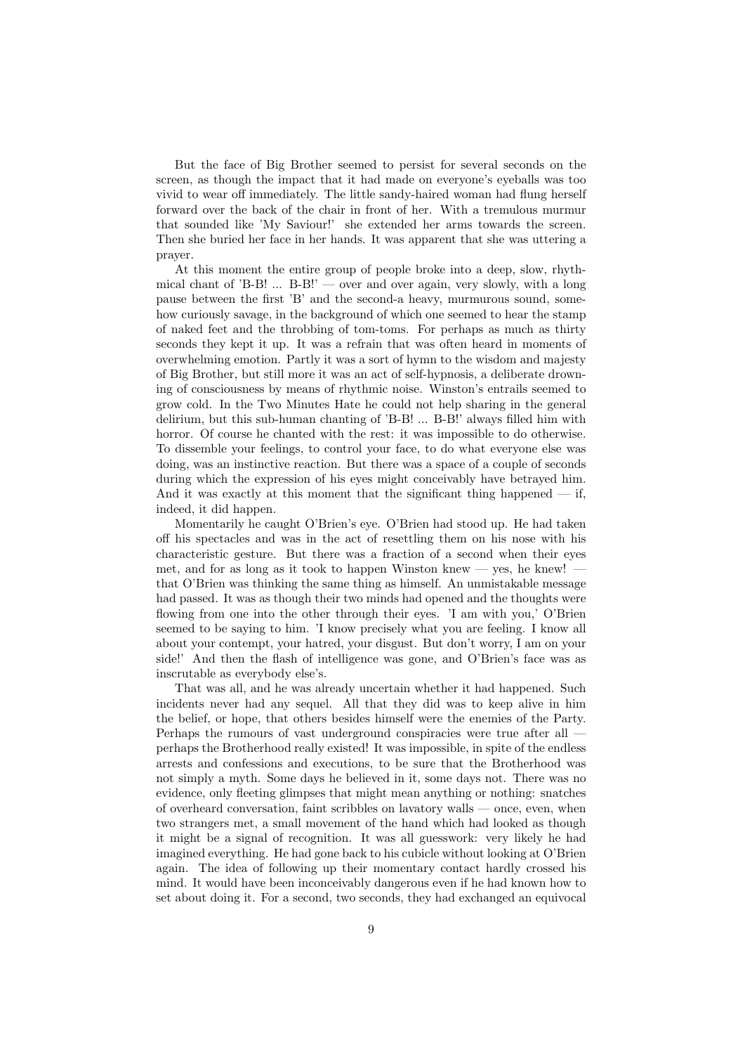But the face of Big Brother seemed to persist for several seconds on the screen, as though the impact that it had made on everyone's eyeballs was too vivid to wear off immediately. The little sandy-haired woman had flung herself forward over the back of the chair in front of her. With a tremulous murmur that sounded like 'My Saviour!' she extended her arms towards the screen. Then she buried her face in her hands. It was apparent that she was uttering a prayer.

At this moment the entire group of people broke into a deep, slow, rhythmical chant of 'B-B! ... B-B!' — over and over again, very slowly, with a long pause between the first 'B' and the second-a heavy, murmurous sound, somehow curiously savage, in the background of which one seemed to hear the stamp of naked feet and the throbbing of tom-toms. For perhaps as much as thirty seconds they kept it up. It was a refrain that was often heard in moments of overwhelming emotion. Partly it was a sort of hymn to the wisdom and majesty of Big Brother, but still more it was an act of self-hypnosis, a deliberate drowning of consciousness by means of rhythmic noise. Winston's entrails seemed to grow cold. In the Two Minutes Hate he could not help sharing in the general delirium, but this sub-human chanting of 'B-B! ... B-B!' always filled him with horror. Of course he chanted with the rest: it was impossible to do otherwise. To dissemble your feelings, to control your face, to do what everyone else was doing, was an instinctive reaction. But there was a space of a couple of seconds during which the expression of his eyes might conceivably have betrayed him. And it was exactly at this moment that the significant thing happened — if, indeed, it did happen.

Momentarily he caught O'Brien's eye. O'Brien had stood up. He had taken off his spectacles and was in the act of resettling them on his nose with his characteristic gesture. But there was a fraction of a second when their eyes met, and for as long as it took to happen Winston knew — yes, he knew! — that O'Brien was thinking the same thing as himself. An unmistakable message had passed. It was as though their two minds had opened and the thoughts were flowing from one into the other through their eyes. 'I am with you,' O'Brien seemed to be saying to him. 'I know precisely what you are feeling. I know all about your contempt, your hatred, your disgust. But don't worry, I am on your side!' And then the flash of intelligence was gone, and O'Brien's face was as inscrutable as everybody else's.

That was all, and he was already uncertain whether it had happened. Such incidents never had any sequel. All that they did was to keep alive in him the belief, or hope, that others besides himself were the enemies of the Party. Perhaps the rumours of vast underground conspiracies were true after all — perhaps the Brotherhood really existed! It was impossible, in spite of the endless arrests and confessions and executions, to be sure that the Brotherhood was not simply a myth. Some days he believed in it, some days not. There was no evidence, only fleeting glimpses that might mean anything or nothing: snatches of overheard conversation, faint scribbles on lavatory walls — once, even, when two strangers met, a small movement of the hand which had looked as though it might be a signal of recognition. It was all guesswork: very likely he had imagined everything. He had gone back to his cubicle without looking at O'Brien again. The idea of following up their momentary contact hardly crossed his mind. It would have been inconceivably dangerous even if he had known how to set about doing it. For a second, two seconds, they had exchanged an equivocal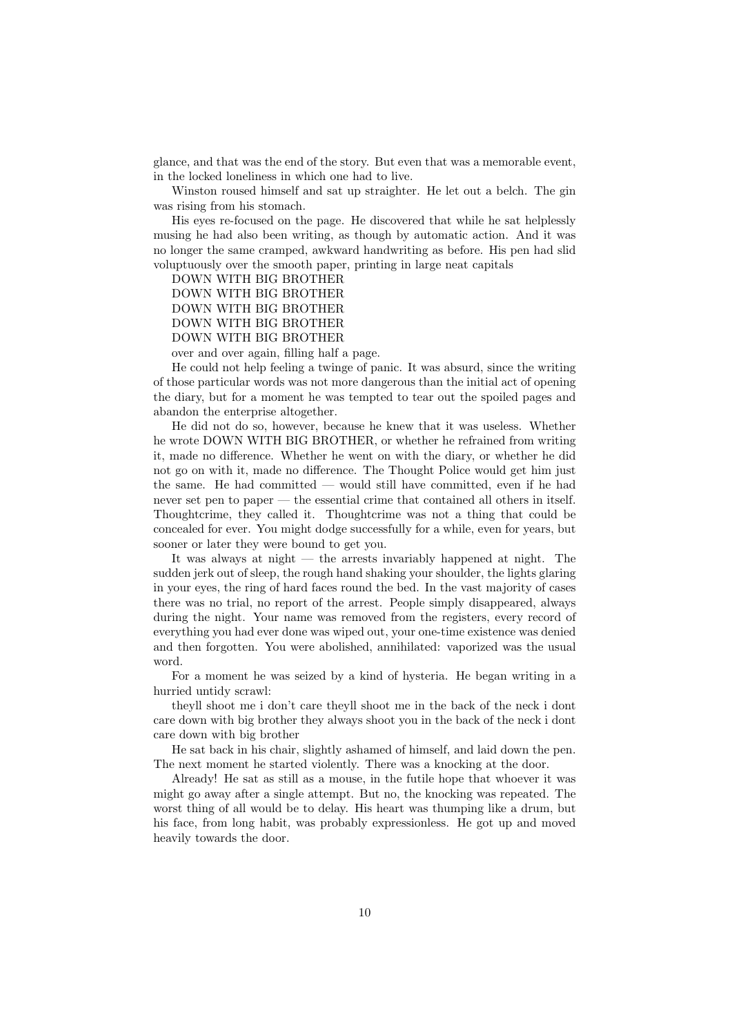glance, and that was the end of the story. But even that was a memorable event, in the locked loneliness in which one had to live.

Winston roused himself and sat up straighter. He let out a belch. The gin was rising from his stomach.

His eyes re-focused on the page. He discovered that while he sat helplessly musing he had also been writing, as though by automatic action. And it was no longer the same cramped, awkward handwriting as before. His pen had slid voluptuously over the smooth paper, printing in large neat capitals

DOWN WITH BIG BROTHER

DOWN WITH BIG BROTHER

DOWN WITH BIG BROTHER

DOWN WITH BIG BROTHER

DOWN WITH BIG BROTHER

over and over again, filling half a page.

He could not help feeling a twinge of panic. It was absurd, since the writing of those particular words was not more dangerous than the initial act of opening the diary, but for a moment he was tempted to tear out the spoiled pages and abandon the enterprise altogether.

He did not do so, however, because he knew that it was useless. Whether he wrote DOWN WITH BIG BROTHER, or whether he refrained from writing it, made no difference. Whether he went on with the diary, or whether he did not go on with it, made no difference. The Thought Police would get him just the same. He had committed — would still have committed, even if he had never set pen to paper — the essential crime that contained all others in itself. Thoughtcrime, they called it. Thoughtcrime was not a thing that could be concealed for ever. You might dodge successfully for a while, even for years, but sooner or later they were bound to get you.

It was always at night — the arrests invariably happened at night. The sudden jerk out of sleep, the rough hand shaking your shoulder, the lights glaring in your eyes, the ring of hard faces round the bed. In the vast majority of cases there was no trial, no report of the arrest. People simply disappeared, always during the night. Your name was removed from the registers, every record of everything you had ever done was wiped out, your one-time existence was denied and then forgotten. You were abolished, annihilated: vaporized was the usual word.

For a moment he was seized by a kind of hysteria. He began writing in a hurried untidy scrawl:

theyll shoot me i don't care theyll shoot me in the back of the neck i dont care down with big brother they always shoot you in the back of the neck i dont care down with big brother

He sat back in his chair, slightly ashamed of himself, and laid down the pen. The next moment he started violently. There was a knocking at the door.

Already! He sat as still as a mouse, in the futile hope that whoever it was might go away after a single attempt. But no, the knocking was repeated. The worst thing of all would be to delay. His heart was thumping like a drum, but his face, from long habit, was probably expressionless. He got up and moved heavily towards the door.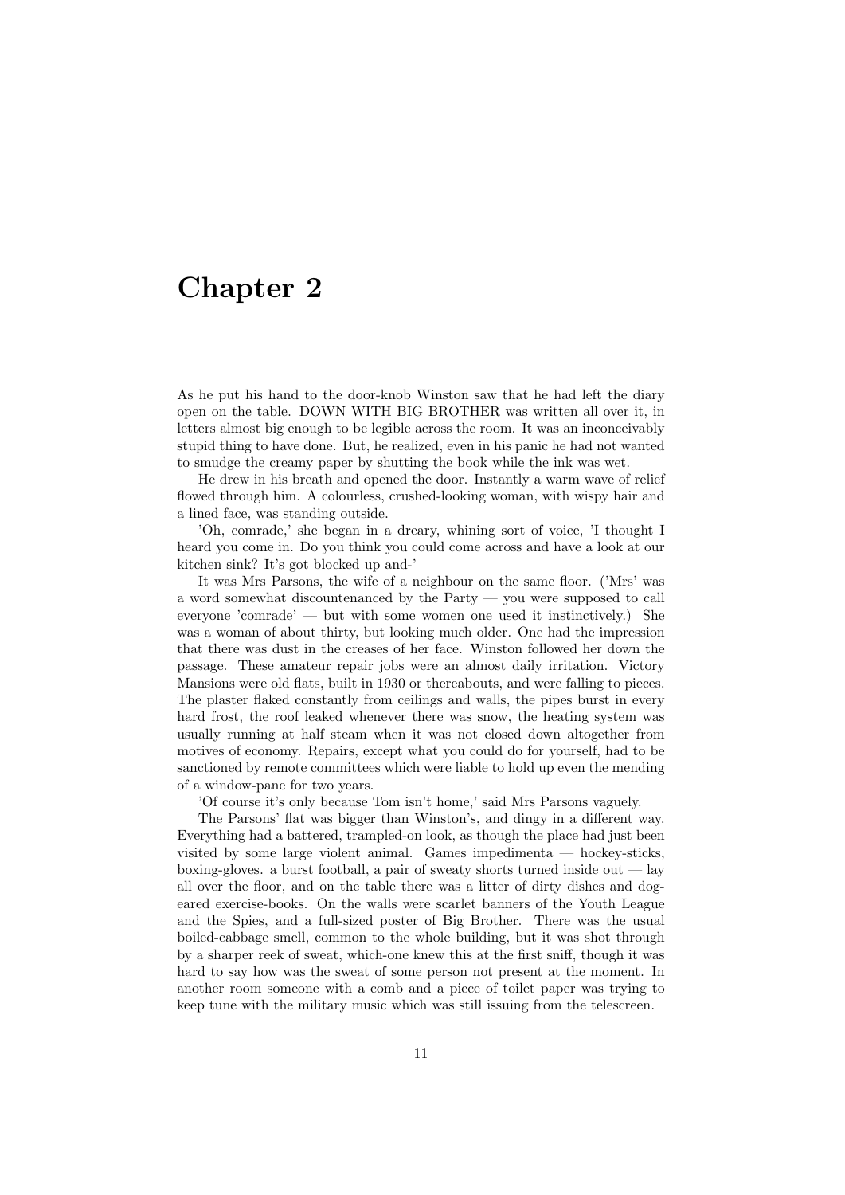# Chapter 2

As he put his hand to the door-knob Winston saw that he had left the diary open on the table. DOWN WITH BIG BROTHER was written all over it, in letters almost big enough to be legible across the room. It was an inconceivably stupid thing to have done. But, he realized, even in his panic he had not wanted to smudge the creamy paper by shutting the book while the ink was wet.

He drew in his breath and opened the door. Instantly a warm wave of relief flowed through him. A colourless, crushed-looking woman, with wispy hair and a lined face, was standing outside.

'Oh, comrade,' she began in a dreary, whining sort of voice, 'I thought I heard you come in. Do you think you could come across and have a look at our kitchen sink? It's got blocked up and-'

It was Mrs Parsons, the wife of a neighbour on the same floor. ('Mrs' was a word somewhat discountenanced by the Party — you were supposed to call everyone 'comrade' — but with some women one used it instinctively.) She was a woman of about thirty, but looking much older. One had the impression that there was dust in the creases of her face. Winston followed her down the passage. These amateur repair jobs were an almost daily irritation. Victory Mansions were old flats, built in 1930 or thereabouts, and were falling to pieces. The plaster flaked constantly from ceilings and walls, the pipes burst in every hard frost, the roof leaked whenever there was snow, the heating system was usually running at half steam when it was not closed down altogether from motives of economy. Repairs, except what you could do for yourself, had to be sanctioned by remote committees which were liable to hold up even the mending of a window-pane for two years.

'Of course it's only because Tom isn't home,' said Mrs Parsons vaguely.

The Parsons' flat was bigger than Winston's, and dingy in a different way. Everything had a battered, trampled-on look, as though the place had just been visited by some large violent animal. Games impedimenta — hockey-sticks, boxing-gloves. a burst football, a pair of sweaty shorts turned inside out — lay all over the floor, and on the table there was a litter of dirty dishes and dog-eared exercise-books. On the walls were scarlet banners of the Youth League and the Spies, and a full-sized poster of Big Brother. There was the usual boiled-cabbage smell, common to the whole building, but it was shot through by a sharper reek of sweat, which-one knew this at the first sniff, though it was hard to say how was the sweat of some person not present at the moment. In another room someone with a comb and a piece of toilet paper was trying to keep tune with the military music which was still issuing from the telescreen.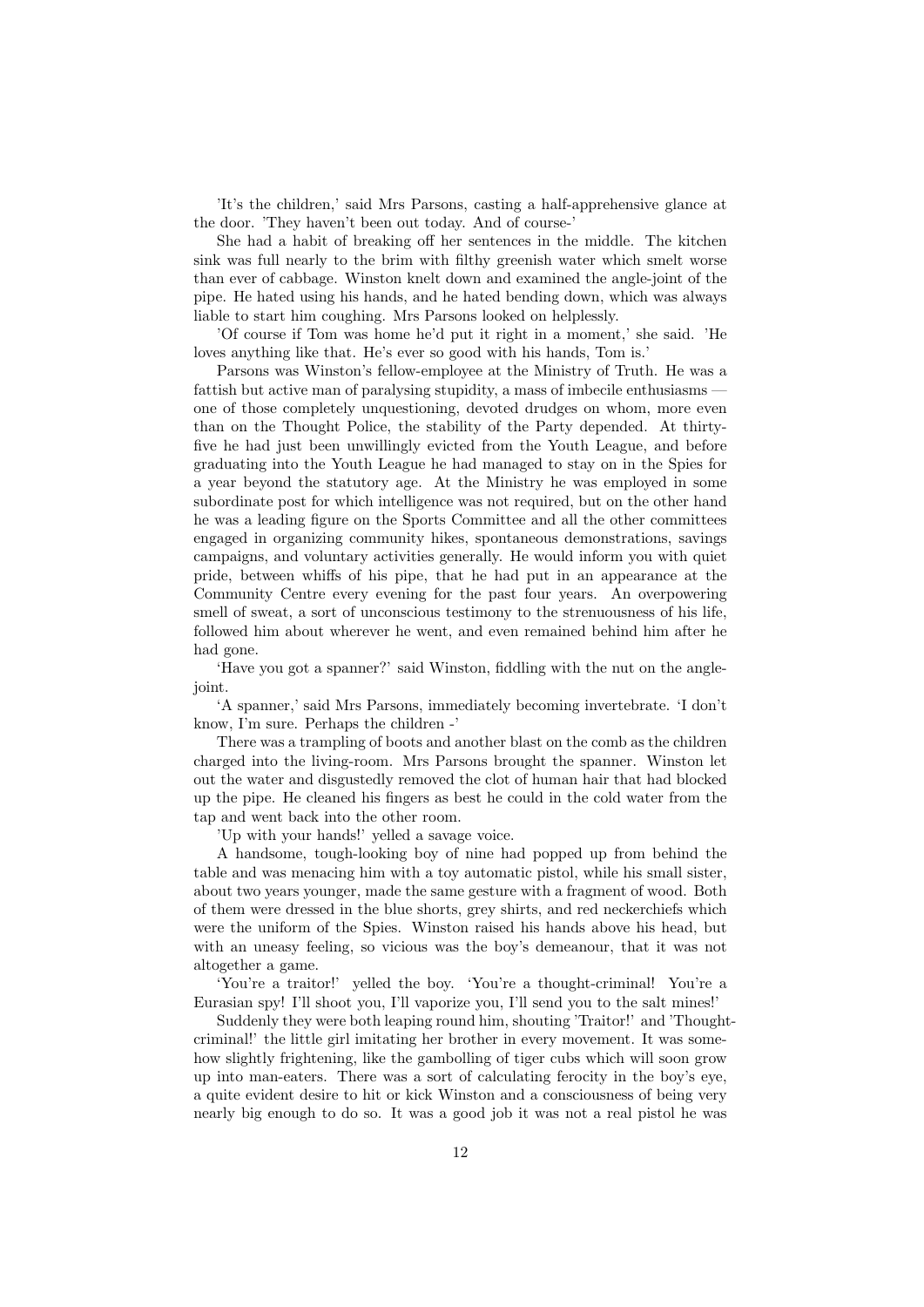'It's the children,' said Mrs Parsons, casting a half-apprehensive glance at the door. 'They haven't been out today. And of course-'

She had a habit of breaking off her sentences in the middle. The kitchen sink was full nearly to the brim with filthy greenish water which smelt worse than ever of cabbage. Winston knelt down and examined the angle-joint of the pipe. He hated using his hands, and he hated bending down, which was always liable to start him coughing. Mrs Parsons looked on helplessly.

'Of course if Tom was home he'd put it right in a moment,' she said. 'He loves anything like that. He's ever so good with his hands, Tom is.'

Parsons was Winston's fellow-employee at the Ministry of Truth. He was a fattish but active man of paralysing stupidity, a mass of imbecile enthusiasms — one of those completely unquestioning, devoted drudges on whom, more even than on the Thought Police, the stability of the Party depended. At thirty-five he had just been unwillingly evicted from the Youth League, and before graduating into the Youth League he had managed to stay on in the Spies for a year beyond the statutory age. At the Ministry he was employed in some subordinate post for which intelligence was not required, but on the other hand he was a leading figure on the Sports Committee and all the other committees engaged in organizing community hikes, spontaneous demonstrations, savings campaigns, and voluntary activities generally. He would inform you with quiet pride, between whiffs of his pipe, that he had put in an appearance at the Community Centre every evening for the past four years. An overpowering smell of sweat, a sort of unconscious testimony to the strenuousness of his life, followed him about wherever he went, and even remained behind him after he had gone.

'Have you got a spanner?' said Winston, fiddling with the nut on the angle-joint.

'A spanner,' said Mrs Parsons, immediately becoming invertebrate. 'I don't know, I'm sure. Perhaps the children -'

There was a trampling of boots and another blast on the comb as the children charged into the living-room. Mrs Parsons brought the spanner. Winston let out the water and disgustedly removed the clot of human hair that had blocked up the pipe. He cleaned his fingers as best he could in the cold water from the tap and went back into the other room.

'Up with your hands!' yelled a savage voice.

A handsome, tough-looking boy of nine had popped up from behind the table and was menacing him with a toy automatic pistol, while his small sister, about two years younger, made the same gesture with a fragment of wood. Both of them were dressed in the blue shorts, grey shirts, and red neckerchiefs which were the uniform of the Spies. Winston raised his hands above his head, but with an uneasy feeling, so vicious was the boy's demeanour, that it was not altogether a game.

'You're a traitor!' yelled the boy. 'You're a thought-criminal! You're a Eurasian spy! I'll shoot you, I'll vaporize you, I'll send you to the salt mines!'

Suddenly they were both leaping round him, shouting 'Traitor!' and 'Thought-criminal!' the little girl imitating her brother in every movement. It was somehow slightly frightening, like the gambolling of tiger cubs which will soon grow up into man-eaters. There was a sort of calculating ferocity in the boy's eye, a quite evident desire to hit or kick Winston and a consciousness of being very nearly big enough to do so. It was a good job it was not a real pistol he was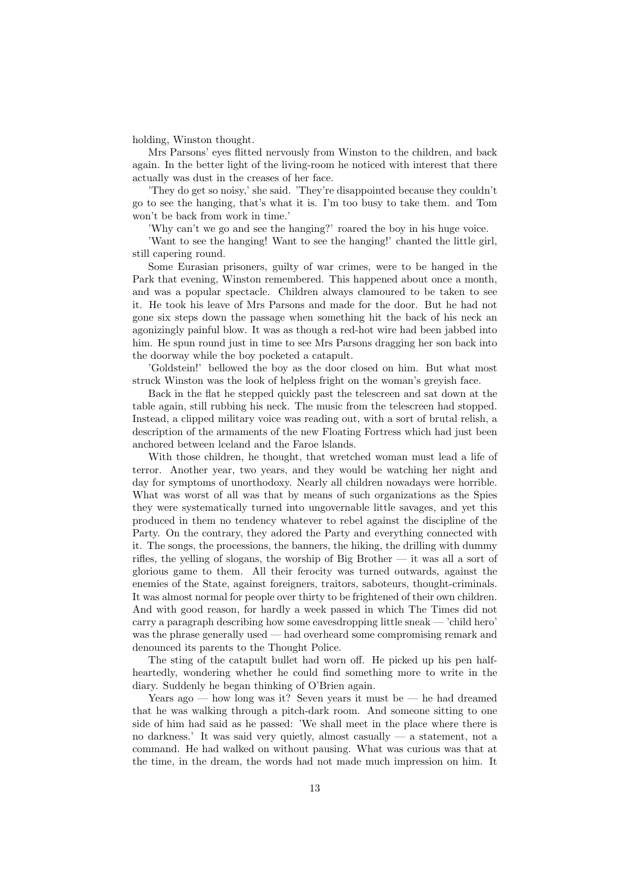holding, Winston thought.

Mrs Parsons' eyes flitted nervously from Winston to the children, and back again. In the better light of the living-room he noticed with interest that there actually was dust in the creases of her face.

'They do get so noisy,' she said. 'They're disappointed because they couldn't go to see the hanging, that's what it is. I'm too busy to take them. and Tom won't be back from work in time.'

'Why can't we go and see the hanging?' roared the boy in his huge voice.

'Want to see the hanging! Want to see the hanging!' chanted the little girl, still capering round.

Some Eurasian prisoners, guilty of war crimes, were to be hanged in the Park that evening, Winston remembered. This happened about once a month, and was a popular spectacle. Children always clamoured to be taken to see it. He took his leave of Mrs Parsons and made for the door. But he had not gone six steps down the passage when something hit the back of his neck an agonizingly painful blow. It was as though a red-hot wire had been jabbed into him. He spun round just in time to see Mrs Parsons dragging her son back into the doorway while the boy pocketed a catapult.

'Goldstein!' bellowed the boy as the door closed on him. But what most struck Winston was the look of helpless fright on the woman's greyish face.

Back in the flat he stepped quickly past the telescreen and sat down at the table again, still rubbing his neck. The music from the telescreen had stopped. Instead, a clipped military voice was reading out, with a sort of brutal relish, a description of the armaments of the new Floating Fortress which had just been anchored between lceland and the Faroe lslands.

With those children, he thought, that wretched woman must lead a life of terror. Another year, two years, and they would be watching her night and day for symptoms of unorthodoxy. Nearly all children nowadays were horrible. What was worst of all was that by means of such organizations as the Spies they were systematically turned into ungovernable little savages, and yet this produced in them no tendency whatever to rebel against the discipline of the Party. On the contrary, they adored the Party and everything connected with it. The songs, the processions, the banners, the hiking, the drilling with dummy rifles, the yelling of slogans, the worship of Big Brother — it was all a sort of glorious game to them. All their ferocity was turned outwards, against the enemies of the State, against foreigners, traitors, saboteurs, thought-criminals. It was almost normal for people over thirty to be frightened of their own children. And with good reason, for hardly a week passed in which The Times did not carry a paragraph describing how some eavesdropping little sneak — 'child hero' was the phrase generally used — had overheard some compromising remark and denounced its parents to the Thought Police.

The sting of the catapult bullet had worn off. He picked up his pen half-heartedly, wondering whether he could find something more to write in the diary. Suddenly he began thinking of O'Brien again.

Years ago — how long was it? Seven years it must be — he had dreamed that he was walking through a pitch-dark room. And someone sitting to one side of him had said as he passed: 'We shall meet in the place where there is no darkness.' It was said very quietly, almost casually — a statement, not a command. He had walked on without pausing. What was curious was that at the time, in the dream, the words had not made much impression on him. It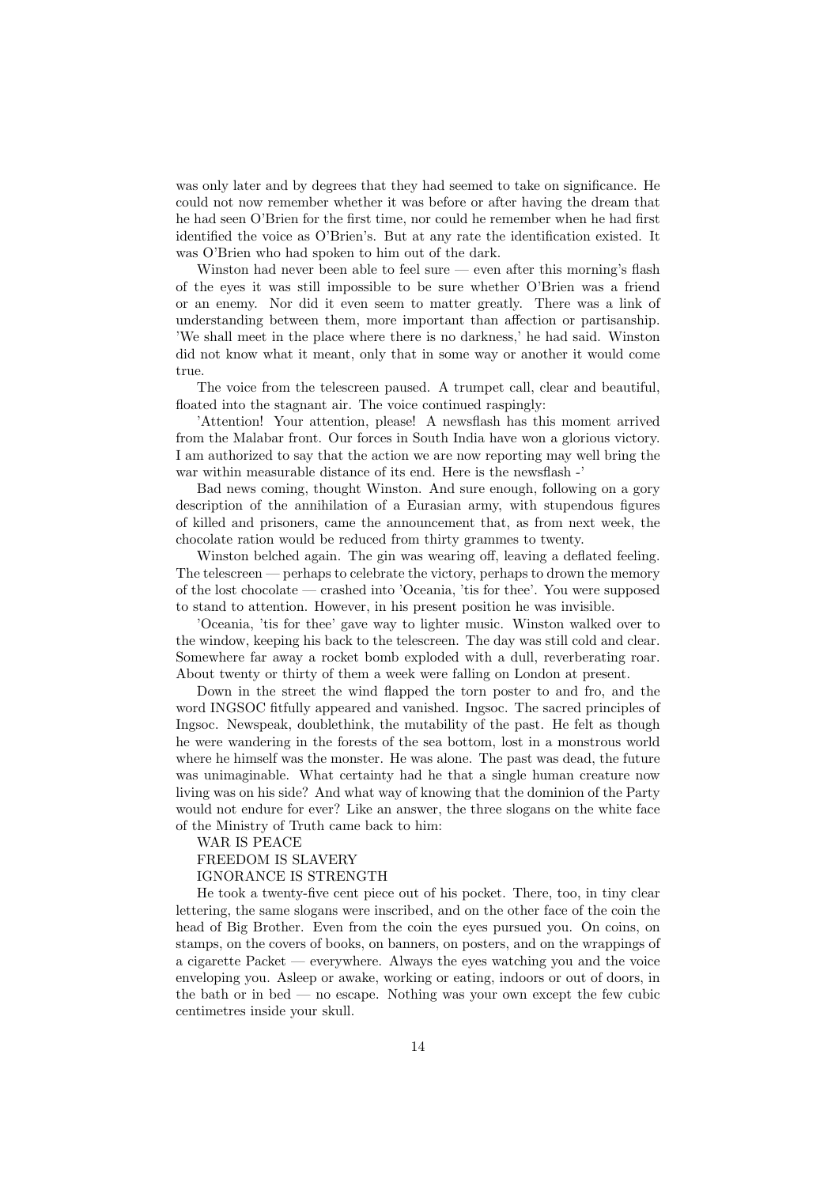was only later and by degrees that they had seemed to take on significance. He could not now remember whether it was before or after having the dream that he had seen O'Brien for the first time, nor could he remember when he had first identified the voice as O'Brien's. But at any rate the identification existed. It was O'Brien who had spoken to him out of the dark.

Winston had never been able to feel sure — even after this morning's flash of the eyes it was still impossible to be sure whether O'Brien was a friend or an enemy. Nor did it even seem to matter greatly. There was a link of understanding between them, more important than affection or partisanship. 'We shall meet in the place where there is no darkness,' he had said. Winston did not know what it meant, only that in some way or another it would come true.

The voice from the telescreen paused. A trumpet call, clear and beautiful, floated into the stagnant air. The voice continued raspingly:

'Attention! Your attention, please! A newsflash has this moment arrived from the Malabar front. Our forces in South India have won a glorious victory. I am authorized to say that the action we are now reporting may well bring the war within measurable distance of its end. Here is the newsflash -'

Bad news coming, thought Winston. And sure enough, following on a gory description of the annihilation of a Eurasian army, with stupendous figures of killed and prisoners, came the announcement that, as from next week, the chocolate ration would be reduced from thirty grammes to twenty.

Winston belched again. The gin was wearing off, leaving a deflated feeling. The telescreen — perhaps to celebrate the victory, perhaps to drown the memory of the lost chocolate — crashed into 'Oceania, 'tis for thee'. You were supposed to stand to attention. However, in his present position he was invisible.

'Oceania, 'tis for thee' gave way to lighter music. Winston walked over to the window, keeping his back to the telescreen. The day was still cold and clear. Somewhere far away a rocket bomb exploded with a dull, reverberating roar. About twenty or thirty of them a week were falling on London at present.

Down in the street the wind flapped the torn poster to and fro, and the word INGSOC fitfully appeared and vanished. Ingsoc. The sacred principles of Ingsoc. Newspeak, doublethink, the mutability of the past. He felt as though he were wandering in the forests of the sea bottom, lost in a monstrous world where he himself was the monster. He was alone. The past was dead, the future was unimaginable. What certainty had he that a single human creature now living was on his side? And what way of knowing that the dominion of the Party would not endure for ever? Like an answer, the three slogans on the white face of the Ministry of Truth came back to him:

WAR IS PEACE

FREEDOM IS SLAVERY

IGNORANCE IS STRENGTH

He took a twenty-five cent piece out of his pocket. There, too, in tiny clear lettering, the same slogans were inscribed, and on the other face of the coin the head of Big Brother. Even from the coin the eyes pursued you. On coins, on stamps, on the covers of books, on banners, on posters, and on the wrappings of a cigarette Packet — everywhere. Always the eyes watching you and the voice enveloping you. Asleep or awake, working or eating, indoors or out of doors, in the bath or in bed — no escape. Nothing was your own except the few cubic centimetres inside your skull.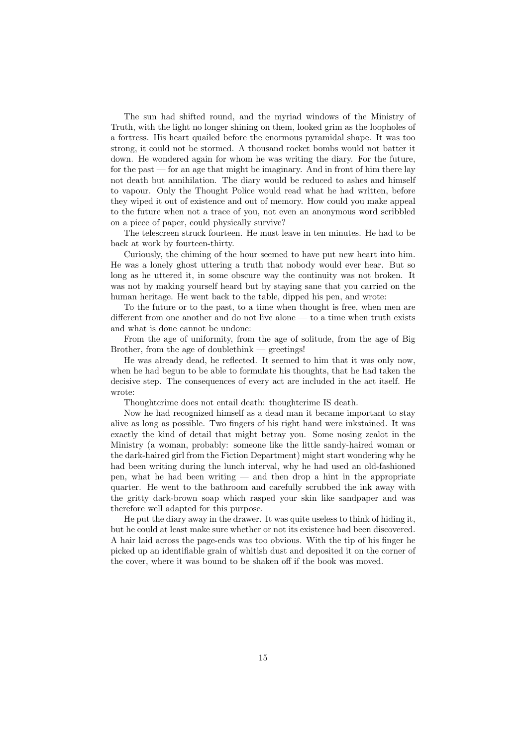The sun had shifted round, and the myriad windows of the Ministry of Truth, with the light no longer shining on them, looked grim as the loopholes of a fortress. His heart quailed before the enormous pyramidal shape. It was too strong, it could not be stormed. A thousand rocket bombs would not batter it down. He wondered again for whom he was writing the diary. For the future, for the past — for an age that might be imaginary. And in front of him there lay not death but annihilation. The diary would be reduced to ashes and himself to vapour. Only the Thought Police would read what he had written, before they wiped it out of existence and out of memory. How could you make appeal to the future when not a trace of you, not even an anonymous word scribbled on a piece of paper, could physically survive?

The telescreen struck fourteen. He must leave in ten minutes. He had to be back at work by fourteen-thirty.

Curiously, the chiming of the hour seemed to have put new heart into him. He was a lonely ghost uttering a truth that nobody would ever hear. But so long as he uttered it, in some obscure way the continuity was not broken. It was not by making yourself heard but by staying sane that you carried on the human heritage. He went back to the table, dipped his pen, and wrote:

To the future or to the past, to a time when thought is free, when men are different from one another and do not live alone — to a time when truth exists and what is done cannot be undone:

From the age of uniformity, from the age of solitude, from the age of Big Brother, from the age of doublethink — greetings!

He was already dead, he reflected. It seemed to him that it was only now, when he had begun to be able to formulate his thoughts, that he had taken the decisive step. The consequences of every act are included in the act itself. He wrote:

Thoughtcrime does not entail death: thoughtcrime IS death.

Now he had recognized himself as a dead man it became important to stay alive as long as possible. Two fingers of his right hand were inkstained. It was exactly the kind of detail that might betray you. Some nosing zealot in the Ministry (a woman, probably: someone like the little sandy-haired woman or the dark-haired girl from the Fiction Department) might start wondering why he had been writing during the lunch interval, why he had used an old-fashioned pen, what he had been writing — and then drop a hint in the appropriate quarter. He went to the bathroom and carefully scrubbed the ink away with the gritty dark-brown soap which rasped your skin like sandpaper and was therefore well adapted for this purpose.

He put the diary away in the drawer. It was quite useless to think of hiding it, but he could at least make sure whether or not its existence had been discovered. A hair laid across the page-ends was too obvious. With the tip of his finger he picked up an identifiable grain of whitish dust and deposited it on the corner of the cover, where it was bound to be shaken off if the book was moved.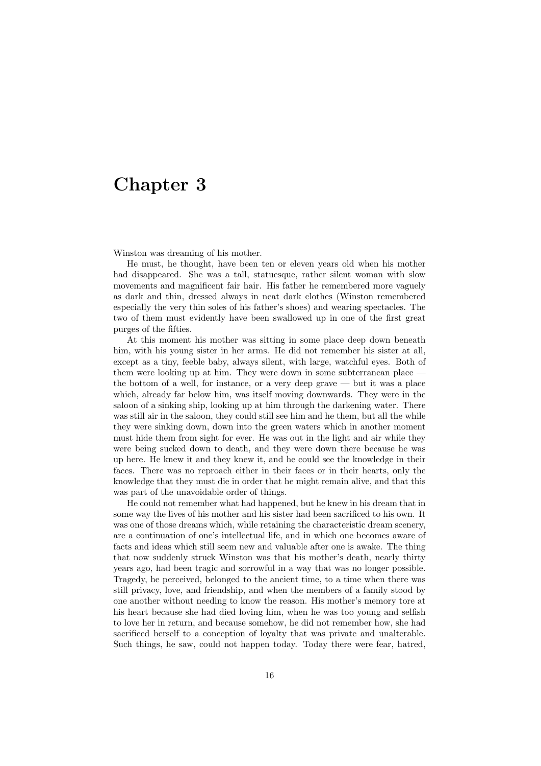# Chapter 3

Winston was dreaming of his mother.

He must, he thought, have been ten or eleven years old when his mother had disappeared. She was a tall, statuesque, rather silent woman with slow movements and magnificent fair hair. His father he remembered more vaguely as dark and thin, dressed always in neat dark clothes (Winston remembered especially the very thin soles of his father's shoes) and wearing spectacles. The two of them must evidently have been swallowed up in one of the first great purges of the fifties.

At this moment his mother was sitting in some place deep down beneath him, with his young sister in her arms. He did not remember his sister at all, except as a tiny, feeble baby, always silent, with large, watchful eyes. Both of them were looking up at him. They were down in some subterranean place — the bottom of a well, for instance, or a very deep grave — but it was a place which, already far below him, was itself moving downwards. They were in the saloon of a sinking ship, looking up at him through the darkening water. There was still air in the saloon, they could still see him and he them, but all the while they were sinking down, down into the green waters which in another moment must hide them from sight for ever. He was out in the light and air while they were being sucked down to death, and they were down there because he was up here. He knew it and they knew it, and he could see the knowledge in their faces. There was no reproach either in their faces or in their hearts, only the knowledge that they must die in order that he might remain alive, and that this was part of the unavoidable order of things.

He could not remember what had happened, but he knew in his dream that in some way the lives of his mother and his sister had been sacrificed to his own. It was one of those dreams which, while retaining the characteristic dream scenery, are a continuation of one's intellectual life, and in which one becomes aware of facts and ideas which still seem new and valuable after one is awake. The thing that now suddenly struck Winston was that his mother's death, nearly thirty years ago, had been tragic and sorrowful in a way that was no longer possible. Tragedy, he perceived, belonged to the ancient time, to a time when there was still privacy, love, and friendship, and when the members of a family stood by one another without needing to know the reason. His mother's memory tore at his heart because she had died loving him, when he was too young and selfish to love her in return, and because somehow, he did not remember how, she had sacrificed herself to a conception of loyalty that was private and unalterable. Such things, he saw, could not happen today. Today there were fear, hatred,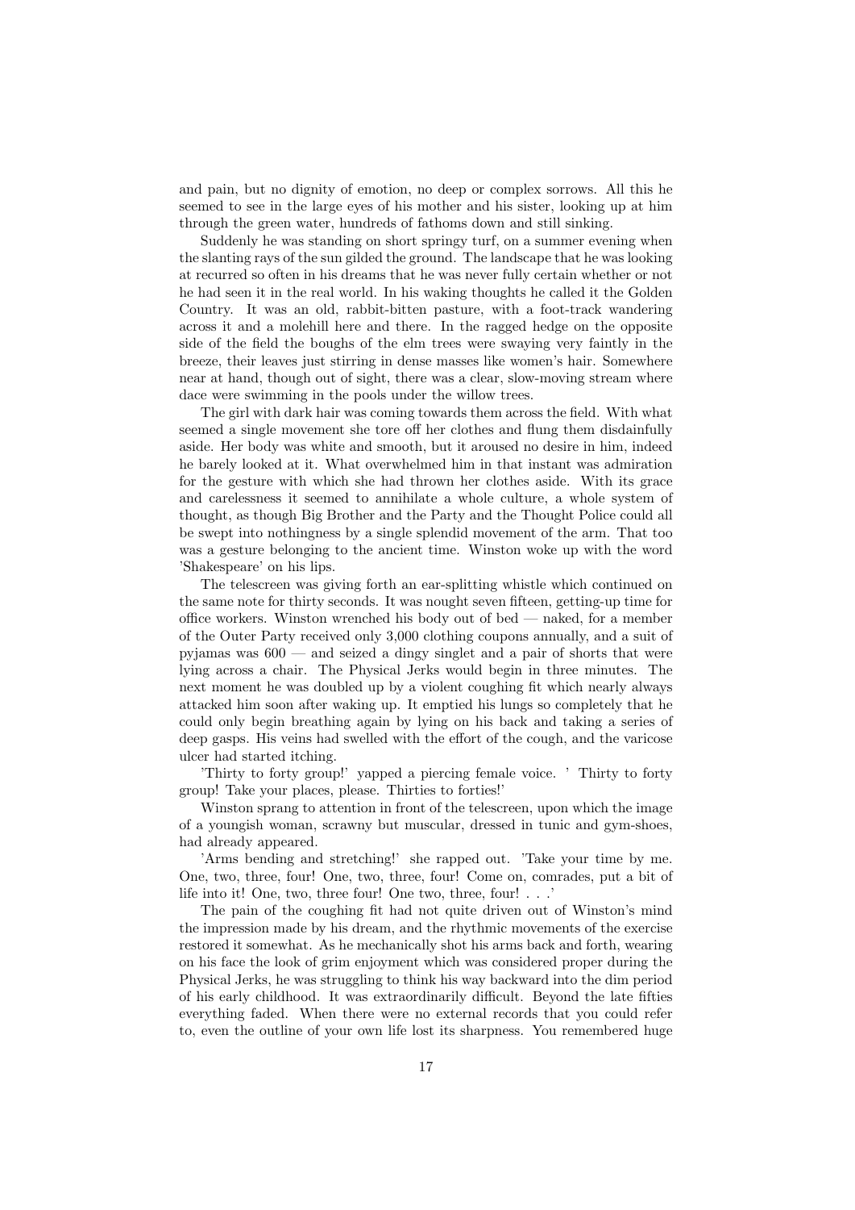and pain, but no dignity of emotion, no deep or complex sorrows. All this he seemed to see in the large eyes of his mother and his sister, looking up at him through the green water, hundreds of fathoms down and still sinking.

Suddenly he was standing on short springy turf, on a summer evening when the slanting rays of the sun gilded the ground. The landscape that he was looking at recurred so often in his dreams that he was never fully certain whether or not he had seen it in the real world. In his waking thoughts he called it the Golden Country. It was an old, rabbit-bitten pasture, with a foot-track wandering across it and a molehill here and there. In the ragged hedge on the opposite side of the field the boughs of the elm trees were swaying very faintly in the breeze, their leaves just stirring in dense masses like women's hair. Somewhere near at hand, though out of sight, there was a clear, slow-moving stream where dace were swimming in the pools under the willow trees.

The girl with dark hair was coming towards them across the field. With what seemed a single movement she tore off her clothes and flung them disdainfully aside. Her body was white and smooth, but it aroused no desire in him, indeed he barely looked at it. What overwhelmed him in that instant was admiration for the gesture with which she had thrown her clothes aside. With its grace and carelessness it seemed to annihilate a whole culture, a whole system of thought, as though Big Brother and the Party and the Thought Police could all be swept into nothingness by a single splendid movement of the arm. That too was a gesture belonging to the ancient time. Winston woke up with the word 'Shakespeare' on his lips.

The telescreen was giving forth an ear-splitting whistle which continued on the same note for thirty seconds. It was nought seven fifteen, getting-up time for office workers. Winston wrenched his body out of bed — naked, for a member of the Outer Party received only 3,000 clothing coupons annually, and a suit of pyjamas was 600 — and seized a dingy singlet and a pair of shorts that were lying across a chair. The Physical Jerks would begin in three minutes. The next moment he was doubled up by a violent coughing fit which nearly always attacked him soon after waking up. It emptied his lungs so completely that he could only begin breathing again by lying on his back and taking a series of deep gasps. His veins had swelled with the effort of the cough, and the varicose ulcer had started itching.

'Thirty to forty group!' yapped a piercing female voice. ' Thirty to forty group! Take your places, please. Thirties to forties!'

Winston sprang to attention in front of the telescreen, upon which the image of a youngish woman, scrawny but muscular, dressed in tunic and gym-shoes, had already appeared.

'Arms bending and stretching!' she rapped out. 'Take your time by me. One, two, three, four! One, two, three, four! Come on, comrades, put a bit of life into it! One, two, three four! One two, three, four! . . .'

The pain of the coughing fit had not quite driven out of Winston's mind the impression made by his dream, and the rhythmic movements of the exercise restored it somewhat. As he mechanically shot his arms back and forth, wearing on his face the look of grim enjoyment which was considered proper during the Physical Jerks, he was struggling to think his way backward into the dim period of his early childhood. It was extraordinarily difficult. Beyond the late fifties everything faded. When there were no external records that you could refer to, even the outline of your own life lost its sharpness. You remembered huge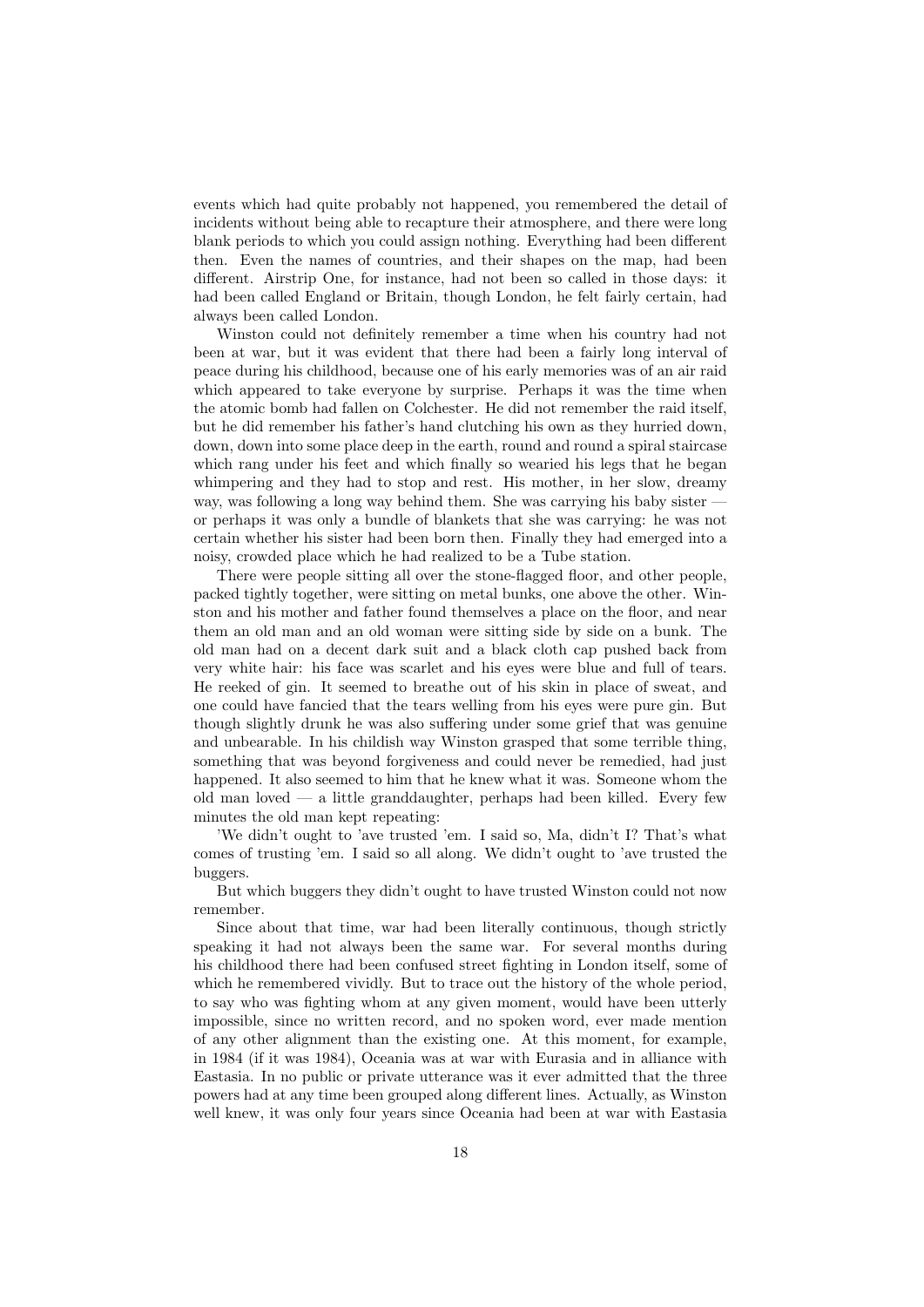events which had quite probably not happened, you remembered the detail of incidents without being able to recapture their atmosphere, and there were long blank periods to which you could assign nothing. Everything had been different then. Even the names of countries, and their shapes on the map, had been different. Airstrip One, for instance, had not been so called in those days: it had been called England or Britain, though London, he felt fairly certain, had always been called London.

Winston could not definitely remember a time when his country had not been at war, but it was evident that there had been a fairly long interval of peace during his childhood, because one of his early memories was of an air raid which appeared to take everyone by surprise. Perhaps it was the time when the atomic bomb had fallen on Colchester. He did not remember the raid itself, but he did remember his father's hand clutching his own as they hurried down, down, down into some place deep in the earth, round and round a spiral staircase which rang under his feet and which finally so wearied his legs that he began whimpering and they had to stop and rest. His mother, in her slow, dreamy way, was following a long way behind them. She was carrying his baby sister — or perhaps it was only a bundle of blankets that she was carrying: he was not certain whether his sister had been born then. Finally they had emerged into a noisy, crowded place which he had realized to be a Tube station.

There were people sitting all over the stone-flagged floor, and other people, packed tightly together, were sitting on metal bunks, one above the other. Winston and his mother and father found themselves a place on the floor, and near them an old man and an old woman were sitting side by side on a bunk. The old man had on a decent dark suit and a black cloth cap pushed back from very white hair: his face was scarlet and his eyes were blue and full of tears. He reeked of gin. It seemed to breathe out of his skin in place of sweat, and one could have fancied that the tears welling from his eyes were pure gin. But though slightly drunk he was also suffering under some grief that was genuine and unbearable. In his childish way Winston grasped that some terrible thing, something that was beyond forgiveness and could never be remedied, had just happened. It also seemed to him that he knew what it was. Someone whom the old man loved — a little granddaughter, perhaps had been killed. Every few minutes the old man kept repeating:

'We didn't ought to 'ave trusted 'em. I said so, Ma, didn't I? That's what comes of trusting 'em. I said so all along. We didn't ought to 'ave trusted the buggers.

But which buggers they didn't ought to have trusted Winston could not now remember.

Since about that time, war had been literally continuous, though strictly speaking it had not always been the same war. For several months during his childhood there had been confused street fighting in London itself, some of which he remembered vividly. But to trace out the history of the whole period, to say who was fighting whom at any given moment, would have been utterly impossible, since no written record, and no spoken word, ever made mention of any other alignment than the existing one. At this moment, for example, in 1984 (if it was 1984), Oceania was at war with Eurasia and in alliance with Eastasia. In no public or private utterance was it ever admitted that the three powers had at any time been grouped along different lines. Actually, as Winston well knew, it was only four years since Oceania had been at war with Eastasia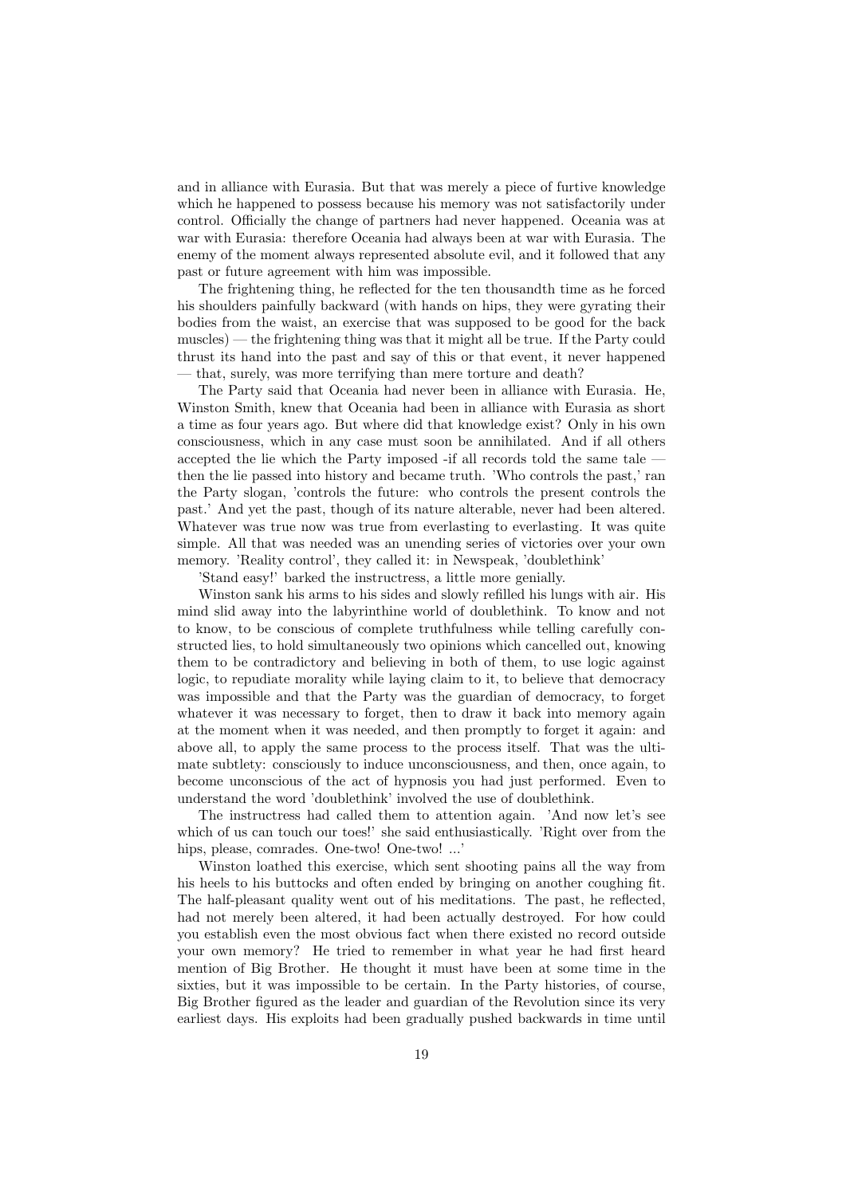and in alliance with Eurasia. But that was merely a piece of furtive knowledge which he happened to possess because his memory was not satisfactorily under control. Officially the change of partners had never happened. Oceania was at war with Eurasia: therefore Oceania had always been at war with Eurasia. The enemy of the moment always represented absolute evil, and it followed that any past or future agreement with him was impossible.

The frightening thing, he reflected for the ten thousandth time as he forced his shoulders painfully backward (with hands on hips, they were gyrating their bodies from the waist, an exercise that was supposed to be good for the back muscles) — the frightening thing was that it might all be true. If the Party could thrust its hand into the past and say of this or that event, it never happened — that, surely, was more terrifying than mere torture and death?

The Party said that Oceania had never been in alliance with Eurasia. He, Winston Smith, knew that Oceania had been in alliance with Eurasia as short a time as four years ago. But where did that knowledge exist? Only in his own consciousness, which in any case must soon be annihilated. And if all others accepted the lie which the Party imposed -if all records told the same tale — then the lie passed into history and became truth. 'Who controls the past,' ran the Party slogan, 'controls the future: who controls the present controls the past.' And yet the past, though of its nature alterable, never had been altered. Whatever was true now was true from everlasting to everlasting. It was quite simple. All that was needed was an unending series of victories over your own memory. 'Reality control', they called it: in Newspeak, 'doublethink'

'Stand easy!' barked the instructress, a little more genially.

Winston sank his arms to his sides and slowly refilled his lungs with air. His mind slid away into the labyrinthine world of doublethink. To know and not to know, to be conscious of complete truthfulness while telling carefully constructed lies, to hold simultaneously two opinions which cancelled out, knowing them to be contradictory and believing in both of them, to use logic against logic, to repudiate morality while laying claim to it, to believe that democracy was impossible and that the Party was the guardian of democracy, to forget whatever it was necessary to forget, then to draw it back into memory again at the moment when it was needed, and then promptly to forget it again: and above all, to apply the same process to the process itself. That was the ultimate subtlety: consciously to induce unconsciousness, and then, once again, to become unconscious of the act of hypnosis you had just performed. Even to understand the word 'doublethink' involved the use of doublethink.

The instructress had called them to attention again. 'And now let's see which of us can touch our toes!' she said enthusiastically. 'Right over from the hips, please, comrades. One-two! One-two! ...'

Winston loathed this exercise, which sent shooting pains all the way from his heels to his buttocks and often ended by bringing on another coughing fit. The half-pleasant quality went out of his meditations. The past, he reflected, had not merely been altered, it had been actually destroyed. For how could you establish even the most obvious fact when there existed no record outside your own memory? He tried to remember in what year he had first heard mention of Big Brother. He thought it must have been at some time in the sixties, but it was impossible to be certain. In the Party histories, of course, Big Brother figured as the leader and guardian of the Revolution since its very earliest days. His exploits had been gradually pushed backwards in time until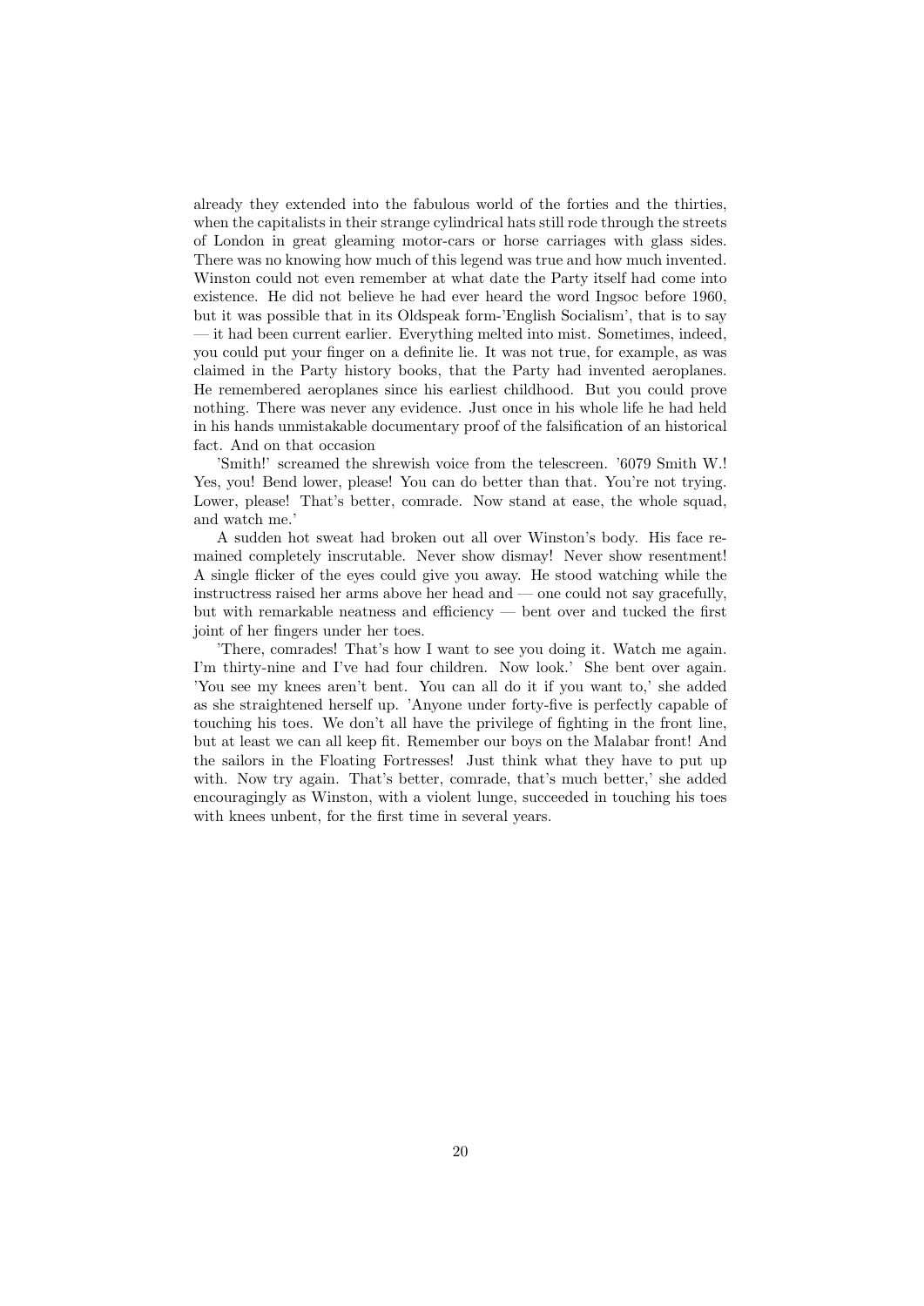already they extended into the fabulous world of the forties and the thirties, when the capitalists in their strange cylindrical hats still rode through the streets of London in great gleaming motor-cars or horse carriages with glass sides. There was no knowing how much of this legend was true and how much invented. Winston could not even remember at what date the Party itself had come into existence. He did not believe he had ever heard the word Ingsoc before 1960, but it was possible that in its Oldspeak form-'English Socialism', that is to say — it had been current earlier. Everything melted into mist. Sometimes, indeed, you could put your finger on a definite lie. It was not true, for example, as was claimed in the Party history books, that the Party had invented aeroplanes. He remembered aeroplanes since his earliest childhood. But you could prove nothing. There was never any evidence. Just once in his whole life he had held in his hands unmistakable documentary proof of the falsification of an historical fact. And on that occasion

'Smith!' screamed the shrewish voice from the telescreen. '6079 Smith W.! Yes, you! Bend lower, please! You can do better than that. You're not trying. Lower, please! That's better, comrade. Now stand at ease, the whole squad, and watch me.'

A sudden hot sweat had broken out all over Winston's body. His face remained completely inscrutable. Never show dismay! Never show resentment! A single flicker of the eyes could give you away. He stood watching while the instructress raised her arms above her head and — one could not say gracefully, but with remarkable neatness and efficiency — bent over and tucked the first joint of her fingers under her toes.

'There, comrades! That's how I want to see you doing it. Watch me again. I'm thirty-nine and I've had four children. Now look.' She bent over again. 'You see my knees aren't bent. You can all do it if you want to,' she added as she straightened herself up. 'Anyone under forty-five is perfectly capable of touching his toes. We don't all have the privilege of fighting in the front line, but at least we can all keep fit. Remember our boys on the Malabar front! And the sailors in the Floating Fortresses! Just think what they have to put up with. Now try again. That's better, comrade, that's much better,' she added encouragingly as Winston, with a violent lunge, succeeded in touching his toes with knees unbent, for the first time in several years.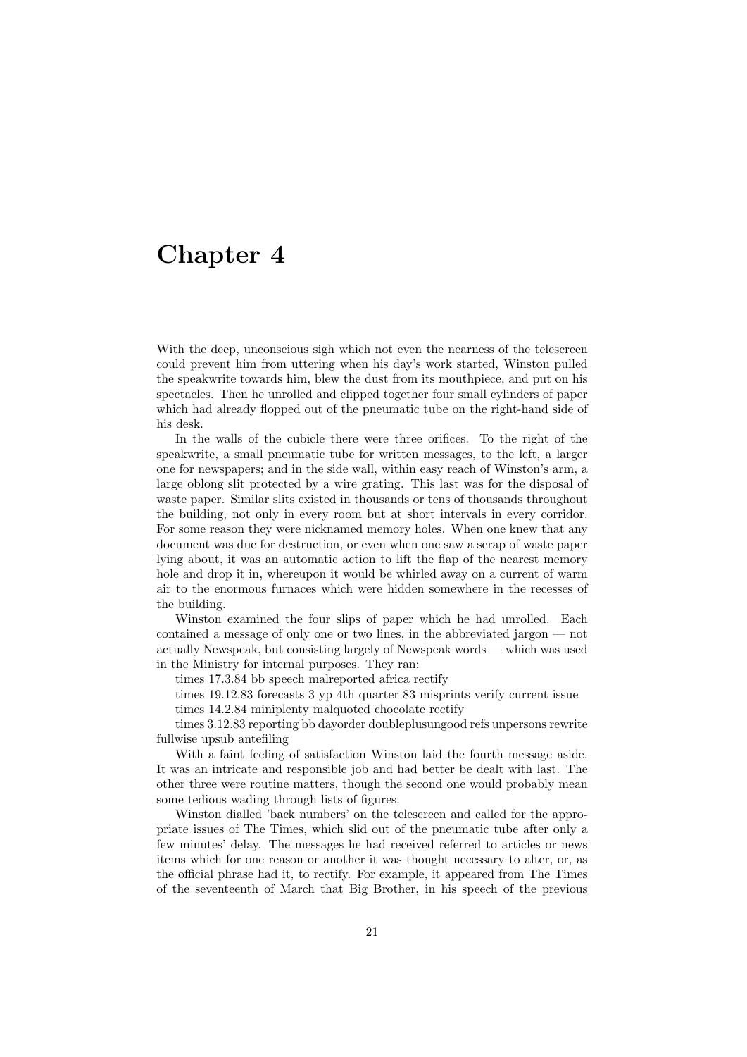# Chapter 4

With the deep, unconscious sigh which not even the nearness of the telescreen could prevent him from uttering when his day's work started, Winston pulled the speakwrite towards him, blew the dust from its mouthpiece, and put on his spectacles. Then he unrolled and clipped together four small cylinders of paper which had already flopped out of the pneumatic tube on the right-hand side of his desk.

In the walls of the cubicle there were three orifices. To the right of the speakwrite, a small pneumatic tube for written messages, to the left, a larger one for newspapers; and in the side wall, within easy reach of Winston's arm, a large oblong slit protected by a wire grating. This last was for the disposal of waste paper. Similar slits existed in thousands or tens of thousands throughout the building, not only in every room but at short intervals in every corridor. For some reason they were nicknamed memory holes. When one knew that any document was due for destruction, or even when one saw a scrap of waste paper lying about, it was an automatic action to lift the flap of the nearest memory hole and drop it in, whereupon it would be whirled away on a current of warm air to the enormous furnaces which were hidden somewhere in the recesses of the building.

Winston examined the four slips of paper which he had unrolled. Each contained a message of only one or two lines, in the abbreviated jargon — not actually Newspeak, but consisting largely of Newspeak words — which was used in the Ministry for internal purposes. They ran:

times 17.3.84 bb speech malreported africa rectify

times 19.12.83 forecasts 3 yp 4th quarter 83 misprints verify current issue

times 14.2.84 miniplenty malquoted chocolate rectify

times 3.12.83 reporting bb dayorder doubleplusungood refs unpersons rewrite fullwise upsub antefiling

With a faint feeling of satisfaction Winston laid the fourth message aside. It was an intricate and responsible job and had better be dealt with last. The other three were routine matters, though the second one would probably mean some tedious wading through lists of figures.

Winston dialled 'back numbers' on the telescreen and called for the appropriate issues of The Times, which slid out of the pneumatic tube after only a few minutes' delay. The messages he had received referred to articles or news items which for one reason or another it was thought necessary to alter, or, as the official phrase had it, to rectify. For example, it appeared from The Times of the seventeenth of March that Big Brother, in his speech of the previous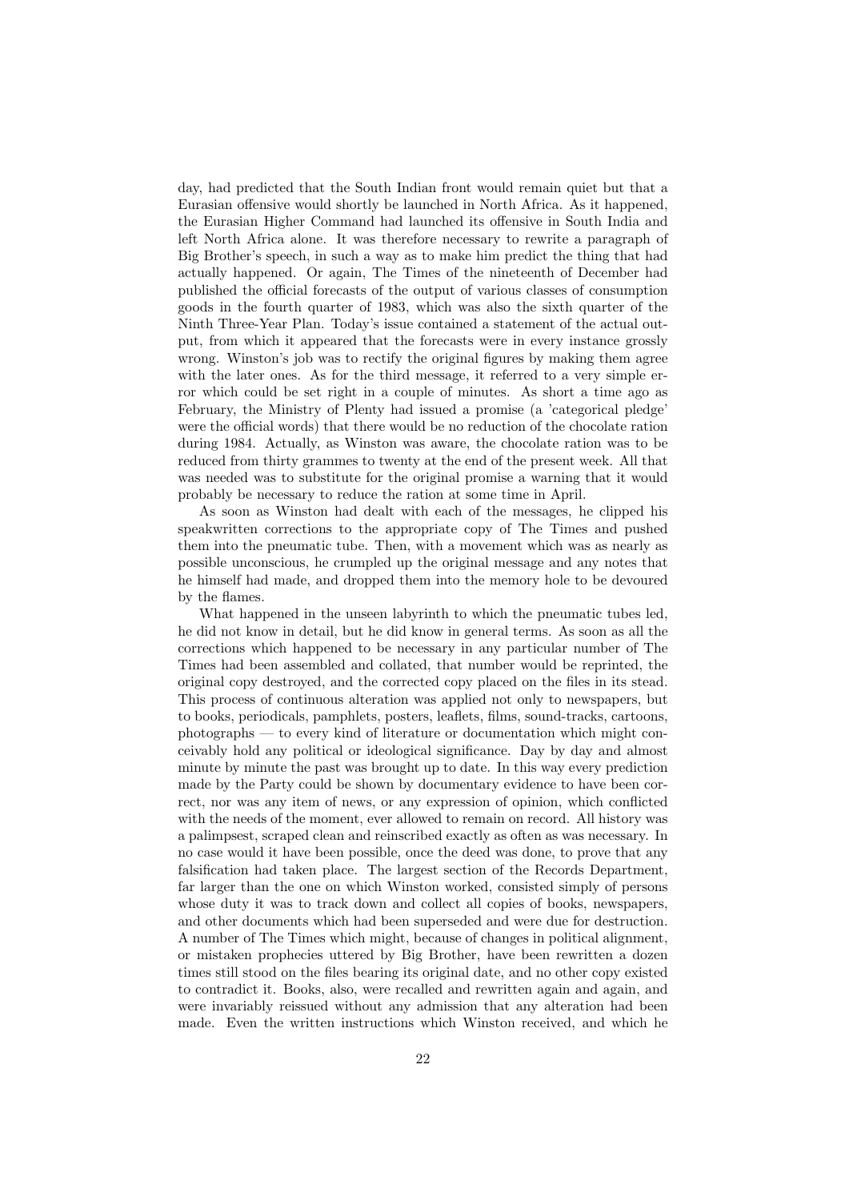day, had predicted that the South Indian front would remain quiet but that a Eurasian offensive would shortly be launched in North Africa. As it happened, the Eurasian Higher Command had launched its offensive in South India and left North Africa alone. It was therefore necessary to rewrite a paragraph of Big Brother's speech, in such a way as to make him predict the thing that had actually happened. Or again, The Times of the nineteenth of December had published the official forecasts of the output of various classes of consumption goods in the fourth quarter of 1983, which was also the sixth quarter of the Ninth Three-Year Plan. Today's issue contained a statement of the actual output, from which it appeared that the forecasts were in every instance grossly wrong. Winston's job was to rectify the original figures by making them agree with the later ones. As for the third message, it referred to a very simple error which could be set right in a couple of minutes. As short a time ago as February, the Ministry of Plenty had issued a promise (a 'categorical pledge' were the official words) that there would be no reduction of the chocolate ration during 1984. Actually, as Winston was aware, the chocolate ration was to be reduced from thirty grammes to twenty at the end of the present week. All that was needed was to substitute for the original promise a warning that it would probably be necessary to reduce the ration at some time in April.

As soon as Winston had dealt with each of the messages, he clipped his speakwritten corrections to the appropriate copy of The Times and pushed them into the pneumatic tube. Then, with a movement which was as nearly as possible unconscious, he crumpled up the original message and any notes that he himself had made, and dropped them into the memory hole to be devoured by the flames.

What happened in the unseen labyrinth to which the pneumatic tubes led, he did not know in detail, but he did know in general terms. As soon as all the corrections which happened to be necessary in any particular number of The Times had been assembled and collated, that number would be reprinted, the original copy destroyed, and the corrected copy placed on the files in its stead. This process of continuous alteration was applied not only to newspapers, but to books, periodicals, pamphlets, posters, leaflets, films, sound-tracks, cartoons, photographs — to every kind of literature or documentation which might conceivably hold any political or ideological significance. Day by day and almost minute by minute the past was brought up to date. In this way every prediction made by the Party could be shown by documentary evidence to have been correct, nor was any item of news, or any expression of opinion, which conflicted with the needs of the moment, ever allowed to remain on record. All history was a palimpsest, scraped clean and reinscribed exactly as often as was necessary. In no case would it have been possible, once the deed was done, to prove that any falsification had taken place. The largest section of the Records Department, far larger than the one on which Winston worked, consisted simply of persons whose duty it was to track down and collect all copies of books, newspapers, and other documents which had been superseded and were due for destruction. A number of The Times which might, because of changes in political alignment, or mistaken prophecies uttered by Big Brother, have been rewritten a dozen times still stood on the files bearing its original date, and no other copy existed to contradict it. Books, also, were recalled and rewritten again and again, and were invariably reissued without any admission that any alteration had been made. Even the written instructions which Winston received, and which he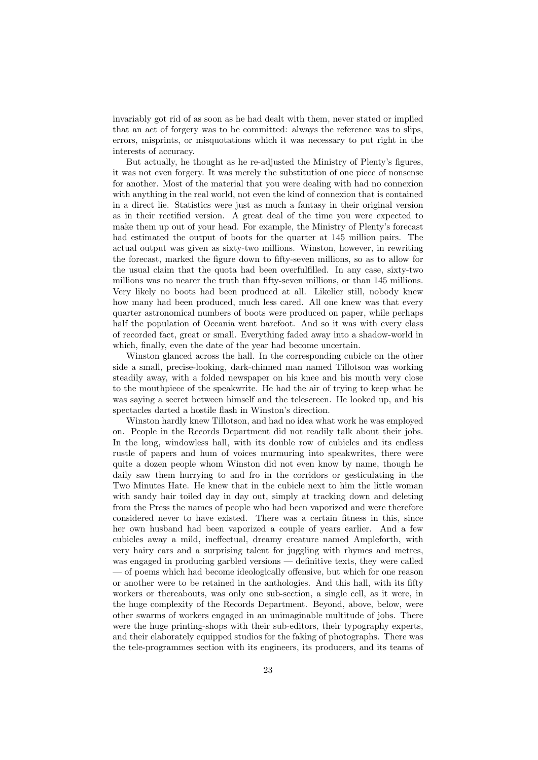invariably got rid of as soon as he had dealt with them, never stated or implied that an act of forgery was to be committed: always the reference was to slips, errors, misprints, or misquotations which it was necessary to put right in the interests of accuracy.

But actually, he thought as he re-adjusted the Ministry of Plenty's figures, it was not even forgery. It was merely the substitution of one piece of nonsense for another. Most of the material that you were dealing with had no connexion with anything in the real world, not even the kind of connexion that is contained in a direct lie. Statistics were just as much a fantasy in their original version as in their rectified version. A great deal of the time you were expected to make them up out of your head. For example, the Ministry of Plenty's forecast had estimated the output of boots for the quarter at 145 million pairs. The actual output was given as sixty-two millions. Winston, however, in rewriting the forecast, marked the figure down to fifty-seven millions, so as to allow for the usual claim that the quota had been overfulfilled. In any case, sixty-two millions was no nearer the truth than fifty-seven millions, or than 145 millions. Very likely no boots had been produced at all. Likelier still, nobody knew how many had been produced, much less cared. All one knew was that every quarter astronomical numbers of boots were produced on paper, while perhaps half the population of Oceania went barefoot. And so it was with every class of recorded fact, great or small. Everything faded away into a shadow-world in which, finally, even the date of the year had become uncertain.

Winston glanced across the hall. In the corresponding cubicle on the other side a small, precise-looking, dark-chinned man named Tillotson was working steadily away, with a folded newspaper on his knee and his mouth very close to the mouthpiece of the speakwrite. He had the air of trying to keep what he was saying a secret between himself and the telescreen. He looked up, and his spectacles darted a hostile flash in Winston's direction.

Winston hardly knew Tillotson, and had no idea what work he was employed on. People in the Records Department did not readily talk about their jobs. In the long, windowless hall, with its double row of cubicles and its endless rustle of papers and hum of voices murmuring into speakwrites, there were quite a dozen people whom Winston did not even know by name, though he daily saw them hurrying to and fro in the corridors or gesticulating in the Two Minutes Hate. He knew that in the cubicle next to him the little woman with sandy hair toiled day in day out, simply at tracking down and deleting from the Press the names of people who had been vaporized and were therefore considered never to have existed. There was a certain fitness in this, since her own husband had been vaporized a couple of years earlier. And a few cubicles away a mild, ineffectual, dreamy creature named Ampleforth, with very hairy ears and a surprising talent for juggling with rhymes and metres, was engaged in producing garbled versions — definitive texts, they were called — of poems which had become ideologically offensive, but which for one reason or another were to be retained in the anthologies. And this hall, with its fifty workers or thereabouts, was only one sub-section, a single cell, as it were, in the huge complexity of the Records Department. Beyond, above, below, were other swarms of workers engaged in an unimaginable multitude of jobs. There were the huge printing-shops with their sub-editors, their typography experts, and their elaborately equipped studios for the faking of photographs. There was the tele-programmes section with its engineers, its producers, and its teams of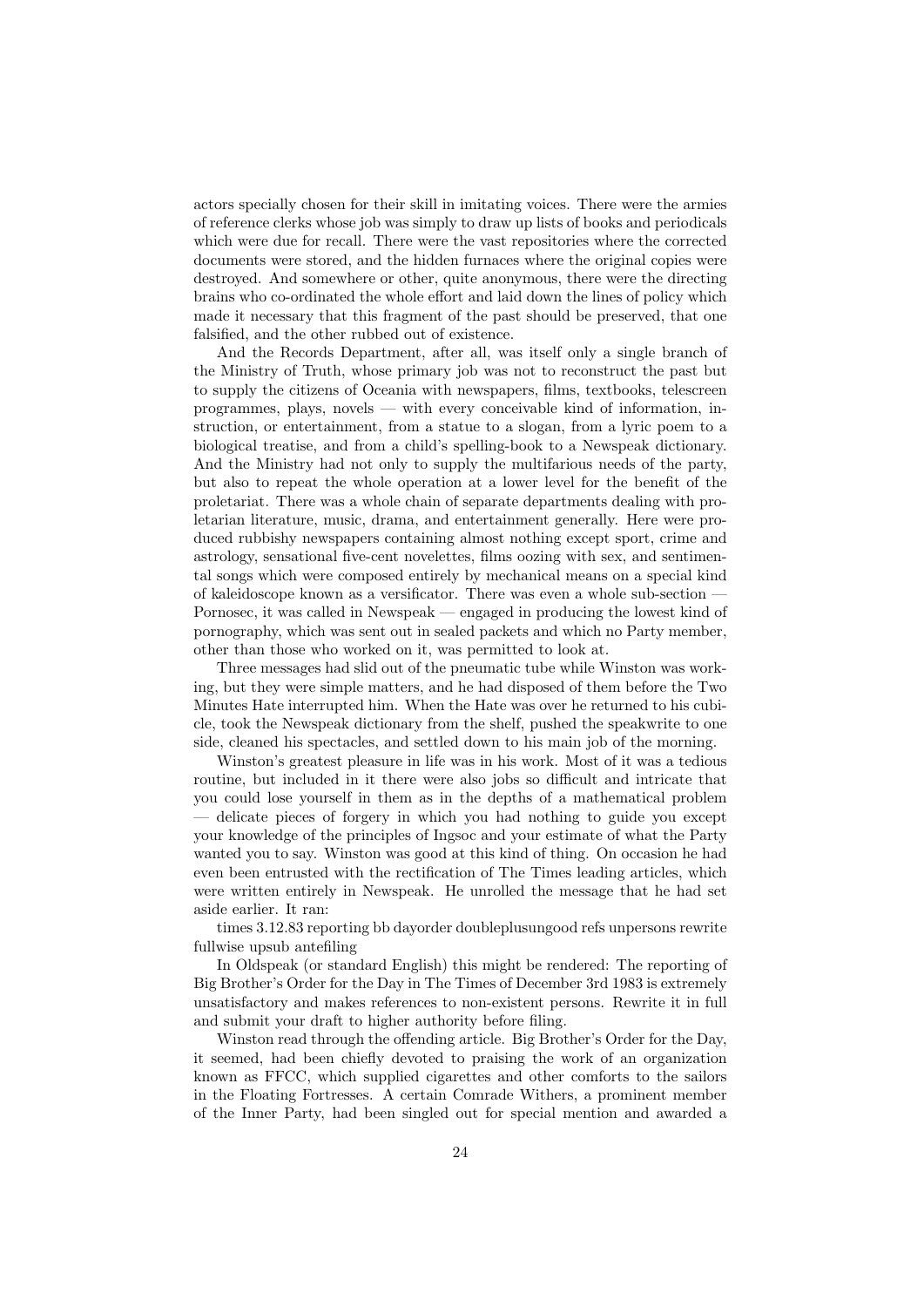actors specially chosen for their skill in imitating voices. There were the armies of reference clerks whose job was simply to draw up lists of books and periodicals which were due for recall. There were the vast repositories where the corrected documents were stored, and the hidden furnaces where the original copies were destroyed. And somewhere or other, quite anonymous, there were the directing brains who co-ordinated the whole effort and laid down the lines of policy which made it necessary that this fragment of the past should be preserved, that one falsified, and the other rubbed out of existence.

And the Records Department, after all, was itself only a single branch of the Ministry of Truth, whose primary job was not to reconstruct the past but to supply the citizens of Oceania with newspapers, films, textbooks, telescreen programmes, plays, novels — with every conceivable kind of information, instruction, or entertainment, from a statue to a slogan, from a lyric poem to a biological treatise, and from a child's spelling-book to a Newspeak dictionary. And the Ministry had not only to supply the multifarious needs of the party, but also to repeat the whole operation at a lower level for the benefit of the proletariat. There was a whole chain of separate departments dealing with proletarian literature, music, drama, and entertainment generally. Here were produced rubbishy newspapers containing almost nothing except sport, crime and astrology, sensational five-cent novelettes, films oozing with sex, and sentimental songs which were composed entirely by mechanical means on a special kind of kaleidoscope known as a versificator. There was even a whole sub-section — Pornosec, it was called in Newspeak — engaged in producing the lowest kind of pornography, which was sent out in sealed packets and which no Party member, other than those who worked on it, was permitted to look at.

Three messages had slid out of the pneumatic tube while Winston was working, but they were simple matters, and he had disposed of them before the Two Minutes Hate interrupted him. When the Hate was over he returned to his cubicle, took the Newspeak dictionary from the shelf, pushed the speakwrite to one side, cleaned his spectacles, and settled down to his main job of the morning.

Winston's greatest pleasure in life was in his work. Most of it was a tedious routine, but included in it there were also jobs so difficult and intricate that you could lose yourself in them as in the depths of a mathematical problem — delicate pieces of forgery in which you had nothing to guide you except your knowledge of the principles of Ingsoc and your estimate of what the Party wanted you to say. Winston was good at this kind of thing. On occasion he had even been entrusted with the rectification of The Times leading articles, which were written entirely in Newspeak. He unrolled the message that he had set aside earlier. It ran:

times 3.12.83 reporting bb dayorder doubleplusungood refs unpersons rewrite fullwise upsub antefiling

In Oldspeak (or standard English) this might be rendered: The reporting of Big Brother's Order for the Day in The Times of December 3rd 1983 is extremely unsatisfactory and makes references to non-existent persons. Rewrite it in full and submit your draft to higher authority before filing.

Winston read through the offending article. Big Brother's Order for the Day, it seemed, had been chiefly devoted to praising the work of an organization known as FFCC, which supplied cigarettes and other comforts to the sailors in the Floating Fortresses. A certain Comrade Withers, a prominent member of the Inner Party, had been singled out for special mention and awarded a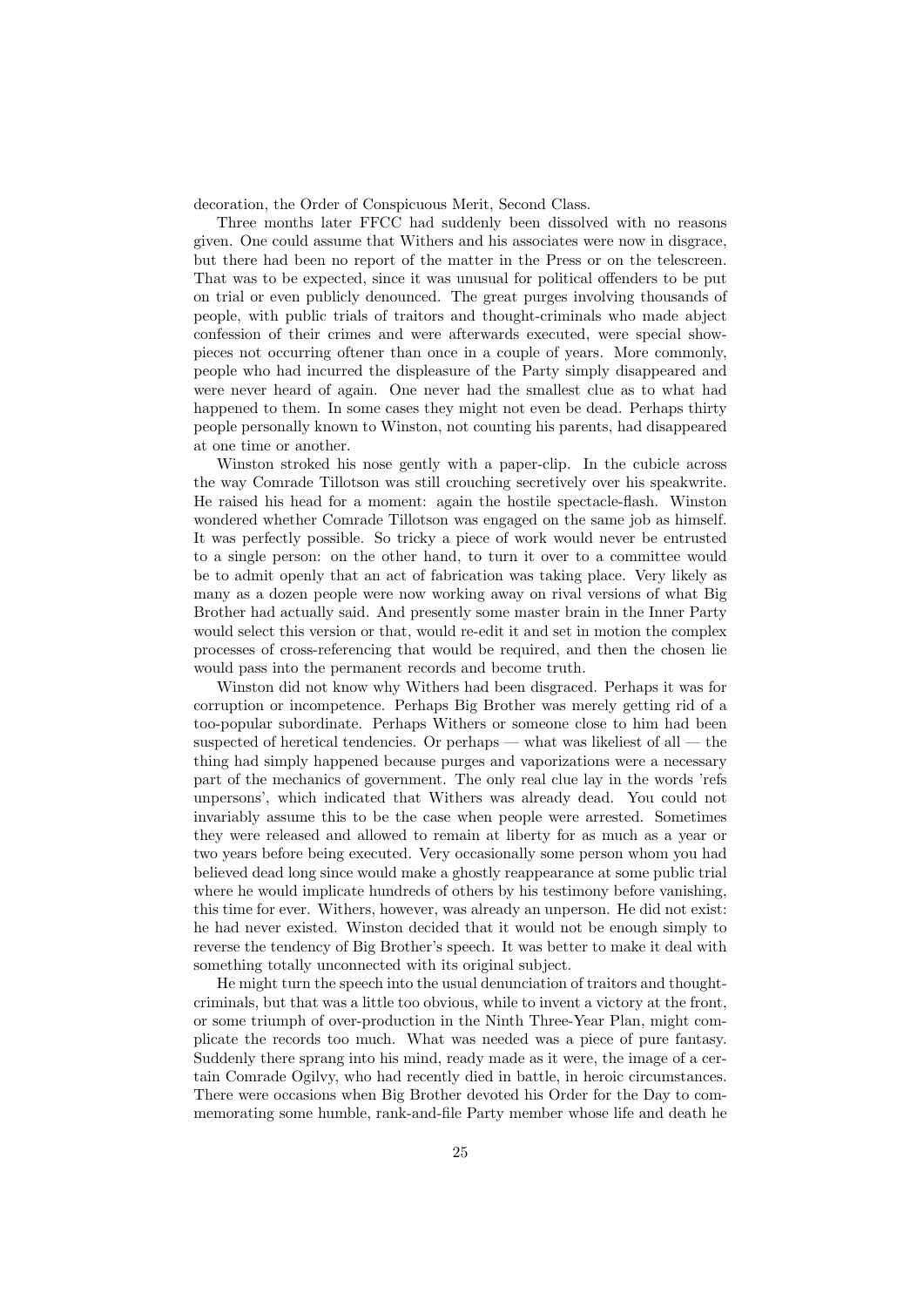decoration, the Order of Conspicuous Merit, Second Class.

Three months later FFCC had suddenly been dissolved with no reasons given. One could assume that Withers and his associates were now in disgrace, but there had been no report of the matter in the Press or on the telescreen. That was to be expected, since it was unusual for political offenders to be put on trial or even publicly denounced. The great purges involving thousands of people, with public trials of traitors and thought-criminals who made abject confession of their crimes and were afterwards executed, were special show-pieces not occurring oftener than once in a couple of years. More commonly, people who had incurred the displeasure of the Party simply disappeared and were never heard of again. One never had the smallest clue as to what had happened to them. In some cases they might not even be dead. Perhaps thirty people personally known to Winston, not counting his parents, had disappeared at one time or another.

Winston stroked his nose gently with a paper-clip. In the cubicle across the way Comrade Tillotson was still crouching secretively over his speakwrite. He raised his head for a moment: again the hostile spectacle-flash. Winston wondered whether Comrade Tillotson was engaged on the same job as himself. It was perfectly possible. So tricky a piece of work would never be entrusted to a single person: on the other hand, to turn it over to a committee would be to admit openly that an act of fabrication was taking place. Very likely as many as a dozen people were now working away on rival versions of what Big Brother had actually said. And presently some master brain in the Inner Party would select this version or that, would re-edit it and set in motion the complex processes of cross-referencing that would be required, and then the chosen lie would pass into the permanent records and become truth.

Winston did not know why Withers had been disgraced. Perhaps it was for corruption or incompetence. Perhaps Big Brother was merely getting rid of a too-popular subordinate. Perhaps Withers or someone close to him had been suspected of heretical tendencies. Or perhaps — what was likeliest of all — the thing had simply happened because purges and vaporizations were a necessary part of the mechanics of government. The only real clue lay in the words 'refs unpersons', which indicated that Withers was already dead. You could not invariably assume this to be the case when people were arrested. Sometimes they were released and allowed to remain at liberty for as much as a year or two years before being executed. Very occasionally some person whom you had believed dead long since would make a ghostly reappearance at some public trial where he would implicate hundreds of others by his testimony before vanishing, this time for ever. Withers, however, was already an unperson. He did not exist: he had never existed. Winston decided that it would not be enough simply to reverse the tendency of Big Brother's speech. It was better to make it deal with something totally unconnected with its original subject.

He might turn the speech into the usual denunciation of traitors and thought-criminals, but that was a little too obvious, while to invent a victory at the front, or some triumph of over-production in the Ninth Three-Year Plan, might complicate the records too much. What was needed was a piece of pure fantasy. Suddenly there sprang into his mind, ready made as it were, the image of a certain Comrade Ogilvy, who had recently died in battle, in heroic circumstances. There were occasions when Big Brother devoted his Order for the Day to commemorating some humble, rank-and-file Party member whose life and death he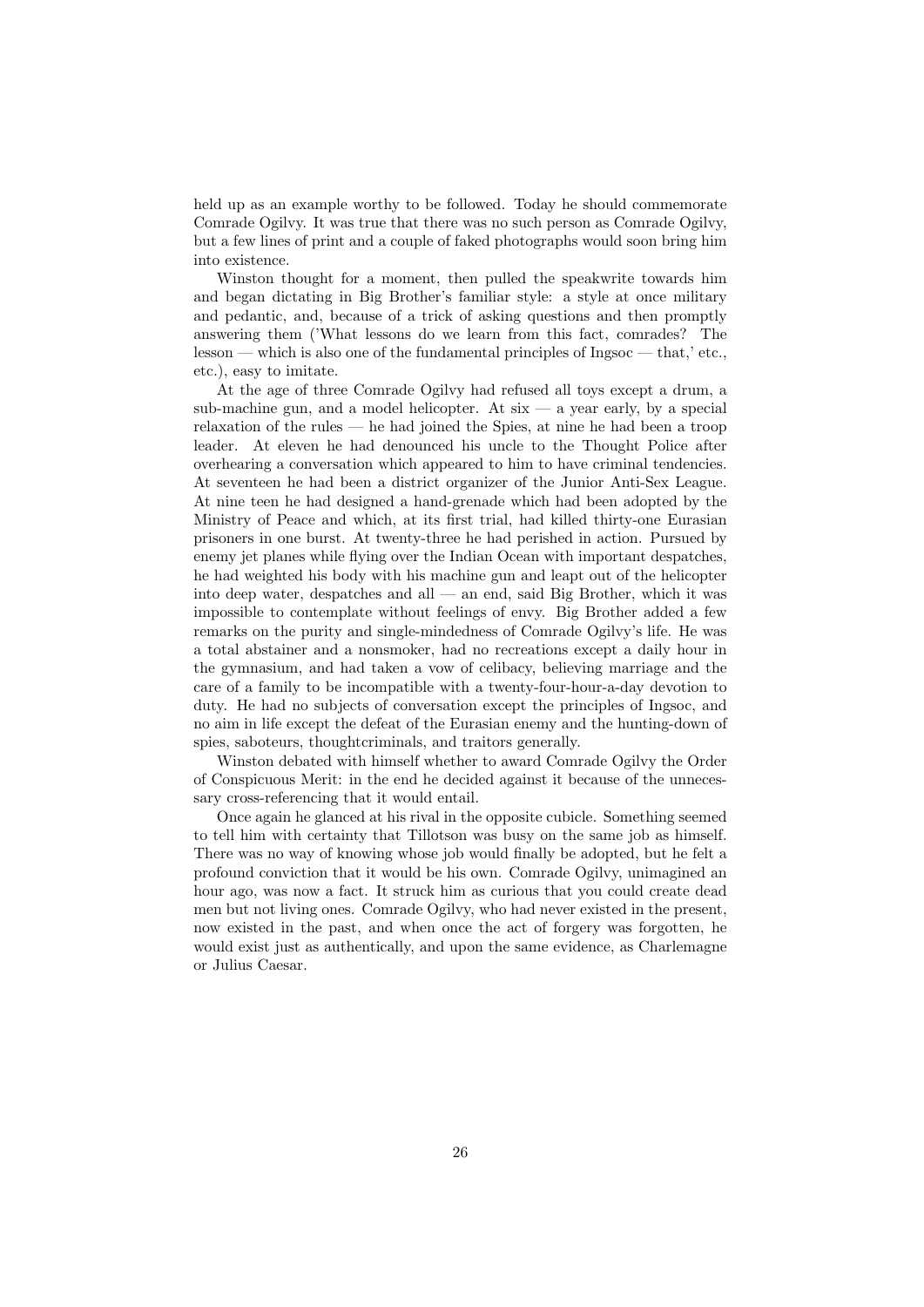held up as an example worthy to be followed. Today he should commemorate Comrade Ogilvy. It was true that there was no such person as Comrade Ogilvy, but a few lines of print and a couple of faked photographs would soon bring him into existence.

Winston thought for a moment, then pulled the speakwrite towards him and began dictating in Big Brother's familiar style: a style at once military and pedantic, and, because of a trick of asking questions and then promptly answering them ('What lessons do we learn from this fact, comrades? The lesson — which is also one of the fundamental principles of Ingsoc — that,' etc., etc.), easy to imitate.

At the age of three Comrade Ogilvy had refused all toys except a drum, a sub-machine gun, and a model helicopter. At six — a year early, by a special relaxation of the rules — he had joined the Spies, at nine he had been a troop leader. At eleven he had denounced his uncle to the Thought Police after overhearing a conversation which appeared to him to have criminal tendencies. At seventeen he had been a district organizer of the Junior Anti-Sex League. At nine teen he had designed a hand-grenade which had been adopted by the Ministry of Peace and which, at its first trial, had killed thirty-one Eurasian prisoners in one burst. At twenty-three he had perished in action. Pursued by enemy jet planes while flying over the Indian Ocean with important despatches, he had weighted his body with his machine gun and leapt out of the helicopter into deep water, despatches and all — an end, said Big Brother, which it was impossible to contemplate without feelings of envy. Big Brother added a few remarks on the purity and single-mindedness of Comrade Ogilvy's life. He was a total abstainer and a nonsmoker, had no recreations except a daily hour in the gymnasium, and had taken a vow of celibacy, believing marriage and the care of a family to be incompatible with a twenty-four-hour-a-day devotion to duty. He had no subjects of conversation except the principles of Ingsoc, and no aim in life except the defeat of the Eurasian enemy and the hunting-down of spies, saboteurs, thoughtcriminals, and traitors generally.

Winston debated with himself whether to award Comrade Ogilvy the Order of Conspicuous Merit: in the end he decided against it because of the unnecessary cross-referencing that it would entail.

Once again he glanced at his rival in the opposite cubicle. Something seemed to tell him with certainty that Tillotson was busy on the same job as himself. There was no way of knowing whose job would finally be adopted, but he felt a profound conviction that it would be his own. Comrade Ogilvy, unimagined an hour ago, was now a fact. It struck him as curious that you could create dead men but not living ones. Comrade Ogilvy, who had never existed in the present, now existed in the past, and when once the act of forgery was forgotten, he would exist just as authentically, and upon the same evidence, as Charlemagne or Julius Caesar.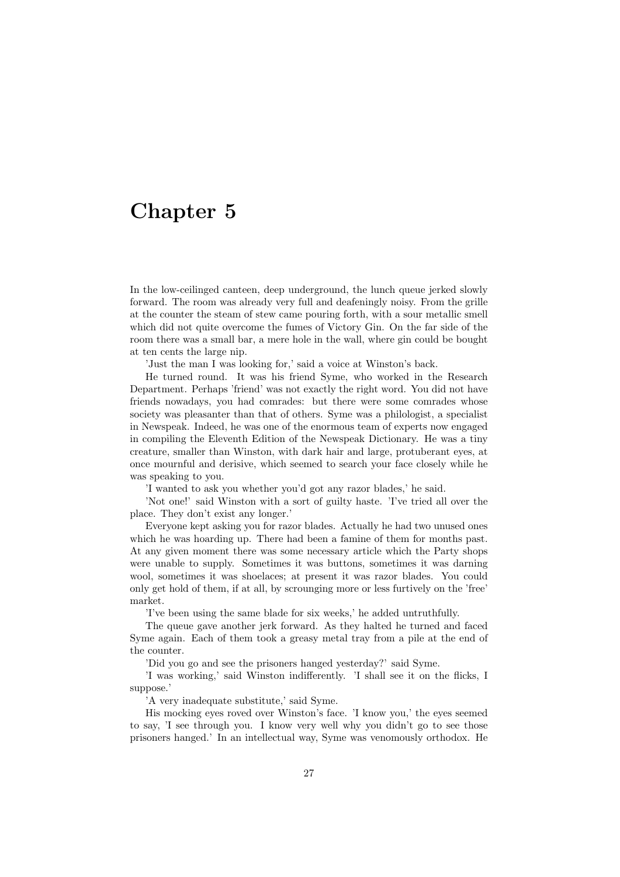# Chapter 5

In the low-ceilinged canteen, deep underground, the lunch queue jerked slowly forward. The room was already very full and deafeningly noisy. From the grille at the counter the steam of stew came pouring forth, with a sour metallic smell which did not quite overcome the fumes of Victory Gin. On the far side of the room there was a small bar, a mere hole in the wall, where gin could be bought at ten cents the large nip.

'Just the man I was looking for,' said a voice at Winston's back.

He turned round. It was his friend Syme, who worked in the Research Department. Perhaps 'friend' was not exactly the right word. You did not have friends nowadays, you had comrades: but there were some comrades whose society was pleasanter than that of others. Syme was a philologist, a specialist in Newspeak. Indeed, he was one of the enormous team of experts now engaged in compiling the Eleventh Edition of the Newspeak Dictionary. He was a tiny creature, smaller than Winston, with dark hair and large, protuberant eyes, at once mournful and derisive, which seemed to search your face closely while he was speaking to you.

'I wanted to ask you whether you'd got any razor blades,' he said.

'Not one!' said Winston with a sort of guilty haste. 'I've tried all over the place. They don't exist any longer.'

Everyone kept asking you for razor blades. Actually he had two unused ones which he was hoarding up. There had been a famine of them for months past. At any given moment there was some necessary article which the Party shops were unable to supply. Sometimes it was buttons, sometimes it was darning wool, sometimes it was shoelaces; at present it was razor blades. You could only get hold of them, if at all, by scrounging more or less furtively on the 'free' market.

'I've been using the same blade for six weeks,' he added untruthfully.

The queue gave another jerk forward. As they halted he turned and faced Syme again. Each of them took a greasy metal tray from a pile at the end of the counter.

'Did you go and see the prisoners hanged yesterday?' said Syme.

'I was working,' said Winston indifferently. 'I shall see it on the flicks, I suppose.'

'A very inadequate substitute,' said Syme.

His mocking eyes roved over Winston's face. 'I know you,' the eyes seemed to say, 'I see through you. I know very well why you didn't go to see those prisoners hanged.' In an intellectual way, Syme was venomously orthodox. He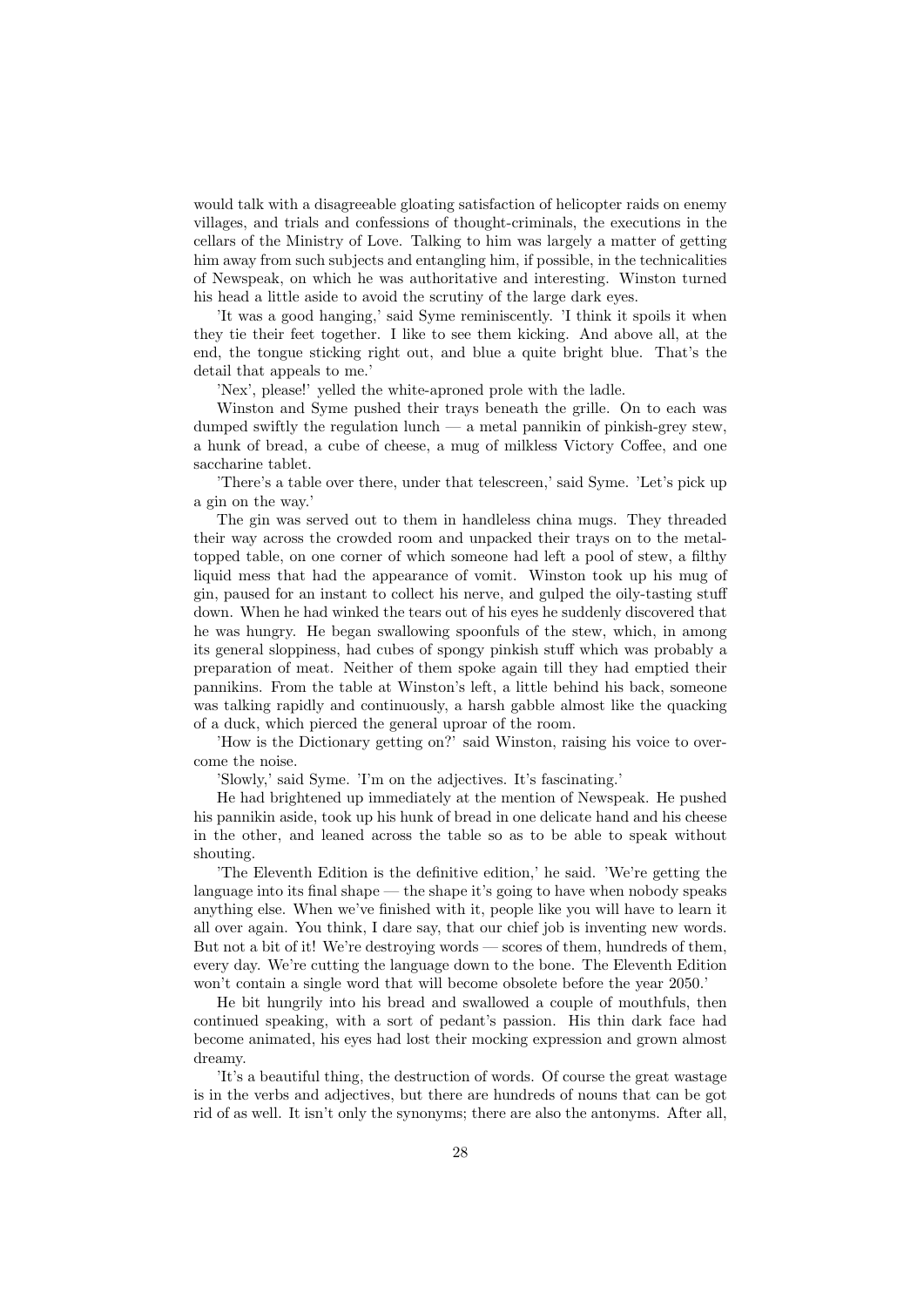would talk with a disagreeable gloating satisfaction of helicopter raids on enemy villages, and trials and confessions of thought-criminals, the executions in the cellars of the Ministry of Love. Talking to him was largely a matter of getting him away from such subjects and entangling him, if possible, in the technicalities of Newspeak, on which he was authoritative and interesting. Winston turned his head a little aside to avoid the scrutiny of the large dark eyes.

'It was a good hanging,' said Syme reminiscently. 'I think it spoils it when they tie their feet together. I like to see them kicking. And above all, at the end, the tongue sticking right out, and blue a quite bright blue. That's the detail that appeals to me.'

'Nex', please!' yelled the white-aproned prole with the ladle.

Winston and Syme pushed their trays beneath the grille. On to each was dumped swiftly the regulation lunch — a metal pannikin of pinkish-grey stew, a hunk of bread, a cube of cheese, a mug of milkless Victory Coffee, and one saccharine tablet.

'There's a table over there, under that telescreen,' said Syme. 'Let's pick up a gin on the way.'

The gin was served out to them in handleless china mugs. They threaded their way across the crowded room and unpacked their trays on to the metal-topped table, on one corner of which someone had left a pool of stew, a filthy liquid mess that had the appearance of vomit. Winston took up his mug of gin, paused for an instant to collect his nerve, and gulped the oily-tasting stuff down. When he had winked the tears out of his eyes he suddenly discovered that he was hungry. He began swallowing spoonfuls of the stew, which, in among its general sloppiness, had cubes of spongy pinkish stuff which was probably a preparation of meat. Neither of them spoke again till they had emptied their pannikins. From the table at Winston's left, a little behind his back, someone was talking rapidly and continuously, a harsh gabble almost like the quacking of a duck, which pierced the general uproar of the room.

'How is the Dictionary getting on?' said Winston, raising his voice to overcome the noise.

'Slowly,' said Syme. 'I'm on the adjectives. It's fascinating.'

He had brightened up immediately at the mention of Newspeak. He pushed his pannikin aside, took up his hunk of bread in one delicate hand and his cheese in the other, and leaned across the table so as to be able to speak without shouting.

'The Eleventh Edition is the definitive edition,' he said. 'We're getting the language into its final shape — the shape it's going to have when nobody speaks anything else. When we've finished with it, people like you will have to learn it all over again. You think, I dare say, that our chief job is inventing new words. But not a bit of it! We're destroying words — scores of them, hundreds of them, every day. We're cutting the language down to the bone. The Eleventh Edition won't contain a single word that will become obsolete before the year 2050.'

He bit hungrily into his bread and swallowed a couple of mouthfuls, then continued speaking, with a sort of pedant's passion. His thin dark face had become animated, his eyes had lost their mocking expression and grown almost dreamy.

'It's a beautiful thing, the destruction of words. Of course the great wastage is in the verbs and adjectives, but there are hundreds of nouns that can be got rid of as well. It isn't only the synonyms; there are also the antonyms. After all,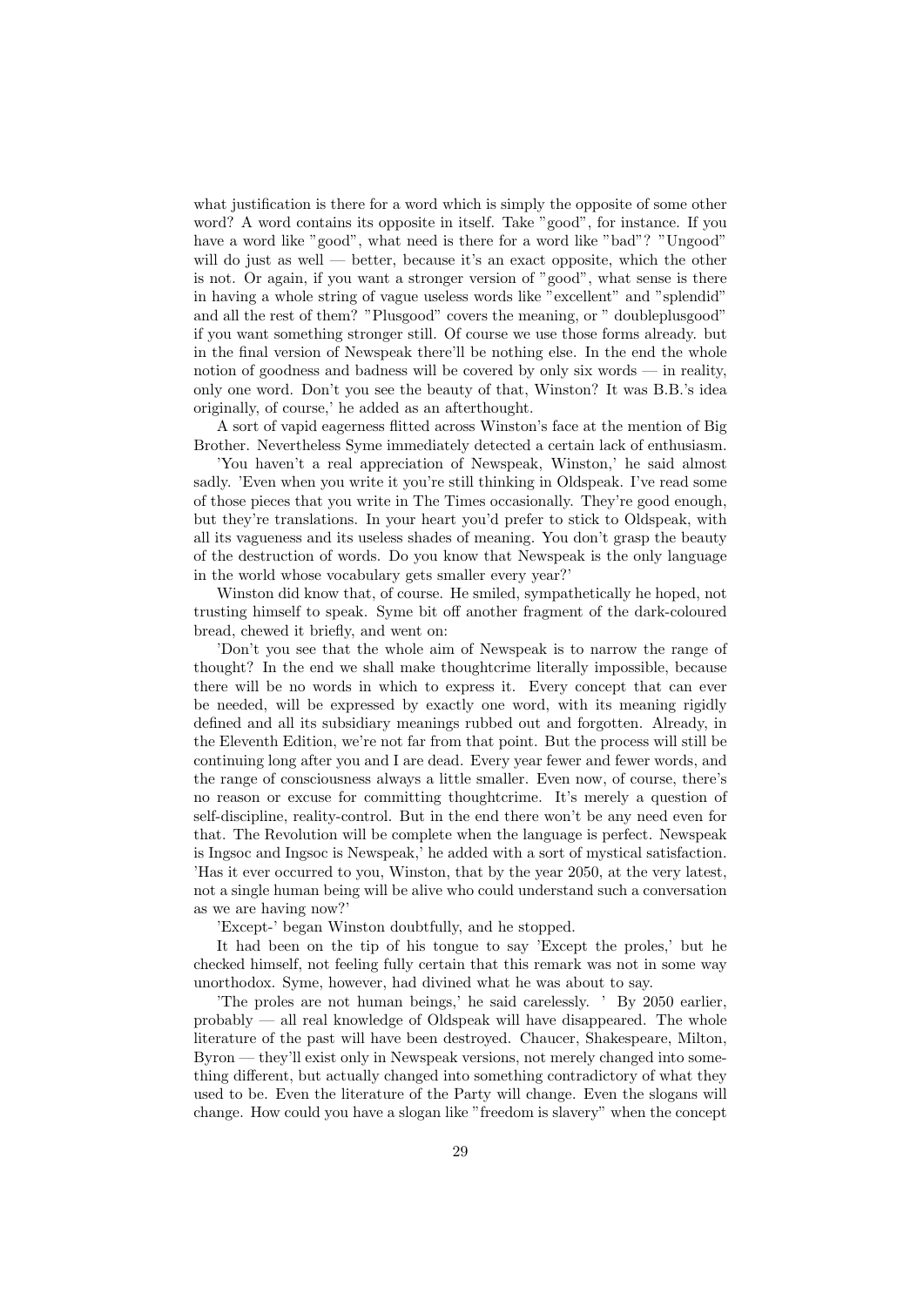what justification is there for a word which is simply the opposite of some other word? A word contains its opposite in itself. Take "good", for instance. If you have a word like "good", what need is there for a word like "bad"? "Ungood" will do just as well — better, because it's an exact opposite, which the other is not. Or again, if you want a stronger version of "good", what sense is there in having a whole string of vague useless words like "excellent" and "splendid" and all the rest of them? "Plusgood" covers the meaning, or " doubleplusgood" if you want something stronger still. Of course we use those forms already. but in the final version of Newspeak there'll be nothing else. In the end the whole notion of goodness and badness will be covered by only six words — in reality, only one word. Don't you see the beauty of that, Winston? It was B.B.'s idea originally, of course,' he added as an afterthought.

A sort of vapid eagerness flitted across Winston's face at the mention of Big Brother. Nevertheless Syme immediately detected a certain lack of enthusiasm.

'You haven't a real appreciation of Newspeak, Winston,' he said almost sadly. 'Even when you write it you're still thinking in Oldspeak. I've read some of those pieces that you write in The Times occasionally. They're good enough, but they're translations. In your heart you'd prefer to stick to Oldspeak, with all its vagueness and its useless shades of meaning. You don't grasp the beauty of the destruction of words. Do you know that Newspeak is the only language in the world whose vocabulary gets smaller every year?'

Winston did know that, of course. He smiled, sympathetically he hoped, not trusting himself to speak. Syme bit off another fragment of the dark-coloured bread, chewed it briefly, and went on:

'Don't you see that the whole aim of Newspeak is to narrow the range of thought? In the end we shall make thoughtcrime literally impossible, because there will be no words in which to express it. Every concept that can ever be needed, will be expressed by exactly one word, with its meaning rigidly defined and all its subsidiary meanings rubbed out and forgotten. Already, in the Eleventh Edition, we're not far from that point. But the process will still be continuing long after you and I are dead. Every year fewer and fewer words, and the range of consciousness always a little smaller. Even now, of course, there's no reason or excuse for committing thoughtcrime. It's merely a question of self-discipline, reality-control. But in the end there won't be any need even for that. The Revolution will be complete when the language is perfect. Newspeak is Ingsoc and Ingsoc is Newspeak,' he added with a sort of mystical satisfaction. 'Has it ever occurred to you, Winston, that by the year 2050, at the very latest, not a single human being will be alive who could understand such a conversation as we are having now?'

'Except-' began Winston doubtfully, and he stopped.

It had been on the tip of his tongue to say 'Except the proles,' but he checked himself, not feeling fully certain that this remark was not in some way unorthodox. Syme, however, had divined what he was about to say.

'The proles are not human beings,' he said carelessly. ' By 2050 earlier, probably — all real knowledge of Oldspeak will have disappeared. The whole literature of the past will have been destroyed. Chaucer, Shakespeare, Milton, Byron — they'll exist only in Newspeak versions, not merely changed into something different, but actually changed into something contradictory of what they used to be. Even the literature of the Party will change. Even the slogans will change. How could you have a slogan like "freedom is slavery" when the concept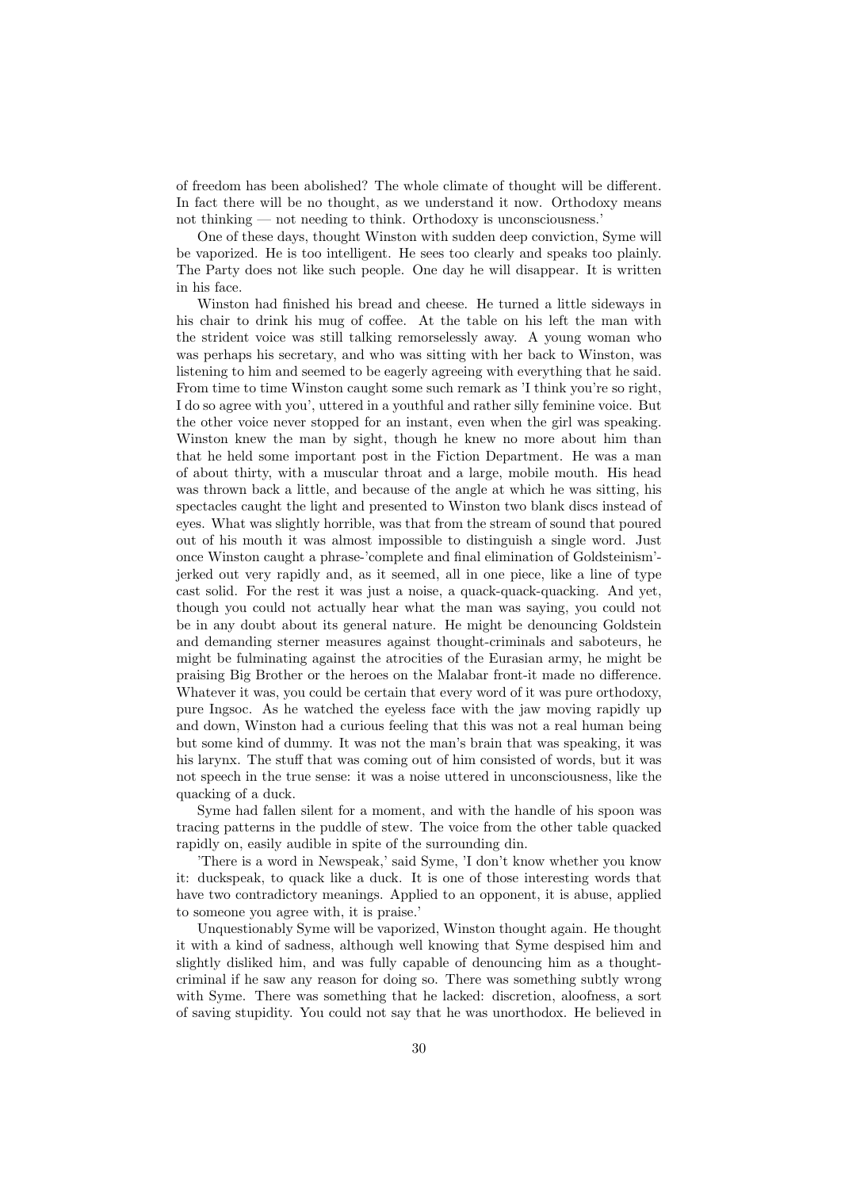of freedom has been abolished? The whole climate of thought will be different. In fact there will be no thought, as we understand it now. Orthodoxy means not thinking — not needing to think. Orthodoxy is unconsciousness.'

One of these days, thought Winston with sudden deep conviction, Syme will be vaporized. He is too intelligent. He sees too clearly and speaks too plainly. The Party does not like such people. One day he will disappear. It is written in his face.

Winston had finished his bread and cheese. He turned a little sideways in his chair to drink his mug of coffee. At the table on his left the man with the strident voice was still talking remorselessly away. A young woman who was perhaps his secretary, and who was sitting with her back to Winston, was listening to him and seemed to be eagerly agreeing with everything that he said. From time to time Winston caught some such remark as 'I think you're so right, I do so agree with you', uttered in a youthful and rather silly feminine voice. But the other voice never stopped for an instant, even when the girl was speaking. Winston knew the man by sight, though he knew no more about him than that he held some important post in the Fiction Department. He was a man of about thirty, with a muscular throat and a large, mobile mouth. His head was thrown back a little, and because of the angle at which he was sitting, his spectacles caught the light and presented to Winston two blank discs instead of eyes. What was slightly horrible, was that from the stream of sound that poured out of his mouth it was almost impossible to distinguish a single word. Just once Winston caught a phrase-'complete and final elimination of Goldsteinism'-jerked out very rapidly and, as it seemed, all in one piece, like a line of type cast solid. For the rest it was just a noise, a quack-quack-quacking. And yet, though you could not actually hear what the man was saying, you could not be in any doubt about its general nature. He might be denouncing Goldstein and demanding sterner measures against thought-criminals and saboteurs, he might be fulminating against the atrocities of the Eurasian army, he might be praising Big Brother or the heroes on the Malabar front-it made no difference. Whatever it was, you could be certain that every word of it was pure orthodoxy, pure Ingsoc. As he watched the eyeless face with the jaw moving rapidly up and down, Winston had a curious feeling that this was not a real human being but some kind of dummy. It was not the man's brain that was speaking, it was his larynx. The stuff that was coming out of him consisted of words, but it was not speech in the true sense: it was a noise uttered in unconsciousness, like the quacking of a duck.

Syme had fallen silent for a moment, and with the handle of his spoon was tracing patterns in the puddle of stew. The voice from the other table quacked rapidly on, easily audible in spite of the surrounding din.

'There is a word in Newspeak,' said Syme, 'I don't know whether you know it: duckspeak, to quack like a duck. It is one of those interesting words that have two contradictory meanings. Applied to an opponent, it is abuse, applied to someone you agree with, it is praise.'

Unquestionably Syme will be vaporized, Winston thought again. He thought it with a kind of sadness, although well knowing that Syme despised him and slightly disliked him, and was fully capable of denouncing him as a thought-criminal if he saw any reason for doing so. There was something subtly wrong with Syme. There was something that he lacked: discretion, aloofness, a sort of saving stupidity. You could not say that he was unorthodox. He believed in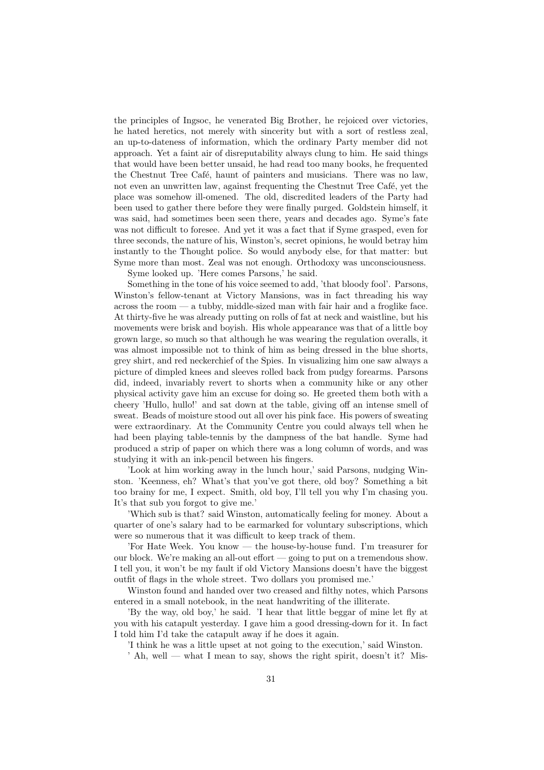the principles of Ingsoc, he venerated Big Brother, he rejoiced over victories, he hated heretics, not merely with sincerity but with a sort of restless zeal, an up-to-dateness of information, which the ordinary Party member did not approach. Yet a faint air of disreputability always clung to him. He said things that would have been better unsaid, he had read too many books, he frequented the Chestnut Tree Café, haunt of painters and musicians. There was no law, not even an unwritten law, against frequenting the Chestnut Tree Café, yet the place was somehow ill-omened. The old, discredited leaders of the Party had been used to gather there before they were finally purged. Goldstein himself, it was said, had sometimes been seen there, years and decades ago. Syme's fate was not difficult to foresee. And yet it was a fact that if Syme grasped, even for three seconds, the nature of his, Winston's, secret opinions, he would betray him instantly to the Thought police. So would anybody else, for that matter: but Syme more than most. Zeal was not enough. Orthodoxy was unconsciousness.

Syme looked up. 'Here comes Parsons,' he said.

Something in the tone of his voice seemed to add, 'that bloody fool'. Parsons, Winston's fellow-tenant at Victory Mansions, was in fact threading his way across the room — a tubby, middle-sized man with fair hair and a froglike face. At thirty-five he was already putting on rolls of fat at neck and waistline, but his movements were brisk and boyish. His whole appearance was that of a little boy grown large, so much so that although he was wearing the regulation overalls, it was almost impossible not to think of him as being dressed in the blue shorts, grey shirt, and red neckerchief of the Spies. In visualizing him one saw always a picture of dimpled knees and sleeves rolled back from pudgy forearms. Parsons did, indeed, invariably revert to shorts when a community hike or any other physical activity gave him an excuse for doing so. He greeted them both with a cheery 'Hullo, hullo!' and sat down at the table, giving off an intense smell of sweat. Beads of moisture stood out all over his pink face. His powers of sweating were extraordinary. At the Community Centre you could always tell when he had been playing table-tennis by the dampness of the bat handle. Syme had produced a strip of paper on which there was a long column of words, and was studying it with an ink-pencil between his fingers.

'Look at him working away in the lunch hour,' said Parsons, nudging Winston. 'Keenness, eh? What's that you've got there, old boy? Something a bit too brainy for me, I expect. Smith, old boy, I'll tell you why I'm chasing you. It's that sub you forgot to give me.'

'Which sub is that? said Winston, automatically feeling for money. About a quarter of one's salary had to be earmarked for voluntary subscriptions, which were so numerous that it was difficult to keep track of them.

'For Hate Week. You know — the house-by-house fund. I'm treasurer for our block. We're making an all-out effort — going to put on a tremendous show. I tell you, it won't be my fault if old Victory Mansions doesn't have the biggest outfit of flags in the whole street. Two dollars you promised me.'

Winston found and handed over two creased and filthy notes, which Parsons entered in a small notebook, in the neat handwriting of the illiterate.

'By the way, old boy,' he said. 'I hear that little beggar of mine let fly at you with his catapult yesterday. I gave him a good dressing-down for it. In fact I told him I'd take the catapult away if he does it again.

'I think he was a little upset at not going to the execution,' said Winston.

' Ah, well — what I mean to say, shows the right spirit, doesn't it? Mis-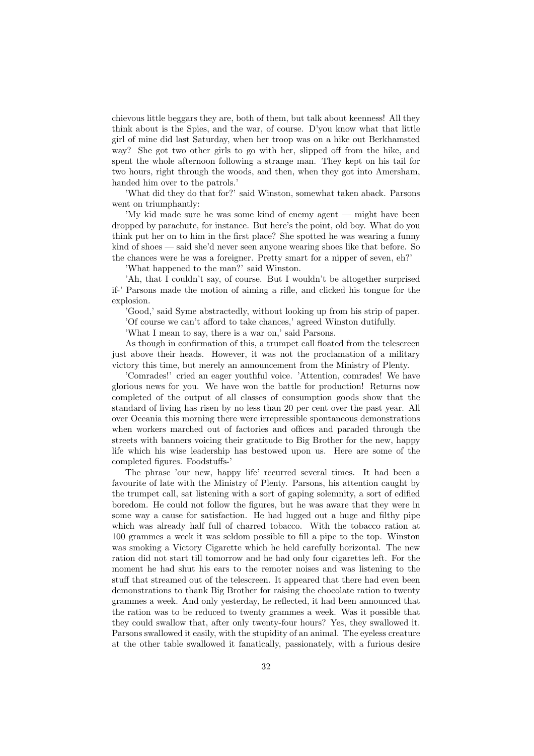chievous little beggars they are, both of them, but talk about keenness! All they think about is the Spies, and the war, of course. D'you know what that little girl of mine did last Saturday, when her troop was on a hike out Berkhamsted way? She got two other girls to go with her, slipped off from the hike, and spent the whole afternoon following a strange man. They kept on his tail for two hours, right through the woods, and then, when they got into Amersham, handed him over to the patrols.'

'What did they do that for?' said Winston, somewhat taken aback. Parsons went on triumphantly:

'My kid made sure he was some kind of enemy agent — might have been dropped by parachute, for instance. But here's the point, old boy. What do you think put her on to him in the first place? She spotted he was wearing a funny kind of shoes — said she'd never seen anyone wearing shoes like that before. So the chances were he was a foreigner. Pretty smart for a nipper of seven, eh?'

'What happened to the man?' said Winston.

'Ah, that I couldn't say, of course. But I wouldn't be altogether surprised if-' Parsons made the motion of aiming a rifle, and clicked his tongue for the explosion.

'Good,' said Syme abstractedly, without looking up from his strip of paper.

'Of course we can't afford to take chances,' agreed Winston dutifully.

'What I mean to say, there is a war on,' said Parsons.

As though in confirmation of this, a trumpet call floated from the telescreen just above their heads. However, it was not the proclamation of a military victory this time, but merely an announcement from the Ministry of Plenty.

'Comrades!' cried an eager youthful voice. 'Attention, comrades! We have glorious news for you. We have won the battle for production! Returns now completed of the output of all classes of consumption goods show that the standard of living has risen by no less than 20 per cent over the past year. All over Oceania this morning there were irrepressible spontaneous demonstrations when workers marched out of factories and offices and paraded through the streets with banners voicing their gratitude to Big Brother for the new, happy life which his wise leadership has bestowed upon us. Here are some of the completed figures. Foodstuffs-'

The phrase 'our new, happy life' recurred several times. It had been a favourite of late with the Ministry of Plenty. Parsons, his attention caught by the trumpet call, sat listening with a sort of gaping solemnity, a sort of edified boredom. He could not follow the figures, but he was aware that they were in some way a cause for satisfaction. He had lugged out a huge and filthy pipe which was already half full of charred tobacco. With the tobacco ration at 100 grammes a week it was seldom possible to fill a pipe to the top. Winston was smoking a Victory Cigarette which he held carefully horizontal. The new ration did not start till tomorrow and he had only four cigarettes left. For the moment he had shut his ears to the remoter noises and was listening to the stuff that streamed out of the telescreen. It appeared that there had even been demonstrations to thank Big Brother for raising the chocolate ration to twenty grammes a week. And only yesterday, he reflected, it had been announced that the ration was to be reduced to twenty grammes a week. Was it possible that they could swallow that, after only twenty-four hours? Yes, they swallowed it. Parsons swallowed it easily, with the stupidity of an animal. The eyeless creature at the other table swallowed it fanatically, passionately, with a furious desire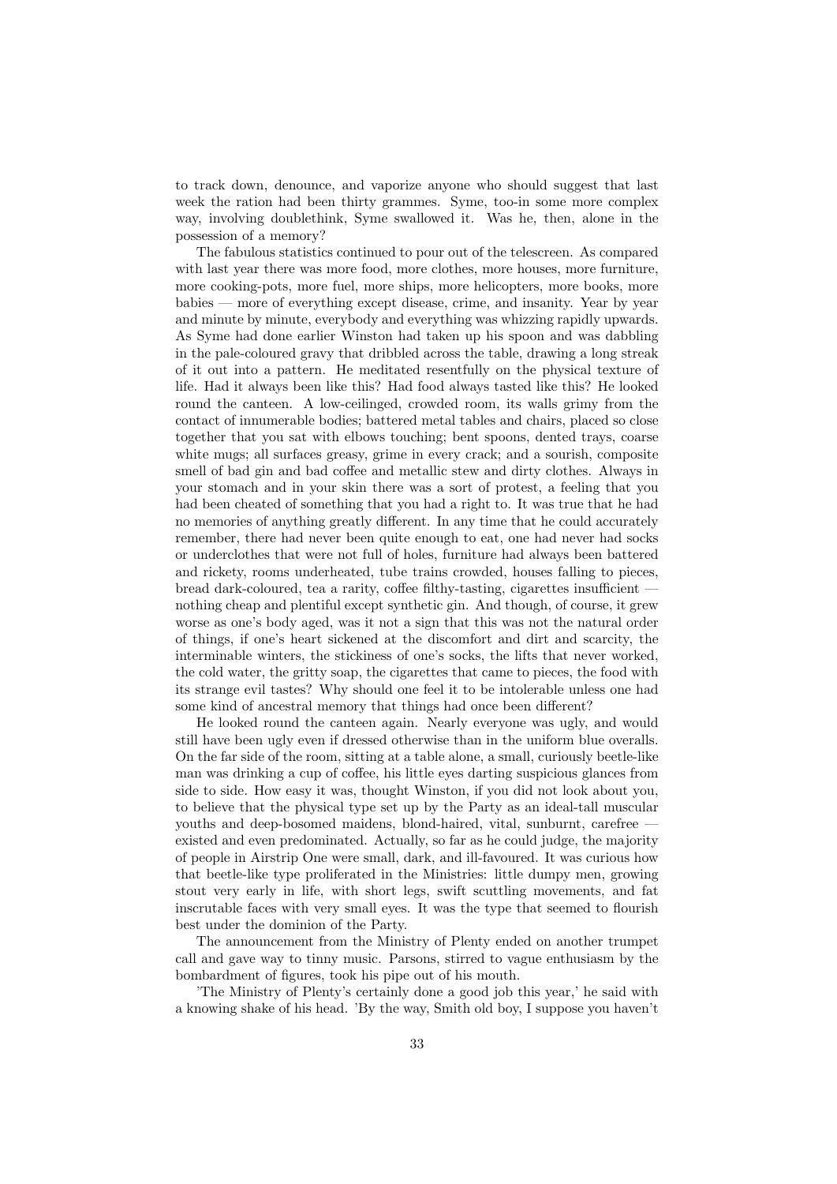to track down, denounce, and vaporize anyone who should suggest that last week the ration had been thirty grammes. Syme, too-in some more complex way, involving doublethink, Syme swallowed it. Was he, then, alone in the possession of a memory?

The fabulous statistics continued to pour out of the telescreen. As compared with last year there was more food, more clothes, more houses, more furniture, more cooking-pots, more fuel, more ships, more helicopters, more books, more babies — more of everything except disease, crime, and insanity. Year by year and minute by minute, everybody and everything was whizzing rapidly upwards. As Syme had done earlier Winston had taken up his spoon and was dabbling in the pale-coloured gravy that dribbled across the table, drawing a long streak of it out into a pattern. He meditated resentfully on the physical texture of life. Had it always been like this? Had food always tasted like this? He looked round the canteen. A low-ceilinged, crowded room, its walls grimy from the contact of innumerable bodies; battered metal tables and chairs, placed so close together that you sat with elbows touching; bent spoons, dented trays, coarse white mugs; all surfaces greasy, grime in every crack; and a sourish, composite smell of bad gin and bad coffee and metallic stew and dirty clothes. Always in your stomach and in your skin there was a sort of protest, a feeling that you had been cheated of something that you had a right to. It was true that he had no memories of anything greatly different. In any time that he could accurately remember, there had never been quite enough to eat, one had never had socks or underclothes that were not full of holes, furniture had always been battered and rickety, rooms underheated, tube trains crowded, houses falling to pieces, bread dark-coloured, tea a rarity, coffee filthy-tasting, cigarettes insufficient — nothing cheap and plentiful except synthetic gin. And though, of course, it grew worse as one's body aged, was it not a sign that this was not the natural order of things, if one's heart sickened at the discomfort and dirt and scarcity, the interminable winters, the stickiness of one's socks, the lifts that never worked, the cold water, the gritty soap, the cigarettes that came to pieces, the food with its strange evil tastes? Why should one feel it to be intolerable unless one had some kind of ancestral memory that things had once been different?

He looked round the canteen again. Nearly everyone was ugly, and would still have been ugly even if dressed otherwise than in the uniform blue overalls. On the far side of the room, sitting at a table alone, a small, curiously beetle-like man was drinking a cup of coffee, his little eyes darting suspicious glances from side to side. How easy it was, thought Winston, if you did not look about you, to believe that the physical type set up by the Party as an ideal-tall muscular youths and deep-bosomed maidens, blond-haired, vital, sunburnt, carefree — existed and even predominated. Actually, so far as he could judge, the majority of people in Airstrip One were small, dark, and ill-favoured. It was curious how that beetle-like type proliferated in the Ministries: little dumpy men, growing stout very early in life, with short legs, swift scuttling movements, and fat inscrutable faces with very small eyes. It was the type that seemed to flourish best under the dominion of the Party.

The announcement from the Ministry of Plenty ended on another trumpet call and gave way to tinny music. Parsons, stirred to vague enthusiasm by the bombardment of figures, took his pipe out of his mouth.

'The Ministry of Plenty's certainly done a good job this year,' he said with a knowing shake of his head. 'By the way, Smith old boy, I suppose you haven't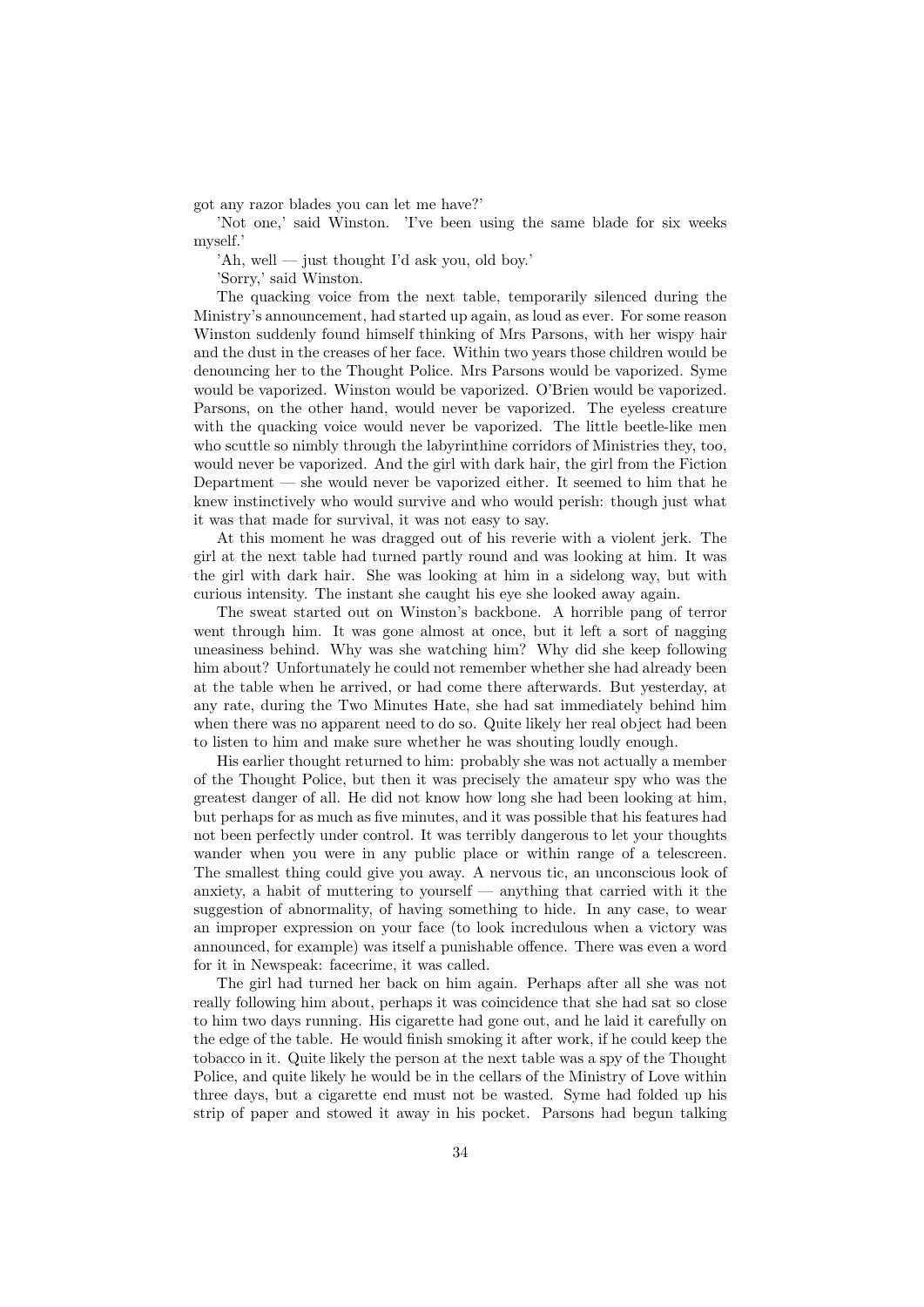got any razor blades you can let me have?'

'Not one,' said Winston. 'I've been using the same blade for six weeks myself.'

'Ah, well — just thought I'd ask you, old boy.'

'Sorry,' said Winston.

The quacking voice from the next table, temporarily silenced during the Ministry's announcement, had started up again, as loud as ever. For some reason Winston suddenly found himself thinking of Mrs Parsons, with her wispy hair and the dust in the creases of her face. Within two years those children would be denouncing her to the Thought Police. Mrs Parsons would be vaporized. Syme would be vaporized. Winston would be vaporized. O'Brien would be vaporized. Parsons, on the other hand, would never be vaporized. The eyeless creature with the quacking voice would never be vaporized. The little beetle-like men who scuttle so nimbly through the labyrinthine corridors of Ministries they, too, would never be vaporized. And the girl with dark hair, the girl from the Fiction Department — she would never be vaporized either. It seemed to him that he knew instinctively who would survive and who would perish: though just what it was that made for survival, it was not easy to say.

At this moment he was dragged out of his reverie with a violent jerk. The girl at the next table had turned partly round and was looking at him. It was the girl with dark hair. She was looking at him in a sidelong way, but with curious intensity. The instant she caught his eye she looked away again.

The sweat started out on Winston's backbone. A horrible pang of terror went through him. It was gone almost at once, but it left a sort of nagging uneasiness behind. Why was she watching him? Why did she keep following him about? Unfortunately he could not remember whether she had already been at the table when he arrived, or had come there afterwards. But yesterday, at any rate, during the Two Minutes Hate, she had sat immediately behind him when there was no apparent need to do so. Quite likely her real object had been to listen to him and make sure whether he was shouting loudly enough.

His earlier thought returned to him: probably she was not actually a member of the Thought Police, but then it was precisely the amateur spy who was the greatest danger of all. He did not know how long she had been looking at him, but perhaps for as much as five minutes, and it was possible that his features had not been perfectly under control. It was terribly dangerous to let your thoughts wander when you were in any public place or within range of a telescreen. The smallest thing could give you away. A nervous tic, an unconscious look of anxiety, a habit of muttering to yourself — anything that carried with it the suggestion of abnormality, of having something to hide. In any case, to wear an improper expression on your face (to look incredulous when a victory was announced, for example) was itself a punishable offence. There was even a word for it in Newspeak: facecrime, it was called.

The girl had turned her back on him again. Perhaps after all she was not really following him about, perhaps it was coincidence that she had sat so close to him two days running. His cigarette had gone out, and he laid it carefully on the edge of the table. He would finish smoking it after work, if he could keep the tobacco in it. Quite likely the person at the next table was a spy of the Thought Police, and quite likely he would be in the cellars of the Ministry of Love within three days, but a cigarette end must not be wasted. Syme had folded up his strip of paper and stowed it away in his pocket. Parsons had begun talking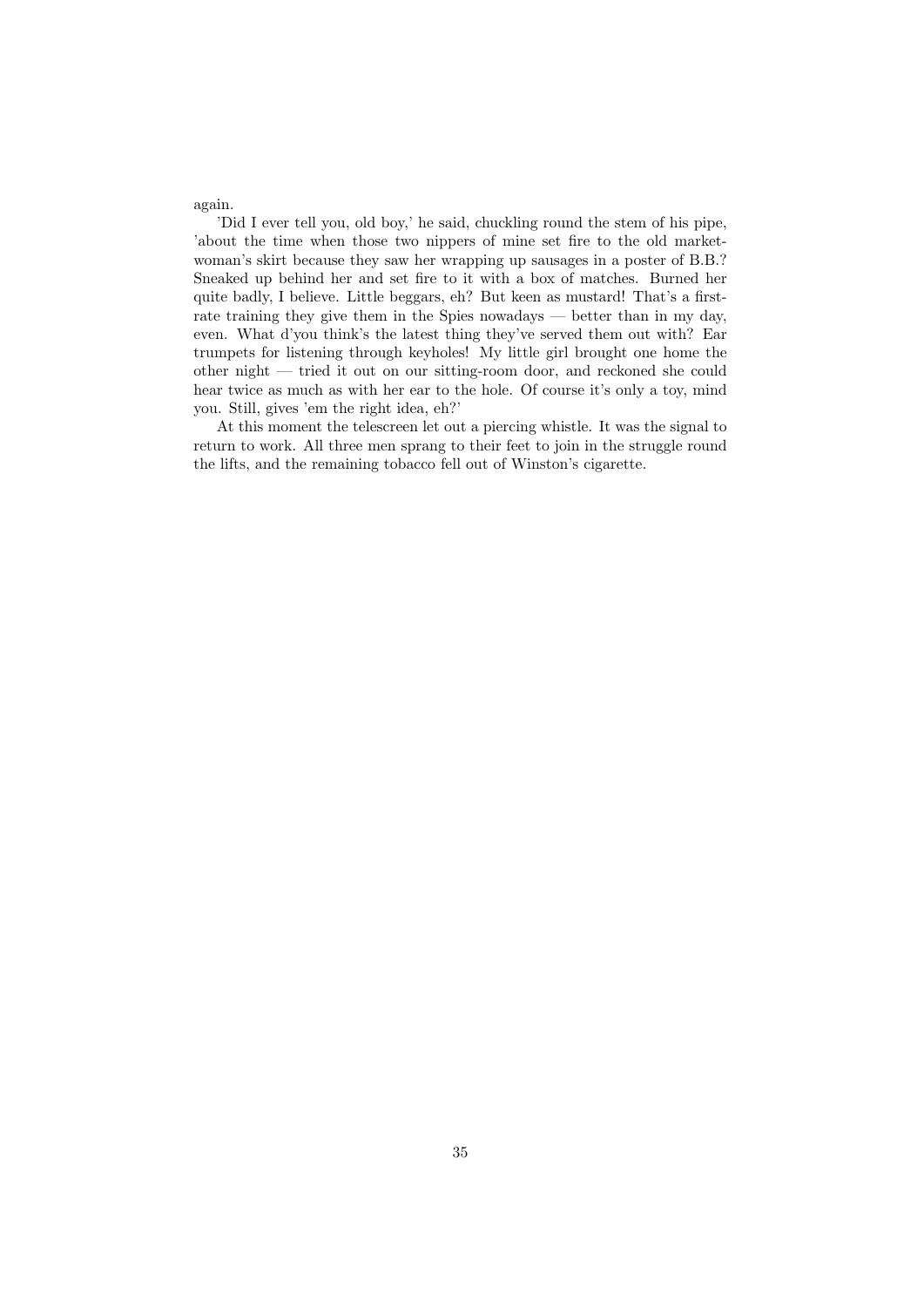again.

'Did I ever tell you, old boy,' he said, chuckling round the stem of his pipe, 'about the time when those two nippers of mine set fire to the old market-woman's skirt because they saw her wrapping up sausages in a poster of B.B.? Sneaked up behind her and set fire to it with a box of matches. Burned her quite badly, I believe. Little beggars, eh? But keen as mustard! That's a first-rate training they give them in the Spies nowadays — better than in my day, even. What d'you think's the latest thing they've served them out with? Ear trumpets for listening through keyholes! My little girl brought one home the other night — tried it out on our sitting-room door, and reckoned she could hear twice as much as with her ear to the hole. Of course it's only a toy, mind you. Still, gives 'em the right idea, eh?'

At this moment the telescreen let out a piercing whistle. It was the signal to return to work. All three men sprang to their feet to join in the struggle round the lifts, and the remaining tobacco fell out of Winston's cigarette.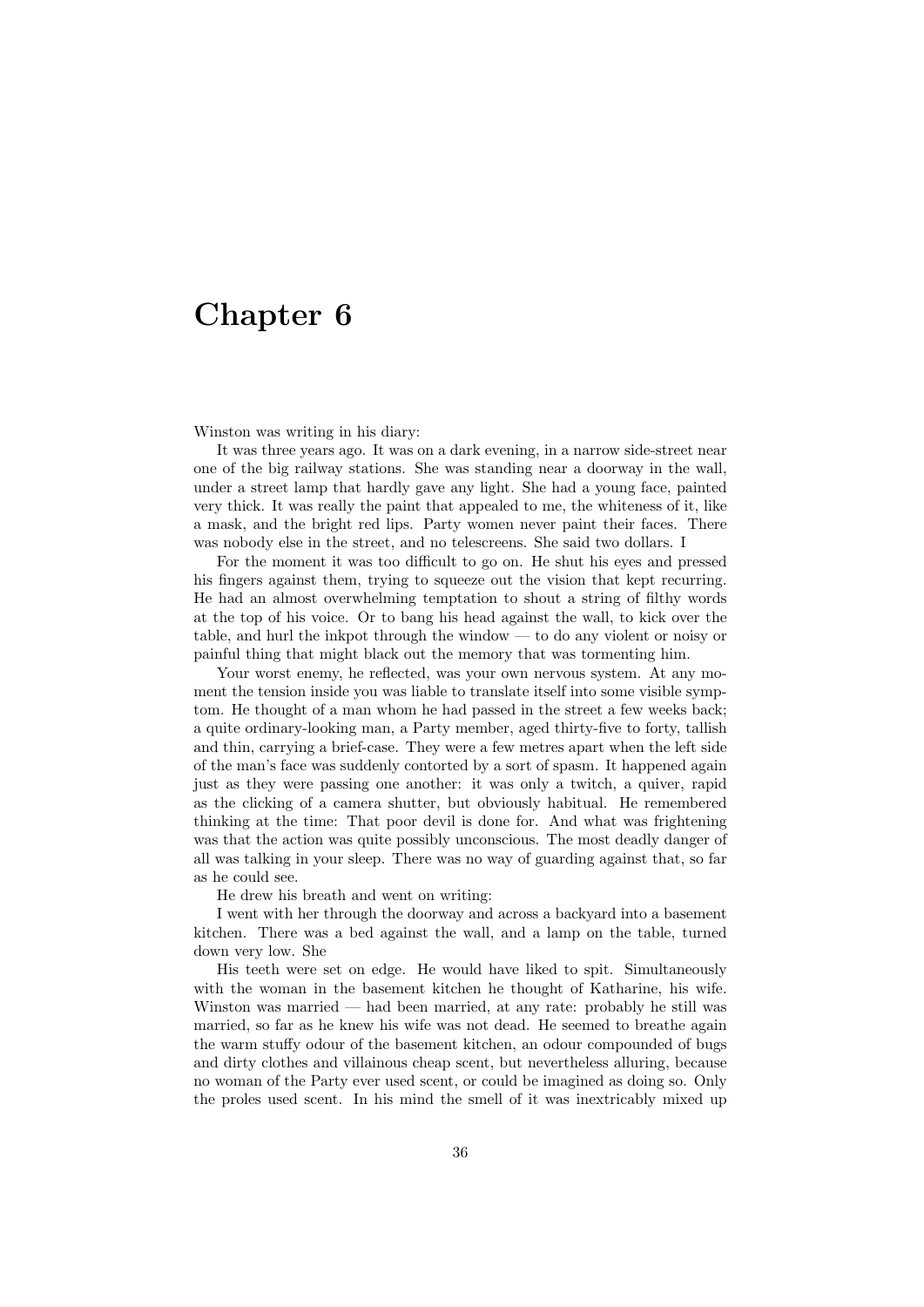# Chapter 6

Winston was writing in his diary:

It was three years ago. It was on a dark evening, in a narrow side-street near one of the big railway stations. She was standing near a doorway in the wall, under a street lamp that hardly gave any light. She had a young face, painted very thick. It was really the paint that appealed to me, the whiteness of it, like a mask, and the bright red lips. Party women never paint their faces. There was nobody else in the street, and no telescreens. She said two dollars. I

For the moment it was too difficult to go on. He shut his eyes and pressed his fingers against them, trying to squeeze out the vision that kept recurring. He had an almost overwhelming temptation to shout a string of filthy words at the top of his voice. Or to bang his head against the wall, to kick over the table, and hurl the inkpot through the window — to do any violent or noisy or painful thing that might black out the memory that was tormenting him.

Your worst enemy, he reflected, was your own nervous system. At any moment the tension inside you was liable to translate itself into some visible symptom. He thought of a man whom he had passed in the street a few weeks back; a quite ordinary-looking man, a Party member, aged thirty-five to forty, tallish and thin, carrying a brief-case. They were a few metres apart when the left side of the man's face was suddenly contorted by a sort of spasm. It happened again just as they were passing one another: it was only a twitch, a quiver, rapid as the clicking of a camera shutter, but obviously habitual. He remembered thinking at the time: That poor devil is done for. And what was frightening was that the action was quite possibly unconscious. The most deadly danger of all was talking in your sleep. There was no way of guarding against that, so far as he could see.

He drew his breath and went on writing:

I went with her through the doorway and across a backyard into a basement kitchen. There was a bed against the wall, and a lamp on the table, turned down very low. She

His teeth were set on edge. He would have liked to spit. Simultaneously with the woman in the basement kitchen he thought of Katharine, his wife. Winston was married — had been married, at any rate: probably he still was married, so far as he knew his wife was not dead. He seemed to breathe again the warm stuffy odour of the basement kitchen, an odour compounded of bugs and dirty clothes and villainous cheap scent, but nevertheless alluring, because no woman of the Party ever used scent, or could be imagined as doing so. Only the proles used scent. In his mind the smell of it was inextricably mixed up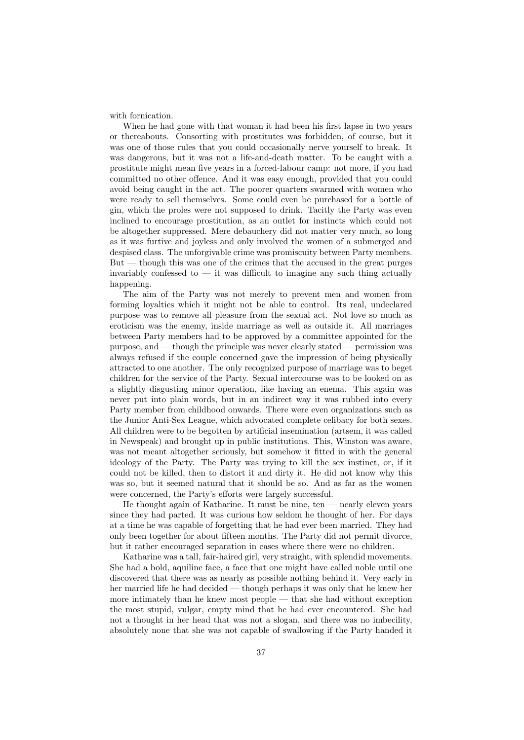with fornication.

When he had gone with that woman it had been his first lapse in two years or thereabouts. Consorting with prostitutes was forbidden, of course, but it was one of those rules that you could occasionally nerve yourself to break. It was dangerous, but it was not a life-and-death matter. To be caught with a prostitute might mean five years in a forced-labour camp: not more, if you had committed no other offence. And it was easy enough, provided that you could avoid being caught in the act. The poorer quarters swarmed with women who were ready to sell themselves. Some could even be purchased for a bottle of gin, which the proles were not supposed to drink. Tacitly the Party was even inclined to encourage prostitution, as an outlet for instincts which could not be altogether suppressed. Mere debauchery did not matter very much, so long as it was furtive and joyless and only involved the women of a submerged and despised class. The unforgivable crime was promiscuity between Party members. But — though this was one of the crimes that the accused in the great purges invariably confessed to — it was difficult to imagine any such thing actually happening.

The aim of the Party was not merely to prevent men and women from forming loyalties which it might not be able to control. Its real, undeclared purpose was to remove all pleasure from the sexual act. Not love so much as eroticism was the enemy, inside marriage as well as outside it. All marriages between Party members had to be approved by a committee appointed for the purpose, and — though the principle was never clearly stated — permission was always refused if the couple concerned gave the impression of being physically attracted to one another. The only recognized purpose of marriage was to beget children for the service of the Party. Sexual intercourse was to be looked on as a slightly disgusting minor operation, like having an enema. This again was never put into plain words, but in an indirect way it was rubbed into every Party member from childhood onwards. There were even organizations such as the Junior Anti-Sex League, which advocated complete celibacy for both sexes. All children were to be begotten by artificial insemination (artsem, it was called in Newspeak) and brought up in public institutions. This, Winston was aware, was not meant altogether seriously, but somehow it fitted in with the general ideology of the Party. The Party was trying to kill the sex instinct, or, if it could not be killed, then to distort it and dirty it. He did not know why this was so, but it seemed natural that it should be so. And as far as the women were concerned, the Party's efforts were largely successful.

He thought again of Katharine. It must be nine, ten — nearly eleven years since they had parted. It was curious how seldom he thought of her. For days at a time he was capable of forgetting that he had ever been married. They had only been together for about fifteen months. The Party did not permit divorce, but it rather encouraged separation in cases where there were no children.

Katharine was a tall, fair-haired girl, very straight, with splendid movements. She had a bold, aquiline face, a face that one might have called noble until one discovered that there was as nearly as possible nothing behind it. Very early in her married life he had decided — though perhaps it was only that he knew her more intimately than he knew most people — that she had without exception the most stupid, vulgar, empty mind that he had ever encountered. She had not a thought in her head that was not a slogan, and there was no imbecility, absolutely none that she was not capable of swallowing if the Party handed it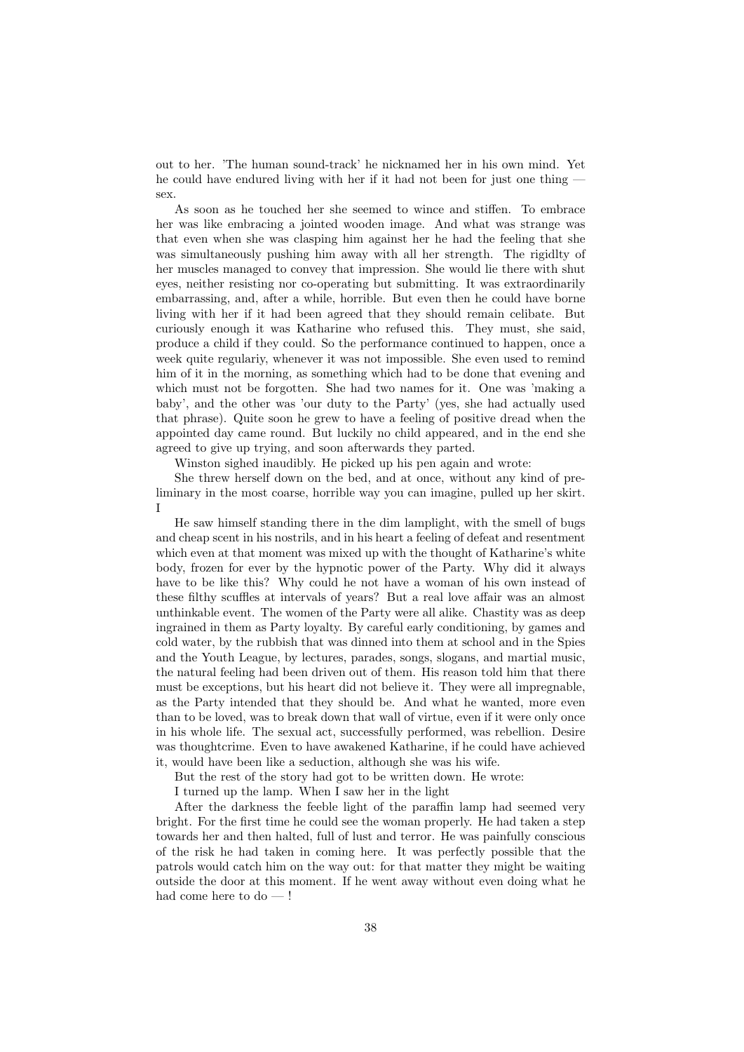out to her. 'The human sound-track' he nicknamed her in his own mind. Yet he could have endured living with her if it had not been for just one thing — sex.

As soon as he touched her she seemed to wince and stiffen. To embrace her was like embracing a jointed wooden image. And what was strange was that even when she was clasping him against her he had the feeling that she was simultaneously pushing him away with all her strength. The rigidlty of her muscles managed to convey that impression. She would lie there with shut eyes, neither resisting nor co-operating but submitting. It was extraordinarily embarrassing, and, after a while, horrible. But even then he could have borne living with her if it had been agreed that they should remain celibate. But curiously enough it was Katharine who refused this. They must, she said, produce a child if they could. So the performance continued to happen, once a week quite regulariy, whenever it was not impossible. She even used to remind him of it in the morning, as something which had to be done that evening and which must not be forgotten. She had two names for it. One was 'making a baby', and the other was 'our duty to the Party' (yes, she had actually used that phrase). Quite soon he grew to have a feeling of positive dread when the appointed day came round. But luckily no child appeared, and in the end she agreed to give up trying, and soon afterwards they parted.

Winston sighed inaudibly. He picked up his pen again and wrote:

She threw herself down on the bed, and at once, without any kind of preliminary in the most coarse, horrible way you can imagine, pulled up her skirt. I

He saw himself standing there in the dim lamplight, with the smell of bugs and cheap scent in his nostrils, and in his heart a feeling of defeat and resentment which even at that moment was mixed up with the thought of Katharine's white body, frozen for ever by the hypnotic power of the Party. Why did it always have to be like this? Why could he not have a woman of his own instead of these filthy scuffles at intervals of years? But a real love affair was an almost unthinkable event. The women of the Party were all alike. Chastity was as deep ingrained in them as Party loyalty. By careful early conditioning, by games and cold water, by the rubbish that was dinned into them at school and in the Spies and the Youth League, by lectures, parades, songs, slogans, and martial music, the natural feeling had been driven out of them. His reason told him that there must be exceptions, but his heart did not believe it. They were all impregnable, as the Party intended that they should be. And what he wanted, more even than to be loved, was to break down that wall of virtue, even if it were only once in his whole life. The sexual act, successfully performed, was rebellion. Desire was thoughtcrime. Even to have awakened Katharine, if he could have achieved it, would have been like a seduction, although she was his wife.

But the rest of the story had got to be written down. He wrote:

I turned up the lamp. When I saw her in the light

After the darkness the feeble light of the paraffin lamp had seemed very bright. For the first time he could see the woman properly. He had taken a step towards her and then halted, full of lust and terror. He was painfully conscious of the risk he had taken in coming here. It was perfectly possible that the patrols would catch him on the way out: for that matter they might be waiting outside the door at this moment. If he went away without even doing what he had come here to do — !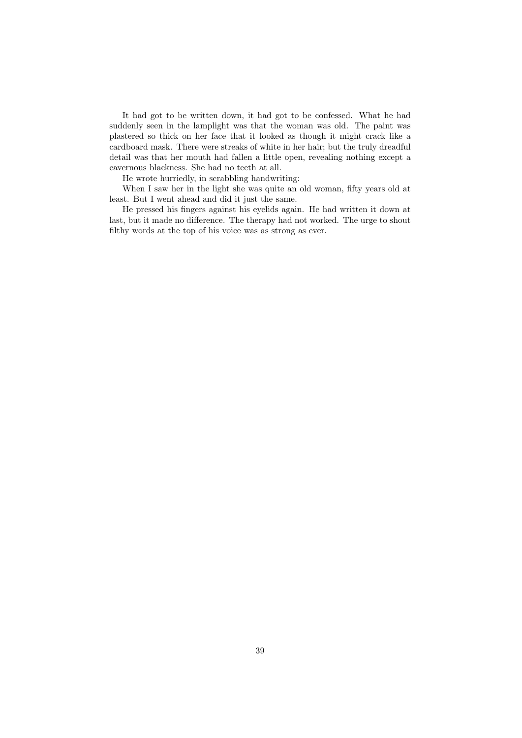It had got to be written down, it had got to be confessed. What he had suddenly seen in the lamplight was that the woman was old. The paint was plastered so thick on her face that it looked as though it might crack like a cardboard mask. There were streaks of white in her hair; but the truly dreadful detail was that her mouth had fallen a little open, revealing nothing except a cavernous blackness. She had no teeth at all.

He wrote hurriedly, in scrabbling handwriting:

When I saw her in the light she was quite an old woman, fifty years old at least. But I went ahead and did it just the same.

He pressed his fingers against his eyelids again. He had written it down at last, but it made no difference. The therapy had not worked. The urge to shout filthy words at the top of his voice was as strong as ever.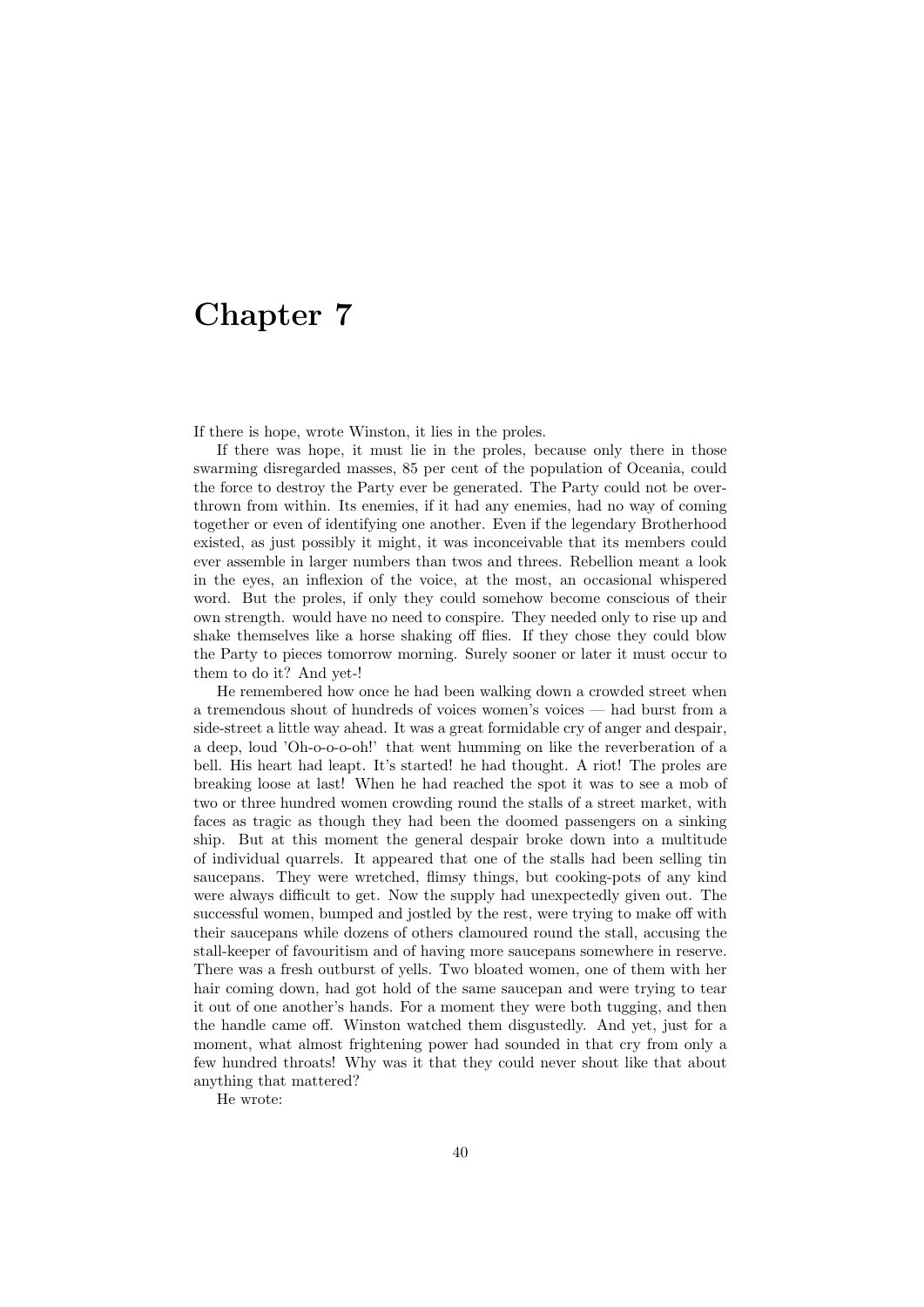# Chapter 7

If there is hope, wrote Winston, it lies in the proles.

If there was hope, it must lie in the proles, because only there in those swarming disregarded masses, 85 per cent of the population of Oceania, could the force to destroy the Party ever be generated. The Party could not be overthrown from within. Its enemies, if it had any enemies, had no way of coming together or even of identifying one another. Even if the legendary Brotherhood existed, as just possibly it might, it was inconceivable that its members could ever assemble in larger numbers than twos and threes. Rebellion meant a look in the eyes, an inflexion of the voice, at the most, an occasional whispered word. But the proles, if only they could somehow become conscious of their own strength. would have no need to conspire. They needed only to rise up and shake themselves like a horse shaking off flies. If they chose they could blow the Party to pieces tomorrow morning. Surely sooner or later it must occur to them to do it? And yet-!

He remembered how once he had been walking down a crowded street when a tremendous shout of hundreds of voices women's voices — had burst from a side-street a little way ahead. It was a great formidable cry of anger and despair, a deep, loud 'Oh-o-o-o-oh!' that went humming on like the reverberation of a bell. His heart had leapt. It's started! he had thought. A riot! The proles are breaking loose at last! When he had reached the spot it was to see a mob of two or three hundred women crowding round the stalls of a street market, with faces as tragic as though they had been the doomed passengers on a sinking ship. But at this moment the general despair broke down into a multitude of individual quarrels. It appeared that one of the stalls had been selling tin saucepans. They were wretched, flimsy things, but cooking-pots of any kind were always difficult to get. Now the supply had unexpectedly given out. The successful women, bumped and jostled by the rest, were trying to make off with their saucepans while dozens of others clamoured round the stall, accusing the stall-keeper of favouritism and of having more saucepans somewhere in reserve. There was a fresh outburst of yells. Two bloated women, one of them with her hair coming down, had got hold of the same saucepan and were trying to tear it out of one another's hands. For a moment they were both tugging, and then the handle came off. Winston watched them disgustedly. And yet, just for a moment, what almost frightening power had sounded in that cry from only a few hundred throats! Why was it that they could never shout like that about anything that mattered?

He wrote: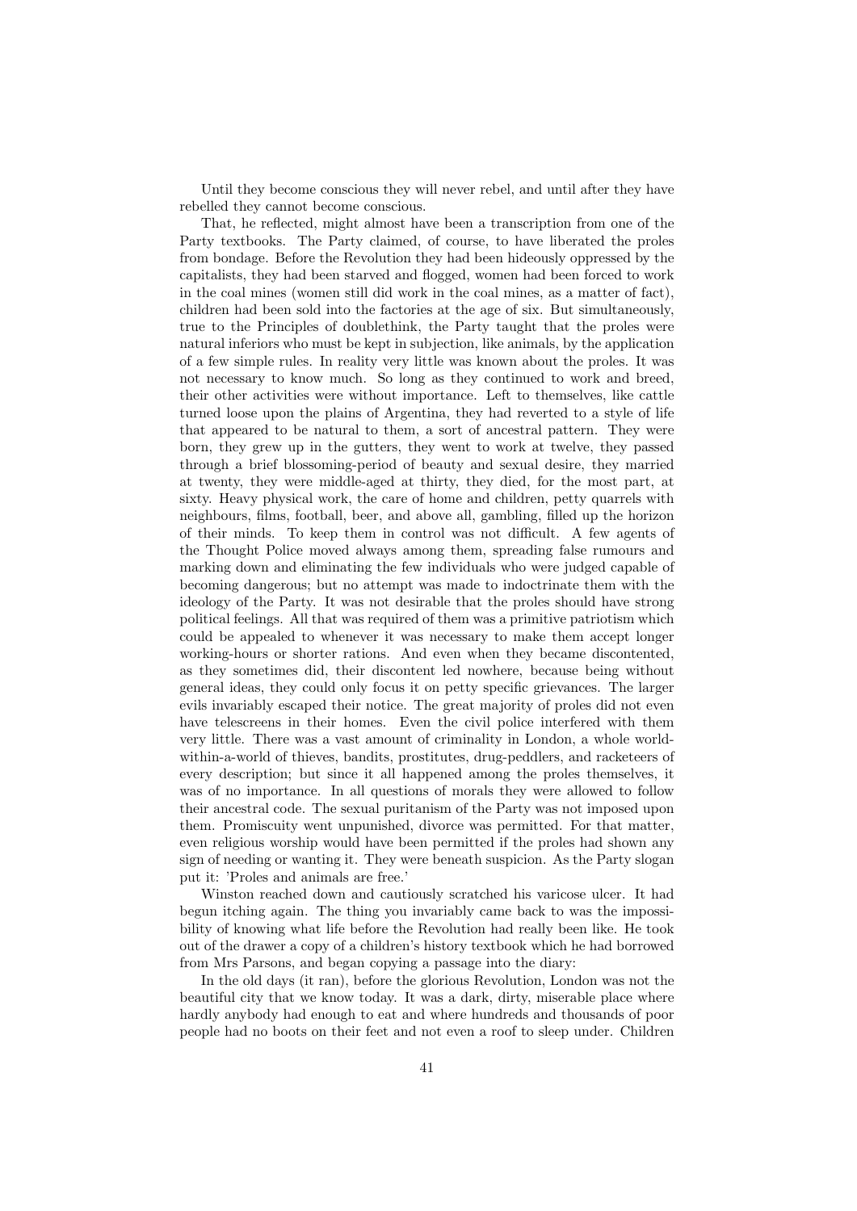Until they become conscious they will never rebel, and until after they have rebelled they cannot become conscious.

That, he reflected, might almost have been a transcription from one of the Party textbooks. The Party claimed, of course, to have liberated the proles from bondage. Before the Revolution they had been hideously oppressed by the capitalists, they had been starved and flogged, women had been forced to work in the coal mines (women still did work in the coal mines, as a matter of fact), children had been sold into the factories at the age of six. But simultaneously, true to the Principles of doublethink, the Party taught that the proles were natural inferiors who must be kept in subjection, like animals, by the application of a few simple rules. In reality very little was known about the proles. It was not necessary to know much. So long as they continued to work and breed, their other activities were without importance. Left to themselves, like cattle turned loose upon the plains of Argentina, they had reverted to a style of life that appeared to be natural to them, a sort of ancestral pattern. They were born, they grew up in the gutters, they went to work at twelve, they passed through a brief blossoming-period of beauty and sexual desire, they married at twenty, they were middle-aged at thirty, they died, for the most part, at sixty. Heavy physical work, the care of home and children, petty quarrels with neighbours, films, football, beer, and above all, gambling, filled up the horizon of their minds. To keep them in control was not difficult. A few agents of the Thought Police moved always among them, spreading false rumours and marking down and eliminating the few individuals who were judged capable of becoming dangerous; but no attempt was made to indoctrinate them with the ideology of the Party. It was not desirable that the proles should have strong political feelings. All that was required of them was a primitive patriotism which could be appealed to whenever it was necessary to make them accept longer working-hours or shorter rations. And even when they became discontented, as they sometimes did, their discontent led nowhere, because being without general ideas, they could only focus it on petty specific grievances. The larger evils invariably escaped their notice. The great majority of proles did not even have telescreens in their homes. Even the civil police interfered with them very little. There was a vast amount of criminality in London, a whole world-within-a-world of thieves, bandits, prostitutes, drug-peddlers, and racketeers of every description; but since it all happened among the proles themselves, it was of no importance. In all questions of morals they were allowed to follow their ancestral code. The sexual puritanism of the Party was not imposed upon them. Promiscuity went unpunished, divorce was permitted. For that matter, even religious worship would have been permitted if the proles had shown any sign of needing or wanting it. They were beneath suspicion. As the Party slogan put it: 'Proles and animals are free.'

Winston reached down and cautiously scratched his varicose ulcer. It had begun itching again. The thing you invariably came back to was the impossibility of knowing what life before the Revolution had really been like. He took out of the drawer a copy of a children's history textbook which he had borrowed from Mrs Parsons, and began copying a passage into the diary:

In the old days (it ran), before the glorious Revolution, London was not the beautiful city that we know today. It was a dark, dirty, miserable place where hardly anybody had enough to eat and where hundreds and thousands of poor people had no boots on their feet and not even a roof to sleep under. Children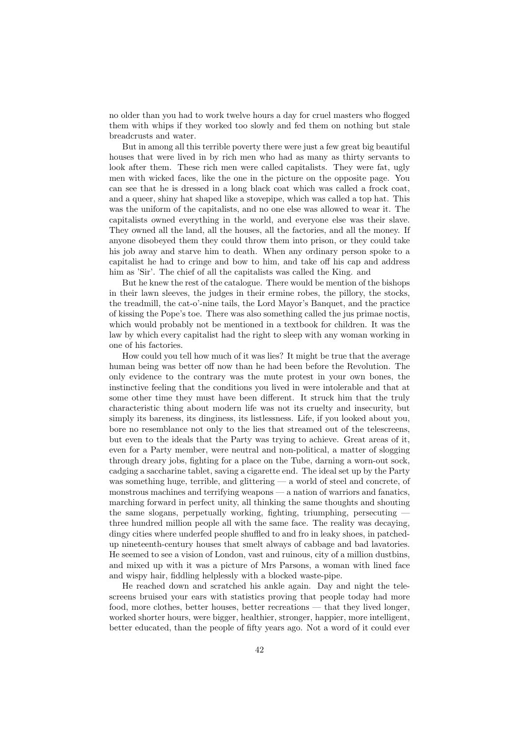no older than you had to work twelve hours a day for cruel masters who flogged them with whips if they worked too slowly and fed them on nothing but stale breadcrusts and water.

But in among all this terrible poverty there were just a few great big beautiful houses that were lived in by rich men who had as many as thirty servants to look after them. These rich men were called capitalists. They were fat, ugly men with wicked faces, like the one in the picture on the opposite page. You can see that he is dressed in a long black coat which was called a frock coat, and a queer, shiny hat shaped like a stovepipe, which was called a top hat. This was the uniform of the capitalists, and no one else was allowed to wear it. The capitalists owned everything in the world, and everyone else was their slave. They owned all the land, all the houses, all the factories, and all the money. If anyone disobeyed them they could throw them into prison, or they could take his job away and starve him to death. When any ordinary person spoke to a capitalist he had to cringe and bow to him, and take off his cap and address him as 'Sir'. The chief of all the capitalists was called the King. and

But he knew the rest of the catalogue. There would be mention of the bishops in their lawn sleeves, the judges in their ermine robes, the pillory, the stocks, the treadmill, the cat-o'-nine tails, the Lord Mayor's Banquet, and the practice of kissing the Pope's toe. There was also something called the jus primae noctis, which would probably not be mentioned in a textbook for children. It was the law by which every capitalist had the right to sleep with any woman working in one of his factories.

How could you tell how much of it was lies? It might be true that the average human being was better off now than he had been before the Revolution. The only evidence to the contrary was the mute protest in your own bones, the instinctive feeling that the conditions you lived in were intolerable and that at some other time they must have been different. It struck him that the truly characteristic thing about modern life was not its cruelty and insecurity, but simply its bareness, its dinginess, its listlessness. Life, if you looked about you, bore no resemblance not only to the lies that streamed out of the telescreens, but even to the ideals that the Party was trying to achieve. Great areas of it, even for a Party member, were neutral and non-political, a matter of slogging through dreary jobs, fighting for a place on the Tube, darning a worn-out sock, cadging a saccharine tablet, saving a cigarette end. The ideal set up by the Party was something huge, terrible, and glittering — a world of steel and concrete, of monstrous machines and terrifying weapons — a nation of warriors and fanatics, marching forward in perfect unity, all thinking the same thoughts and shouting the same slogans, perpetually working, fighting, triumphing, persecuting — three hundred million people all with the same face. The reality was decaying, dingy cities where underfed people shuffled to and fro in leaky shoes, in patched-up nineteenth-century houses that smelt always of cabbage and bad lavatories. He seemed to see a vision of London, vast and ruinous, city of a million dustbins, and mixed up with it was a picture of Mrs Parsons, a woman with lined face and wispy hair, fiddling helplessly with a blocked waste-pipe.

He reached down and scratched his ankle again. Day and night the telescreens bruised your ears with statistics proving that people today had more food, more clothes, better houses, better recreations — that they lived longer, worked shorter hours, were bigger, healthier, stronger, happier, more intelligent, better educated, than the people of fifty years ago. Not a word of it could ever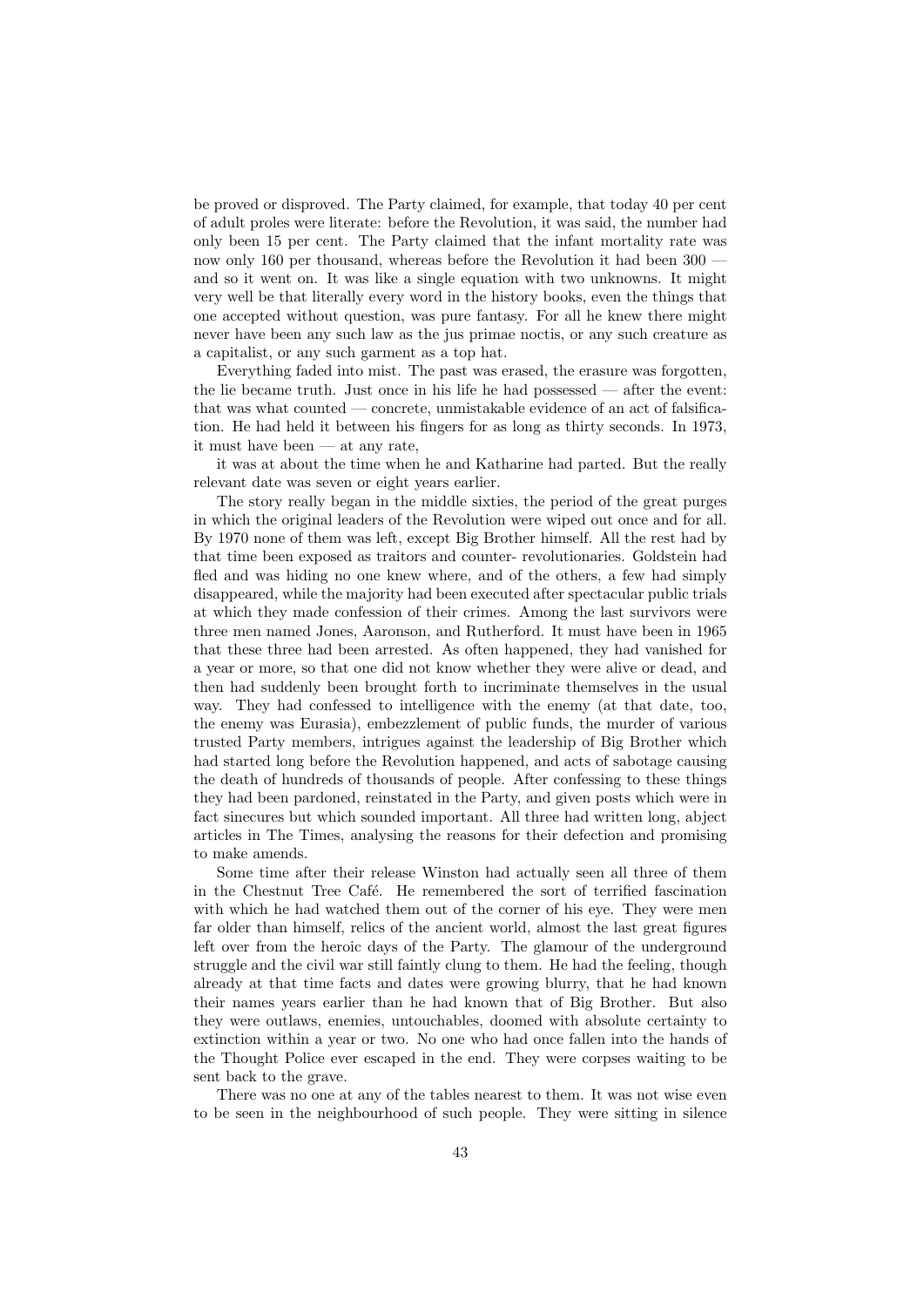be proved or disproved. The Party claimed, for example, that today 40 per cent of adult proles were literate: before the Revolution, it was said, the number had only been 15 per cent. The Party claimed that the infant mortality rate was now only 160 per thousand, whereas before the Revolution it had been 300 — and so it went on. It was like a single equation with two unknowns. It might very well be that literally every word in the history books, even the things that one accepted without question, was pure fantasy. For all he knew there might never have been any such law as the jus primae noctis, or any such creature as a capitalist, or any such garment as a top hat.

Everything faded into mist. The past was erased, the erasure was forgotten, the lie became truth. Just once in his life he had possessed — after the event: that was what counted — concrete, unmistakable evidence of an act of falsification. He had held it between his fingers for as long as thirty seconds. In 1973, it must have been — at any rate,

it was at about the time when he and Katharine had parted. But the really relevant date was seven or eight years earlier.

The story really began in the middle sixties, the period of the great purges in which the original leaders of the Revolution were wiped out once and for all. By 1970 none of them was left, except Big Brother himself. All the rest had by that time been exposed as traitors and counter- revolutionaries. Goldstein had fled and was hiding no one knew where, and of the others, a few had simply disappeared, while the majority had been executed after spectacular public trials at which they made confession of their crimes. Among the last survivors were three men named Jones, Aaronson, and Rutherford. It must have been in 1965 that these three had been arrested. As often happened, they had vanished for a year or more, so that one did not know whether they were alive or dead, and then had suddenly been brought forth to incriminate themselves in the usual way. They had confessed to intelligence with the enemy (at that date, too, the enemy was Eurasia), embezzlement of public funds, the murder of various trusted Party members, intrigues against the leadership of Big Brother which had started long before the Revolution happened, and acts of sabotage causing the death of hundreds of thousands of people. After confessing to these things they had been pardoned, reinstated in the Party, and given posts which were in fact sinecures but which sounded important. All three had written long, abject articles in The Times, analysing the reasons for their defection and promising to make amends.

Some time after their release Winston had actually seen all three of them in the Chestnut Tree Café. He remembered the sort of terrified fascination with which he had watched them out of the corner of his eye. They were men far older than himself, relics of the ancient world, almost the last great figures left over from the heroic days of the Party. The glamour of the underground struggle and the civil war still faintly clung to them. He had the feeling, though already at that time facts and dates were growing blurry, that he had known their names years earlier than he had known that of Big Brother. But also they were outlaws, enemies, untouchables, doomed with absolute certainty to extinction within a year or two. No one who had once fallen into the hands of the Thought Police ever escaped in the end. They were corpses waiting to be sent back to the grave.

There was no one at any of the tables nearest to them. It was not wise even to be seen in the neighbourhood of such people. They were sitting in silence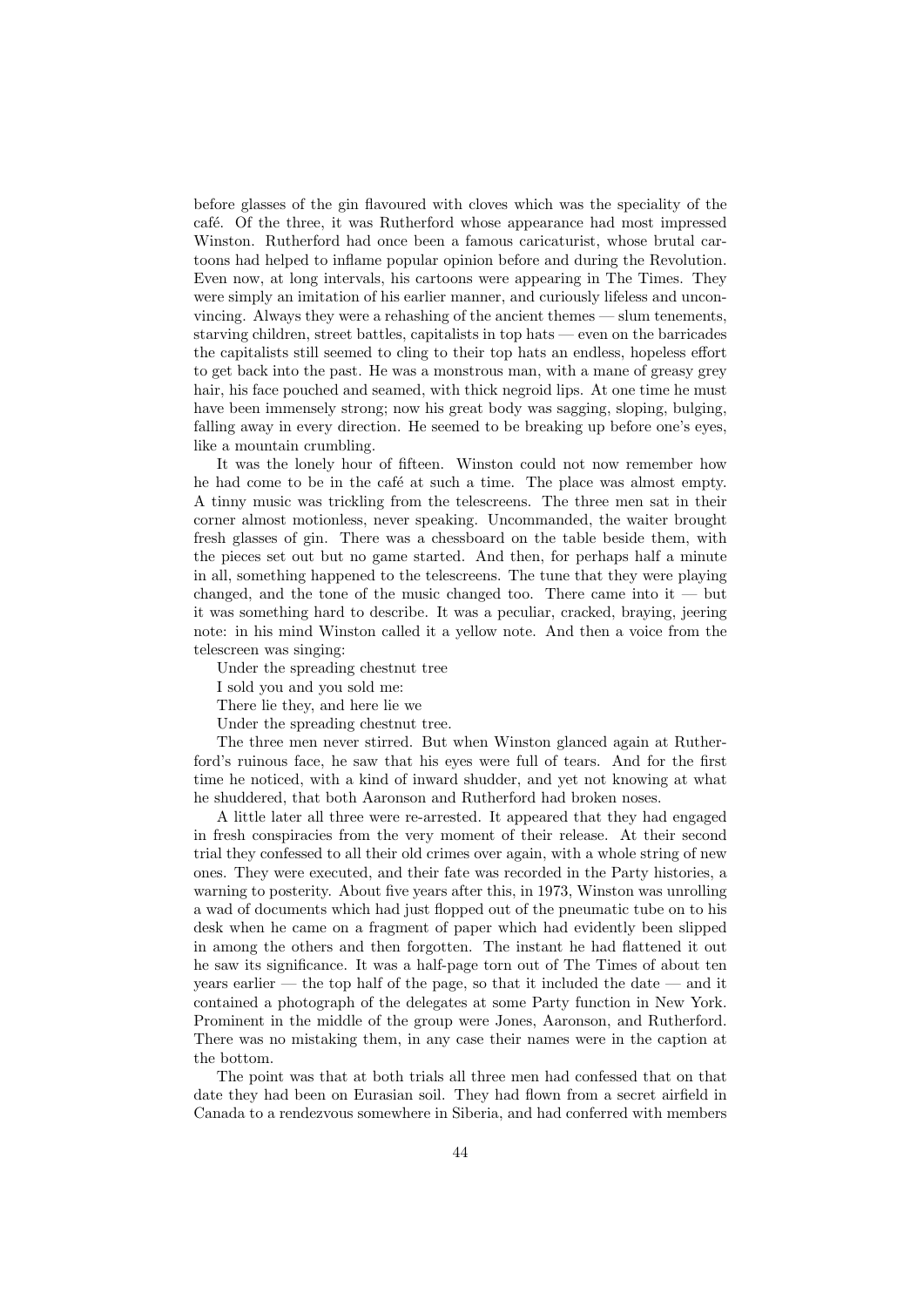before glasses of the gin flavoured with cloves which was the speciality of the café. Of the three, it was Rutherford whose appearance had most impressed Winston. Rutherford had once been a famous caricaturist, whose brutal cartoons had helped to inflame popular opinion before and during the Revolution. Even now, at long intervals, his cartoons were appearing in The Times. They were simply an imitation of his earlier manner, and curiously lifeless and unconvincing. Always they were a rehashing of the ancient themes — slum tenements, starving children, street battles, capitalists in top hats — even on the barricades the capitalists still seemed to cling to their top hats an endless, hopeless effort to get back into the past. He was a monstrous man, with a mane of greasy grey hair, his face pouched and seamed, with thick negroid lips. At one time he must have been immensely strong; now his great body was sagging, sloping, bulging, falling away in every direction. He seemed to be breaking up before one's eyes, like a mountain crumbling.

It was the lonely hour of fifteen. Winston could not now remember how he had come to be in the café at such a time. The place was almost empty. A tinny music was trickling from the telescreens. The three men sat in their corner almost motionless, never speaking. Uncommanded, the waiter brought fresh glasses of gin. There was a chessboard on the table beside them, with the pieces set out but no game started. And then, for perhaps half a minute in all, something happened to the telescreens. The tune that they were playing changed, and the tone of the music changed too. There came into it — but it was something hard to describe. It was a peculiar, cracked, braying, jeering note: in his mind Winston called it a yellow note. And then a voice from the telescreen was singing:

Under the spreading chestnut tree
I sold you and you sold me:
There lie they, and here lie we
Under the spreading chestnut tree.

The three men never stirred. But when Winston glanced again at Rutherford's ruinous face, he saw that his eyes were full of tears. And for the first time he noticed, with a kind of inward shudder, and yet not knowing at what he shuddered, that both Aaronson and Rutherford had broken noses.

A little later all three were re-arrested. It appeared that they had engaged in fresh conspiracies from the very moment of their release. At their second trial they confessed to all their old crimes over again, with a whole string of new ones. They were executed, and their fate was recorded in the Party histories, a warning to posterity. About five years after this, in 1973, Winston was unrolling a wad of documents which had just flopped out of the pneumatic tube on to his desk when he came on a fragment of paper which had evidently been slipped in among the others and then forgotten. The instant he had flattened it out he saw its significance. It was a half-page torn out of The Times of about ten years earlier — the top half of the page, so that it included the date — and it contained a photograph of the delegates at some Party function in New York. Prominent in the middle of the group were Jones, Aaronson, and Rutherford. There was no mistaking them, in any case their names were in the caption at the bottom.

The point was that at both trials all three men had confessed that on that date they had been on Eurasian soil. They had flown from a secret airfield in Canada to a rendezvous somewhere in Siberia, and had conferred with members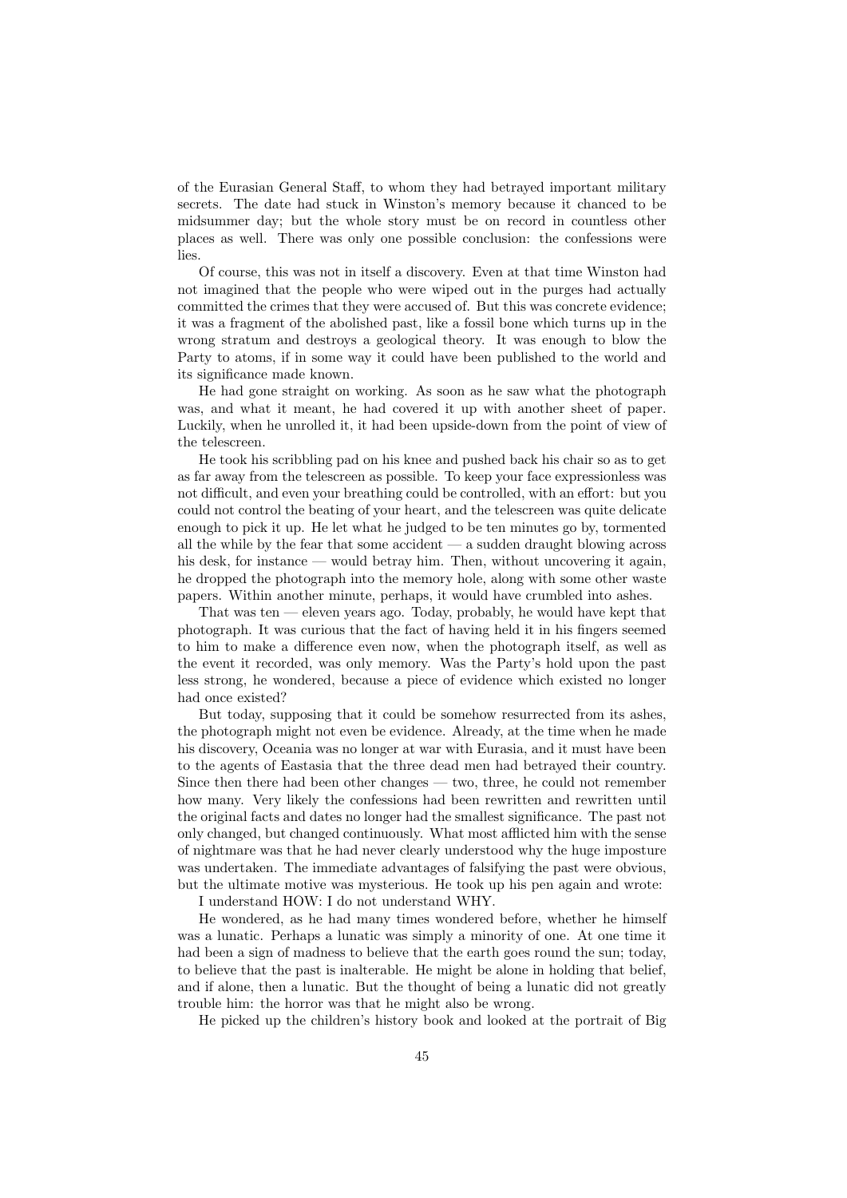of the Eurasian General Staff, to whom they had betrayed important military secrets. The date had stuck in Winston's memory because it chanced to be midsummer day; but the whole story must be on record in countless other places as well. There was only one possible conclusion: the confessions were lies.

Of course, this was not in itself a discovery. Even at that time Winston had not imagined that the people who were wiped out in the purges had actually committed the crimes that they were accused of. But this was concrete evidence; it was a fragment of the abolished past, like a fossil bone which turns up in the wrong stratum and destroys a geological theory. It was enough to blow the Party to atoms, if in some way it could have been published to the world and its significance made known.

He had gone straight on working. As soon as he saw what the photograph was, and what it meant, he had covered it up with another sheet of paper. Luckily, when he unrolled it, it had been upside-down from the point of view of the telescreen.

He took his scribbling pad on his knee and pushed back his chair so as to get as far away from the telescreen as possible. To keep your face expressionless was not difficult, and even your breathing could be controlled, with an effort: but you could not control the beating of your heart, and the telescreen was quite delicate enough to pick it up. He let what he judged to be ten minutes go by, tormented all the while by the fear that some accident — a sudden draught blowing across his desk, for instance — would betray him. Then, without uncovering it again, he dropped the photograph into the memory hole, along with some other waste papers. Within another minute, perhaps, it would have crumbled into ashes.

That was ten — eleven years ago. Today, probably, he would have kept that photograph. It was curious that the fact of having held it in his fingers seemed to him to make a difference even now, when the photograph itself, as well as the event it recorded, was only memory. Was the Party's hold upon the past less strong, he wondered, because a piece of evidence which existed no longer had once existed?

But today, supposing that it could be somehow resurrected from its ashes, the photograph might not even be evidence. Already, at the time when he made his discovery, Oceania was no longer at war with Eurasia, and it must have been to the agents of Eastasia that the three dead men had betrayed their country. Since then there had been other changes — two, three, he could not remember how many. Very likely the confessions had been rewritten and rewritten until the original facts and dates no longer had the smallest significance. The past not only changed, but changed continuously. What most afflicted him with the sense of nightmare was that he had never clearly understood why the huge imposture was undertaken. The immediate advantages of falsifying the past were obvious, but the ultimate motive was mysterious. He took up his pen again and wrote:

I understand HOW: I do not understand WHY.

He wondered, as he had many times wondered before, whether he himself was a lunatic. Perhaps a lunatic was simply a minority of one. At one time it had been a sign of madness to believe that the earth goes round the sun; today, to believe that the past is inalterable. He might be alone in holding that belief, and if alone, then a lunatic. But the thought of being a lunatic did not greatly trouble him: the horror was that he might also be wrong.

He picked up the children's history book and looked at the portrait of Big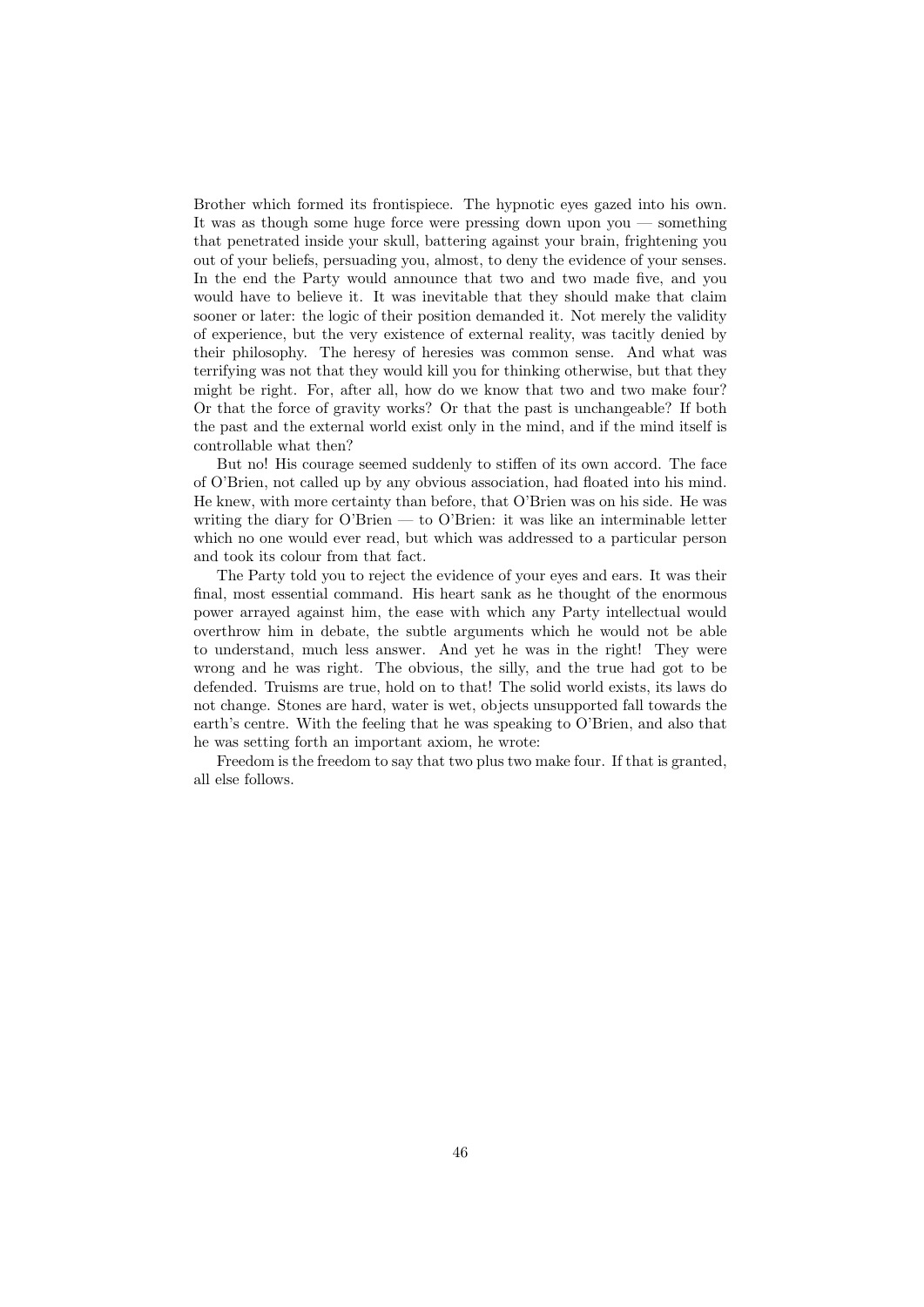Brother which formed its frontispiece. The hypnotic eyes gazed into his own. It was as though some huge force were pressing down upon you — something that penetrated inside your skull, battering against your brain, frightening you out of your beliefs, persuading you, almost, to deny the evidence of your senses. In the end the Party would announce that two and two made five, and you would have to believe it. It was inevitable that they should make that claim sooner or later: the logic of their position demanded it. Not merely the validity of experience, but the very existence of external reality, was tacitly denied by their philosophy. The heresy of heresies was common sense. And what was terrifying was not that they would kill you for thinking otherwise, but that they might be right. For, after all, how do we know that two and two make four? Or that the force of gravity works? Or that the past is unchangeable? If both the past and the external world exist only in the mind, and if the mind itself is controllable what then?

But no! His courage seemed suddenly to stiffen of its own accord. The face of O'Brien, not called up by any obvious association, had floated into his mind. He knew, with more certainty than before, that O'Brien was on his side. He was writing the diary for O'Brien — to O'Brien: it was like an interminable letter which no one would ever read, but which was addressed to a particular person and took its colour from that fact.

The Party told you to reject the evidence of your eyes and ears. It was their final, most essential command. His heart sank as he thought of the enormous power arrayed against him, the ease with which any Party intellectual would overthrow him in debate, the subtle arguments which he would not be able to understand, much less answer. And yet he was in the right! They were wrong and he was right. The obvious, the silly, and the true had got to be defended. Truisms are true, hold on to that! The solid world exists, its laws do not change. Stones are hard, water is wet, objects unsupported fall towards the earth's centre. With the feeling that he was speaking to O'Brien, and also that he was setting forth an important axiom, he wrote:

Freedom is the freedom to say that two plus two make four. If that is granted, all else follows.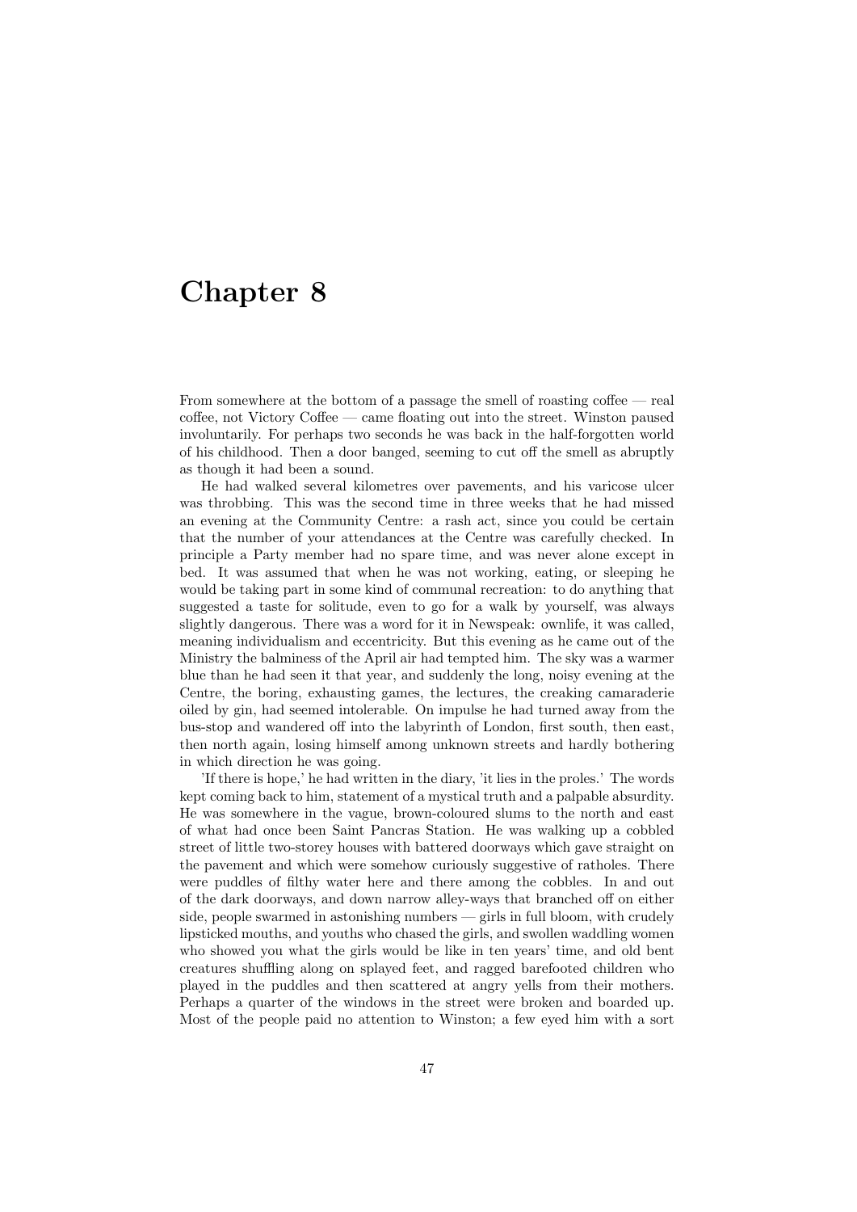# Chapter 8

From somewhere at the bottom of a passage the smell of roasting coffee — real coffee, not Victory Coffee — came floating out into the street. Winston paused involuntarily. For perhaps two seconds he was back in the half-forgotten world of his childhood. Then a door banged, seeming to cut off the smell as abruptly as though it had been a sound.

He had walked several kilometres over pavements, and his varicose ulcer was throbbing. This was the second time in three weeks that he had missed an evening at the Community Centre: a rash act, since you could be certain that the number of your attendances at the Centre was carefully checked. In principle a Party member had no spare time, and was never alone except in bed. It was assumed that when he was not working, eating, or sleeping he would be taking part in some kind of communal recreation: to do anything that suggested a taste for solitude, even to go for a walk by yourself, was always slightly dangerous. There was a word for it in Newspeak: ownlife, it was called, meaning individualism and eccentricity. But this evening as he came out of the Ministry the balminess of the April air had tempted him. The sky was a warmer blue than he had seen it that year, and suddenly the long, noisy evening at the Centre, the boring, exhausting games, the lectures, the creaking camaraderie oiled by gin, had seemed intolerable. On impulse he had turned away from the bus-stop and wandered off into the labyrinth of London, first south, then east, then north again, losing himself among unknown streets and hardly bothering in which direction he was going.

'If there is hope,' he had written in the diary, 'it lies in the proles.' The words kept coming back to him, statement of a mystical truth and a palpable absurdity. He was somewhere in the vague, brown-coloured slums to the north and east of what had once been Saint Pancras Station. He was walking up a cobbled street of little two-storey houses with battered doorways which gave straight on the pavement and which were somehow curiously suggestive of ratholes. There were puddles of filthy water here and there among the cobbles. In and out of the dark doorways, and down narrow alley-ways that branched off on either side, people swarmed in astonishing numbers — girls in full bloom, with crudely lipsticked mouths, and youths who chased the girls, and swollen waddling women who showed you what the girls would be like in ten years' time, and old bent creatures shuffling along on splayed feet, and ragged barefooted children who played in the puddles and then scattered at angry yells from their mothers. Perhaps a quarter of the windows in the street were broken and boarded up. Most of the people paid no attention to Winston; a few eyed him with a sort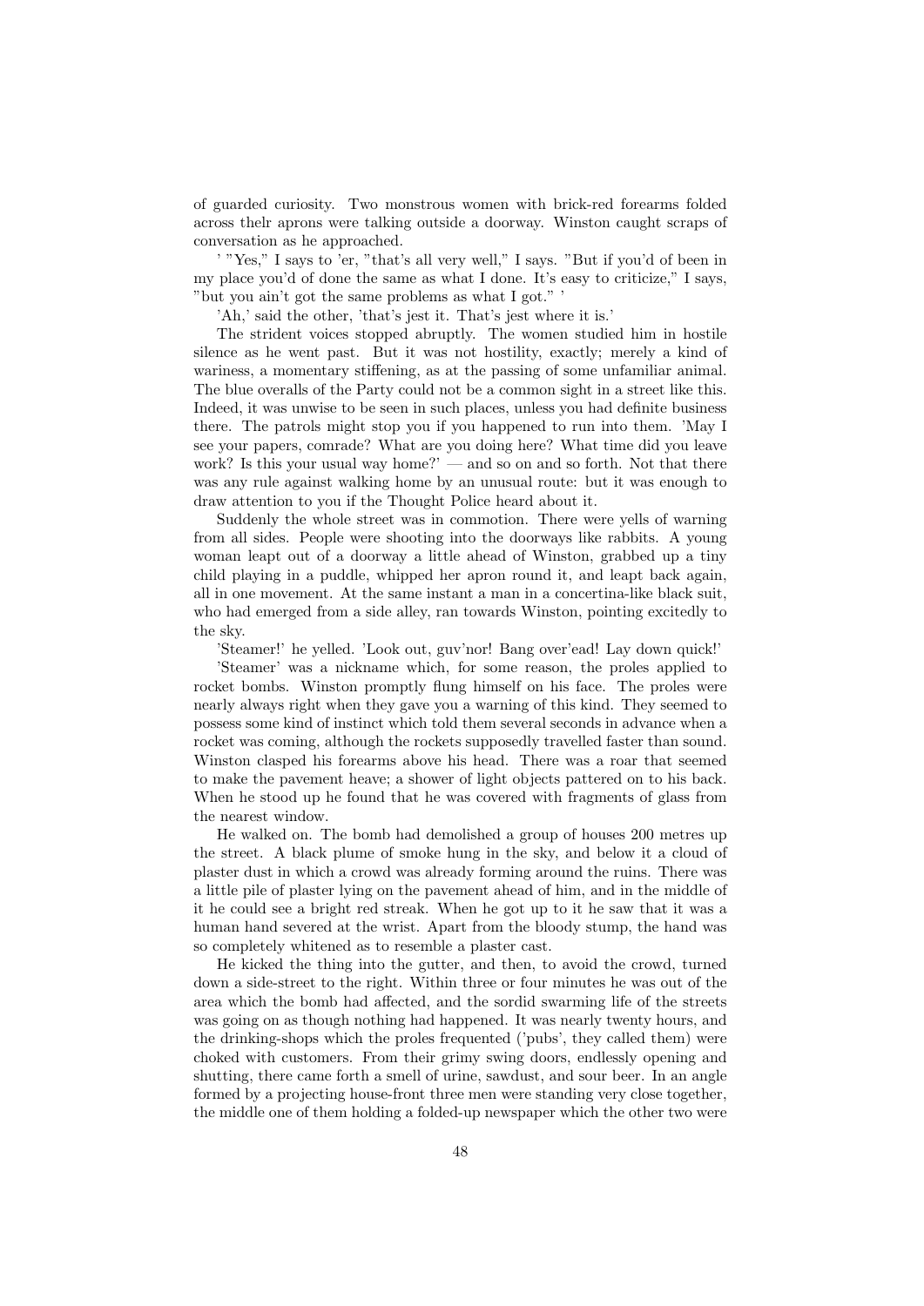of guarded curiosity. Two monstrous women with brick-red forearms folded across thelr aprons were talking outside a doorway. Winston caught scraps of conversation as he approached.

' "Yes," I says to 'er, "that's all very well," I says. "But if you'd of been in my place you'd of done the same as what I done. It's easy to criticize," I says, "but you ain't got the same problems as what I got." '

'Ah,' said the other, 'that's jest it. That's jest where it is.'

The strident voices stopped abruptly. The women studied him in hostile silence as he went past. But it was not hostility, exactly; merely a kind of wariness, a momentary stiffening, as at the passing of some unfamiliar animal. The blue overalls of the Party could not be a common sight in a street like this. Indeed, it was unwise to be seen in such places, unless you had definite business there. The patrols might stop you if you happened to run into them. 'May I see your papers, comrade? What are you doing here? What time did you leave work? Is this your usual way home?' — and so on and so forth. Not that there was any rule against walking home by an unusual route: but it was enough to draw attention to you if the Thought Police heard about it.

Suddenly the whole street was in commotion. There were yells of warning from all sides. People were shooting into the doorways like rabbits. A young woman leapt out of a doorway a little ahead of Winston, grabbed up a tiny child playing in a puddle, whipped her apron round it, and leapt back again, all in one movement. At the same instant a man in a concertina-like black suit, who had emerged from a side alley, ran towards Winston, pointing excitedly to the sky.

'Steamer!' he yelled. 'Look out, guv'nor! Bang over'ead! Lay down quick!'

'Steamer' was a nickname which, for some reason, the proles applied to rocket bombs. Winston promptly flung himself on his face. The proles were nearly always right when they gave you a warning of this kind. They seemed to possess some kind of instinct which told them several seconds in advance when a rocket was coming, although the rockets supposedly travelled faster than sound. Winston clasped his forearms above his head. There was a roar that seemed to make the pavement heave; a shower of light objects pattered on to his back. When he stood up he found that he was covered with fragments of glass from the nearest window.

He walked on. The bomb had demolished a group of houses 200 metres up the street. A black plume of smoke hung in the sky, and below it a cloud of plaster dust in which a crowd was already forming around the ruins. There was a little pile of plaster lying on the pavement ahead of him, and in the middle of it he could see a bright red streak. When he got up to it he saw that it was a human hand severed at the wrist. Apart from the bloody stump, the hand was so completely whitened as to resemble a plaster cast.

He kicked the thing into the gutter, and then, to avoid the crowd, turned down a side-street to the right. Within three or four minutes he was out of the area which the bomb had affected, and the sordid swarming life of the streets was going on as though nothing had happened. It was nearly twenty hours, and the drinking-shops which the proles frequented ('pubs', they called them) were choked with customers. From their grimy swing doors, endlessly opening and shutting, there came forth a smell of urine, sawdust, and sour beer. In an angle formed by a projecting house-front three men were standing very close together, the middle one of them holding a folded-up newspaper which the other two were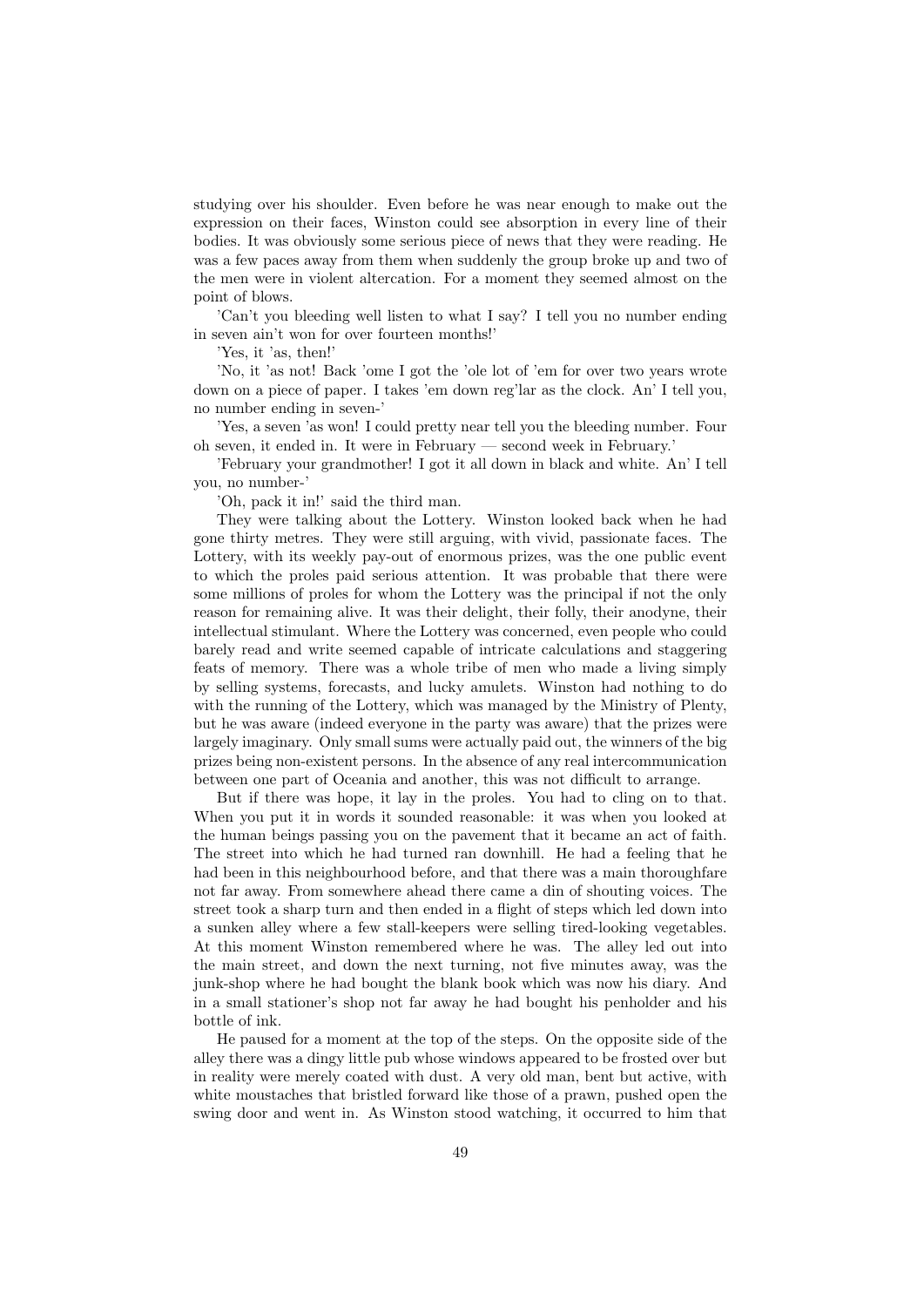studying over his shoulder. Even before he was near enough to make out the expression on their faces, Winston could see absorption in every line of their bodies. It was obviously some serious piece of news that they were reading. He was a few paces away from them when suddenly the group broke up and two of the men were in violent altercation. For a moment they seemed almost on the point of blows.

'Can't you bleeding well listen to what I say? I tell you no number ending in seven ain't won for over fourteen months!'

'Yes, it 'as, then!'

'No, it 'as not! Back 'ome I got the 'ole lot of 'em for over two years wrote down on a piece of paper. I takes 'em down reg'lar as the clock. An' I tell you, no number ending in seven-'

'Yes, a seven 'as won! I could pretty near tell you the bleeding number. Four oh seven, it ended in. It were in February — second week in February.'

'February your grandmother! I got it all down in black and white. An' I tell you, no number-'

'Oh, pack it in!' said the third man.

They were talking about the Lottery. Winston looked back when he had gone thirty metres. They were still arguing, with vivid, passionate faces. The Lottery, with its weekly pay-out of enormous prizes, was the one public event to which the proles paid serious attention. It was probable that there were some millions of proles for whom the Lottery was the principal if not the only reason for remaining alive. It was their delight, their folly, their anodyne, their intellectual stimulant. Where the Lottery was concerned, even people who could barely read and write seemed capable of intricate calculations and staggering feats of memory. There was a whole tribe of men who made a living simply by selling systems, forecasts, and lucky amulets. Winston had nothing to do with the running of the Lottery, which was managed by the Ministry of Plenty, but he was aware (indeed everyone in the party was aware) that the prizes were largely imaginary. Only small sums were actually paid out, the winners of the big prizes being non-existent persons. In the absence of any real intercommunication between one part of Oceania and another, this was not difficult to arrange.

But if there was hope, it lay in the proles. You had to cling on to that. When you put it in words it sounded reasonable: it was when you looked at the human beings passing you on the pavement that it became an act of faith. The street into which he had turned ran downhill. He had a feeling that he had been in this neighbourhood before, and that there was a main thoroughfare not far away. From somewhere ahead there came a din of shouting voices. The street took a sharp turn and then ended in a flight of steps which led down into a sunken alley where a few stall-keepers were selling tired-looking vegetables. At this moment Winston remembered where he was. The alley led out into the main street, and down the next turning, not five minutes away, was the junk-shop where he had bought the blank book which was now his diary. And in a small stationer's shop not far away he had bought his penholder and his bottle of ink.

He paused for a moment at the top of the steps. On the opposite side of the alley there was a dingy little pub whose windows appeared to be frosted over but in reality were merely coated with dust. A very old man, bent but active, with white moustaches that bristled forward like those of a prawn, pushed open the swing door and went in. As Winston stood watching, it occurred to him that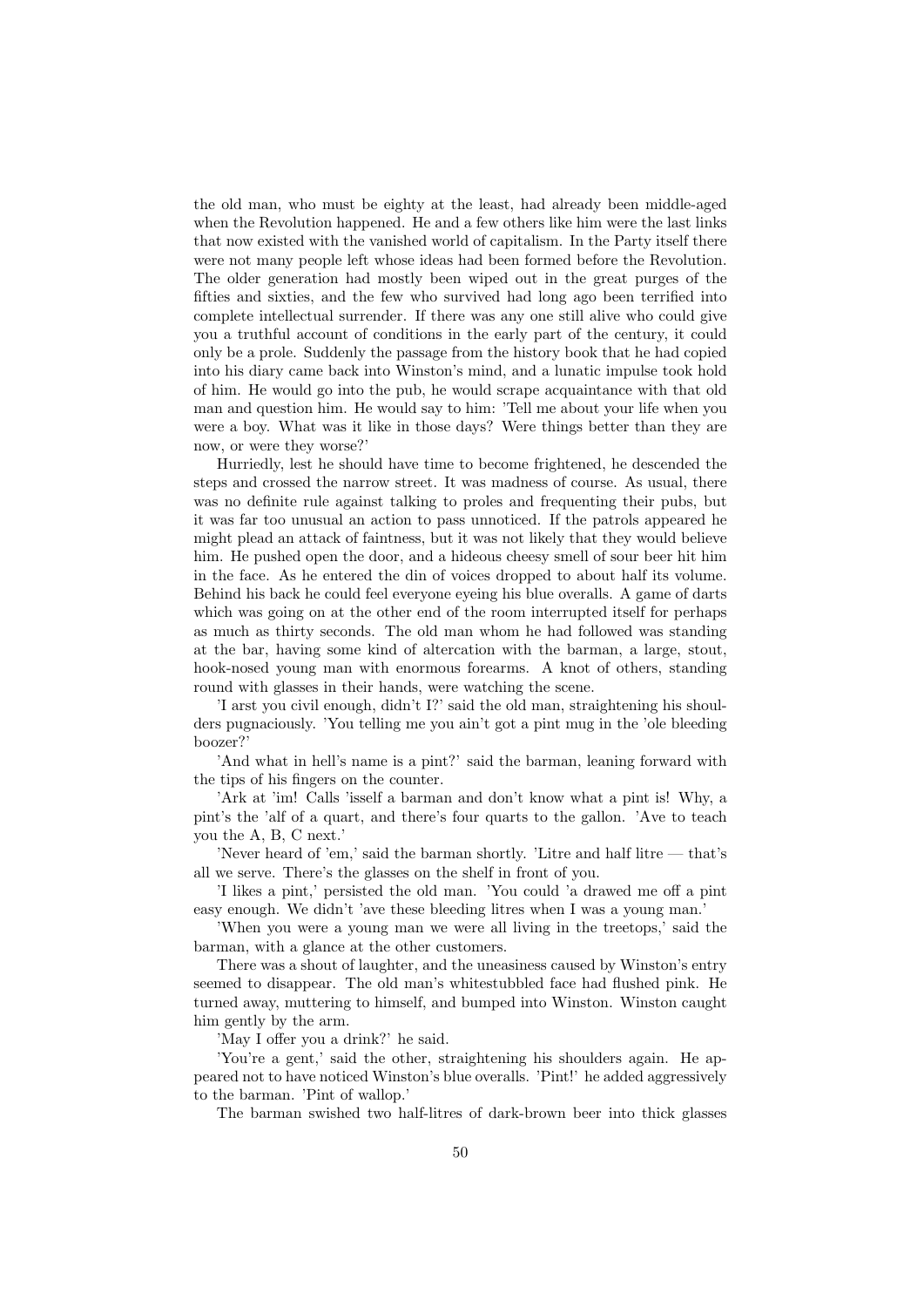the old man, who must be eighty at the least, had already been middle-aged when the Revolution happened. He and a few others like him were the last links that now existed with the vanished world of capitalism. In the Party itself there were not many people left whose ideas had been formed before the Revolution. The older generation had mostly been wiped out in the great purges of the fifties and sixties, and the few who survived had long ago been terrified into complete intellectual surrender. If there was any one still alive who could give you a truthful account of conditions in the early part of the century, it could only be a prole. Suddenly the passage from the history book that he had copied into his diary came back into Winston's mind, and a lunatic impulse took hold of him. He would go into the pub, he would scrape acquaintance with that old man and question him. He would say to him: 'Tell me about your life when you were a boy. What was it like in those days? Were things better than they are now, or were they worse?'

Hurriedly, lest he should have time to become frightened, he descended the steps and crossed the narrow street. It was madness of course. As usual, there was no definite rule against talking to proles and frequenting their pubs, but it was far too unusual an action to pass unnoticed. If the patrols appeared he might plead an attack of faintness, but it was not likely that they would believe him. He pushed open the door, and a hideous cheesy smell of sour beer hit him in the face. As he entered the din of voices dropped to about half its volume. Behind his back he could feel everyone eyeing his blue overalls. A game of darts which was going on at the other end of the room interrupted itself for perhaps as much as thirty seconds. The old man whom he had followed was standing at the bar, having some kind of altercation with the barman, a large, stout, hook-nosed young man with enormous forearms. A knot of others, standing round with glasses in their hands, were watching the scene.

'I arst you civil enough, didn't I?' said the old man, straightening his shoulders pugnaciously. 'You telling me you ain't got a pint mug in the 'ole bleeding boozer?'

'And what in hell's name is a pint?' said the barman, leaning forward with the tips of his fingers on the counter.

'Ark at 'im! Calls 'isself a barman and don't know what a pint is! Why, a pint's the 'alf of a quart, and there's four quarts to the gallon. 'Ave to teach you the A, B, C next.'

'Never heard of 'em,' said the barman shortly. 'Litre and half litre — that's all we serve. There's the glasses on the shelf in front of you.

'I likes a pint,' persisted the old man. 'You could 'a drawed me off a pint easy enough. We didn't 'ave these bleeding litres when I was a young man.'

'When you were a young man we were all living in the treetops,' said the barman, with a glance at the other customers.

There was a shout of laughter, and the uneasiness caused by Winston's entry seemed to disappear. The old man's whitestubbled face had flushed pink. He turned away, muttering to himself, and bumped into Winston. Winston caught him gently by the arm.

'May I offer you a drink?' he said.

'You're a gent,' said the other, straightening his shoulders again. He appeared not to have noticed Winston's blue overalls. 'Pint!' he added aggressively to the barman. 'Pint of wallop.'

The barman swished two half-litres of dark-brown beer into thick glasses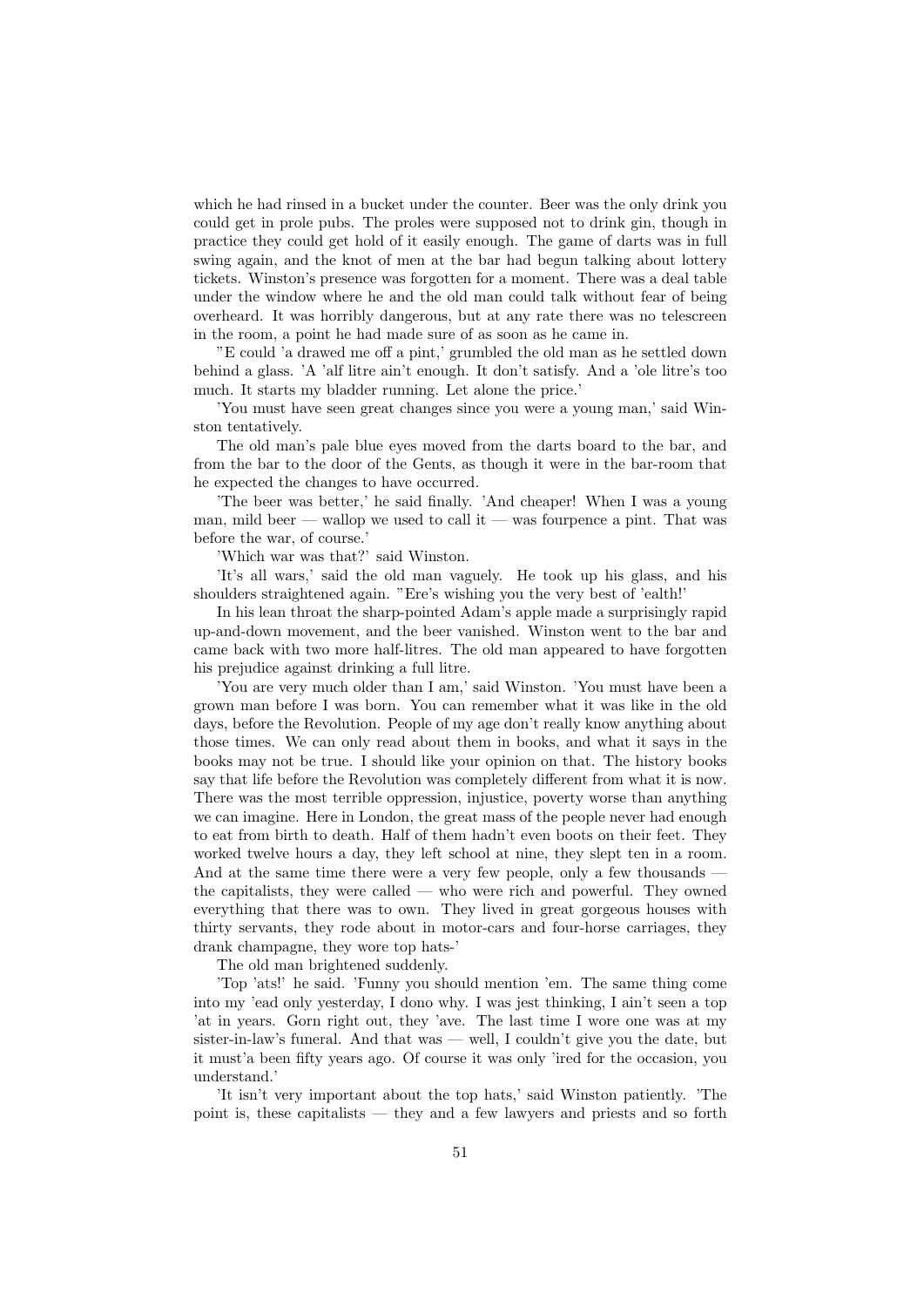which he had rinsed in a bucket under the counter. Beer was the only drink you could get in prole pubs. The proles were supposed not to drink gin, though in practice they could get hold of it easily enough. The game of darts was in full swing again, and the knot of men at the bar had begun talking about lottery tickets. Winston's presence was forgotten for a moment. There was a deal table under the window where he and the old man could talk without fear of being overheard. It was horribly dangerous, but at any rate there was no telescreen in the room, a point he had made sure of as soon as he came in.

''E could 'a drawed me off a pint,' grumbled the old man as he settled down behind a glass. 'A 'alf litre ain't enough. It don't satisfy. And a 'ole litre's too much. It starts my bladder running. Let alone the price.'

'You must have seen great changes since you were a young man,' said Winston tentatively.

The old man's pale blue eyes moved from the darts board to the bar, and from the bar to the door of the Gents, as though it were in the bar-room that he expected the changes to have occurred.

'The beer was better,' he said finally. 'And cheaper! When I was a young man, mild beer — wallop we used to call it — was fourpence a pint. That was before the war, of course.'

'Which war was that?' said Winston.

'It's all wars,' said the old man vaguely. He took up his glass, and his shoulders straightened again. ''Ere's wishing you the very best of 'ealth!'

In his lean throat the sharp-pointed Adam's apple made a surprisingly rapid up-and-down movement, and the beer vanished. Winston went to the bar and came back with two more half-litres. The old man appeared to have forgotten his prejudice against drinking a full litre.

'You are very much older than I am,' said Winston. 'You must have been a grown man before I was born. You can remember what it was like in the old days, before the Revolution. People of my age don't really know anything about those times. We can only read about them in books, and what it says in the books may not be true. I should like your opinion on that. The history books say that life before the Revolution was completely different from what it is now. There was the most terrible oppression, injustice, poverty worse than anything we can imagine. Here in London, the great mass of the people never had enough to eat from birth to death. Half of them hadn't even boots on their feet. They worked twelve hours a day, they left school at nine, they slept ten in a room. And at the same time there were a very few people, only a few thousands — the capitalists, they were called — who were rich and powerful. They owned everything that there was to own. They lived in great gorgeous houses with thirty servants, they rode about in motor-cars and four-horse carriages, they drank champagne, they wore top hats-'

The old man brightened suddenly.

'Top 'ats!' he said. 'Funny you should mention 'em. The same thing come into my 'ead only yesterday, I dono why. I was jest thinking, I ain't seen a top 'at in years. Gorn right out, they 'ave. The last time I wore one was at my sister-in-law's funeral. And that was — well, I couldn't give you the date, but it must'a been fifty years ago. Of course it was only 'ired for the occasion, you understand.'

'It isn't very important about the top hats,' said Winston patiently. 'The point is, these capitalists — they and a few lawyers and priests and so forth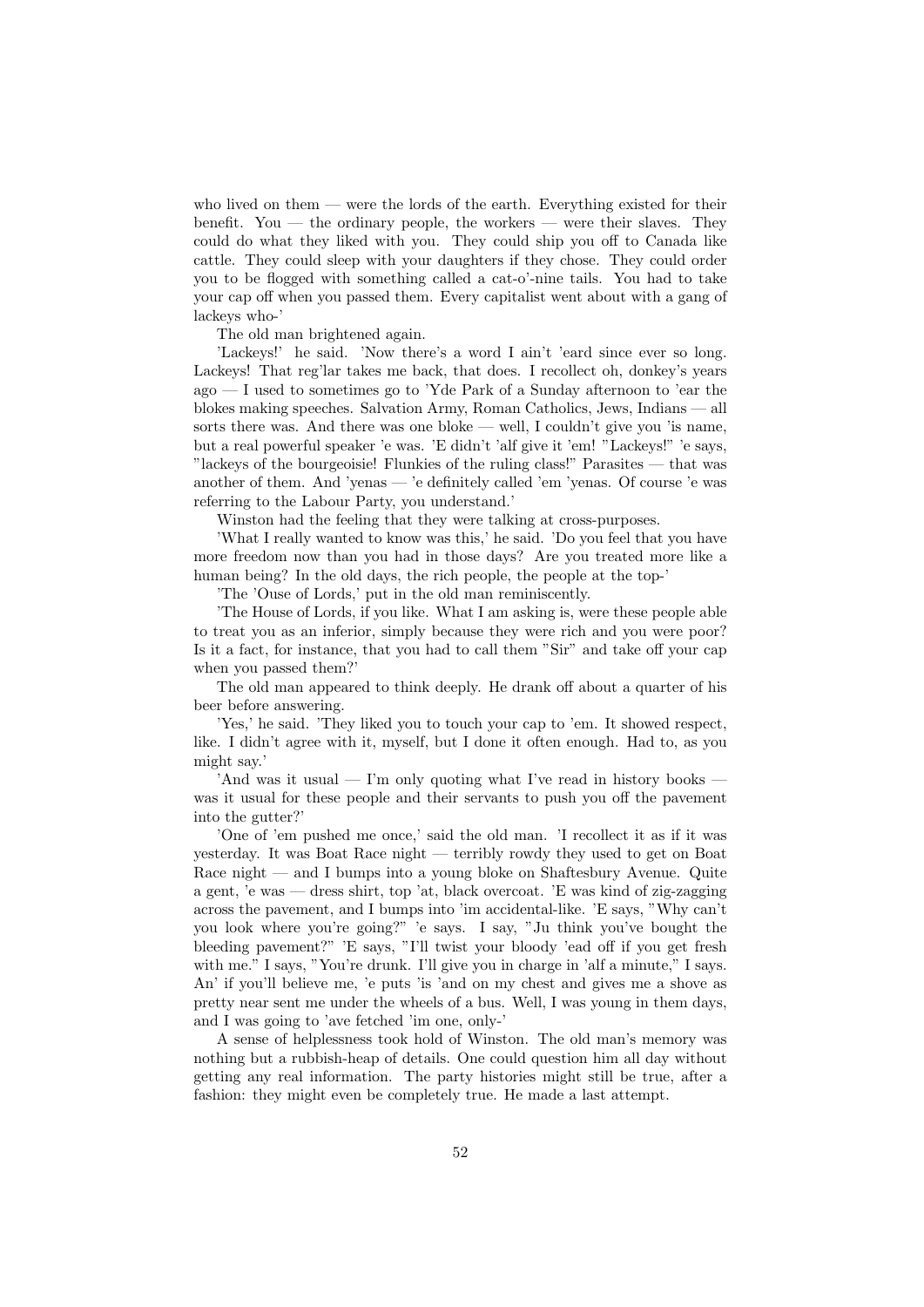who lived on them — were the lords of the earth. Everything existed for their benefit. You — the ordinary people, the workers — were their slaves. They could do what they liked with you. They could ship you off to Canada like cattle. They could sleep with your daughters if they chose. They could order you to be flogged with something called a cat-o'-nine tails. You had to take your cap off when you passed them. Every capitalist went about with a gang of lackeys who-'

The old man brightened again.

'Lackeys!' he said. 'Now there's a word I ain't 'eard since ever so long. Lackeys! That reg'lar takes me back, that does. I recollect oh, donkey's years ago — I used to sometimes go to 'Yde Park of a Sunday afternoon to 'ear the blokes making speeches. Salvation Army, Roman Catholics, Jews, Indians — all sorts there was. And there was one bloke — well, I couldn't give you 'is name, but a real powerful speaker 'e was. 'E didn't 'alf give it 'em! "Lackeys!" 'e says, "lackeys of the bourgeoisie! Flunkies of the ruling class!" Parasites — that was another of them. And 'yenas — 'e definitely called 'em 'yenas. Of course 'e was referring to the Labour Party, you understand.'

Winston had the feeling that they were talking at cross-purposes.

'What I really wanted to know was this,' he said. 'Do you feel that you have more freedom now than you had in those days? Are you treated more like a human being? In the old days, the rich people, the people at the top-'

'The 'Ouse of Lords,' put in the old man reminiscently.

'The House of Lords, if you like. What I am asking is, were these people able to treat you as an inferior, simply because they were rich and you were poor? Is it a fact, for instance, that you had to call them "Sir" and take off your cap when you passed them?'

The old man appeared to think deeply. He drank off about a quarter of his beer before answering.

'Yes,' he said. 'They liked you to touch your cap to 'em. It showed respect, like. I didn't agree with it, myself, but I done it often enough. Had to, as you might say.'

'And was it usual — I'm only quoting what I've read in history books — was it usual for these people and their servants to push you off the pavement into the gutter?'

'One of 'em pushed me once,' said the old man. 'I recollect it as if it was yesterday. It was Boat Race night — terribly rowdy they used to get on Boat Race night — and I bumps into a young bloke on Shaftesbury Avenue. Quite a gent, 'e was — dress shirt, top 'at, black overcoat. 'E was kind of zig-zagging across the pavement, and I bumps into 'im accidental-like. 'E says, "Why can't you look where you're going?" 'e says. I say, "Ju think you've bought the bleeding pavement?" 'E says, "I'll twist your bloody 'ead off if you get fresh with me." I says, "You're drunk. I'll give you in charge in 'alf a minute," I says. An' if you'll believe me, 'e puts 'is 'and on my chest and gives me a shove as pretty near sent me under the wheels of a bus. Well, I was young in them days, and I was going to 'ave fetched 'im one, only-'

A sense of helplessness took hold of Winston. The old man's memory was nothing but a rubbish-heap of details. One could question him all day without getting any real information. The party histories might still be true, after a fashion: they might even be completely true. He made a last attempt.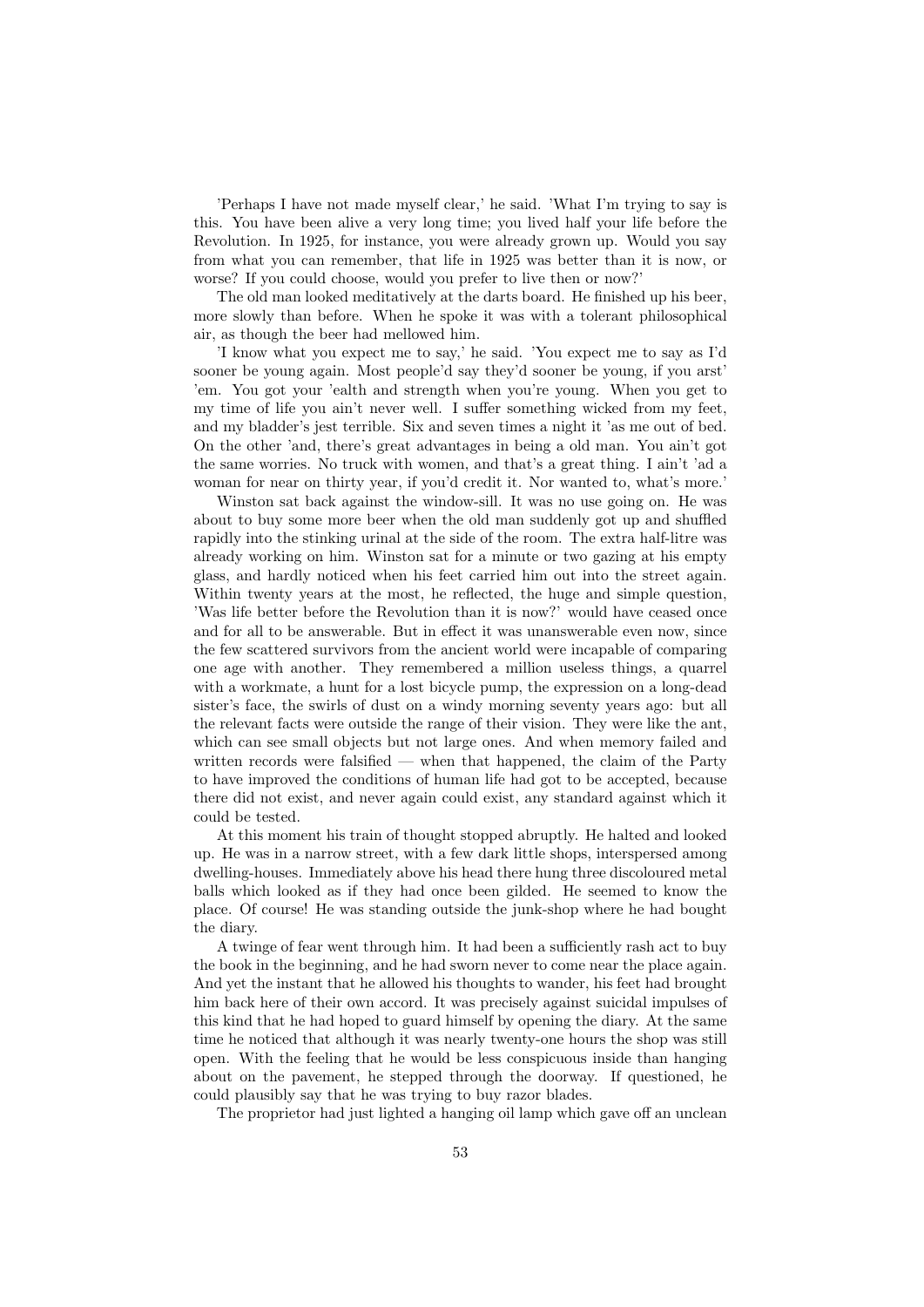'Perhaps I have not made myself clear,' he said. 'What I'm trying to say is this. You have been alive a very long time; you lived half your life before the Revolution. In 1925, for instance, you were already grown up. Would you say from what you can remember, that life in 1925 was better than it is now, or worse? If you could choose, would you prefer to live then or now?'

The old man looked meditatively at the darts board. He finished up his beer, more slowly than before. When he spoke it was with a tolerant philosophical air, as though the beer had mellowed him.

'I know what you expect me to say,' he said. 'You expect me to say as I'd sooner be young again. Most people'd say they'd sooner be young, if you arst' 'em. You got your 'ealth and strength when you're young. When you get to my time of life you ain't never well. I suffer something wicked from my feet, and my bladder's jest terrible. Six and seven times a night it 'as me out of bed. On the other 'and, there's great advantages in being a old man. You ain't got the same worries. No truck with women, and that's a great thing. I ain't 'ad a woman for near on thirty year, if you'd credit it. Nor wanted to, what's more.'

Winston sat back against the window-sill. It was no use going on. He was about to buy some more beer when the old man suddenly got up and shuffled rapidly into the stinking urinal at the side of the room. The extra half-litre was already working on him. Winston sat for a minute or two gazing at his empty glass, and hardly noticed when his feet carried him out into the street again. Within twenty years at the most, he reflected, the huge and simple question, 'Was life better before the Revolution than it is now?' would have ceased once and for all to be answerable. But in effect it was unanswerable even now, since the few scattered survivors from the ancient world were incapable of comparing one age with another. They remembered a million useless things, a quarrel with a workmate, a hunt for a lost bicycle pump, the expression on a long-dead sister's face, the swirls of dust on a windy morning seventy years ago: but all the relevant facts were outside the range of their vision. They were like the ant, which can see small objects but not large ones. And when memory failed and written records were falsified — when that happened, the claim of the Party to have improved the conditions of human life had got to be accepted, because there did not exist, and never again could exist, any standard against which it could be tested.

At this moment his train of thought stopped abruptly. He halted and looked up. He was in a narrow street, with a few dark little shops, interspersed among dwelling-houses. Immediately above his head there hung three discoloured metal balls which looked as if they had once been gilded. He seemed to know the place. Of course! He was standing outside the junk-shop where he had bought the diary.

A twinge of fear went through him. It had been a sufficiently rash act to buy the book in the beginning, and he had sworn never to come near the place again. And yet the instant that he allowed his thoughts to wander, his feet had brought him back here of their own accord. It was precisely against suicidal impulses of this kind that he had hoped to guard himself by opening the diary. At the same time he noticed that although it was nearly twenty-one hours the shop was still open. With the feeling that he would be less conspicuous inside than hanging about on the pavement, he stepped through the doorway. If questioned, he could plausibly say that he was trying to buy razor blades.

The proprietor had just lighted a hanging oil lamp which gave off an unclean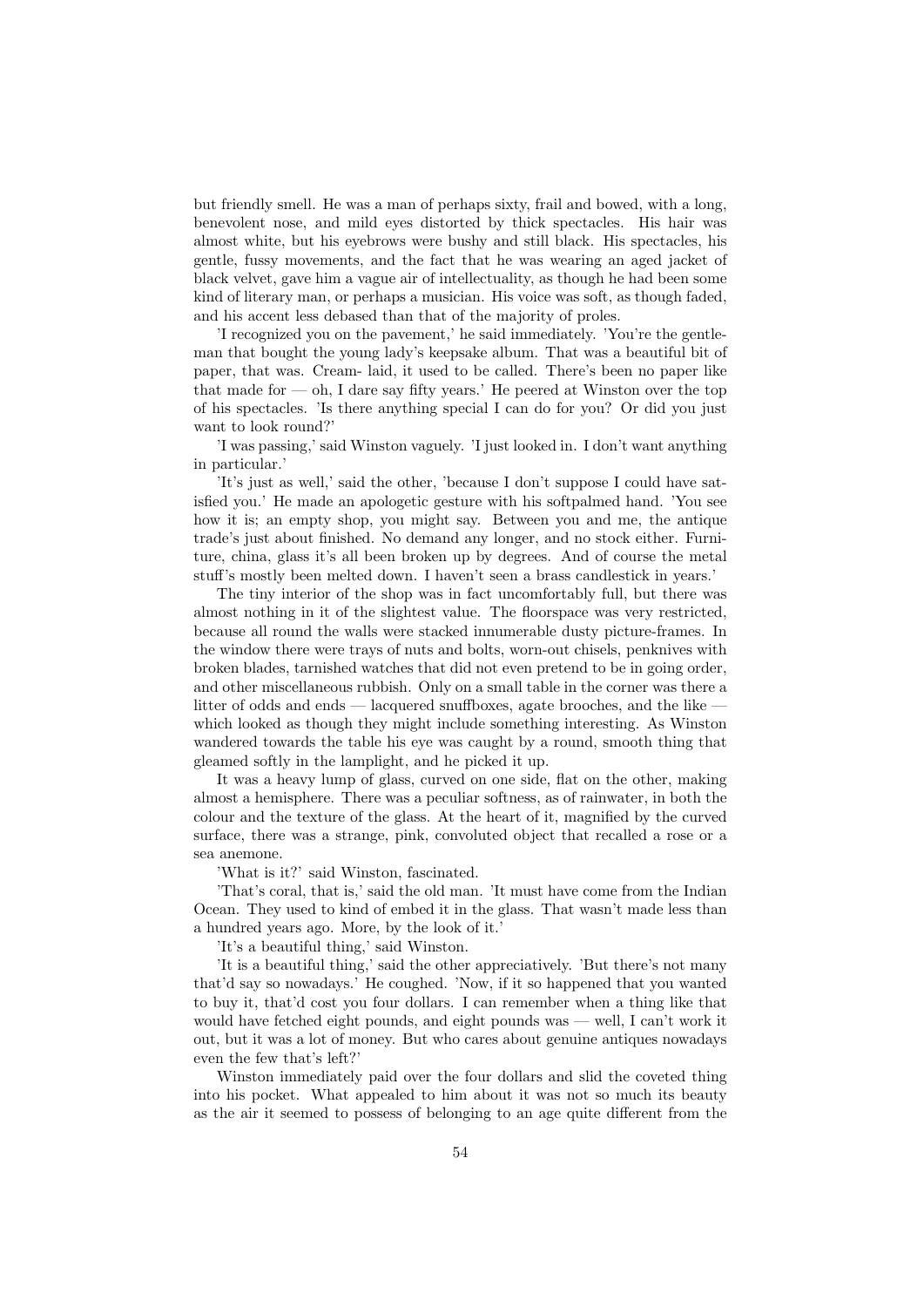but friendly smell. He was a man of perhaps sixty, frail and bowed, with a long, benevolent nose, and mild eyes distorted by thick spectacles. His hair was almost white, but his eyebrows were bushy and still black. His spectacles, his gentle, fussy movements, and the fact that he was wearing an aged jacket of black velvet, gave him a vague air of intellectuality, as though he had been some kind of literary man, or perhaps a musician. His voice was soft, as though faded, and his accent less debased than that of the majority of proles.

'I recognized you on the pavement,' he said immediately. 'You're the gentleman that bought the young lady's keepsake album. That was a beautiful bit of paper, that was. Cream- laid, it used to be called. There's been no paper like that made for — oh, I dare say fifty years.' He peered at Winston over the top of his spectacles. 'Is there anything special I can do for you? Or did you just want to look round?'

'I was passing,' said Winston vaguely. 'I just looked in. I don't want anything in particular.'

'It's just as well,' said the other, 'because I don't suppose I could have satisfied you.' He made an apologetic gesture with his softpalmed hand. 'You see how it is; an empty shop, you might say. Between you and me, the antique trade's just about finished. No demand any longer, and no stock either. Furniture, china, glass it's all been broken up by degrees. And of course the metal stuff's mostly been melted down. I haven't seen a brass candlestick in years.'

The tiny interior of the shop was in fact uncomfortably full, but there was almost nothing in it of the slightest value. The floorspace was very restricted, because all round the walls were stacked innumerable dusty picture-frames. In the window there were trays of nuts and bolts, worn-out chisels, penknives with broken blades, tarnished watches that did not even pretend to be in going order, and other miscellaneous rubbish. Only on a small table in the corner was there a litter of odds and ends — lacquered snuffboxes, agate brooches, and the like — which looked as though they might include something interesting. As Winston wandered towards the table his eye was caught by a round, smooth thing that gleamed softly in the lamplight, and he picked it up.

It was a heavy lump of glass, curved on one side, flat on the other, making almost a hemisphere. There was a peculiar softness, as of rainwater, in both the colour and the texture of the glass. At the heart of it, magnified by the curved surface, there was a strange, pink, convoluted object that recalled a rose or a sea anemone.

'What is it?' said Winston, fascinated.

'That's coral, that is,' said the old man. 'It must have come from the Indian Ocean. They used to kind of embed it in the glass. That wasn't made less than a hundred years ago. More, by the look of it.'

'It's a beautiful thing,' said Winston.

'It is a beautiful thing,' said the other appreciatively. 'But there's not many that'd say so nowadays.' He coughed. 'Now, if it so happened that you wanted to buy it, that'd cost you four dollars. I can remember when a thing like that would have fetched eight pounds, and eight pounds was — well, I can't work it out, but it was a lot of money. But who cares about genuine antiques nowadays even the few that's left?'

Winston immediately paid over the four dollars and slid the coveted thing into his pocket. What appealed to him about it was not so much its beauty as the air it seemed to possess of belonging to an age quite different from the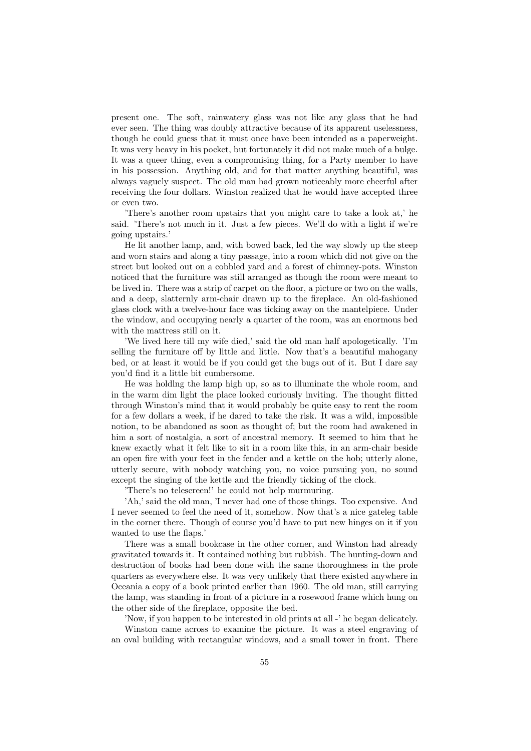present one. The soft, rainwatery glass was not like any glass that he had ever seen. The thing was doubly attractive because of its apparent uselessness, though he could guess that it must once have been intended as a paperweight. It was very heavy in his pocket, but fortunately it did not make much of a bulge. It was a queer thing, even a compromising thing, for a Party member to have in his possession. Anything old, and for that matter anything beautiful, was always vaguely suspect. The old man had grown noticeably more cheerful after receiving the four dollars. Winston realized that he would have accepted three or even two.

'There's another room upstairs that you might care to take a look at,' he said. 'There's not much in it. Just a few pieces. We'll do with a light if we're going upstairs.'

He lit another lamp, and, with bowed back, led the way slowly up the steep and worn stairs and along a tiny passage, into a room which did not give on the street but looked out on a cobbled yard and a forest of chimney-pots. Winston noticed that the furniture was still arranged as though the room were meant to be lived in. There was a strip of carpet on the floor, a picture or two on the walls, and a deep, slatternly arm-chair drawn up to the fireplace. An old-fashioned glass clock with a twelve-hour face was ticking away on the mantelpiece. Under the window, and occupying nearly a quarter of the room, was an enormous bed with the mattress still on it.

'We lived here till my wife died,' said the old man half apologetically. 'I'm selling the furniture off by little and little. Now that's a beautiful mahogany bed, or at least it would be if you could get the bugs out of it. But I dare say you'd find it a little bit cumbersome.

He was holdlng the lamp high up, so as to illuminate the whole room, and in the warm dim light the place looked curiously inviting. The thought flitted through Winston's mind that it would probably be quite easy to rent the room for a few dollars a week, if he dared to take the risk. It was a wild, impossible notion, to be abandoned as soon as thought of; but the room had awakened in him a sort of nostalgia, a sort of ancestral memory. It seemed to him that he knew exactly what it felt like to sit in a room like this, in an arm-chair beside an open fire with your feet in the fender and a kettle on the hob; utterly alone, utterly secure, with nobody watching you, no voice pursuing you, no sound except the singing of the kettle and the friendly ticking of the clock.

'There's no telescreen!' he could not help murmuring.

'Ah,' said the old man, 'I never had one of those things. Too expensive. And I never seemed to feel the need of it, somehow. Now that's a nice gateleg table in the corner there. Though of course you'd have to put new hinges on it if you wanted to use the flaps.'

There was a small bookcase in the other corner, and Winston had already gravitated towards it. It contained nothing but rubbish. The hunting-down and destruction of books had been done with the same thoroughness in the prole quarters as everywhere else. It was very unlikely that there existed anywhere in Oceania a copy of a book printed earlier than 1960. The old man, still carrying the lamp, was standing in front of a picture in a rosewood frame which hung on the other side of the fireplace, opposite the bed.

'Now, if you happen to be interested in old prints at all -' he began delicately.

Winston came across to examine the picture. It was a steel engraving of an oval building with rectangular windows, and a small tower in front. There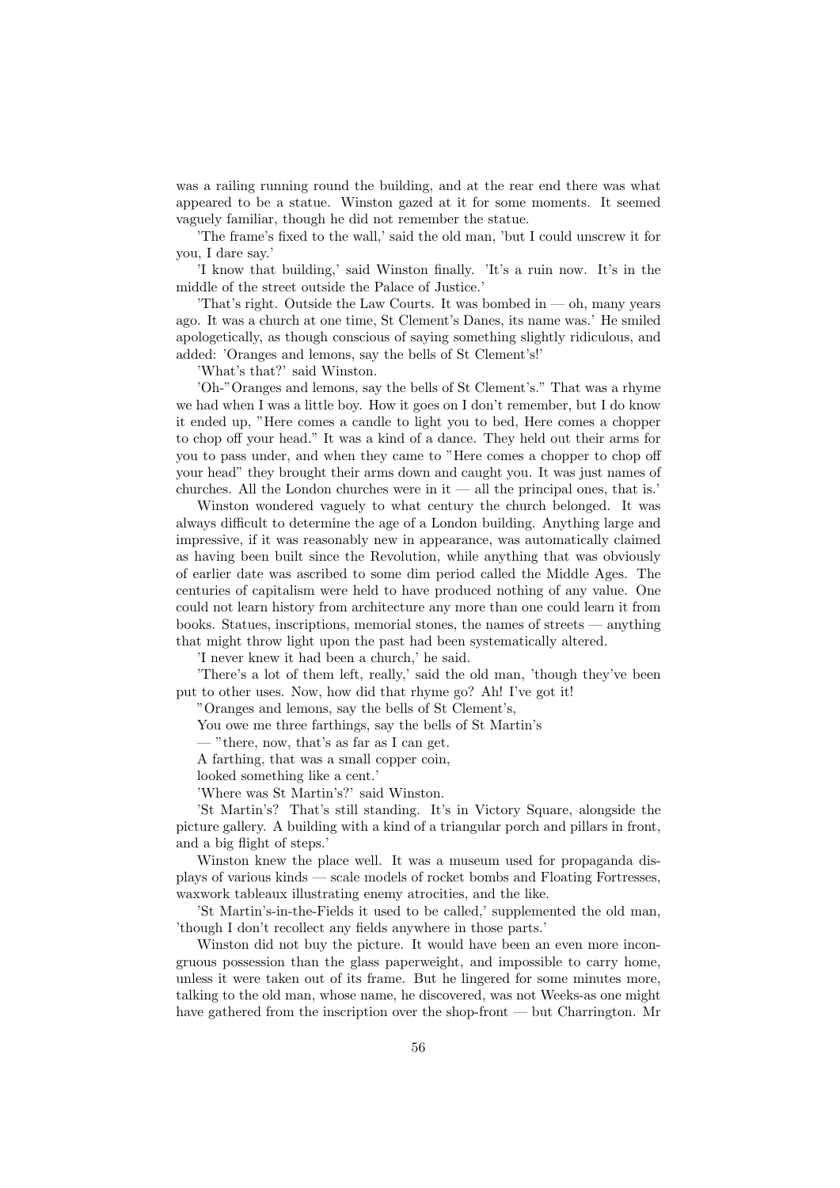was a railing running round the building, and at the rear end there was what appeared to be a statue. Winston gazed at it for some moments. It seemed vaguely familiar, though he did not remember the statue.

'The frame's fixed to the wall,' said the old man, 'but I could unscrew it for you, I dare say.'

'I know that building,' said Winston finally. 'It's a ruin now. It's in the middle of the street outside the Palace of Justice.'

'That's right. Outside the Law Courts. It was bombed in — oh, many years ago. It was a church at one time, St Clement's Danes, its name was.' He smiled apologetically, as though conscious of saying something slightly ridiculous, and added: 'Oranges and lemons, say the bells of St Clement's!'

'What's that?' said Winston.

'Oh-"Oranges and lemons, say the bells of St Clement's." That was a rhyme we had when I was a little boy. How it goes on I don't remember, but I do know it ended up, "Here comes a candle to light you to bed, Here comes a chopper to chop off your head." It was a kind of a dance. They held out their arms for you to pass under, and when they came to "Here comes a chopper to chop off your head" they brought their arms down and caught you. It was just names of churches. All the London churches were in it — all the principal ones, that is.'

Winston wondered vaguely to what century the church belonged. It was always difficult to determine the age of a London building. Anything large and impressive, if it was reasonably new in appearance, was automatically claimed as having been built since the Revolution, while anything that was obviously of earlier date was ascribed to some dim period called the Middle Ages. The centuries of capitalism were held to have produced nothing of any value. One could not learn history from architecture any more than one could learn it from books. Statues, inscriptions, memorial stones, the names of streets — anything that might throw light upon the past had been systematically altered.

'I never knew it had been a church,' he said.

'There's a lot of them left, really,' said the old man, 'though they've been put to other uses. Now, how did that rhyme go? Ah! I've got it!

"Oranges and lemons, say the bells of St Clement's,

You owe me three farthings, say the bells of St Martin's

— "there, now, that's as far as I can get.

A farthing, that was a small copper coin,

looked something like a cent.'

'Where was St Martin's?' said Winston.

'St Martin's? That's still standing. It's in Victory Square, alongside the picture gallery. A building with a kind of a triangular porch and pillars in front, and a big flight of steps.'

Winston knew the place well. It was a museum used for propaganda displays of various kinds — scale models of rocket bombs and Floating Fortresses, waxwork tableaux illustrating enemy atrocities, and the like.

'St Martin's-in-the-Fields it used to be called,' supplemented the old man, 'though I don't recollect any fields anywhere in those parts.'

Winston did not buy the picture. It would have been an even more incongruous possession than the glass paperweight, and impossible to carry home, unless it were taken out of its frame. But he lingered for some minutes more, talking to the old man, whose name, he discovered, was not Weeks-as one might have gathered from the inscription over the shop-front — but Charrington. Mr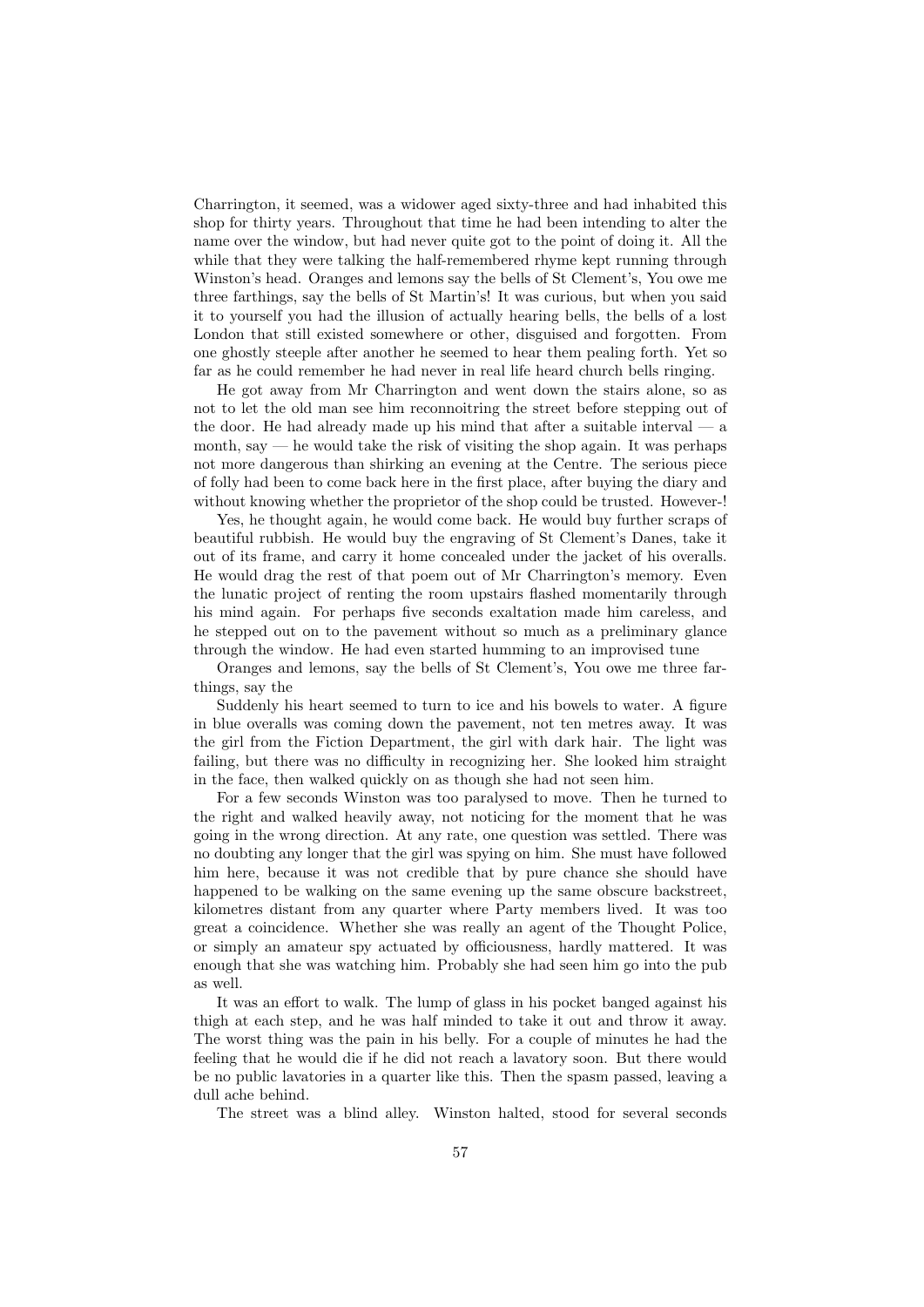Charrington, it seemed, was a widower aged sixty-three and had inhabited this shop for thirty years. Throughout that time he had been intending to alter the name over the window, but had never quite got to the point of doing it. All the while that they were talking the half-remembered rhyme kept running through Winston's head. Oranges and lemons say the bells of St Clement's, You owe me three farthings, say the bells of St Martin's! It was curious, but when you said it to yourself you had the illusion of actually hearing bells, the bells of a lost London that still existed somewhere or other, disguised and forgotten. From one ghostly steeple after another he seemed to hear them pealing forth. Yet so far as he could remember he had never in real life heard church bells ringing.

He got away from Mr Charrington and went down the stairs alone, so as not to let the old man see him reconnoitring the street before stepping out of the door. He had already made up his mind that after a suitable interval — a month, say — he would take the risk of visiting the shop again. It was perhaps not more dangerous than shirking an evening at the Centre. The serious piece of folly had been to come back here in the first place, after buying the diary and without knowing whether the proprietor of the shop could be trusted. However-!

Yes, he thought again, he would come back. He would buy further scraps of beautiful rubbish. He would buy the engraving of St Clement's Danes, take it out of its frame, and carry it home concealed under the jacket of his overalls. He would drag the rest of that poem out of Mr Charrington's memory. Even the lunatic project of renting the room upstairs flashed momentarily through his mind again. For perhaps five seconds exaltation made him careless, and he stepped out on to the pavement without so much as a preliminary glance through the window. He had even started humming to an improvised tune

Oranges and lemons, say the bells of St Clement's, You owe me three farthings, say the

Suddenly his heart seemed to turn to ice and his bowels to water. A figure in blue overalls was coming down the pavement, not ten metres away. It was the girl from the Fiction Department, the girl with dark hair. The light was failing, but there was no difficulty in recognizing her. She looked him straight in the face, then walked quickly on as though she had not seen him.

For a few seconds Winston was too paralysed to move. Then he turned to the right and walked heavily away, not noticing for the moment that he was going in the wrong direction. At any rate, one question was settled. There was no doubting any longer that the girl was spying on him. She must have followed him here, because it was not credible that by pure chance she should have happened to be walking on the same evening up the same obscure backstreet, kilometres distant from any quarter where Party members lived. It was too great a coincidence. Whether she was really an agent of the Thought Police, or simply an amateur spy actuated by officiousness, hardly mattered. It was enough that she was watching him. Probably she had seen him go into the pub as well.

It was an effort to walk. The lump of glass in his pocket banged against his thigh at each step, and he was half minded to take it out and throw it away. The worst thing was the pain in his belly. For a couple of minutes he had the feeling that he would die if he did not reach a lavatory soon. But there would be no public lavatories in a quarter like this. Then the spasm passed, leaving a dull ache behind.

The street was a blind alley. Winston halted, stood for several seconds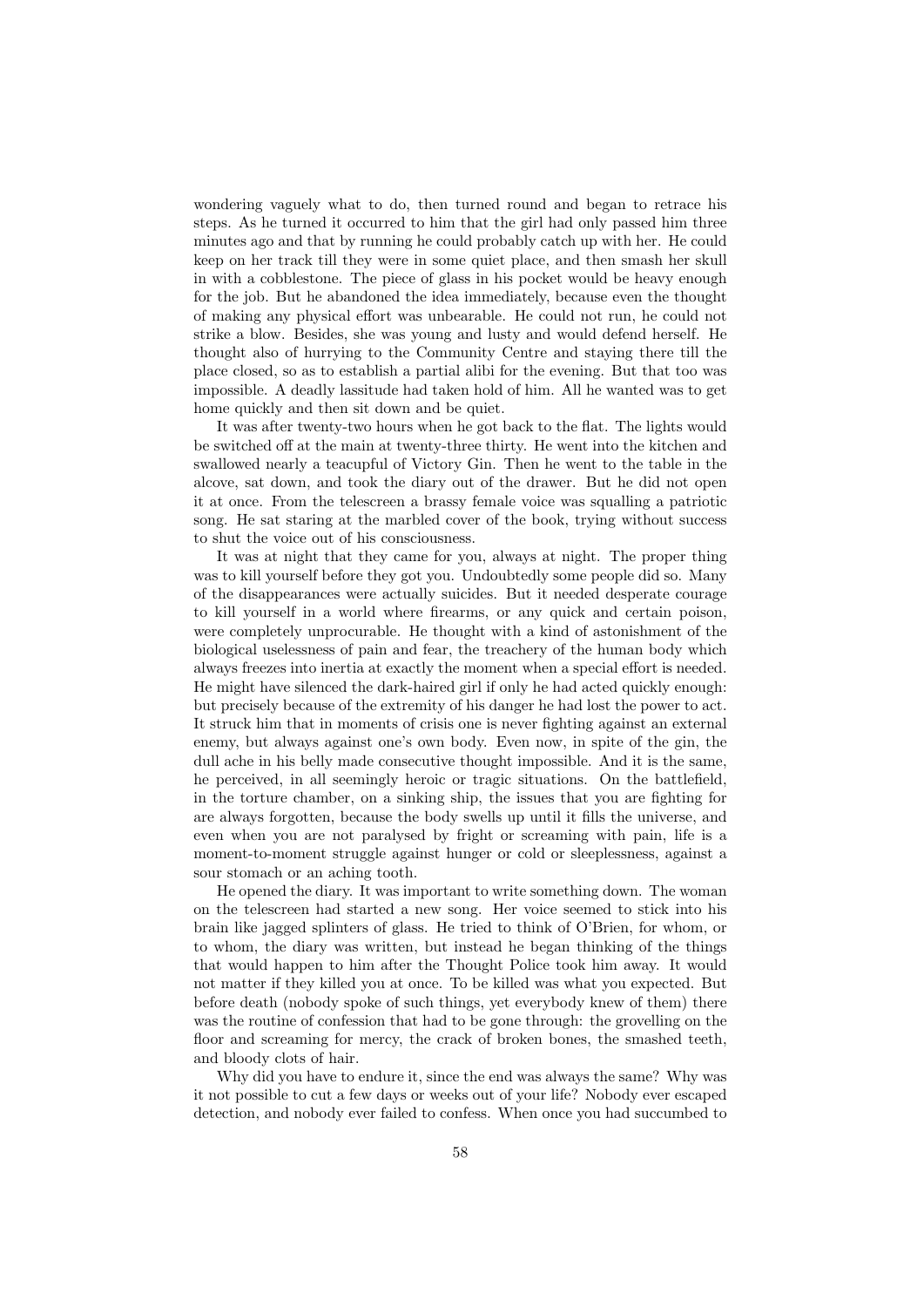wondering vaguely what to do, then turned round and began to retrace his steps. As he turned it occurred to him that the girl had only passed him three minutes ago and that by running he could probably catch up with her. He could keep on her track till they were in some quiet place, and then smash her skull in with a cobblestone. The piece of glass in his pocket would be heavy enough for the job. But he abandoned the idea immediately, because even the thought of making any physical effort was unbearable. He could not run, he could not strike a blow. Besides, she was young and lusty and would defend herself. He thought also of hurrying to the Community Centre and staying there till the place closed, so as to establish a partial alibi for the evening. But that too was impossible. A deadly lassitude had taken hold of him. All he wanted was to get home quickly and then sit down and be quiet.

It was after twenty-two hours when he got back to the flat. The lights would be switched off at the main at twenty-three thirty. He went into the kitchen and swallowed nearly a teacupful of Victory Gin. Then he went to the table in the alcove, sat down, and took the diary out of the drawer. But he did not open it at once. From the telescreen a brassy female voice was squalling a patriotic song. He sat staring at the marbled cover of the book, trying without success to shut the voice out of his consciousness.

It was at night that they came for you, always at night. The proper thing was to kill yourself before they got you. Undoubtedly some people did so. Many of the disappearances were actually suicides. But it needed desperate courage to kill yourself in a world where firearms, or any quick and certain poison, were completely unprocurable. He thought with a kind of astonishment of the biological uselessness of pain and fear, the treachery of the human body which always freezes into inertia at exactly the moment when a special effort is needed. He might have silenced the dark-haired girl if only he had acted quickly enough: but precisely because of the extremity of his danger he had lost the power to act. It struck him that in moments of crisis one is never fighting against an external enemy, but always against one's own body. Even now, in spite of the gin, the dull ache in his belly made consecutive thought impossible. And it is the same, he perceived, in all seemingly heroic or tragic situations. On the battlefield, in the torture chamber, on a sinking ship, the issues that you are fighting for are always forgotten, because the body swells up until it fills the universe, and even when you are not paralysed by fright or screaming with pain, life is a moment-to-moment struggle against hunger or cold or sleeplessness, against a sour stomach or an aching tooth.

He opened the diary. It was important to write something down. The woman on the telescreen had started a new song. Her voice seemed to stick into his brain like jagged splinters of glass. He tried to think of O'Brien, for whom, or to whom, the diary was written, but instead he began thinking of the things that would happen to him after the Thought Police took him away. It would not matter if they killed you at once. To be killed was what you expected. But before death (nobody spoke of such things, yet everybody knew of them) there was the routine of confession that had to be gone through: the grovelling on the floor and screaming for mercy, the crack of broken bones, the smashed teeth, and bloody clots of hair.

Why did you have to endure it, since the end was always the same? Why was it not possible to cut a few days or weeks out of your life? Nobody ever escaped detection, and nobody ever failed to confess. When once you had succumbed to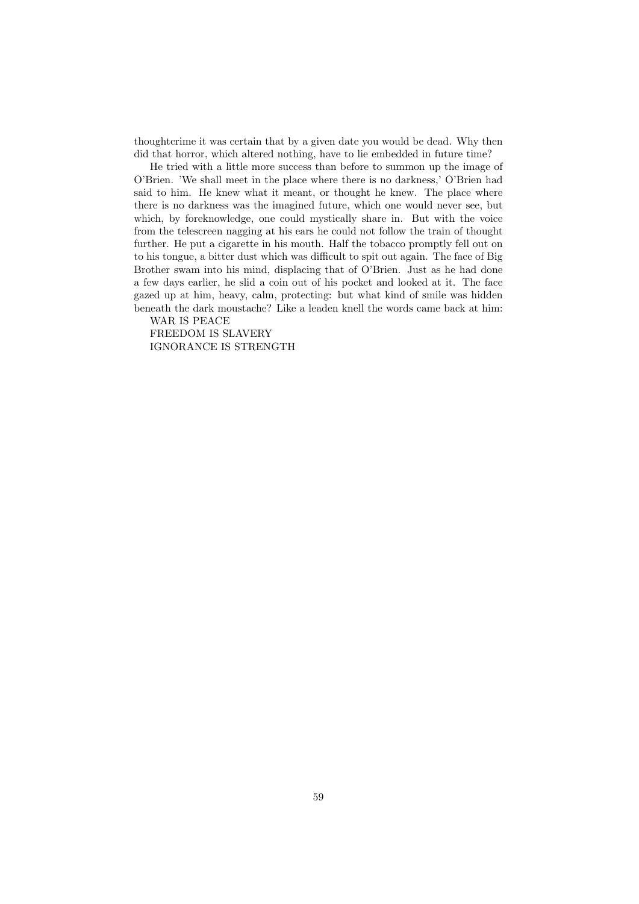thoughtcrime it was certain that by a given date you would be dead. Why then did that horror, which altered nothing, have to lie embedded in future time?

He tried with a little more success than before to summon up the image of O'Brien. 'We shall meet in the place where there is no darkness,' O'Brien had said to him. He knew what it meant, or thought he knew. The place where there is no darkness was the imagined future, which one would never see, but which, by foreknowledge, one could mystically share in. But with the voice from the telescreen nagging at his ears he could not follow the train of thought further. He put a cigarette in his mouth. Half the tobacco promptly fell out on to his tongue, a bitter dust which was difficult to spit out again. The face of Big Brother swam into his mind, displacing that of O'Brien. Just as he had done a few days earlier, he slid a coin out of his pocket and looked at it. The face gazed up at him, heavy, calm, protecting: but what kind of smile was hidden beneath the dark moustache? Like a leaden knell the words came back at him:

WAR IS PEACE

FREEDOM IS SLAVERY

IGNORANCE IS STRENGTH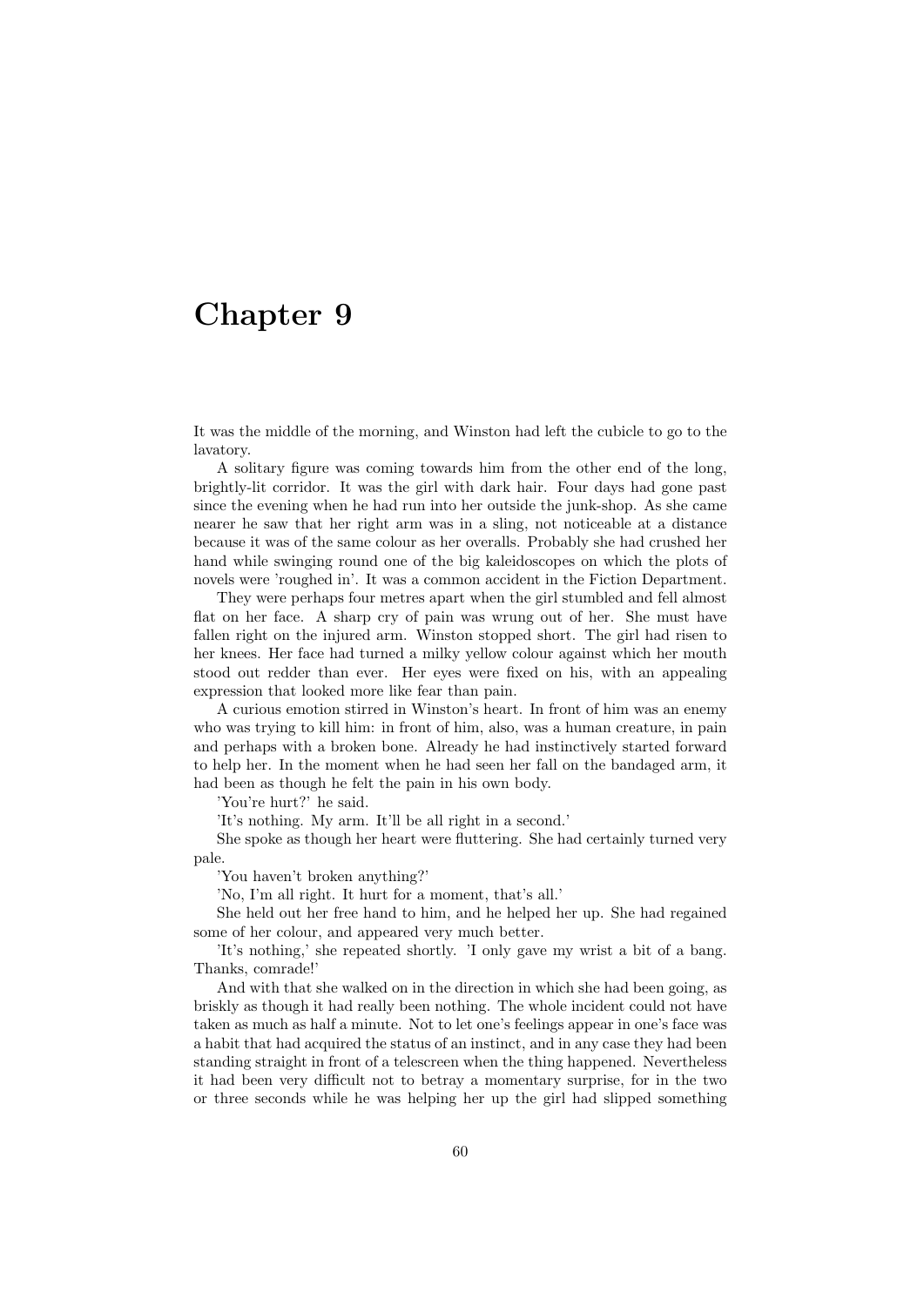# Chapter 9

It was the middle of the morning, and Winston had left the cubicle to go to the lavatory.

A solitary figure was coming towards him from the other end of the long, brightly-lit corridor. It was the girl with dark hair. Four days had gone past since the evening when he had run into her outside the junk-shop. As she came nearer he saw that her right arm was in a sling, not noticeable at a distance because it was of the same colour as her overalls. Probably she had crushed her hand while swinging round one of the big kaleidoscopes on which the plots of novels were 'roughed in'. It was a common accident in the Fiction Department.

They were perhaps four metres apart when the girl stumbled and fell almost flat on her face. A sharp cry of pain was wrung out of her. She must have fallen right on the injured arm. Winston stopped short. The girl had risen to her knees. Her face had turned a milky yellow colour against which her mouth stood out redder than ever. Her eyes were fixed on his, with an appealing expression that looked more like fear than pain.

A curious emotion stirred in Winston's heart. In front of him was an enemy who was trying to kill him: in front of him, also, was a human creature, in pain and perhaps with a broken bone. Already he had instinctively started forward to help her. In the moment when he had seen her fall on the bandaged arm, it had been as though he felt the pain in his own body.

'You're hurt?' he said.

'It's nothing. My arm. It'll be all right in a second.'

She spoke as though her heart were fluttering. She had certainly turned very pale.

'You haven't broken anything?'

'No, I'm all right. It hurt for a moment, that's all.'

She held out her free hand to him, and he helped her up. She had regained some of her colour, and appeared very much better.

'It's nothing,' she repeated shortly. 'I only gave my wrist a bit of a bang. Thanks, comrade!'

And with that she walked on in the direction in which she had been going, as briskly as though it had really been nothing. The whole incident could not have taken as much as half a minute. Not to let one's feelings appear in one's face was a habit that had acquired the status of an instinct, and in any case they had been standing straight in front of a telescreen when the thing happened. Nevertheless it had been very difficult not to betray a momentary surprise, for in the two or three seconds while he was helping her up the girl had slipped something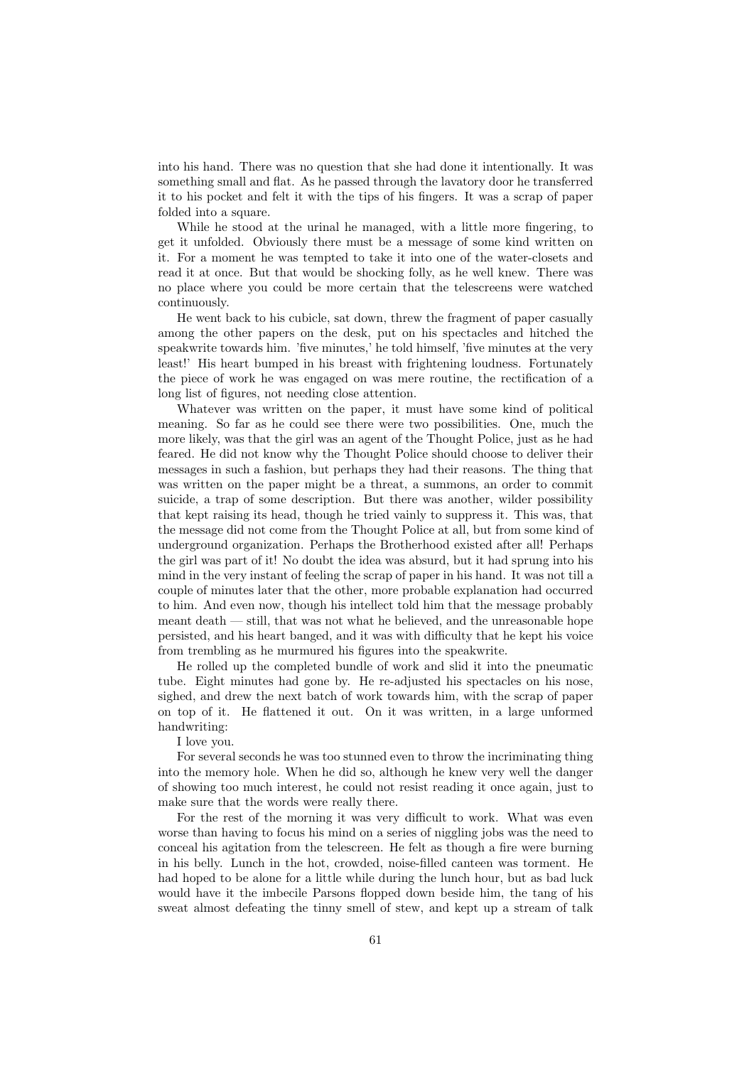into his hand. There was no question that she had done it intentionally. It was something small and flat. As he passed through the lavatory door he transferred it to his pocket and felt it with the tips of his fingers. It was a scrap of paper folded into a square.

While he stood at the urinal he managed, with a little more fingering, to get it unfolded. Obviously there must be a message of some kind written on it. For a moment he was tempted to take it into one of the water-closets and read it at once. But that would be shocking folly, as he well knew. There was no place where you could be more certain that the telescreens were watched continuously.

He went back to his cubicle, sat down, threw the fragment of paper casually among the other papers on the desk, put on his spectacles and hitched the speakwrite towards him. 'five minutes,' he told himself, 'five minutes at the very least!' His heart bumped in his breast with frightening loudness. Fortunately the piece of work he was engaged on was mere routine, the rectification of a long list of figures, not needing close attention.

Whatever was written on the paper, it must have some kind of political meaning. So far as he could see there were two possibilities. One, much the more likely, was that the girl was an agent of the Thought Police, just as he had feared. He did not know why the Thought Police should choose to deliver their messages in such a fashion, but perhaps they had their reasons. The thing that was written on the paper might be a threat, a summons, an order to commit suicide, a trap of some description. But there was another, wilder possibility that kept raising its head, though he tried vainly to suppress it. This was, that the message did not come from the Thought Police at all, but from some kind of underground organization. Perhaps the Brotherhood existed after all! Perhaps the girl was part of it! No doubt the idea was absurd, but it had sprung into his mind in the very instant of feeling the scrap of paper in his hand. It was not till a couple of minutes later that the other, more probable explanation had occurred to him. And even now, though his intellect told him that the message probably meant death — still, that was not what he believed, and the unreasonable hope persisted, and his heart banged, and it was with difficulty that he kept his voice from trembling as he murmured his figures into the speakwrite.

He rolled up the completed bundle of work and slid it into the pneumatic tube. Eight minutes had gone by. He re-adjusted his spectacles on his nose, sighed, and drew the next batch of work towards him, with the scrap of paper on top of it. He flattened it out. On it was written, in a large unformed handwriting:

I love you.

For several seconds he was too stunned even to throw the incriminating thing into the memory hole. When he did so, although he knew very well the danger of showing too much interest, he could not resist reading it once again, just to make sure that the words were really there.

For the rest of the morning it was very difficult to work. What was even worse than having to focus his mind on a series of niggling jobs was the need to conceal his agitation from the telescreen. He felt as though a fire were burning in his belly. Lunch in the hot, crowded, noise-filled canteen was torment. He had hoped to be alone for a little while during the lunch hour, but as bad luck would have it the imbecile Parsons flopped down beside him, the tang of his sweat almost defeating the tinny smell of stew, and kept up a stream of talk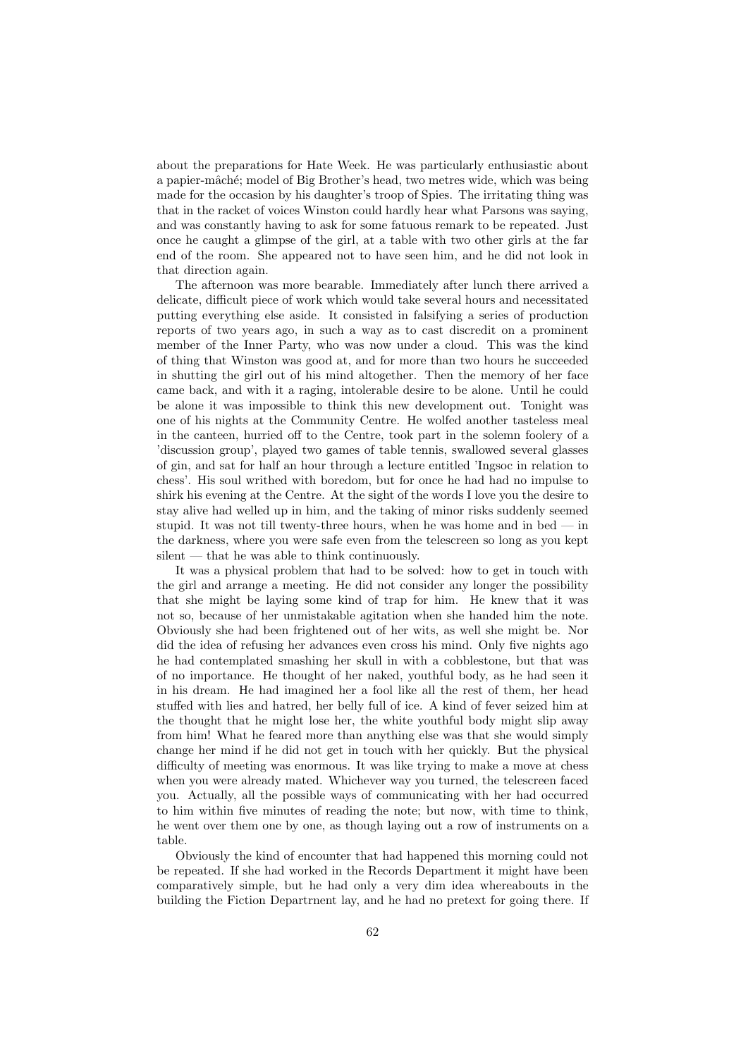about the preparations for Hate Week. He was particularly enthusiastic about a papier-mâché; model of Big Brother's head, two metres wide, which was being made for the occasion by his daughter's troop of Spies. The irritating thing was that in the racket of voices Winston could hardly hear what Parsons was saying, and was constantly having to ask for some fatuous remark to be repeated. Just once he caught a glimpse of the girl, at a table with two other girls at the far end of the room. She appeared not to have seen him, and he did not look in that direction again.

The afternoon was more bearable. Immediately after lunch there arrived a delicate, difficult piece of work which would take several hours and necessitated putting everything else aside. It consisted in falsifying a series of production reports of two years ago, in such a way as to cast discredit on a prominent member of the Inner Party, who was now under a cloud. This was the kind of thing that Winston was good at, and for more than two hours he succeeded in shutting the girl out of his mind altogether. Then the memory of her face came back, and with it a raging, intolerable desire to be alone. Until he could be alone it was impossible to think this new development out. Tonight was one of his nights at the Community Centre. He wolfed another tasteless meal in the canteen, hurried off to the Centre, took part in the solemn foolery of a 'discussion group', played two games of table tennis, swallowed several glasses of gin, and sat for half an hour through a lecture entitled 'Ingsoc in relation to chess'. His soul writhed with boredom, but for once he had had no impulse to shirk his evening at the Centre. At the sight of the words I love you the desire to stay alive had welled up in him, and the taking of minor risks suddenly seemed stupid. It was not till twenty-three hours, when he was home and in bed — in the darkness, where you were safe even from the telescreen so long as you kept silent — that he was able to think continuously.

It was a physical problem that had to be solved: how to get in touch with the girl and arrange a meeting. He did not consider any longer the possibility that she might be laying some kind of trap for him. He knew that it was not so, because of her unmistakable agitation when she handed him the note. Obviously she had been frightened out of her wits, as well she might be. Nor did the idea of refusing her advances even cross his mind. Only five nights ago he had contemplated smashing her skull in with a cobblestone, but that was of no importance. He thought of her naked, youthful body, as he had seen it in his dream. He had imagined her a fool like all the rest of them, her head stuffed with lies and hatred, her belly full of ice. A kind of fever seized him at the thought that he might lose her, the white youthful body might slip away from him! What he feared more than anything else was that she would simply change her mind if he did not get in touch with her quickly. But the physical difficulty of meeting was enormous. It was like trying to make a move at chess when you were already mated. Whichever way you turned, the telescreen faced you. Actually, all the possible ways of communicating with her had occurred to him within five minutes of reading the note; but now, with time to think, he went over them one by one, as though laying out a row of instruments on a table.

Obviously the kind of encounter that had happened this morning could not be repeated. If she had worked in the Records Department it might have been comparatively simple, but he had only a very dim idea whereabouts in the building the Fiction Departrnent lay, and he had no pretext for going there. If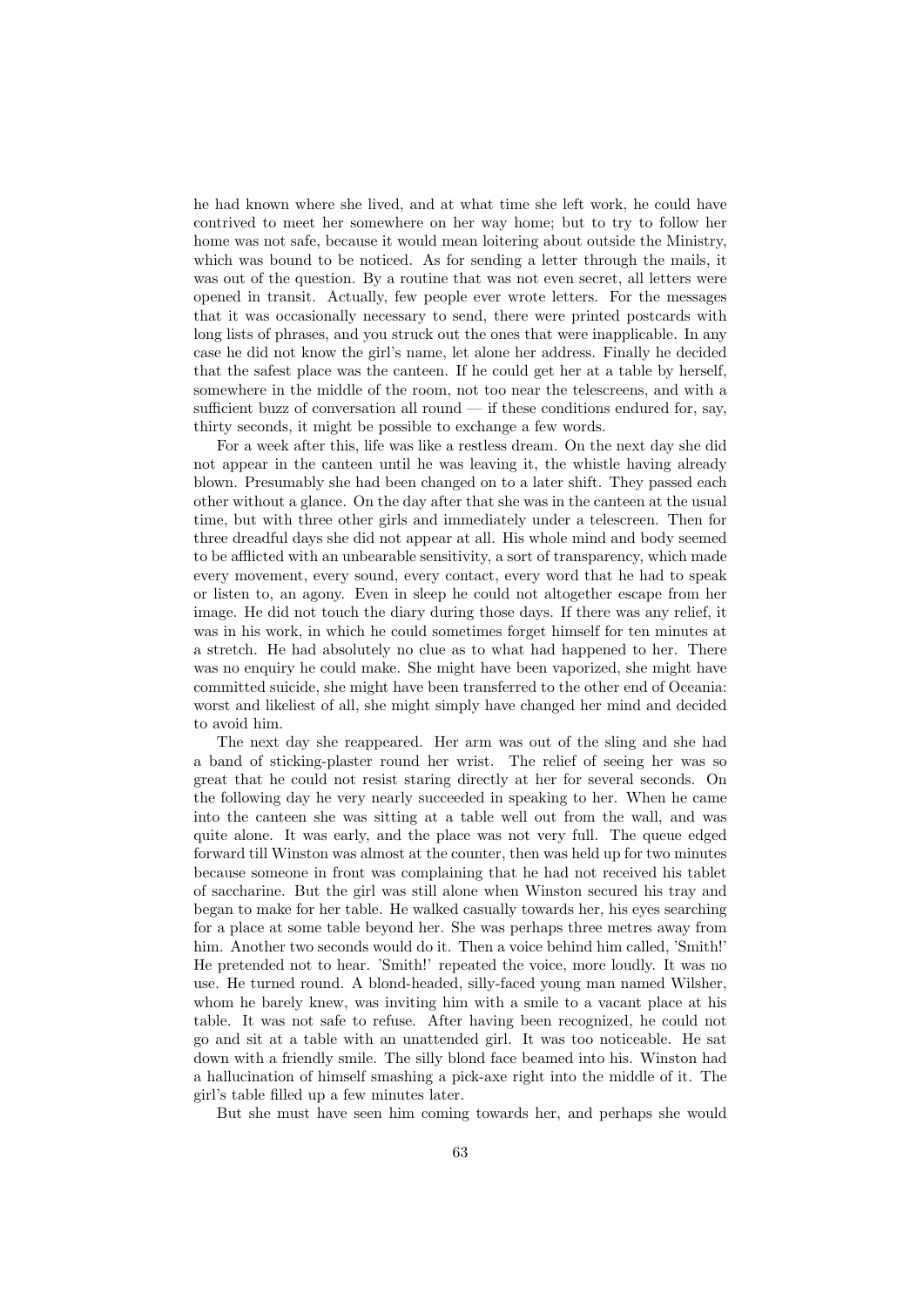he had known where she lived, and at what time she left work, he could have contrived to meet her somewhere on her way home; but to try to follow her home was not safe, because it would mean loitering about outside the Ministry, which was bound to be noticed. As for sending a letter through the mails, it was out of the question. By a routine that was not even secret, all letters were opened in transit. Actually, few people ever wrote letters. For the messages that it was occasionally necessary to send, there were printed postcards with long lists of phrases, and you struck out the ones that were inapplicable. In any case he did not know the girl's name, let alone her address. Finally he decided that the safest place was the canteen. If he could get her at a table by herself, somewhere in the middle of the room, not too near the telescreens, and with a sufficient buzz of conversation all round — if these conditions endured for, say, thirty seconds, it might be possible to exchange a few words.

For a week after this, life was like a restless dream. On the next day she did not appear in the canteen until he was leaving it, the whistle having already blown. Presumably she had been changed on to a later shift. They passed each other without a glance. On the day after that she was in the canteen at the usual time, but with three other girls and immediately under a telescreen. Then for three dreadful days she did not appear at all. His whole mind and body seemed to be afflicted with an unbearable sensitivity, a sort of transparency, which made every movement, every sound, every contact, every word that he had to speak or listen to, an agony. Even in sleep he could not altogether escape from her image. He did not touch the diary during those days. If there was any relief, it was in his work, in which he could sometimes forget himself for ten minutes at a stretch. He had absolutely no clue as to what had happened to her. There was no enquiry he could make. She might have been vaporized, she might have committed suicide, she might have been transferred to the other end of Oceania: worst and likeliest of all, she might simply have changed her mind and decided to avoid him.

The next day she reappeared. Her arm was out of the sling and she had a band of sticking-plaster round her wrist. The relief of seeing her was so great that he could not resist staring directly at her for several seconds. On the following day he very nearly succeeded in speaking to her. When he came into the canteen she was sitting at a table well out from the wall, and was quite alone. It was early, and the place was not very full. The queue edged forward till Winston was almost at the counter, then was held up for two minutes because someone in front was complaining that he had not received his tablet of saccharine. But the girl was still alone when Winston secured his tray and began to make for her table. He walked casually towards her, his eyes searching for a place at some table beyond her. She was perhaps three metres away from him. Another two seconds would do it. Then a voice behind him called, 'Smith!' He pretended not to hear. 'Smith!' repeated the voice, more loudly. It was no use. He turned round. A blond-headed, silly-faced young man named Wilsher, whom he barely knew, was inviting him with a smile to a vacant place at his table. It was not safe to refuse. After having been recognized, he could not go and sit at a table with an unattended girl. It was too noticeable. He sat down with a friendly smile. The silly blond face beamed into his. Winston had a hallucination of himself smashing a pick-axe right into the middle of it. The girl's table filled up a few minutes later.

But she must have seen him coming towards her, and perhaps she would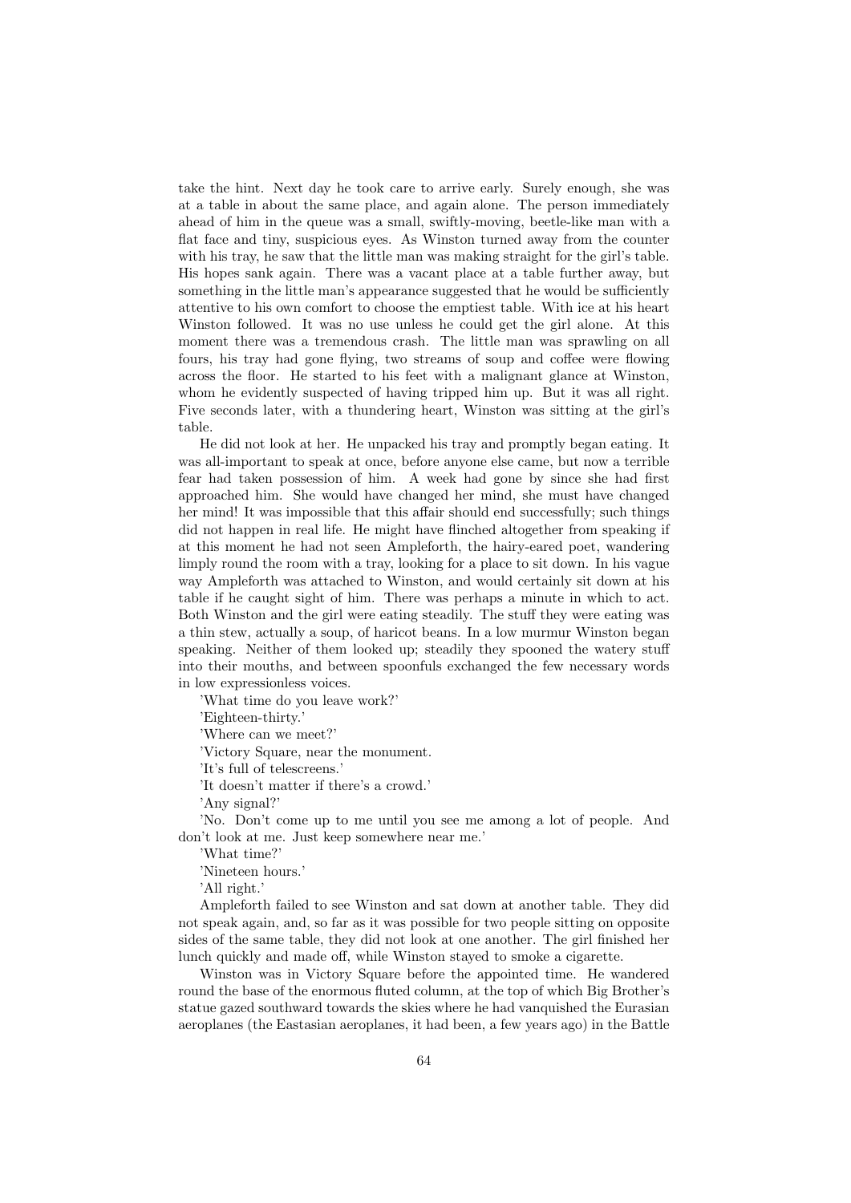take the hint. Next day he took care to arrive early. Surely enough, she was at a table in about the same place, and again alone. The person immediately ahead of him in the queue was a small, swiftly-moving, beetle-like man with a flat face and tiny, suspicious eyes. As Winston turned away from the counter with his tray, he saw that the little man was making straight for the girl's table. His hopes sank again. There was a vacant place at a table further away, but something in the little man's appearance suggested that he would be sufficiently attentive to his own comfort to choose the emptiest table. With ice at his heart Winston followed. It was no use unless he could get the girl alone. At this moment there was a tremendous crash. The little man was sprawling on all fours, his tray had gone flying, two streams of soup and coffee were flowing across the floor. He started to his feet with a malignant glance at Winston, whom he evidently suspected of having tripped him up. But it was all right. Five seconds later, with a thundering heart, Winston was sitting at the girl's table.

He did not look at her. He unpacked his tray and promptly began eating. It was all-important to speak at once, before anyone else came, but now a terrible fear had taken possession of him. A week had gone by since she had first approached him. She would have changed her mind, she must have changed her mind! It was impossible that this affair should end successfully; such things did not happen in real life. He might have flinched altogether from speaking if at this moment he had not seen Ampleforth, the hairy-eared poet, wandering limply round the room with a tray, looking for a place to sit down. In his vague way Ampleforth was attached to Winston, and would certainly sit down at his table if he caught sight of him. There was perhaps a minute in which to act. Both Winston and the girl were eating steadily. The stuff they were eating was a thin stew, actually a soup, of haricot beans. In a low murmur Winston began speaking. Neither of them looked up; steadily they spooned the watery stuff into their mouths, and between spoonfuls exchanged the few necessary words in low expressionless voices.

'What time do you leave work?'

'Eighteen-thirty.'

'Where can we meet?'

'Victory Square, near the monument.

'It's full of telescreens.'

'It doesn't matter if there's a crowd.'

'Any signal?'

'No. Don't come up to me until you see me among a lot of people. And don't look at me. Just keep somewhere near me.'

'What time?'

'Nineteen hours.'

'All right.'

Ampleforth failed to see Winston and sat down at another table. They did not speak again, and, so far as it was possible for two people sitting on opposite sides of the same table, they did not look at one another. The girl finished her lunch quickly and made off, while Winston stayed to smoke a cigarette.

Winston was in Victory Square before the appointed time. He wandered round the base of the enormous fluted column, at the top of which Big Brother's statue gazed southward towards the skies where he had vanquished the Eurasian aeroplanes (the Eastasian aeroplanes, it had been, a few years ago) in the Battle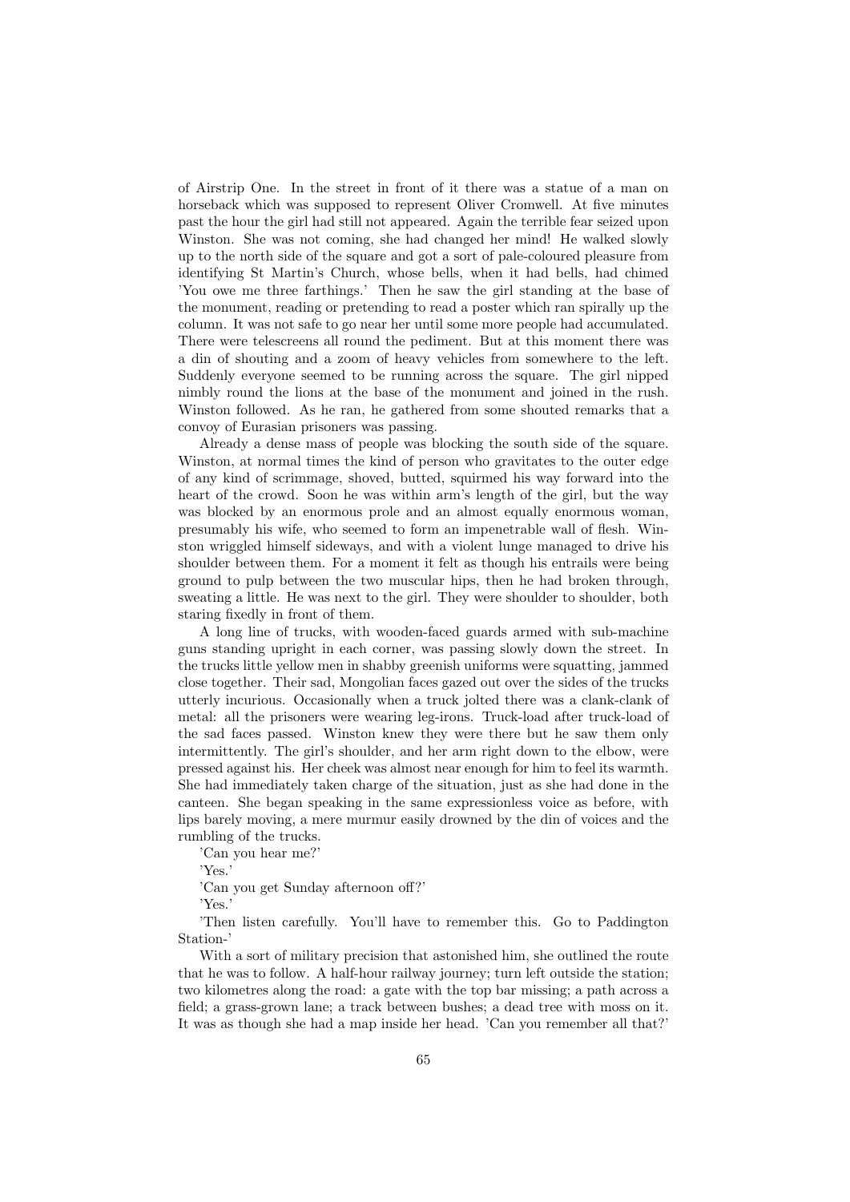of Airstrip One. In the street in front of it there was a statue of a man on horseback which was supposed to represent Oliver Cromwell. At five minutes past the hour the girl had still not appeared. Again the terrible fear seized upon Winston. She was not coming, she had changed her mind! He walked slowly up to the north side of the square and got a sort of pale-coloured pleasure from identifying St Martin's Church, whose bells, when it had bells, had chimed 'You owe me three farthings.' Then he saw the girl standing at the base of the monument, reading or pretending to read a poster which ran spirally up the column. It was not safe to go near her until some more people had accumulated. There were telescreens all round the pediment. But at this moment there was a din of shouting and a zoom of heavy vehicles from somewhere to the left. Suddenly everyone seemed to be running across the square. The girl nipped nimbly round the lions at the base of the monument and joined in the rush. Winston followed. As he ran, he gathered from some shouted remarks that a convoy of Eurasian prisoners was passing.

Already a dense mass of people was blocking the south side of the square. Winston, at normal times the kind of person who gravitates to the outer edge of any kind of scrimmage, shoved, butted, squirmed his way forward into the heart of the crowd. Soon he was within arm's length of the girl, but the way was blocked by an enormous prole and an almost equally enormous woman, presumably his wife, who seemed to form an impenetrable wall of flesh. Winston wriggled himself sideways, and with a violent lunge managed to drive his shoulder between them. For a moment it felt as though his entrails were being ground to pulp between the two muscular hips, then he had broken through, sweating a little. He was next to the girl. They were shoulder to shoulder, both staring fixedly in front of them.

A long line of trucks, with wooden-faced guards armed with sub-machine guns standing upright in each corner, was passing slowly down the street. In the trucks little yellow men in shabby greenish uniforms were squatting, jammed close together. Their sad, Mongolian faces gazed out over the sides of the trucks utterly incurious. Occasionally when a truck jolted there was a clank-clank of metal: all the prisoners were wearing leg-irons. Truck-load after truck-load of the sad faces passed. Winston knew they were there but he saw them only intermittently. The girl's shoulder, and her arm right down to the elbow, were pressed against his. Her cheek was almost near enough for him to feel its warmth. She had immediately taken charge of the situation, just as she had done in the canteen. She began speaking in the same expressionless voice as before, with lips barely moving, a mere murmur easily drowned by the din of voices and the rumbling of the trucks.

'Can you hear me?'

'Yes.'

'Can you get Sunday afternoon off?'

'Yes.'

'Then listen carefully. You'll have to remember this. Go to Paddington Station-'

With a sort of military precision that astonished him, she outlined the route that he was to follow. A half-hour railway journey; turn left outside the station; two kilometres along the road: a gate with the top bar missing; a path across a field; a grass-grown lane; a track between bushes; a dead tree with moss on it. It was as though she had a map inside her head. 'Can you remember all that?'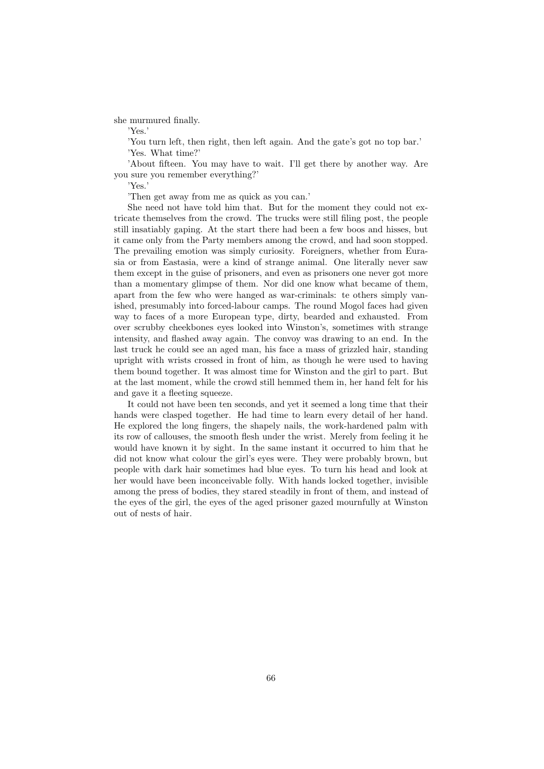she murmured finally.

'Yes.'

'You turn left, then right, then left again. And the gate's got no top bar.'

'Yes. What time?'

'About fifteen. You may have to wait. I'll get there by another way. Are you sure you remember everything?'

'Yes.'

'Then get away from me as quick as you can.'

She need not have told him that. But for the moment they could not extricate themselves from the crowd. The trucks were still filing post, the people still insatiably gaping. At the start there had been a few boos and hisses, but it came only from the Party members among the crowd, and had soon stopped. The prevailing emotion was simply curiosity. Foreigners, whether from Eurasia or from Eastasia, were a kind of strange animal. One literally never saw them except in the guise of prisoners, and even as prisoners one never got more than a momentary glimpse of them. Nor did one know what became of them, apart from the few who were hanged as war-criminals: te others simply vanished, presumably into forced-labour camps. The round Mogol faces had given way to faces of a more European type, dirty, bearded and exhausted. From over scrubby cheekbones eyes looked into Winston's, sometimes with strange intensity, and flashed away again. The convoy was drawing to an end. In the last truck he could see an aged man, his face a mass of grizzled hair, standing upright with wrists crossed in front of him, as though he were used to having them bound together. It was almost time for Winston and the girl to part. But at the last moment, while the crowd still hemmed them in, her hand felt for his and gave it a fleeting squeeze.

It could not have been ten seconds, and yet it seemed a long time that their hands were clasped together. He had time to learn every detail of her hand. He explored the long fingers, the shapely nails, the work-hardened palm with its row of callouses, the smooth flesh under the wrist. Merely from feeling it he would have known it by sight. In the same instant it occurred to him that he did not know what colour the girl's eyes were. They were probably brown, but people with dark hair sometimes had blue eyes. To turn his head and look at her would have been inconceivable folly. With hands locked together, invisible among the press of bodies, they stared steadily in front of them, and instead of the eyes of the girl, the eyes of the aged prisoner gazed mournfully at Winston out of nests of hair.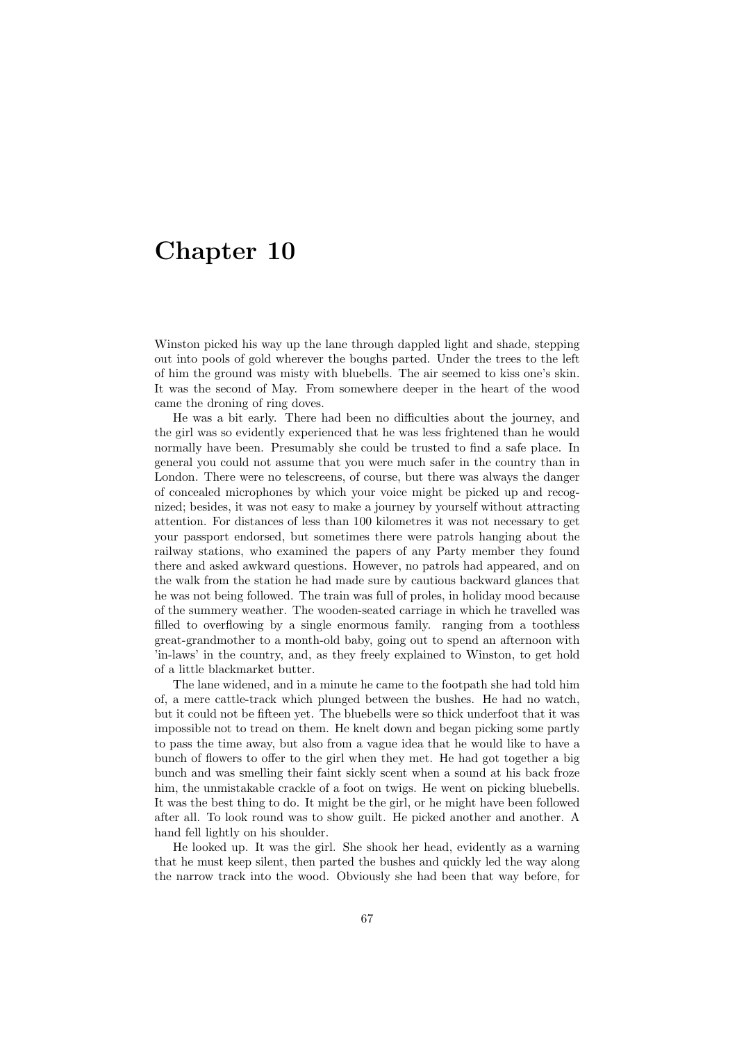# Chapter 10

Winston picked his way up the lane through dappled light and shade, stepping out into pools of gold wherever the boughs parted. Under the trees to the left of him the ground was misty with bluebells. The air seemed to kiss one's skin. It was the second of May. From somewhere deeper in the heart of the wood came the droning of ring doves.

He was a bit early. There had been no difficulties about the journey, and the girl was so evidently experienced that he was less frightened than he would normally have been. Presumably she could be trusted to find a safe place. In general you could not assume that you were much safer in the country than in London. There were no telescreens, of course, but there was always the danger of concealed microphones by which your voice might be picked up and recognized; besides, it was not easy to make a journey by yourself without attracting attention. For distances of less than 100 kilometres it was not necessary to get your passport endorsed, but sometimes there were patrols hanging about the railway stations, who examined the papers of any Party member they found there and asked awkward questions. However, no patrols had appeared, and on the walk from the station he had made sure by cautious backward glances that he was not being followed. The train was full of proles, in holiday mood because of the summery weather. The wooden-seated carriage in which he travelled was filled to overflowing by a single enormous family. ranging from a toothless great-grandmother to a month-old baby, going out to spend an afternoon with 'in-laws' in the country, and, as they freely explained to Winston, to get hold of a little blackmarket butter.

The lane widened, and in a minute he came to the footpath she had told him of, a mere cattle-track which plunged between the bushes. He had no watch, but it could not be fifteen yet. The bluebells were so thick underfoot that it was impossible not to tread on them. He knelt down and began picking some partly to pass the time away, but also from a vague idea that he would like to have a bunch of flowers to offer to the girl when they met. He had got together a big bunch and was smelling their faint sickly scent when a sound at his back froze him, the unmistakable crackle of a foot on twigs. He went on picking bluebells. It was the best thing to do. It might be the girl, or he might have been followed after all. To look round was to show guilt. He picked another and another. A hand fell lightly on his shoulder.

He looked up. It was the girl. She shook her head, evidently as a warning that he must keep silent, then parted the bushes and quickly led the way along the narrow track into the wood. Obviously she had been that way before, for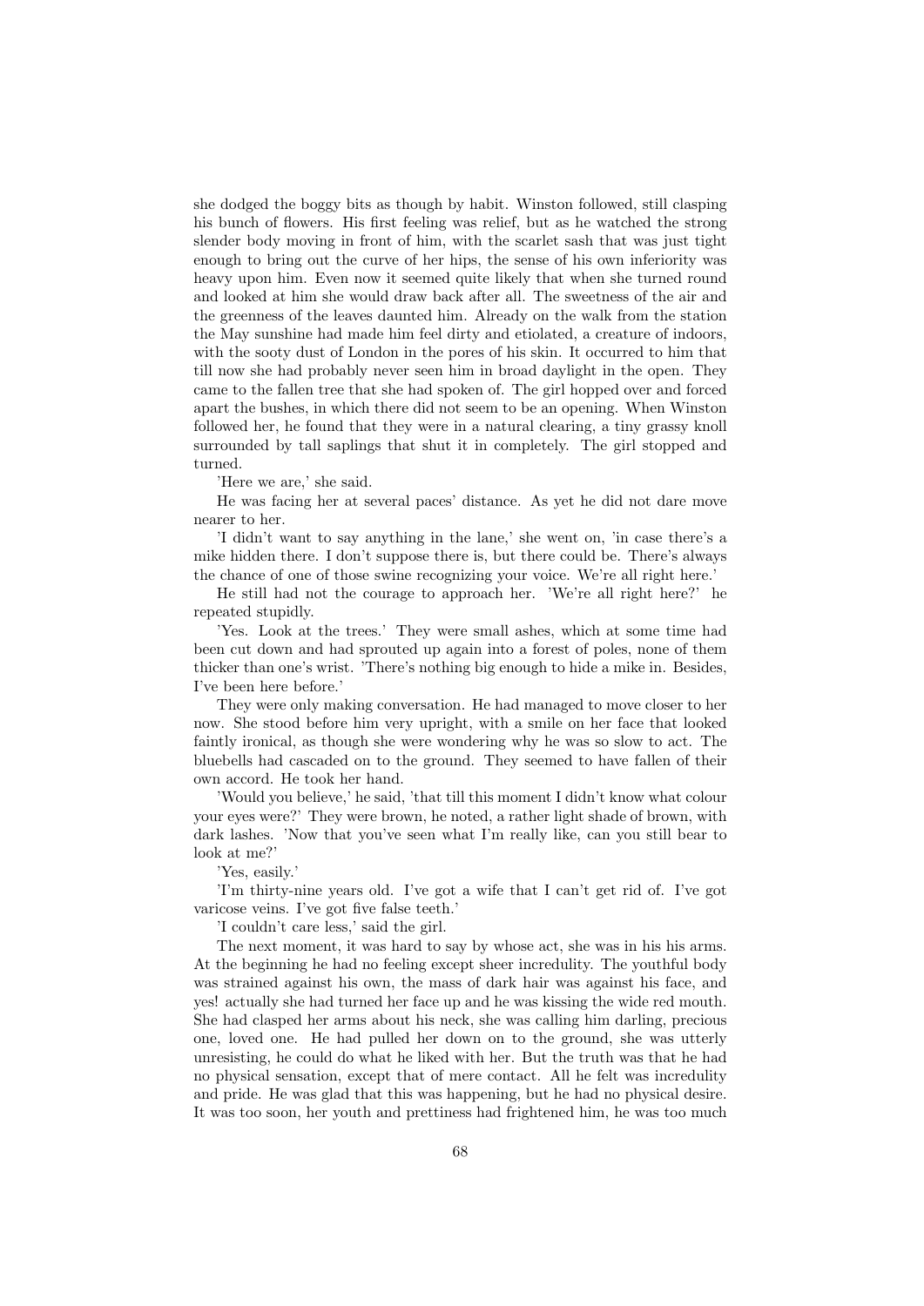she dodged the boggy bits as though by habit. Winston followed, still clasping his bunch of flowers. His first feeling was relief, but as he watched the strong slender body moving in front of him, with the scarlet sash that was just tight enough to bring out the curve of her hips, the sense of his own inferiority was heavy upon him. Even now it seemed quite likely that when she turned round and looked at him she would draw back after all. The sweetness of the air and the greenness of the leaves daunted him. Already on the walk from the station the May sunshine had made him feel dirty and etiolated, a creature of indoors, with the sooty dust of London in the pores of his skin. It occurred to him that till now she had probably never seen him in broad daylight in the open. They came to the fallen tree that she had spoken of. The girl hopped over and forced apart the bushes, in which there did not seem to be an opening. When Winston followed her, he found that they were in a natural clearing, a tiny grassy knoll surrounded by tall saplings that shut it in completely. The girl stopped and turned.

'Here we are,' she said.

He was facing her at several paces' distance. As yet he did not dare move nearer to her.

'I didn't want to say anything in the lane,' she went on, 'in case there's a mike hidden there. I don't suppose there is, but there could be. There's always the chance of one of those swine recognizing your voice. We're all right here.'

He still had not the courage to approach her. 'We're all right here?' he repeated stupidly.

'Yes. Look at the trees.' They were small ashes, which at some time had been cut down and had sprouted up again into a forest of poles, none of them thicker than one's wrist. 'There's nothing big enough to hide a mike in. Besides, I've been here before.'

They were only making conversation. He had managed to move closer to her now. She stood before him very upright, with a smile on her face that looked faintly ironical, as though she were wondering why he was so slow to act. The bluebells had cascaded on to the ground. They seemed to have fallen of their own accord. He took her hand.

'Would you believe,' he said, 'that till this moment I didn't know what colour your eyes were?' They were brown, he noted, a rather light shade of brown, with dark lashes. 'Now that you've seen what I'm really like, can you still bear to look at me?'

'Yes, easily.'

'I'm thirty-nine years old. I've got a wife that I can't get rid of. I've got varicose veins. I've got five false teeth.'

'I couldn't care less,' said the girl.

The next moment, it was hard to say by whose act, she was in his his arms. At the beginning he had no feeling except sheer incredulity. The youthful body was strained against his own, the mass of dark hair was against his face, and yes! actually she had turned her face up and he was kissing the wide red mouth. She had clasped her arms about his neck, she was calling him darling, precious one, loved one. He had pulled her down on to the ground, she was utterly unresisting, he could do what he liked with her. But the truth was that he had no physical sensation, except that of mere contact. All he felt was incredulity and pride. He was glad that this was happening, but he had no physical desire. It was too soon, her youth and prettiness had frightened him, he was too much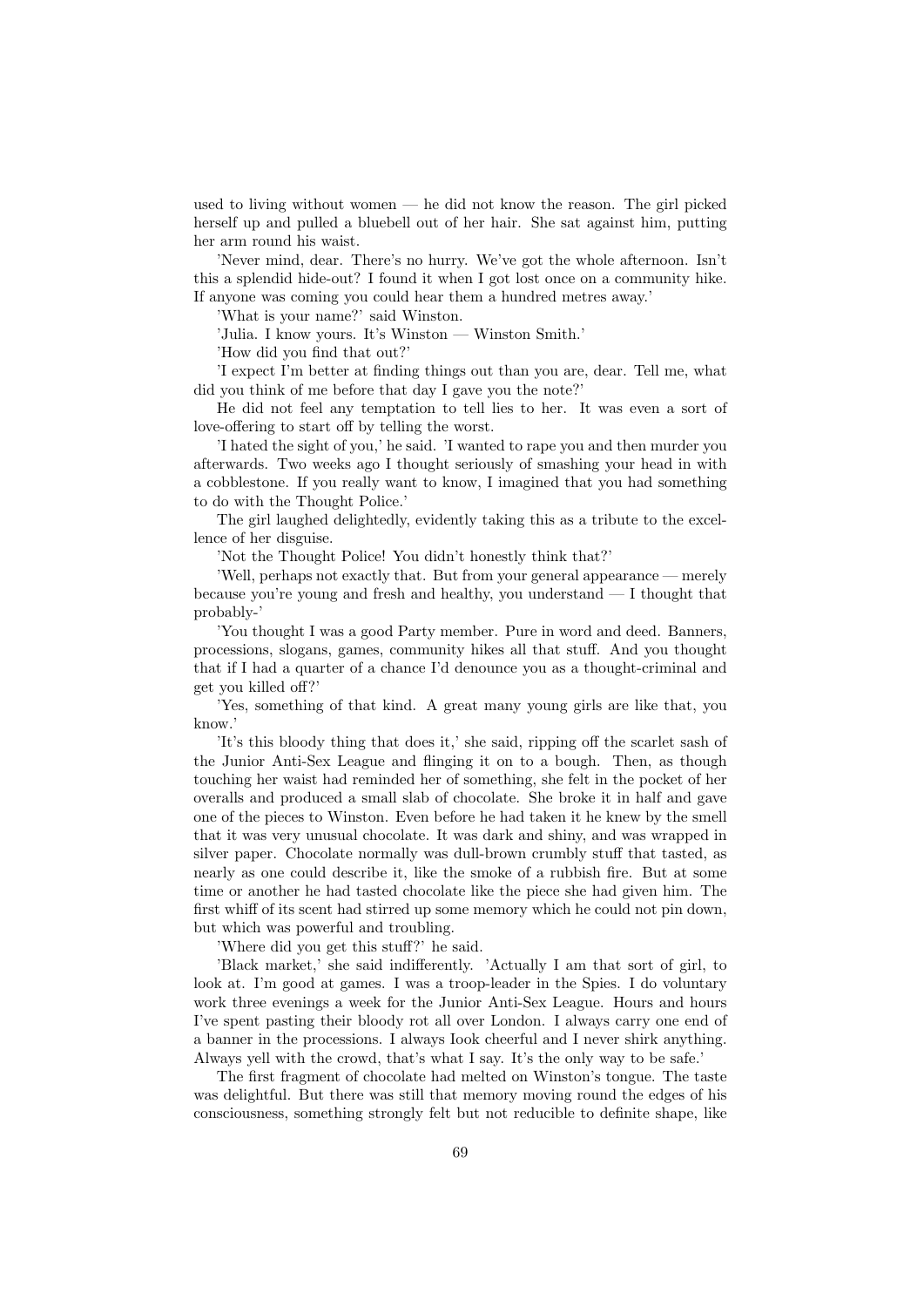used to living without women — he did not know the reason. The girl picked herself up and pulled a bluebell out of her hair. She sat against him, putting her arm round his waist.

'Never mind, dear. There's no hurry. We've got the whole afternoon. Isn't this a splendid hide-out? I found it when I got lost once on a community hike. If anyone was coming you could hear them a hundred metres away.'

'What is your name?' said Winston.

'Julia. I know yours. It's Winston — Winston Smith.'

'How did you find that out?'

'I expect I'm better at finding things out than you are, dear. Tell me, what did you think of me before that day I gave you the note?'

He did not feel any temptation to tell lies to her. It was even a sort of love-offering to start off by telling the worst.

'I hated the sight of you,' he said. 'I wanted to rape you and then murder you afterwards. Two weeks ago I thought seriously of smashing your head in with a cobblestone. If you really want to know, I imagined that you had something to do with the Thought Police.'

The girl laughed delightedly, evidently taking this as a tribute to the excellence of her disguise.

'Not the Thought Police! You didn't honestly think that?'

'Well, perhaps not exactly that. But from your general appearance — merely because you're young and fresh and healthy, you understand — I thought that probably-'

'You thought I was a good Party member. Pure in word and deed. Banners, processions, slogans, games, community hikes all that stuff. And you thought that if I had a quarter of a chance I'd denounce you as a thought-criminal and get you killed off?'

'Yes, something of that kind. A great many young girls are like that, you know.'

'It's this bloody thing that does it,' she said, ripping off the scarlet sash of the Junior Anti-Sex League and flinging it on to a bough. Then, as though touching her waist had reminded her of something, she felt in the pocket of her overalls and produced a small slab of chocolate. She broke it in half and gave one of the pieces to Winston. Even before he had taken it he knew by the smell that it was very unusual chocolate. It was dark and shiny, and was wrapped in silver paper. Chocolate normally was dull-brown crumbly stuff that tasted, as nearly as one could describe it, like the smoke of a rubbish fire. But at some time or another he had tasted chocolate like the piece she had given him. The first whiff of its scent had stirred up some memory which he could not pin down, but which was powerful and troubling.

'Where did you get this stuff?' he said.

'Black market,' she said indifferently. 'Actually I am that sort of girl, to look at. I'm good at games. I was a troop-leader in the Spies. I do voluntary work three evenings a week for the Junior Anti-Sex League. Hours and hours I've spent pasting their bloody rot all over London. I always carry one end of a banner in the processions. I always Iook cheerful and I never shirk anything. Always yell with the crowd, that's what I say. It's the only way to be safe.'

The first fragment of chocolate had melted on Winston's tongue. The taste was delightful. But there was still that memory moving round the edges of his consciousness, something strongly felt but not reducible to definite shape, like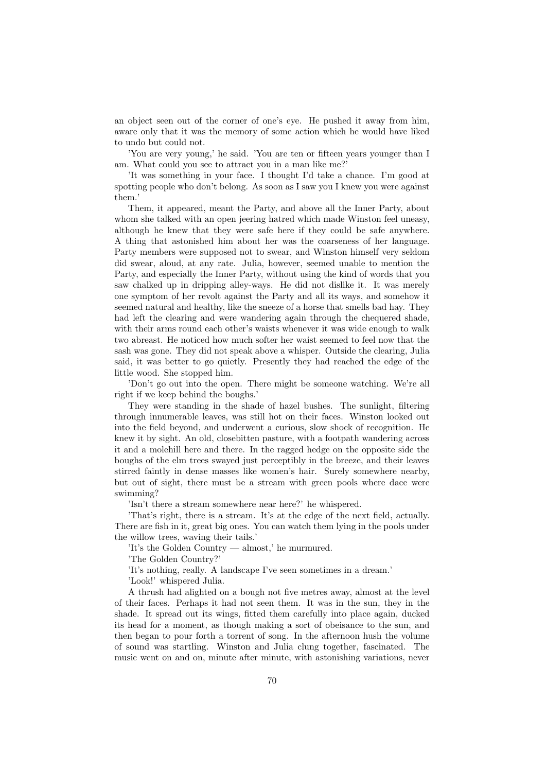an object seen out of the corner of one's eye. He pushed it away from him, aware only that it was the memory of some action which he would have liked to undo but could not.

'You are very young,' he said. 'You are ten or fifteen years younger than I am. What could you see to attract you in a man like me?'

'It was something in your face. I thought I'd take a chance. I'm good at spotting people who don't belong. As soon as I saw you I knew you were against them.'

Them, it appeared, meant the Party, and above all the Inner Party, about whom she talked with an open jeering hatred which made Winston feel uneasy, although he knew that they were safe here if they could be safe anywhere. A thing that astonished him about her was the coarseness of her language. Party members were supposed not to swear, and Winston himself very seldom did swear, aloud, at any rate. Julia, however, seemed unable to mention the Party, and especially the Inner Party, without using the kind of words that you saw chalked up in dripping alley-ways. He did not dislike it. It was merely one symptom of her revolt against the Party and all its ways, and somehow it seemed natural and healthy, like the sneeze of a horse that smells bad hay. They had left the clearing and were wandering again through the chequered shade, with their arms round each other's waists whenever it was wide enough to walk two abreast. He noticed how much softer her waist seemed to feel now that the sash was gone. They did not speak above a whisper. Outside the clearing, Julia said, it was better to go quietly. Presently they had reached the edge of the little wood. She stopped him.

'Don't go out into the open. There might be someone watching. We're all right if we keep behind the boughs.'

They were standing in the shade of hazel bushes. The sunlight, filtering through innumerable leaves, was still hot on their faces. Winston looked out into the field beyond, and underwent a curious, slow shock of recognition. He knew it by sight. An old, closebitten pasture, with a footpath wandering across it and a molehill here and there. In the ragged hedge on the opposite side the boughs of the elm trees swayed just perceptibly in the breeze, and their leaves stirred faintly in dense masses like women's hair. Surely somewhere nearby, but out of sight, there must be a stream with green pools where dace were swimming?

'Isn't there a stream somewhere near here?' he whispered.

'That's right, there is a stream. It's at the edge of the next field, actually. There are fish in it, great big ones. You can watch them lying in the pools under the willow trees, waving their tails.'

'It's the Golden Country — almost,' he murmured.

'The Golden Country?'

'It's nothing, really. A landscape I've seen sometimes in a dream.'

'Look!' whispered Julia.

A thrush had alighted on a bough not five metres away, almost at the level of their faces. Perhaps it had not seen them. It was in the sun, they in the shade. It spread out its wings, fitted them carefully into place again, ducked its head for a moment, as though making a sort of obeisance to the sun, and then began to pour forth a torrent of song. In the afternoon hush the volume of sound was startling. Winston and Julia clung together, fascinated. The music went on and on, minute after minute, with astonishing variations, never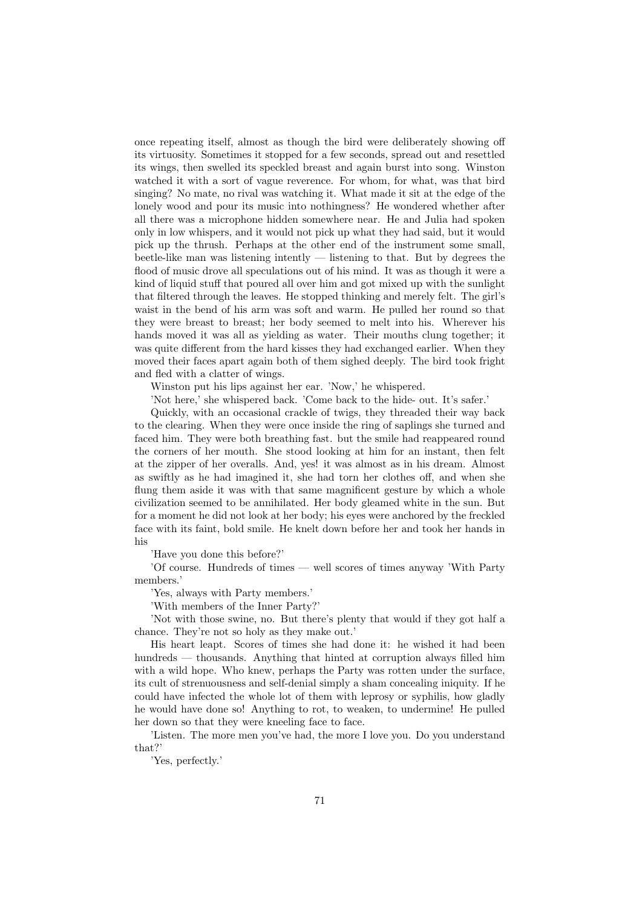once repeating itself, almost as though the bird were deliberately showing off its virtuosity. Sometimes it stopped for a few seconds, spread out and resettled its wings, then swelled its speckled breast and again burst into song. Winston watched it with a sort of vague reverence. For whom, for what, was that bird singing? No mate, no rival was watching it. What made it sit at the edge of the lonely wood and pour its music into nothingness? He wondered whether after all there was a microphone hidden somewhere near. He and Julia had spoken only in low whispers, and it would not pick up what they had said, but it would pick up the thrush. Perhaps at the other end of the instrument some small, beetle-like man was listening intently — listening to that. But by degrees the flood of music drove all speculations out of his mind. It was as though it were a kind of liquid stuff that poured all over him and got mixed up with the sunlight that filtered through the leaves. He stopped thinking and merely felt. The girl's waist in the bend of his arm was soft and warm. He pulled her round so that they were breast to breast; her body seemed to melt into his. Wherever his hands moved it was all as yielding as water. Their mouths clung together; it was quite different from the hard kisses they had exchanged earlier. When they moved their faces apart again both of them sighed deeply. The bird took fright and fled with a clatter of wings.

Winston put his lips against her ear. 'Now,' he whispered.

'Not here,' she whispered back. 'Come back to the hide- out. It's safer.'

Quickly, with an occasional crackle of twigs, they threaded their way back to the clearing. When they were once inside the ring of saplings she turned and faced him. They were both breathing fast. but the smile had reappeared round the corners of her mouth. She stood looking at him for an instant, then felt at the zipper of her overalls. And, yes! it was almost as in his dream. Almost as swiftly as he had imagined it, she had torn her clothes off, and when she flung them aside it was with that same magnificent gesture by which a whole civilization seemed to be annihilated. Her body gleamed white in the sun. But for a moment he did not look at her body; his eyes were anchored by the freckled face with its faint, bold smile. He knelt down before her and took her hands in his

'Have you done this before?'

'Of course. Hundreds of times — well scores of times anyway 'With Party members.'

'Yes, always with Party members.'

'With members of the Inner Party?'

'Not with those swine, no. But there's plenty that would if they got half a chance. They're not so holy as they make out.'

His heart leapt. Scores of times she had done it: he wished it had been hundreds — thousands. Anything that hinted at corruption always filled him with a wild hope. Who knew, perhaps the Party was rotten under the surface, its cult of strenuousness and self-denial simply a sham concealing iniquity. If he could have infected the whole lot of them with leprosy or syphilis, how gladly he would have done so! Anything to rot, to weaken, to undermine! He pulled her down so that they were kneeling face to face.

'Listen. The more men you've had, the more I love you. Do you understand that?'

'Yes, perfectly.'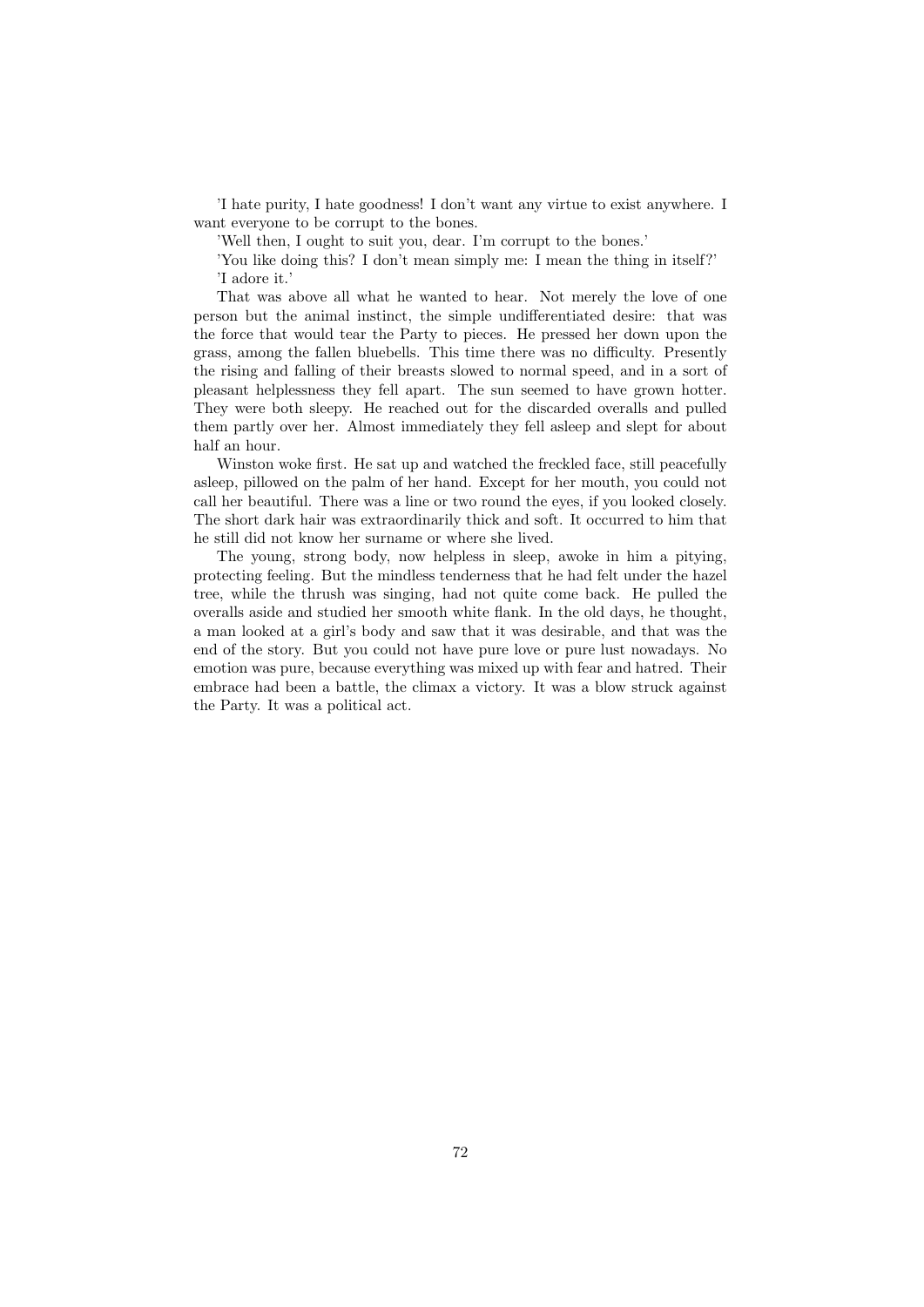'I hate purity, I hate goodness! I don't want any virtue to exist anywhere. I want everyone to be corrupt to the bones.

'Well then, I ought to suit you, dear. I'm corrupt to the bones.'

'You like doing this? I don't mean simply me: I mean the thing in itself?'

'I adore it.'

That was above all what he wanted to hear. Not merely the love of one person but the animal instinct, the simple undifferentiated desire: that was the force that would tear the Party to pieces. He pressed her down upon the grass, among the fallen bluebells. This time there was no difficulty. Presently the rising and falling of their breasts slowed to normal speed, and in a sort of pleasant helplessness they fell apart. The sun seemed to have grown hotter. They were both sleepy. He reached out for the discarded overalls and pulled them partly over her. Almost immediately they fell asleep and slept for about half an hour.

Winston woke first. He sat up and watched the freckled face, still peacefully asleep, pillowed on the palm of her hand. Except for her mouth, you could not call her beautiful. There was a line or two round the eyes, if you looked closely. The short dark hair was extraordinarily thick and soft. It occurred to him that he still did not know her surname or where she lived.

The young, strong body, now helpless in sleep, awoke in him a pitying, protecting feeling. But the mindless tenderness that he had felt under the hazel tree, while the thrush was singing, had not quite come back. He pulled the overalls aside and studied her smooth white flank. In the old days, he thought, a man looked at a girl's body and saw that it was desirable, and that was the end of the story. But you could not have pure love or pure lust nowadays. No emotion was pure, because everything was mixed up with fear and hatred. Their embrace had been a battle, the climax a victory. It was a blow struck against the Party. It was a political act.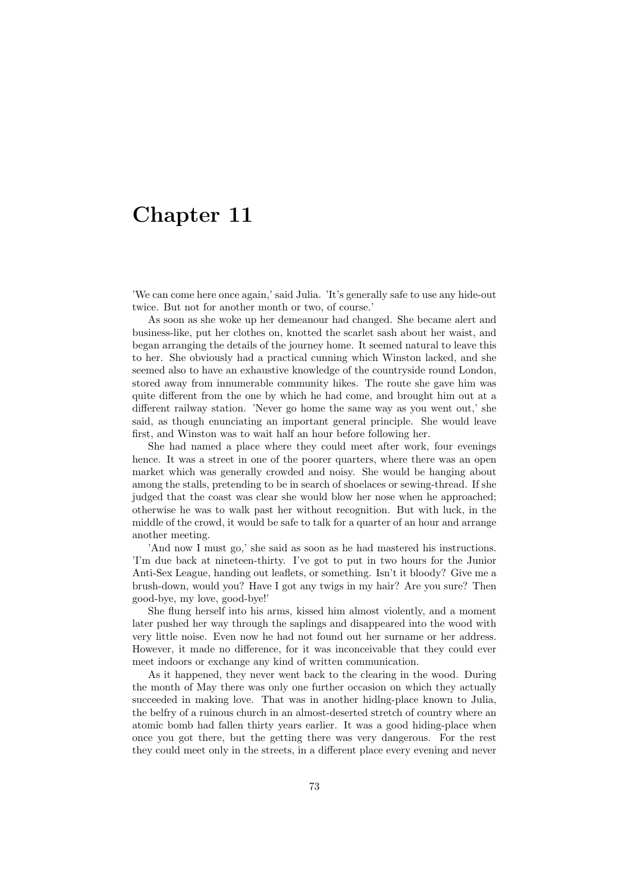# Chapter 11

'We can come here once again,' said Julia. 'It's generally safe to use any hide-out twice. But not for another month or two, of course.'

As soon as she woke up her demeanour had changed. She became alert and business-like, put her clothes on, knotted the scarlet sash about her waist, and began arranging the details of the journey home. It seemed natural to leave this to her. She obviously had a practical cunning which Winston lacked, and she seemed also to have an exhaustive knowledge of the countryside round London, stored away from innumerable community hikes. The route she gave him was quite different from the one by which he had come, and brought him out at a different railway station. 'Never go home the same way as you went out,' she said, as though enunciating an important general principle. She would leave first, and Winston was to wait half an hour before following her.

She had named a place where they could meet after work, four evenings hence. It was a street in one of the poorer quarters, where there was an open market which was generally crowded and noisy. She would be hanging about among the stalls, pretending to be in search of shoelaces or sewing-thread. If she judged that the coast was clear she would blow her nose when he approached; otherwise he was to walk past her without recognition. But with luck, in the middle of the crowd, it would be safe to talk for a quarter of an hour and arrange another meeting.

'And now I must go,' she said as soon as he had mastered his instructions. 'I'm due back at nineteen-thirty. I've got to put in two hours for the Junior Anti-Sex League, handing out leaflets, or something. Isn't it bloody? Give me a brush-down, would you? Have I got any twigs in my hair? Are you sure? Then good-bye, my love, good-bye!'

She flung herself into his arms, kissed him almost violently, and a moment later pushed her way through the saplings and disappeared into the wood with very little noise. Even now he had not found out her surname or her address. However, it made no difference, for it was inconceivable that they could ever meet indoors or exchange any kind of written communication.

As it happened, they never went back to the clearing in the wood. During the month of May there was only one further occasion on which they actually succeeded in making love. That was in another hidlng-place known to Julia, the belfry of a ruinous church in an almost-deserted stretch of country where an atomic bomb had fallen thirty years earlier. It was a good hiding-place when once you got there, but the getting there was very dangerous. For the rest they could meet only in the streets, in a different place every evening and never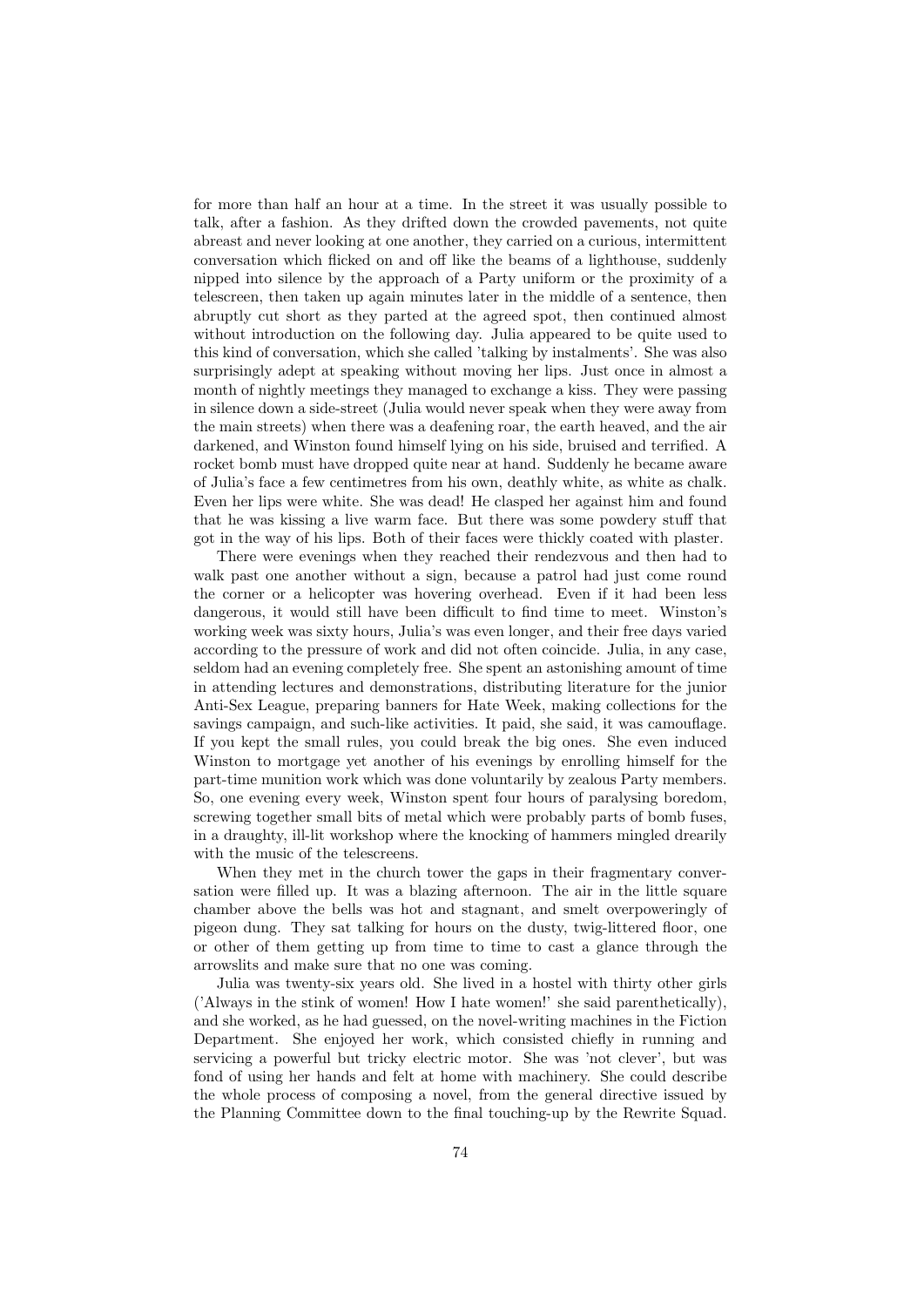for more than half an hour at a time. In the street it was usually possible to talk, after a fashion. As they drifted down the crowded pavements, not quite abreast and never looking at one another, they carried on a curious, intermittent conversation which flicked on and off like the beams of a lighthouse, suddenly nipped into silence by the approach of a Party uniform or the proximity of a telescreen, then taken up again minutes later in the middle of a sentence, then abruptly cut short as they parted at the agreed spot, then continued almost without introduction on the following day. Julia appeared to be quite used to this kind of conversation, which she called 'talking by instalments'. She was also surprisingly adept at speaking without moving her lips. Just once in almost a month of nightly meetings they managed to exchange a kiss. They were passing in silence down a side-street (Julia would never speak when they were away from the main streets) when there was a deafening roar, the earth heaved, and the air darkened, and Winston found himself lying on his side, bruised and terrified. A rocket bomb must have dropped quite near at hand. Suddenly he became aware of Julia's face a few centimetres from his own, deathly white, as white as chalk. Even her lips were white. She was dead! He clasped her against him and found that he was kissing a live warm face. But there was some powdery stuff that got in the way of his lips. Both of their faces were thickly coated with plaster.

There were evenings when they reached their rendezvous and then had to walk past one another without a sign, because a patrol had just come round the corner or a helicopter was hovering overhead. Even if it had been less dangerous, it would still have been difficult to find time to meet. Winston's working week was sixty hours, Julia's was even longer, and their free days varied according to the pressure of work and did not often coincide. Julia, in any case, seldom had an evening completely free. She spent an astonishing amount of time in attending lectures and demonstrations, distributing literature for the junior Anti-Sex League, preparing banners for Hate Week, making collections for the savings campaign, and such-like activities. It paid, she said, it was camouflage. If you kept the small rules, you could break the big ones. She even induced Winston to mortgage yet another of his evenings by enrolling himself for the part-time munition work which was done voluntarily by zealous Party members. So, one evening every week, Winston spent four hours of paralysing boredom, screwing together small bits of metal which were probably parts of bomb fuses, in a draughty, ill-lit workshop where the knocking of hammers mingled drearily with the music of the telescreens.

When they met in the church tower the gaps in their fragmentary conversation were filled up. It was a blazing afternoon. The air in the little square chamber above the bells was hot and stagnant, and smelt overpoweringly of pigeon dung. They sat talking for hours on the dusty, twig-littered floor, one or other of them getting up from time to time to cast a glance through the arrowslits and make sure that no one was coming.

Julia was twenty-six years old. She lived in a hostel with thirty other girls ('Always in the stink of women! How I hate women!' she said parenthetically), and she worked, as he had guessed, on the novel-writing machines in the Fiction Department. She enjoyed her work, which consisted chiefly in running and servicing a powerful but tricky electric motor. She was 'not clever', but was fond of using her hands and felt at home with machinery. She could describe the whole process of composing a novel, from the general directive issued by the Planning Committee down to the final touching-up by the Rewrite Squad.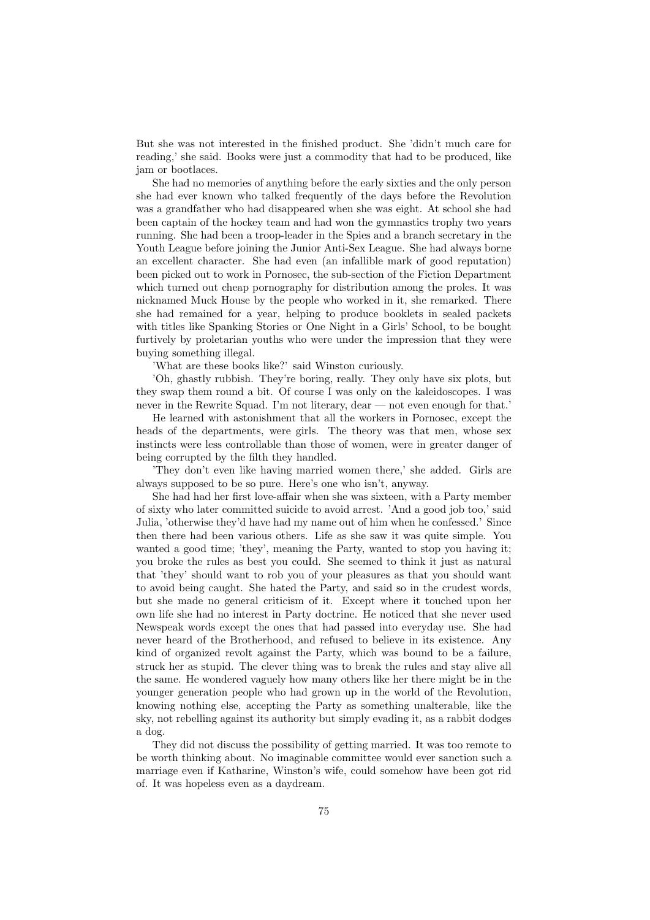But she was not interested in the finished product. She 'didn't much care for reading,' she said. Books were just a commodity that had to be produced, like jam or bootlaces.

She had no memories of anything before the early sixties and the only person she had ever known who talked frequently of the days before the Revolution was a grandfather who had disappeared when she was eight. At school she had been captain of the hockey team and had won the gymnastics trophy two years running. She had been a troop-leader in the Spies and a branch secretary in the Youth League before joining the Junior Anti-Sex League. She had always borne an excellent character. She had even (an infallible mark of good reputation) been picked out to work in Pornosec, the sub-section of the Fiction Department which turned out cheap pornography for distribution among the proles. It was nicknamed Muck House by the people who worked in it, she remarked. There she had remained for a year, helping to produce booklets in sealed packets with titles like Spanking Stories or One Night in a Girls' School, to be bought furtively by proletarian youths who were under the impression that they were buying something illegal.

'What are these books like?' said Winston curiously.

'Oh, ghastly rubbish. They're boring, really. They only have six plots, but they swap them round a bit. Of course I was only on the kaleidoscopes. I was never in the Rewrite Squad. I'm not literary, dear — not even enough for that.'

He learned with astonishment that all the workers in Pornosec, except the heads of the departments, were girls. The theory was that men, whose sex instincts were less controllable than those of women, were in greater danger of being corrupted by the filth they handled.

'They don't even like having married women there,' she added. Girls are always supposed to be so pure. Here's one who isn't, anyway.

She had had her first love-affair when she was sixteen, with a Party member of sixty who later committed suicide to avoid arrest. 'And a good job too,' said Julia, 'otherwise they'd have had my name out of him when he confessed.' Since then there had been various others. Life as she saw it was quite simple. You wanted a good time; 'they', meaning the Party, wanted to stop you having it; you broke the rules as best you couId. She seemed to think it just as natural that 'they' should want to rob you of your pleasures as that you should want to avoid being caught. She hated the Party, and said so in the crudest words, but she made no general criticism of it. Except where it touched upon her own life she had no interest in Party doctrine. He noticed that she never used Newspeak words except the ones that had passed into everyday use. She had never heard of the Brotherhood, and refused to believe in its existence. Any kind of organized revolt against the Party, which was bound to be a failure, struck her as stupid. The clever thing was to break the rules and stay alive all the same. He wondered vaguely how many others like her there might be in the younger generation people who had grown up in the world of the Revolution, knowing nothing else, accepting the Party as something unalterable, like the sky, not rebelling against its authority but simply evading it, as a rabbit dodges a dog.

They did not discuss the possibility of getting married. It was too remote to be worth thinking about. No imaginable committee would ever sanction such a marriage even if Katharine, Winston's wife, could somehow have been got rid of. It was hopeless even as a daydream.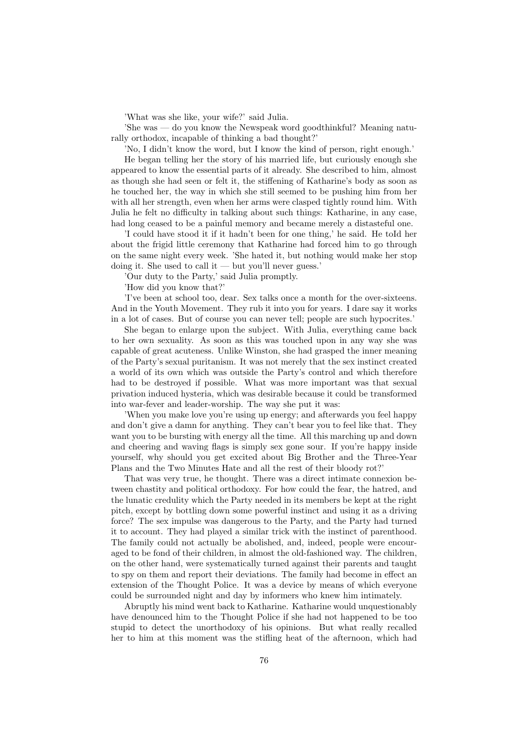'What was she like, your wife?' said Julia.

'She was — do you know the Newspeak word goodthinkful? Meaning naturally orthodox, incapable of thinking a bad thought?'

'No, I didn't know the word, but I know the kind of person, right enough.'

He began telling her the story of his married life, but curiously enough she appeared to know the essential parts of it already. She described to him, almost as though she had seen or felt it, the stiffening of Katharine's body as soon as he touched her, the way in which she still seemed to be pushing him from her with all her strength, even when her arms were clasped tightly round him. With Julia he felt no difficulty in talking about such things: Katharine, in any case, had long ceased to be a painful memory and became merely a distasteful one.

'I could have stood it if it hadn't been for one thing,' he said. He toId her about the frigid little ceremony that Katharine had forced him to go through on the same night every week. 'She hated it, but nothing would make her stop doing it. She used to call it — but you'll never guess.'

'Our duty to the Party,' said Julia promptly.

'How did you know that?'

'I've been at school too, dear. Sex talks once a month for the over-sixteens. And in the Youth Movement. They rub it into you for years. I dare say it works in a lot of cases. But of course you can never tell; people are such hypocrites.'

She began to enlarge upon the subject. With Julia, everything came back to her own sexuality. As soon as this was touched upon in any way she was capable of great acuteness. Unlike Winston, she had grasped the inner meaning of the Party's sexual puritanism. It was not merely that the sex instinct created a world of its own which was outside the Party's control and which therefore had to be destroyed if possible. What was more important was that sexual privation induced hysteria, which was desirable because it could be transformed into war-fever and leader-worship. The way she put it was:

'When you make love you're using up energy; and afterwards you feel happy and don't give a damn for anything. They can't bear you to feel like that. They want you to be bursting with energy all the time. All this marching up and down and cheering and waving flags is simply sex gone sour. If you're happy inside yourself, why should you get excited about Big Brother and the Three-Year Plans and the Two Minutes Hate and all the rest of their bloody rot?'

That was very true, he thought. There was a direct intimate connexion between chastity and political orthodoxy. For how could the fear, the hatred, and the lunatic credulity which the Party needed in its members be kept at the right pitch, except by bottling down some powerful instinct and using it as a driving force? The sex impulse was dangerous to the Party, and the Party had turned it to account. They had played a similar trick with the instinct of parenthood. The family could not actually be abolished, and, indeed, people were encouraged to be fond of their children, in almost the old-fashioned way. The children, on the other hand, were systematically turned against their parents and taught to spy on them and report their deviations. The family had become in effect an extension of the Thought Police. It was a device by means of which everyone could be surrounded night and day by informers who knew him intimately.

Abruptly his mind went back to Katharine. Katharine would unquestionably have denounced him to the Thought Police if she had not happened to be too stupid to detect the unorthodoxy of his opinions. But what really recalled her to him at this moment was the stifling heat of the afternoon, which had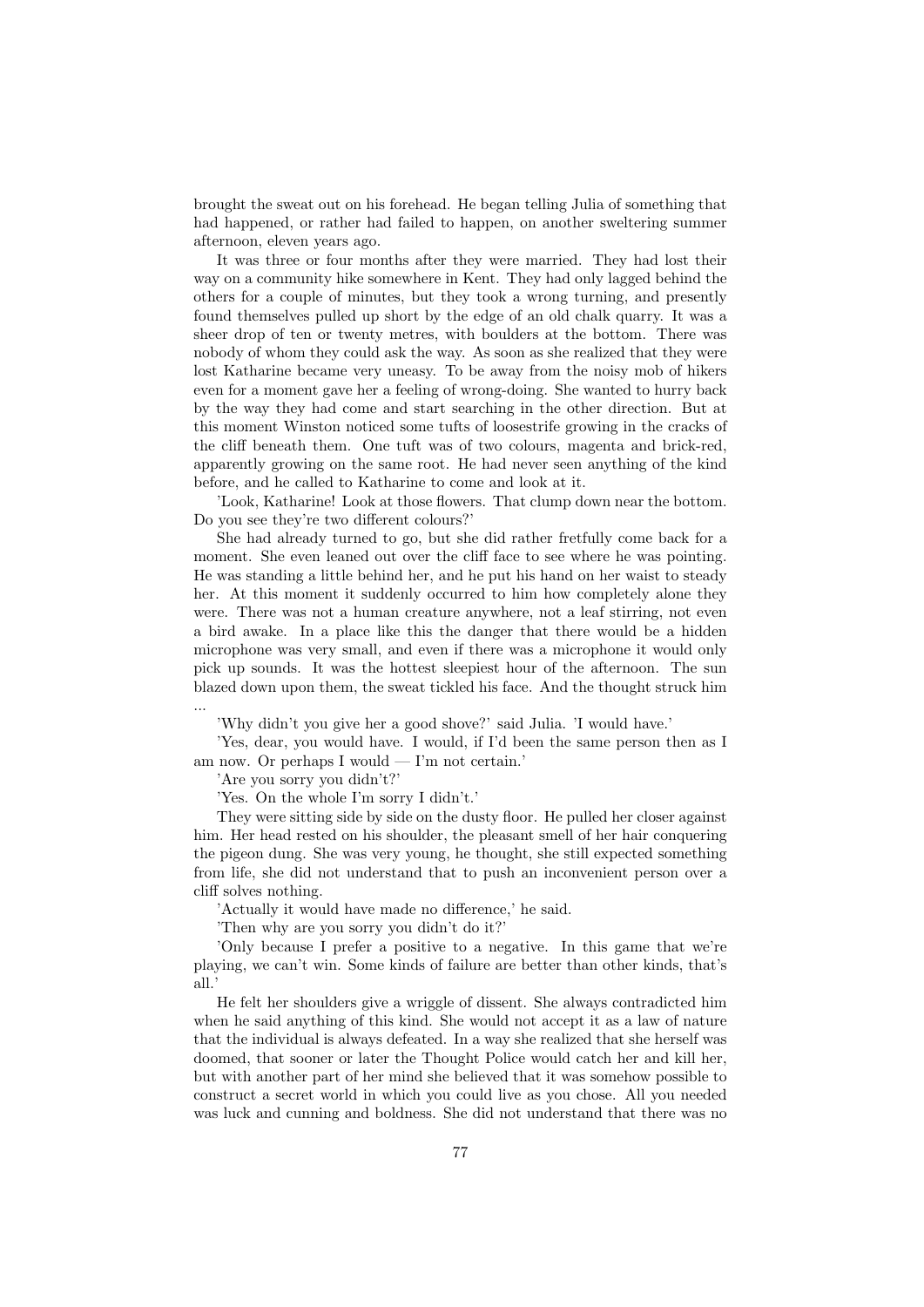brought the sweat out on his forehead. He began telling Julia of something that had happened, or rather had failed to happen, on another sweltering summer afternoon, eleven years ago.

It was three or four months after they were married. They had lost their way on a community hike somewhere in Kent. They had only lagged behind the others for a couple of minutes, but they took a wrong turning, and presently found themselves pulled up short by the edge of an old chalk quarry. It was a sheer drop of ten or twenty metres, with boulders at the bottom. There was nobody of whom they could ask the way. As soon as she realized that they were lost Katharine became very uneasy. To be away from the noisy mob of hikers even for a moment gave her a feeling of wrong-doing. She wanted to hurry back by the way they had come and start searching in the other direction. But at this moment Winston noticed some tufts of loosestrife growing in the cracks of the cliff beneath them. One tuft was of two colours, magenta and brick-red, apparently growing on the same root. He had never seen anything of the kind before, and he called to Katharine to come and look at it.

'Look, Katharine! Look at those flowers. That clump down near the bottom. Do you see they're two different colours?'

She had already turned to go, but she did rather fretfully come back for a moment. She even leaned out over the cliff face to see where he was pointing. He was standing a little behind her, and he put his hand on her waist to steady her. At this moment it suddenly occurred to him how completely alone they were. There was not a human creature anywhere, not a leaf stirring, not even a bird awake. In a place like this the danger that there would be a hidden microphone was very small, and even if there was a microphone it would only pick up sounds. It was the hottest sleepiest hour of the afternoon. The sun blazed down upon them, the sweat tickled his face. And the thought struck him ...

'Why didn't you give her a good shove?' said Julia. 'I would have.'

'Yes, dear, you would have. I would, if I'd been the same person then as I am now. Or perhaps I would — I'm not certain.'

'Are you sorry you didn't?'

'Yes. On the whole I'm sorry I didn't.'

They were sitting side by side on the dusty floor. He pulled her closer against him. Her head rested on his shoulder, the pleasant smell of her hair conquering the pigeon dung. She was very young, he thought, she still expected something from life, she did not understand that to push an inconvenient person over a cliff solves nothing.

'Actually it would have made no difference,' he said.

'Then why are you sorry you didn't do it?'

'Only because I prefer a positive to a negative. In this game that we're playing, we can't win. Some kinds of failure are better than other kinds, that's all.'

He felt her shoulders give a wriggle of dissent. She always contradicted him when he said anything of this kind. She would not accept it as a law of nature that the individual is always defeated. In a way she realized that she herself was doomed, that sooner or later the Thought Police would catch her and kill her, but with another part of her mind she believed that it was somehow possible to construct a secret world in which you could live as you chose. All you needed was luck and cunning and boldness. She did not understand that there was no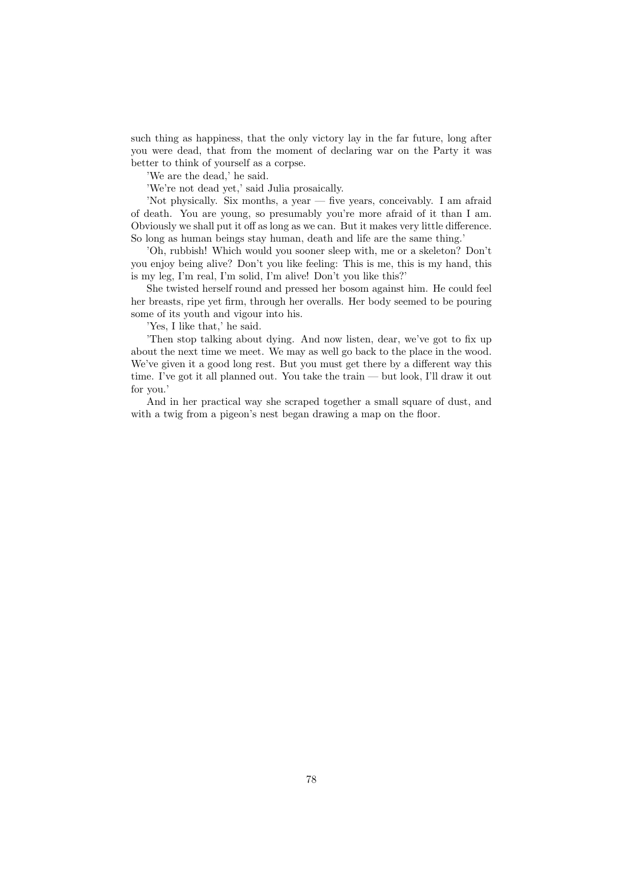such thing as happiness, that the only victory lay in the far future, long after you were dead, that from the moment of declaring war on the Party it was better to think of yourself as a corpse.

'We are the dead,' he said.

'We're not dead yet,' said Julia prosaically.

'Not physically. Six months, a year — five years, conceivably. I am afraid of death. You are young, so presumably you're more afraid of it than I am. Obviously we shall put it off as long as we can. But it makes very little difference. So long as human beings stay human, death and life are the same thing.'

'Oh, rubbish! Which would you sooner sleep with, me or a skeleton? Don't you enjoy being alive? Don't you like feeling: This is me, this is my hand, this is my leg, I'm real, I'm solid, I'm alive! Don't you like this?'

She twisted herself round and pressed her bosom against him. He could feel her breasts, ripe yet firm, through her overalls. Her body seemed to be pouring some of its youth and vigour into his.

'Yes, I like that,' he said.

'Then stop talking about dying. And now listen, dear, we've got to fix up about the next time we meet. We may as well go back to the place in the wood. We've given it a good long rest. But you must get there by a different way this time. I've got it all planned out. You take the train — but look, I'll draw it out for you.'

And in her practical way she scraped together a small square of dust, and with a twig from a pigeon's nest began drawing a map on the floor.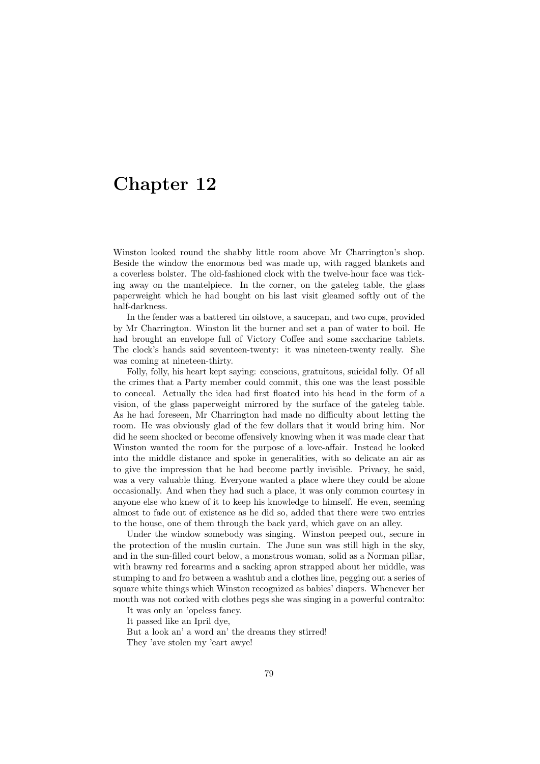# Chapter 12

Winston looked round the shabby little room above Mr Charrington's shop. Beside the window the enormous bed was made up, with ragged blankets and a coverless bolster. The old-fashioned clock with the twelve-hour face was ticking away on the mantelpiece. In the corner, on the gateleg table, the glass paperweight which he had bought on his last visit gleamed softly out of the half-darkness.

In the fender was a battered tin oilstove, a saucepan, and two cups, provided by Mr Charrington. Winston lit the burner and set a pan of water to boil. He had brought an envelope full of Victory Coffee and some saccharine tablets. The clock's hands said seventeen-twenty: it was nineteen-twenty really. She was coming at nineteen-thirty.

Folly, folly, his heart kept saying: conscious, gratuitous, suicidal folly. Of all the crimes that a Party member could commit, this one was the least possible to conceal. Actually the idea had first floated into his head in the form of a vision, of the glass paperweight mirrored by the surface of the gateleg table. As he had foreseen, Mr Charrington had made no difficulty about letting the room. He was obviously glad of the few dollars that it would bring him. Nor did he seem shocked or become offensively knowing when it was made clear that Winston wanted the room for the purpose of a love-affair. Instead he looked into the middle distance and spoke in generalities, with so delicate an air as to give the impression that he had become partly invisible. Privacy, he said, was a very valuable thing. Everyone wanted a place where they could be alone occasionally. And when they had such a place, it was only common courtesy in anyone else who knew of it to keep his knowledge to himself. He even, seeming almost to fade out of existence as he did so, added that there were two entries to the house, one of them through the back yard, which gave on an alley.

Under the window somebody was singing. Winston peeped out, secure in the protection of the muslin curtain. The June sun was still high in the sky, and in the sun-filled court below, a monstrous woman, solid as a Norman pillar, with brawny red forearms and a sacking apron strapped about her middle, was stumping to and fro between a washtub and a clothes line, pegging out a series of square white things which Winston recognized as babies' diapers. Whenever her mouth was not corked with clothes pegs she was singing in a powerful contralto:

It was only an 'opeless fancy.

It passed like an Ipril dye,

But a look an' a word an' the dreams they stirred!

They 'ave stolen my 'eart awye!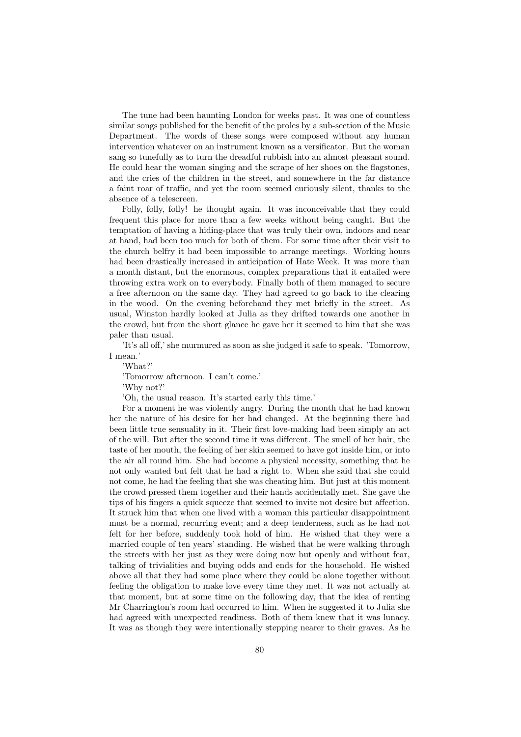The tune had been haunting London for weeks past. It was one of countless similar songs published for the benefit of the proles by a sub-section of the Music Department. The words of these songs were composed without any human intervention whatever on an instrument known as a versificator. But the woman sang so tunefully as to turn the dreadful rubbish into an almost pleasant sound. He could hear the woman singing and the scrape of her shoes on the flagstones, and the cries of the children in the street, and somewhere in the far distance a faint roar of traffic, and yet the room seemed curiously silent, thanks to the absence of a telescreen.

Folly, folly, folly! he thought again. It was inconceivable that they could frequent this place for more than a few weeks without being caught. But the temptation of having a hiding-place that was truly their own, indoors and near at hand, had been too much for both of them. For some time after their visit to the church belfry it had been impossible to arrange meetings. Working hours had been drastically increased in anticipation of Hate Week. It was more than a month distant, but the enormous, complex preparations that it entailed were throwing extra work on to everybody. Finally both of them managed to secure a free afternoon on the same day. They had agreed to go back to the clearing in the wood. On the evening beforehand they met briefly in the street. As usual, Winston hardly looked at Julia as they drifted towards one another in the crowd, but from the short glance he gave her it seemed to him that she was paler than usual.

'It's all off,' she murmured as soon as she judged it safe to speak. 'Tomorrow, I mean.'

'What?'

'Tomorrow afternoon. I can't come.'

'Why not?'

'Oh, the usual reason. It's started early this time.'

For a moment he was violently angry. During the month that he had known her the nature of his desire for her had changed. At the beginning there had been little true sensuality in it. Their first love-making had been simply an act of the will. But after the second time it was different. The smell of her hair, the taste of her mouth, the feeling of her skin seemed to have got inside him, or into the air all round him. She had become a physical necessity, something that he not only wanted but felt that he had a right to. When she said that she could not come, he had the feeling that she was cheating him. But just at this moment the crowd pressed them together and their hands accidentally met. She gave the tips of his fingers a quick squeeze that seemed to invite not desire but affection. It struck him that when one lived with a woman this particular disappointment must be a normal, recurring event; and a deep tenderness, such as he had not felt for her before, suddenly took hold of him. He wished that they were a married couple of ten years' standing. He wished that he were walking through the streets with her just as they were doing now but openly and without fear, talking of trivialities and buying odds and ends for the household. He wished above all that they had some place where they could be alone together without feeling the obligation to make love every time they met. It was not actually at that moment, but at some time on the following day, that the idea of renting Mr Charrington's room had occurred to him. When he suggested it to Julia she had agreed with unexpected readiness. Both of them knew that it was lunacy. It was as though they were intentionally stepping nearer to their graves. As he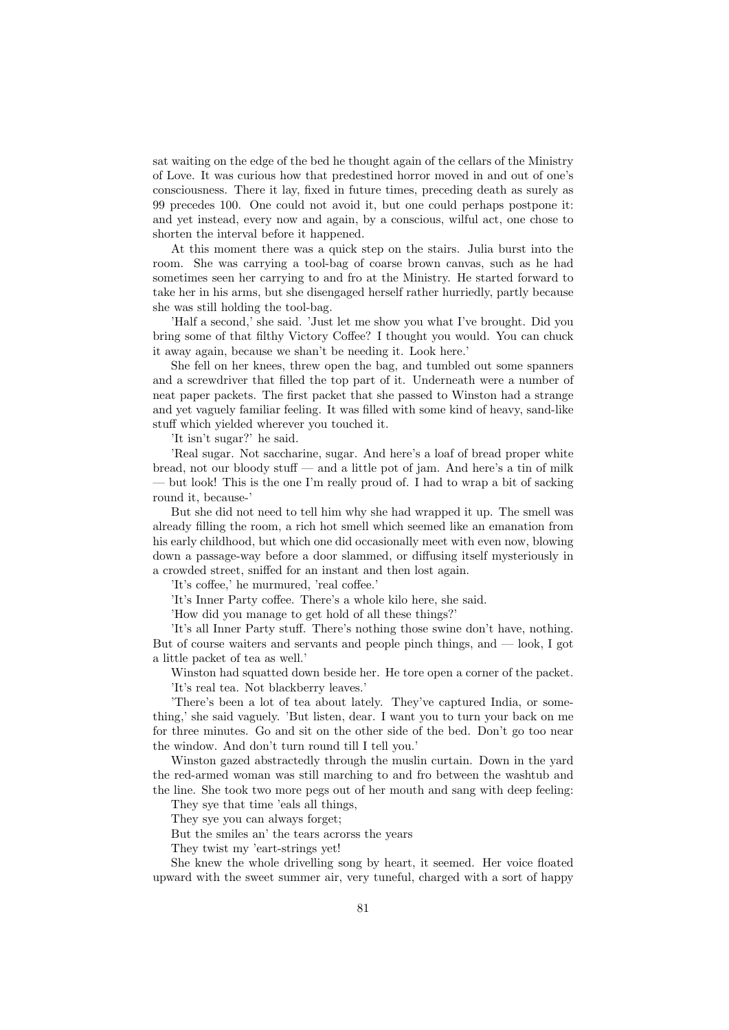sat waiting on the edge of the bed he thought again of the cellars of the Ministry of Love. It was curious how that predestined horror moved in and out of one's consciousness. There it lay, fixed in future times, preceding death as surely as 99 precedes 100. One could not avoid it, but one could perhaps postpone it: and yet instead, every now and again, by a conscious, wilful act, one chose to shorten the interval before it happened.

At this moment there was a quick step on the stairs. Julia burst into the room. She was carrying a tool-bag of coarse brown canvas, such as he had sometimes seen her carrying to and fro at the Ministry. He started forward to take her in his arms, but she disengaged herself rather hurriedly, partly because she was still holding the tool-bag.

'Half a second,' she said. 'Just let me show you what I've brought. Did you bring some of that filthy Victory Coffee? I thought you would. You can chuck it away again, because we shan't be needing it. Look here.'

She fell on her knees, threw open the bag, and tumbled out some spanners and a screwdriver that filled the top part of it. Underneath were a number of neat paper packets. The first packet that she passed to Winston had a strange and yet vaguely familiar feeling. It was filled with some kind of heavy, sand-like stuff which yielded wherever you touched it.

'It isn't sugar?' he said.

'Real sugar. Not saccharine, sugar. And here's a loaf of bread proper white bread, not our bloody stuff — and a little pot of jam. And here's a tin of milk — but look! This is the one I'm really proud of. I had to wrap a bit of sacking round it, because-'

But she did not need to tell him why she had wrapped it up. The smell was already filling the room, a rich hot smell which seemed like an emanation from his early childhood, but which one did occasionally meet with even now, blowing down a passage-way before a door slammed, or diffusing itself mysteriously in a crowded street, sniffed for an instant and then lost again.

'It's coffee,' he murmured, 'real coffee.'

'It's Inner Party coffee. There's a whole kilo here, she said.

'How did you manage to get hold of all these things?'

'It's all Inner Party stuff. There's nothing those swine don't have, nothing. But of course waiters and servants and people pinch things, and — look, I got a little packet of tea as well.'

Winston had squatted down beside her. He tore open a corner of the packet.

'It's real tea. Not blackberry leaves.'

'There's been a lot of tea about lately. They've captured India, or something,' she said vaguely. 'But listen, dear. I want you to turn your back on me for three minutes. Go and sit on the other side of the bed. Don't go too near the window. And don't turn round till I tell you.'

Winston gazed abstractedly through the muslin curtain. Down in the yard the red-armed woman was still marching to and fro between the washtub and the line. She took two more pegs out of her mouth and sang with deep feeling:

They sye that time 'eals all things,

They sye you can always forget;

But the smiles an' the tears acrorss the years

They twist my 'eart-strings yet!

She knew the whole drivelling song by heart, it seemed. Her voice floated upward with the sweet summer air, very tuneful, charged with a sort of happy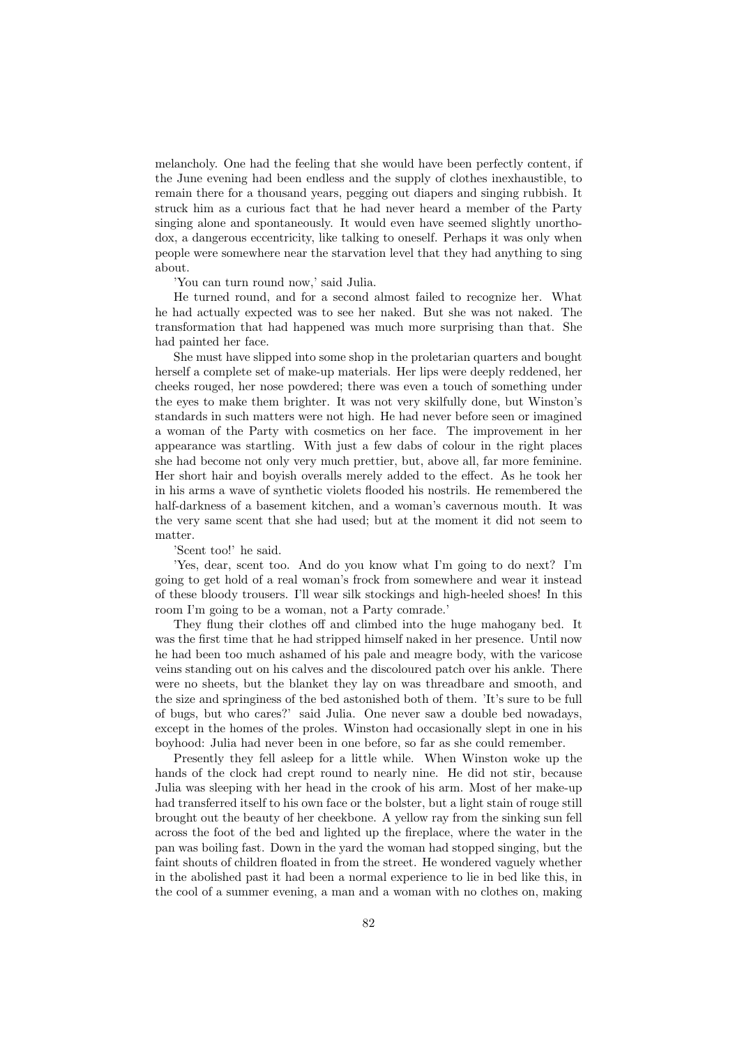melancholy. One had the feeling that she would have been perfectly content, if the June evening had been endless and the supply of clothes inexhaustible, to remain there for a thousand years, pegging out diapers and singing rubbish. It struck him as a curious fact that he had never heard a member of the Party singing alone and spontaneously. It would even have seemed slightly unorthodox, a dangerous eccentricity, like talking to oneself. Perhaps it was only when people were somewhere near the starvation level that they had anything to sing about.

'You can turn round now,' said Julia.

He turned round, and for a second almost failed to recognize her. What he had actually expected was to see her naked. But she was not naked. The transformation that had happened was much more surprising than that. She had painted her face.

She must have slipped into some shop in the proletarian quarters and bought herself a complete set of make-up materials. Her lips were deeply reddened, her cheeks rouged, her nose powdered; there was even a touch of something under the eyes to make them brighter. It was not very skilfully done, but Winston's standards in such matters were not high. He had never before seen or imagined a woman of the Party with cosmetics on her face. The improvement in her appearance was startling. With just a few dabs of colour in the right places she had become not only very much prettier, but, above all, far more feminine. Her short hair and boyish overalls merely added to the effect. As he took her in his arms a wave of synthetic violets flooded his nostrils. He remembered the half-darkness of a basement kitchen, and a woman's cavernous mouth. It was the very same scent that she had used; but at the moment it did not seem to matter.

'Scent too!' he said.

'Yes, dear, scent too. And do you know what I'm going to do next? I'm going to get hold of a real woman's frock from somewhere and wear it instead of these bloody trousers. I'll wear silk stockings and high-heeled shoes! In this room I'm going to be a woman, not a Party comrade.'

They flung their clothes off and climbed into the huge mahogany bed. It was the first time that he had stripped himself naked in her presence. Until now he had been too much ashamed of his pale and meagre body, with the varicose veins standing out on his calves and the discoloured patch over his ankle. There were no sheets, but the blanket they lay on was threadbare and smooth, and the size and springiness of the bed astonished both of them. 'It's sure to be full of bugs, but who cares?' said Julia. One never saw a double bed nowadays, except in the homes of the proles. Winston had occasionally slept in one in his boyhood: Julia had never been in one before, so far as she could remember.

Presently they fell asleep for a little while. When Winston woke up the hands of the clock had crept round to nearly nine. He did not stir, because Julia was sleeping with her head in the crook of his arm. Most of her make-up had transferred itself to his own face or the bolster, but a light stain of rouge still brought out the beauty of her cheekbone. A yellow ray from the sinking sun fell across the foot of the bed and lighted up the fireplace, where the water in the pan was boiling fast. Down in the yard the woman had stopped singing, but the faint shouts of children floated in from the street. He wondered vaguely whether in the abolished past it had been a normal experience to lie in bed like this, in the cool of a summer evening, a man and a woman with no clothes on, making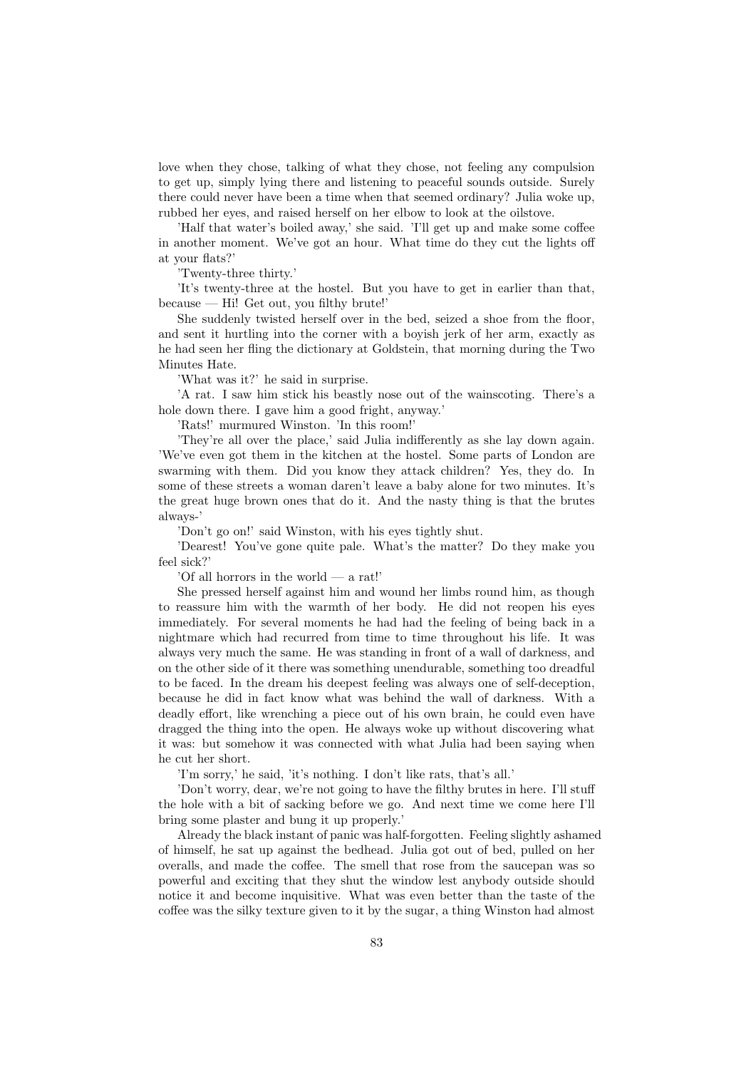love when they chose, talking of what they chose, not feeling any compulsion to get up, simply lying there and listening to peaceful sounds outside. Surely there could never have been a time when that seemed ordinary? Julia woke up, rubbed her eyes, and raised herself on her elbow to look at the oilstove.

'Half that water's boiled away,' she said. 'I'll get up and make some coffee in another moment. We've got an hour. What time do they cut the lights off at your flats?'

'Twenty-three thirty.'

'It's twenty-three at the hostel. But you have to get in earlier than that, because — Hi! Get out, you filthy brute!'

She suddenly twisted herself over in the bed, seized a shoe from the floor, and sent it hurtling into the corner with a boyish jerk of her arm, exactly as he had seen her fling the dictionary at Goldstein, that morning during the Two Minutes Hate.

'What was it?' he said in surprise.

'A rat. I saw him stick his beastly nose out of the wainscoting. There's a hole down there. I gave him a good fright, anyway.'

'Rats!' murmured Winston. 'In this room!'

'They're all over the place,' said Julia indifferently as she lay down again. 'We've even got them in the kitchen at the hostel. Some parts of London are swarming with them. Did you know they attack children? Yes, they do. In some of these streets a woman daren't leave a baby alone for two minutes. It's the great huge brown ones that do it. And the nasty thing is that the brutes always-'

'Don't go on!' said Winston, with his eyes tightly shut.

'Dearest! You've gone quite pale. What's the matter? Do they make you feel sick?'

'Of all horrors in the world — a rat!'

She pressed herself against him and wound her limbs round him, as though to reassure him with the warmth of her body. He did not reopen his eyes immediately. For several moments he had had the feeling of being back in a nightmare which had recurred from time to time throughout his life. It was always very much the same. He was standing in front of a wall of darkness, and on the other side of it there was something unendurable, something too dreadful to be faced. In the dream his deepest feeling was always one of self-deception, because he did in fact know what was behind the wall of darkness. With a deadly effort, like wrenching a piece out of his own brain, he could even have dragged the thing into the open. He always woke up without discovering what it was: but somehow it was connected with what Julia had been saying when he cut her short.

'I'm sorry,' he said, 'it's nothing. I don't like rats, that's all.'

'Don't worry, dear, we're not going to have the filthy brutes in here. I'll stuff the hole with a bit of sacking before we go. And next time we come here I'll bring some plaster and bung it up properly.'

Already the black instant of panic was half-forgotten. Feeling slightly ashamed of himself, he sat up against the bedhead. Julia got out of bed, pulled on her overalls, and made the coffee. The smell that rose from the saucepan was so powerful and exciting that they shut the window lest anybody outside should notice it and become inquisitive. What was even better than the taste of the coffee was the silky texture given to it by the sugar, a thing Winston had almost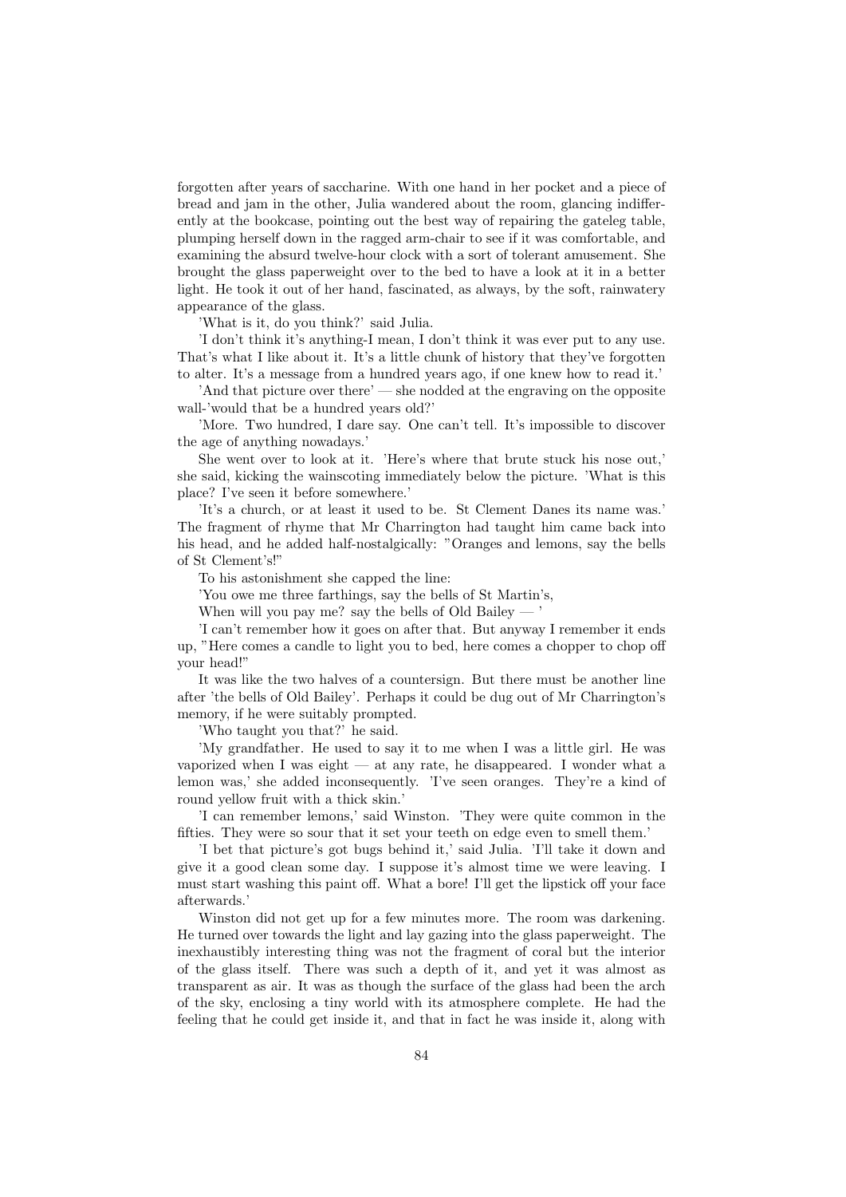forgotten after years of saccharine. With one hand in her pocket and a piece of bread and jam in the other, Julia wandered about the room, glancing indifferently at the bookcase, pointing out the best way of repairing the gateleg table, plumping herself down in the ragged arm-chair to see if it was comfortable, and examining the absurd twelve-hour clock with a sort of tolerant amusement. She brought the glass paperweight over to the bed to have a look at it in a better light. He took it out of her hand, fascinated, as always, by the soft, rainwatery appearance of the glass.

'What is it, do you think?' said Julia.

'I don't think it's anything-I mean, I don't think it was ever put to any use. That's what I like about it. It's a little chunk of history that they've forgotten to alter. It's a message from a hundred years ago, if one knew how to read it.'

'And that picture over there' — she nodded at the engraving on the opposite wall-'would that be a hundred years old?'

'More. Two hundred, I dare say. One can't tell. It's impossible to discover the age of anything nowadays.'

She went over to look at it. 'Here's where that brute stuck his nose out,' she said, kicking the wainscoting immediately below the picture. 'What is this place? I've seen it before somewhere.'

'It's a church, or at least it used to be. St Clement Danes its name was.' The fragment of rhyme that Mr Charrington had taught him came back into his head, and he added half-nostalgically: "Oranges and lemons, say the bells of St Clement's!"

To his astonishment she capped the line:

'You owe me three farthings, say the bells of St Martin's,

When will you pay me? say the bells of Old Bailey — '

'I can't remember how it goes on after that. But anyway I remember it ends up, "Here comes a candle to light you to bed, here comes a chopper to chop off your head!"

It was like the two halves of a countersign. But there must be another line after 'the bells of Old Bailey'. Perhaps it could be dug out of Mr Charrington's memory, if he were suitably prompted.

'Who taught you that?' he said.

'My grandfather. He used to say it to me when I was a little girl. He was vaporized when I was eight — at any rate, he disappeared. I wonder what a lemon was,' she added inconsequently. 'I've seen oranges. They're a kind of round yellow fruit with a thick skin.'

'I can remember lemons,' said Winston. 'They were quite common in the fifties. They were so sour that it set your teeth on edge even to smell them.'

'I bet that picture's got bugs behind it,' said Julia. 'I'll take it down and give it a good clean some day. I suppose it's almost time we were leaving. I must start washing this paint off. What a bore! I'll get the lipstick off your face afterwards.'

Winston did not get up for a few minutes more. The room was darkening. He turned over towards the light and lay gazing into the glass paperweight. The inexhaustibly interesting thing was not the fragment of coral but the interior of the glass itself. There was such a depth of it, and yet it was almost as transparent as air. It was as though the surface of the glass had been the arch of the sky, enclosing a tiny world with its atmosphere complete. He had the feeling that he could get inside it, and that in fact he was inside it, along with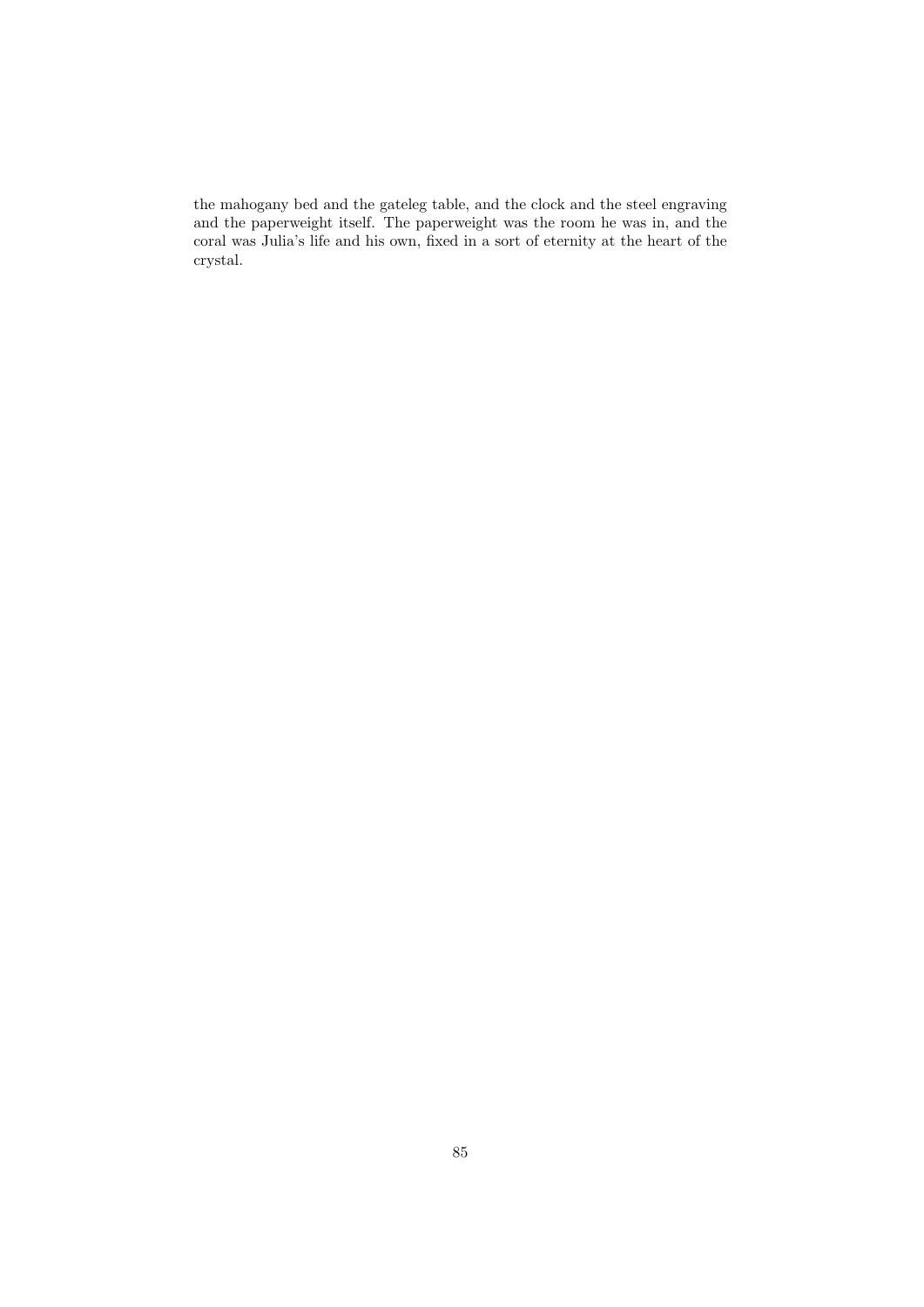the mahogany bed and the gateleg table, and the clock and the steel engraving and the paperweight itself. The paperweight was the room he was in, and the coral was Julia's life and his own, fixed in a sort of eternity at the heart of the crystal.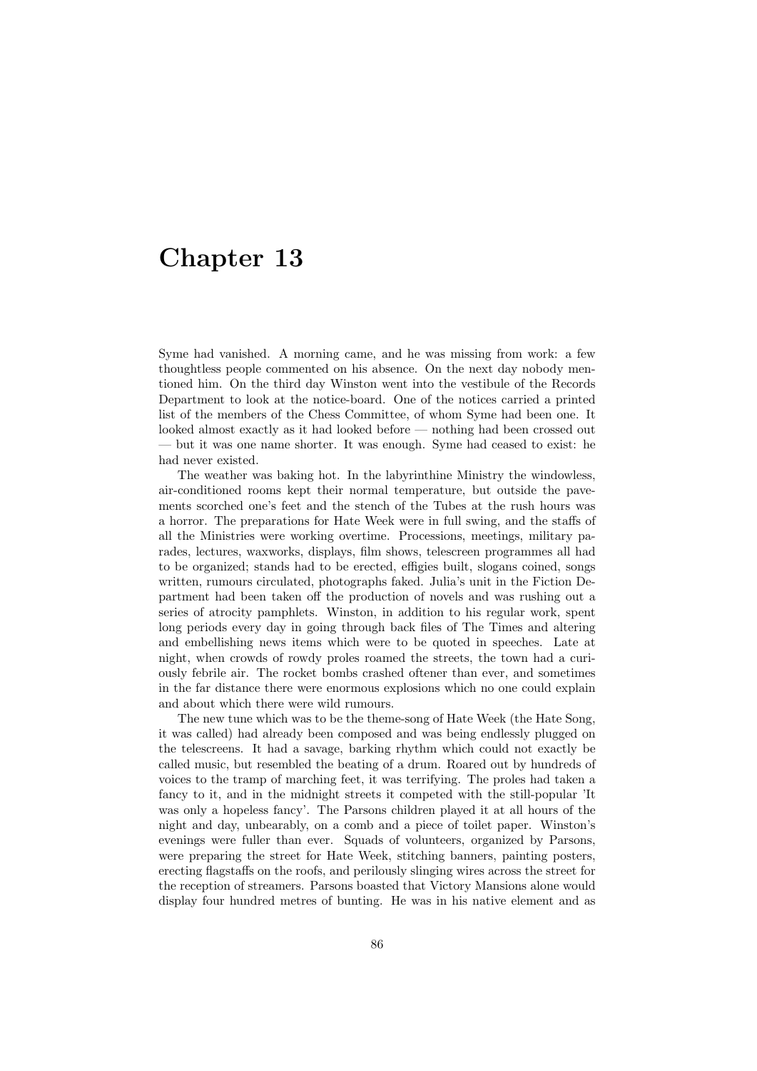# Chapter 13

Syme had vanished. A morning came, and he was missing from work: a few thoughtless people commented on his absence. On the next day nobody mentioned him. On the third day Winston went into the vestibule of the Records Department to look at the notice-board. One of the notices carried a printed list of the members of the Chess Committee, of whom Syme had been one. It looked almost exactly as it had looked before — nothing had been crossed out — but it was one name shorter. It was enough. Syme had ceased to exist: he had never existed.

The weather was baking hot. In the labyrinthine Ministry the windowless, air-conditioned rooms kept their normal temperature, but outside the pavements scorched one's feet and the stench of the Tubes at the rush hours was a horror. The preparations for Hate Week were in full swing, and the staffs of all the Ministries were working overtime. Processions, meetings, military parades, lectures, waxworks, displays, film shows, telescreen programmes all had to be organized; stands had to be erected, effigies built, slogans coined, songs written, rumours circulated, photographs faked. Julia's unit in the Fiction Department had been taken off the production of novels and was rushing out a series of atrocity pamphlets. Winston, in addition to his regular work, spent long periods every day in going through back files of The Times and altering and embellishing news items which were to be quoted in speeches. Late at night, when crowds of rowdy proles roamed the streets, the town had a curiously febrile air. The rocket bombs crashed oftener than ever, and sometimes in the far distance there were enormous explosions which no one could explain and about which there were wild rumours.

The new tune which was to be the theme-song of Hate Week (the Hate Song, it was called) had already been composed and was being endlessly plugged on the telescreens. It had a savage, barking rhythm which could not exactly be called music, but resembled the beating of a drum. Roared out by hundreds of voices to the tramp of marching feet, it was terrifying. The proles had taken a fancy to it, and in the midnight streets it competed with the still-popular 'It was only a hopeless fancy'. The Parsons children played it at all hours of the night and day, unbearably, on a comb and a piece of toilet paper. Winston's evenings were fuller than ever. Squads of volunteers, organized by Parsons, were preparing the street for Hate Week, stitching banners, painting posters, erecting flagstaffs on the roofs, and perilously slinging wires across the street for the reception of streamers. Parsons boasted that Victory Mansions alone would display four hundred metres of bunting. He was in his native element and as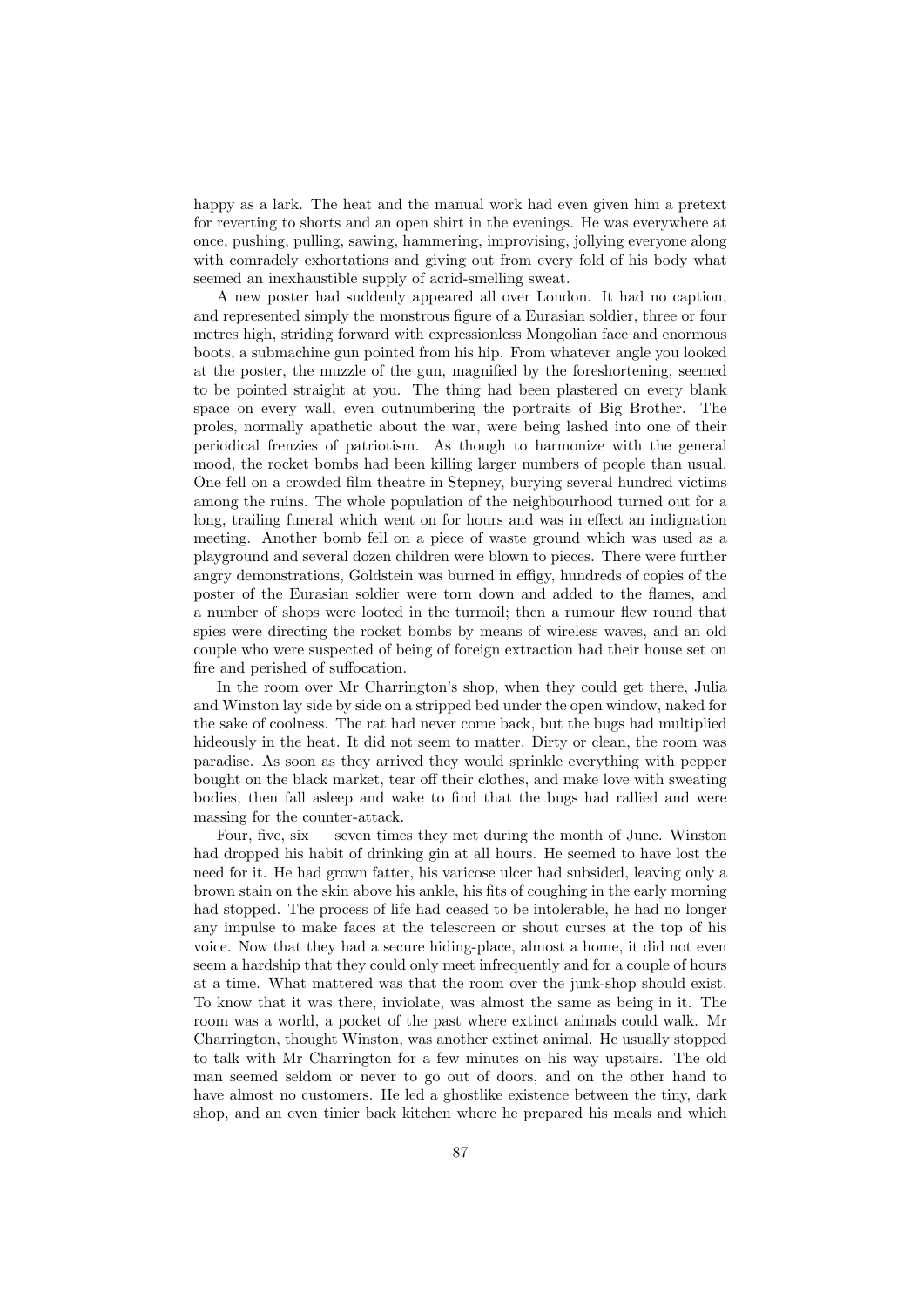happy as a lark. The heat and the manual work had even given him a pretext for reverting to shorts and an open shirt in the evenings. He was everywhere at once, pushing, pulling, sawing, hammering, improvising, jollying everyone along with comradely exhortations and giving out from every fold of his body what seemed an inexhaustible supply of acrid-smelling sweat.

A new poster had suddenly appeared all over London. It had no caption, and represented simply the monstrous figure of a Eurasian soldier, three or four metres high, striding forward with expressionless Mongolian face and enormous boots, a submachine gun pointed from his hip. From whatever angle you looked at the poster, the muzzle of the gun, magnified by the foreshortening, seemed to be pointed straight at you. The thing had been plastered on every blank space on every wall, even outnumbering the portraits of Big Brother. The proles, normally apathetic about the war, were being lashed into one of their periodical frenzies of patriotism. As though to harmonize with the general mood, the rocket bombs had been killing larger numbers of people than usual. One fell on a crowded film theatre in Stepney, burying several hundred victims among the ruins. The whole population of the neighbourhood turned out for a long, trailing funeral which went on for hours and was in effect an indignation meeting. Another bomb fell on a piece of waste ground which was used as a playground and several dozen children were blown to pieces. There were further angry demonstrations, Goldstein was burned in effigy, hundreds of copies of the poster of the Eurasian soldier were torn down and added to the flames, and a number of shops were looted in the turmoil; then a rumour flew round that spies were directing the rocket bombs by means of wireless waves, and an old couple who were suspected of being of foreign extraction had their house set on fire and perished of suffocation.

In the room over Mr Charrington's shop, when they could get there, Julia and Winston lay side by side on a stripped bed under the open window, naked for the sake of coolness. The rat had never come back, but the bugs had multiplied hideously in the heat. It did not seem to matter. Dirty or clean, the room was paradise. As soon as they arrived they would sprinkle everything with pepper bought on the black market, tear off their clothes, and make love with sweating bodies, then fall asleep and wake to find that the bugs had rallied and were massing for the counter-attack.

Four, five, six — seven times they met during the month of June. Winston had dropped his habit of drinking gin at all hours. He seemed to have lost the need for it. He had grown fatter, his varicose ulcer had subsided, leaving only a brown stain on the skin above his ankle, his fits of coughing in the early morning had stopped. The process of life had ceased to be intolerable, he had no longer any impulse to make faces at the telescreen or shout curses at the top of his voice. Now that they had a secure hiding-place, almost a home, it did not even seem a hardship that they could only meet infrequently and for a couple of hours at a time. What mattered was that the room over the junk-shop should exist. To know that it was there, inviolate, was almost the same as being in it. The room was a world, a pocket of the past where extinct animals could walk. Mr Charrington, thought Winston, was another extinct animal. He usually stopped to talk with Mr Charrington for a few minutes on his way upstairs. The old man seemed seldom or never to go out of doors, and on the other hand to have almost no customers. He led a ghostlike existence between the tiny, dark shop, and an even tinier back kitchen where he prepared his meals and which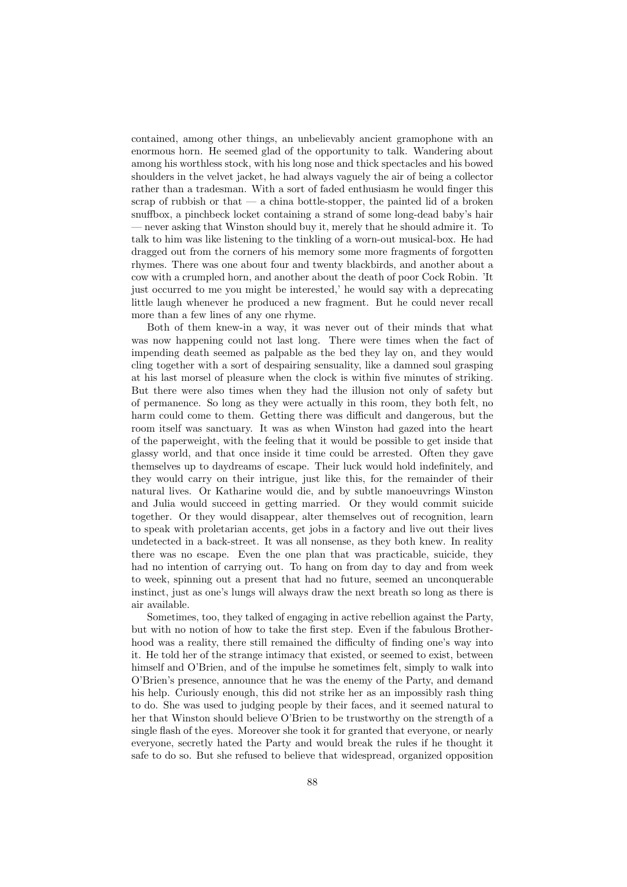contained, among other things, an unbelievably ancient gramophone with an enormous horn. He seemed glad of the opportunity to talk. Wandering about among his worthless stock, with his long nose and thick spectacles and his bowed shoulders in the velvet jacket, he had always vaguely the air of being a collector rather than a tradesman. With a sort of faded enthusiasm he would finger this scrap of rubbish or that — a china bottle-stopper, the painted lid of a broken snuffbox, a pinchbeck locket containing a strand of some long-dead baby's hair — never asking that Winston should buy it, merely that he should admire it. To talk to him was like listening to the tinkling of a worn-out musical-box. He had dragged out from the corners of his memory some more fragments of forgotten rhymes. There was one about four and twenty blackbirds, and another about a cow with a crumpled horn, and another about the death of poor Cock Robin. 'It just occurred to me you might be interested,' he would say with a deprecating little laugh whenever he produced a new fragment. But he could never recall more than a few lines of any one rhyme.

Both of them knew-in a way, it was never out of their minds that what was now happening could not last long. There were times when the fact of impending death seemed as palpable as the bed they lay on, and they would cling together with a sort of despairing sensuality, like a damned soul grasping at his last morsel of pleasure when the clock is within five minutes of striking. But there were also times when they had the illusion not only of safety but of permanence. So long as they were actually in this room, they both felt, no harm could come to them. Getting there was difficult and dangerous, but the room itself was sanctuary. It was as when Winston had gazed into the heart of the paperweight, with the feeling that it would be possible to get inside that glassy world, and that once inside it time could be arrested. Often they gave themselves up to daydreams of escape. Their luck would hold indefinitely, and they would carry on their intrigue, just like this, for the remainder of their natural lives. Or Katharine would die, and by subtle manoeuvrings Winston and Julia would succeed in getting married. Or they would commit suicide together. Or they would disappear, alter themselves out of recognition, learn to speak with proletarian accents, get jobs in a factory and live out their lives undetected in a back-street. It was all nonsense, as they both knew. In reality there was no escape. Even the one plan that was practicable, suicide, they had no intention of carrying out. To hang on from day to day and from week to week, spinning out a present that had no future, seemed an unconquerable instinct, just as one's lungs will always draw the next breath so long as there is air available.

Sometimes, too, they talked of engaging in active rebellion against the Party, but with no notion of how to take the first step. Even if the fabulous Brotherhood was a reality, there still remained the difficulty of finding one's way into it. He told her of the strange intimacy that existed, or seemed to exist, between himself and O'Brien, and of the impulse he sometimes felt, simply to walk into O'Brien's presence, announce that he was the enemy of the Party, and demand his help. Curiously enough, this did not strike her as an impossibly rash thing to do. She was used to judging people by their faces, and it seemed natural to her that Winston should believe O'Brien to be trustworthy on the strength of a single flash of the eyes. Moreover she took it for granted that everyone, or nearly everyone, secretly hated the Party and would break the rules if he thought it safe to do so. But she refused to believe that widespread, organized opposition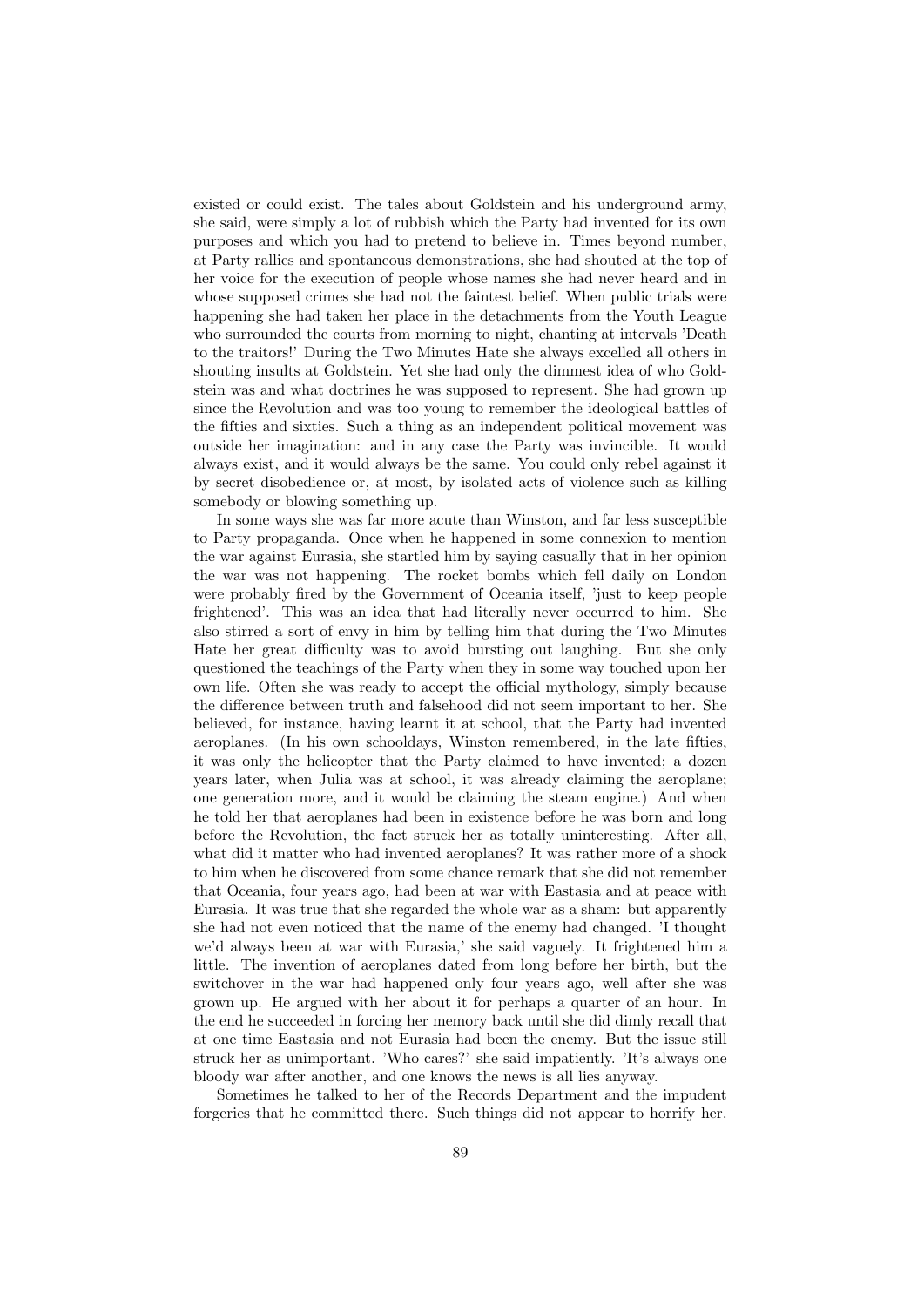existed or could exist. The tales about Goldstein and his underground army, she said, were simply a lot of rubbish which the Party had invented for its own purposes and which you had to pretend to believe in. Times beyond number, at Party rallies and spontaneous demonstrations, she had shouted at the top of her voice for the execution of people whose names she had never heard and in whose supposed crimes she had not the faintest belief. When public trials were happening she had taken her place in the detachments from the Youth League who surrounded the courts from morning to night, chanting at intervals 'Death to the traitors!' During the Two Minutes Hate she always excelled all others in shouting insults at Goldstein. Yet she had only the dimmest idea of who Goldstein was and what doctrines he was supposed to represent. She had grown up since the Revolution and was too young to remember the ideological battles of the fifties and sixties. Such a thing as an independent political movement was outside her imagination: and in any case the Party was invincible. It would always exist, and it would always be the same. You could only rebel against it by secret disobedience or, at most, by isolated acts of violence such as killing somebody or blowing something up.

In some ways she was far more acute than Winston, and far less susceptible to Party propaganda. Once when he happened in some connexion to mention the war against Eurasia, she startled him by saying casually that in her opinion the war was not happening. The rocket bombs which fell daily on London were probably fired by the Government of Oceania itself, 'just to keep people frightened'. This was an idea that had literally never occurred to him. She also stirred a sort of envy in him by telling him that during the Two Minutes Hate her great difficulty was to avoid bursting out laughing. But she only questioned the teachings of the Party when they in some way touched upon her own life. Often she was ready to accept the official mythology, simply because the difference between truth and falsehood did not seem important to her. She believed, for instance, having learnt it at school, that the Party had invented aeroplanes. (In his own schooldays, Winston remembered, in the late fifties, it was only the helicopter that the Party claimed to have invented; a dozen years later, when Julia was at school, it was already claiming the aeroplane; one generation more, and it would be claiming the steam engine.) And when he told her that aeroplanes had been in existence before he was born and long before the Revolution, the fact struck her as totally uninteresting. After all, what did it matter who had invented aeroplanes? It was rather more of a shock to him when he discovered from some chance remark that she did not remember that Oceania, four years ago, had been at war with Eastasia and at peace with Eurasia. It was true that she regarded the whole war as a sham: but apparently she had not even noticed that the name of the enemy had changed. 'I thought we'd always been at war with Eurasia,' she said vaguely. It frightened him a little. The invention of aeroplanes dated from long before her birth, but the switchover in the war had happened only four years ago, well after she was grown up. He argued with her about it for perhaps a quarter of an hour. In the end he succeeded in forcing her memory back until she did dimly recall that at one time Eastasia and not Eurasia had been the enemy. But the issue still struck her as unimportant. 'Who cares?' she said impatiently. 'It's always one bloody war after another, and one knows the news is all lies anyway.

Sometimes he talked to her of the Records Department and the impudent forgeries that he committed there. Such things did not appear to horrify her.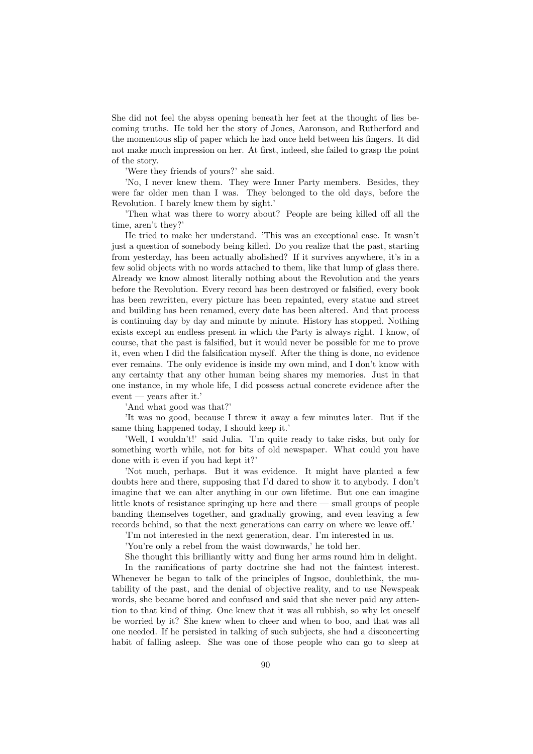She did not feel the abyss opening beneath her feet at the thought of lies becoming truths. He told her the story of Jones, Aaronson, and Rutherford and the momentous slip of paper which he had once held between his fingers. It did not make much impression on her. At first, indeed, she failed to grasp the point of the story.

'Were they friends of yours?' she said.

'No, I never knew them. They were Inner Party members. Besides, they were far older men than I was. They belonged to the old days, before the Revolution. I barely knew them by sight.'

'Then what was there to worry about? People are being killed off all the time, aren't they?'

He tried to make her understand. 'This was an exceptional case. It wasn't just a question of somebody being killed. Do you realize that the past, starting from yesterday, has been actually abolished? If it survives anywhere, it's in a few solid objects with no words attached to them, like that lump of glass there. Already we know almost literally nothing about the Revolution and the years before the Revolution. Every record has been destroyed or falsified, every book has been rewritten, every picture has been repainted, every statue and street and building has been renamed, every date has been altered. And that process is continuing day by day and minute by minute. History has stopped. Nothing exists except an endless present in which the Party is always right. I know, of course, that the past is falsified, but it would never be possible for me to prove it, even when I did the falsification myself. After the thing is done, no evidence ever remains. The only evidence is inside my own mind, and I don't know with any certainty that any other human being shares my memories. Just in that one instance, in my whole life, I did possess actual concrete evidence after the event — years after it.'

'And what good was that?'

'It was no good, because I threw it away a few minutes later. But if the same thing happened today, I should keep it.'

'Well, I wouldn't!' said Julia. 'I'm quite ready to take risks, but only for something worth while, not for bits of old newspaper. What could you have done with it even if you had kept it?'

'Not much, perhaps. But it was evidence. It might have planted a few doubts here and there, supposing that I'd dared to show it to anybody. I don't imagine that we can alter anything in our own lifetime. But one can imagine little knots of resistance springing up here and there — small groups of people banding themselves together, and gradually growing, and even leaving a few records behind, so that the next generations can carry on where we leave off.'

'I'm not interested in the next generation, dear. I'm interested in us.

'You're only a rebel from the waist downwards,' he told her.

She thought this brilliantly witty and flung her arms round him in delight.

In the ramifications of party doctrine she had not the faintest interest. Whenever he began to talk of the principles of Ingsoc, doublethink, the mutability of the past, and the denial of objective reality, and to use Newspeak words, she became bored and confused and said that she never paid any attention to that kind of thing. One knew that it was all rubbish, so why let oneself be worried by it? She knew when to cheer and when to boo, and that was all one needed. If he persisted in talking of such subjects, she had a disconcerting habit of falling asleep. She was one of those people who can go to sleep at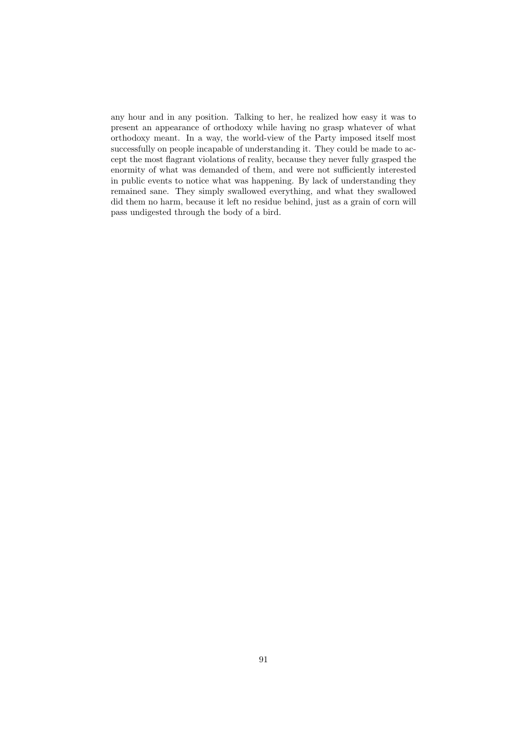any hour and in any position. Talking to her, he realized how easy it was to present an appearance of orthodoxy while having no grasp whatever of what orthodoxy meant. In a way, the world-view of the Party imposed itself most successfully on people incapable of understanding it. They could be made to accept the most flagrant violations of reality, because they never fully grasped the enormity of what was demanded of them, and were not sufficiently interested in public events to notice what was happening. By lack of understanding they remained sane. They simply swallowed everything, and what they swallowed did them no harm, because it left no residue behind, just as a grain of corn will pass undigested through the body of a bird.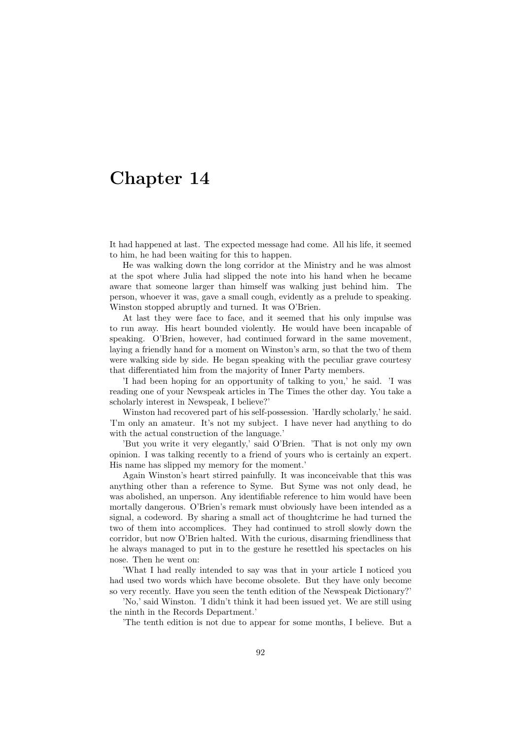# Chapter 14

It had happened at last. The expected message had come. All his life, it seemed to him, he had been waiting for this to happen.

He was walking down the long corridor at the Ministry and he was almost at the spot where Julia had slipped the note into his hand when he became aware that someone larger than himself was walking just behind him. The person, whoever it was, gave a small cough, evidently as a prelude to speaking. Winston stopped abruptly and turned. It was O'Brien.

At last they were face to face, and it seemed that his only impulse was to run away. His heart bounded violently. He would have been incapable of speaking. O'Brien, however, had continued forward in the same movement, laying a friendly hand for a moment on Winston's arm, so that the two of them were walking side by side. He began speaking with the peculiar grave courtesy that differentiated him from the majority of Inner Party members.

'I had been hoping for an opportunity of talking to you,' he said. 'I was reading one of your Newspeak articles in The Times the other day. You take a scholarly interest in Newspeak, I believe?'

Winston had recovered part of his self-possession. 'Hardly scholarly,' he said. 'I'm only an amateur. It's not my subject. I have never had anything to do with the actual construction of the language.'

'But you write it very elegantly,' said O'Brien. 'That is not only my own opinion. I was talking recently to a friend of yours who is certainly an expert. His name has slipped my memory for the moment.'

Again Winston's heart stirred painfully. It was inconceivable that this was anything other than a reference to Syme. But Syme was not only dead, he was abolished, an unperson. Any identifiable reference to him would have been mortally dangerous. O'Brien's remark must obviously have been intended as a signal, a codeword. By sharing a small act of thoughtcrime he had turned the two of them into accomplices. They had continued to stroll slowly down the corridor, but now O'Brien halted. With the curious, disarming friendliness that he always managed to put in to the gesture he resettled his spectacles on his nose. Then he went on:

'What I had really intended to say was that in your article I noticed you had used two words which have become obsolete. But they have only become so very recently. Have you seen the tenth edition of the Newspeak Dictionary?'

'No,' said Winston. 'I didn't think it had been issued yet. We are still using the ninth in the Records Department.'

'The tenth edition is not due to appear for some months, I believe. But a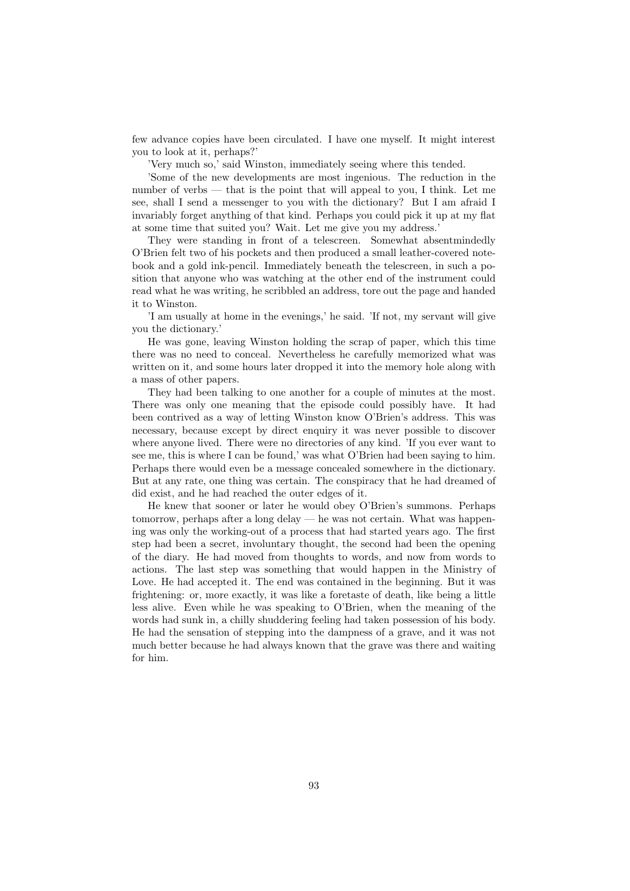few advance copies have been circulated. I have one myself. It might interest you to look at it, perhaps?'

'Very much so,' said Winston, immediately seeing where this tended.

'Some of the new developments are most ingenious. The reduction in the number of verbs — that is the point that will appeal to you, I think. Let me see, shall I send a messenger to you with the dictionary? But I am afraid I invariably forget anything of that kind. Perhaps you could pick it up at my flat at some time that suited you? Wait. Let me give you my address.'

They were standing in front of a telescreen. Somewhat absentmindedly O'Brien felt two of his pockets and then produced a small leather-covered notebook and a gold ink-pencil. Immediately beneath the telescreen, in such a position that anyone who was watching at the other end of the instrument could read what he was writing, he scribbled an address, tore out the page and handed it to Winston.

'I am usually at home in the evenings,' he said. 'If not, my servant will give you the dictionary.'

He was gone, leaving Winston holding the scrap of paper, which this time there was no need to conceal. Nevertheless he carefully memorized what was written on it, and some hours later dropped it into the memory hole along with a mass of other papers.

They had been talking to one another for a couple of minutes at the most. There was only one meaning that the episode could possibly have. It had been contrived as a way of letting Winston know O'Brien's address. This was necessary, because except by direct enquiry it was never possible to discover where anyone lived. There were no directories of any kind. 'If you ever want to see me, this is where I can be found,' was what O'Brien had been saying to him. Perhaps there would even be a message concealed somewhere in the dictionary. But at any rate, one thing was certain. The conspiracy that he had dreamed of did exist, and he had reached the outer edges of it.

He knew that sooner or later he would obey O'Brien's summons. Perhaps tomorrow, perhaps after a long delay — he was not certain. What was happening was only the working-out of a process that had started years ago. The first step had been a secret, involuntary thought, the second had been the opening of the diary. He had moved from thoughts to words, and now from words to actions. The last step was something that would happen in the Ministry of Love. He had accepted it. The end was contained in the beginning. But it was frightening: or, more exactly, it was like a foretaste of death, like being a little less alive. Even while he was speaking to O'Brien, when the meaning of the words had sunk in, a chilly shuddering feeling had taken possession of his body. He had the sensation of stepping into the dampness of a grave, and it was not much better because he had always known that the grave was there and waiting for him.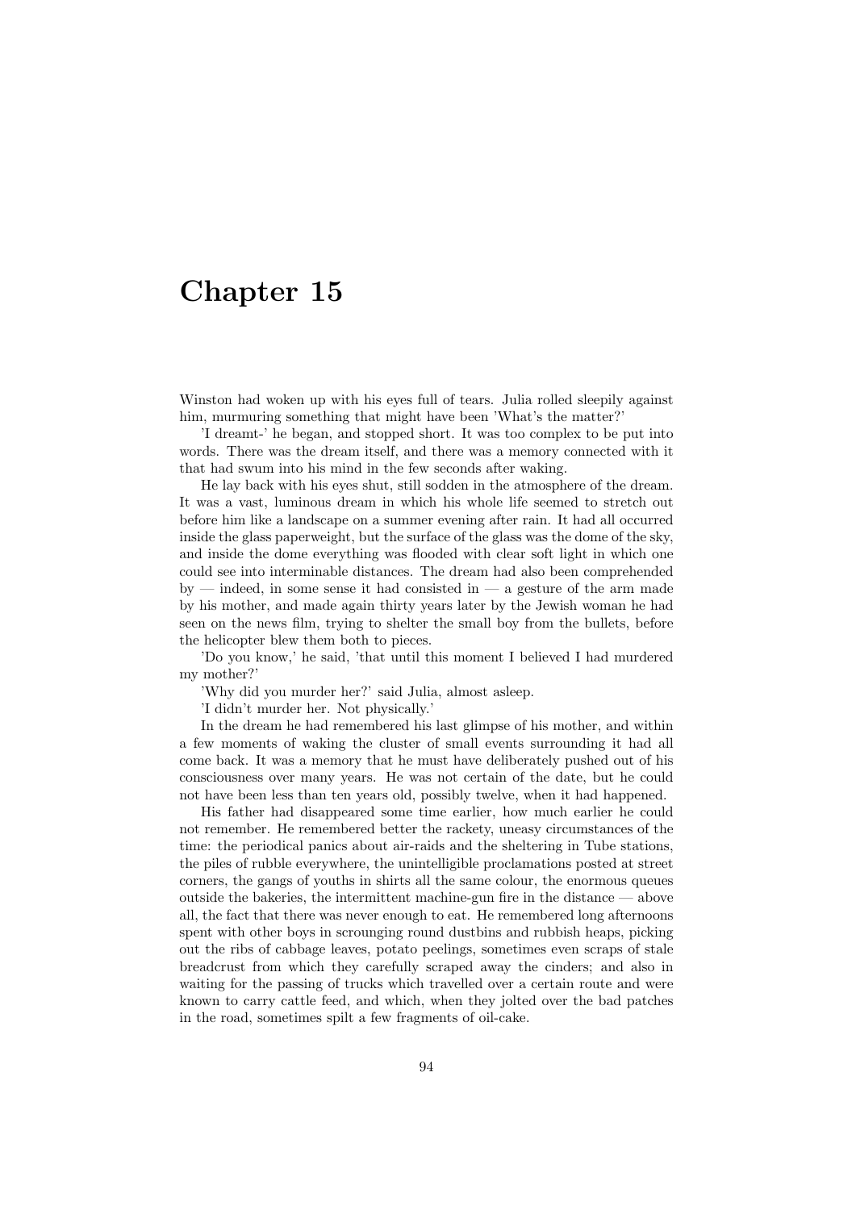# Chapter 15

Winston had woken up with his eyes full of tears. Julia rolled sleepily against him, murmuring something that might have been 'What's the matter?'

'I dreamt-' he began, and stopped short. It was too complex to be put into words. There was the dream itself, and there was a memory connected with it that had swum into his mind in the few seconds after waking.

He lay back with his eyes shut, still sodden in the atmosphere of the dream. It was a vast, luminous dream in which his whole life seemed to stretch out before him like a landscape on a summer evening after rain. It had all occurred inside the glass paperweight, but the surface of the glass was the dome of the sky, and inside the dome everything was flooded with clear soft light in which one could see into interminable distances. The dream had also been comprehended by — indeed, in some sense it had consisted in — a gesture of the arm made by his mother, and made again thirty years later by the Jewish woman he had seen on the news film, trying to shelter the small boy from the bullets, before the helicopter blew them both to pieces.

'Do you know,' he said, 'that until this moment I believed I had murdered my mother?'

'Why did you murder her?' said Julia, almost asleep.

'I didn't murder her. Not physically.'

In the dream he had remembered his last glimpse of his mother, and within a few moments of waking the cluster of small events surrounding it had all come back. It was a memory that he must have deliberately pushed out of his consciousness over many years. He was not certain of the date, but he could not have been less than ten years old, possibly twelve, when it had happened.

His father had disappeared some time earlier, how much earlier he could not remember. He remembered better the rackety, uneasy circumstances of the time: the periodical panics about air-raids and the sheltering in Tube stations, the piles of rubble everywhere, the unintelligible proclamations posted at street corners, the gangs of youths in shirts all the same colour, the enormous queues outside the bakeries, the intermittent machine-gun fire in the distance — above all, the fact that there was never enough to eat. He remembered long afternoons spent with other boys in scrounging round dustbins and rubbish heaps, picking out the ribs of cabbage leaves, potato peelings, sometimes even scraps of stale breadcrust from which they carefully scraped away the cinders; and also in waiting for the passing of trucks which travelled over a certain route and were known to carry cattle feed, and which, when they jolted over the bad patches in the road, sometimes spilt a few fragments of oil-cake.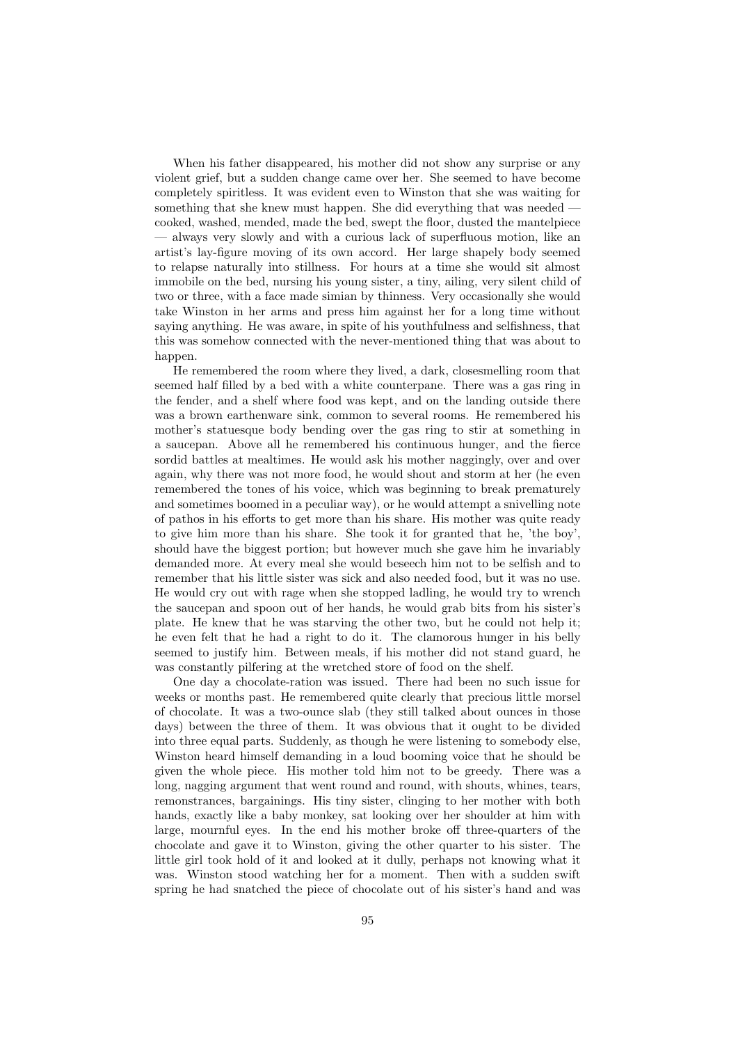When his father disappeared, his mother did not show any surprise or any violent grief, but a sudden change came over her. She seemed to have become completely spiritless. It was evident even to Winston that she was waiting for something that she knew must happen. She did everything that was needed — cooked, washed, mended, made the bed, swept the floor, dusted the mantelpiece — always very slowly and with a curious lack of superfluous motion, like an artist's lay-figure moving of its own accord. Her large shapely body seemed to relapse naturally into stillness. For hours at a time she would sit almost immobile on the bed, nursing his young sister, a tiny, ailing, very silent child of two or three, with a face made simian by thinness. Very occasionally she would take Winston in her arms and press him against her for a long time without saying anything. He was aware, in spite of his youthfulness and selfishness, that this was somehow connected with the never-mentioned thing that was about to happen.

He remembered the room where they lived, a dark, closesmelling room that seemed half filled by a bed with a white counterpane. There was a gas ring in the fender, and a shelf where food was kept, and on the landing outside there was a brown earthenware sink, common to several rooms. He remembered his mother's statuesque body bending over the gas ring to stir at something in a saucepan. Above all he remembered his continuous hunger, and the fierce sordid battles at mealtimes. He would ask his mother naggingly, over and over again, why there was not more food, he would shout and storm at her (he even remembered the tones of his voice, which was beginning to break prematurely and sometimes boomed in a peculiar way), or he would attempt a snivelling note of pathos in his efforts to get more than his share. His mother was quite ready to give him more than his share. She took it for granted that he, 'the boy', should have the biggest portion; but however much she gave him he invariably demanded more. At every meal she would beseech him not to be selfish and to remember that his little sister was sick and also needed food, but it was no use. He would cry out with rage when she stopped ladling, he would try to wrench the saucepan and spoon out of her hands, he would grab bits from his sister's plate. He knew that he was starving the other two, but he could not help it; he even felt that he had a right to do it. The clamorous hunger in his belly seemed to justify him. Between meals, if his mother did not stand guard, he was constantly pilfering at the wretched store of food on the shelf.

One day a chocolate-ration was issued. There had been no such issue for weeks or months past. He remembered quite clearly that precious little morsel of chocolate. It was a two-ounce slab (they still talked about ounces in those days) between the three of them. It was obvious that it ought to be divided into three equal parts. Suddenly, as though he were listening to somebody else, Winston heard himself demanding in a loud booming voice that he should be given the whole piece. His mother told him not to be greedy. There was a long, nagging argument that went round and round, with shouts, whines, tears, remonstrances, bargainings. His tiny sister, clinging to her mother with both hands, exactly like a baby monkey, sat looking over her shoulder at him with large, mournful eyes. In the end his mother broke off three-quarters of the chocolate and gave it to Winston, giving the other quarter to his sister. The little girl took hold of it and looked at it dully, perhaps not knowing what it was. Winston stood watching her for a moment. Then with a sudden swift spring he had snatched the piece of chocolate out of his sister's hand and was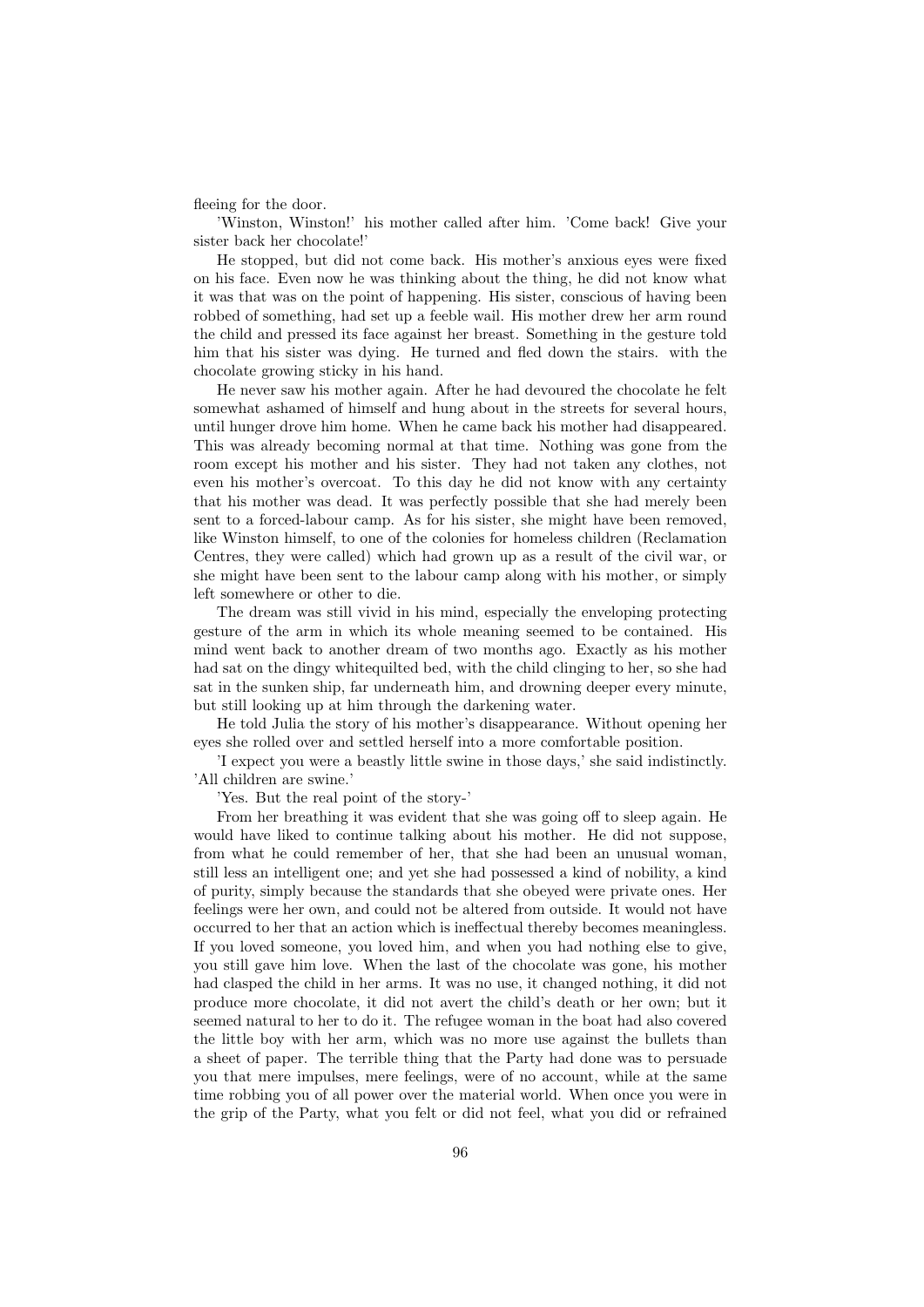fleeing for the door.

'Winston, Winston!' his mother called after him. 'Come back! Give your sister back her chocolate!'

He stopped, but did not come back. His mother's anxious eyes were fixed on his face. Even now he was thinking about the thing, he did not know what it was that was on the point of happening. His sister, conscious of having been robbed of something, had set up a feeble wail. His mother drew her arm round the child and pressed its face against her breast. Something in the gesture told him that his sister was dying. He turned and fled down the stairs. with the chocolate growing sticky in his hand.

He never saw his mother again. After he had devoured the chocolate he felt somewhat ashamed of himself and hung about in the streets for several hours, until hunger drove him home. When he came back his mother had disappeared. This was already becoming normal at that time. Nothing was gone from the room except his mother and his sister. They had not taken any clothes, not even his mother's overcoat. To this day he did not know with any certainty that his mother was dead. It was perfectly possible that she had merely been sent to a forced-labour camp. As for his sister, she might have been removed, like Winston himself, to one of the colonies for homeless children (Reclamation Centres, they were called) which had grown up as a result of the civil war, or she might have been sent to the labour camp along with his mother, or simply left somewhere or other to die.

The dream was still vivid in his mind, especially the enveloping protecting gesture of the arm in which its whole meaning seemed to be contained. His mind went back to another dream of two months ago. Exactly as his mother had sat on the dingy whitequilted bed, with the child clinging to her, so she had sat in the sunken ship, far underneath him, and drowning deeper every minute, but still looking up at him through the darkening water.

He told Julia the story of his mother's disappearance. Without opening her eyes she rolled over and settled herself into a more comfortable position.

'I expect you were a beastly little swine in those days,' she said indistinctly. 'All children are swine.'

'Yes. But the real point of the story-'

From her breathing it was evident that she was going off to sleep again. He would have liked to continue talking about his mother. He did not suppose, from what he could remember of her, that she had been an unusual woman, still less an intelligent one; and yet she had possessed a kind of nobility, a kind of purity, simply because the standards that she obeyed were private ones. Her feelings were her own, and could not be altered from outside. It would not have occurred to her that an action which is ineffectual thereby becomes meaningless. If you loved someone, you loved him, and when you had nothing else to give, you still gave him love. When the last of the chocolate was gone, his mother had clasped the child in her arms. It was no use, it changed nothing, it did not produce more chocolate, it did not avert the child's death or her own; but it seemed natural to her to do it. The refugee woman in the boat had also covered the little boy with her arm, which was no more use against the bullets than a sheet of paper. The terrible thing that the Party had done was to persuade you that mere impulses, mere feelings, were of no account, while at the same time robbing you of all power over the material world. When once you were in the grip of the Party, what you felt or did not feel, what you did or refrained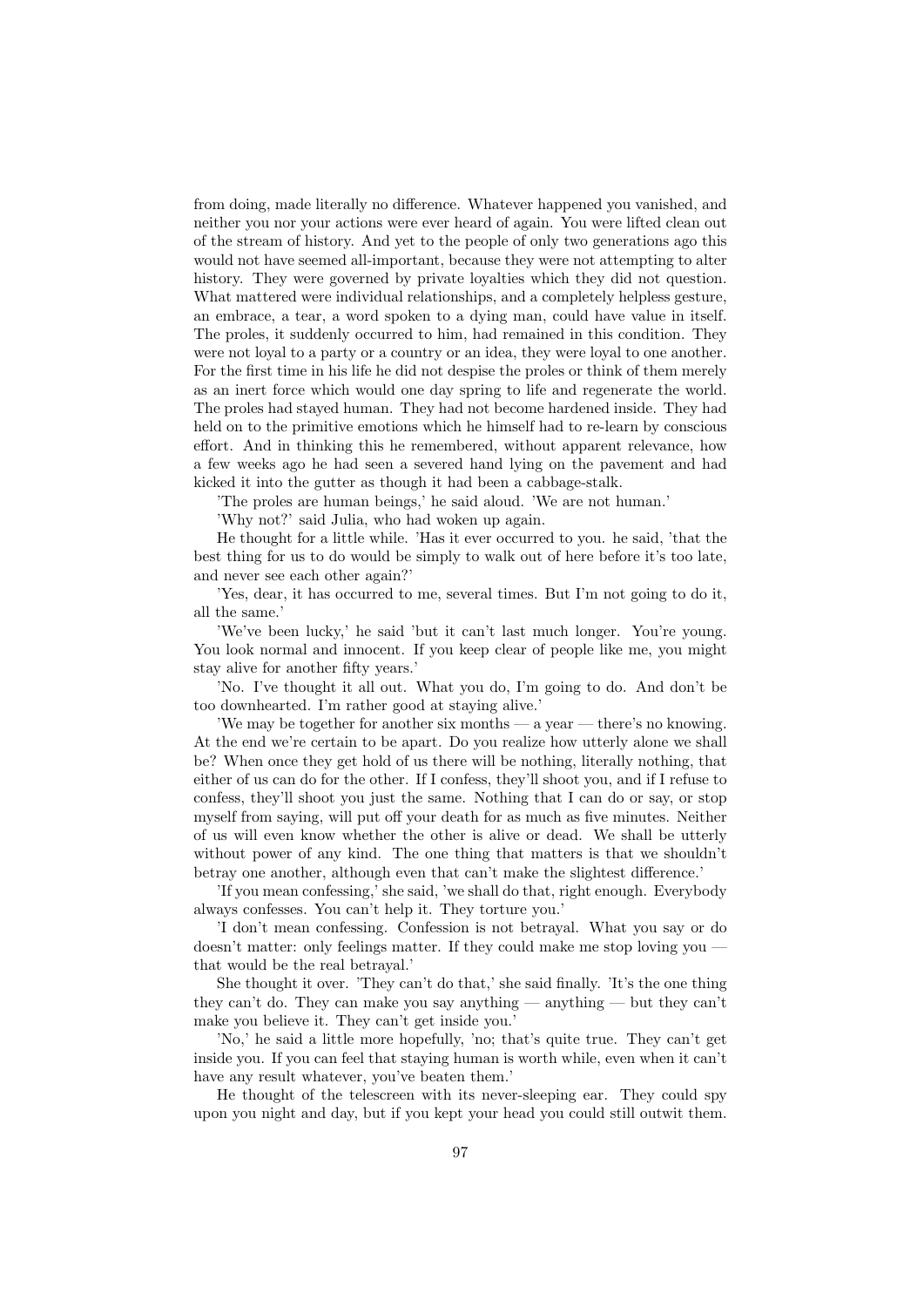from doing, made literally no difference. Whatever happened you vanished, and neither you nor your actions were ever heard of again. You were lifted clean out of the stream of history. And yet to the people of only two generations ago this would not have seemed all-important, because they were not attempting to alter history. They were governed by private loyalties which they did not question. What mattered were individual relationships, and a completely helpless gesture, an embrace, a tear, a word spoken to a dying man, could have value in itself. The proles, it suddenly occurred to him, had remained in this condition. They were not loyal to a party or a country or an idea, they were loyal to one another. For the first time in his life he did not despise the proles or think of them merely as an inert force which would one day spring to life and regenerate the world. The proles had stayed human. They had not become hardened inside. They had held on to the primitive emotions which he himself had to re-learn by conscious effort. And in thinking this he remembered, without apparent relevance, how a few weeks ago he had seen a severed hand lying on the pavement and had kicked it into the gutter as though it had been a cabbage-stalk.

'The proles are human beings,' he said aloud. 'We are not human.'

'Why not?' said Julia, who had woken up again.

He thought for a little while. 'Has it ever occurred to you. he said, 'that the best thing for us to do would be simply to walk out of here before it's too late, and never see each other again?'

'Yes, dear, it has occurred to me, several times. But I'm not going to do it, all the same.'

'We've been lucky,' he said 'but it can't last much longer. You're young. You look normal and innocent. If you keep clear of people like me, you might stay alive for another fifty years.'

'No. I've thought it all out. What you do, I'm going to do. And don't be too downhearted. I'm rather good at staying alive.'

'We may be together for another six months — a year — there's no knowing. At the end we're certain to be apart. Do you realize how utterly alone we shall be? When once they get hold of us there will be nothing, literally nothing, that either of us can do for the other. If I confess, they'll shoot you, and if I refuse to confess, they'll shoot you just the same. Nothing that I can do or say, or stop myself from saying, will put off your death for as much as five minutes. Neither of us will even know whether the other is alive or dead. We shall be utterly without power of any kind. The one thing that matters is that we shouldn't betray one another, although even that can't make the slightest difference.'

'If you mean confessing,' she said, 'we shall do that, right enough. Everybody always confesses. You can't help it. They torture you.'

'I don't mean confessing. Confession is not betrayal. What you say or do doesn't matter: only feelings matter. If they could make me stop loving you — that would be the real betrayal.'

She thought it over. 'They can't do that,' she said finally. 'It's the one thing they can't do. They can make you say anything — anything — but they can't make you believe it. They can't get inside you.'

'No,' he said a little more hopefully, 'no; that's quite true. They can't get inside you. If you can feel that staying human is worth while, even when it can't have any result whatever, you've beaten them.'

He thought of the telescreen with its never-sleeping ear. They could spy upon you night and day, but if you kept your head you could still outwit them.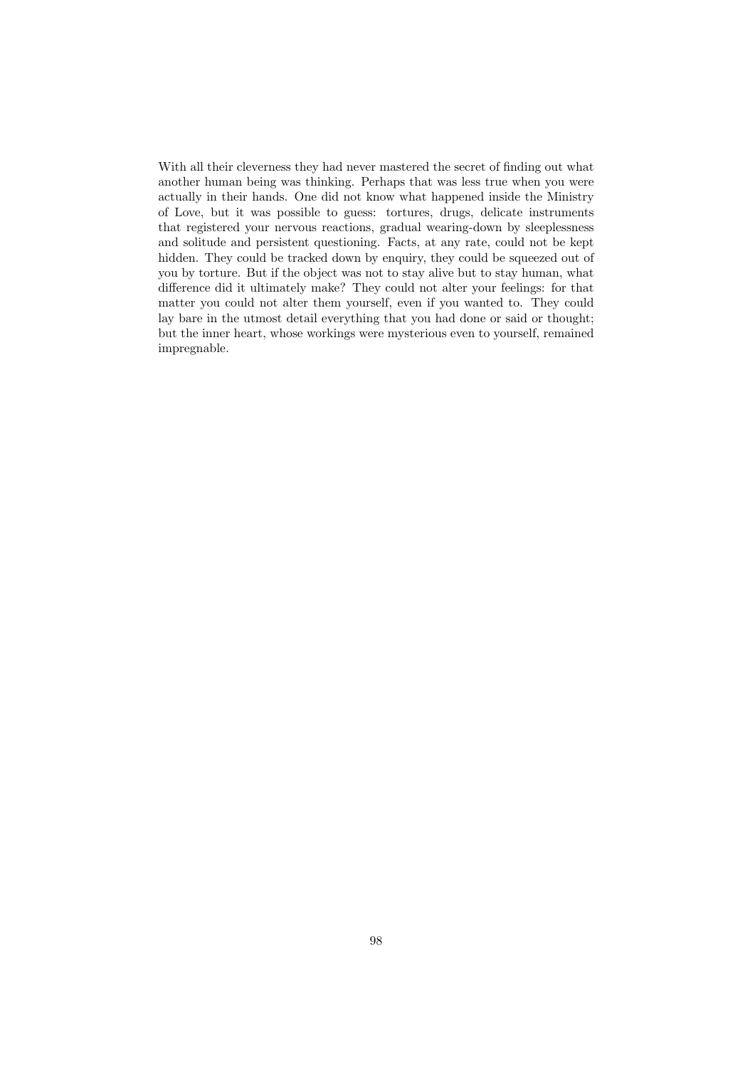With all their cleverness they had never mastered the secret of finding out what another human being was thinking. Perhaps that was less true when you were actually in their hands. One did not know what happened inside the Ministry of Love, but it was possible to guess: tortures, drugs, delicate instruments that registered your nervous reactions, gradual wearing-down by sleeplessness and solitude and persistent questioning. Facts, at any rate, could not be kept hidden. They could be tracked down by enquiry, they could be squeezed out of you by torture. But if the object was not to stay alive but to stay human, what difference did it ultimately make? They could not alter your feelings: for that matter you could not alter them yourself, even if you wanted to. They could lay bare in the utmost detail everything that you had done or said or thought; but the inner heart, whose workings were mysterious even to yourself, remained impregnable.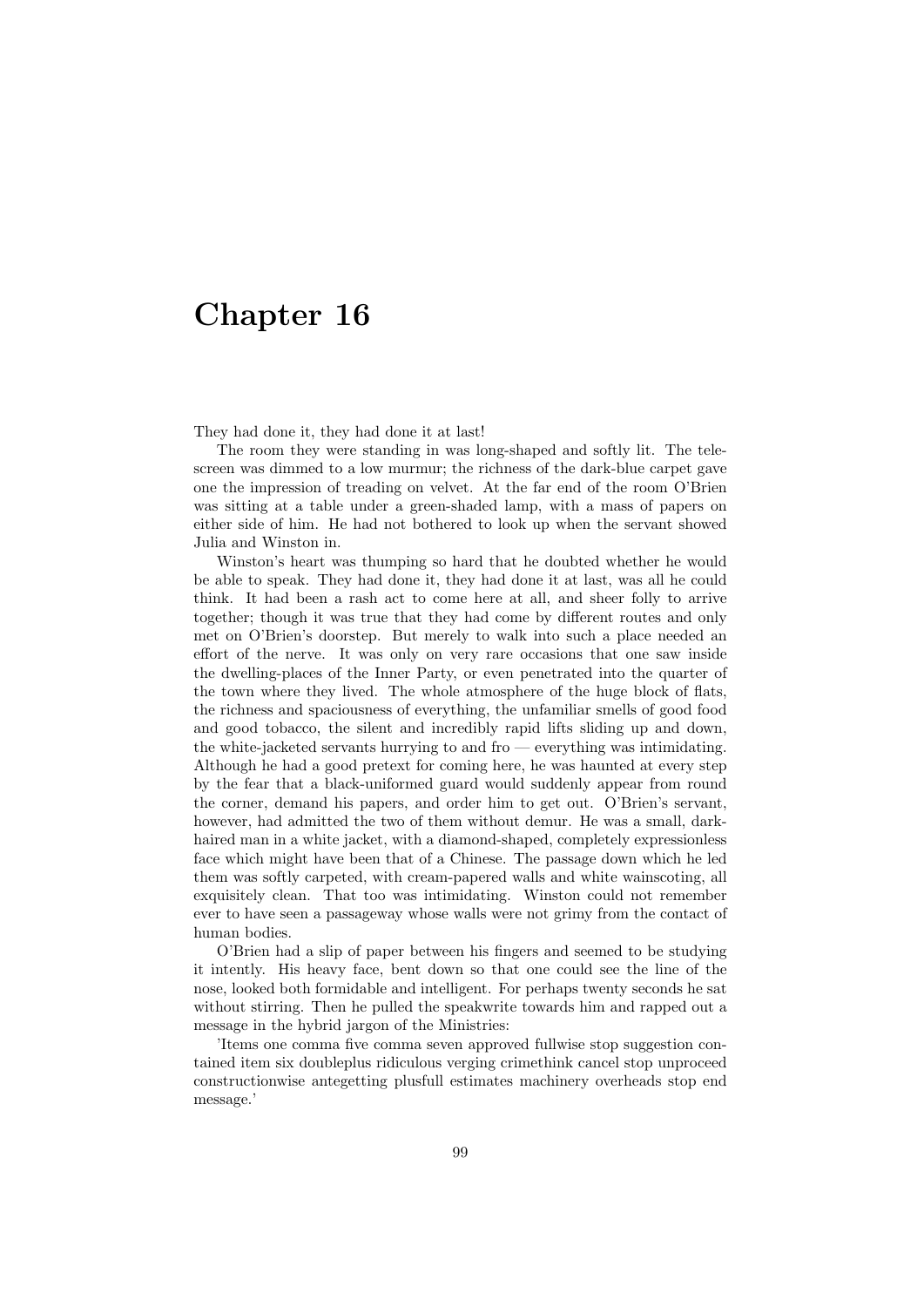# Chapter 16

They had done it, they had done it at last!

The room they were standing in was long-shaped and softly lit. The telescreen was dimmed to a low murmur; the richness of the dark-blue carpet gave one the impression of treading on velvet. At the far end of the room O'Brien was sitting at a table under a green-shaded lamp, with a mass of papers on either side of him. He had not bothered to look up when the servant showed Julia and Winston in.

Winston's heart was thumping so hard that he doubted whether he would be able to speak. They had done it, they had done it at last, was all he could think. It had been a rash act to come here at all, and sheer folly to arrive together; though it was true that they had come by different routes and only met on O'Brien's doorstep. But merely to walk into such a place needed an effort of the nerve. It was only on very rare occasions that one saw inside the dwelling-places of the Inner Party, or even penetrated into the quarter of the town where they lived. The whole atmosphere of the huge block of flats, the richness and spaciousness of everything, the unfamiliar smells of good food and good tobacco, the silent and incredibly rapid lifts sliding up and down, the white-jacketed servants hurrying to and fro — everything was intimidating. Although he had a good pretext for coming here, he was haunted at every step by the fear that a black-uniformed guard would suddenly appear from round the corner, demand his papers, and order him to get out. O'Brien's servant, however, had admitted the two of them without demur. He was a small, dark-haired man in a white jacket, with a diamond-shaped, completely expressionless face which might have been that of a Chinese. The passage down which he led them was softly carpeted, with cream-papered walls and white wainscoting, all exquisitely clean. That too was intimidating. Winston could not remember ever to have seen a passageway whose walls were not grimy from the contact of human bodies.

O'Brien had a slip of paper between his fingers and seemed to be studying it intently. His heavy face, bent down so that one could see the line of the nose, looked both formidable and intelligent. For perhaps twenty seconds he sat without stirring. Then he pulled the speakwrite towards him and rapped out a message in the hybrid jargon of the Ministries:

'Items one comma five comma seven approved fullwise stop suggestion contained item six doubleplus ridiculous verging crimethink cancel stop unproceed constructionwise antegetting plusfull estimates machinery overheads stop end message.'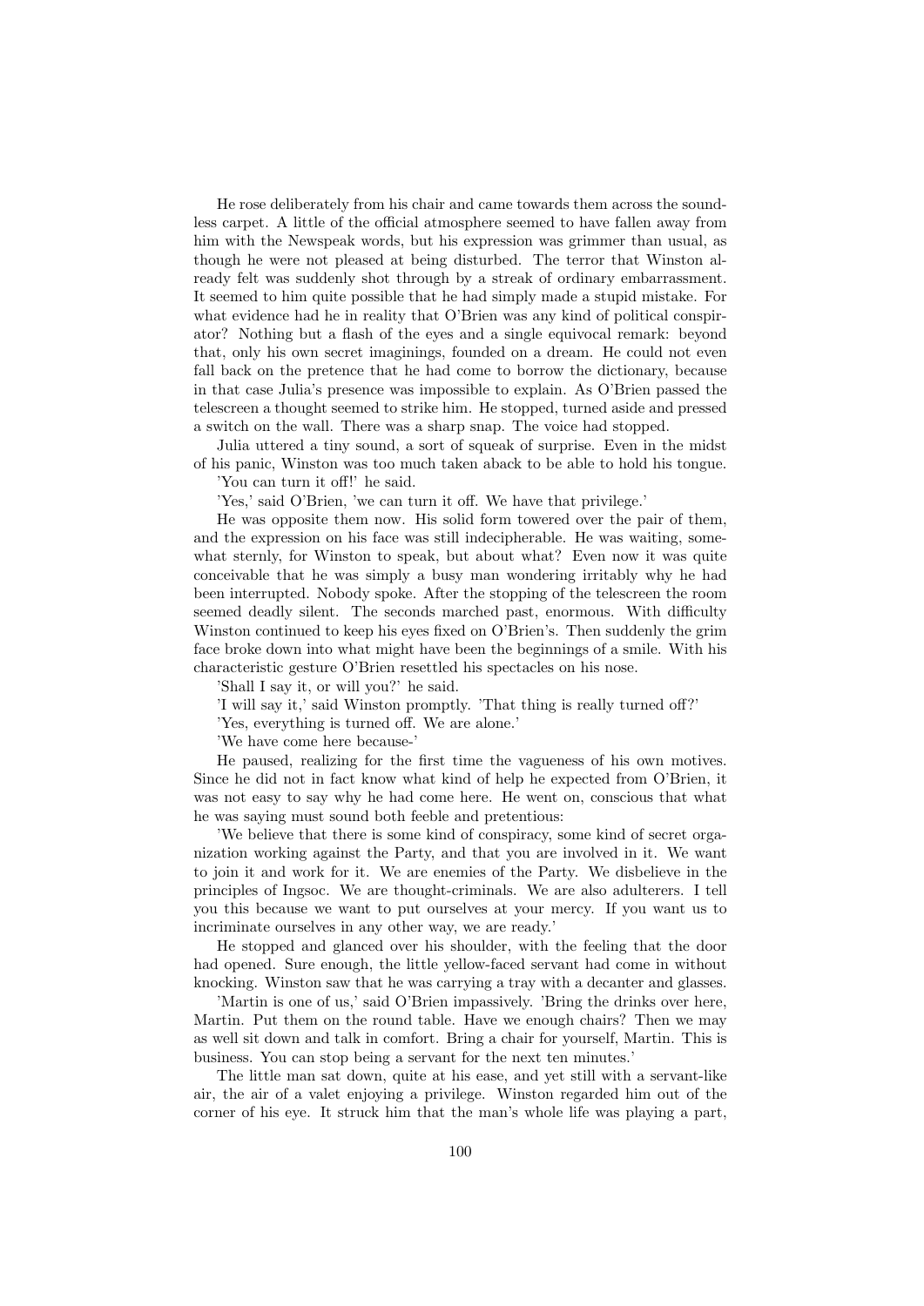He rose deliberately from his chair and came towards them across the soundless carpet. A little of the official atmosphere seemed to have fallen away from him with the Newspeak words, but his expression was grimmer than usual, as though he were not pleased at being disturbed. The terror that Winston already felt was suddenly shot through by a streak of ordinary embarrassment. It seemed to him quite possible that he had simply made a stupid mistake. For what evidence had he in reality that O'Brien was any kind of political conspirator? Nothing but a flash of the eyes and a single equivocal remark: beyond that, only his own secret imaginings, founded on a dream. He could not even fall back on the pretence that he had come to borrow the dictionary, because in that case Julia's presence was impossible to explain. As O'Brien passed the telescreen a thought seemed to strike him. He stopped, turned aside and pressed a switch on the wall. There was a sharp snap. The voice had stopped.

Julia uttered a tiny sound, a sort of squeak of surprise. Even in the midst of his panic, Winston was too much taken aback to be able to hold his tongue.

'You can turn it off!' he said.

'Yes,' said O'Brien, 'we can turn it off. We have that privilege.'

He was opposite them now. His solid form towered over the pair of them, and the expression on his face was still indecipherable. He was waiting, somewhat sternly, for Winston to speak, but about what? Even now it was quite conceivable that he was simply a busy man wondering irritably why he had been interrupted. Nobody spoke. After the stopping of the telescreen the room seemed deadly silent. The seconds marched past, enormous. With difficulty Winston continued to keep his eyes fixed on O'Brien's. Then suddenly the grim face broke down into what might have been the beginnings of a smile. With his characteristic gesture O'Brien resettled his spectacles on his nose.

'Shall I say it, or will you?' he said.

'I will say it,' said Winston promptly. 'That thing is really turned off?'

'Yes, everything is turned off. We are alone.'

'We have come here because-'

He paused, realizing for the first time the vagueness of his own motives. Since he did not in fact know what kind of help he expected from O'Brien, it was not easy to say why he had come here. He went on, conscious that what he was saying must sound both feeble and pretentious:

'We believe that there is some kind of conspiracy, some kind of secret organization working against the Party, and that you are involved in it. We want to join it and work for it. We are enemies of the Party. We disbelieve in the principles of Ingsoc. We are thought-criminals. We are also adulterers. I tell you this because we want to put ourselves at your mercy. If you want us to incriminate ourselves in any other way, we are ready.'

He stopped and glanced over his shoulder, with the feeling that the door had opened. Sure enough, the little yellow-faced servant had come in without knocking. Winston saw that he was carrying a tray with a decanter and glasses.

'Martin is one of us,' said O'Brien impassively. 'Bring the drinks over here, Martin. Put them on the round table. Have we enough chairs? Then we may as well sit down and talk in comfort. Bring a chair for yourself, Martin. This is business. You can stop being a servant for the next ten minutes.'

The little man sat down, quite at his ease, and yet still with a servant-like air, the air of a valet enjoying a privilege. Winston regarded him out of the corner of his eye. It struck him that the man's whole life was playing a part,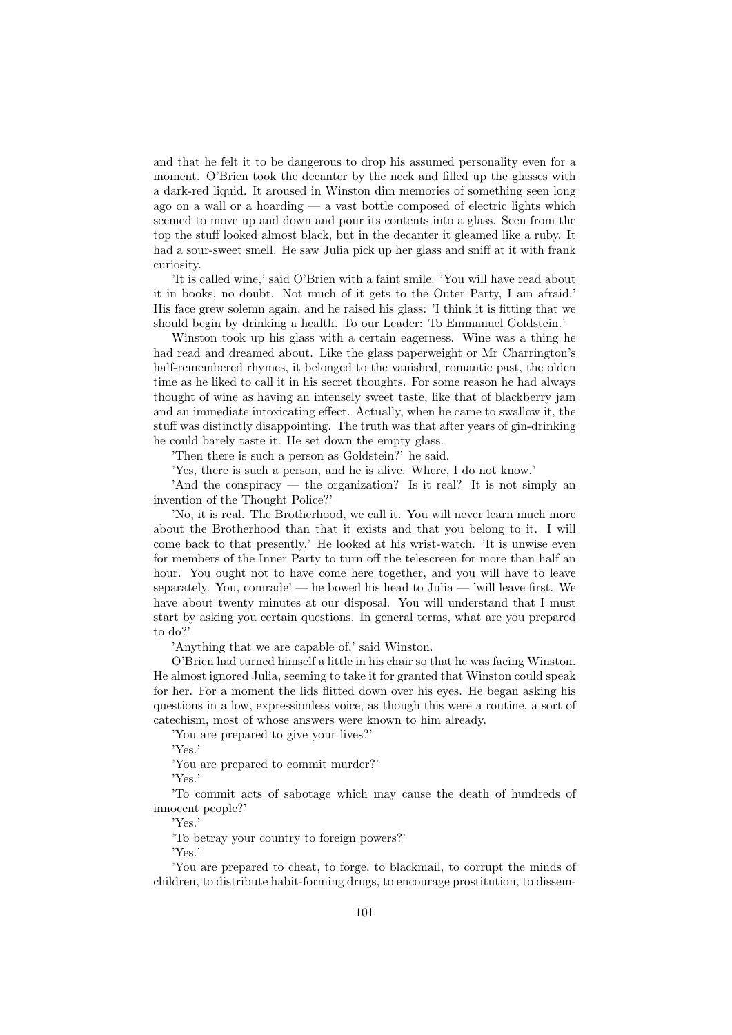and that he felt it to be dangerous to drop his assumed personality even for a moment. O'Brien took the decanter by the neck and filled up the glasses with a dark-red liquid. It aroused in Winston dim memories of something seen long ago on a wall or a hoarding — a vast bottle composed of electric lights which seemed to move up and down and pour its contents into a glass. Seen from the top the stuff looked almost black, but in the decanter it gleamed like a ruby. It had a sour-sweet smell. He saw Julia pick up her glass and sniff at it with frank curiosity.

'It is called wine,' said O'Brien with a faint smile. 'You will have read about it in books, no doubt. Not much of it gets to the Outer Party, I am afraid.' His face grew solemn again, and he raised his glass: 'I think it is fitting that we should begin by drinking a health. To our Leader: To Emmanuel Goldstein.'

Winston took up his glass with a certain eagerness. Wine was a thing he had read and dreamed about. Like the glass paperweight or Mr Charrington's half-remembered rhymes, it belonged to the vanished, romantic past, the olden time as he liked to call it in his secret thoughts. For some reason he had always thought of wine as having an intensely sweet taste, like that of blackberry jam and an immediate intoxicating effect. Actually, when he came to swallow it, the stuff was distinctly disappointing. The truth was that after years of gin-drinking he could barely taste it. He set down the empty glass.

'Then there is such a person as Goldstein?' he said.

'Yes, there is such a person, and he is alive. Where, I do not know.'

'And the conspiracy — the organization? Is it real? It is not simply an invention of the Thought Police?'

'No, it is real. The Brotherhood, we call it. You will never learn much more about the Brotherhood than that it exists and that you belong to it. I will come back to that presently.' He looked at his wrist-watch. 'It is unwise even for members of the Inner Party to turn off the telescreen for more than half an hour. You ought not to have come here together, and you will have to leave separately. You, comrade' — he bowed his head to Julia — 'will leave first. We have about twenty minutes at our disposal. You will understand that I must start by asking you certain questions. In general terms, what are you prepared to do?'

'Anything that we are capable of,' said Winston.

O'Brien had turned himself a little in his chair so that he was facing Winston. He almost ignored Julia, seeming to take it for granted that Winston could speak for her. For a moment the lids flitted down over his eyes. He began asking his questions in a low, expressionless voice, as though this were a routine, a sort of catechism, most of whose answers were known to him already.

'You are prepared to give your lives?'

'Yes.'

'You are prepared to commit murder?'

'Yes.'

'To commit acts of sabotage which may cause the death of hundreds of innocent people?'

'Yes.'

'To betray your country to foreign powers?'

'Yes.'

'You are prepared to cheat, to forge, to blackmail, to corrupt the minds of children, to distribute habit-forming drugs, to encourage prostitution, to dissem-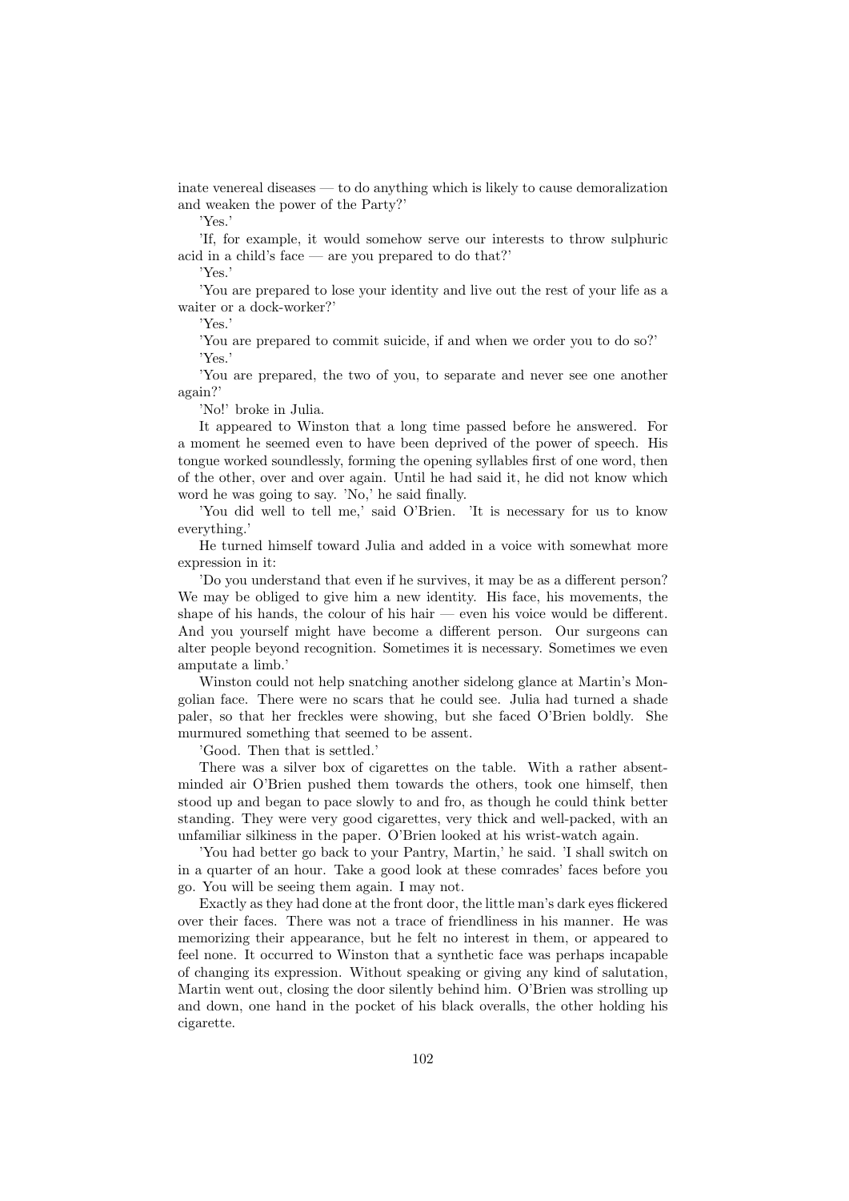inate venereal diseases — to do anything which is likely to cause demoralization and weaken the power of the Party?'

'Yes.'

'If, for example, it would somehow serve our interests to throw sulphuric acid in a child's face — are you prepared to do that?'

'Yes.'

'You are prepared to lose your identity and live out the rest of your life as a waiter or a dock-worker?'

'Yes.'

'You are prepared to commit suicide, if and when we order you to do so?'

'Yes.'

'You are prepared, the two of you, to separate and never see one another again?'

'No!' broke in Julia.

It appeared to Winston that a long time passed before he answered. For a moment he seemed even to have been deprived of the power of speech. His tongue worked soundlessly, forming the opening syllables first of one word, then of the other, over and over again. Until he had said it, he did not know which word he was going to say. 'No,' he said finally.

'You did well to tell me,' said O'Brien. 'It is necessary for us to know everything.'

He turned himself toward Julia and added in a voice with somewhat more expression in it:

'Do you understand that even if he survives, it may be as a different person? We may be obliged to give him a new identity. His face, his movements, the shape of his hands, the colour of his hair — even his voice would be different. And you yourself might have become a different person. Our surgeons can alter people beyond recognition. Sometimes it is necessary. Sometimes we even amputate a limb.'

Winston could not help snatching another sidelong glance at Martin's Mongolian face. There were no scars that he could see. Julia had turned a shade paler, so that her freckles were showing, but she faced O'Brien boldly. She murmured something that seemed to be assent.

'Good. Then that is settled.'

There was a silver box of cigarettes on the table. With a rather absent-minded air O'Brien pushed them towards the others, took one himself, then stood up and began to pace slowly to and fro, as though he could think better standing. They were very good cigarettes, very thick and well-packed, with an unfamiliar silkiness in the paper. O'Brien looked at his wrist-watch again.

'You had better go back to your Pantry, Martin,' he said. 'I shall switch on in a quarter of an hour. Take a good look at these comrades' faces before you go. You will be seeing them again. I may not.

Exactly as they had done at the front door, the little man's dark eyes flickered over their faces. There was not a trace of friendliness in his manner. He was memorizing their appearance, but he felt no interest in them, or appeared to feel none. It occurred to Winston that a synthetic face was perhaps incapable of changing its expression. Without speaking or giving any kind of salutation, Martin went out, closing the door silently behind him. O'Brien was strolling up and down, one hand in the pocket of his black overalls, the other holding his cigarette.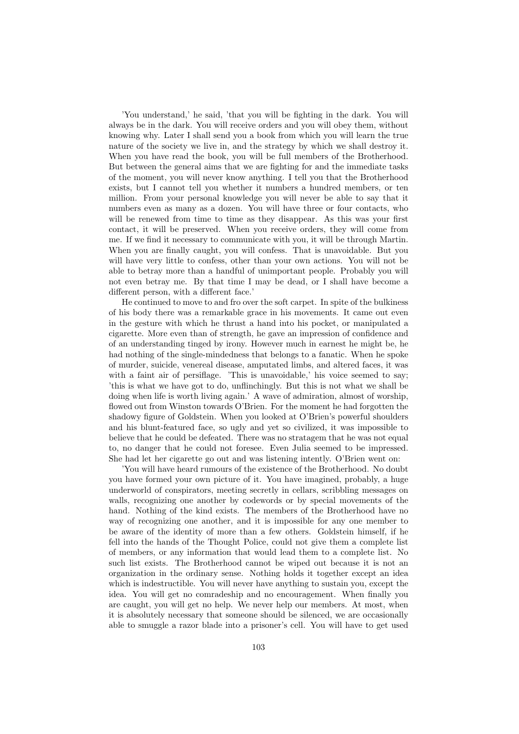'You understand,' he said, 'that you will be fighting in the dark. You will always be in the dark. You will receive orders and you will obey them, without knowing why. Later I shall send you a book from which you will learn the true nature of the society we live in, and the strategy by which we shall destroy it. When you have read the book, you will be full members of the Brotherhood. But between the general aims that we are fighting for and the immediate tasks of the moment, you will never know anything. I tell you that the Brotherhood exists, but I cannot tell you whether it numbers a hundred members, or ten million. From your personal knowledge you will never be able to say that it numbers even as many as a dozen. You will have three or four contacts, who will be renewed from time to time as they disappear. As this was your first contact, it will be preserved. When you receive orders, they will come from me. If we find it necessary to communicate with you, it will be through Martin. When you are finally caught, you will confess. That is unavoidable. But you will have very little to confess, other than your own actions. You will not be able to betray more than a handful of unimportant people. Probably you will not even betray me. By that time I may be dead, or I shall have become a different person, with a different face.'

He continued to move to and fro over the soft carpet. In spite of the bulkiness of his body there was a remarkable grace in his movements. It came out even in the gesture with which he thrust a hand into his pocket, or manipulated a cigarette. More even than of strength, he gave an impression of confidence and of an understanding tinged by irony. However much in earnest he might be, he had nothing of the single-mindedness that belongs to a fanatic. When he spoke of murder, suicide, venereal disease, amputated limbs, and altered faces, it was with a faint air of persiflage. 'This is unavoidable,' his voice seemed to say; 'this is what we have got to do, unflinchingly. But this is not what we shall be doing when life is worth living again.' A wave of admiration, almost of worship, flowed out from Winston towards O'Brien. For the moment he had forgotten the shadowy figure of Goldstein. When you looked at O'Brien's powerful shoulders and his blunt-featured face, so ugly and yet so civilized, it was impossible to believe that he could be defeated. There was no stratagem that he was not equal to, no danger that he could not foresee. Even Julia seemed to be impressed. She had let her cigarette go out and was listening intently. O'Brien went on:

'You will have heard rumours of the existence of the Brotherhood. No doubt you have formed your own picture of it. You have imagined, probably, a huge underworld of conspirators, meeting secretly in cellars, scribbling messages on walls, recognizing one another by codewords or by special movements of the hand. Nothing of the kind exists. The members of the Brotherhood have no way of recognizing one another, and it is impossible for any one member to be aware of the identity of more than a few others. Goldstein himself, if he fell into the hands of the Thought Police, could not give them a complete list of members, or any information that would lead them to a complete list. No such list exists. The Brotherhood cannot be wiped out because it is not an organization in the ordinary sense. Nothing holds it together except an idea which is indestructible. You will never have anything to sustain you, except the idea. You will get no comradeship and no encouragement. When finally you are caught, you will get no help. We never help our members. At most, when it is absolutely necessary that someone should be silenced, we are occasionally able to smuggle a razor blade into a prisoner's cell. You will have to get used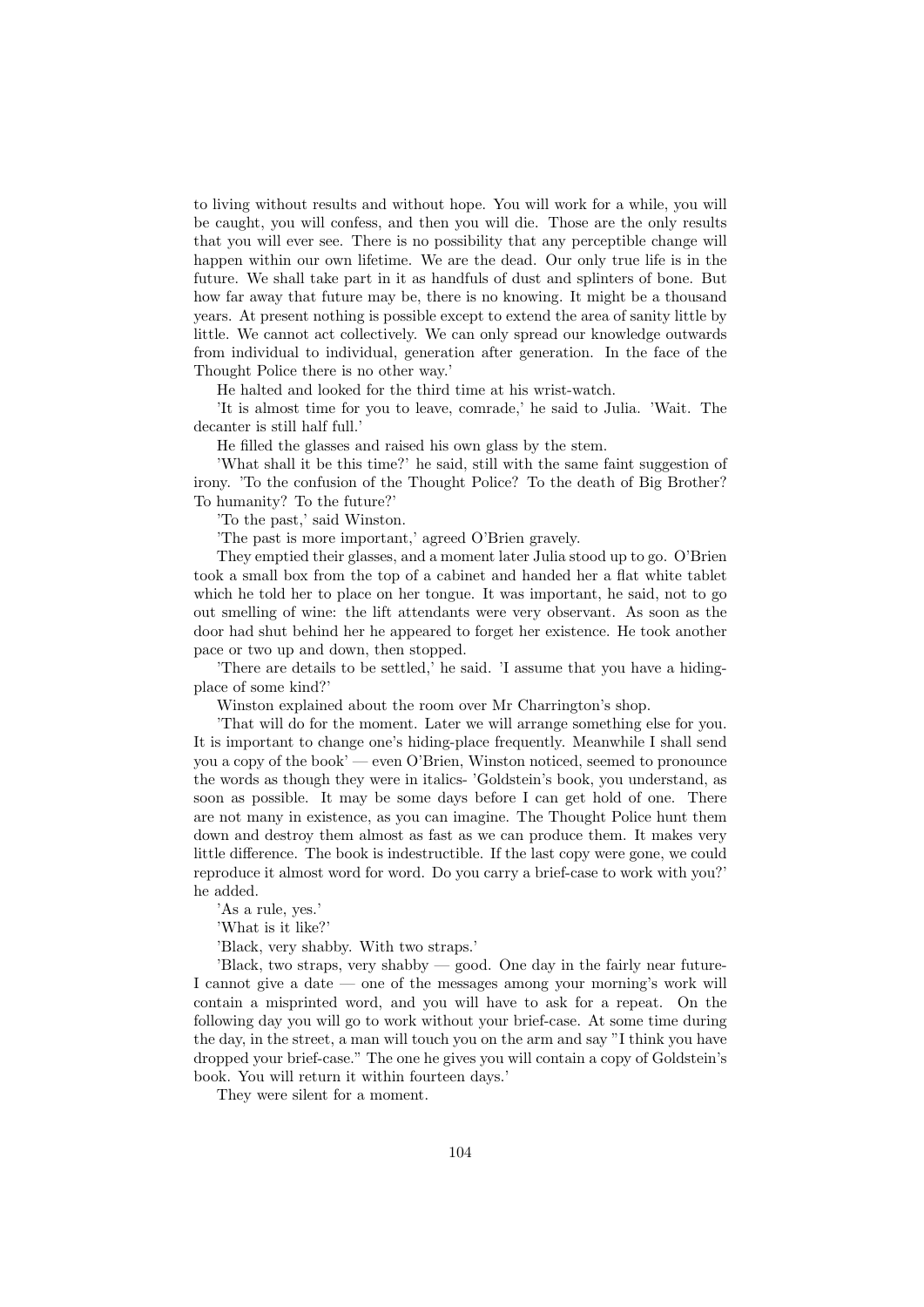to living without results and without hope. You will work for a while, you will be caught, you will confess, and then you will die. Those are the only results that you will ever see. There is no possibility that any perceptible change will happen within our own lifetime. We are the dead. Our only true life is in the future. We shall take part in it as handfuls of dust and splinters of bone. But how far away that future may be, there is no knowing. It might be a thousand years. At present nothing is possible except to extend the area of sanity little by little. We cannot act collectively. We can only spread our knowledge outwards from individual to individual, generation after generation. In the face of the Thought Police there is no other way.'

He halted and looked for the third time at his wrist-watch.

'It is almost time for you to leave, comrade,' he said to Julia. 'Wait. The decanter is still half full.'

He filled the glasses and raised his own glass by the stem.

'What shall it be this time?' he said, still with the same faint suggestion of irony. 'To the confusion of the Thought Police? To the death of Big Brother? To humanity? To the future?'

'To the past,' said Winston.

'The past is more important,' agreed O'Brien gravely.

They emptied their glasses, and a moment later Julia stood up to go. O'Brien took a small box from the top of a cabinet and handed her a flat white tablet which he told her to place on her tongue. It was important, he said, not to go out smelling of wine: the lift attendants were very observant. As soon as the door had shut behind her he appeared to forget her existence. He took another pace or two up and down, then stopped.

'There are details to be settled,' he said. 'I assume that you have a hiding-place of some kind?'

Winston explained about the room over Mr Charrington's shop.

'That will do for the moment. Later we will arrange something else for you. It is important to change one's hiding-place frequently. Meanwhile I shall send you a copy of the book' — even O'Brien, Winston noticed, seemed to pronounce the words as though they were in italics- 'Goldstein's book, you understand, as soon as possible. It may be some days before I can get hold of one. There are not many in existence, as you can imagine. The Thought Police hunt them down and destroy them almost as fast as we can produce them. It makes very little difference. The book is indestructible. If the last copy were gone, we could reproduce it almost word for word. Do you carry a brief-case to work with you?' he added.

'As a rule, yes.'

'What is it like?'

'Black, very shabby. With two straps.'

'Black, two straps, very shabby — good. One day in the fairly near future- I cannot give a date — one of the messages among your morning's work will contain a misprinted word, and you will have to ask for a repeat. On the following day you will go to work without your brief-case. At some time during the day, in the street, a man will touch you on the arm and say "I think you have dropped your brief-case." The one he gives you will contain a copy of Goldstein's book. You will return it within fourteen days.'

They were silent for a moment.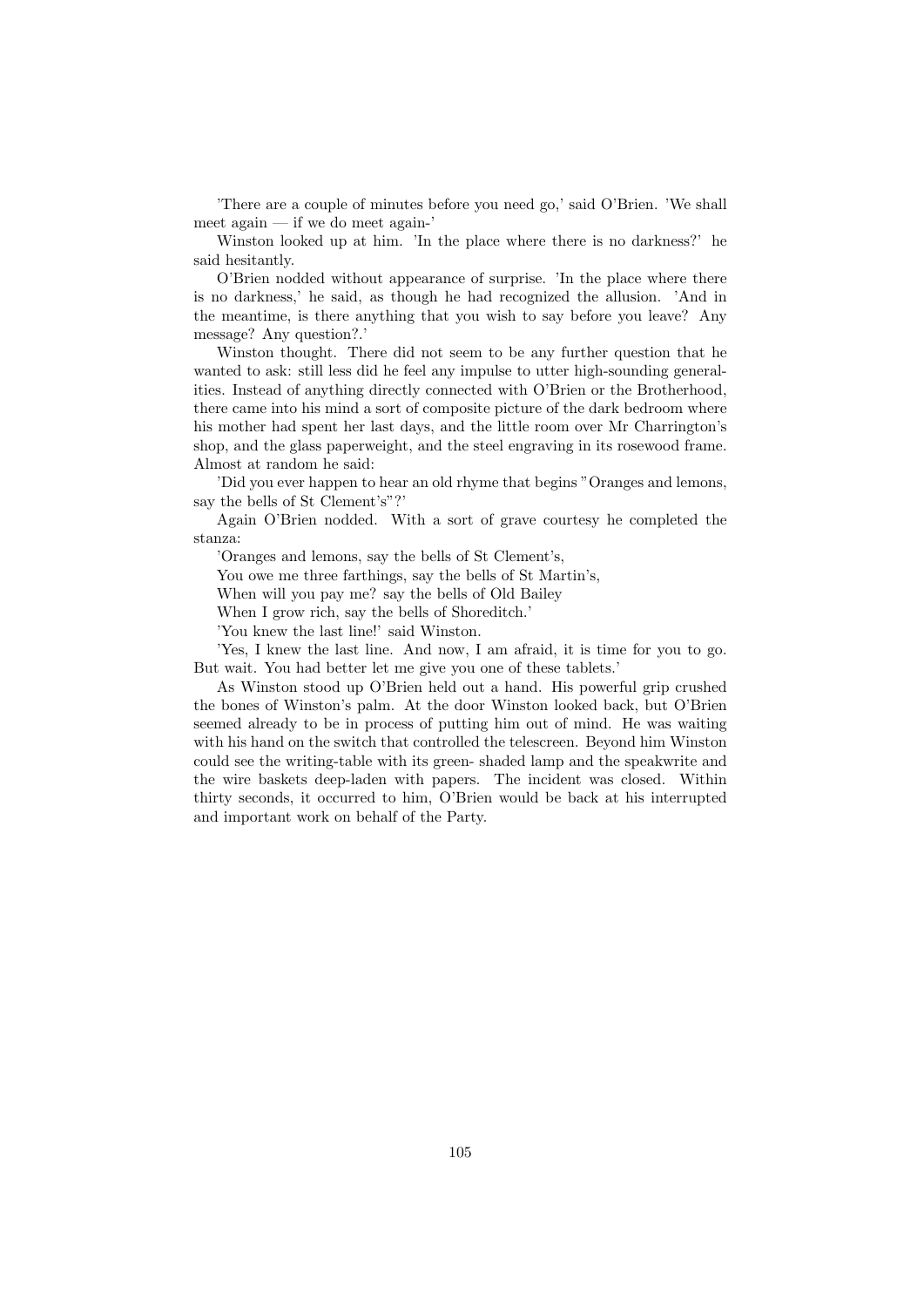'There are a couple of minutes before you need go,' said O'Brien. 'We shall meet again — if we do meet again-'

Winston looked up at him. 'In the place where there is no darkness?' he said hesitantly.

O'Brien nodded without appearance of surprise. 'In the place where there is no darkness,' he said, as though he had recognized the allusion. 'And in the meantime, is there anything that you wish to say before you leave? Any message? Any question?.'

Winston thought. There did not seem to be any further question that he wanted to ask: still less did he feel any impulse to utter high-sounding generalities. Instead of anything directly connected with O'Brien or the Brotherhood, there came into his mind a sort of composite picture of the dark bedroom where his mother had spent her last days, and the little room over Mr Charrington's shop, and the glass paperweight, and the steel engraving in its rosewood frame. Almost at random he said:

'Did you ever happen to hear an old rhyme that begins "Oranges and lemons, say the bells of St Clement's"?'

Again O'Brien nodded. With a sort of grave courtesy he completed the stanza:

'Oranges and lemons, say the bells of St Clement's,

You owe me three farthings, say the bells of St Martin's,

When will you pay me? say the bells of Old Bailey

When I grow rich, say the bells of Shoreditch.'

'You knew the last line!' said Winston.

'Yes, I knew the last line. And now, I am afraid, it is time for you to go. But wait. You had better let me give you one of these tablets.'

As Winston stood up O'Brien held out a hand. His powerful grip crushed the bones of Winston's palm. At the door Winston looked back, but O'Brien seemed already to be in process of putting him out of mind. He was waiting with his hand on the switch that controlled the telescreen. Beyond him Winston could see the writing-table with its green- shaded lamp and the speakwrite and the wire baskets deep-laden with papers. The incident was closed. Within thirty seconds, it occurred to him, O'Brien would be back at his interrupted and important work on behalf of the Party.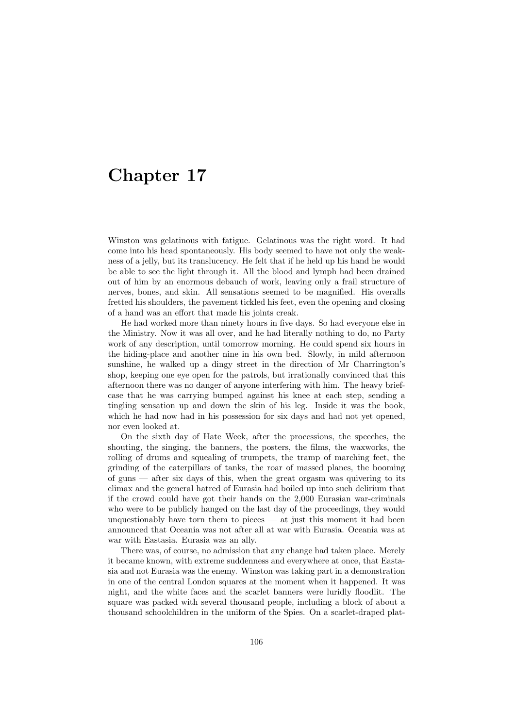# Chapter 17

Winston was gelatinous with fatigue. Gelatinous was the right word. It had come into his head spontaneously. His body seemed to have not only the weakness of a jelly, but its translucency. He felt that if he held up his hand he would be able to see the light through it. All the blood and lymph had been drained out of him by an enormous debauch of work, leaving only a frail structure of nerves, bones, and skin. All sensations seemed to be magnified. His overalls fretted his shoulders, the pavement tickled his feet, even the opening and closing of a hand was an effort that made his joints creak.

He had worked more than ninety hours in five days. So had everyone else in the Ministry. Now it was all over, and he had literally nothing to do, no Party work of any description, until tomorrow morning. He could spend six hours in the hiding-place and another nine in his own bed. Slowly, in mild afternoon sunshine, he walked up a dingy street in the direction of Mr Charrington's shop, keeping one eye open for the patrols, but irrationally convinced that this afternoon there was no danger of anyone interfering with him. The heavy briefcase that he was carrying bumped against his knee at each step, sending a tingling sensation up and down the skin of his leg. Inside it was the book, which he had now had in his possession for six days and had not yet opened, nor even looked at.

On the sixth day of Hate Week, after the processions, the speeches, the shouting, the singing, the banners, the posters, the films, the waxworks, the rolling of drums and squealing of trumpets, the tramp of marching feet, the grinding of the caterpillars of tanks, the roar of massed planes, the booming of guns — after six days of this, when the great orgasm was quivering to its climax and the general hatred of Eurasia had boiled up into such delirium that if the crowd could have got their hands on the 2,000 Eurasian war-criminals who were to be publicly hanged on the last day of the proceedings, they would unquestionably have torn them to pieces — at just this moment it had been announced that Oceania was not after all at war with Eurasia. Oceania was at war with Eastasia. Eurasia was an ally.

There was, of course, no admission that any change had taken place. Merely it became known, with extreme suddenness and everywhere at once, that Eastasia and not Eurasia was the enemy. Winston was taking part in a demonstration in one of the central London squares at the moment when it happened. It was night, and the white faces and the scarlet banners were luridly floodlit. The square was packed with several thousand people, including a block of about a thousand schoolchildren in the uniform of the Spies. On a scarlet-draped plat-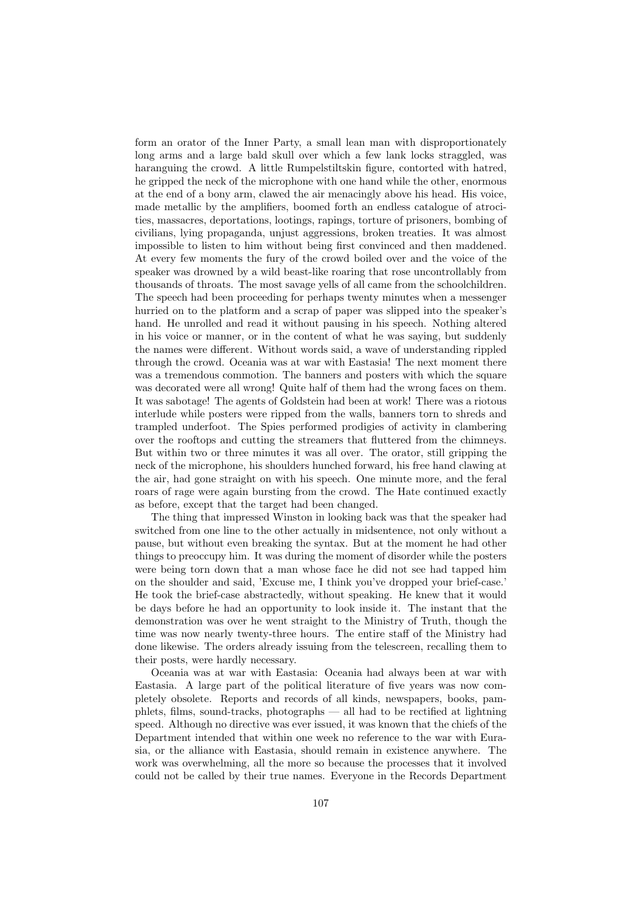form an orator of the Inner Party, a small lean man with disproportionately long arms and a large bald skull over which a few lank locks straggled, was haranguing the crowd. A little Rumpelstiltskin figure, contorted with hatred, he gripped the neck of the microphone with one hand while the other, enormous at the end of a bony arm, clawed the air menacingly above his head. His voice, made metallic by the amplifiers, boomed forth an endless catalogue of atrocities, massacres, deportations, lootings, rapings, torture of prisoners, bombing of civilians, lying propaganda, unjust aggressions, broken treaties. It was almost impossible to listen to him without being first convinced and then maddened. At every few moments the fury of the crowd boiled over and the voice of the speaker was drowned by a wild beast-like roaring that rose uncontrollably from thousands of throats. The most savage yells of all came from the schoolchildren. The speech had been proceeding for perhaps twenty minutes when a messenger hurried on to the platform and a scrap of paper was slipped into the speaker's hand. He unrolled and read it without pausing in his speech. Nothing altered in his voice or manner, or in the content of what he was saying, but suddenly the names were different. Without words said, a wave of understanding rippled through the crowd. Oceania was at war with Eastasia! The next moment there was a tremendous commotion. The banners and posters with which the square was decorated were all wrong! Quite half of them had the wrong faces on them. It was sabotage! The agents of Goldstein had been at work! There was a riotous interlude while posters were ripped from the walls, banners torn to shreds and trampled underfoot. The Spies performed prodigies of activity in clambering over the rooftops and cutting the streamers that fluttered from the chimneys. But within two or three minutes it was all over. The orator, still gripping the neck of the microphone, his shoulders hunched forward, his free hand clawing at the air, had gone straight on with his speech. One minute more, and the feral roars of rage were again bursting from the crowd. The Hate continued exactly as before, except that the target had been changed.

The thing that impressed Winston in looking back was that the speaker had switched from one line to the other actually in midsentence, not only without a pause, but without even breaking the syntax. But at the moment he had other things to preoccupy him. It was during the moment of disorder while the posters were being torn down that a man whose face he did not see had tapped him on the shoulder and said, 'Excuse me, I think you've dropped your brief-case.' He took the brief-case abstractedly, without speaking. He knew that it would be days before he had an opportunity to look inside it. The instant that the demonstration was over he went straight to the Ministry of Truth, though the time was now nearly twenty-three hours. The entire staff of the Ministry had done likewise. The orders already issuing from the telescreen, recalling them to their posts, were hardly necessary.

Oceania was at war with Eastasia: Oceania had always been at war with Eastasia. A large part of the political literature of five years was now completely obsolete. Reports and records of all kinds, newspapers, books, pamphlets, films, sound-tracks, photographs — all had to be rectified at lightning speed. Although no directive was ever issued, it was known that the chiefs of the Department intended that within one week no reference to the war with Eurasia, or the alliance with Eastasia, should remain in existence anywhere. The work was overwhelming, all the more so because the processes that it involved could not be called by their true names. Everyone in the Records Department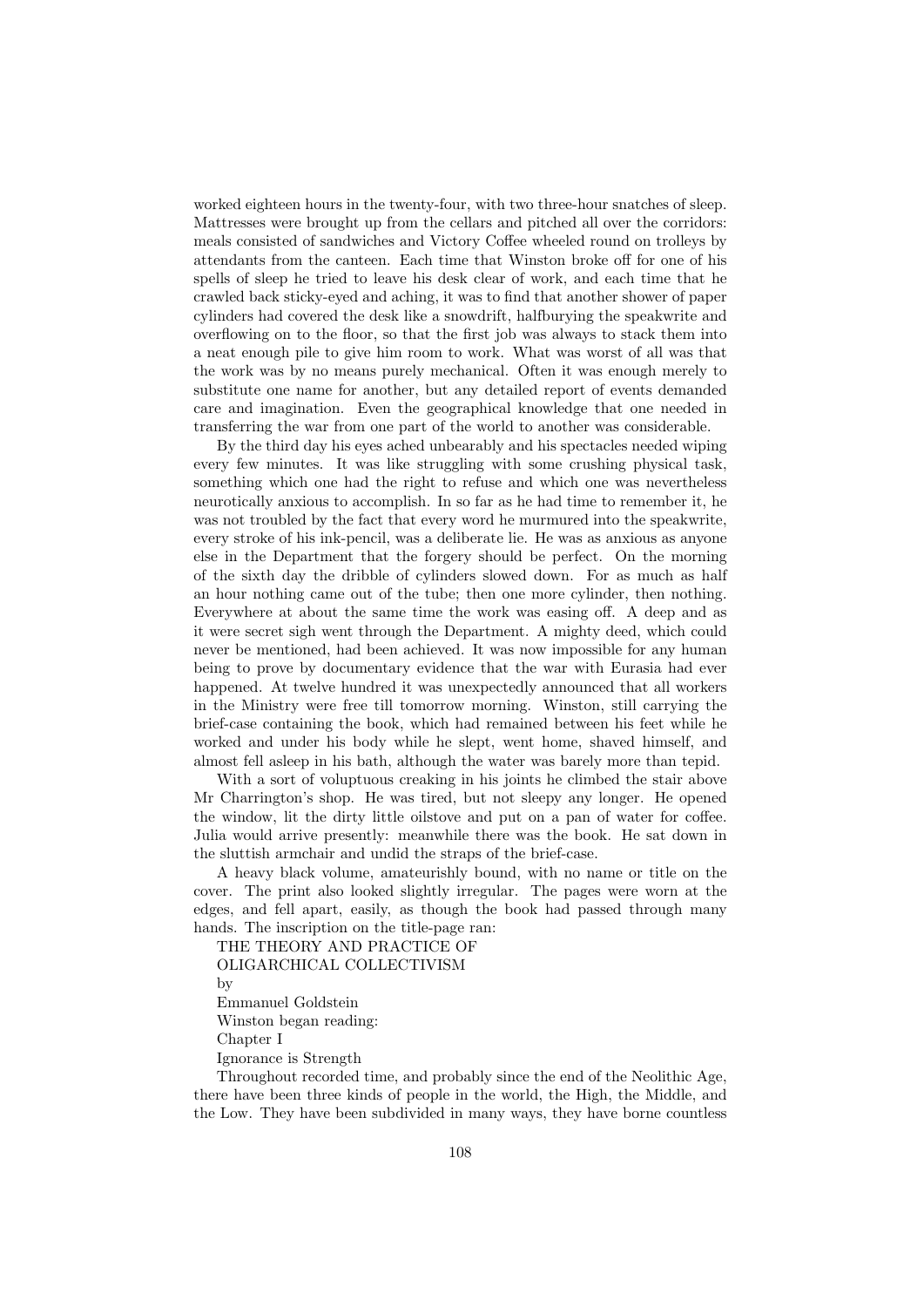worked eighteen hours in the twenty-four, with two three-hour snatches of sleep. Mattresses were brought up from the cellars and pitched all over the corridors: meals consisted of sandwiches and Victory Coffee wheeled round on trolleys by attendants from the canteen. Each time that Winston broke off for one of his spells of sleep he tried to leave his desk clear of work, and each time that he crawled back sticky-eyed and aching, it was to find that another shower of paper cylinders had covered the desk like a snowdrift, halfburying the speakwrite and overflowing on to the floor, so that the first job was always to stack them into a neat enough pile to give him room to work. What was worst of all was that the work was by no means purely mechanical. Often it was enough merely to substitute one name for another, but any detailed report of events demanded care and imagination. Even the geographical knowledge that one needed in transferring the war from one part of the world to another was considerable.

By the third day his eyes ached unbearably and his spectacles needed wiping every few minutes. It was like struggling with some crushing physical task, something which one had the right to refuse and which one was nevertheless neurotically anxious to accomplish. In so far as he had time to remember it, he was not troubled by the fact that every word he murmured into the speakwrite, every stroke of his ink-pencil, was a deliberate lie. He was as anxious as anyone else in the Department that the forgery should be perfect. On the morning of the sixth day the dribble of cylinders slowed down. For as much as half an hour nothing came out of the tube; then one more cylinder, then nothing. Everywhere at about the same time the work was easing off. A deep and as it were secret sigh went through the Department. A mighty deed, which could never be mentioned, had been achieved. It was now impossible for any human being to prove by documentary evidence that the war with Eurasia had ever happened. At twelve hundred it was unexpectedly announced that all workers in the Ministry were free till tomorrow morning. Winston, still carrying the brief-case containing the book, which had remained between his feet while he worked and under his body while he slept, went home, shaved himself, and almost fell asleep in his bath, although the water was barely more than tepid.

With a sort of voluptuous creaking in his joints he climbed the stair above Mr Charrington's shop. He was tired, but not sleepy any longer. He opened the window, lit the dirty little oilstove and put on a pan of water for coffee. Julia would arrive presently: meanwhile there was the book. He sat down in the sluttish armchair and undid the straps of the brief-case.

A heavy black volume, amateurishly bound, with no name or title on the cover. The print also looked slightly irregular. The pages were worn at the edges, and fell apart, easily, as though the book had passed through many hands. The inscription on the title-page ran:

THE THEORY AND PRACTICE OF

OLIGARCHICAL COLLECTIVISM

by

Emmanuel Goldstein

Winston began reading:

Chapter I

Ignorance is Strength

Throughout recorded time, and probably since the end of the Neolithic Age, there have been three kinds of people in the world, the High, the Middle, and the Low. They have been subdivided in many ways, they have borne countless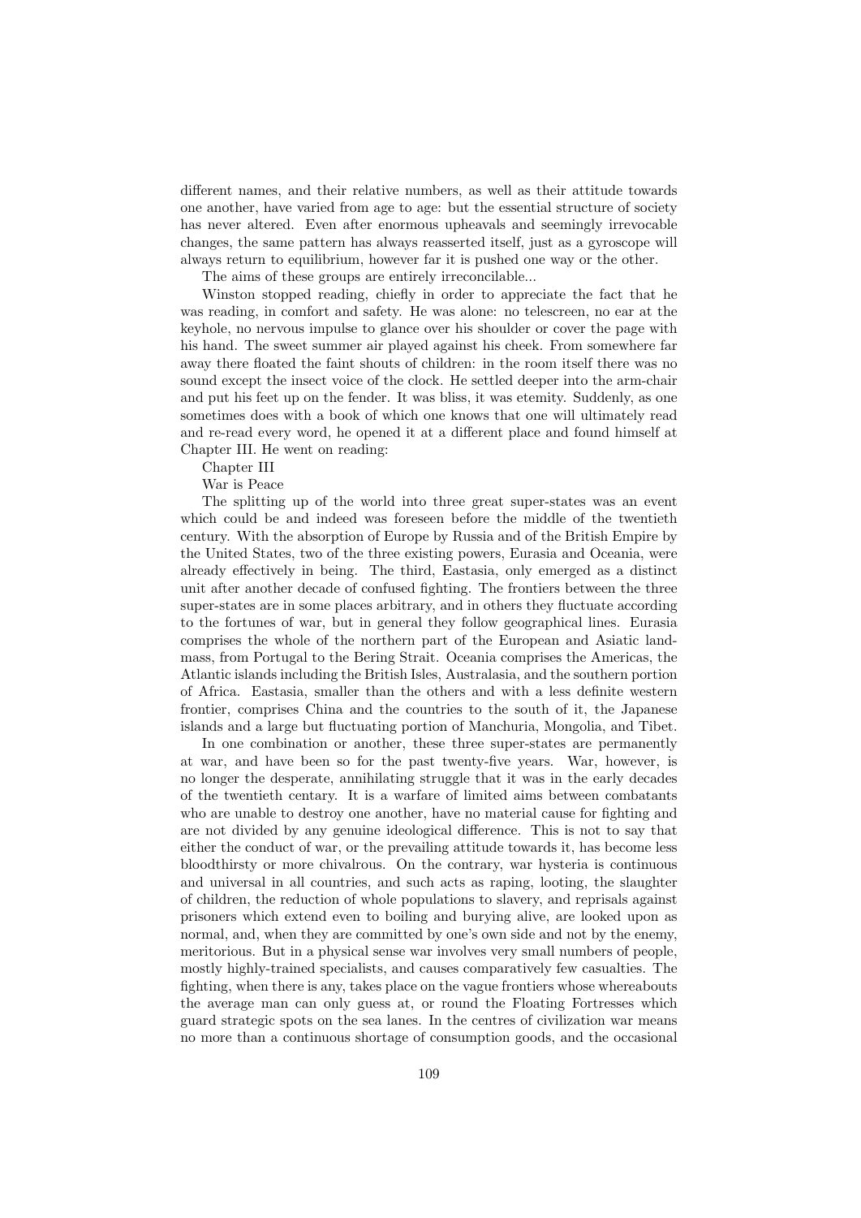different names, and their relative numbers, as well as their attitude towards one another, have varied from age to age: but the essential structure of society has never altered. Even after enormous upheavals and seemingly irrevocable changes, the same pattern has always reasserted itself, just as a gyroscope will always return to equilibrium, however far it is pushed one way or the other.

The aims of these groups are entirely irreconcilable...

Winston stopped reading, chiefly in order to appreciate the fact that he was reading, in comfort and safety. He was alone: no telescreen, no ear at the keyhole, no nervous impulse to glance over his shoulder or cover the page with his hand. The sweet summer air played against his cheek. From somewhere far away there floated the faint shouts of children: in the room itself there was no sound except the insect voice of the clock. He settled deeper into the arm-chair and put his feet up on the fender. It was bliss, it was etemity. Suddenly, as one sometimes does with a book of which one knows that one will ultimately read and re-read every word, he opened it at a different place and found himself at Chapter III. He went on reading:

Chapter III

War is Peace

The splitting up of the world into three great super-states was an event which could be and indeed was foreseen before the middle of the twentieth century. With the absorption of Europe by Russia and of the British Empire by the United States, two of the three existing powers, Eurasia and Oceania, were already effectively in being. The third, Eastasia, only emerged as a distinct unit after another decade of confused fighting. The frontiers between the three super-states are in some places arbitrary, and in others they fluctuate according to the fortunes of war, but in general they follow geographical lines. Eurasia comprises the whole of the northern part of the European and Asiatic land-mass, from Portugal to the Bering Strait. Oceania comprises the Americas, the Atlantic islands including the British Isles, Australasia, and the southern portion of Africa. Eastasia, smaller than the others and with a less definite western frontier, comprises China and the countries to the south of it, the Japanese islands and a large but fluctuating portion of Manchuria, Mongolia, and Tibet.

In one combination or another, these three super-states are permanently at war, and have been so for the past twenty-five years. War, however, is no longer the desperate, annihilating struggle that it was in the early decades of the twentieth centary. It is a warfare of limited aims between combatants who are unable to destroy one another, have no material cause for fighting and are not divided by any genuine ideological difference. This is not to say that either the conduct of war, or the prevailing attitude towards it, has become less bloodthirsty or more chivalrous. On the contrary, war hysteria is continuous and universal in all countries, and such acts as raping, looting, the slaughter of children, the reduction of whole populations to slavery, and reprisals against prisoners which extend even to boiling and burying alive, are looked upon as normal, and, when they are committed by one's own side and not by the enemy, meritorious. But in a physical sense war involves very small numbers of people, mostly highly-trained specialists, and causes comparatively few casualties. The fighting, when there is any, takes place on the vague frontiers whose whereabouts the average man can only guess at, or round the Floating Fortresses which guard strategic spots on the sea lanes. In the centres of civilization war means no more than a continuous shortage of consumption goods, and the occasional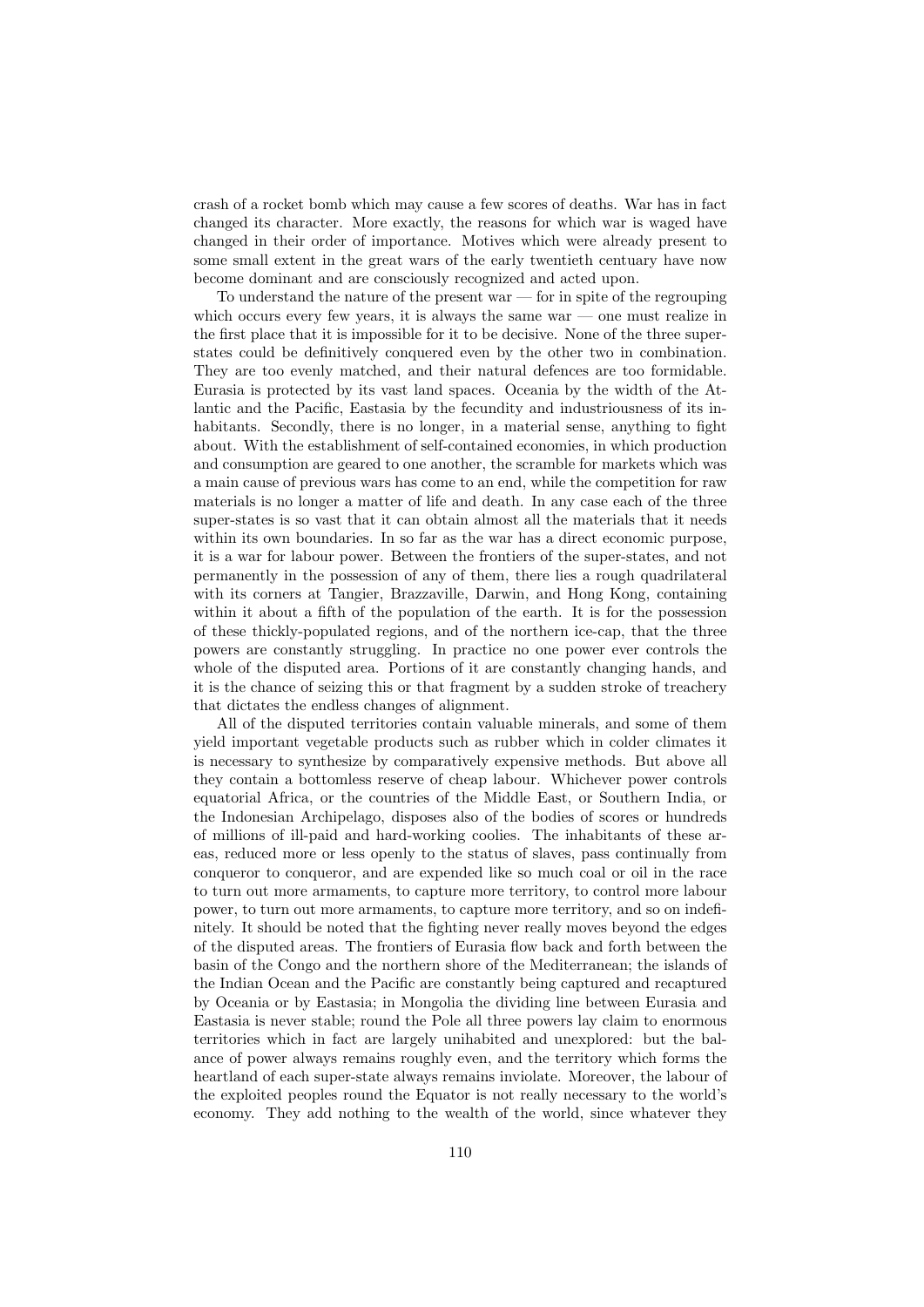crash of a rocket bomb which may cause a few scores of deaths. War has in fact changed its character. More exactly, the reasons for which war is waged have changed in their order of importance. Motives which were already present to some small extent in the great wars of the early twentieth century have now become dominant and are consciously recognized and acted upon.

To understand the nature of the present war — for in spite of the regrouping which occurs every few years, it is always the same war — one must realize in the first place that it is impossible for it to be decisive. None of the three super-states could be definitively conquered even by the other two in combination. They are too evenly matched, and their natural defences are too formidable. Eurasia is protected by its vast land spaces. Oceania by the width of the Atlantic and the Pacific, Eastasia by the fecundity and industriousness of its inhabitants. Secondly, there is no longer, in a material sense, anything to fight about. With the establishment of self-contained economies, in which production and consumption are geared to one another, the scramble for markets which was a main cause of previous wars has come to an end, while the competition for raw materials is no longer a matter of life and death. In any case each of the three super-states is so vast that it can obtain almost all the materials that it needs within its own boundaries. In so far as the war has a direct economic purpose, it is a war for labour power. Between the frontiers of the super-states, and not permanently in the possession of any of them, there lies a rough quadrilateral with its corners at Tangier, Brazzaville, Darwin, and Hong Kong, containing within it about a fifth of the population of the earth. It is for the possession of these thickly-populated regions, and of the northern ice-cap, that the three powers are constantly struggling. In practice no one power ever controls the whole of the disputed area. Portions of it are constantly changing hands, and it is the chance of seizing this or that fragment by a sudden stroke of treachery that dictates the endless changes of alignment.

All of the disputed territories contain valuable minerals, and some of them yield important vegetable products such as rubber which in colder climates it is necessary to synthesize by comparatively expensive methods. But above all they contain a bottomless reserve of cheap labour. Whichever power controls equatorial Africa, or the countries of the Middle East, or Southern India, or the Indonesian Archipelago, disposes also of the bodies of scores or hundreds of millions of ill-paid and hard-working coolies. The inhabitants of these areas, reduced more or less openly to the status of slaves, pass continually from conqueror to conqueror, and are expended like so much coal or oil in the race to turn out more armaments, to capture more territory, to control more labour power, to turn out more armaments, to capture more territory, and so on indefinitely. It should be noted that the fighting never really moves beyond the edges of the disputed areas. The frontiers of Eurasia flow back and forth between the basin of the Congo and the northern shore of the Mediterranean; the islands of the Indian Ocean and the Pacific are constantly being captured and recaptured by Oceania or by Eastasia; in Mongolia the dividing line between Eurasia and Eastasia is never stable; round the Pole all three powers lay claim to enormous territories which in fact are largely unihabited and unexplored: but the balance of power always remains roughly even, and the territory which forms the heartland of each super-state always remains inviolate. Moreover, the labour of the exploited peoples round the Equator is not really necessary to the world's economy. They add nothing to the wealth of the world, since whatever they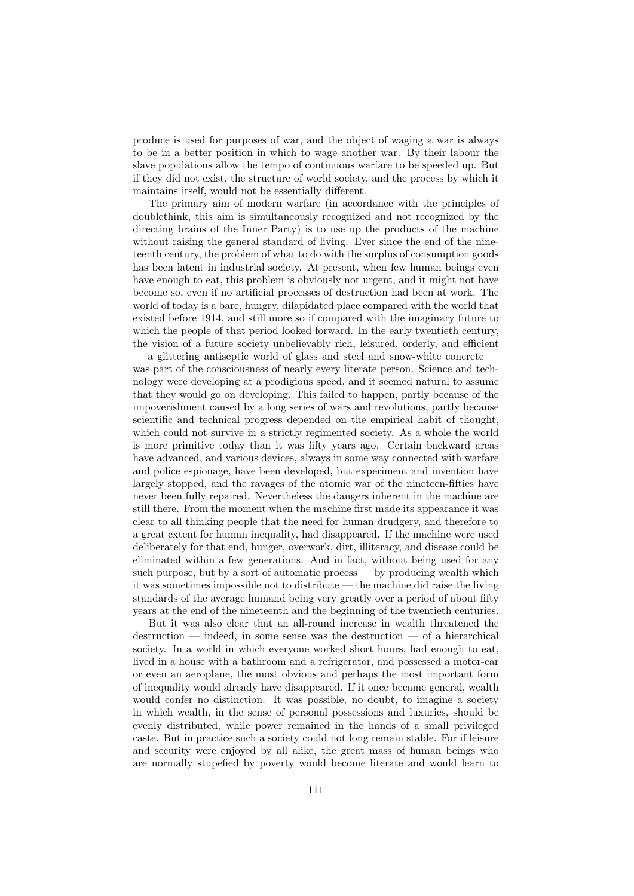produce is used for purposes of war, and the object of waging a war is always to be in a better position in which to wage another war. By their labour the slave populations allow the tempo of continuous warfare to be speeded up. But if they did not exist, the structure of world society, and the process by which it maintains itself, would not be essentially different.

The primary aim of modern warfare (in accordance with the principles of doublethink, this aim is simultaneously recognized and not recognized by the directing brains of the Inner Party) is to use up the products of the machine without raising the general standard of living. Ever since the end of the nineteenth century, the problem of what to do with the surplus of consumption goods has been latent in industrial society. At present, when few human beings even have enough to eat, this problem is obviously not urgent, and it might not have become so, even if no artificial processes of destruction had been at work. The world of today is a bare, hungry, dilapidated place compared with the world that existed before 1914, and still more so if compared with the imaginary future to which the people of that period looked forward. In the early twentieth century, the vision of a future society unbelievably rich, leisured, orderly, and efficient — a glittering antiseptic world of glass and steel and snow-white concrete — was part of the consciousness of nearly every literate person. Science and technology were developing at a prodigious speed, and it seemed natural to assume that they would go on developing. This failed to happen, partly because of the impoverishment caused by a long series of wars and revolutions, partly because scientific and technical progress depended on the empirical habit of thought, which could not survive in a strictly regimented society. As a whole the world is more primitive today than it was fifty years ago. Certain backward areas have advanced, and various devices, always in some way connected with warfare and police espionage, have been developed, but experiment and invention have largely stopped, and the ravages of the atomic war of the nineteen-fifties have never been fully repaired. Nevertheless the dangers inherent in the machine are still there. From the moment when the machine first made its appearance it was clear to all thinking people that the need for human drudgery, and therefore to a great extent for human inequality, had disappeared. If the machine were used deliberately for that end, hunger, overwork, dirt, illiteracy, and disease could be eliminated within a few generations. And in fact, without being used for any such purpose, but by a sort of automatic process — by producing wealth which it was sometimes impossible not to distribute — the machine did raise the living standards of the average humand being very greatly over a period of about fifty years at the end of the nineteenth and the beginning of the twentieth centuries.

But it was also clear that an all-round increase in wealth threatened the destruction — indeed, in some sense was the destruction — of a hierarchical society. In a world in which everyone worked short hours, had enough to eat, lived in a house with a bathroom and a refrigerator, and possessed a motor-car or even an aeroplane, the most obvious and perhaps the most important form of inequality would already have disappeared. If it once became general, wealth would confer no distinction. It was possible, no doubt, to imagine a society in which wealth, in the sense of personal possessions and luxuries, should be evenly distributed, while power remained in the hands of a small privileged caste. But in practice such a society could not long remain stable. For if leisure and security were enjoyed by all alike, the great mass of human beings who are normally stupefied by poverty would become literate and would learn to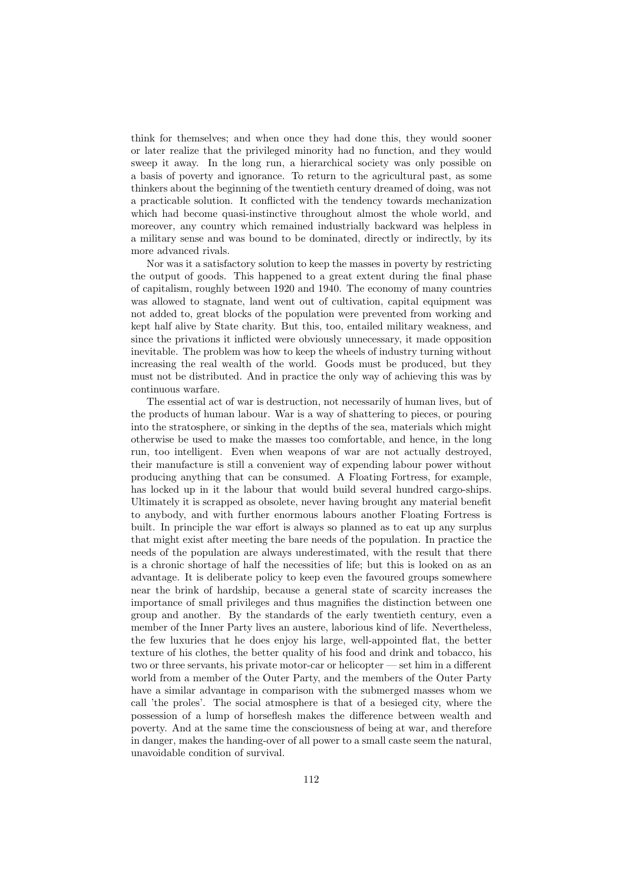think for themselves; and when once they had done this, they would sooner or later realize that the privileged minority had no function, and they would sweep it away. In the long run, a hierarchical society was only possible on a basis of poverty and ignorance. To return to the agricultural past, as some thinkers about the beginning of the twentieth century dreamed of doing, was not a practicable solution. It conflicted with the tendency towards mechanization which had become quasi-instinctive throughout almost the whole world, and moreover, any country which remained industrially backward was helpless in a military sense and was bound to be dominated, directly or indirectly, by its more advanced rivals.

Nor was it a satisfactory solution to keep the masses in poverty by restricting the output of goods. This happened to a great extent during the final phase of capitalism, roughly between 1920 and 1940. The economy of many countries was allowed to stagnate, land went out of cultivation, capital equipment was not added to, great blocks of the population were prevented from working and kept half alive by State charity. But this, too, entailed military weakness, and since the privations it inflicted were obviously unnecessary, it made opposition inevitable. The problem was how to keep the wheels of industry turning without increasing the real wealth of the world. Goods must be produced, but they must not be distributed. And in practice the only way of achieving this was by continuous warfare.

The essential act of war is destruction, not necessarily of human lives, but of the products of human labour. War is a way of shattering to pieces, or pouring into the stratosphere, or sinking in the depths of the sea, materials which might otherwise be used to make the masses too comfortable, and hence, in the long run, too intelligent. Even when weapons of war are not actually destroyed, their manufacture is still a convenient way of expending labour power without producing anything that can be consumed. A Floating Fortress, for example, has locked up in it the labour that would build several hundred cargo-ships. Ultimately it is scrapped as obsolete, never having brought any material benefit to anybody, and with further enormous labours another Floating Fortress is built. In principle the war effort is always so planned as to eat up any surplus that might exist after meeting the bare needs of the population. In practice the needs of the population are always underestimated, with the result that there is a chronic shortage of half the necessities of life; but this is looked on as an advantage. It is deliberate policy to keep even the favoured groups somewhere near the brink of hardship, because a general state of scarcity increases the importance of small privileges and thus magnifies the distinction between one group and another. By the standards of the early twentieth century, even a member of the Inner Party lives an austere, laborious kind of life. Nevertheless, the few luxuries that he does enjoy his large, well-appointed flat, the better texture of his clothes, the better quality of his food and drink and tobacco, his two or three servants, his private motor-car or helicopter — set him in a different world from a member of the Outer Party, and the members of the Outer Party have a similar advantage in comparison with the submerged masses whom we call 'the proles'. The social atmosphere is that of a besieged city, where the possession of a lump of horseflesh makes the difference between wealth and poverty. And at the same time the consciousness of being at war, and therefore in danger, makes the handing-over of all power to a small caste seem the natural, unavoidable condition of survival.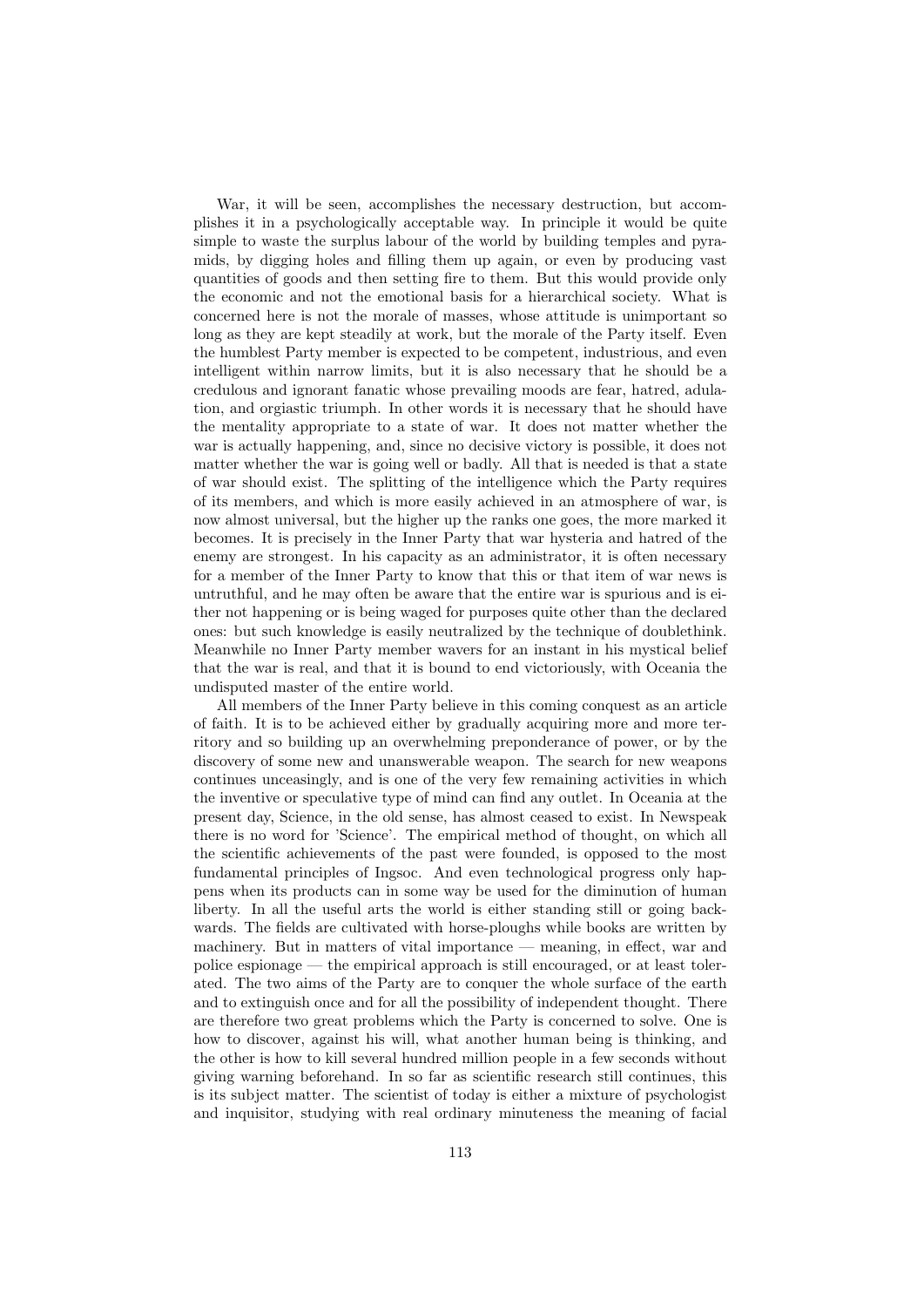War, it will be seen, accomplishes the necessary destruction, but accomplishes it in a psychologically acceptable way. In principle it would be quite simple to waste the surplus labour of the world by building temples and pyramids, by digging holes and filling them up again, or even by producing vast quantities of goods and then setting fire to them. But this would provide only the economic and not the emotional basis for a hierarchical society. What is concerned here is not the morale of masses, whose attitude is unimportant so long as they are kept steadily at work, but the morale of the Party itself. Even the humblest Party member is expected to be competent, industrious, and even intelligent within narrow limits, but it is also necessary that he should be a credulous and ignorant fanatic whose prevailing moods are fear, hatred, adulation, and orgiastic triumph. In other words it is necessary that he should have the mentality appropriate to a state of war. It does not matter whether the war is actually happening, and, since no decisive victory is possible, it does not matter whether the war is going well or badly. All that is needed is that a state of war should exist. The splitting of the intelligence which the Party requires of its members, and which is more easily achieved in an atmosphere of war, is now almost universal, but the higher up the ranks one goes, the more marked it becomes. It is precisely in the Inner Party that war hysteria and hatred of the enemy are strongest. In his capacity as an administrator, it is often necessary for a member of the Inner Party to know that this or that item of war news is untruthful, and he may often be aware that the entire war is spurious and is either not happening or is being waged for purposes quite other than the declared ones: but such knowledge is easily neutralized by the technique of doublethink. Meanwhile no Inner Party member wavers for an instant in his mystical belief that the war is real, and that it is bound to end victoriously, with Oceania the undisputed master of the entire world.

All members of the Inner Party believe in this coming conquest as an article of faith. It is to be achieved either by gradually acquiring more and more territory and so building up an overwhelming preponderance of power, or by the discovery of some new and unanswerable weapon. The search for new weapons continues unceasingly, and is one of the very few remaining activities in which the inventive or speculative type of mind can find any outlet. In Oceania at the present day, Science, in the old sense, has almost ceased to exist. In Newspeak there is no word for 'Science'. The empirical method of thought, on which all the scientific achievements of the past were founded, is opposed to the most fundamental principles of Ingsoc. And even technological progress only happens when its products can in some way be used for the diminution of human liberty. In all the useful arts the world is either standing still or going backwards. The fields are cultivated with horse-ploughs while books are written by machinery. But in matters of vital importance — meaning, in effect, war and police espionage — the empirical approach is still encouraged, or at least tolerated. The two aims of the Party are to conquer the whole surface of the earth and to extinguish once and for all the possibility of independent thought. There are therefore two great problems which the Party is concerned to solve. One is how to discover, against his will, what another human being is thinking, and the other is how to kill several hundred million people in a few seconds without giving warning beforehand. In so far as scientific research still continues, this is its subject matter. The scientist of today is either a mixture of psychologist and inquisitor, studying with real ordinary minuteness the meaning of facial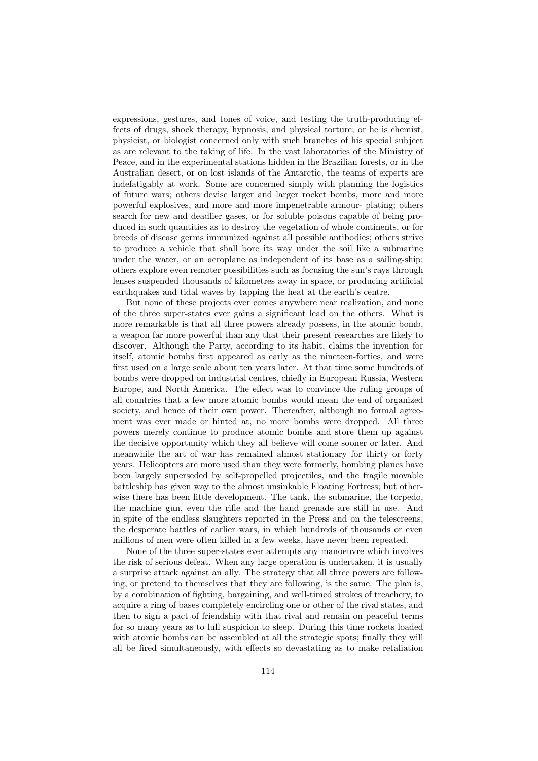expressions, gestures, and tones of voice, and testing the truth-producing effects of drugs, shock therapy, hypnosis, and physical torture; or he is chemist, physicist, or biologist concerned only with such branches of his special subject as are relevant to the taking of life. In the vast laboratories of the Ministry of Peace, and in the experimental stations hidden in the Brazilian forests, or in the Australian desert, or on lost islands of the Antarctic, the teams of experts are indefatigably at work. Some are concerned simply with planning the logistics of future wars; others devise larger and larger rocket bombs, more and more powerful explosives, and more and more impenetrable armour- plating; others search for new and deadlier gases, or for soluble poisons capable of being produced in such quantities as to destroy the vegetation of whole continents, or for breeds of disease germs immunized against all possible antibodies; others strive to produce a vehicle that shall bore its way under the soil like a submarine under the water, or an aeroplane as independent of its base as a sailing-ship; others explore even remoter possibilities such as focusing the sun's rays through lenses suspended thousands of kilometres away in space, or producing artificial earthquakes and tidal waves by tapping the heat at the earth's centre.

But none of these projects ever comes anywhere near realization, and none of the three super-states ever gains a significant lead on the others. What is more remarkable is that all three powers already possess, in the atomic bomb, a weapon far more powerful than any that their present researches are likely to discover. Although the Party, according to its habit, claims the invention for itself, atomic bombs first appeared as early as the nineteen-forties, and were first used on a large scale about ten years later. At that time some hundreds of bombs were dropped on industrial centres, chiefly in European Russia, Western Europe, and North America. The effect was to convince the ruling groups of all countries that a few more atomic bombs would mean the end of organized society, and hence of their own power. Thereafter, although no formal agreement was ever made or hinted at, no more bombs were dropped. All three powers merely continue to produce atomic bombs and store them up against the decisive opportunity which they all believe will come sooner or later. And meanwhile the art of war has remained almost stationary for thirty or forty years. Helicopters are more used than they were formerly, bombing planes have been largely superseded by self-propelled projectiles, and the fragile movable battleship has given way to the almost unsinkable Floating Fortress; but otherwise there has been little development. The tank, the submarine, the torpedo, the machine gun, even the rifle and the hand grenade are still in use. And in spite of the endless slaughters reported in the Press and on the telescreens, the desperate battles of earlier wars, in which hundreds of thousands or even millions of men were often killed in a few weeks, have never been repeated.

None of the three super-states ever attempts any manoeuvre which involves the risk of serious defeat. When any large operation is undertaken, it is usually a surprise attack against an ally. The strategy that all three powers are following, or pretend to themselves that they are following, is the same. The plan is, by a combination of fighting, bargaining, and well-timed strokes of treachery, to acquire a ring of bases completely encircling one or other of the rival states, and then to sign a pact of friendship with that rival and remain on peaceful terms for so many years as to lull suspicion to sleep. During this time rockets loaded with atomic bombs can be assembled at all the strategic spots; finally they will all be fired simultaneously, with effects so devastating as to make retaliation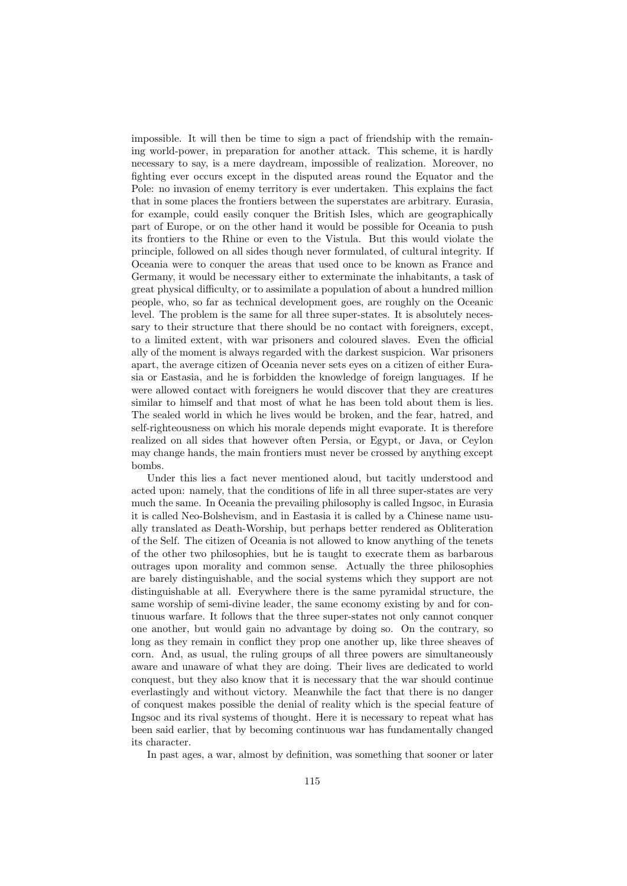impossible. It will then be time to sign a pact of friendship with the remaining world-power, in preparation for another attack. This scheme, it is hardly necessary to say, is a mere daydream, impossible of realization. Moreover, no fighting ever occurs except in the disputed areas round the Equator and the Pole: no invasion of enemy territory is ever undertaken. This explains the fact that in some places the frontiers between the superstates are arbitrary. Eurasia, for example, could easily conquer the British Isles, which are geographically part of Europe, or on the other hand it would be possible for Oceania to push its frontiers to the Rhine or even to the Vistula. But this would violate the principle, followed on all sides though never formulated, of cultural integrity. If Oceania were to conquer the areas that used once to be known as France and Germany, it would be necessary either to exterminate the inhabitants, a task of great physical difficulty, or to assimilate a population of about a hundred million people, who, so far as technical development goes, are roughly on the Oceanic level. The problem is the same for all three super-states. It is absolutely necessary to their structure that there should be no contact with foreigners, except, to a limited extent, with war prisoners and coloured slaves. Even the official ally of the moment is always regarded with the darkest suspicion. War prisoners apart, the average citizen of Oceania never sets eyes on a citizen of either Eurasia or Eastasia, and he is forbidden the knowledge of foreign languages. If he were allowed contact with foreigners he would discover that they are creatures similar to himself and that most of what he has been told about them is lies. The sealed world in which he lives would be broken, and the fear, hatred, and self-righteousness on which his morale depends might evaporate. It is therefore realized on all sides that however often Persia, or Egypt, or Java, or Ceylon may change hands, the main frontiers must never be crossed by anything except bombs.

Under this lies a fact never mentioned aloud, but tacitly understood and acted upon: namely, that the conditions of life in all three super-states are very much the same. In Oceania the prevailing philosophy is called Ingsoc, in Eurasia it is called Neo-Bolshevism, and in Eastasia it is called by a Chinese name usually translated as Death-Worship, but perhaps better rendered as Obliteration of the Self. The citizen of Oceania is not allowed to know anything of the tenets of the other two philosophies, but he is taught to execrate them as barbarous outrages upon morality and common sense. Actually the three philosophies are barely distinguishable, and the social systems which they support are not distinguishable at all. Everywhere there is the same pyramidal structure, the same worship of semi-divine leader, the same economy existing by and for continuous warfare. It follows that the three super-states not only cannot conquer one another, but would gain no advantage by doing so. On the contrary, so long as they remain in conflict they prop one another up, like three sheaves of corn. And, as usual, the ruling groups of all three powers are simultaneously aware and unaware of what they are doing. Their lives are dedicated to world conquest, but they also know that it is necessary that the war should continue everlastingly and without victory. Meanwhile the fact that there is no danger of conquest makes possible the denial of reality which is the special feature of Ingsoc and its rival systems of thought. Here it is necessary to repeat what has been said earlier, that by becoming continuous war has fundamentally changed its character.

In past ages, a war, almost by definition, was something that sooner or later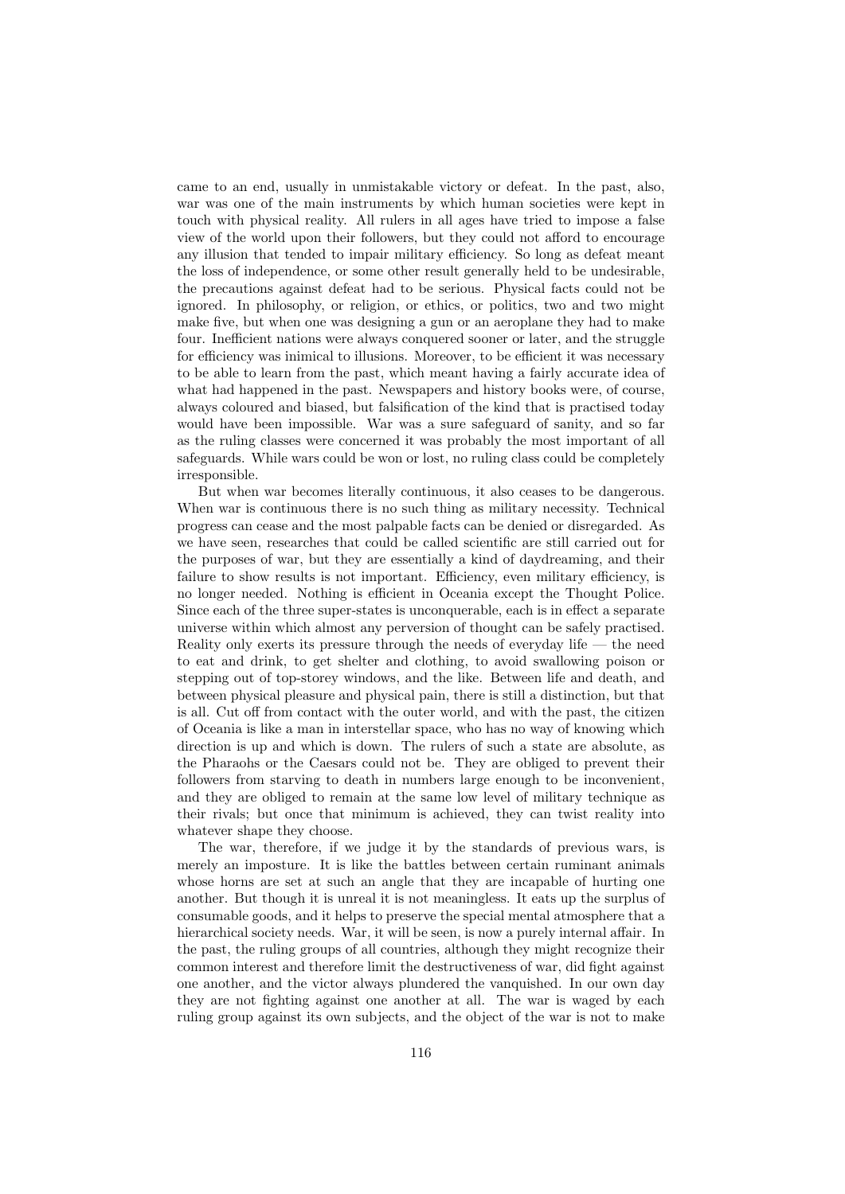came to an end, usually in unmistakable victory or defeat. In the past, also, war was one of the main instruments by which human societies were kept in touch with physical reality. All rulers in all ages have tried to impose a false view of the world upon their followers, but they could not afford to encourage any illusion that tended to impair military efficiency. So long as defeat meant the loss of independence, or some other result generally held to be undesirable, the precautions against defeat had to be serious. Physical facts could not be ignored. In philosophy, or religion, or ethics, or politics, two and two might make five, but when one was designing a gun or an aeroplane they had to make four. Inefficient nations were always conquered sooner or later, and the struggle for efficiency was inimical to illusions. Moreover, to be efficient it was necessary to be able to learn from the past, which meant having a fairly accurate idea of what had happened in the past. Newspapers and history books were, of course, always coloured and biased, but falsification of the kind that is practised today would have been impossible. War was a sure safeguard of sanity, and so far as the ruling classes were concerned it was probably the most important of all safeguards. While wars could be won or lost, no ruling class could be completely irresponsible.

But when war becomes literally continuous, it also ceases to be dangerous. When war is continuous there is no such thing as military necessity. Technical progress can cease and the most palpable facts can be denied or disregarded. As we have seen, researches that could be called scientific are still carried out for the purposes of war, but they are essentially a kind of daydreaming, and their failure to show results is not important. Efficiency, even military efficiency, is no longer needed. Nothing is efficient in Oceania except the Thought Police. Since each of the three super-states is unconquerable, each is in effect a separate universe within which almost any perversion of thought can be safely practised. Reality only exerts its pressure through the needs of everyday life — the need to eat and drink, to get shelter and clothing, to avoid swallowing poison or stepping out of top-storey windows, and the like. Between life and death, and between physical pleasure and physical pain, there is still a distinction, but that is all. Cut off from contact with the outer world, and with the past, the citizen of Oceania is like a man in interstellar space, who has no way of knowing which direction is up and which is down. The rulers of such a state are absolute, as the Pharaohs or the Caesars could not be. They are obliged to prevent their followers from starving to death in numbers large enough to be inconvenient, and they are obliged to remain at the same low level of military technique as their rivals; but once that minimum is achieved, they can twist reality into whatever shape they choose.

The war, therefore, if we judge it by the standards of previous wars, is merely an imposture. It is like the battles between certain ruminant animals whose horns are set at such an angle that they are incapable of hurting one another. But though it is unreal it is not meaningless. It eats up the surplus of consumable goods, and it helps to preserve the special mental atmosphere that a hierarchical society needs. War, it will be seen, is now a purely internal affair. In the past, the ruling groups of all countries, although they might recognize their common interest and therefore limit the destructiveness of war, did fight against one another, and the victor always plundered the vanquished. In our own day they are not fighting against one another at all. The war is waged by each ruling group against its own subjects, and the object of the war is not to make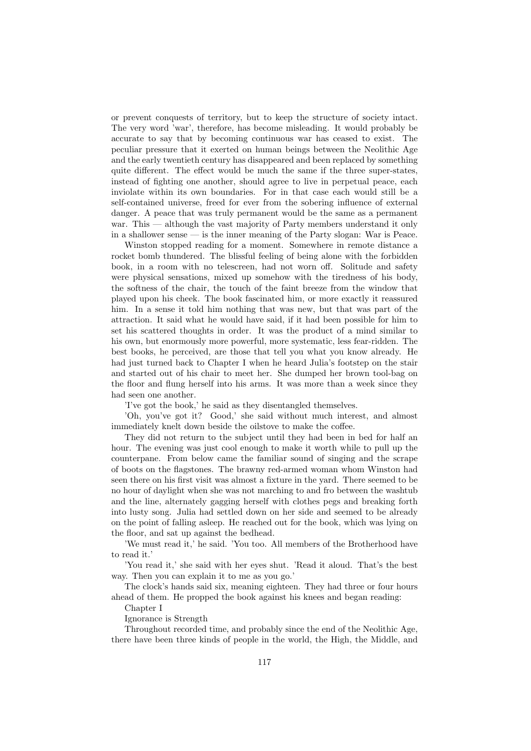or prevent conquests of territory, but to keep the structure of society intact. The very word 'war', therefore, has become misleading. It would probably be accurate to say that by becoming continuous war has ceased to exist. The peculiar pressure that it exerted on human beings between the Neolithic Age and the early twentieth century has disappeared and been replaced by something quite different. The effect would be much the same if the three super-states, instead of fighting one another, should agree to live in perpetual peace, each inviolate within its own boundaries. For in that case each would still be a self-contained universe, freed for ever from the sobering influence of external danger. A peace that was truly permanent would be the same as a permanent war. This — although the vast majority of Party members understand it only in a shallower sense — is the inner meaning of the Party slogan: War is Peace.

Winston stopped reading for a moment. Somewhere in remote distance a rocket bomb thundered. The blissful feeling of being alone with the forbidden book, in a room with no telescreen, had not worn off. Solitude and safety were physical sensations, mixed up somehow with the tiredness of his body, the softness of the chair, the touch of the faint breeze from the window that played upon his cheek. The book fascinated him, or more exactly it reassured him. In a sense it told him nothing that was new, but that was part of the attraction. It said what he would have said, if it had been possible for him to set his scattered thoughts in order. It was the product of a mind similar to his own, but enormously more powerful, more systematic, less fear-ridden. The best books, he perceived, are those that tell you what you know already. He had just turned back to Chapter I when he heard Julia's footstep on the stair and started out of his chair to meet her. She dumped her brown tool-bag on the floor and flung herself into his arms. It was more than a week since they had seen one another.

'I've got the book,' he said as they disentangled themselves.

'Oh, you've got it? Good,' she said without much interest, and almost immediately knelt down beside the oilstove to make the coffee.

They did not return to the subject until they had been in bed for half an hour. The evening was just cool enough to make it worth while to pull up the counterpane. From below came the familiar sound of singing and the scrape of boots on the flagstones. The brawny red-armed woman whom Winston had seen there on his first visit was almost a fixture in the yard. There seemed to be no hour of daylight when she was not marching to and fro between the washtub and the line, alternately gagging herself with clothes pegs and breaking forth into lusty song. Julia had settled down on her side and seemed to be already on the point of falling asleep. He reached out for the book, which was lying on the floor, and sat up against the bedhead.

'We must read it,' he said. 'You too. All members of the Brotherhood have to read it.'

'You read it,' she said with her eyes shut. 'Read it aloud. That's the best way. Then you can explain it to me as you go.'

The clock's hands said six, meaning eighteen. They had three or four hours ahead of them. He propped the book against his knees and began reading:

Chapter I

Ignorance is Strength

Throughout recorded time, and probably since the end of the Neolithic Age, there have been three kinds of people in the world, the High, the Middle, and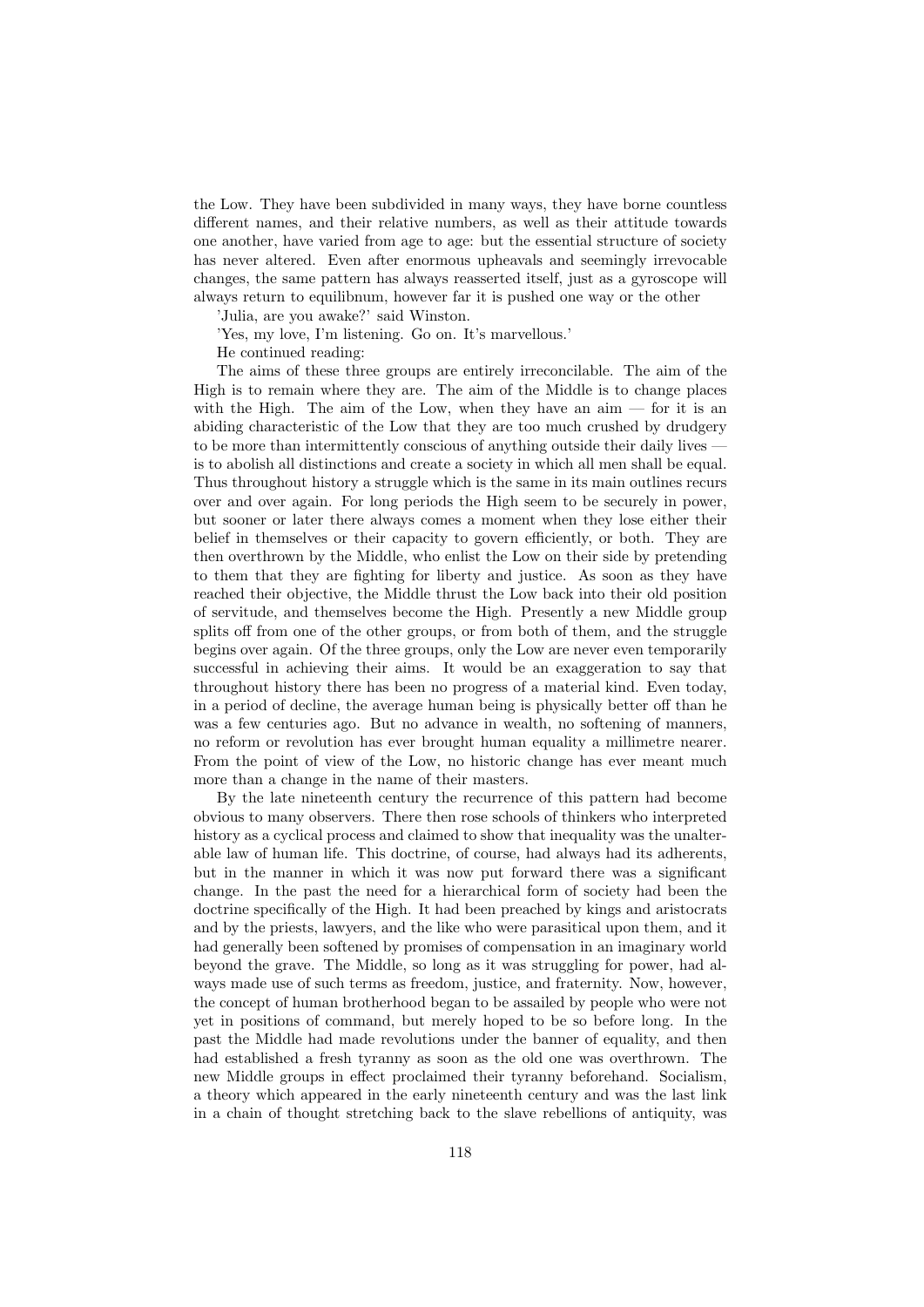the Low. They have been subdivided in many ways, they have borne countless different names, and their relative numbers, as well as their attitude towards one another, have varied from age to age: but the essential structure of society has never altered. Even after enormous upheavals and seemingly irrevocable changes, the same pattern has always reasserted itself, just as a gyroscope will always return to equilibnum, however far it is pushed one way or the other

'Julia, are you awake?' said Winston.

'Yes, my love, I'm listening. Go on. It's marvellous.'

He continued reading:

The aims of these three groups are entirely irreconcilable. The aim of the High is to remain where they are. The aim of the Middle is to change places with the High. The aim of the Low, when they have an aim — for it is an abiding characteristic of the Low that they are too much crushed by drudgery to be more than intermittently conscious of anything outside their daily lives — is to abolish all distinctions and create a society in which all men shall be equal. Thus throughout history a struggle which is the same in its main outlines recurs over and over again. For long periods the High seem to be securely in power, but sooner or later there always comes a moment when they lose either their belief in themselves or their capacity to govern efficiently, or both. They are then overthrown by the Middle, who enlist the Low on their side by pretending to them that they are fighting for liberty and justice. As soon as they have reached their objective, the Middle thrust the Low back into their old position of servitude, and themselves become the High. Presently a new Middle group splits off from one of the other groups, or from both of them, and the struggle begins over again. Of the three groups, only the Low are never even temporarily successful in achieving their aims. It would be an exaggeration to say that throughout history there has been no progress of a material kind. Even today, in a period of decline, the average human being is physically better off than he was a few centuries ago. But no advance in wealth, no softening of manners, no reform or revolution has ever brought human equality a millimetre nearer. From the point of view of the Low, no historic change has ever meant much more than a change in the name of their masters.

By the late nineteenth century the recurrence of this pattern had become obvious to many observers. There then rose schools of thinkers who interpreted history as a cyclical process and claimed to show that inequality was the unalterable law of human life. This doctrine, of course, had always had its adherents, but in the manner in which it was now put forward there was a significant change. In the past the need for a hierarchical form of society had been the doctrine specifically of the High. It had been preached by kings and aristocrats and by the priests, lawyers, and the like who were parasitical upon them, and it had generally been softened by promises of compensation in an imaginary world beyond the grave. The Middle, so long as it was struggling for power, had always made use of such terms as freedom, justice, and fraternity. Now, however, the concept of human brotherhood began to be assailed by people who were not yet in positions of command, but merely hoped to be so before long. In the past the Middle had made revolutions under the banner of equality, and then had established a fresh tyranny as soon as the old one was overthrown. The new Middle groups in effect proclaimed their tyranny beforehand. Socialism, a theory which appeared in the early nineteenth century and was the last link in a chain of thought stretching back to the slave rebellions of antiquity, was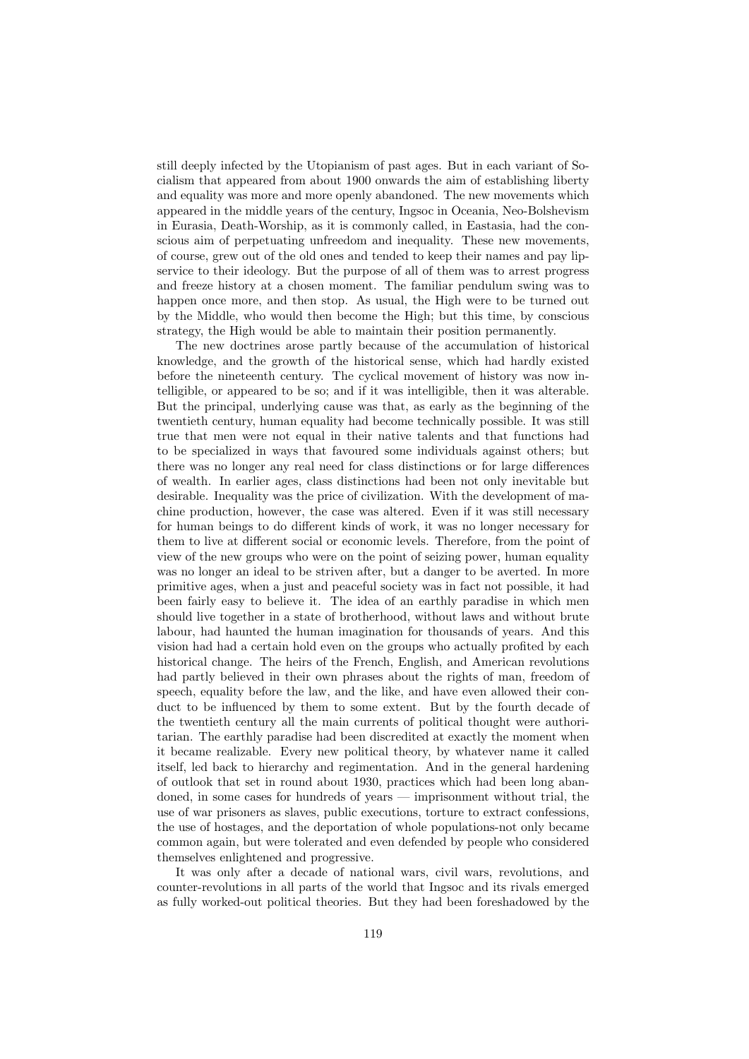still deeply infected by the Utopianism of past ages. But in each variant of Socialism that appeared from about 1900 onwards the aim of establishing liberty and equality was more and more openly abandoned. The new movements which appeared in the middle years of the century, Ingsoc in Oceania, Neo-Bolshevism in Eurasia, Death-Worship, as it is commonly called, in Eastasia, had the conscious aim of perpetuating unfreedom and inequality. These new movements, of course, grew out of the old ones and tended to keep their names and pay lip-service to their ideology. But the purpose of all of them was to arrest progress and freeze history at a chosen moment. The familiar pendulum swing was to happen once more, and then stop. As usual, the High were to be turned out by the Middle, who would then become the High; but this time, by conscious strategy, the High would be able to maintain their position permanently.

The new doctrines arose partly because of the accumulation of historical knowledge, and the growth of the historical sense, which had hardly existed before the nineteenth century. The cyclical movement of history was now intelligible, or appeared to be so; and if it was intelligible, then it was alterable. But the principal, underlying cause was that, as early as the beginning of the twentieth century, human equality had become technically possible. It was still true that men were not equal in their native talents and that functions had to be specialized in ways that favoured some individuals against others; but there was no longer any real need for class distinctions or for large differences of wealth. In earlier ages, class distinctions had been not only inevitable but desirable. Inequality was the price of civilization. With the development of machine production, however, the case was altered. Even if it was still necessary for human beings to do different kinds of work, it was no longer necessary for them to live at different social or economic levels. Therefore, from the point of view of the new groups who were on the point of seizing power, human equality was no longer an ideal to be striven after, but a danger to be averted. In more primitive ages, when a just and peaceful society was in fact not possible, it had been fairly easy to believe it. The idea of an earthly paradise in which men should live together in a state of brotherhood, without laws and without brute labour, had haunted the human imagination for thousands of years. And this vision had had a certain hold even on the groups who actually profited by each historical change. The heirs of the French, English, and American revolutions had partly believed in their own phrases about the rights of man, freedom of speech, equality before the law, and the like, and have even allowed their conduct to be influenced by them to some extent. But by the fourth decade of the twentieth century all the main currents of political thought were authoritarian. The earthly paradise had been discredited at exactly the moment when it became realizable. Every new political theory, by whatever name it called itself, led back to hierarchy and regimentation. And in the general hardening of outlook that set in round about 1930, practices which had been long abandoned, in some cases for hundreds of years — imprisonment without trial, the use of war prisoners as slaves, public executions, torture to extract confessions, the use of hostages, and the deportation of whole populations-not only became common again, but were tolerated and even defended by people who considered themselves enlightened and progressive.

It was only after a decade of national wars, civil wars, revolutions, and counter-revolutions in all parts of the world that Ingsoc and its rivals emerged as fully worked-out political theories. But they had been foreshadowed by the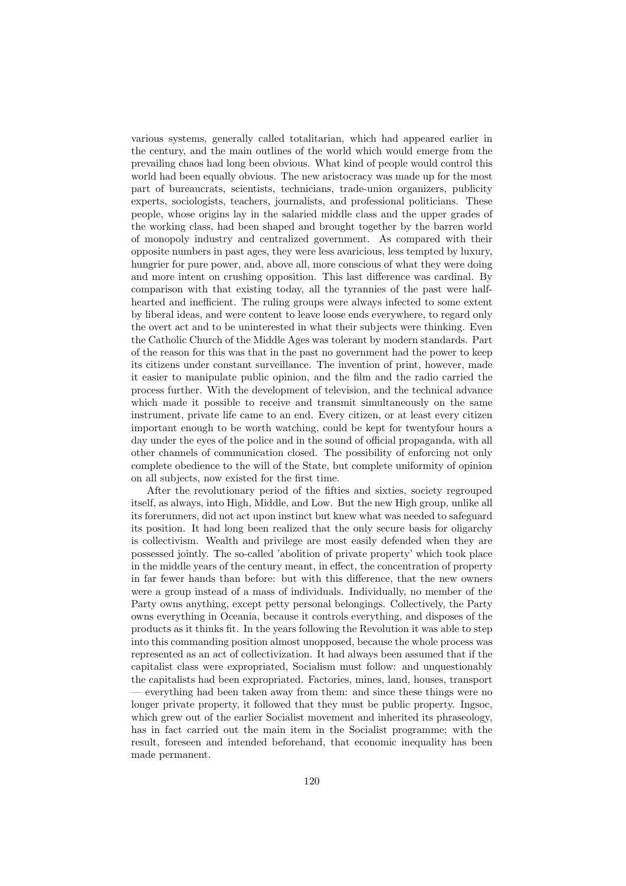various systems, generally called totalitarian, which had appeared earlier in the century, and the main outlines of the world which would emerge from the prevailing chaos had long been obvious. What kind of people would control this world had been equally obvious. The new aristocracy was made up for the most part of bureaucrats, scientists, technicians, trade-union organizers, publicity experts, sociologists, teachers, journalists, and professional politicians. These people, whose origins lay in the salaried middle class and the upper grades of the working class, had been shaped and brought together by the barren world of monopoly industry and centralized government. As compared with their opposite numbers in past ages, they were less avaricious, less tempted by luxury, hungrier for pure power, and, above all, more conscious of what they were doing and more intent on crushing opposition. This last difference was cardinal. By comparison with that existing today, all the tyrannies of the past were half-hearted and inefficient. The ruling groups were always infected to some extent by liberal ideas, and were content to leave loose ends everywhere, to regard only the overt act and to be uninterested in what their subjects were thinking. Even the Catholic Church of the Middle Ages was tolerant by modern standards. Part of the reason for this was that in the past no government had the power to keep its citizens under constant surveillance. The invention of print, however, made it easier to manipulate public opinion, and the film and the radio carried the process further. With the development of television, and the technical advance which made it possible to receive and transmit simultaneously on the same instrument, private life came to an end. Every citizen, or at least every citizen important enough to be worth watching, could be kept for twentyfour hours a day under the eyes of the police and in the sound of official propaganda, with all other channels of communication closed. The possibility of enforcing not only complete obedience to the will of the State, but complete uniformity of opinion on all subjects, now existed for the first time.

After the revolutionary period of the fifties and sixties, society regrouped itself, as always, into High, Middle, and Low. But the new High group, unlike all its forerunners, did not act upon instinct but knew what was needed to safeguard its position. It had long been realized that the only secure basis for oligarchy is collectivism. Wealth and privilege are most easily defended when they are possessed jointly. The so-called 'abolition of private property' which took place in the middle years of the century meant, in effect, the concentration of property in far fewer hands than before: but with this difference, that the new owners were a group instead of a mass of individuals. Individually, no member of the Party owns anything, except petty personal belongings. Collectively, the Party owns everything in Oceania, because it controls everything, and disposes of the products as it thinks fit. In the years following the Revolution it was able to step into this commanding position almost unopposed, because the whole process was represented as an act of collectivization. It had always been assumed that if the capitalist class were expropriated, Socialism must follow: and unquestionably the capitalists had been expropriated. Factories, mines, land, houses, transport — everything had been taken away from them: and since these things were no longer private property, it followed that they must be public property. Ingsoc, which grew out of the earlier Socialist movement and inherited its phraseology, has in fact carried out the main item in the Socialist programme; with the result, foreseen and intended beforehand, that economic inequality has been made permanent.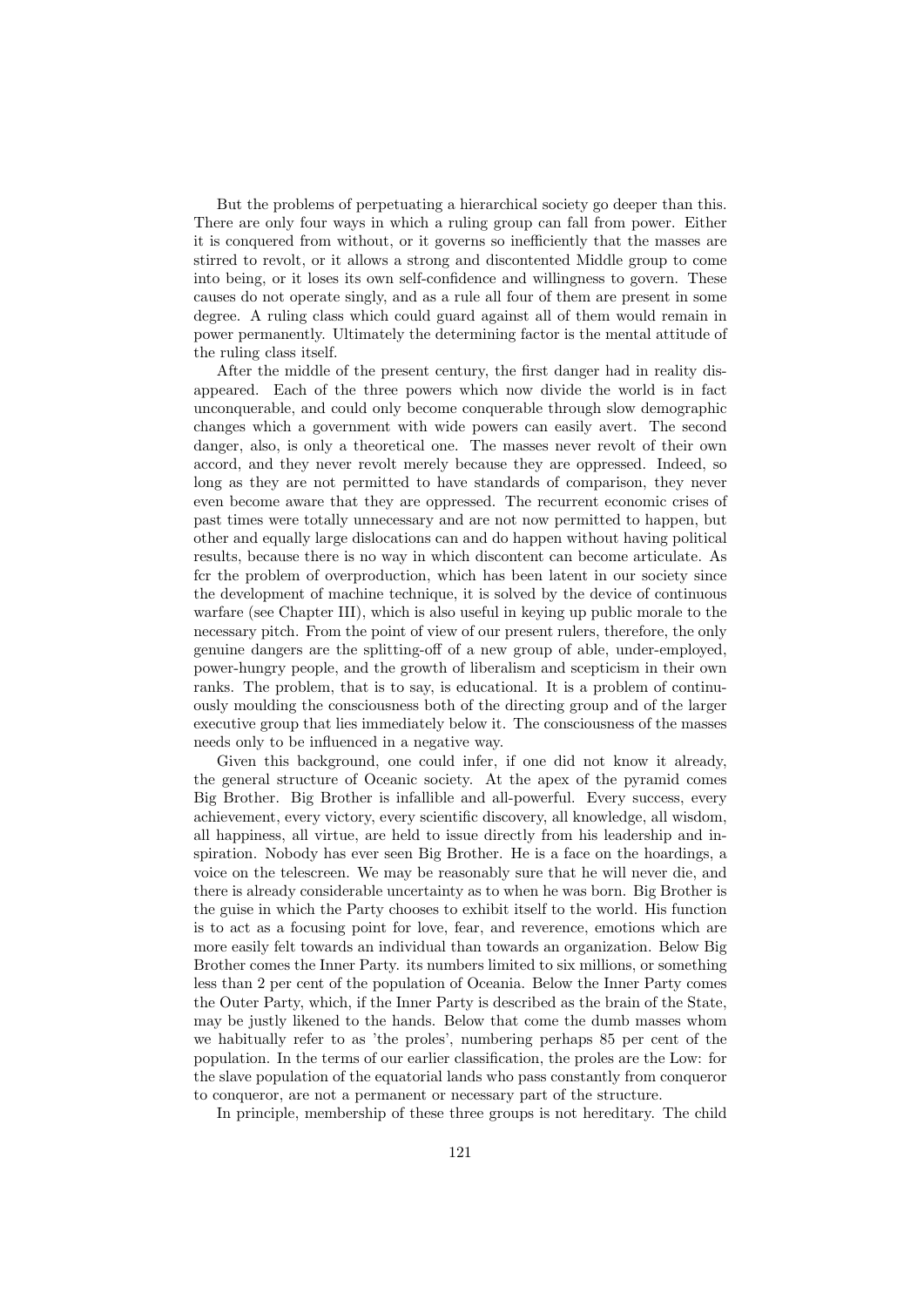But the problems of perpetuating a hierarchical society go deeper than this. There are only four ways in which a ruling group can fall from power. Either it is conquered from without, or it governs so inefficiently that the masses are stirred to revolt, or it allows a strong and discontented Middle group to come into being, or it loses its own self-confidence and willingness to govern. These causes do not operate singly, and as a rule all four of them are present in some degree. A ruling class which could guard against all of them would remain in power permanently. Ultimately the determining factor is the mental attitude of the ruling class itself.

After the middle of the present century, the first danger had in reality disappeared. Each of the three powers which now divide the world is in fact unconquerable, and could only become conquerable through slow demographic changes which a government with wide powers can easily avert. The second danger, also, is only a theoretical one. The masses never revolt of their own accord, and they never revolt merely because they are oppressed. Indeed, so long as they are not permitted to have standards of comparison, they never even become aware that they are oppressed. The recurrent economic crises of past times were totally unnecessary and are not now permitted to happen, but other and equally large dislocations can and do happen without having political results, because there is no way in which discontent can become articulate. As fcr the problem of overproduction, which has been latent in our society since the development of machine technique, it is solved by the device of continuous warfare (see Chapter III), which is also useful in keying up public morale to the necessary pitch. From the point of view of our present rulers, therefore, the only genuine dangers are the splitting-off of a new group of able, under-employed, power-hungry people, and the growth of liberalism and scepticism in their own ranks. The problem, that is to say, is educational. It is a problem of continuously moulding the consciousness both of the directing group and of the larger executive group that lies immediately below it. The consciousness of the masses needs only to be influenced in a negative way.

Given this background, one could infer, if one did not know it already, the general structure of Oceanic society. At the apex of the pyramid comes Big Brother. Big Brother is infallible and all-powerful. Every success, every achievement, every victory, every scientific discovery, all knowledge, all wisdom, all happiness, all virtue, are held to issue directly from his leadership and inspiration. Nobody has ever seen Big Brother. He is a face on the hoardings, a voice on the telescreen. We may be reasonably sure that he will never die, and there is already considerable uncertainty as to when he was born. Big Brother is the guise in which the Party chooses to exhibit itself to the world. His function is to act as a focusing point for love, fear, and reverence, emotions which are more easily felt towards an individual than towards an organization. Below Big Brother comes the Inner Party. its numbers limited to six millions, or something less than 2 per cent of the population of Oceania. Below the Inner Party comes the Outer Party, which, if the Inner Party is described as the brain of the State, may be justly likened to the hands. Below that come the dumb masses whom we habitually refer to as 'the proles', numbering perhaps 85 per cent of the population. In the terms of our earlier classification, the proles are the Low: for the slave population of the equatorial lands who pass constantly from conqueror to conqueror, are not a permanent or necessary part of the structure.

In principle, membership of these three groups is not hereditary. The child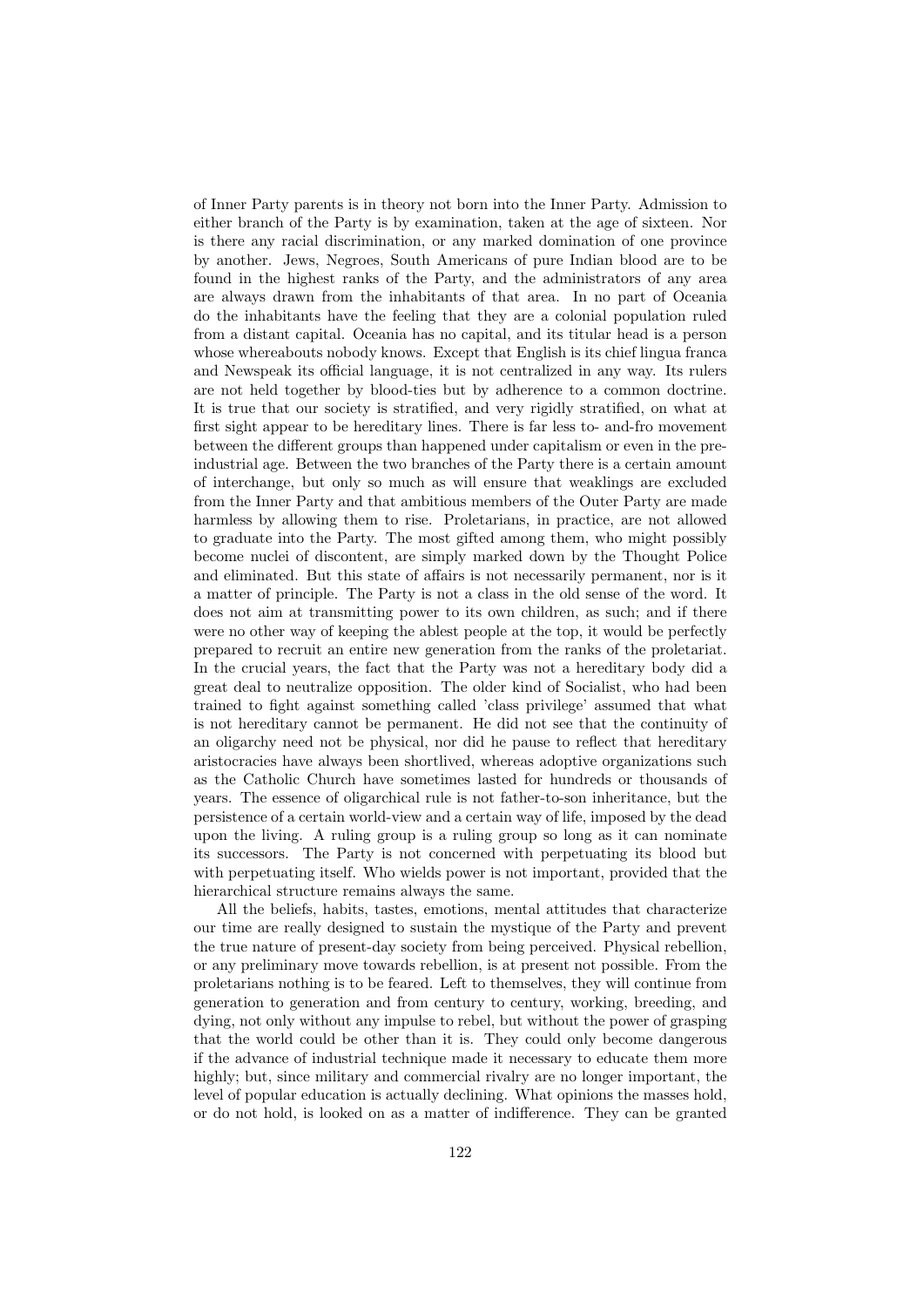of Inner Party parents is in theory not born into the Inner Party. Admission to either branch of the Party is by examination, taken at the age of sixteen. Nor is there any racial discrimination, or any marked domination of one province by another. Jews, Negroes, South Americans of pure Indian blood are to be found in the highest ranks of the Party, and the administrators of any area are always drawn from the inhabitants of that area. In no part of Oceania do the inhabitants have the feeling that they are a colonial population ruled from a distant capital. Oceania has no capital, and its titular head is a person whose whereabouts nobody knows. Except that English is its chief lingua franca and Newspeak its official language, it is not centralized in any way. Its rulers are not held together by blood-ties but by adherence to a common doctrine. It is true that our society is stratified, and very rigidly stratified, on what at first sight appear to be hereditary lines. There is far less to- and-fro movement between the different groups than happened under capitalism or even in the pre-industrial age. Between the two branches of the Party there is a certain amount of interchange, but only so much as will ensure that weaklings are excluded from the Inner Party and that ambitious members of the Outer Party are made harmless by allowing them to rise. Proletarians, in practice, are not allowed to graduate into the Party. The most gifted among them, who might possibly become nuclei of discontent, are simply marked down by the Thought Police and eliminated. But this state of affairs is not necessarily permanent, nor is it a matter of principle. The Party is not a class in the old sense of the word. It does not aim at transmitting power to its own children, as such; and if there were no other way of keeping the ablest people at the top, it would be perfectly prepared to recruit an entire new generation from the ranks of the proletariat. In the crucial years, the fact that the Party was not a hereditary body did a great deal to neutralize opposition. The older kind of Socialist, who had been trained to fight against something called 'class privilege' assumed that what is not hereditary cannot be permanent. He did not see that the continuity of an oligarchy need not be physical, nor did he pause to reflect that hereditary aristocracies have always been shortlived, whereas adoptive organizations such as the Catholic Church have sometimes lasted for hundreds or thousands of years. The essence of oligarchical rule is not father-to-son inheritance, but the persistence of a certain world-view and a certain way of life, imposed by the dead upon the living. A ruling group is a ruling group so long as it can nominate its successors. The Party is not concerned with perpetuating its blood but with perpetuating itself. Who wields power is not important, provided that the hierarchical structure remains always the same.

All the beliefs, habits, tastes, emotions, mental attitudes that characterize our time are really designed to sustain the mystique of the Party and prevent the true nature of present-day society from being perceived. Physical rebellion, or any preliminary move towards rebellion, is at present not possible. From the proletarians nothing is to be feared. Left to themselves, they will continue from generation to generation and from century to century, working, breeding, and dying, not only without any impulse to rebel, but without the power of grasping that the world could be other than it is. They could only become dangerous if the advance of industrial technique made it necessary to educate them more highly; but, since military and commercial rivalry are no longer important, the level of popular education is actually declining. What opinions the masses hold, or do not hold, is looked on as a matter of indifference. They can be granted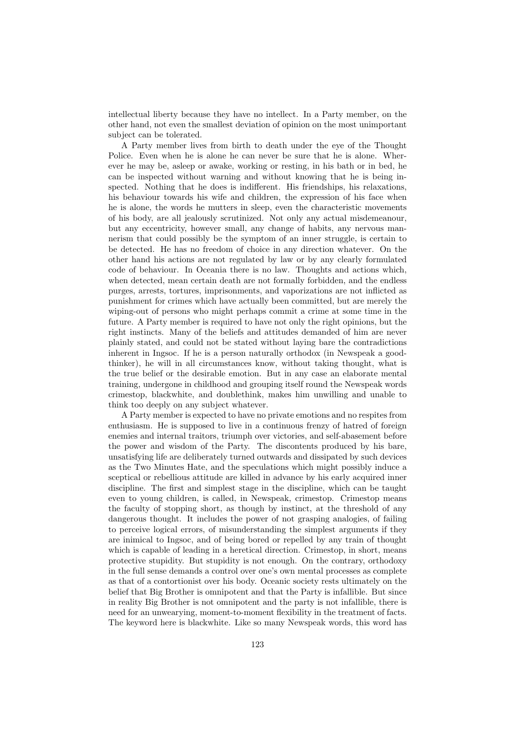intellectual liberty because they have no intellect. In a Party member, on the other hand, not even the smallest deviation of opinion on the most unimportant subject can be tolerated.

A Party member lives from birth to death under the eye of the Thought Police. Even when he is alone he can never be sure that he is alone. Wherever he may be, asleep or awake, working or resting, in his bath or in bed, he can be inspected without warning and without knowing that he is being inspected. Nothing that he does is indifferent. His friendships, his relaxations, his behaviour towards his wife and children, the expression of his face when he is alone, the words he mutters in sleep, even the characteristic movements of his body, are all jealously scrutinized. Not only any actual misdemeanour, but any eccentricity, however small, any change of habits, any nervous mannerism that could possibly be the symptom of an inner struggle, is certain to be detected. He has no freedom of choice in any direction whatever. On the other hand his actions are not regulated by law or by any clearly formulated code of behaviour. In Oceania there is no law. Thoughts and actions which, when detected, mean certain death are not formally forbidden, and the endless purges, arrests, tortures, imprisonments, and vaporizations are not inflicted as punishment for crimes which have actually been committed, but are merely the wiping-out of persons who might perhaps commit a crime at some time in the future. A Party member is required to have not only the right opinions, but the right instincts. Many of the beliefs and attitudes demanded of him are never plainly stated, and could not be stated without laying bare the contradictions inherent in Ingsoc. If he is a person naturally orthodox (in Newspeak a goodthinker), he will in all circumstances know, without taking thought, what is the true belief or the desirable emotion. But in any case an elaborate mental training, undergone in childhood and grouping itself round the Newspeak words crimestop, blackwhite, and doublethink, makes him unwilling and unable to think too deeply on any subject whatever.

A Party member is expected to have no private emotions and no respites from enthusiasm. He is supposed to live in a continuous frenzy of hatred of foreign enemies and internal traitors, triumph over victories, and self-abasement before the power and wisdom of the Party. The discontents produced by his bare, unsatisfying life are deliberately turned outwards and dissipated by such devices as the Two Minutes Hate, and the speculations which might possibly induce a sceptical or rebellious attitude are killed in advance by his early acquired inner discipline. The first and simplest stage in the discipline, which can be taught even to young children, is called, in Newspeak, crimestop. Crimestop means the faculty of stopping short, as though by instinct, at the threshold of any dangerous thought. It includes the power of not grasping analogies, of failing to perceive logical errors, of misunderstanding the simplest arguments if they are inimical to Ingsoc, and of being bored or repelled by any train of thought which is capable of leading in a heretical direction. Crimestop, in short, means protective stupidity. But stupidity is not enough. On the contrary, orthodoxy in the full sense demands a control over one's own mental processes as complete as that of a contortionist over his body. Oceanic society rests ultimately on the belief that Big Brother is omnipotent and that the Party is infallible. But since in reality Big Brother is not omnipotent and the party is not infallible, there is need for an unwearying, moment-to-moment flexibility in the treatment of facts. The keyword here is blackwhite. Like so many Newspeak words, this word has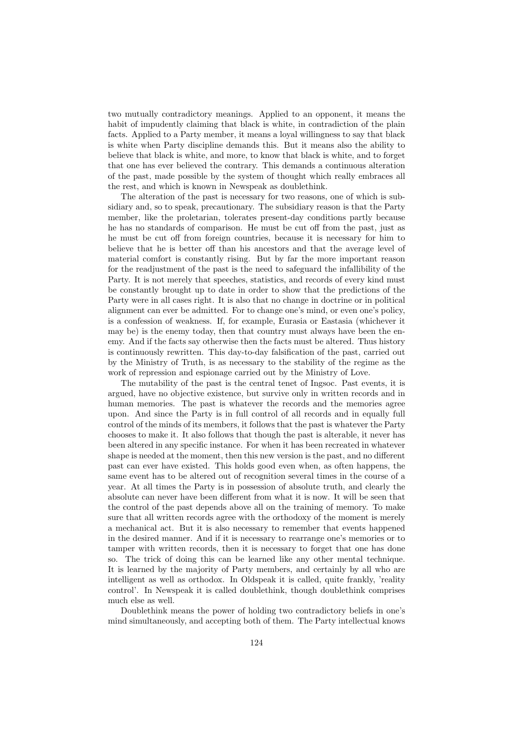two mutually contradictory meanings. Applied to an opponent, it means the habit of impudently claiming that black is white, in contradiction of the plain facts. Applied to a Party member, it means a loyal willingness to say that black is white when Party discipline demands this. But it means also the ability to believe that black is white, and more, to know that black is white, and to forget that one has ever believed the contrary. This demands a continuous alteration of the past, made possible by the system of thought which really embraces all the rest, and which is known in Newspeak as doublethink.

The alteration of the past is necessary for two reasons, one of which is subsidiary and, so to speak, precautionary. The subsidiary reason is that the Party member, like the proletarian, tolerates present-day conditions partly because he has no standards of comparison. He must be cut off from the past, just as he must be cut off from foreign countries, because it is necessary for him to believe that he is better off than his ancestors and that the average level of material comfort is constantly rising. But by far the more important reason for the readjustment of the past is the need to safeguard the infallibility of the Party. It is not merely that speeches, statistics, and records of every kind must be constantly brought up to date in order to show that the predictions of the Party were in all cases right. It is also that no change in doctrine or in political alignment can ever be admitted. For to change one's mind, or even one's policy, is a confession of weakness. If, for example, Eurasia or Eastasia (whichever it may be) is the enemy today, then that country must always have been the enemy. And if the facts say otherwise then the facts must be altered. Thus history is continuously rewritten. This day-to-day falsification of the past, carried out by the Ministry of Truth, is as necessary to the stability of the regime as the work of repression and espionage carried out by the Ministry of Love.

The mutability of the past is the central tenet of Ingsoc. Past events, it is argued, have no objective existence, but survive only in written records and in human memories. The past is whatever the records and the memories agree upon. And since the Party is in full control of all records and in equally full control of the minds of its members, it follows that the past is whatever the Party chooses to make it. It also follows that though the past is alterable, it never has been altered in any specific instance. For when it has been recreated in whatever shape is needed at the moment, then this new version is the past, and no different past can ever have existed. This holds good even when, as often happens, the same event has to be altered out of recognition several times in the course of a year. At all times the Party is in possession of absolute truth, and clearly the absolute can never have been different from what it is now. It will be seen that the control of the past depends above all on the training of memory. To make sure that all written records agree with the orthodoxy of the moment is merely a mechanical act. But it is also necessary to remember that events happened in the desired manner. And if it is necessary to rearrange one's memories or to tamper with written records, then it is necessary to forget that one has done so. The trick of doing this can be learned like any other mental technique. It is learned by the majority of Party members, and certainly by all who are intelligent as well as orthodox. In Oldspeak it is called, quite frankly, 'reality control'. In Newspeak it is called doublethink, though doublethink comprises much else as well.

Doublethink means the power of holding two contradictory beliefs in one's mind simultaneously, and accepting both of them. The Party intellectual knows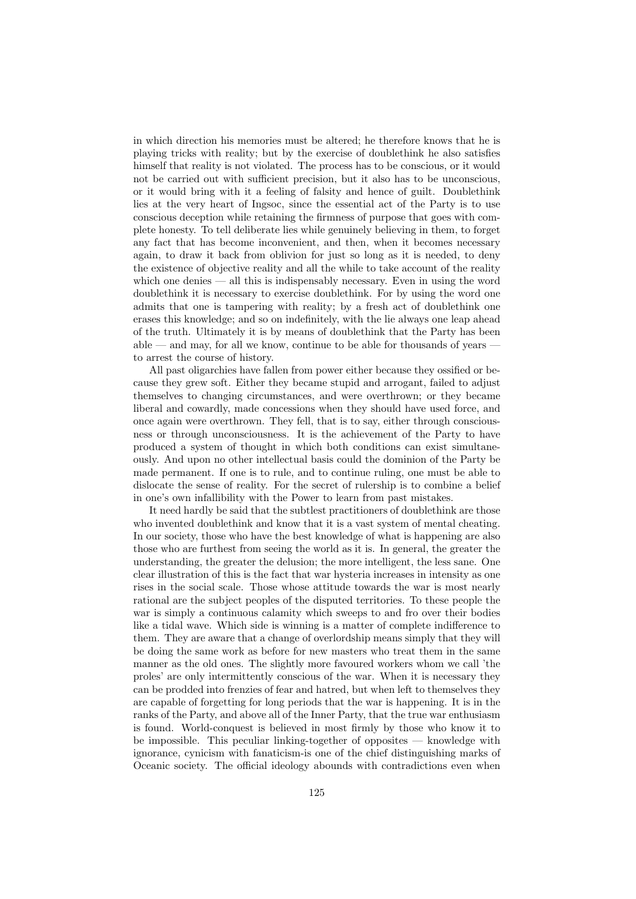in which direction his memories must be altered; he therefore knows that he is playing tricks with reality; but by the exercise of doublethink he also satisfies himself that reality is not violated. The process has to be conscious, or it would not be carried out with sufficient precision, but it also has to be unconscious, or it would bring with it a feeling of falsity and hence of guilt. Doublethink lies at the very heart of Ingsoc, since the essential act of the Party is to use conscious deception while retaining the firmness of purpose that goes with complete honesty. To tell deliberate lies while genuinely believing in them, to forget any fact that has become inconvenient, and then, when it becomes necessary again, to draw it back from oblivion for just so long as it is needed, to deny the existence of objective reality and all the while to take account of the reality which one denies — all this is indispensably necessary. Even in using the word doublethink it is necessary to exercise doublethink. For by using the word one admits that one is tampering with reality; by a fresh act of doublethink one erases this knowledge; and so on indefinitely, with the lie always one leap ahead of the truth. Ultimately it is by means of doublethink that the Party has been able — and may, for all we know, continue to be able for thousands of years — to arrest the course of history.

All past oligarchies have fallen from power either because they ossified or because they grew soft. Either they became stupid and arrogant, failed to adjust themselves to changing circumstances, and were overthrown; or they became liberal and cowardly, made concessions when they should have used force, and once again were overthrown. They fell, that is to say, either through consciousness or through unconsciousness. It is the achievement of the Party to have produced a system of thought in which both conditions can exist simultaneously. And upon no other intellectual basis could the dominion of the Party be made permanent. If one is to rule, and to continue ruling, one must be able to dislocate the sense of reality. For the secret of rulership is to combine a belief in one's own infallibility with the Power to learn from past mistakes.

It need hardly be said that the subtlest practitioners of doublethink are those who invented doublethink and know that it is a vast system of mental cheating. In our society, those who have the best knowledge of what is happening are also those who are furthest from seeing the world as it is. In general, the greater the understanding, the greater the delusion; the more intelligent, the less sane. One clear illustration of this is the fact that war hysteria increases in intensity as one rises in the social scale. Those whose attitude towards the war is most nearly rational are the subject peoples of the disputed territories. To these people the war is simply a continuous calamity which sweeps to and fro over their bodies like a tidal wave. Which side is winning is a matter of complete indifference to them. They are aware that a change of overlordship means simply that they will be doing the same work as before for new masters who treat them in the same manner as the old ones. The slightly more favoured workers whom we call 'the proles' are only intermittently conscious of the war. When it is necessary they can be prodded into frenzies of fear and hatred, but when left to themselves they are capable of forgetting for long periods that the war is happening. It is in the ranks of the Party, and above all of the Inner Party, that the true war enthusiasm is found. World-conquest is believed in most firmly by those who know it to be impossible. This peculiar linking-together of opposites — knowledge with ignorance, cynicism with fanaticism-is one of the chief distinguishing marks of Oceanic society. The official ideology abounds with contradictions even when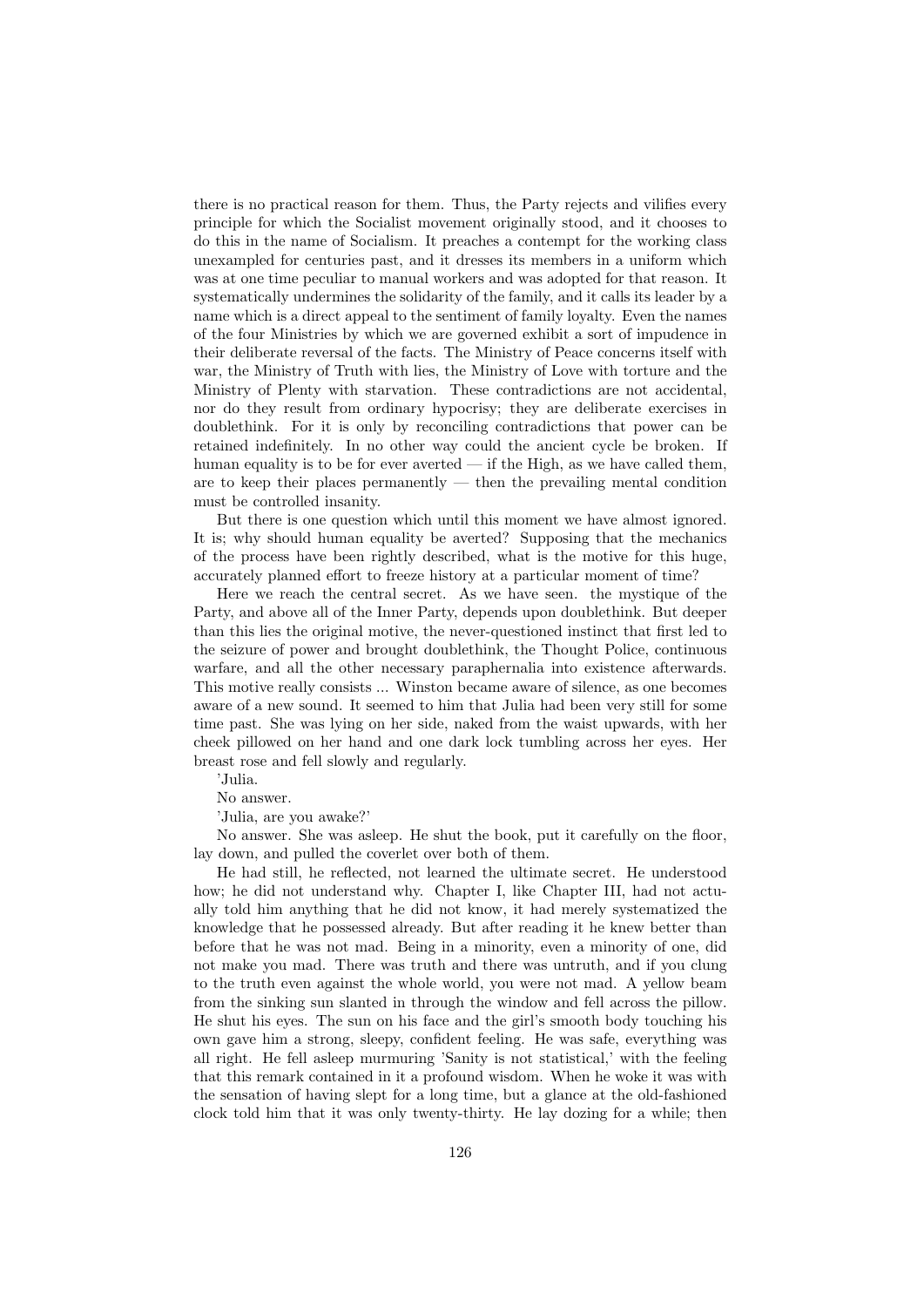there is no practical reason for them. Thus, the Party rejects and vilifies every principle for which the Socialist movement originally stood, and it chooses to do this in the name of Socialism. It preaches a contempt for the working class unexampled for centuries past, and it dresses its members in a uniform which was at one time peculiar to manual workers and was adopted for that reason. It systematically undermines the solidarity of the family, and it calls its leader by a name which is a direct appeal to the sentiment of family loyalty. Even the names of the four Ministries by which we are governed exhibit a sort of impudence in their deliberate reversal of the facts. The Ministry of Peace concerns itself with war, the Ministry of Truth with lies, the Ministry of Love with torture and the Ministry of Plenty with starvation. These contradictions are not accidental, nor do they result from ordinary hypocrisy; they are deliberate exercises in doublethink. For it is only by reconciling contradictions that power can be retained indefinitely. In no other way could the ancient cycle be broken. If human equality is to be for ever averted — if the High, as we have called them, are to keep their places permanently — then the prevailing mental condition must be controlled insanity.

But there is one question which until this moment we have almost ignored. It is; why should human equality be averted? Supposing that the mechanics of the process have been rightly described, what is the motive for this huge, accurately planned effort to freeze history at a particular moment of time?

Here we reach the central secret. As we have seen. the mystique of the Party, and above all of the Inner Party, depends upon doublethink. But deeper than this lies the original motive, the never-questioned instinct that first led to the seizure of power and brought doublethink, the Thought Police, continuous warfare, and all the other necessary paraphernalia into existence afterwards. This motive really consists ... Winston became aware of silence, as one becomes aware of a new sound. It seemed to him that Julia had been very still for some time past. She was lying on her side, naked from the waist upwards, with her cheek pillowed on her hand and one dark lock tumbling across her eyes. Her breast rose and fell slowly and regularly.

'Julia.

No answer.

'Julia, are you awake?'

No answer. She was asleep. He shut the book, put it carefully on the floor, lay down, and pulled the coverlet over both of them.

He had still, he reflected, not learned the ultimate secret. He understood how; he did not understand why. Chapter I, like Chapter III, had not actually told him anything that he did not know, it had merely systematized the knowledge that he possessed already. But after reading it he knew better than before that he was not mad. Being in a minority, even a minority of one, did not make you mad. There was truth and there was untruth, and if you clung to the truth even against the whole world, you were not mad. A yellow beam from the sinking sun slanted in through the window and fell across the pillow. He shut his eyes. The sun on his face and the girl's smooth body touching his own gave him a strong, sleepy, confident feeling. He was safe, everything was all right. He fell asleep murmuring 'Sanity is not statistical,' with the feeling that this remark contained in it a profound wisdom. When he woke it was with the sensation of having slept for a long time, but a glance at the old-fashioned clock told him that it was only twenty-thirty. He lay dozing for a while; then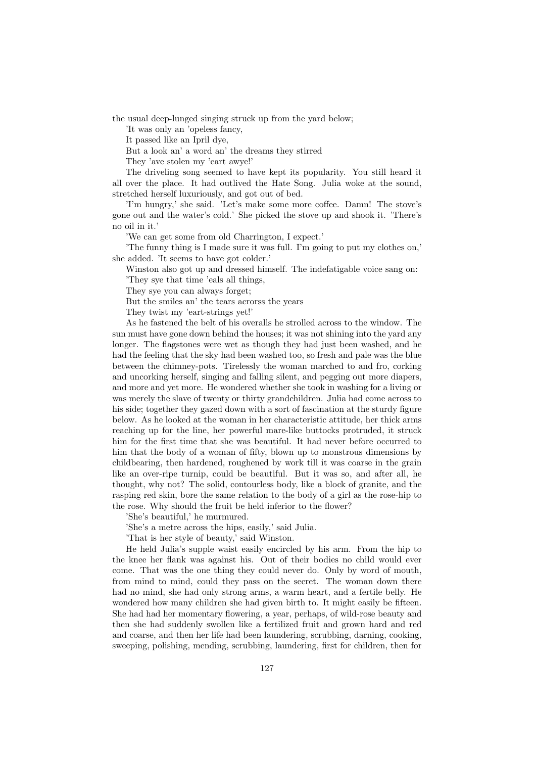the usual deep-lunged singing struck up from the yard below;

'It was only an 'opeless fancy,

It passed like an Ipril dye,

But a look an' a word an' the dreams they stirred

They 'ave stolen my 'eart awye!'

The driveling song seemed to have kept its popularity. You still heard it all over the place. It had outlived the Hate Song. Julia woke at the sound, stretched herself luxuriously, and got out of bed.

'I'm hungry,' she said. 'Let's make some more coffee. Damn! The stove's gone out and the water's cold.' She picked the stove up and shook it. 'There's no oil in it.'

'We can get some from old Charrington, I expect.'

'The funny thing is I made sure it was full. I'm going to put my clothes on,' she added. 'It seems to have got colder.'

Winston also got up and dressed himself. The indefatigable voice sang on:

'They sye that time 'eals all things,

They sye you can always forget;

But the smiles an' the tears acrorss the years

They twist my 'eart-strings yet!'

As he fastened the belt of his overalls he strolled across to the window. The sun must have gone down behind the houses; it was not shining into the yard any longer. The flagstones were wet as though they had just been washed, and he had the feeling that the sky had been washed too, so fresh and pale was the blue between the chimney-pots. Tirelessly the woman marched to and fro, corking and uncorking herself, singing and falling silent, and pegging out more diapers, and more and yet more. He wondered whether she took in washing for a living or was merely the slave of twenty or thirty grandchildren. Julia had come across to his side; together they gazed down with a sort of fascination at the sturdy figure below. As he looked at the woman in her characteristic attitude, her thick arms reaching up for the line, her powerful mare-like buttocks protruded, it struck him for the first time that she was beautiful. It had never before occurred to him that the body of a woman of fifty, blown up to monstrous dimensions by childbearing, then hardened, roughened by work till it was coarse in the grain like an over-ripe turnip, could be beautiful. But it was so, and after all, he thought, why not? The solid, contourless body, like a block of granite, and the rasping red skin, bore the same relation to the body of a girl as the rose-hip to the rose. Why should the fruit be held inferior to the flower?

'She's beautiful,' he murmured.

'She's a metre across the hips, easily,' said Julia.

'That is her style of beauty,' said Winston.

He held Julia's supple waist easily encircled by his arm. From the hip to the knee her flank was against his. Out of their bodies no child would ever come. That was the one thing they could never do. Only by word of mouth, from mind to mind, could they pass on the secret. The woman down there had no mind, she had only strong arms, a warm heart, and a fertile belly. He wondered how many children she had given birth to. It might easily be fifteen. She had had her momentary flowering, a year, perhaps, of wild-rose beauty and then she had suddenly swollen like a fertilized fruit and grown hard and red and coarse, and then her life had been laundering, scrubbing, darning, cooking, sweeping, polishing, mending, scrubbing, laundering, first for children, then for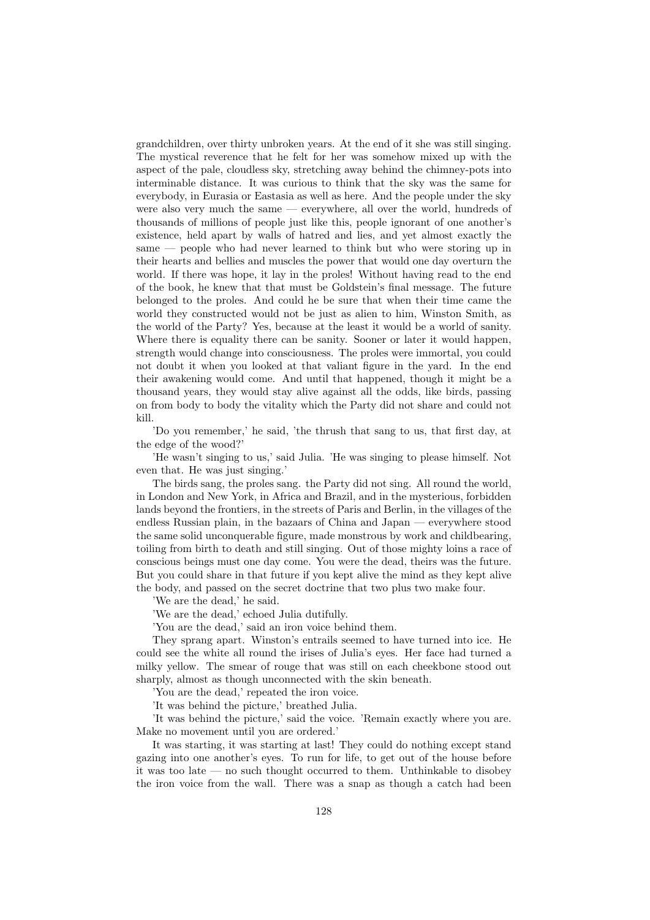grandchildren, over thirty unbroken years. At the end of it she was still singing. The mystical reverence that he felt for her was somehow mixed up with the aspect of the pale, cloudless sky, stretching away behind the chimney-pots into interminable distance. It was curious to think that the sky was the same for everybody, in Eurasia or Eastasia as well as here. And the people under the sky were also very much the same — everywhere, all over the world, hundreds of thousands of millions of people just like this, people ignorant of one another's existence, held apart by walls of hatred and lies, and yet almost exactly the same — people who had never learned to think but who were storing up in their hearts and bellies and muscles the power that would one day overturn the world. If there was hope, it lay in the proles! Without having read to the end of the book, he knew that that must be Goldstein's final message. The future belonged to the proles. And could he be sure that when their time came the world they constructed would not be just as alien to him, Winston Smith, as the world of the Party? Yes, because at the least it would be a world of sanity. Where there is equality there can be sanity. Sooner or later it would happen, strength would change into consciousness. The proles were immortal, you could not doubt it when you looked at that valiant figure in the yard. In the end their awakening would come. And until that happened, though it might be a thousand years, they would stay alive against all the odds, like birds, passing on from body to body the vitality which the Party did not share and could not kill.

'Do you remember,' he said, 'the thrush that sang to us, that first day, at the edge of the wood?'

'He wasn't singing to us,' said Julia. 'He was singing to please himself. Not even that. He was just singing.'

The birds sang, the proles sang. the Party did not sing. All round the world, in London and New York, in Africa and Brazil, and in the mysterious, forbidden lands beyond the frontiers, in the streets of Paris and Berlin, in the villages of the endless Russian plain, in the bazaars of China and Japan — everywhere stood the same solid unconquerable figure, made monstrous by work and childbearing, toiling from birth to death and still singing. Out of those mighty loins a race of conscious beings must one day come. You were the dead, theirs was the future. But you could share in that future if you kept alive the mind as they kept alive the body, and passed on the secret doctrine that two plus two make four.

'We are the dead,' he said.

'We are the dead,' echoed Julia dutifully.

'You are the dead,' said an iron voice behind them.

They sprang apart. Winston's entrails seemed to have turned into ice. He could see the white all round the irises of Julia's eyes. Her face had turned a milky yellow. The smear of rouge that was still on each cheekbone stood out sharply, almost as though unconnected with the skin beneath.

'You are the dead,' repeated the iron voice.

'It was behind the picture,' breathed Julia.

'It was behind the picture,' said the voice. 'Remain exactly where you are. Make no movement until you are ordered.'

It was starting, it was starting at last! They could do nothing except stand gazing into one another's eyes. To run for life, to get out of the house before it was too late — no such thought occurred to them. Unthinkable to disobey the iron voice from the wall. There was a snap as though a catch had been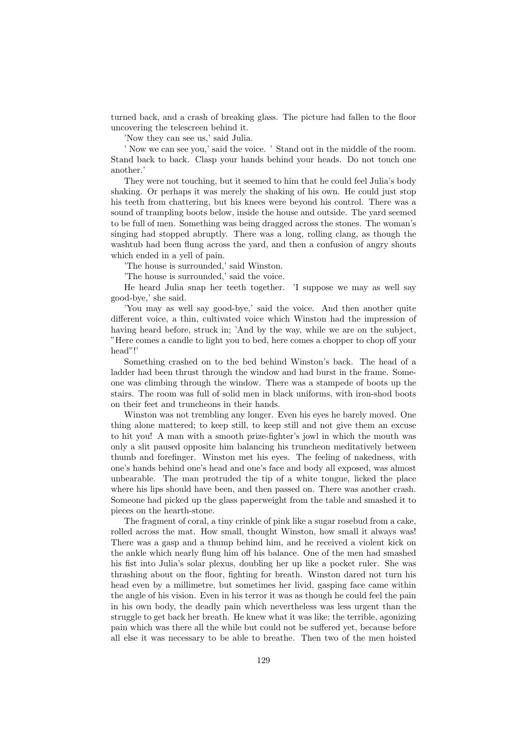turned back, and a crash of breaking glass. The picture had fallen to the floor uncovering the telescreen behind it.

'Now they can see us,' said Julia.

' Now we can see you,' said the voice. ' Stand out in the middle of the room. Stand back to back. Clasp your hands behind your heads. Do not touch one another.'

They were not touching, but it seemed to him that he could feel Julia's body shaking. Or perhaps it was merely the shaking of his own. He could just stop his teeth from chattering, but his knees were beyond his control. There was a sound of trampling boots below, inside the house and outside. The yard seemed to be full of men. Something was being dragged across the stones. The woman's singing had stopped abruptly. There was a long, rolling clang, as though the washtub had been flung across the yard, and then a confusion of angry shouts which ended in a yell of pain.

'The house is surrounded,' said Winston.

'The house is surrounded,' said the voice.

He heard Julia snap her teeth together. 'I suppose we may as well say good-bye,' she said.

'You may as well say good-bye,' said the voice. And then another quite different voice, a thin, cultivated voice which Winston had the impression of having heard before, struck in; 'And by the way, while we are on the subject, "Here comes a candle to light you to bed, here comes a chopper to chop off your head"!'

Something crashed on to the bed behind Winston's back. The head of a ladder had been thrust through the window and had burst in the frame. Someone was climbing through the window. There was a stampede of boots up the stairs. The room was full of solid men in black uniforms, with iron-shod boots on their feet and truncheons in their hands.

Winston was not trembling any longer. Even his eyes he barely moved. One thing alone mattered; to keep still, to keep still and not give them an excuse to hit you! A man with a smooth prize-fighter's jowl in which the mouth was only a slit paused opposite him balancing his truncheon meditatively between thumb and forefinger. Winston met his eyes. The feeling of nakedness, with one's hands behind one's head and one's face and body all exposed, was almost unbearable. The man protruded the tip of a white tongue, licked the place where his lips should have been, and then passed on. There was another crash. Someone had picked up the glass paperweight from the table and smashed it to pieces on the hearth-stone.

The fragment of coral, a tiny crinkle of pink like a sugar rosebud from a cake, rolled across the mat. How small, thought Winston, how small it always was! There was a gasp and a thump behind him, and he received a violent kick on the ankle which nearly flung him off his balance. One of the men had smashed his fist into Julia's solar plexus, doubling her up like a pocket ruler. She was thrashing about on the floor, fighting for breath. Winston dared not turn his head even by a millimetre, but sometimes her livid, gasping face came within the angle of his vision. Even in his terror it was as though he could feel the pain in his own body, the deadly pain which nevertheless was less urgent than the struggle to get back her breath. He knew what it was like; the terrible, agonizing pain which was there all the while but could not be suffered yet, because before all else it was necessary to be able to breathe. Then two of the men hoisted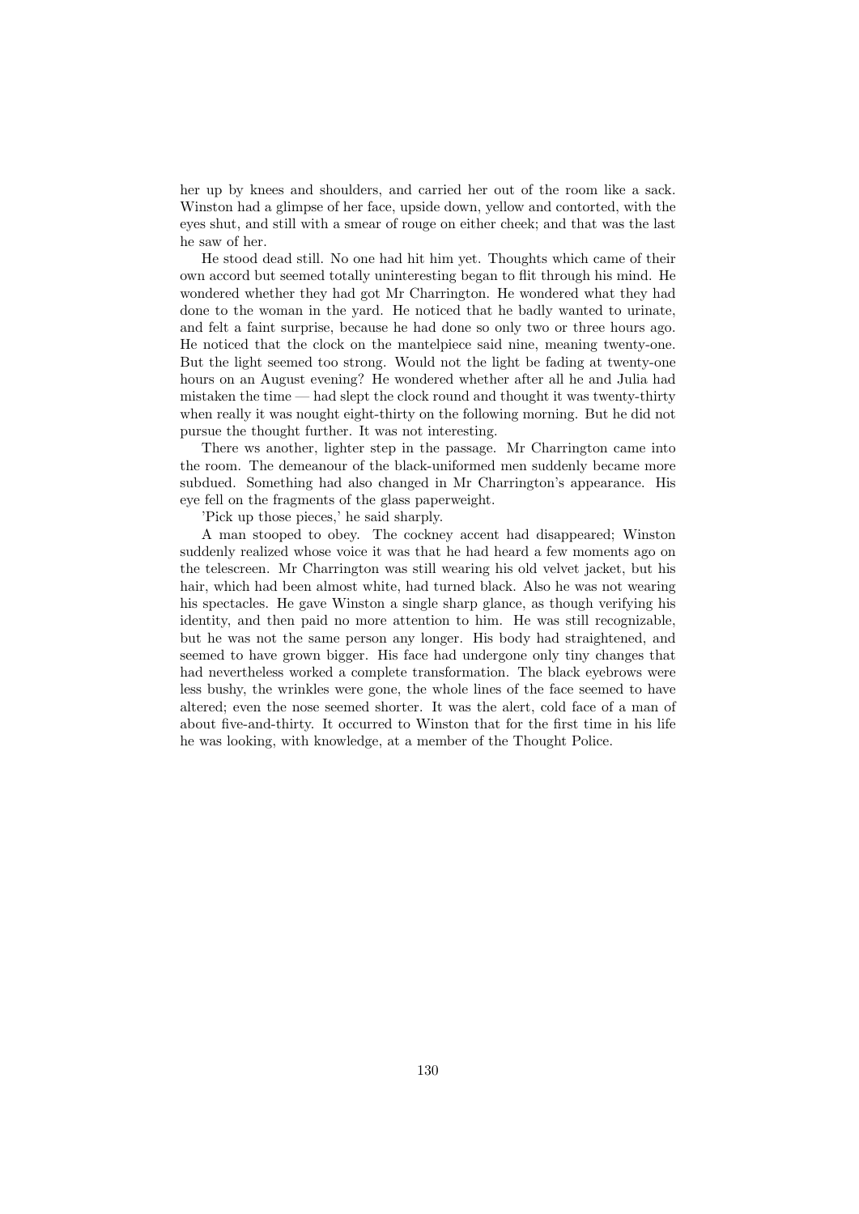her up by knees and shoulders, and carried her out of the room like a sack. Winston had a glimpse of her face, upside down, yellow and contorted, with the eyes shut, and still with a smear of rouge on either cheek; and that was the last he saw of her.

He stood dead still. No one had hit him yet. Thoughts which came of their own accord but seemed totally uninteresting began to flit through his mind. He wondered whether they had got Mr Charrington. He wondered what they had done to the woman in the yard. He noticed that he badly wanted to urinate, and felt a faint surprise, because he had done so only two or three hours ago. He noticed that the clock on the mantelpiece said nine, meaning twenty-one. But the light seemed too strong. Would not the light be fading at twenty-one hours on an August evening? He wondered whether after all he and Julia had mistaken the time — had slept the clock round and thought it was twenty-thirty when really it was nought eight-thirty on the following morning. But he did not pursue the thought further. It was not interesting.

There ws another, lighter step in the passage. Mr Charrington came into the room. The demeanour of the black-uniformed men suddenly became more subdued. Something had also changed in Mr Charrington's appearance. His eye fell on the fragments of the glass paperweight.

'Pick up those pieces,' he said sharply.

A man stooped to obey. The cockney accent had disappeared; Winston suddenly realized whose voice it was that he had heard a few moments ago on the telescreen. Mr Charrington was still wearing his old velvet jacket, but his hair, which had been almost white, had turned black. Also he was not wearing his spectacles. He gave Winston a single sharp glance, as though verifying his identity, and then paid no more attention to him. He was still recognizable, but he was not the same person any longer. His body had straightened, and seemed to have grown bigger. His face had undergone only tiny changes that had nevertheless worked a complete transformation. The black eyebrows were less bushy, the wrinkles were gone, the whole lines of the face seemed to have altered; even the nose seemed shorter. It was the alert, cold face of a man of about five-and-thirty. It occurred to Winston that for the first time in his life he was looking, with knowledge, at a member of the Thought Police.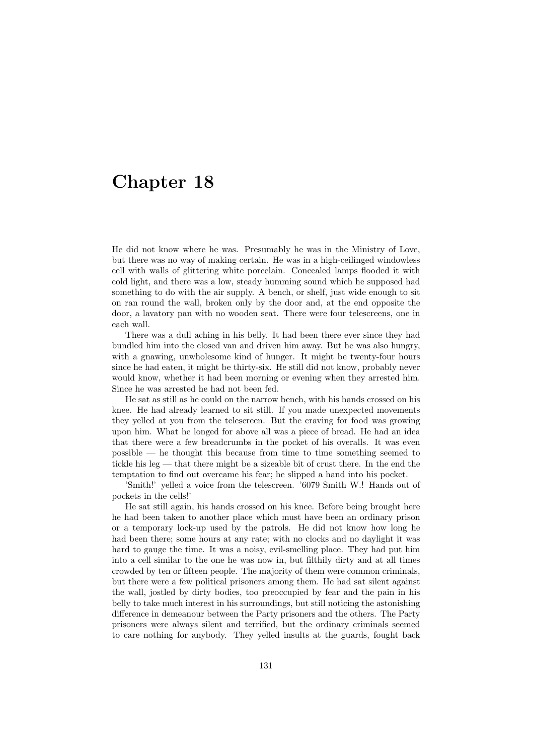# Chapter 18

He did not know where he was. Presumably he was in the Ministry of Love, but there was no way of making certain. He was in a high-ceilinged windowless cell with walls of glittering white porcelain. Concealed lamps flooded it with cold light, and there was a low, steady humming sound which he supposed had something to do with the air supply. A bench, or shelf, just wide enough to sit on ran round the wall, broken only by the door and, at the end opposite the door, a lavatory pan with no wooden seat. There were four telescreens, one in each wall.

There was a dull aching in his belly. It had been there ever since they had bundled him into the closed van and driven him away. But he was also hungry, with a gnawing, unwholesome kind of hunger. It might be twenty-four hours since he had eaten, it might be thirty-six. He still did not know, probably never would know, whether it had been morning or evening when they arrested him. Since he was arrested he had not been fed.

He sat as still as he could on the narrow bench, with his hands crossed on his knee. He had already learned to sit still. If you made unexpected movements they yelled at you from the telescreen. But the craving for food was growing upon him. What he longed for above all was a piece of bread. He had an idea that there were a few breadcrumbs in the pocket of his overalls. It was even possible — he thought this because from time to time something seemed to tickle his leg — that there might be a sizeable bit of crust there. In the end the temptation to find out overcame his fear; he slipped a hand into his pocket.

'Smith!' yelled a voice from the telescreen. '6079 Smith W.! Hands out of pockets in the cells!'

He sat still again, his hands crossed on his knee. Before being brought here he had been taken to another place which must have been an ordinary prison or a temporary lock-up used by the patrols. He did not know how long he had been there; some hours at any rate; with no clocks and no daylight it was hard to gauge the time. It was a noisy, evil-smelling place. They had put him into a cell similar to the one he was now in, but filthily dirty and at all times crowded by ten or fifteen people. The majority of them were common criminals, but there were a few political prisoners among them. He had sat silent against the wall, jostled by dirty bodies, too preoccupied by fear and the pain in his belly to take much interest in his surroundings, but still noticing the astonishing difference in demeanour between the Party prisoners and the others. The Party prisoners were always silent and terrified, but the ordinary criminals seemed to care nothing for anybody. They yelled insults at the guards, fought back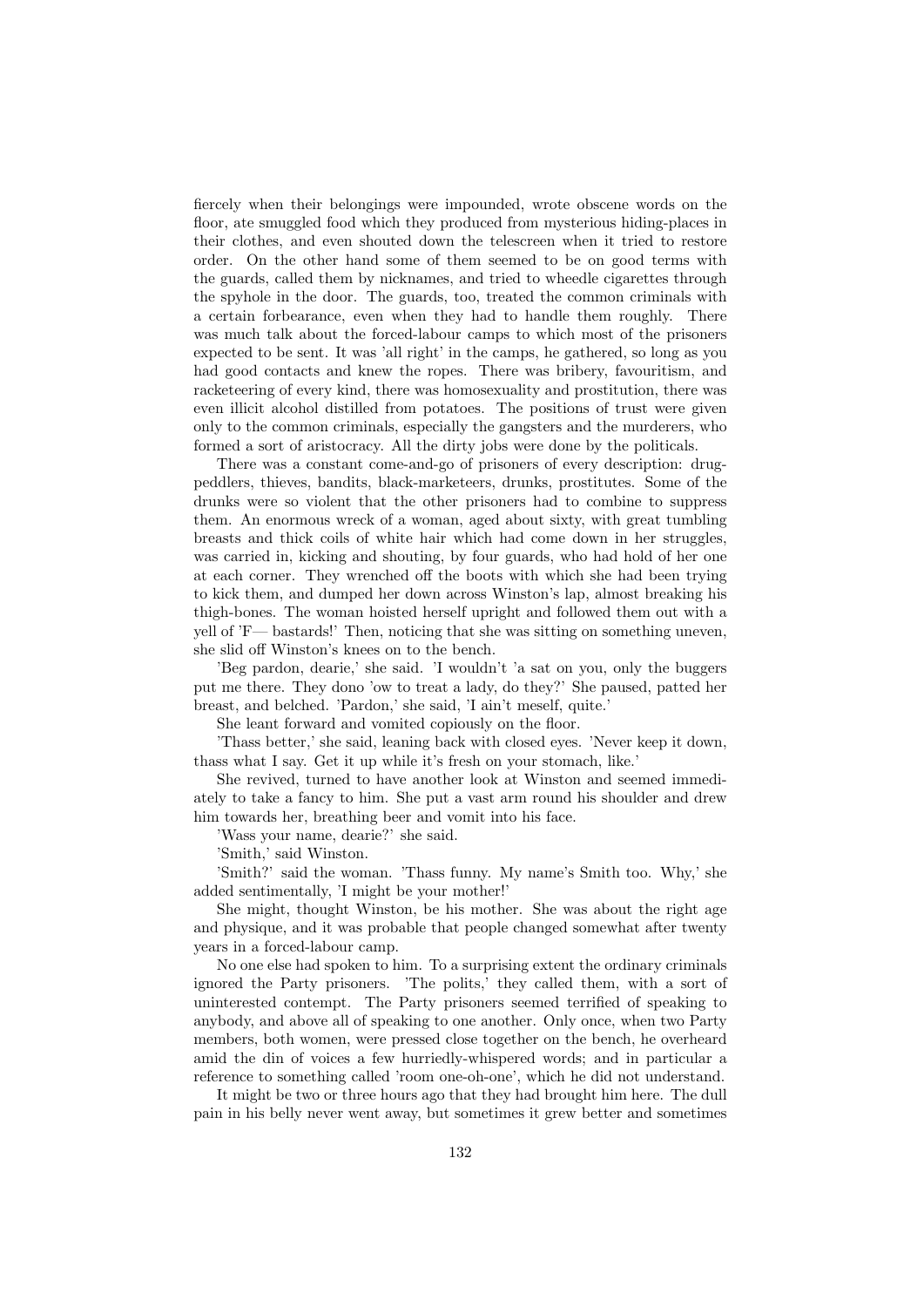fiercely when their belongings were impounded, wrote obscene words on the floor, ate smuggled food which they produced from mysterious hiding-places in their clothes, and even shouted down the telescreen when it tried to restore order. On the other hand some of them seemed to be on good terms with the guards, called them by nicknames, and tried to wheedle cigarettes through the spyhole in the door. The guards, too, treated the common criminals with a certain forbearance, even when they had to handle them roughly. There was much talk about the forced-labour camps to which most of the prisoners expected to be sent. It was 'all right' in the camps, he gathered, so long as you had good contacts and knew the ropes. There was bribery, favouritism, and racketeering of every kind, there was homosexuality and prostitution, there was even illicit alcohol distilled from potatoes. The positions of trust were given only to the common criminals, especially the gangsters and the murderers, who formed a sort of aristocracy. All the dirty jobs were done by the politicals.

There was a constant come-and-go of prisoners of every description: drug-peddlers, thieves, bandits, black-marketeers, drunks, prostitutes. Some of the drunks were so violent that the other prisoners had to combine to suppress them. An enormous wreck of a woman, aged about sixty, with great tumbling breasts and thick coils of white hair which had come down in her struggles, was carried in, kicking and shouting, by four guards, who had hold of her one at each corner. They wrenched off the boots with which she had been trying to kick them, and dumped her down across Winston's lap, almost breaking his thigh-bones. The woman hoisted herself upright and followed them out with a yell of 'F— bastards!' Then, noticing that she was sitting on something uneven, she slid off Winston's knees on to the bench.

'Beg pardon, dearie,' she said. 'I wouldn't 'a sat on you, only the buggers put me there. They dono 'ow to treat a lady, do they?' She paused, patted her breast, and belched. 'Pardon,' she said, 'I ain't meself, quite.'

She leant forward and vomited copiously on the floor.

'Thass better,' she said, leaning back with closed eyes. 'Never keep it down, thass what I say. Get it up while it's fresh on your stomach, like.'

She revived, turned to have another look at Winston and seemed immediately to take a fancy to him. She put a vast arm round his shoulder and drew him towards her, breathing beer and vomit into his face.

'Wass your name, dearie?' she said.

'Smith,' said Winston.

'Smith?' said the woman. 'Thass funny. My name's Smith too. Why,' she added sentimentally, 'I might be your mother!'

She might, thought Winston, be his mother. She was about the right age and physique, and it was probable that people changed somewhat after twenty years in a forced-labour camp.

No one else had spoken to him. To a surprising extent the ordinary criminals ignored the Party prisoners. 'The polits,' they called them, with a sort of uninterested contempt. The Party prisoners seemed terrified of speaking to anybody, and above all of speaking to one another. Only once, when two Party members, both women, were pressed close together on the bench, he overheard amid the din of voices a few hurriedly-whispered words; and in particular a reference to something called 'room one-oh-one', which he did not understand.

It might be two or three hours ago that they had brought him here. The dull pain in his belly never went away, but sometimes it grew better and sometimes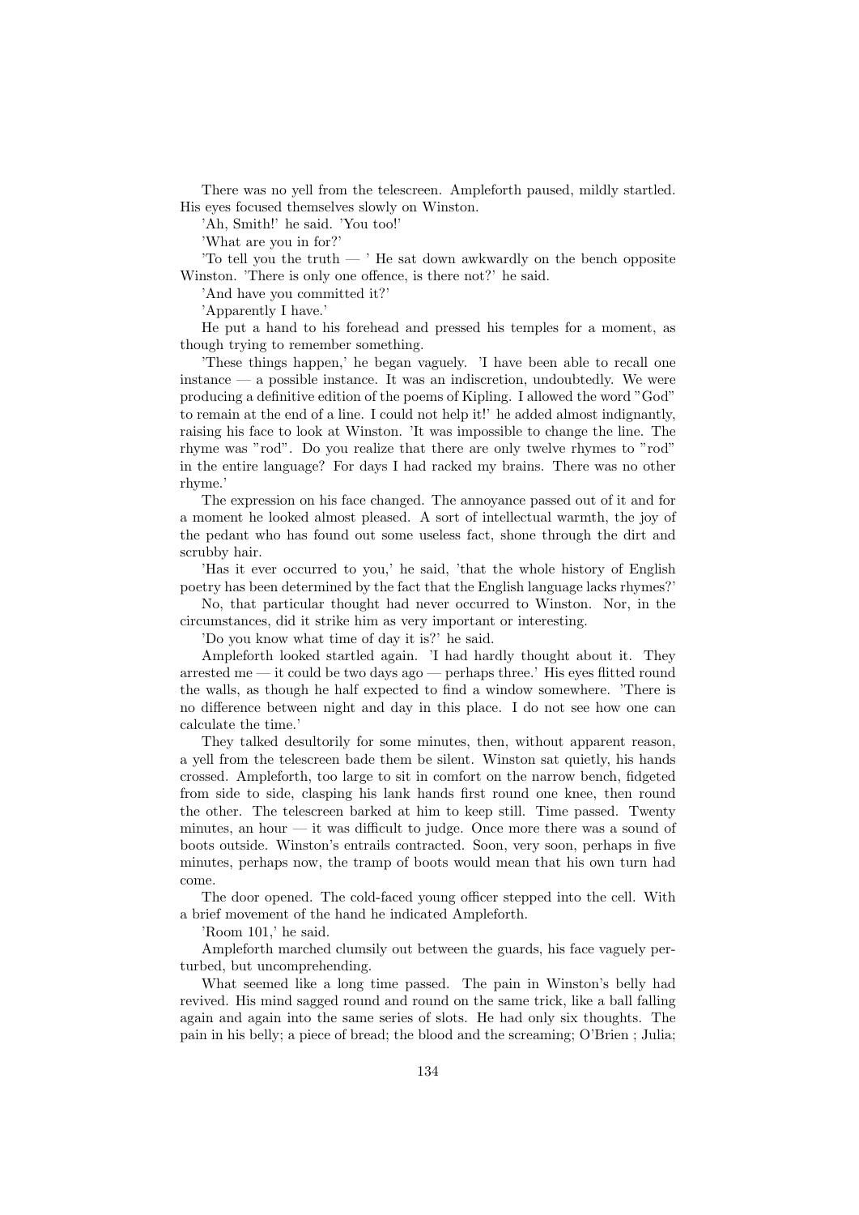There was no yell from the telescreen. Ampleforth paused, mildly startled. His eyes focused themselves slowly on Winston.

'Ah, Smith!' he said. 'You too!'

'What are you in for?'

'To tell you the truth — ' He sat down awkwardly on the bench opposite Winston. 'There is only one offence, is there not?' he said.

'And have you committed it?'

'Apparently I have.'

He put a hand to his forehead and pressed his temples for a moment, as though trying to remember something.

'These things happen,' he began vaguely. 'I have been able to recall one instance — a possible instance. It was an indiscretion, undoubtedly. We were producing a definitive edition of the poems of Kipling. I allowed the word "God" to remain at the end of a line. I could not help it!' he added almost indignantly, raising his face to look at Winston. 'It was impossible to change the line. The rhyme was "rod". Do you realize that there are only twelve rhymes to "rod" in the entire language? For days I had racked my brains. There was no other rhyme.'

The expression on his face changed. The annoyance passed out of it and for a moment he looked almost pleased. A sort of intellectual warmth, the joy of the pedant who has found out some useless fact, shone through the dirt and scrubby hair.

'Has it ever occurred to you,' he said, 'that the whole history of English poetry has been determined by the fact that the English language lacks rhymes?'

No, that particular thought had never occurred to Winston. Nor, in the circumstances, did it strike him as very important or interesting.

'Do you know what time of day it is?' he said.

Ampleforth looked startled again. 'I had hardly thought about it. They arrested me — it could be two days ago — perhaps three.' His eyes flitted round the walls, as though he half expected to find a window somewhere. 'There is no difference between night and day in this place. I do not see how one can calculate the time.'

They talked desultorily for some minutes, then, without apparent reason, a yell from the telescreen bade them be silent. Winston sat quietly, his hands crossed. Ampleforth, too large to sit in comfort on the narrow bench, fidgeted from side to side, clasping his lank hands first round one knee, then round the other. The telescreen barked at him to keep still. Time passed. Twenty minutes, an hour — it was difficult to judge. Once more there was a sound of boots outside. Winston's entrails contracted. Soon, very soon, perhaps in five minutes, perhaps now, the tramp of boots would mean that his own turn had come.

The door opened. The cold-faced young officer stepped into the cell. With a brief movement of the hand he indicated Ampleforth.

'Room 101,' he said.

Ampleforth marched clumsily out between the guards, his face vaguely perturbed, but uncomprehending.

What seemed like a long time passed. The pain in Winston's belly had revived. His mind sagged round and round on the same trick, like a ball falling again and again into the same series of slots. He had only six thoughts. The pain in his belly; a piece of bread; the blood and the screaming; O'Brien ; Julia;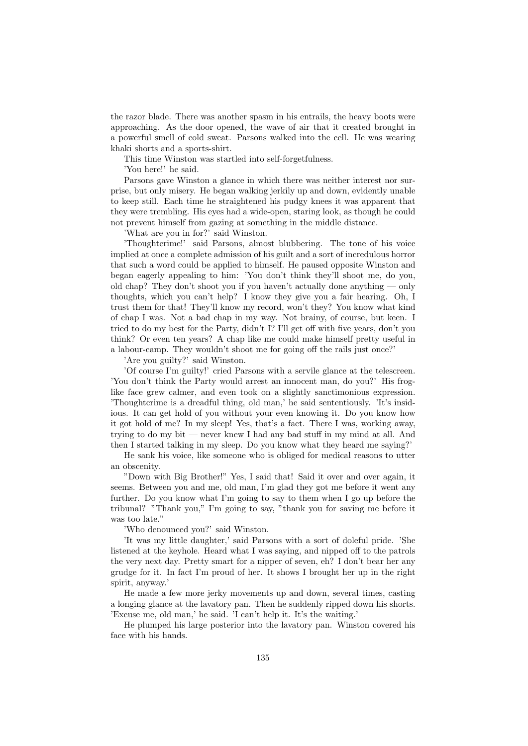the razor blade. There was another spasm in his entrails, the heavy boots were approaching. As the door opened, the wave of air that it created brought in a powerful smell of cold sweat. Parsons walked into the cell. He was wearing khaki shorts and a sports-shirt.

This time Winston was startled into self-forgetfulness.

'You here!' he said.

Parsons gave Winston a glance in which there was neither interest nor surprise, but only misery. He began walking jerkily up and down, evidently unable to keep still. Each time he straightened his pudgy knees it was apparent that they were trembling. His eyes had a wide-open, staring look, as though he could not prevent himself from gazing at something in the middle distance.

'What are you in for?' said Winston.

'Thoughtcrime!' said Parsons, almost blubbering. The tone of his voice implied at once a complete admission of his guilt and a sort of incredulous horror that such a word could be applied to himself. He paused opposite Winston and began eagerly appealing to him: 'You don't think they'll shoot me, do you, old chap? They don't shoot you if you haven't actually done anything — only thoughts, which you can't help? I know they give you a fair hearing. Oh, I trust them for that! They'll know my record, won't they? You know what kind of chap I was. Not a bad chap in my way. Not brainy, of course, but keen. I tried to do my best for the Party, didn't I? I'll get off with five years, don't you think? Or even ten years? A chap like me could make himself pretty useful in a labour-camp. They wouldn't shoot me for going off the rails just once?'

'Are you guilty?' said Winston.

'Of course I'm guilty!' cried Parsons with a servile glance at the telescreen. 'You don't think the Party would arrest an innocent man, do you?' His froglike face grew calmer, and even took on a slightly sanctimonious expression. 'Thoughtcrime is a dreadful thing, old man,' he said sententiously. 'It's insidious. It can get hold of you without your even knowing it. Do you know how it got hold of me? In my sleep! Yes, that's a fact. There I was, working away, trying to do my bit — never knew I had any bad stuff in my mind at all. And then I started talking in my sleep. Do you know what they heard me saying?'

He sank his voice, like someone who is obliged for medical reasons to utter an obscenity.

"Down with Big Brother!" Yes, I said that! Said it over and over again, it seems. Between you and me, old man, I'm glad they got me before it went any further. Do you know what I'm going to say to them when I go up before the tribunal? "Thank you," I'm going to say, "thank you for saving me before it was too late."

'Who denounced you?' said Winston.

'It was my little daughter,' said Parsons with a sort of doleful pride. 'She listened at the keyhole. Heard what I was saying, and nipped off to the patrols the very next day. Pretty smart for a nipper of seven, eh? I don't bear her any grudge for it. In fact I'm proud of her. It shows I brought her up in the right spirit, anyway.'

He made a few more jerky movements up and down, several times, casting a longing glance at the lavatory pan. Then he suddenly ripped down his shorts. 'Excuse me, old man,' he said. 'I can't help it. It's the waiting.'

He plumped his large posterior into the lavatory pan. Winston covered his face with his hands.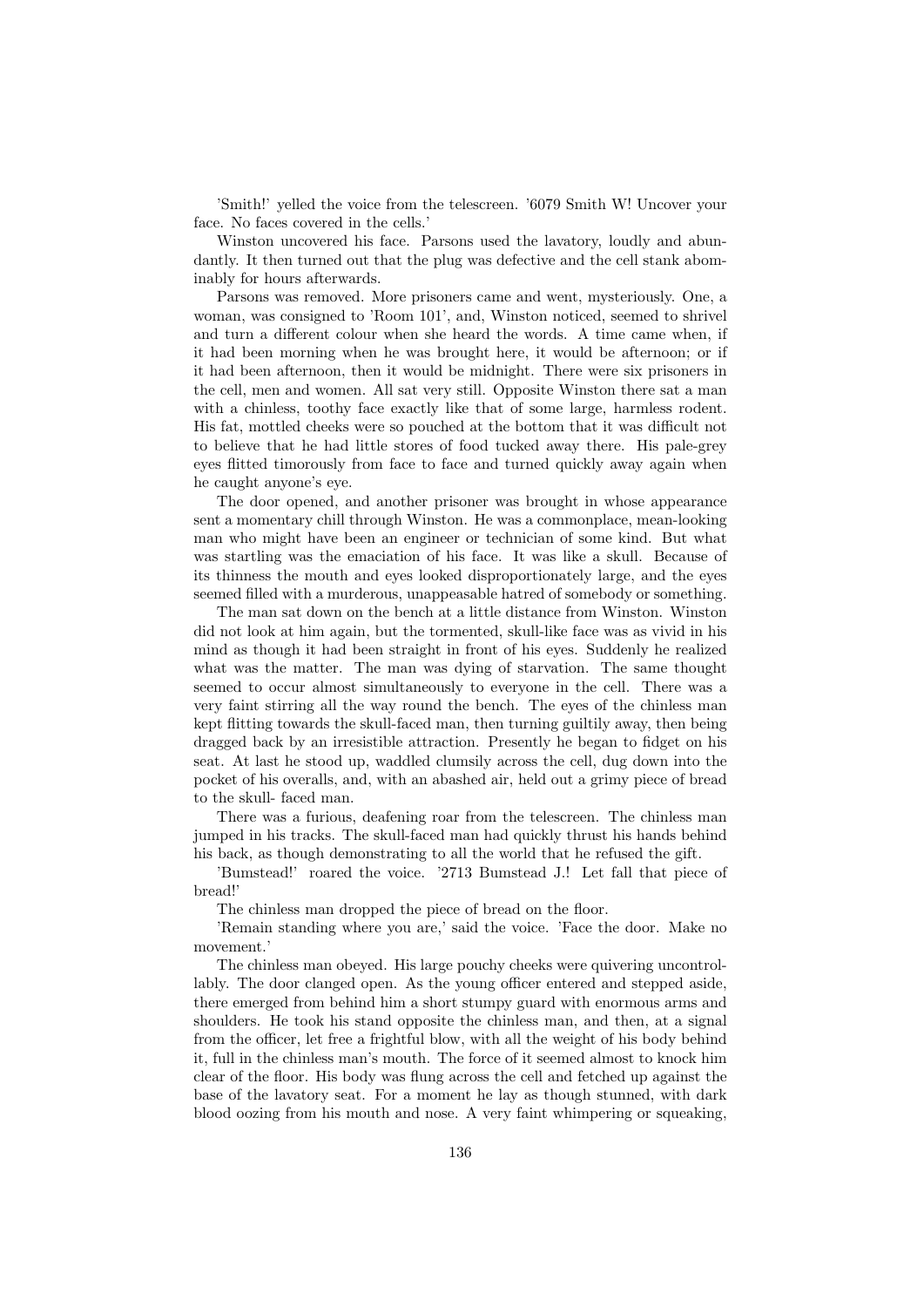'Smith!' yelled the voice from the telescreen. '6079 Smith W! Uncover your face. No faces covered in the cells.'

Winston uncovered his face. Parsons used the lavatory, loudly and abundantly. It then turned out that the plug was defective and the cell stank abominably for hours afterwards.

Parsons was removed. More prisoners came and went, mysteriously. One, a woman, was consigned to 'Room 101', and, Winston noticed, seemed to shrivel and turn a different colour when she heard the words. A time came when, if it had been morning when he was brought here, it would be afternoon; or if it had been afternoon, then it would be midnight. There were six prisoners in the cell, men and women. All sat very still. Opposite Winston there sat a man with a chinless, toothy face exactly like that of some large, harmless rodent. His fat, mottled cheeks were so pouched at the bottom that it was difficult not to believe that he had little stores of food tucked away there. His pale-grey eyes flitted timorously from face to face and turned quickly away again when he caught anyone's eye.

The door opened, and another prisoner was brought in whose appearance sent a momentary chill through Winston. He was a commonplace, mean-looking man who might have been an engineer or technician of some kind. But what was startling was the emaciation of his face. It was like a skull. Because of its thinness the mouth and eyes looked disproportionately large, and the eyes seemed filled with a murderous, unappeasable hatred of somebody or something.

The man sat down on the bench at a little distance from Winston. Winston did not look at him again, but the tormented, skull-like face was as vivid in his mind as though it had been straight in front of his eyes. Suddenly he realized what was the matter. The man was dying of starvation. The same thought seemed to occur almost simultaneously to everyone in the cell. There was a very faint stirring all the way round the bench. The eyes of the chinless man kept flitting towards the skull-faced man, then turning guiltily away, then being dragged back by an irresistible attraction. Presently he began to fidget on his seat. At last he stood up, waddled clumsily across the cell, dug down into the pocket of his overalls, and, with an abashed air, held out a grimy piece of bread to the skull- faced man.

There was a furious, deafening roar from the telescreen. The chinless man jumped in his tracks. The skull-faced man had quickly thrust his hands behind his back, as though demonstrating to all the world that he refused the gift.

'Bumstead!' roared the voice. '2713 Bumstead J.! Let fall that piece of bread!'

The chinless man dropped the piece of bread on the floor.

'Remain standing where you are,' said the voice. 'Face the door. Make no movement.'

The chinless man obeyed. His large pouchy cheeks were quivering uncontrollably. The door clanged open. As the young officer entered and stepped aside, there emerged from behind him a short stumpy guard with enormous arms and shoulders. He took his stand opposite the chinless man, and then, at a signal from the officer, let free a frightful blow, with all the weight of his body behind it, full in the chinless man's mouth. The force of it seemed almost to knock him clear of the floor. His body was flung across the cell and fetched up against the base of the lavatory seat. For a moment he lay as though stunned, with dark blood oozing from his mouth and nose. A very faint whimpering or squeaking,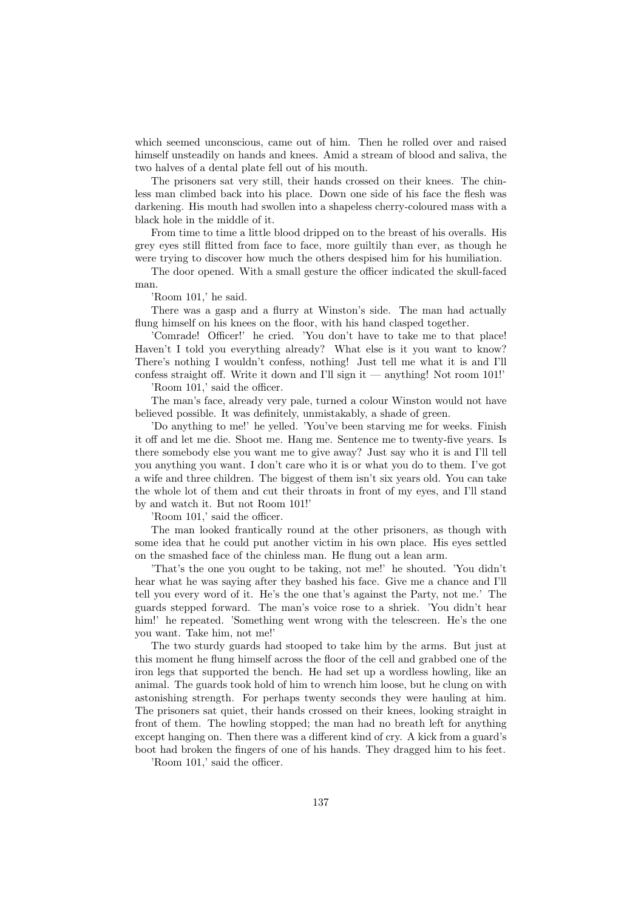which seemed unconscious, came out of him. Then he rolled over and raised himself unsteadily on hands and knees. Amid a stream of blood and saliva, the two halves of a dental plate fell out of his mouth.

The prisoners sat very still, their hands crossed on their knees. The chinless man climbed back into his place. Down one side of his face the flesh was darkening. His mouth had swollen into a shapeless cherry-coloured mass with a black hole in the middle of it.

From time to time a little blood dripped on to the breast of his overalls. His grey eyes still flitted from face to face, more guiltily than ever, as though he were trying to discover how much the others despised him for his humiliation.

The door opened. With a small gesture the officer indicated the skull-faced man.

'Room 101,' he said.

There was a gasp and a flurry at Winston's side. The man had actually flung himself on his knees on the floor, with his hand clasped together.

'Comrade! Officer!' he cried. 'You don't have to take me to that place! Haven't I told you everything already? What else is it you want to know? There's nothing I wouldn't confess, nothing! Just tell me what it is and I'll confess straight off. Write it down and I'll sign it — anything! Not room 101!'

'Room 101,' said the officer.

The man's face, already very pale, turned a colour Winston would not have believed possible. It was definitely, unmistakably, a shade of green.

'Do anything to me!' he yelled. 'You've been starving me for weeks. Finish it off and let me die. Shoot me. Hang me. Sentence me to twenty-five years. Is there somebody else you want me to give away? Just say who it is and I'll tell you anything you want. I don't care who it is or what you do to them. I've got a wife and three children. The biggest of them isn't six years old. You can take the whole lot of them and cut their throats in front of my eyes, and I'll stand by and watch it. But not Room 101!'

'Room 101,' said the officer.

The man looked frantically round at the other prisoners, as though with some idea that he could put another victim in his own place. His eyes settled on the smashed face of the chinless man. He flung out a lean arm.

'That's the one you ought to be taking, not me!' he shouted. 'You didn't hear what he was saying after they bashed his face. Give me a chance and I'll tell you every word of it. He's the one that's against the Party, not me.' The guards stepped forward. The man's voice rose to a shriek. 'You didn't hear him!' he repeated. 'Something went wrong with the telescreen. He's the one you want. Take him, not me!'

The two sturdy guards had stooped to take him by the arms. But just at this moment he flung himself across the floor of the cell and grabbed one of the iron legs that supported the bench. He had set up a wordless howling, like an animal. The guards took hold of him to wrench him loose, but he clung on with astonishing strength. For perhaps twenty seconds they were hauling at him. The prisoners sat quiet, their hands crossed on their knees, looking straight in front of them. The howling stopped; the man had no breath left for anything except hanging on. Then there was a different kind of cry. A kick from a guard's boot had broken the fingers of one of his hands. They dragged him to his feet.

'Room 101,' said the officer.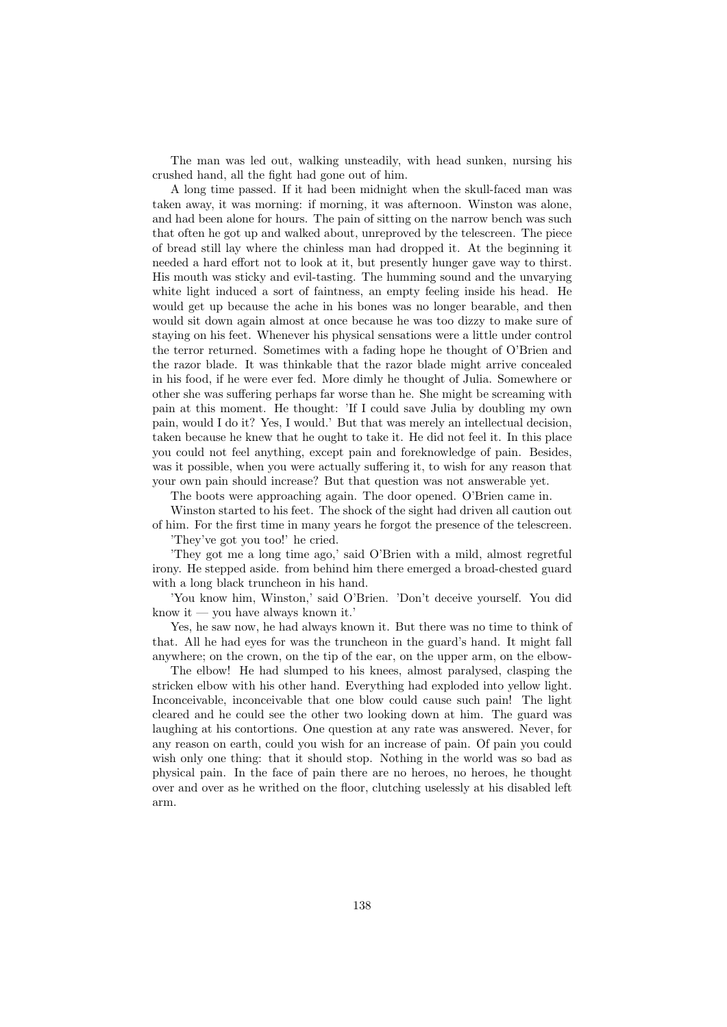The man was led out, walking unsteadily, with head sunken, nursing his crushed hand, all the fight had gone out of him.

A long time passed. If it had been midnight when the skull-faced man was taken away, it was morning: if morning, it was afternoon. Winston was alone, and had been alone for hours. The pain of sitting on the narrow bench was such that often he got up and walked about, unreproved by the telescreen. The piece of bread still lay where the chinless man had dropped it. At the beginning it needed a hard effort not to look at it, but presently hunger gave way to thirst. His mouth was sticky and evil-tasting. The humming sound and the unvarying white light induced a sort of faintness, an empty feeling inside his head. He would get up because the ache in his bones was no longer bearable, and then would sit down again almost at once because he was too dizzy to make sure of staying on his feet. Whenever his physical sensations were a little under control the terror returned. Sometimes with a fading hope he thought of O'Brien and the razor blade. It was thinkable that the razor blade might arrive concealed in his food, if he were ever fed. More dimly he thought of Julia. Somewhere or other she was suffering perhaps far worse than he. She might be screaming with pain at this moment. He thought: 'If I could save Julia by doubling my own pain, would I do it? Yes, I would.' But that was merely an intellectual decision, taken because he knew that he ought to take it. He did not feel it. In this place you could not feel anything, except pain and foreknowledge of pain. Besides, was it possible, when you were actually suffering it, to wish for any reason that your own pain should increase? But that question was not answerable yet.

The boots were approaching again. The door opened. O'Brien came in.

Winston started to his feet. The shock of the sight had driven all caution out of him. For the first time in many years he forgot the presence of the telescreen.

'They've got you too!' he cried.

'They got me a long time ago,' said O'Brien with a mild, almost regretful irony. He stepped aside. from behind him there emerged a broad-chested guard with a long black truncheon in his hand.

'You know him, Winston,' said O'Brien. 'Don't deceive yourself. You did know it — you have always known it.'

Yes, he saw now, he had always known it. But there was no time to think of that. All he had eyes for was the truncheon in the guard's hand. It might fall anywhere; on the crown, on the tip of the ear, on the upper arm, on the elbow-

The elbow! He had slumped to his knees, almost paralysed, clasping the stricken elbow with his other hand. Everything had exploded into yellow light. Inconceivable, inconceivable that one blow could cause such pain! The light cleared and he could see the other two looking down at him. The guard was laughing at his contortions. One question at any rate was answered. Never, for any reason on earth, could you wish for an increase of pain. Of pain you could wish only one thing: that it should stop. Nothing in the world was so bad as physical pain. In the face of pain there are no heroes, no heroes, he thought over and over as he writhed on the floor, clutching uselessly at his disabled left arm.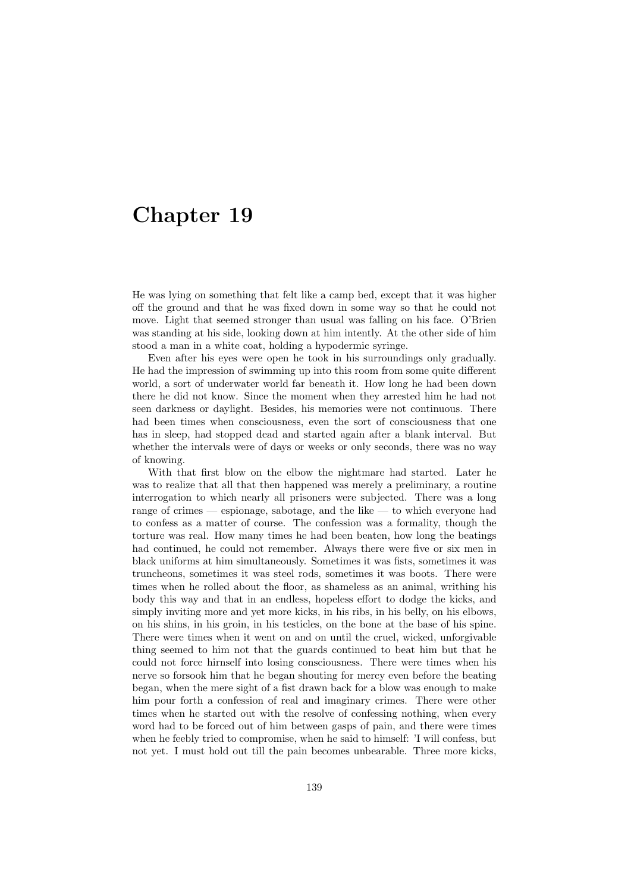# Chapter 19

He was lying on something that felt like a camp bed, except that it was higher off the ground and that he was fixed down in some way so that he could not move. Light that seemed stronger than usual was falling on his face. O'Brien was standing at his side, looking down at him intently. At the other side of him stood a man in a white coat, holding a hypodermic syringe.

Even after his eyes were open he took in his surroundings only gradually. He had the impression of swimming up into this room from some quite different world, a sort of underwater world far beneath it. How long he had been down there he did not know. Since the moment when they arrested him he had not seen darkness or daylight. Besides, his memories were not continuous. There had been times when consciousness, even the sort of consciousness that one has in sleep, had stopped dead and started again after a blank interval. But whether the intervals were of days or weeks or only seconds, there was no way of knowing.

With that first blow on the elbow the nightmare had started. Later he was to realize that all that then happened was merely a preliminary, a routine interrogation to which nearly all prisoners were subjected. There was a long range of crimes — espionage, sabotage, and the like — to which everyone had to confess as a matter of course. The confession was a formality, though the torture was real. How many times he had been beaten, how long the beatings had continued, he could not remember. Always there were five or six men in black uniforms at him simultaneously. Sometimes it was fists, sometimes it was truncheons, sometimes it was steel rods, sometimes it was boots. There were times when he rolled about the floor, as shameless as an animal, writhing his body this way and that in an endless, hopeless effort to dodge the kicks, and simply inviting more and yet more kicks, in his ribs, in his belly, on his elbows, on his shins, in his groin, in his testicles, on the bone at the base of his spine. There were times when it went on and on until the cruel, wicked, unforgivable thing seemed to him not that the guards continued to beat him but that he could not force hirnself into losing consciousness. There were times when his nerve so forsook him that he began shouting for mercy even before the beating began, when the mere sight of a fist drawn back for a blow was enough to make him pour forth a confession of real and imaginary crimes. There were other times when he started out with the resolve of confessing nothing, when every word had to be forced out of him between gasps of pain, and there were times when he feebly tried to compromise, when he said to himself: 'I will confess, but not yet. I must hold out till the pain becomes unbearable. Three more kicks,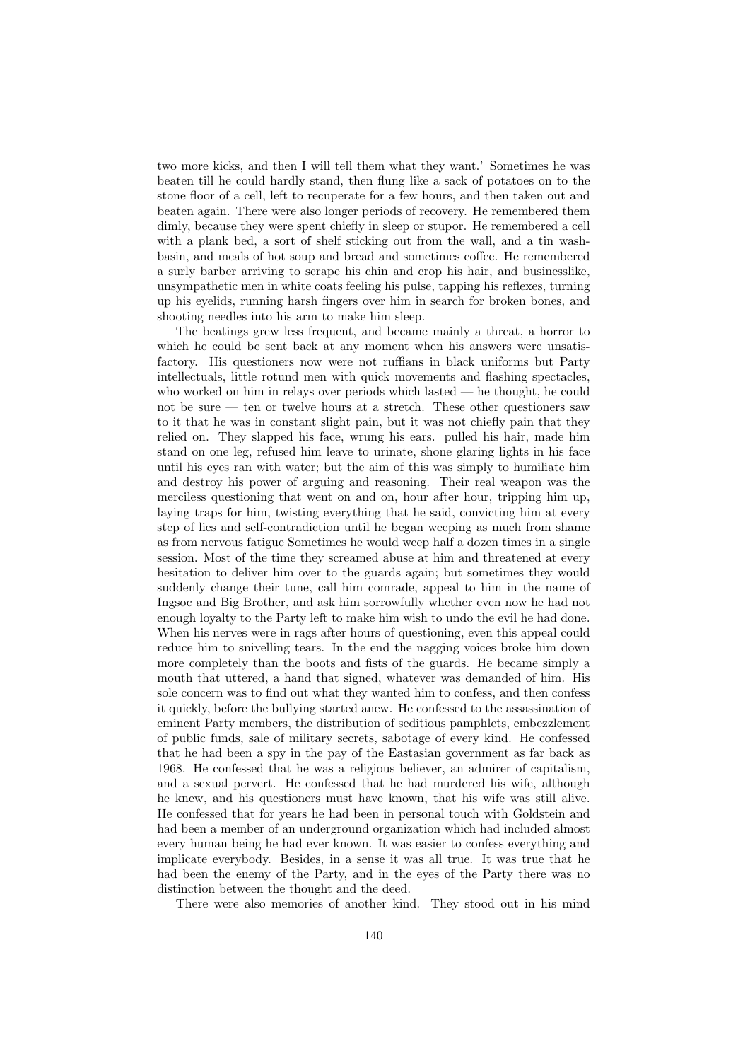two more kicks, and then I will tell them what they want.' Sometimes he was beaten till he could hardly stand, then flung like a sack of potatoes on to the stone floor of a cell, left to recuperate for a few hours, and then taken out and beaten again. There were also longer periods of recovery. He remembered them dimly, because they were spent chiefly in sleep or stupor. He remembered a cell with a plank bed, a sort of shelf sticking out from the wall, and a tin wash-basin, and meals of hot soup and bread and sometimes coffee. He remembered a surly barber arriving to scrape his chin and crop his hair, and businesslike, unsympathetic men in white coats feeling his pulse, tapping his reflexes, turning up his eyelids, running harsh fingers over him in search for broken bones, and shooting needles into his arm to make him sleep.

The beatings grew less frequent, and became mainly a threat, a horror to which he could be sent back at any moment when his answers were unsatisfactory. His questioners now were not ruffians in black uniforms but Party intellectuals, little rotund men with quick movements and flashing spectacles, who worked on him in relays over periods which lasted — he thought, he could not be sure — ten or twelve hours at a stretch. These other questioners saw to it that he was in constant slight pain, but it was not chiefly pain that they relied on. They slapped his face, wrung his ears. pulled his hair, made him stand on one leg, refused him leave to urinate, shone glaring lights in his face until his eyes ran with water; but the aim of this was simply to humiliate him and destroy his power of arguing and reasoning. Their real weapon was the merciless questioning that went on and on, hour after hour, tripping him up, laying traps for him, twisting everything that he said, convicting him at every step of lies and self-contradiction until he began weeping as much from shame as from nervous fatigue Sometimes he would weep half a dozen times in a single session. Most of the time they screamed abuse at him and threatened at every hesitation to deliver him over to the guards again; but sometimes they would suddenly change their tune, call him comrade, appeal to him in the name of Ingsoc and Big Brother, and ask him sorrowfully whether even now he had not enough loyalty to the Party left to make him wish to undo the evil he had done. When his nerves were in rags after hours of questioning, even this appeal could reduce him to snivelling tears. In the end the nagging voices broke him down more completely than the boots and fists of the guards. He became simply a mouth that uttered, a hand that signed, whatever was demanded of him. His sole concern was to find out what they wanted him to confess, and then confess it quickly, before the bullying started anew. He confessed to the assassination of eminent Party members, the distribution of seditious pamphlets, embezzlement of public funds, sale of military secrets, sabotage of every kind. He confessed that he had been a spy in the pay of the Eastasian government as far back as 1968. He confessed that he was a religious believer, an admirer of capitalism, and a sexual pervert. He confessed that he had murdered his wife, although he knew, and his questioners must have known, that his wife was still alive. He confessed that for years he had been in personal touch with Goldstein and had been a member of an underground organization which had included almost every human being he had ever known. It was easier to confess everything and implicate everybody. Besides, in a sense it was all true. It was true that he had been the enemy of the Party, and in the eyes of the Party there was no distinction between the thought and the deed.

There were also memories of another kind. They stood out in his mind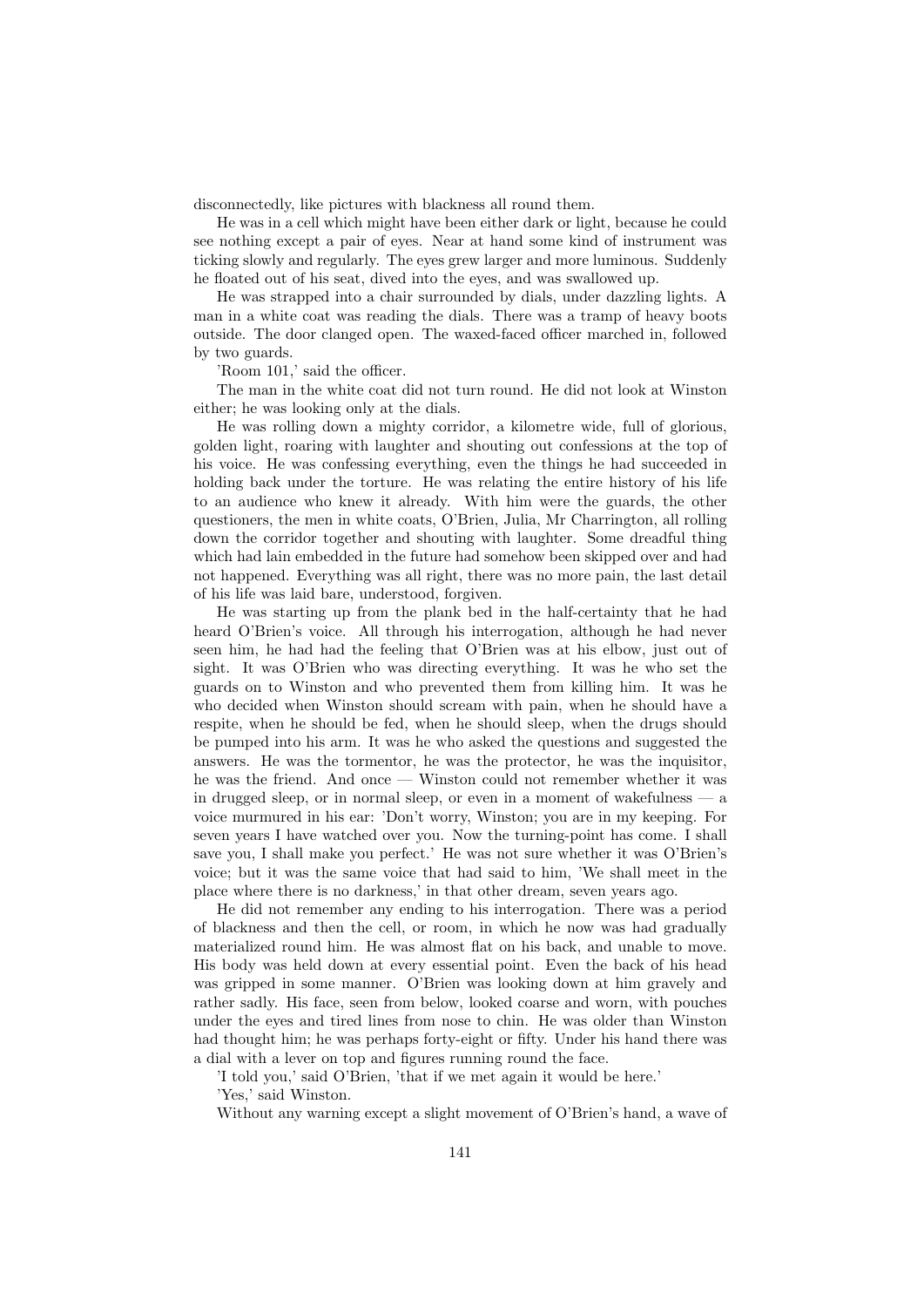disconnectedly, like pictures with blackness all round them.

He was in a cell which might have been either dark or light, because he could see nothing except a pair of eyes. Near at hand some kind of instrument was ticking slowly and regularly. The eyes grew larger and more luminous. Suddenly he floated out of his seat, dived into the eyes, and was swallowed up.

He was strapped into a chair surrounded by dials, under dazzling lights. A man in a white coat was reading the dials. There was a tramp of heavy boots outside. The door clanged open. The waxed-faced officer marched in, followed by two guards.

'Room 101,' said the officer.

The man in the white coat did not turn round. He did not look at Winston either; he was looking only at the dials.

He was rolling down a mighty corridor, a kilometre wide, full of glorious, golden light, roaring with laughter and shouting out confessions at the top of his voice. He was confessing everything, even the things he had succeeded in holding back under the torture. He was relating the entire history of his life to an audience who knew it already. With him were the guards, the other questioners, the men in white coats, O'Brien, Julia, Mr Charrington, all rolling down the corridor together and shouting with laughter. Some dreadful thing which had lain embedded in the future had somehow been skipped over and had not happened. Everything was all right, there was no more pain, the last detail of his life was laid bare, understood, forgiven.

He was starting up from the plank bed in the half-certainty that he had heard O'Brien's voice. All through his interrogation, although he had never seen him, he had had the feeling that O'Brien was at his elbow, just out of sight. It was O'Brien who was directing everything. It was he who set the guards on to Winston and who prevented them from killing him. It was he who decided when Winston should scream with pain, when he should have a respite, when he should be fed, when he should sleep, when the drugs should be pumped into his arm. It was he who asked the questions and suggested the answers. He was the tormentor, he was the protector, he was the inquisitor, he was the friend. And once — Winston could not remember whether it was in drugged sleep, or in normal sleep, or even in a moment of wakefulness — a voice murmured in his ear: 'Don't worry, Winston; you are in my keeping. For seven years I have watched over you. Now the turning-point has come. I shall save you, I shall make you perfect.' He was not sure whether it was O'Brien's voice; but it was the same voice that had said to him, 'We shall meet in the place where there is no darkness,' in that other dream, seven years ago.

He did not remember any ending to his interrogation. There was a period of blackness and then the cell, or room, in which he now was had gradually materialized round him. He was almost flat on his back, and unable to move. His body was held down at every essential point. Even the back of his head was gripped in some manner. O'Brien was looking down at him gravely and rather sadly. His face, seen from below, looked coarse and worn, with pouches under the eyes and tired lines from nose to chin. He was older than Winston had thought him; he was perhaps forty-eight or fifty. Under his hand there was a dial with a lever on top and figures running round the face.

'I told you,' said O'Brien, 'that if we met again it would be here.'

'Yes,' said Winston.

Without any warning except a slight movement of O'Brien's hand, a wave of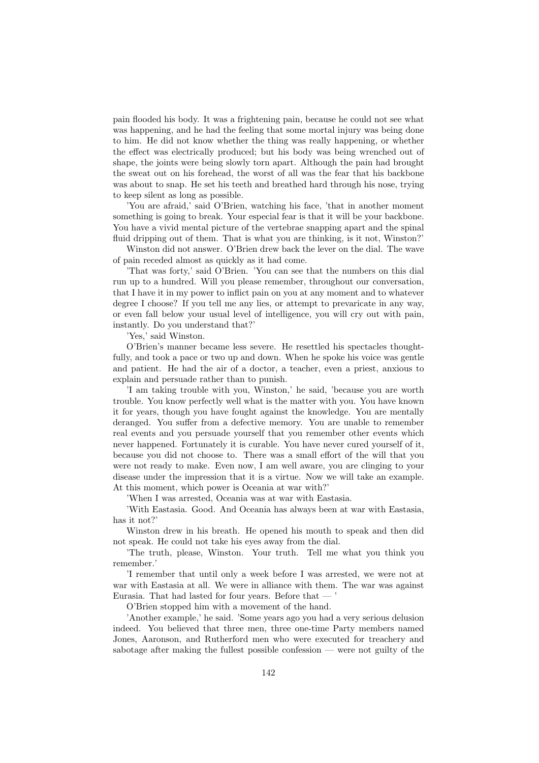pain flooded his body. It was a frightening pain, because he could not see what was happening, and he had the feeling that some mortal injury was being done to him. He did not know whether the thing was really happening, or whether the effect was electrically produced; but his body was being wrenched out of shape, the joints were being slowly torn apart. Although the pain had brought the sweat out on his forehead, the worst of all was the fear that his backbone was about to snap. He set his teeth and breathed hard through his nose, trying to keep silent as long as possible.

'You are afraid,' said O'Brien, watching his face, 'that in another moment something is going to break. Your especial fear is that it will be your backbone. You have a vivid mental picture of the vertebrae snapping apart and the spinal fluid dripping out of them. That is what you are thinking, is it not, Winston?'

Winston did not answer. O'Brien drew back the lever on the dial. The wave of pain receded almost as quickly as it had come.

'That was forty,' said O'Brien. 'You can see that the numbers on this dial run up to a hundred. Will you please remember, throughout our conversation, that I have it in my power to inflict pain on you at any moment and to whatever degree I choose? If you tell me any lies, or attempt to prevaricate in any way, or even fall below your usual level of intelligence, you will cry out with pain, instantly. Do you understand that?'

'Yes,' said Winston.

O'Brien's manner became less severe. He resettled his spectacles thoughtfully, and took a pace or two up and down. When he spoke his voice was gentle and patient. He had the air of a doctor, a teacher, even a priest, anxious to explain and persuade rather than to punish.

'I am taking trouble with you, Winston,' he said, 'because you are worth trouble. You know perfectly well what is the matter with you. You have known it for years, though you have fought against the knowledge. You are mentally deranged. You suffer from a defective memory. You are unable to remember real events and you persuade yourself that you remember other events which never happened. Fortunately it is curable. You have never cured yourself of it, because you did not choose to. There was a small effort of the will that you were not ready to make. Even now, I am well aware, you are clinging to your disease under the impression that it is a virtue. Now we will take an example. At this moment, which power is Oceania at war with?'

'When I was arrested, Oceania was at war with Eastasia.

'With Eastasia. Good. And Oceania has always been at war with Eastasia, has it not?'

Winston drew in his breath. He opened his mouth to speak and then did not speak. He could not take his eyes away from the dial.

'The truth, please, Winston. Your truth. Tell me what you think you remember.'

'I remember that until only a week before I was arrested, we were not at war with Eastasia at all. We were in alliance with them. The war was against Eurasia. That had lasted for four years. Before that — '

O'Brien stopped him with a movement of the hand.

'Another example,' he said. 'Some years ago you had a very serious delusion indeed. You believed that three men, three one-time Party members named Jones, Aaronson, and Rutherford men who were executed for treachery and sabotage after making the fullest possible confession — were not guilty of the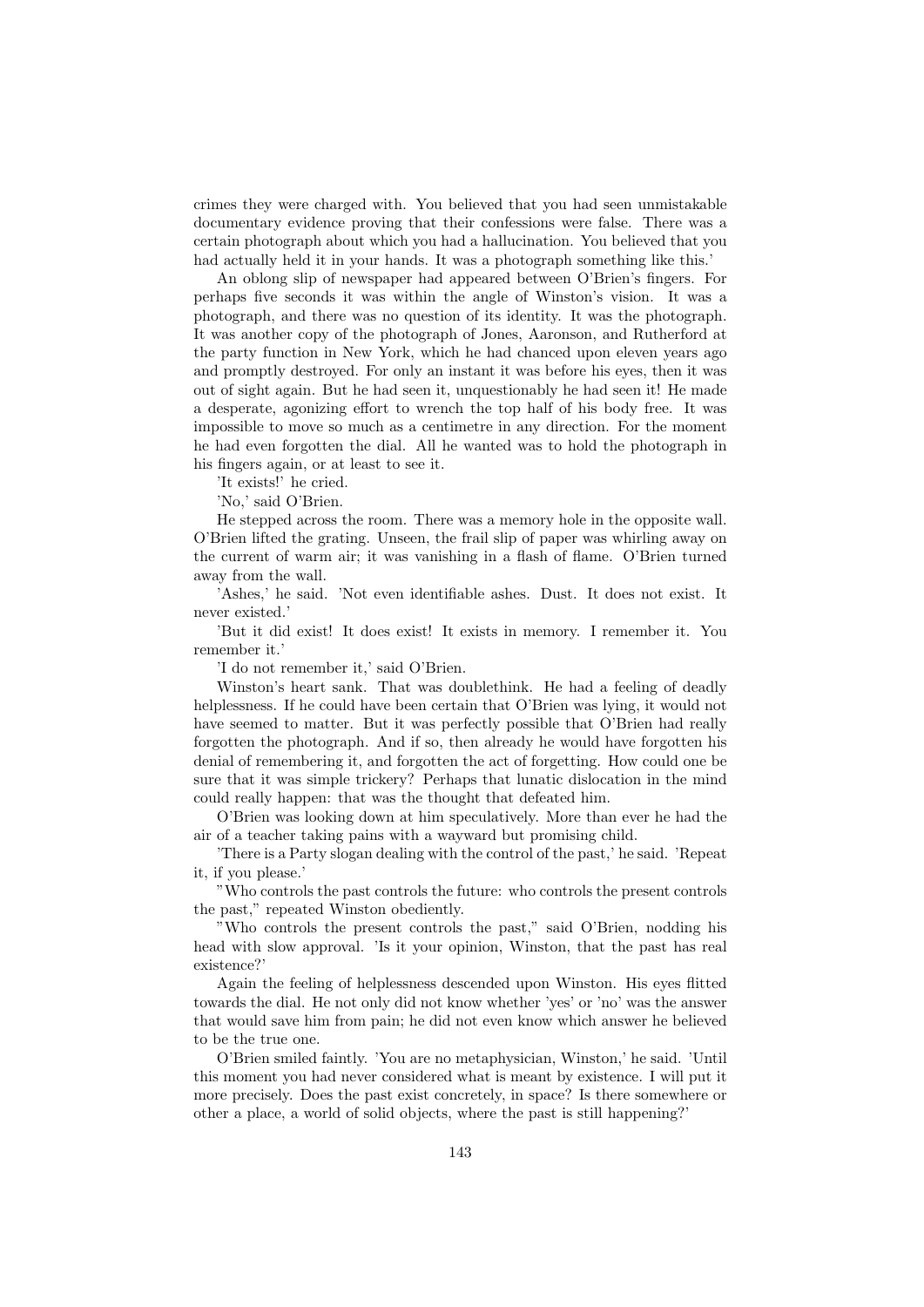crimes they were charged with. You believed that you had seen unmistakable documentary evidence proving that their confessions were false. There was a certain photograph about which you had a hallucination. You believed that you had actually held it in your hands. It was a photograph something like this.'

An oblong slip of newspaper had appeared between O'Brien's fingers. For perhaps five seconds it was within the angle of Winston's vision. It was a photograph, and there was no question of its identity. It was the photograph. It was another copy of the photograph of Jones, Aaronson, and Rutherford at the party function in New York, which he had chanced upon eleven years ago and promptly destroyed. For only an instant it was before his eyes, then it was out of sight again. But he had seen it, unquestionably he had seen it! He made a desperate, agonizing effort to wrench the top half of his body free. It was impossible to move so much as a centimetre in any direction. For the moment he had even forgotten the dial. All he wanted was to hold the photograph in his fingers again, or at least to see it.

'It exists!' he cried.

'No,' said O'Brien.

He stepped across the room. There was a memory hole in the opposite wall. O'Brien lifted the grating. Unseen, the frail slip of paper was whirling away on the current of warm air; it was vanishing in a flash of flame. O'Brien turned away from the wall.

'Ashes,' he said. 'Not even identifiable ashes. Dust. It does not exist. It never existed.'

'But it did exist! It does exist! It exists in memory. I remember it. You remember it.'

'I do not remember it,' said O'Brien.

Winston's heart sank. That was doublethink. He had a feeling of deadly helplessness. If he could have been certain that O'Brien was lying, it would not have seemed to matter. But it was perfectly possible that O'Brien had really forgotten the photograph. And if so, then already he would have forgotten his denial of remembering it, and forgotten the act of forgetting. How could one be sure that it was simple trickery? Perhaps that lunatic dislocation in the mind could really happen: that was the thought that defeated him.

O'Brien was looking down at him speculatively. More than ever he had the air of a teacher taking pains with a wayward but promising child.

'There is a Party slogan dealing with the control of the past,' he said. 'Repeat it, if you please.'

"Who controls the past controls the future: who controls the present controls the past," repeated Winston obediently.

"Who controls the present controls the past," said O'Brien, nodding his head with slow approval. 'Is it your opinion, Winston, that the past has real existence?'

Again the feeling of helplessness descended upon Winston. His eyes flitted towards the dial. He not only did not know whether 'yes' or 'no' was the answer that would save him from pain; he did not even know which answer he believed to be the true one.

O'Brien smiled faintly. 'You are no metaphysician, Winston,' he said. 'Until this moment you had never considered what is meant by existence. I will put it more precisely. Does the past exist concretely, in space? Is there somewhere or other a place, a world of solid objects, where the past is still happening?'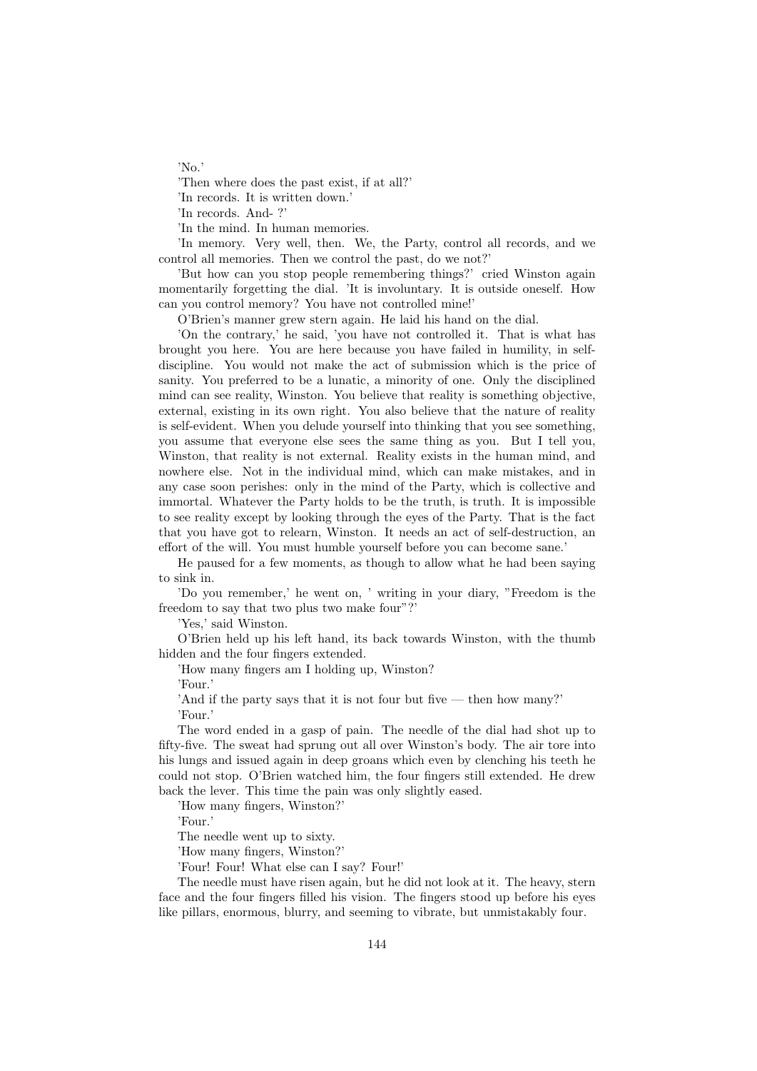'No.'

'Then where does the past exist, if at all?'

'In records. It is written down.'

'In records. And- ?'

'In the mind. In human memories.

'In memory. Very well, then. We, the Party, control all records, and we control all memories. Then we control the past, do we not?'

'But how can you stop people remembering things?' cried Winston again momentarily forgetting the dial. 'It is involuntary. It is outside oneself. How can you control memory? You have not controlled mine!'

O'Brien's manner grew stern again. He laid his hand on the dial.

'On the contrary,' he said, 'you have not controlled it. That is what has brought you here. You are here because you have failed in humility, in self-discipline. You would not make the act of submission which is the price of sanity. You preferred to be a lunatic, a minority of one. Only the disciplined mind can see reality, Winston. You believe that reality is something objective, external, existing in its own right. You also believe that the nature of reality is self-evident. When you delude yourself into thinking that you see something, you assume that everyone else sees the same thing as you. But I tell you, Winston, that reality is not external. Reality exists in the human mind, and nowhere else. Not in the individual mind, which can make mistakes, and in any case soon perishes: only in the mind of the Party, which is collective and immortal. Whatever the Party holds to be the truth, is truth. It is impossible to see reality except by looking through the eyes of the Party. That is the fact that you have got to relearn, Winston. It needs an act of self-destruction, an effort of the will. You must humble yourself before you can become sane.'

He paused for a few moments, as though to allow what he had been saying to sink in.

'Do you remember,' he went on, ' writing in your diary, "Freedom is the freedom to say that two plus two make four"?'

'Yes,' said Winston.

O'Brien held up his left hand, its back towards Winston, with the thumb hidden and the four fingers extended.

'How many fingers am I holding up, Winston?

'Four.'

'And if the party says that it is not four but five — then how many?'

'Four.'

The word ended in a gasp of pain. The needle of the dial had shot up to fifty-five. The sweat had sprung out all over Winston's body. The air tore into his lungs and issued again in deep groans which even by clenching his teeth he could not stop. O'Brien watched him, the four fingers still extended. He drew back the lever. This time the pain was only slightly eased.

'How many fingers, Winston?'

'Four.'

The needle went up to sixty.

'How many fingers, Winston?'

'Four! Four! What else can I say? Four!'

The needle must have risen again, but he did not look at it. The heavy, stern face and the four fingers filled his vision. The fingers stood up before his eyes like pillars, enormous, blurry, and seeming to vibrate, but unmistakably four.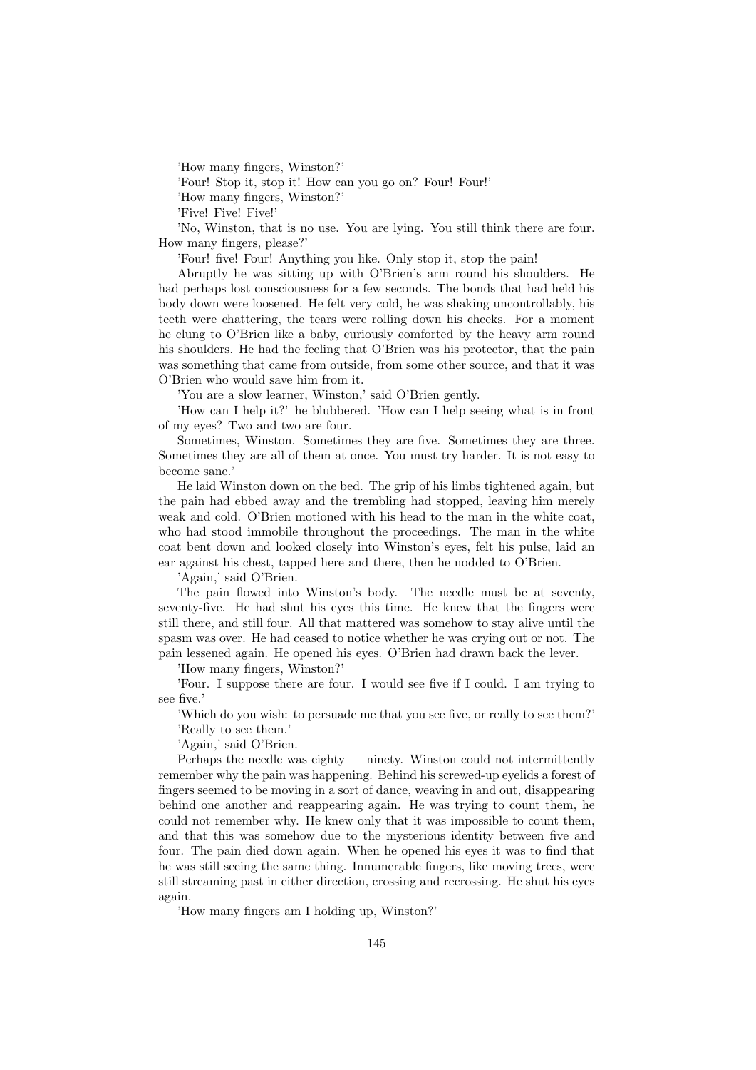'How many fingers, Winston?'

'Four! Stop it, stop it! How can you go on? Four! Four!'

'How many fingers, Winston?'

'Five! Five! Five!'

'No, Winston, that is no use. You are lying. You still think there are four. How many fingers, please?'

'Four! five! Four! Anything you like. Only stop it, stop the pain!

Abruptly he was sitting up with O'Brien's arm round his shoulders. He had perhaps lost consciousness for a few seconds. The bonds that had held his body down were loosened. He felt very cold, he was shaking uncontrollably, his teeth were chattering, the tears were rolling down his cheeks. For a moment he clung to O'Brien like a baby, curiously comforted by the heavy arm round his shoulders. He had the feeling that O'Brien was his protector, that the pain was something that came from outside, from some other source, and that it was O'Brien who would save him from it.

'You are a slow learner, Winston,' said O'Brien gently.

'How can I help it?' he blubbered. 'How can I help seeing what is in front of my eyes? Two and two are four.

Sometimes, Winston. Sometimes they are five. Sometimes they are three. Sometimes they are all of them at once. You must try harder. It is not easy to become sane.'

He laid Winston down on the bed. The grip of his limbs tightened again, but the pain had ebbed away and the trembling had stopped, leaving him merely weak and cold. O'Brien motioned with his head to the man in the white coat, who had stood immobile throughout the proceedings. The man in the white coat bent down and looked closely into Winston's eyes, felt his pulse, laid an ear against his chest, tapped here and there, then he nodded to O'Brien.

'Again,' said O'Brien.

The pain flowed into Winston's body. The needle must be at seventy, seventy-five. He had shut his eyes this time. He knew that the fingers were still there, and still four. All that mattered was somehow to stay alive until the spasm was over. He had ceased to notice whether he was crying out or not. The pain lessened again. He opened his eyes. O'Brien had drawn back the lever.

'How many fingers, Winston?'

'Four. I suppose there are four. I would see five if I could. I am trying to see five.'

'Which do you wish: to persuade me that you see five, or really to see them?'

'Really to see them.'

'Again,' said O'Brien.

Perhaps the needle was eighty — ninety. Winston could not intermittently remember why the pain was happening. Behind his screwed-up eyelids a forest of fingers seemed to be moving in a sort of dance, weaving in and out, disappearing behind one another and reappearing again. He was trying to count them, he could not remember why. He knew only that it was impossible to count them, and that this was somehow due to the mysterious identity between five and four. The pain died down again. When he opened his eyes it was to find that he was still seeing the same thing. Innumerable fingers, like moving trees, were still streaming past in either direction, crossing and recrossing. He shut his eyes again.

'How many fingers am I holding up, Winston?'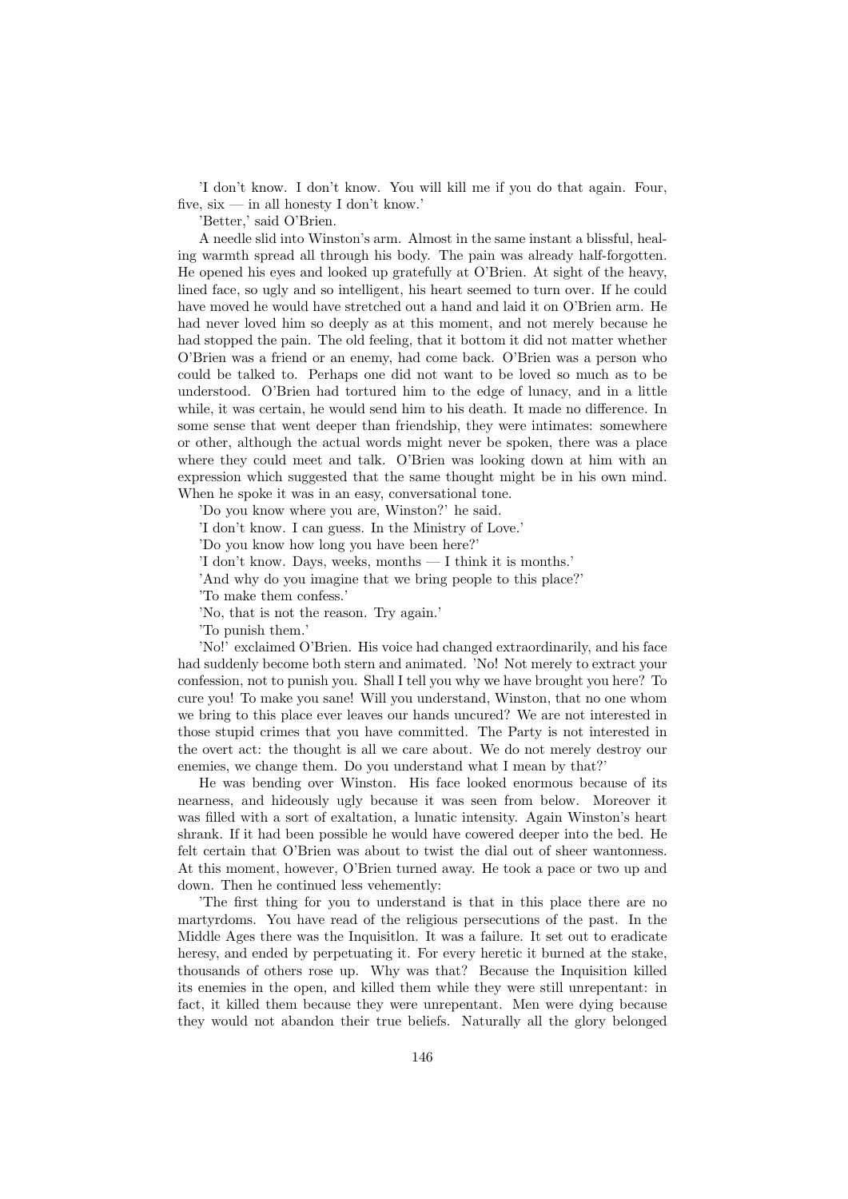'I don't know. I don't know. You will kill me if you do that again. Four, five, six — in all honesty I don't know.'

'Better,' said O'Brien.

A needle slid into Winston's arm. Almost in the same instant a blissful, healing warmth spread all through his body. The pain was already half-forgotten. He opened his eyes and looked up gratefully at O'Brien. At sight of the heavy, lined face, so ugly and so intelligent, his heart seemed to turn over. If he could have moved he would have stretched out a hand and laid it on O'Brien arm. He had never loved him so deeply as at this moment, and not merely because he had stopped the pain. The old feeling, that it bottom it did not matter whether O'Brien was a friend or an enemy, had come back. O'Brien was a person who could be talked to. Perhaps one did not want to be loved so much as to be understood. O'Brien had tortured him to the edge of lunacy, and in a little while, it was certain, he would send him to his death. It made no difference. In some sense that went deeper than friendship, they were intimates: somewhere or other, although the actual words might never be spoken, there was a place where they could meet and talk. O'Brien was looking down at him with an expression which suggested that the same thought might be in his own mind. When he spoke it was in an easy, conversational tone.

'Do you know where you are, Winston?' he said.

'I don't know. I can guess. In the Ministry of Love.'

'Do you know how long you have been here?'

'I don't know. Days, weeks, months — I think it is months.'

'And why do you imagine that we bring people to this place?'

'To make them confess.'

'No, that is not the reason. Try again.'

'To punish them.'

'No!' exclaimed O'Brien. His voice had changed extraordinarily, and his face had suddenly become both stern and animated. 'No! Not merely to extract your confession, not to punish you. Shall I tell you why we have brought you here? To cure you! To make you sane! Will you understand, Winston, that no one whom we bring to this place ever leaves our hands uncured? We are not interested in those stupid crimes that you have committed. The Party is not interested in the overt act: the thought is all we care about. We do not merely destroy our enemies, we change them. Do you understand what I mean by that?'

He was bending over Winston. His face looked enormous because of its nearness, and hideously ugly because it was seen from below. Moreover it was filled with a sort of exaltation, a lunatic intensity. Again Winston's heart shrank. If it had been possible he would have cowered deeper into the bed. He felt certain that O'Brien was about to twist the dial out of sheer wantonness. At this moment, however, O'Brien turned away. He took a pace or two up and down. Then he continued less vehemently:

'The first thing for you to understand is that in this place there are no martyrdoms. You have read of the religious persecutions of the past. In the Middle Ages there was the Inquisitlon. It was a failure. It set out to eradicate heresy, and ended by perpetuating it. For every heretic it burned at the stake, thousands of others rose up. Why was that? Because the Inquisition killed its enemies in the open, and killed them while they were still unrepentant: in fact, it killed them because they were unrepentant. Men were dying because they would not abandon their true beliefs. Naturally all the glory belonged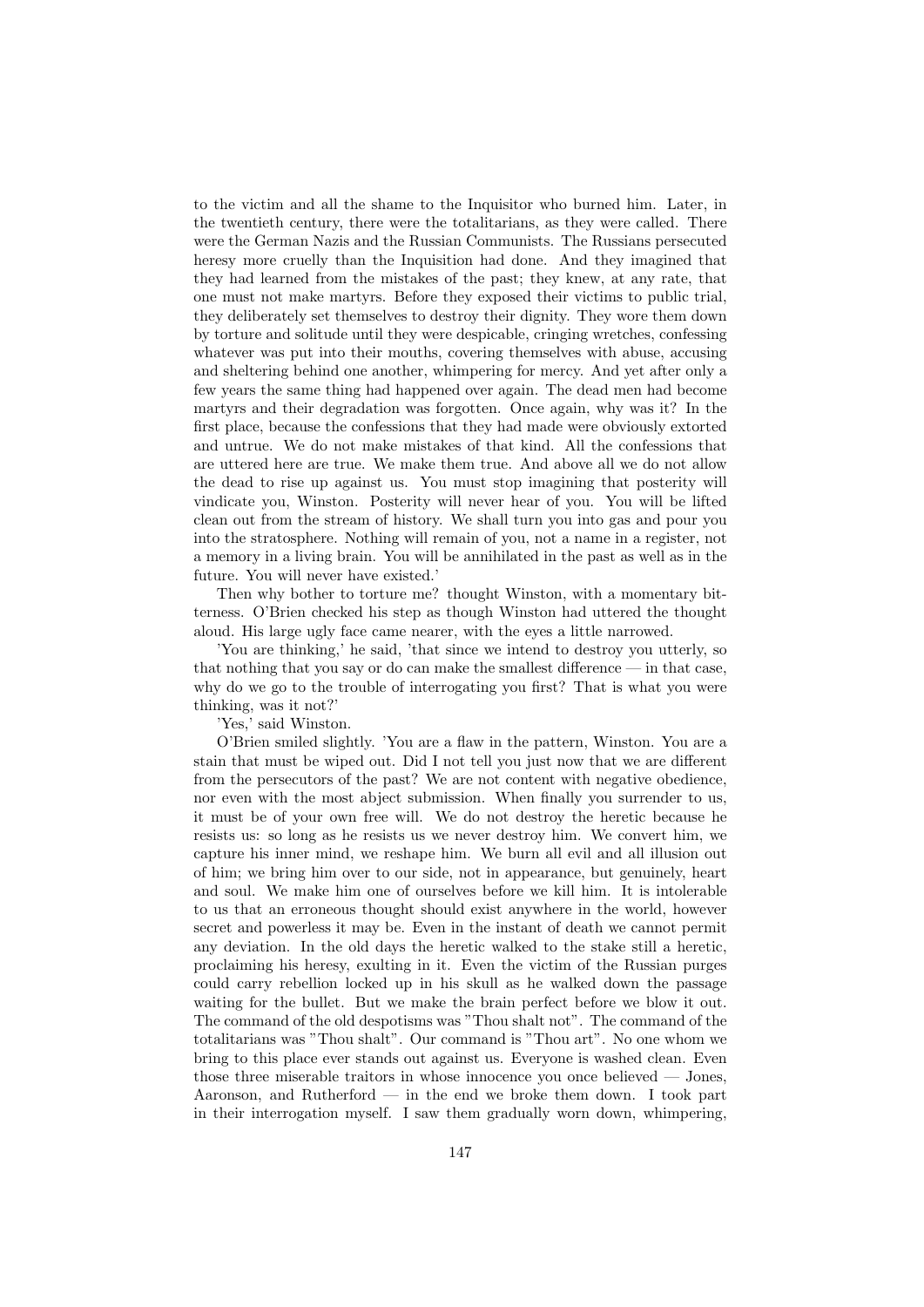to the victim and all the shame to the Inquisitor who burned him. Later, in the twentieth century, there were the totalitarians, as they were called. There were the German Nazis and the Russian Communists. The Russians persecuted heresy more cruelly than the Inquisition had done. And they imagined that they had learned from the mistakes of the past; they knew, at any rate, that one must not make martyrs. Before they exposed their victims to public trial, they deliberately set themselves to destroy their dignity. They wore them down by torture and solitude until they were despicable, cringing wretches, confessing whatever was put into their mouths, covering themselves with abuse, accusing and sheltering behind one another, whimpering for mercy. And yet after only a few years the same thing had happened over again. The dead men had become martyrs and their degradation was forgotten. Once again, why was it? In the first place, because the confessions that they had made were obviously extorted and untrue. We do not make mistakes of that kind. All the confessions that are uttered here are true. We make them true. And above all we do not allow the dead to rise up against us. You must stop imagining that posterity will vindicate you, Winston. Posterity will never hear of you. You will be lifted clean out from the stream of history. We shall turn you into gas and pour you into the stratosphere. Nothing will remain of you, not a name in a register, not a memory in a living brain. You will be annihilated in the past as well as in the future. You will never have existed.'

Then why bother to torture me? thought Winston, with a momentary bitterness. O'Brien checked his step as though Winston had uttered the thought aloud. His large ugly face came nearer, with the eyes a little narrowed.

'You are thinking,' he said, 'that since we intend to destroy you utterly, so that nothing that you say or do can make the smallest difference — in that case, why do we go to the trouble of interrogating you first? That is what you were thinking, was it not?'

'Yes,' said Winston.

O'Brien smiled slightly. 'You are a flaw in the pattern, Winston. You are a stain that must be wiped out. Did I not tell you just now that we are different from the persecutors of the past? We are not content with negative obedience, nor even with the most abject submission. When finally you surrender to us, it must be of your own free will. We do not destroy the heretic because he resists us: so long as he resists us we never destroy him. We convert him, we capture his inner mind, we reshape him. We burn all evil and all illusion out of him; we bring him over to our side, not in appearance, but genuinely, heart and soul. We make him one of ourselves before we kill him. It is intolerable to us that an erroneous thought should exist anywhere in the world, however secret and powerless it may be. Even in the instant of death we cannot permit any deviation. In the old days the heretic walked to the stake still a heretic, proclaiming his heresy, exulting in it. Even the victim of the Russian purges could carry rebellion locked up in his skull as he walked down the passage waiting for the bullet. But we make the brain perfect before we blow it out. The command of the old despotisms was "Thou shalt not". The command of the totalitarians was "Thou shalt". Our command is "Thou art". No one whom we bring to this place ever stands out against us. Everyone is washed clean. Even those three miserable traitors in whose innocence you once believed — Jones, Aaronson, and Rutherford — in the end we broke them down. I took part in their interrogation myself. I saw them gradually worn down, whimpering,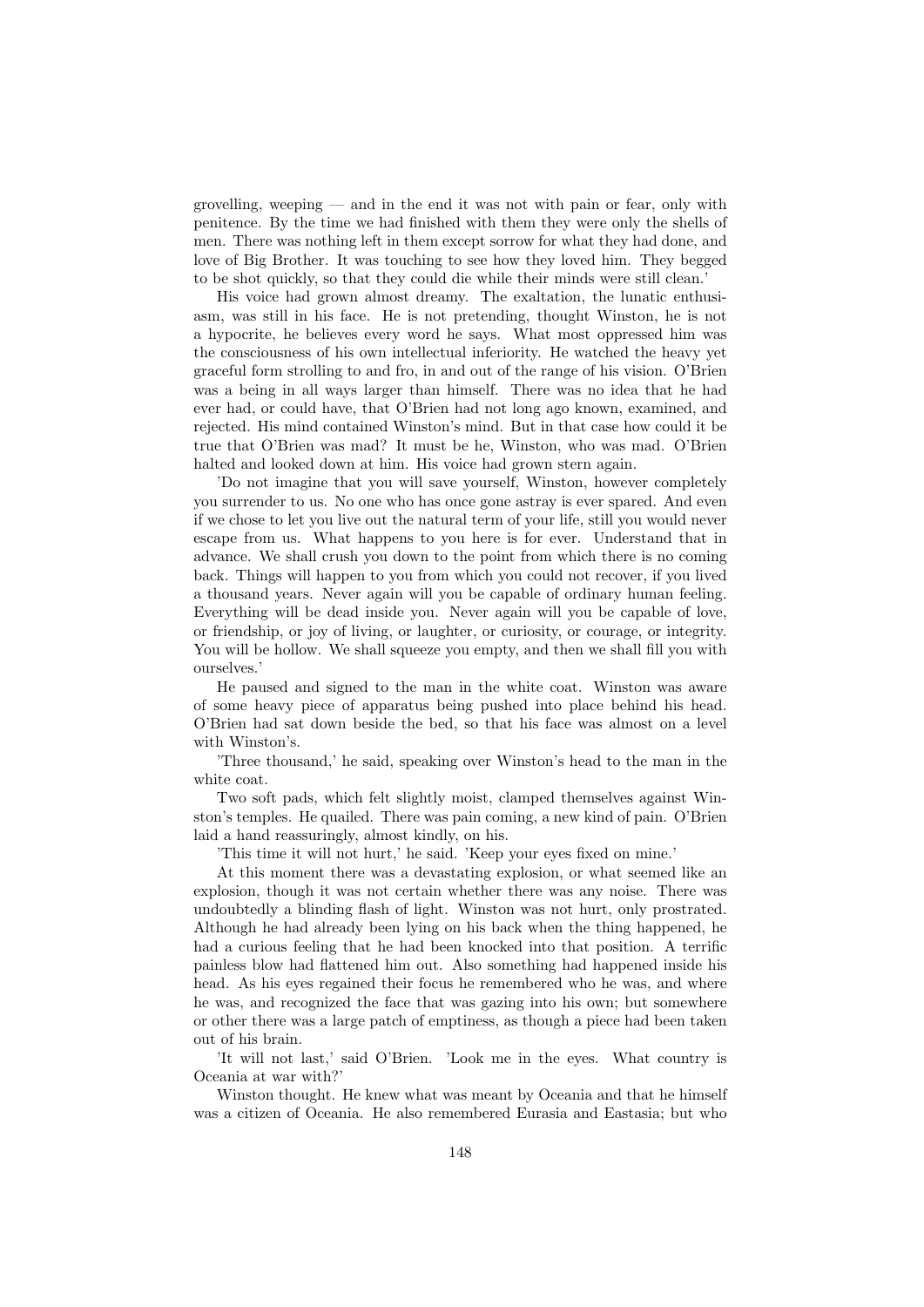grovelling, weeping — and in the end it was not with pain or fear, only with penitence. By the time we had finished with them they were only the shells of men. There was nothing left in them except sorrow for what they had done, and love of Big Brother. It was touching to see how they loved him. They begged to be shot quickly, so that they could die while their minds were still clean.'

His voice had grown almost dreamy. The exaltation, the lunatic enthusiasm, was still in his face. He is not pretending, thought Winston, he is not a hypocrite, he believes every word he says. What most oppressed him was the consciousness of his own intellectual inferiority. He watched the heavy yet graceful form strolling to and fro, in and out of the range of his vision. O'Brien was a being in all ways larger than himself. There was no idea that he had ever had, or could have, that O'Brien had not long ago known, examined, and rejected. His mind contained Winston's mind. But in that case how could it be true that O'Brien was mad? It must be he, Winston, who was mad. O'Brien halted and looked down at him. His voice had grown stern again.

'Do not imagine that you will save yourself, Winston, however completely you surrender to us. No one who has once gone astray is ever spared. And even if we chose to let you live out the natural term of your life, still you would never escape from us. What happens to you here is for ever. Understand that in advance. We shall crush you down to the point from which there is no coming back. Things will happen to you from which you could not recover, if you lived a thousand years. Never again will you be capable of ordinary human feeling. Everything will be dead inside you. Never again will you be capable of love, or friendship, or joy of living, or laughter, or curiosity, or courage, or integrity. You will be hollow. We shall squeeze you empty, and then we shall fill you with ourselves.'

He paused and signed to the man in the white coat. Winston was aware of some heavy piece of apparatus being pushed into place behind his head. O'Brien had sat down beside the bed, so that his face was almost on a level with Winston's.

'Three thousand,' he said, speaking over Winston's head to the man in the white coat.

Two soft pads, which felt slightly moist, clamped themselves against Winston's temples. He quailed. There was pain coming, a new kind of pain. O'Brien laid a hand reassuringly, almost kindly, on his.

'This time it will not hurt,' he said. 'Keep your eyes fixed on mine.'

At this moment there was a devastating explosion, or what seemed like an explosion, though it was not certain whether there was any noise. There was undoubtedly a blinding flash of light. Winston was not hurt, only prostrated. Although he had already been lying on his back when the thing happened, he had a curious feeling that he had been knocked into that position. A terrific painless blow had flattened him out. Also something had happened inside his head. As his eyes regained their focus he remembered who he was, and where he was, and recognized the face that was gazing into his own; but somewhere or other there was a large patch of emptiness, as though a piece had been taken out of his brain.

'It will not last,' said O'Brien. 'Look me in the eyes. What country is Oceania at war with?'

Winston thought. He knew what was meant by Oceania and that he himself was a citizen of Oceania. He also remembered Eurasia and Eastasia; but who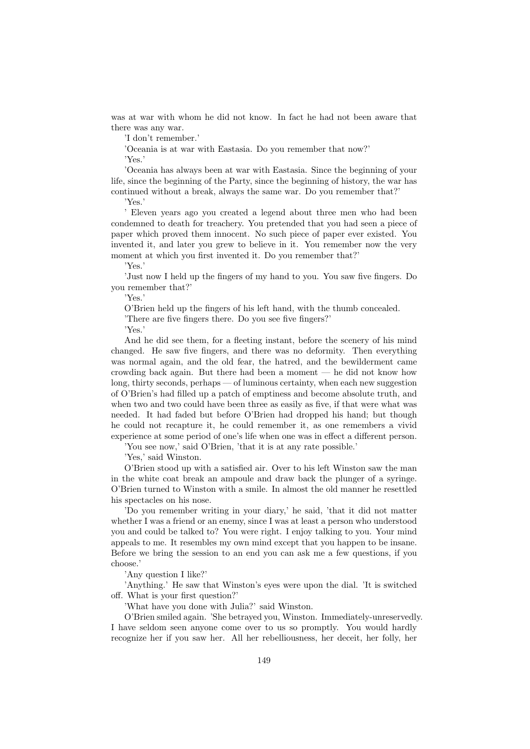was at war with whom he did not know. In fact he had not been aware that there was any war.

'I don't remember.'

'Oceania is at war with Eastasia. Do you remember that now?'

'Yes.'

'Oceania has always been at war with Eastasia. Since the beginning of your life, since the beginning of the Party, since the beginning of history, the war has continued without a break, always the same war. Do you remember that?'

'Yes.'

' Eleven years ago you created a legend about three men who had been condemned to death for treachery. You pretended that you had seen a piece of paper which proved them innocent. No such piece of paper ever existed. You invented it, and later you grew to believe in it. You remember now the very moment at which you first invented it. Do you remember that?'

'Yes.'

'Just now I held up the fingers of my hand to you. You saw five fingers. Do you remember that?'

'Yes.'

O'Brien held up the fingers of his left hand, with the thumb concealed.

'There are five fingers there. Do you see five fingers?'

'Yes.'

And he did see them, for a fleeting instant, before the scenery of his mind changed. He saw five fingers, and there was no deformity. Then everything was normal again, and the old fear, the hatred, and the bewilderment came crowding back again. But there had been a moment — he did not know how long, thirty seconds, perhaps — of luminous certainty, when each new suggestion of O'Brien's had filled up a patch of emptiness and become absolute truth, and when two and two could have been three as easily as five, if that were what was needed. It had faded but before O'Brien had dropped his hand; but though he could not recapture it, he could remember it, as one remembers a vivid experience at some period of one's life when one was in effect a different person.

'You see now,' said O'Brien, 'that it is at any rate possible.'

'Yes,' said Winston.

O'Brien stood up with a satisfied air. Over to his left Winston saw the man in the white coat break an ampoule and draw back the plunger of a syringe. O'Brien turned to Winston with a smile. In almost the old manner he resettled his spectacles on his nose.

'Do you remember writing in your diary,' he said, 'that it did not matter whether I was a friend or an enemy, since I was at least a person who understood you and could be talked to? You were right. I enjoy talking to you. Your mind appeals to me. It resembles my own mind except that you happen to be insane. Before we bring the session to an end you can ask me a few questions, if you choose.'

'Any question I like?'

'Anything.' He saw that Winston's eyes were upon the dial. 'It is switched off. What is your first question?'

'What have you done with Julia?' said Winston.

O'Brien smiled again. 'She betrayed you, Winston. Immediately-unreservedly. I have seldom seen anyone come over to us so promptly. You would hardly recognize her if you saw her. All her rebelliousness, her deceit, her folly, her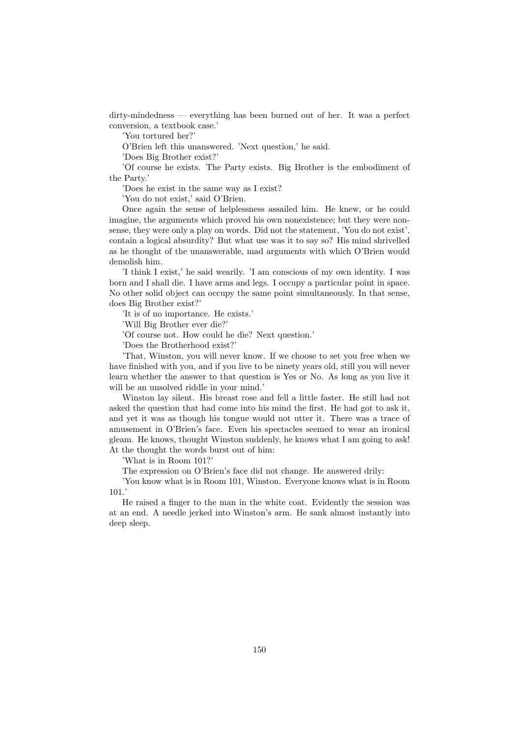dirty-mindedness — everything has been burned out of her. It was a perfect conversion, a textbook case.'

'You tortured her?'

O'Brien left this unanswered. 'Next question,' he said.

'Does Big Brother exist?'

'Of course he exists. The Party exists. Big Brother is the embodiment of the Party.'

'Does he exist in the same way as I exist?

'You do not exist,' said O'Brien.

Once again the sense of helplessness assailed him. He knew, or he could imagine, the arguments which proved his own nonexistence; but they were nonsense, they were only a play on words. Did not the statement, 'You do not exist', contain a logical absurdity? But what use was it to say so? His mind shrivelled as he thought of the unanswerable, mad arguments with which O'Brien would demolish him.

'I think I exist,' he said wearily. 'I am conscious of my own identity. I was born and I shall die. I have arms and legs. I occupy a particular point in space. No other solid object can occupy the same point simultaneously. In that sense, does Big Brother exist?'

'It is of no importance. He exists.'

'Will Big Brother ever die?'

'Of course not. How could he die? Next question.'

'Does the Brotherhood exist?'

'That, Winston, you will never know. If we choose to set you free when we have finished with you, and if you live to be ninety years old, still you will never learn whether the answer to that question is Yes or No. As long as you live it will be an unsolved riddle in your mind.'

Winston lay silent. His breast rose and fell a little faster. He still had not asked the question that had come into his mind the first. He had got to ask it, and yet it was as though his tongue would not utter it. There was a trace of amusement in O'Brien's face. Even his spectacles seemed to wear an ironical gleam. He knows, thought Winston suddenly, he knows what I am going to ask! At the thought the words burst out of him:

'What is in Room 101?'

The expression on O'Brien's face did not change. He answered drily:

'You know what is in Room 101, Winston. Everyone knows what is in Room 101.'

He raised a finger to the man in the white coat. Evidently the session was at an end. A needle jerked into Winston's arm. He sank almost instantly into deep sleep.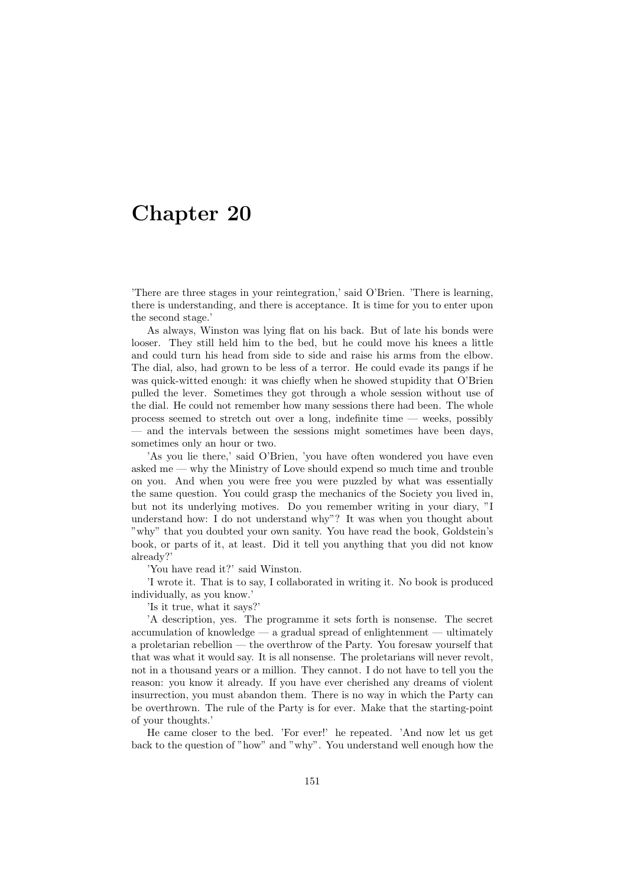# Chapter 20

'There are three stages in your reintegration,' said O'Brien. 'There is learning, there is understanding, and there is acceptance. It is time for you to enter upon the second stage.'

As always, Winston was lying flat on his back. But of late his bonds were looser. They still held him to the bed, but he could move his knees a little and could turn his head from side to side and raise his arms from the elbow. The dial, also, had grown to be less of a terror. He could evade its pangs if he was quick-witted enough: it was chiefly when he showed stupidity that O'Brien pulled the lever. Sometimes they got through a whole session without use of the dial. He could not remember how many sessions there had been. The whole process seemed to stretch out over a long, indefinite time — weeks, possibly — and the intervals between the sessions might sometimes have been days, sometimes only an hour or two.

'As you lie there,' said O'Brien, 'you have often wondered you have even asked me — why the Ministry of Love should expend so much time and trouble on you. And when you were free you were puzzled by what was essentially the same question. You could grasp the mechanics of the Society you lived in, but not its underlying motives. Do you remember writing in your diary, "I understand how: I do not understand why"? It was when you thought about "why" that you doubted your own sanity. You have read the book, Goldstein's book, or parts of it, at least. Did it tell you anything that you did not know already?'

'You have read it?' said Winston.

'I wrote it. That is to say, I collaborated in writing it. No book is produced individually, as you know.'

'Is it true, what it says?'

'A description, yes. The programme it sets forth is nonsense. The secret accumulation of knowledge — a gradual spread of enlightenment — ultimately a proletarian rebellion — the overthrow of the Party. You foresaw yourself that that was what it would say. It is all nonsense. The proletarians will never revolt, not in a thousand years or a million. They cannot. I do not have to tell you the reason: you know it already. If you have ever cherished any dreams of violent insurrection, you must abandon them. There is no way in which the Party can be overthrown. The rule of the Party is for ever. Make that the starting-point of your thoughts.'

He came closer to the bed. 'For ever!' he repeated. 'And now let us get back to the question of "how" and "why". You understand well enough how the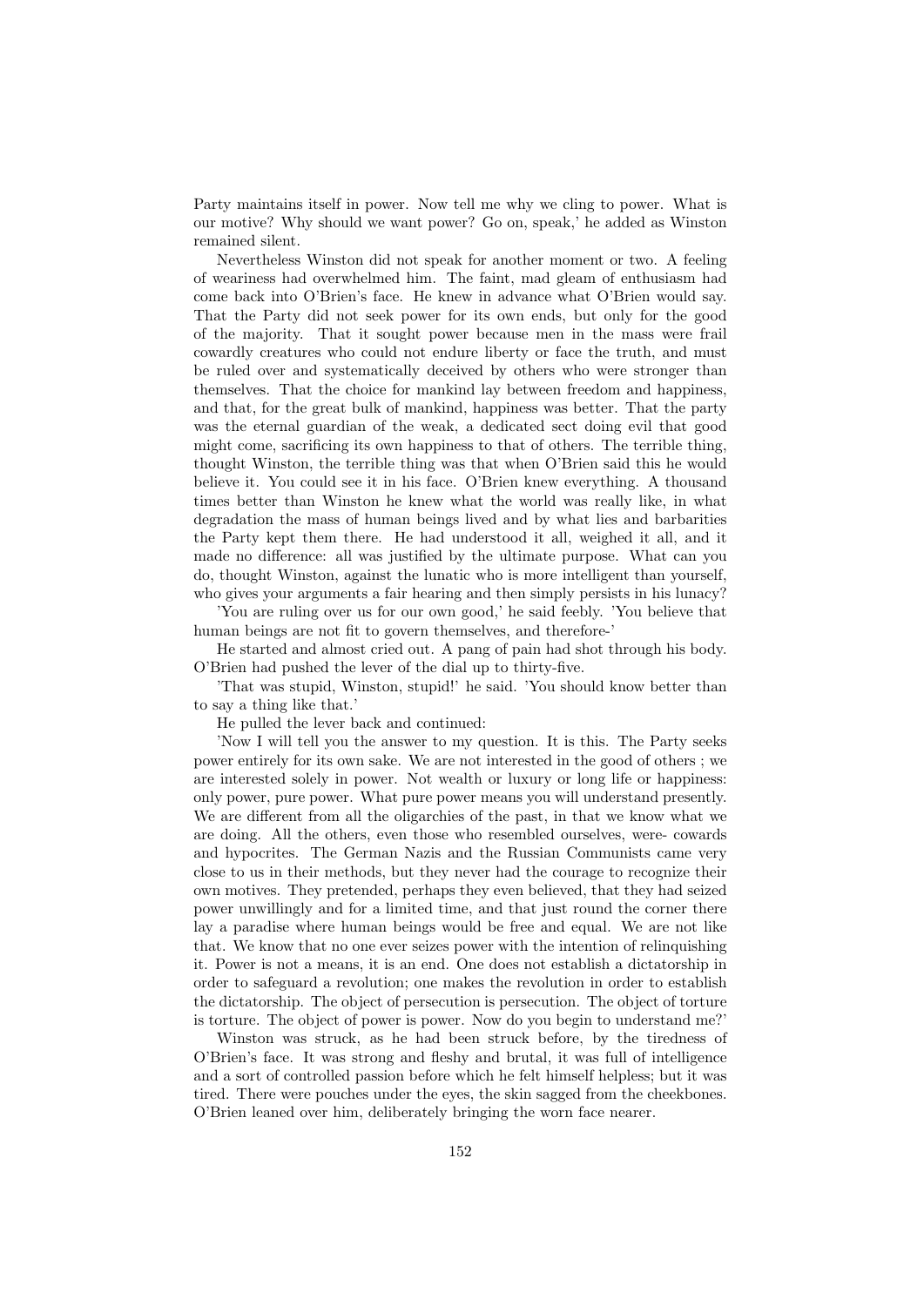Party maintains itself in power. Now tell me why we cling to power. What is our motive? Why should we want power? Go on, speak,' he added as Winston remained silent.

Nevertheless Winston did not speak for another moment or two. A feeling of weariness had overwhelmed him. The faint, mad gleam of enthusiasm had come back into O'Brien's face. He knew in advance what O'Brien would say. That the Party did not seek power for its own ends, but only for the good of the majority. That it sought power because men in the mass were frail cowardly creatures who could not endure liberty or face the truth, and must be ruled over and systematically deceived by others who were stronger than themselves. That the choice for mankind lay between freedom and happiness, and that, for the great bulk of mankind, happiness was better. That the party was the eternal guardian of the weak, a dedicated sect doing evil that good might come, sacrificing its own happiness to that of others. The terrible thing, thought Winston, the terrible thing was that when O'Brien said this he would believe it. You could see it in his face. O'Brien knew everything. A thousand times better than Winston he knew what the world was really like, in what degradation the mass of human beings lived and by what lies and barbarities the Party kept them there. He had understood it all, weighed it all, and it made no difference: all was justified by the ultimate purpose. What can you do, thought Winston, against the lunatic who is more intelligent than yourself, who gives your arguments a fair hearing and then simply persists in his lunacy?

'You are ruling over us for our own good,' he said feebly. 'You believe that human beings are not fit to govern themselves, and therefore-'

He started and almost cried out. A pang of pain had shot through his body. O'Brien had pushed the lever of the dial up to thirty-five.

'That was stupid, Winston, stupid!' he said. 'You should know better than to say a thing like that.'

He pulled the lever back and continued:

'Now I will tell you the answer to my question. It is this. The Party seeks power entirely for its own sake. We are not interested in the good of others ; we are interested solely in power. Not wealth or luxury or long life or happiness: only power, pure power. What pure power means you will understand presently. We are different from all the oligarchies of the past, in that we know what we are doing. All the others, even those who resembled ourselves, were- cowards and hypocrites. The German Nazis and the Russian Communists came very close to us in their methods, but they never had the courage to recognize their own motives. They pretended, perhaps they even believed, that they had seized power unwillingly and for a limited time, and that just round the corner there lay a paradise where human beings would be free and equal. We are not like that. We know that no one ever seizes power with the intention of relinquishing it. Power is not a means, it is an end. One does not establish a dictatorship in order to safeguard a revolution; one makes the revolution in order to establish the dictatorship. The object of persecution is persecution. The object of torture is torture. The object of power is power. Now do you begin to understand me?'

Winston was struck, as he had been struck before, by the tiredness of O'Brien's face. It was strong and fleshy and brutal, it was full of intelligence and a sort of controlled passion before which he felt himself helpless; but it was tired. There were pouches under the eyes, the skin sagged from the cheekbones. O'Brien leaned over him, deliberately bringing the worn face nearer.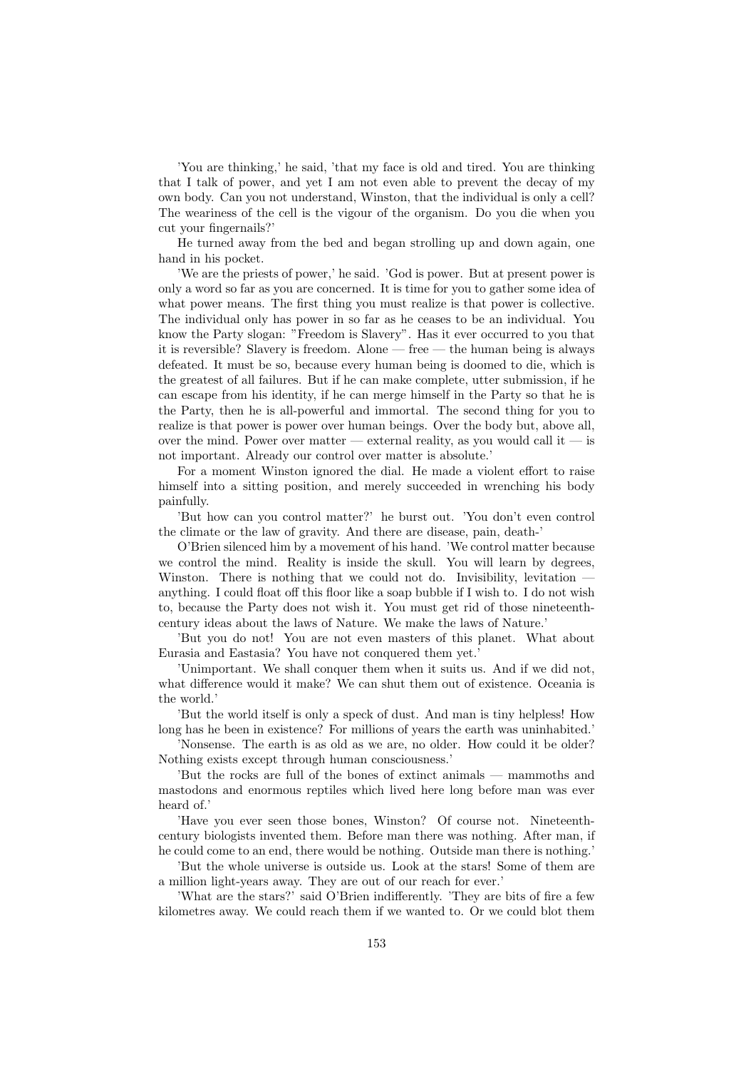'You are thinking,' he said, 'that my face is old and tired. You are thinking that I talk of power, and yet I am not even able to prevent the decay of my own body. Can you not understand, Winston, that the individual is only a cell? The weariness of the cell is the vigour of the organism. Do you die when you cut your fingernails?'

He turned away from the bed and began strolling up and down again, one hand in his pocket.

'We are the priests of power,' he said. 'God is power. But at present power is only a word so far as you are concerned. It is time for you to gather some idea of what power means. The first thing you must realize is that power is collective. The individual only has power in so far as he ceases to be an individual. You know the Party slogan: "Freedom is Slavery". Has it ever occurred to you that it is reversible? Slavery is freedom. Alone — free — the human being is always defeated. It must be so, because every human being is doomed to die, which is the greatest of all failures. But if he can make complete, utter submission, if he can escape from his identity, if he can merge himself in the Party so that he is the Party, then he is all-powerful and immortal. The second thing for you to realize is that power is power over human beings. Over the body but, above all, over the mind. Power over matter — external reality, as you would call it — is not important. Already our control over matter is absolute.'

For a moment Winston ignored the dial. He made a violent effort to raise himself into a sitting position, and merely succeeded in wrenching his body painfully.

'But how can you control matter?' he burst out. 'You don't even control the climate or the law of gravity. And there are disease, pain, death-'

O'Brien silenced him by a movement of his hand. 'We control matter because we control the mind. Reality is inside the skull. You will learn by degrees, Winston. There is nothing that we could not do. Invisibility, levitation — anything. I could float off this floor like a soap bubble if I wish to. I do not wish to, because the Party does not wish it. You must get rid of those nineteenth-century ideas about the laws of Nature. We make the laws of Nature.'

'But you do not! You are not even masters of this planet. What about Eurasia and Eastasia? You have not conquered them yet.'

'Unimportant. We shall conquer them when it suits us. And if we did not, what difference would it make? We can shut them out of existence. Oceania is the world.'

'But the world itself is only a speck of dust. And man is tiny helpless! How long has he been in existence? For millions of years the earth was uninhabited.'

'Nonsense. The earth is as old as we are, no older. How could it be older? Nothing exists except through human consciousness.'

'But the rocks are full of the bones of extinct animals — mammoths and mastodons and enormous reptiles which lived here long before man was ever heard of.'

'Have you ever seen those bones, Winston? Of course not. Nineteenth-century biologists invented them. Before man there was nothing. After man, if he could come to an end, there would be nothing. Outside man there is nothing.'

'But the whole universe is outside us. Look at the stars! Some of them are a million light-years away. They are out of our reach for ever.'

'What are the stars?' said O'Brien indifferently. 'They are bits of fire a few kilometres away. We could reach them if we wanted to. Or we could blot them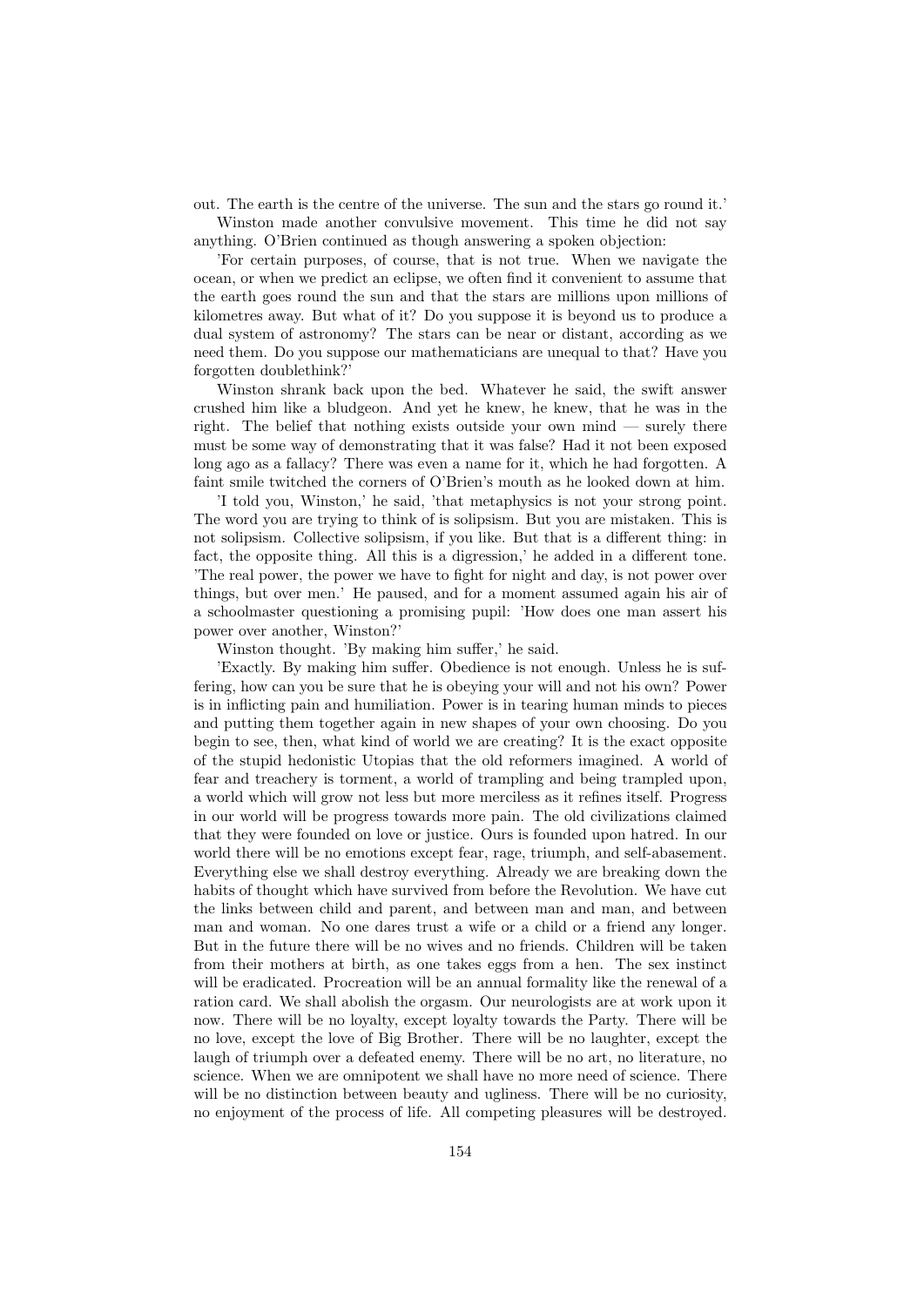out. The earth is the centre of the universe. The sun and the stars go round it.'

Winston made another convulsive movement. This time he did not say anything. O'Brien continued as though answering a spoken objection:

'For certain purposes, of course, that is not true. When we navigate the ocean, or when we predict an eclipse, we often find it convenient to assume that the earth goes round the sun and that the stars are millions upon millions of kilometres away. But what of it? Do you suppose it is beyond us to produce a dual system of astronomy? The stars can be near or distant, according as we need them. Do you suppose our mathematicians are unequal to that? Have you forgotten doublethink?'

Winston shrank back upon the bed. Whatever he said, the swift answer crushed him like a bludgeon. And yet he knew, he knew, that he was in the right. The belief that nothing exists outside your own mind — surely there must be some way of demonstrating that it was false? Had it not been exposed long ago as a fallacy? There was even a name for it, which he had forgotten. A faint smile twitched the corners of O'Brien's mouth as he looked down at him.

'I told you, Winston,' he said, 'that metaphysics is not your strong point. The word you are trying to think of is solipsism. But you are mistaken. This is not solipsism. Collective solipsism, if you like. But that is a different thing: in fact, the opposite thing. All this is a digression,' he added in a different tone. 'The real power, the power we have to fight for night and day, is not power over things, but over men.' He paused, and for a moment assumed again his air of a schoolmaster questioning a promising pupil: 'How does one man assert his power over another, Winston?'

Winston thought. 'By making him suffer,' he said.

'Exactly. By making him suffer. Obedience is not enough. Unless he is suffering, how can you be sure that he is obeying your will and not his own? Power is in inflicting pain and humiliation. Power is in tearing human minds to pieces and putting them together again in new shapes of your own choosing. Do you begin to see, then, what kind of world we are creating? It is the exact opposite of the stupid hedonistic Utopias that the old reformers imagined. A world of fear and treachery is torment, a world of trampling and being trampled upon, a world which will grow not less but more merciless as it refines itself. Progress in our world will be progress towards more pain. The old civilizations claimed that they were founded on love or justice. Ours is founded upon hatred. In our world there will be no emotions except fear, rage, triumph, and self-abasement. Everything else we shall destroy everything. Already we are breaking down the habits of thought which have survived from before the Revolution. We have cut the links between child and parent, and between man and man, and between man and woman. No one dares trust a wife or a child or a friend any longer. But in the future there will be no wives and no friends. Children will be taken from their mothers at birth, as one takes eggs from a hen. The sex instinct will be eradicated. Procreation will be an annual formality like the renewal of a ration card. We shall abolish the orgasm. Our neurologists are at work upon it now. There will be no loyalty, except loyalty towards the Party. There will be no love, except the love of Big Brother. There will be no laughter, except the laugh of triumph over a defeated enemy. There will be no art, no literature, no science. When we are omnipotent we shall have no more need of science. There will be no distinction between beauty and ugliness. There will be no curiosity, no enjoyment of the process of life. All competing pleasures will be destroyed.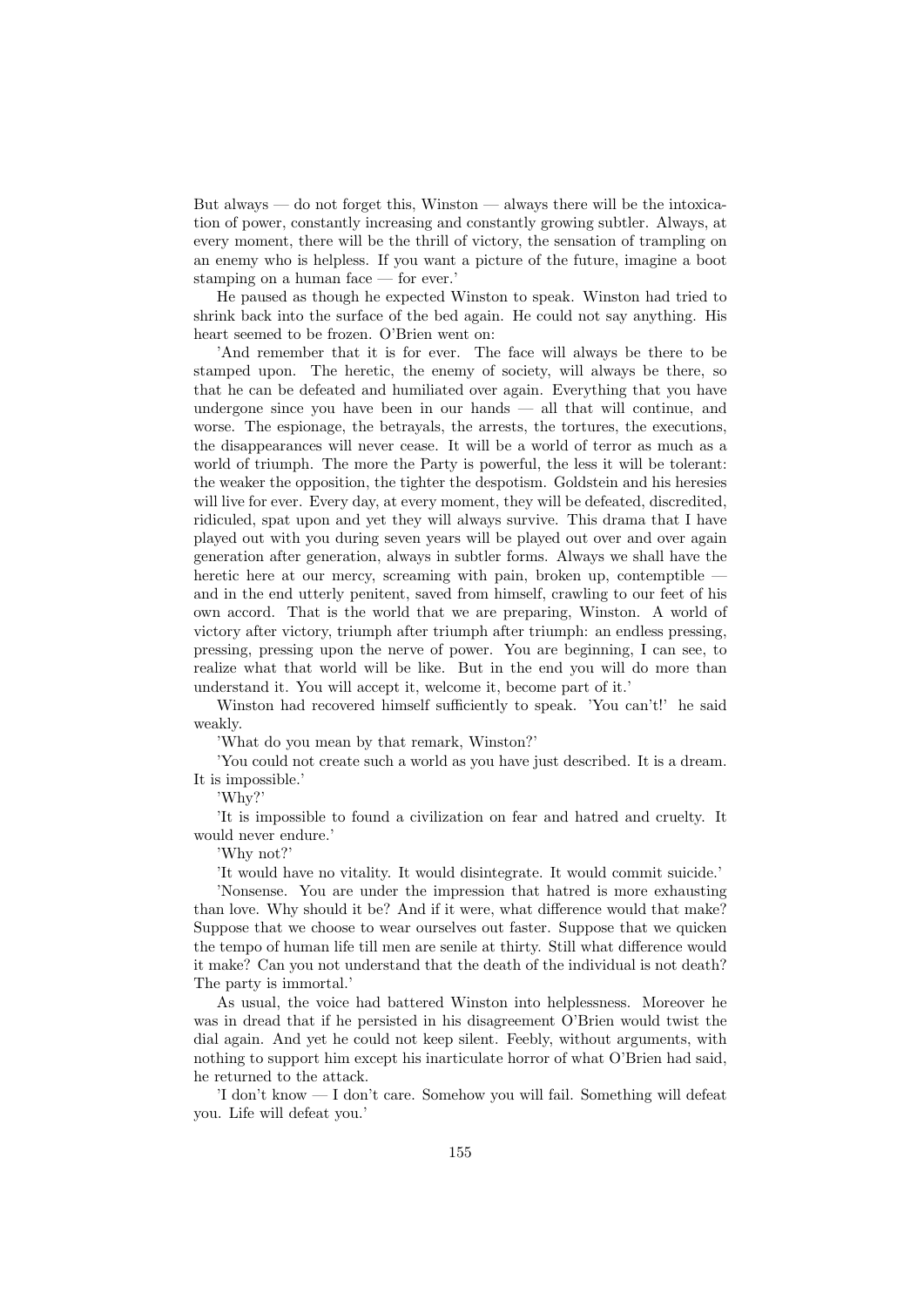But always — do not forget this, Winston — always there will be the intoxication of power, constantly increasing and constantly growing subtler. Always, at every moment, there will be the thrill of victory, the sensation of trampling on an enemy who is helpless. If you want a picture of the future, imagine a boot stamping on a human face — for ever.'

He paused as though he expected Winston to speak. Winston had tried to shrink back into the surface of the bed again. He could not say anything. His heart seemed to be frozen. O'Brien went on:

'And remember that it is for ever. The face will always be there to be stamped upon. The heretic, the enemy of society, will always be there, so that he can be defeated and humiliated over again. Everything that you have undergone since you have been in our hands — all that will continue, and worse. The espionage, the betrayals, the arrests, the tortures, the executions, the disappearances will never cease. It will be a world of terror as much as a world of triumph. The more the Party is powerful, the less it will be tolerant: the weaker the opposition, the tighter the despotism. Goldstein and his heresies will live for ever. Every day, at every moment, they will be defeated, discredited, ridiculed, spat upon and yet they will always survive. This drama that I have played out with you during seven years will be played out over and over again generation after generation, always in subtler forms. Always we shall have the heretic here at our mercy, screaming with pain, broken up, contemptible — and in the end utterly penitent, saved from himself, crawling to our feet of his own accord. That is the world that we are preparing, Winston. A world of victory after victory, triumph after triumph after triumph: an endless pressing, pressing, pressing upon the nerve of power. You are beginning, I can see, to realize what that world will be like. But in the end you will do more than understand it. You will accept it, welcome it, become part of it.'

Winston had recovered himself sufficiently to speak. 'You can't!' he said weakly.

'What do you mean by that remark, Winston?'

'You could not create such a world as you have just described. It is a dream. It is impossible.'

'Why?'

'It is impossible to found a civilization on fear and hatred and cruelty. It would never endure.'

'Why not?'

'It would have no vitality. It would disintegrate. It would commit suicide.'

'Nonsense. You are under the impression that hatred is more exhausting than love. Why should it be? And if it were, what difference would that make? Suppose that we choose to wear ourselves out faster. Suppose that we quicken the tempo of human life till men are senile at thirty. Still what difference would it make? Can you not understand that the death of the individual is not death? The party is immortal.'

As usual, the voice had battered Winston into helplessness. Moreover he was in dread that if he persisted in his disagreement O'Brien would twist the dial again. And yet he could not keep silent. Feebly, without arguments, with nothing to support him except his inarticulate horror of what O'Brien had said, he returned to the attack.

'I don't know — I don't care. Somehow you will fail. Something will defeat you. Life will defeat you.'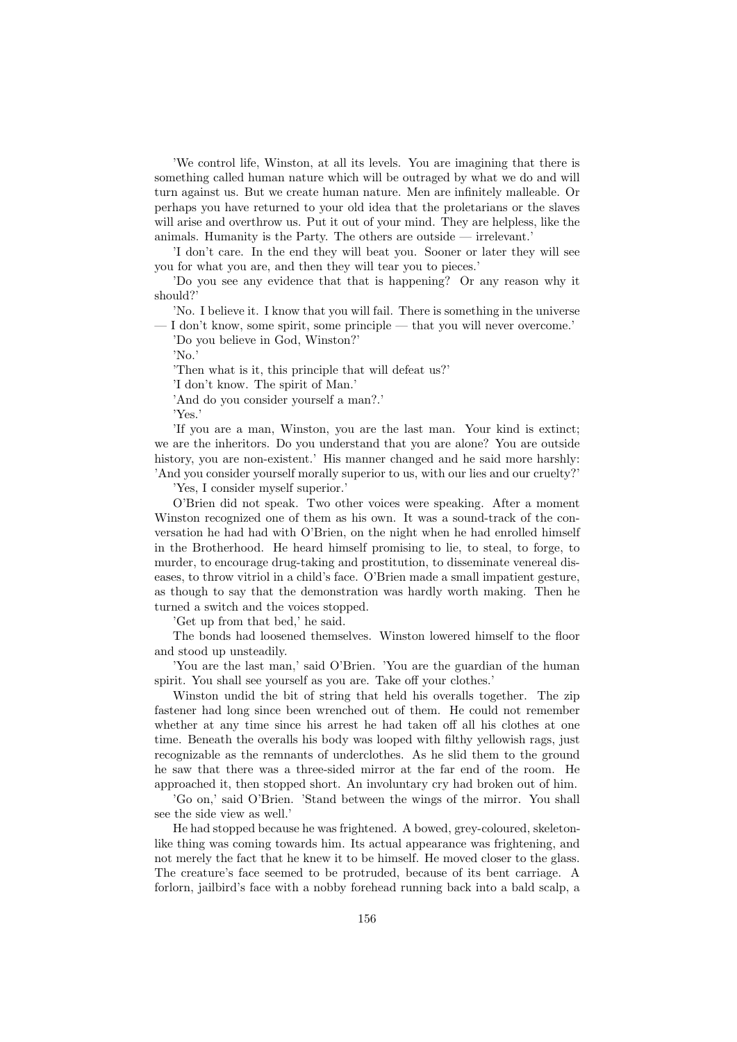'We control life, Winston, at all its levels. You are imagining that there is something called human nature which will be outraged by what we do and will turn against us. But we create human nature. Men are infinitely malleable. Or perhaps you have returned to your old idea that the proletarians or the slaves will arise and overthrow us. Put it out of your mind. They are helpless, like the animals. Humanity is the Party. The others are outside — irrelevant.'

'I don't care. In the end they will beat you. Sooner or later they will see you for what you are, and then they will tear you to pieces.'

'Do you see any evidence that that is happening? Or any reason why it should?'

'No. I believe it. I know that you will fail. There is something in the universe — I don't know, some spirit, some principle — that you will never overcome.'

'Do you believe in God, Winston?'

'No.'

'Then what is it, this principle that will defeat us?'

'I don't know. The spirit of Man.'

'And do you consider yourself a man?.'

'Yes.'

'If you are a man, Winston, you are the last man. Your kind is extinct; we are the inheritors. Do you understand that you are alone? You are outside history, you are non-existent.' His manner changed and he said more harshly: 'And you consider yourself morally superior to us, with our lies and our cruelty?'

'Yes, I consider myself superior.'

O'Brien did not speak. Two other voices were speaking. After a moment Winston recognized one of them as his own. It was a sound-track of the conversation he had had with O'Brien, on the night when he had enrolled himself in the Brotherhood. He heard himself promising to lie, to steal, to forge, to murder, to encourage drug-taking and prostitution, to disseminate venereal diseases, to throw vitriol in a child's face. O'Brien made a small impatient gesture, as though to say that the demonstration was hardly worth making. Then he turned a switch and the voices stopped.

'Get up from that bed,' he said.

The bonds had loosened themselves. Winston lowered himself to the floor and stood up unsteadily.

'You are the last man,' said O'Brien. 'You are the guardian of the human spirit. You shall see yourself as you are. Take off your clothes.'

Winston undid the bit of string that held his overalls together. The zip fastener had long since been wrenched out of them. He could not remember whether at any time since his arrest he had taken off all his clothes at one time. Beneath the overalls his body was looped with filthy yellowish rags, just recognizable as the remnants of underclothes. As he slid them to the ground he saw that there was a three-sided mirror at the far end of the room. He approached it, then stopped short. An involuntary cry had broken out of him.

'Go on,' said O'Brien. 'Stand between the wings of the mirror. You shall see the side view as well.'

He had stopped because he was frightened. A bowed, grey-coloured, skeleton-like thing was coming towards him. Its actual appearance was frightening, and not merely the fact that he knew it to be himself. He moved closer to the glass. The creature's face seemed to be protruded, because of its bent carriage. A forlorn, jailbird's face with a nobby forehead running back into a bald scalp, a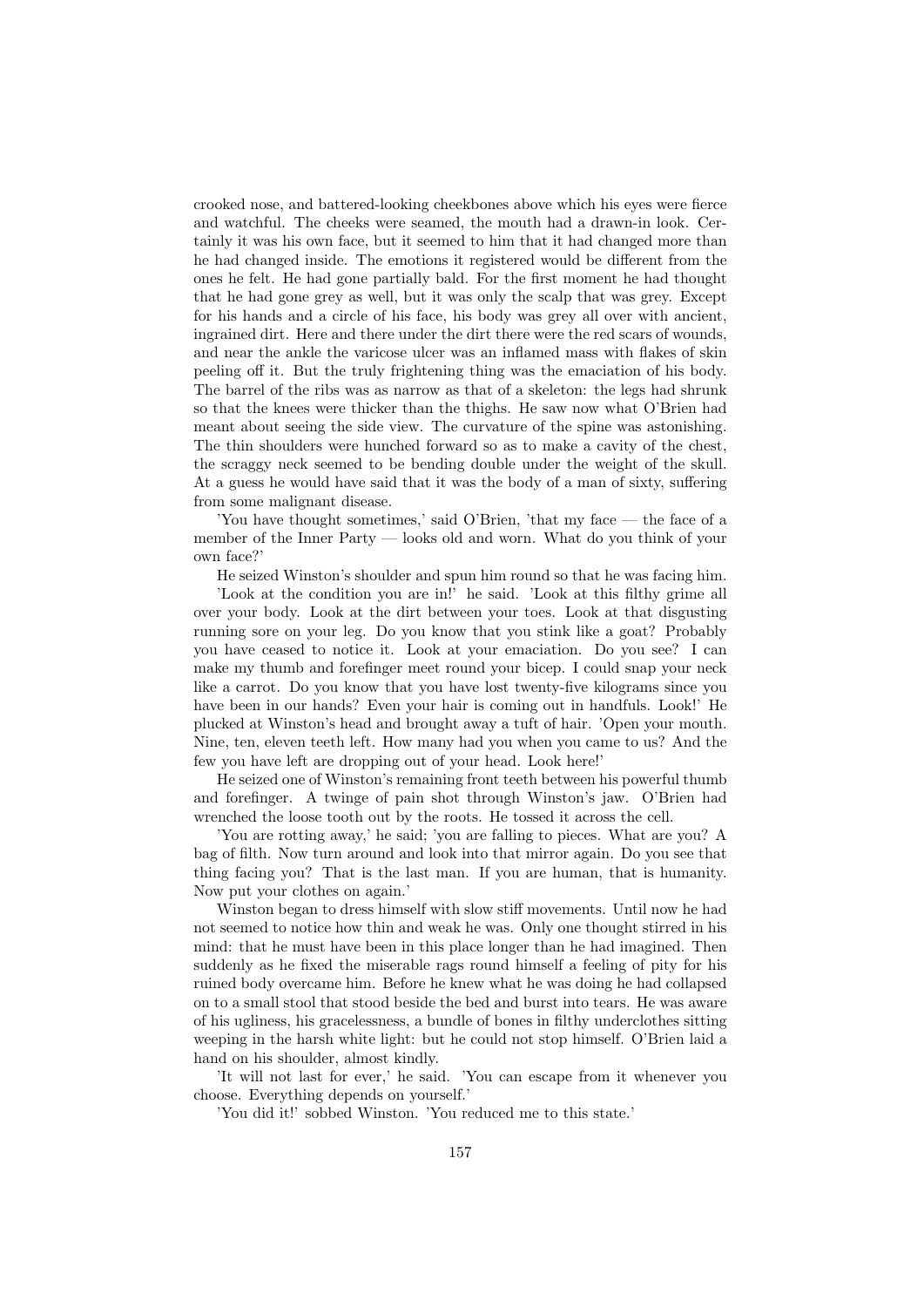crooked nose, and battered-looking cheekbones above which his eyes were fierce and watchful. The cheeks were seamed, the mouth had a drawn-in look. Certainly it was his own face, but it seemed to him that it had changed more than he had changed inside. The emotions it registered would be different from the ones he felt. He had gone partially bald. For the first moment he had thought that he had gone grey as well, but it was only the scalp that was grey. Except for his hands and a circle of his face, his body was grey all over with ancient, ingrained dirt. Here and there under the dirt there were the red scars of wounds, and near the ankle the varicose ulcer was an inflamed mass with flakes of skin peeling off it. But the truly frightening thing was the emaciation of his body. The barrel of the ribs was as narrow as that of a skeleton: the legs had shrunk so that the knees were thicker than the thighs. He saw now what O'Brien had meant about seeing the side view. The curvature of the spine was astonishing. The thin shoulders were hunched forward so as to make a cavity of the chest, the scraggy neck seemed to be bending double under the weight of the skull. At a guess he would have said that it was the body of a man of sixty, suffering from some malignant disease.

'You have thought sometimes,' said O'Brien, 'that my face — the face of a member of the Inner Party — looks old and worn. What do you think of your own face?'

He seized Winston's shoulder and spun him round so that he was facing him.

'Look at the condition you are in!' he said. 'Look at this filthy grime all over your body. Look at the dirt between your toes. Look at that disgusting running sore on your leg. Do you know that you stink like a goat? Probably you have ceased to notice it. Look at your emaciation. Do you see? I can make my thumb and forefinger meet round your bicep. I could snap your neck like a carrot. Do you know that you have lost twenty-five kilograms since you have been in our hands? Even your hair is coming out in handfuls. Look!' He plucked at Winston's head and brought away a tuft of hair. 'Open your mouth. Nine, ten, eleven teeth left. How many had you when you came to us? And the few you have left are dropping out of your head. Look here!'

He seized one of Winston's remaining front teeth between his powerful thumb and forefinger. A twinge of pain shot through Winston's jaw. O'Brien had wrenched the loose tooth out by the roots. He tossed it across the cell.

'You are rotting away,' he said; 'you are falling to pieces. What are you? A bag of filth. Now turn around and look into that mirror again. Do you see that thing facing you? That is the last man. If you are human, that is humanity. Now put your clothes on again.'

Winston began to dress himself with slow stiff movements. Until now he had not seemed to notice how thin and weak he was. Only one thought stirred in his mind: that he must have been in this place longer than he had imagined. Then suddenly as he fixed the miserable rags round himself a feeling of pity for his ruined body overcame him. Before he knew what he was doing he had collapsed on to a small stool that stood beside the bed and burst into tears. He was aware of his ugliness, his gracelessness, a bundle of bones in filthy underclothes sitting weeping in the harsh white light: but he could not stop himself. O'Brien laid a hand on his shoulder, almost kindly.

'It will not last for ever,' he said. 'You can escape from it whenever you choose. Everything depends on yourself.'

'You did it!' sobbed Winston. 'You reduced me to this state.'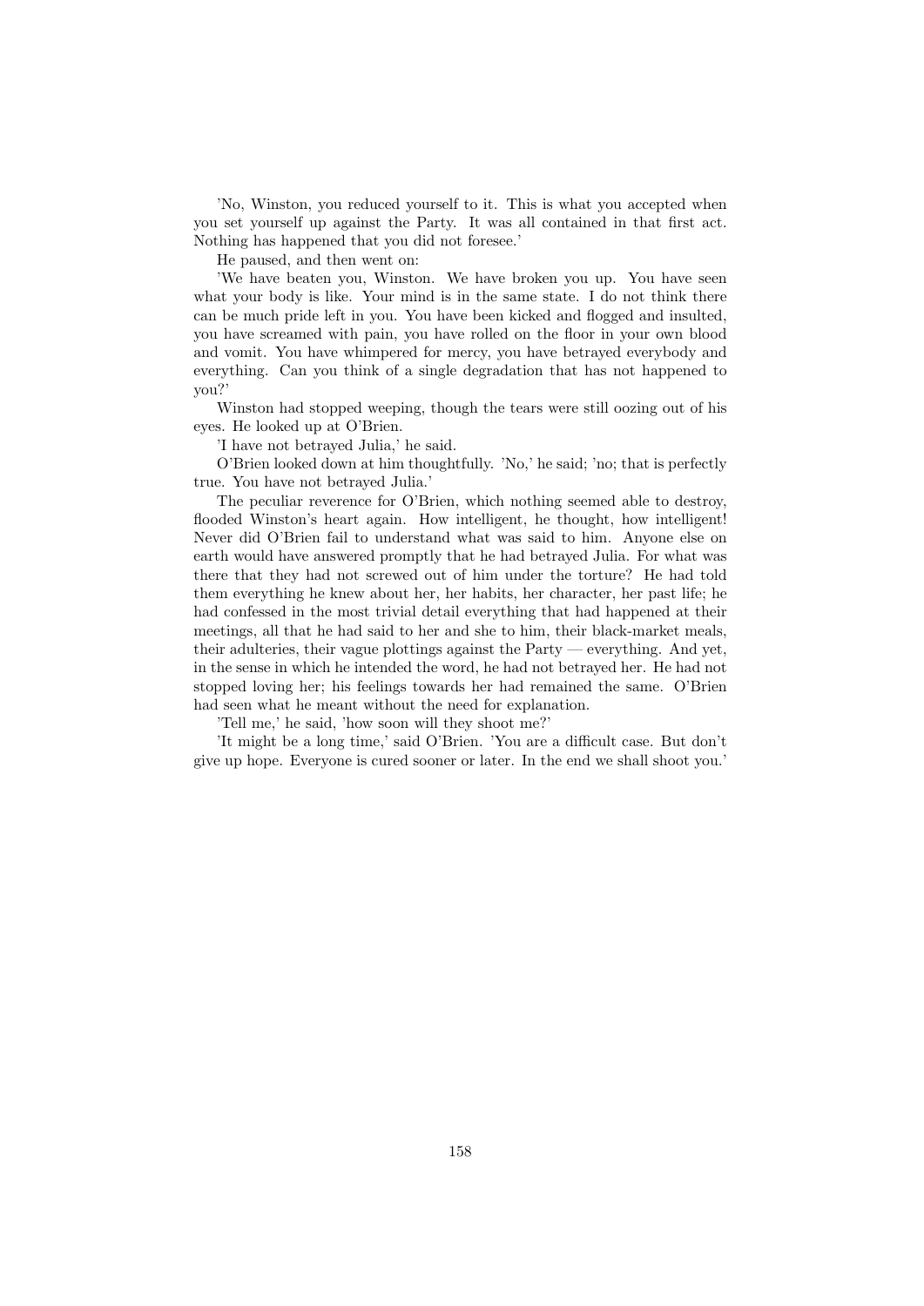'No, Winston, you reduced yourself to it. This is what you accepted when you set yourself up against the Party. It was all contained in that first act. Nothing has happened that you did not foresee.'

He paused, and then went on:

'We have beaten you, Winston. We have broken you up. You have seen what your body is like. Your mind is in the same state. I do not think there can be much pride left in you. You have been kicked and flogged and insulted, you have screamed with pain, you have rolled on the floor in your own blood and vomit. You have whimpered for mercy, you have betrayed everybody and everything. Can you think of a single degradation that has not happened to you?'

Winston had stopped weeping, though the tears were still oozing out of his eyes. He looked up at O'Brien.

'I have not betrayed Julia,' he said.

O'Brien looked down at him thoughtfully. 'No,' he said; 'no; that is perfectly true. You have not betrayed Julia.'

The peculiar reverence for O'Brien, which nothing seemed able to destroy, flooded Winston's heart again. How intelligent, he thought, how intelligent! Never did O'Brien fail to understand what was said to him. Anyone else on earth would have answered promptly that he had betrayed Julia. For what was there that they had not screwed out of him under the torture? He had told them everything he knew about her, her habits, her character, her past life; he had confessed in the most trivial detail everything that had happened at their meetings, all that he had said to her and she to him, their black-market meals, their adulteries, their vague plottings against the Party — everything. And yet, in the sense in which he intended the word, he had not betrayed her. He had not stopped loving her; his feelings towards her had remained the same. O'Brien had seen what he meant without the need for explanation.

'Tell me,' he said, 'how soon will they shoot me?'

'It might be a long time,' said O'Brien. 'You are a difficult case. But don't give up hope. Everyone is cured sooner or later. In the end we shall shoot you.'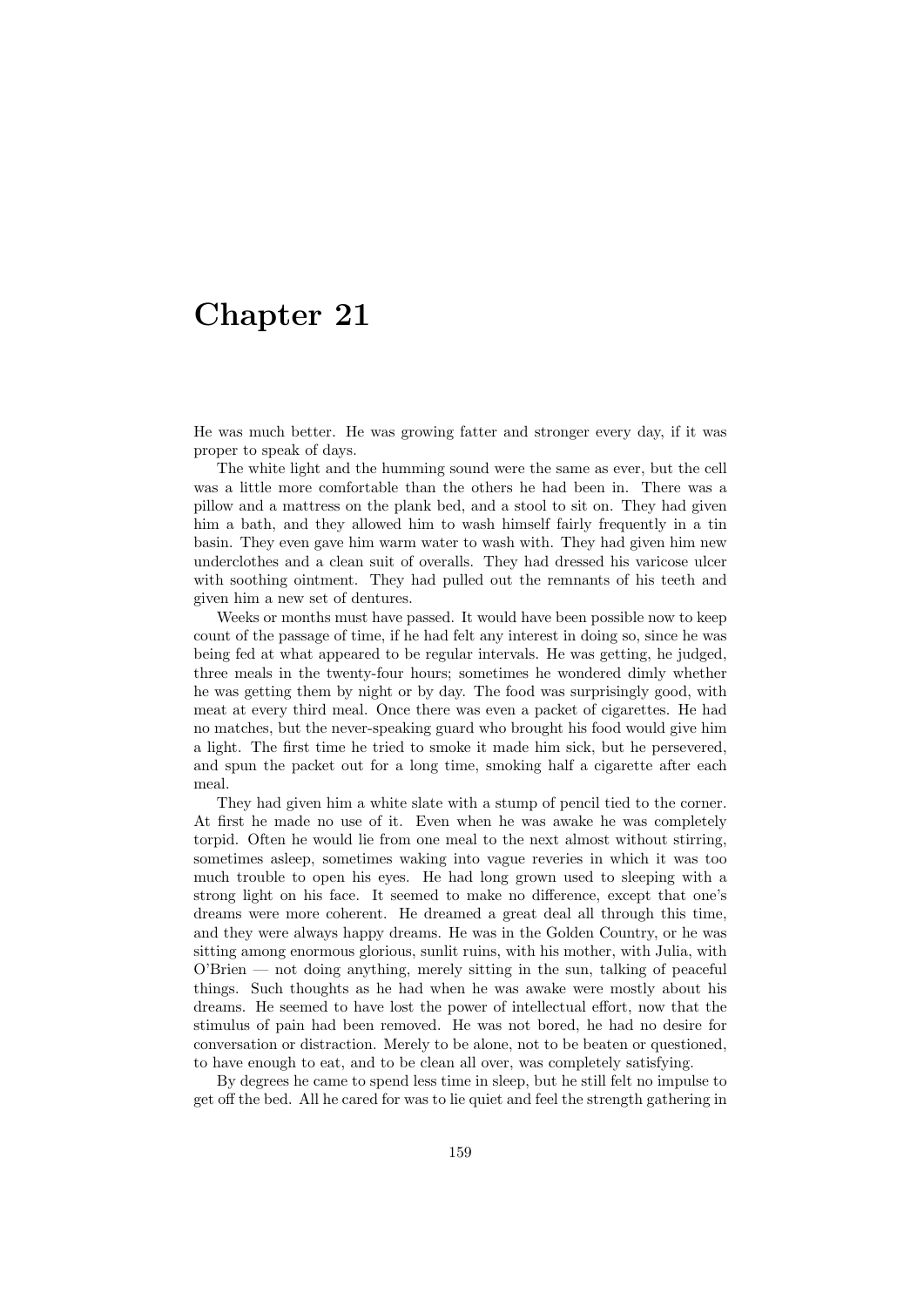# Chapter 21

He was much better. He was growing fatter and stronger every day, if it was proper to speak of days.

The white light and the humming sound were the same as ever, but the cell was a little more comfortable than the others he had been in. There was a pillow and a mattress on the plank bed, and a stool to sit on. They had given him a bath, and they allowed him to wash himself fairly frequently in a tin basin. They even gave him warm water to wash with. They had given him new underclothes and a clean suit of overalls. They had dressed his varicose ulcer with soothing ointment. They had pulled out the remnants of his teeth and given him a new set of dentures.

Weeks or months must have passed. It would have been possible now to keep count of the passage of time, if he had felt any interest in doing so, since he was being fed at what appeared to be regular intervals. He was getting, he judged, three meals in the twenty-four hours; sometimes he wondered dimly whether he was getting them by night or by day. The food was surprisingly good, with meat at every third meal. Once there was even a packet of cigarettes. He had no matches, but the never-speaking guard who brought his food would give him a light. The first time he tried to smoke it made him sick, but he persevered, and spun the packet out for a long time, smoking half a cigarette after each meal.

They had given him a white slate with a stump of pencil tied to the corner. At first he made no use of it. Even when he was awake he was completely torpid. Often he would lie from one meal to the next almost without stirring, sometimes asleep, sometimes waking into vague reveries in which it was too much trouble to open his eyes. He had long grown used to sleeping with a strong light on his face. It seemed to make no difference, except that one's dreams were more coherent. He dreamed a great deal all through this time, and they were always happy dreams. He was in the Golden Country, or he was sitting among enormous glorious, sunlit ruins, with his mother, with Julia, with O'Brien — not doing anything, merely sitting in the sun, talking of peaceful things. Such thoughts as he had when he was awake were mostly about his dreams. He seemed to have lost the power of intellectual effort, now that the stimulus of pain had been removed. He was not bored, he had no desire for conversation or distraction. Merely to be alone, not to be beaten or questioned, to have enough to eat, and to be clean all over, was completely satisfying.

By degrees he came to spend less time in sleep, but he still felt no impulse to get off the bed. All he cared for was to lie quiet and feel the strength gathering in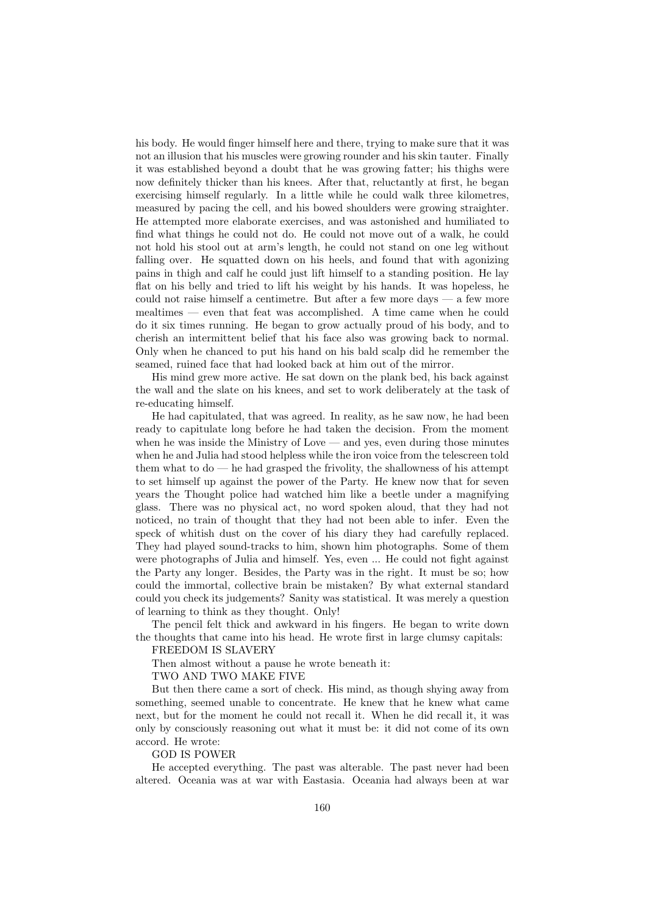his body. He would finger himself here and there, trying to make sure that it was not an illusion that his muscles were growing rounder and his skin tauter. Finally it was established beyond a doubt that he was growing fatter; his thighs were now definitely thicker than his knees. After that, reluctantly at first, he began exercising himself regularly. In a little while he could walk three kilometres, measured by pacing the cell, and his bowed shoulders were growing straighter. He attempted more elaborate exercises, and was astonished and humiliated to find what things he could not do. He could not move out of a walk, he could not hold his stool out at arm's length, he could not stand on one leg without falling over. He squatted down on his heels, and found that with agonizing pains in thigh and calf he could just lift himself to a standing position. He lay flat on his belly and tried to lift his weight by his hands. It was hopeless, he could not raise himself a centimetre. But after a few more days — a few more mealtimes — even that feat was accomplished. A time came when he could do it six times running. He began to grow actually proud of his body, and to cherish an intermittent belief that his face also was growing back to normal. Only when he chanced to put his hand on his bald scalp did he remember the seamed, ruined face that had looked back at him out of the mirror.

His mind grew more active. He sat down on the plank bed, his back against the wall and the slate on his knees, and set to work deliberately at the task of re-educating himself.

He had capitulated, that was agreed. In reality, as he saw now, he had been ready to capitulate long before he had taken the decision. From the moment when he was inside the Ministry of Love — and yes, even during those minutes when he and Julia had stood helpless while the iron voice from the telescreen told them what to do — he had grasped the frivolity, the shallowness of his attempt to set himself up against the power of the Party. He knew now that for seven years the Thought police had watched him like a beetle under a magnifying glass. There was no physical act, no word spoken aloud, that they had not noticed, no train of thought that they had not been able to infer. Even the speck of whitish dust on the cover of his diary they had carefully replaced. They had played sound-tracks to him, shown him photographs. Some of them were photographs of Julia and himself. Yes, even ... He could not fight against the Party any longer. Besides, the Party was in the right. It must be so; how could the immortal, collective brain be mistaken? By what external standard could you check its judgements? Sanity was statistical. It was merely a question of learning to think as they thought. Only!

The pencil felt thick and awkward in his fingers. He began to write down the thoughts that came into his head. He wrote first in large clumsy capitals:

FREEDOM IS SLAVERY

Then almost without a pause he wrote beneath it:

TWO AND TWO MAKE FIVE

But then there came a sort of check. His mind, as though shying away from something, seemed unable to concentrate. He knew that he knew what came next, but for the moment he could not recall it. When he did recall it, it was only by consciously reasoning out what it must be: it did not come of its own accord. He wrote:

GOD IS POWER

He accepted everything. The past was alterable. The past never had been altered. Oceania was at war with Eastasia. Oceania had always been at war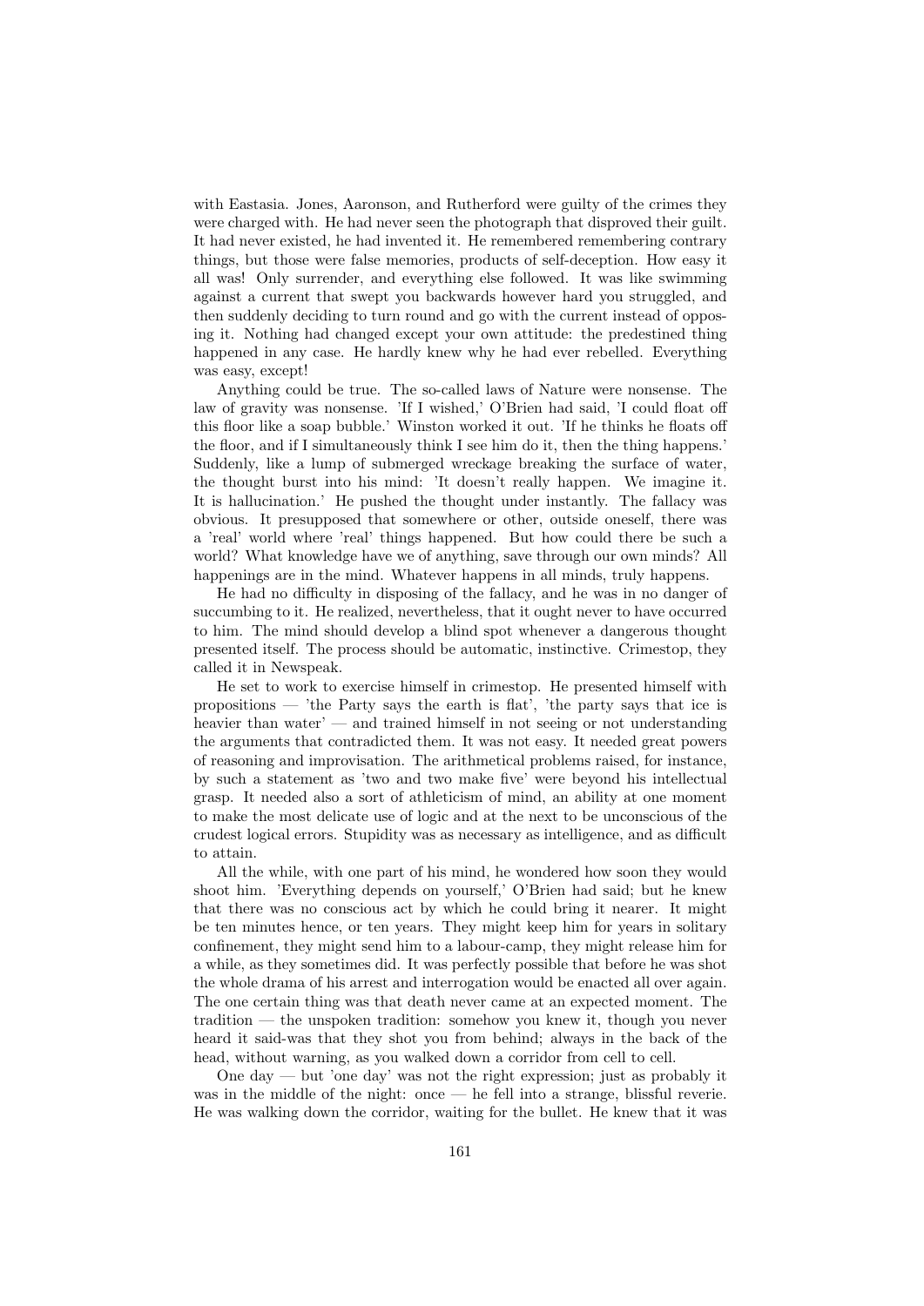with Eastasia. Jones, Aaronson, and Rutherford were guilty of the crimes they were charged with. He had never seen the photograph that disproved their guilt. It had never existed, he had invented it. He remembered remembering contrary things, but those were false memories, products of self-deception. How easy it all was! Only surrender, and everything else followed. It was like swimming against a current that swept you backwards however hard you struggled, and then suddenly deciding to turn round and go with the current instead of opposing it. Nothing had changed except your own attitude: the predestined thing happened in any case. He hardly knew why he had ever rebelled. Everything was easy, except!

Anything could be true. The so-called laws of Nature were nonsense. The law of gravity was nonsense. 'If I wished,' O'Brien had said, 'I could float off this floor like a soap bubble.' Winston worked it out. 'If he thinks he floats off the floor, and if I simultaneously think I see him do it, then the thing happens.' Suddenly, like a lump of submerged wreckage breaking the surface of water, the thought burst into his mind: 'It doesn't really happen. We imagine it. It is hallucination.' He pushed the thought under instantly. The fallacy was obvious. It presupposed that somewhere or other, outside oneself, there was a 'real' world where 'real' things happened. But how could there be such a world? What knowledge have we of anything, save through our own minds? All happenings are in the mind. Whatever happens in all minds, truly happens.

He had no difficulty in disposing of the fallacy, and he was in no danger of succumbing to it. He realized, nevertheless, that it ought never to have occurred to him. The mind should develop a blind spot whenever a dangerous thought presented itself. The process should be automatic, instinctive. Crimestop, they called it in Newspeak.

He set to work to exercise himself in crimestop. He presented himself with propositions — 'the Party says the earth is flat', 'the party says that ice is heavier than water' — and trained himself in not seeing or not understanding the arguments that contradicted them. It was not easy. It needed great powers of reasoning and improvisation. The arithmetical problems raised, for instance, by such a statement as 'two and two make five' were beyond his intellectual grasp. It needed also a sort of athleticism of mind, an ability at one moment to make the most delicate use of logic and at the next to be unconscious of the crudest logical errors. Stupidity was as necessary as intelligence, and as difficult to attain.

All the while, with one part of his mind, he wondered how soon they would shoot him. 'Everything depends on yourself,' O'Brien had said; but he knew that there was no conscious act by which he could bring it nearer. It might be ten minutes hence, or ten years. They might keep him for years in solitary confinement, they might send him to a labour-camp, they might release him for a while, as they sometimes did. It was perfectly possible that before he was shot the whole drama of his arrest and interrogation would be enacted all over again. The one certain thing was that death never came at an expected moment. The tradition — the unspoken tradition: somehow you knew it, though you never heard it said-was that they shot you from behind; always in the back of the head, without warning, as you walked down a corridor from cell to cell.

One day — but 'one day' was not the right expression; just as probably it was in the middle of the night: once — he fell into a strange, blissful reverie. He was walking down the corridor, waiting for the bullet. He knew that it was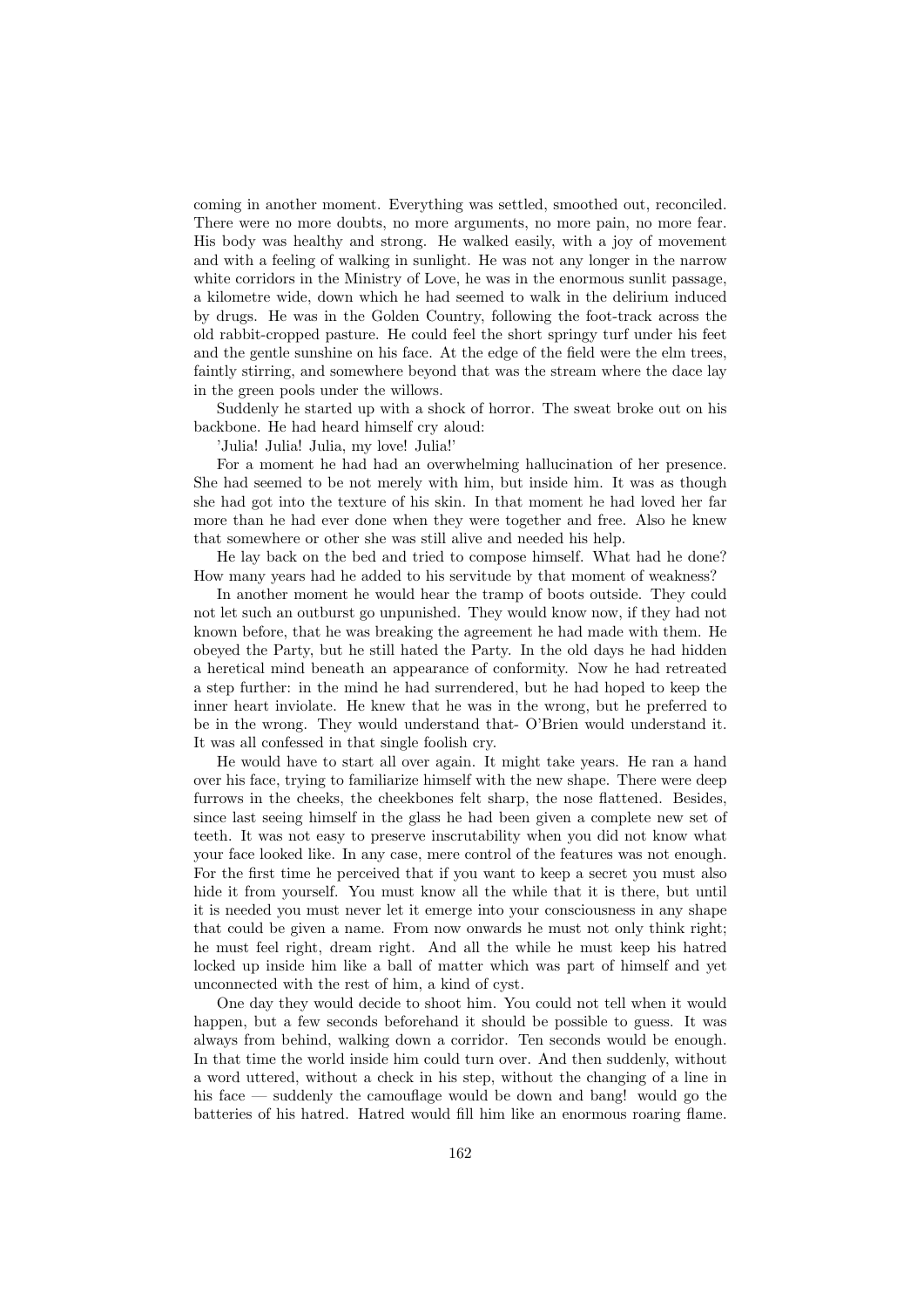coming in another moment. Everything was settled, smoothed out, reconciled. There were no more doubts, no more arguments, no more pain, no more fear. His body was healthy and strong. He walked easily, with a joy of movement and with a feeling of walking in sunlight. He was not any longer in the narrow white corridors in the Ministry of Love, he was in the enormous sunlit passage, a kilometre wide, down which he had seemed to walk in the delirium induced by drugs. He was in the Golden Country, following the foot-track across the old rabbit-cropped pasture. He could feel the short springy turf under his feet and the gentle sunshine on his face. At the edge of the field were the elm trees, faintly stirring, and somewhere beyond that was the stream where the dace lay in the green pools under the willows.

Suddenly he started up with a shock of horror. The sweat broke out on his backbone. He had heard himself cry aloud:

'Julia! Julia! Julia, my love! Julia!'

For a moment he had had an overwhelming hallucination of her presence. She had seemed to be not merely with him, but inside him. It was as though she had got into the texture of his skin. In that moment he had loved her far more than he had ever done when they were together and free. Also he knew that somewhere or other she was still alive and needed his help.

He lay back on the bed and tried to compose himself. What had he done? How many years had he added to his servitude by that moment of weakness?

In another moment he would hear the tramp of boots outside. They could not let such an outburst go unpunished. They would know now, if they had not known before, that he was breaking the agreement he had made with them. He obeyed the Party, but he still hated the Party. In the old days he had hidden a heretical mind beneath an appearance of conformity. Now he had retreated a step further: in the mind he had surrendered, but he had hoped to keep the inner heart inviolate. He knew that he was in the wrong, but he preferred to be in the wrong. They would understand that- O'Brien would understand it. It was all confessed in that single foolish cry.

He would have to start all over again. It might take years. He ran a hand over his face, trying to familiarize himself with the new shape. There were deep furrows in the cheeks, the cheekbones felt sharp, the nose flattened. Besides, since last seeing himself in the glass he had been given a complete new set of teeth. It was not easy to preserve inscrutability when you did not know what your face looked like. In any case, mere control of the features was not enough. For the first time he perceived that if you want to keep a secret you must also hide it from yourself. You must know all the while that it is there, but until it is needed you must never let it emerge into your consciousness in any shape that could be given a name. From now onwards he must not only think right; he must feel right, dream right. And all the while he must keep his hatred locked up inside him like a ball of matter which was part of himself and yet unconnected with the rest of him, a kind of cyst.

One day they would decide to shoot him. You could not tell when it would happen, but a few seconds beforehand it should be possible to guess. It was always from behind, walking down a corridor. Ten seconds would be enough. In that time the world inside him could turn over. And then suddenly, without a word uttered, without a check in his step, without the changing of a line in his face — suddenly the camouflage would be down and bang! would go the batteries of his hatred. Hatred would fill him like an enormous roaring flame.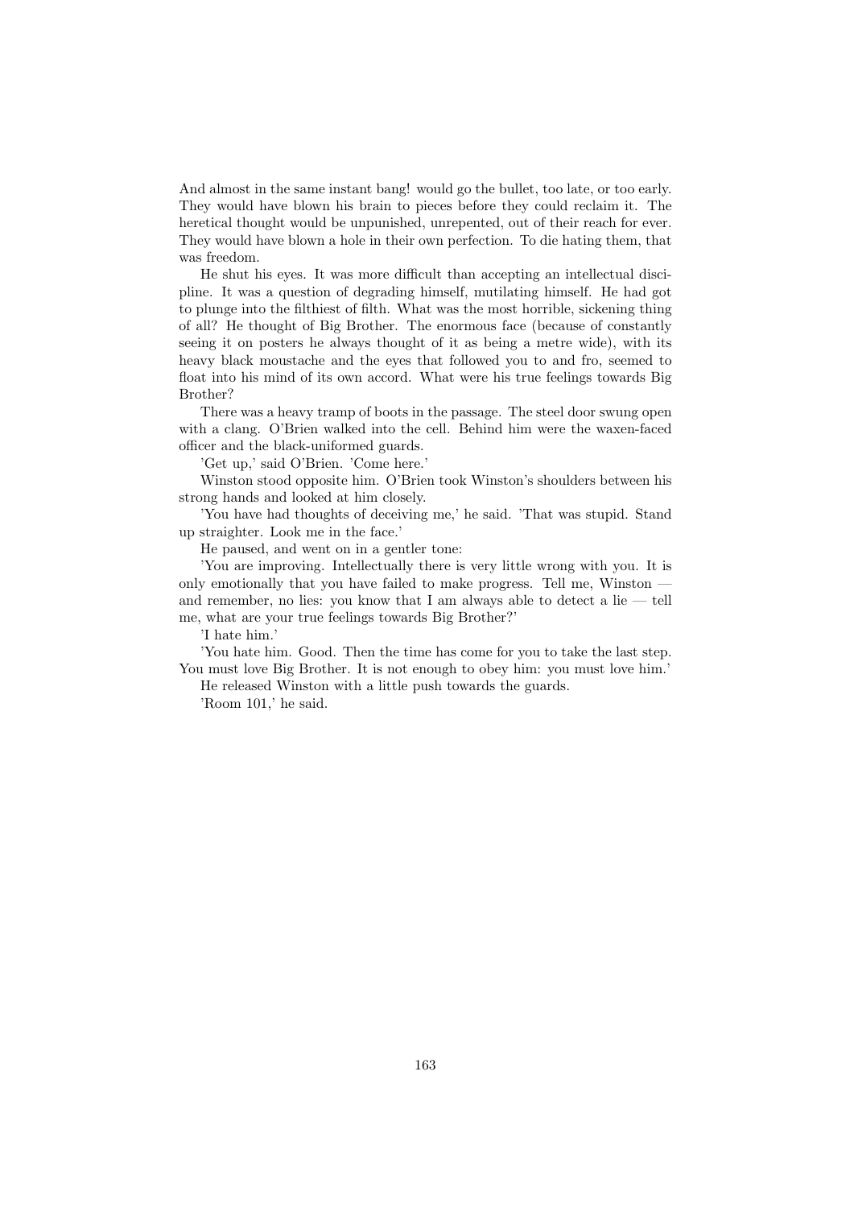And almost in the same instant bang! would go the bullet, too late, or too early. They would have blown his brain to pieces before they could reclaim it. The heretical thought would be unpunished, unrepented, out of their reach for ever. They would have blown a hole in their own perfection. To die hating them, that was freedom.

He shut his eyes. It was more difficult than accepting an intellectual discipline. It was a question of degrading himself, mutilating himself. He had got to plunge into the filthiest of filth. What was the most horrible, sickening thing of all? He thought of Big Brother. The enormous face (because of constantly seeing it on posters he always thought of it as being a metre wide), with its heavy black moustache and the eyes that followed you to and fro, seemed to float into his mind of its own accord. What were his true feelings towards Big Brother?

There was a heavy tramp of boots in the passage. The steel door swung open with a clang. O'Brien walked into the cell. Behind him were the waxen-faced officer and the black-uniformed guards.

'Get up,' said O'Brien. 'Come here.'

Winston stood opposite him. O'Brien took Winston's shoulders between his strong hands and looked at him closely.

'You have had thoughts of deceiving me,' he said. 'That was stupid. Stand up straighter. Look me in the face.'

He paused, and went on in a gentler tone:

'You are improving. Intellectually there is very little wrong with you. It is only emotionally that you have failed to make progress. Tell me, Winston — and remember, no lies: you know that I am always able to detect a lie — tell me, what are your true feelings towards Big Brother?'

'I hate him.'

'You hate him. Good. Then the time has come for you to take the last step. You must love Big Brother. It is not enough to obey him: you must love him.'

He released Winston with a little push towards the guards.

'Room 101,' he said.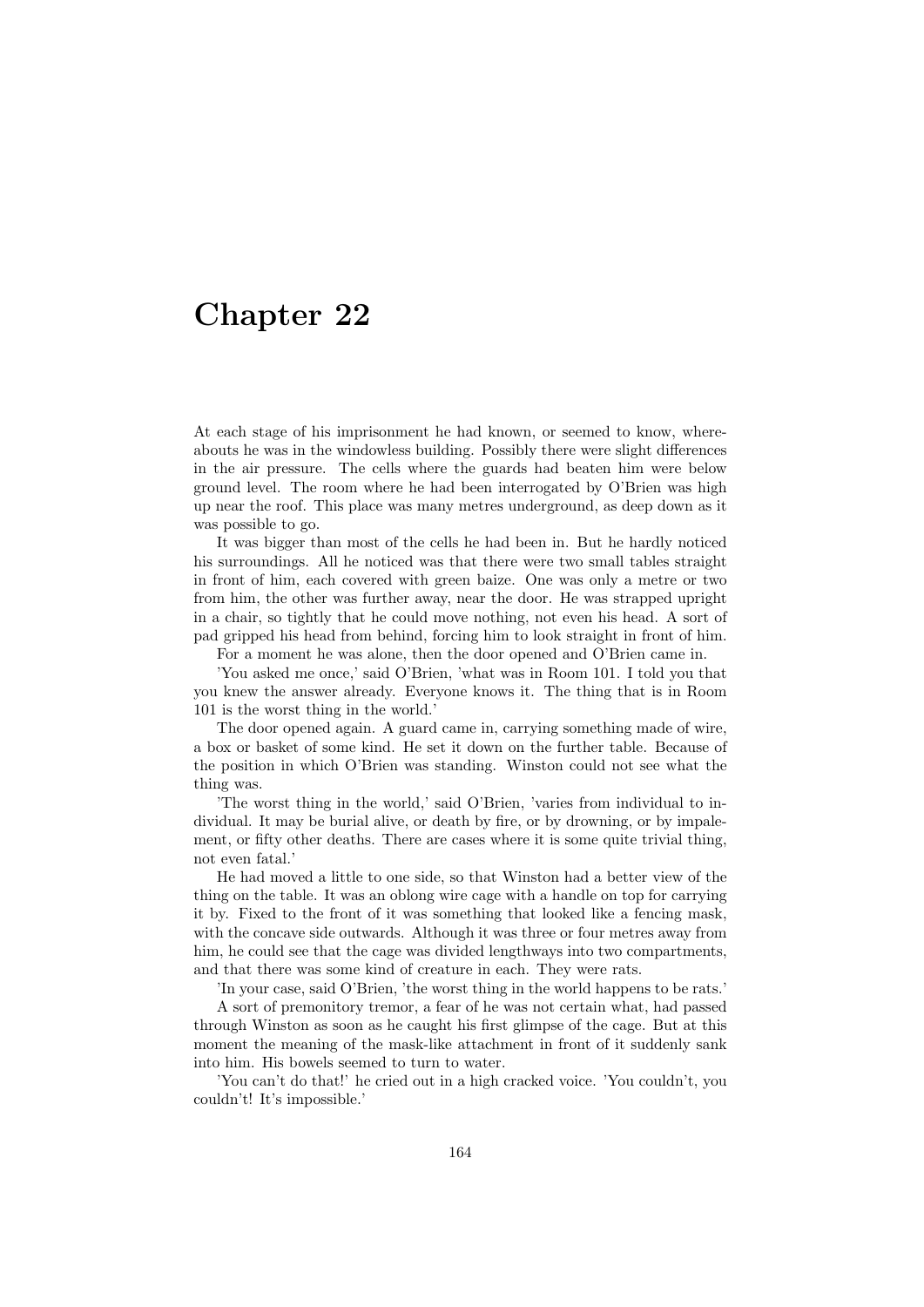# Chapter 22

At each stage of his imprisonment he had known, or seemed to know, whereabouts he was in the windowless building. Possibly there were slight differences in the air pressure. The cells where the guards had beaten him were below ground level. The room where he had been interrogated by O'Brien was high up near the roof. This place was many metres underground, as deep down as it was possible to go.

It was bigger than most of the cells he had been in. But he hardly noticed his surroundings. All he noticed was that there were two small tables straight in front of him, each covered with green baize. One was only a metre or two from him, the other was further away, near the door. He was strapped upright in a chair, so tightly that he could move nothing, not even his head. A sort of pad gripped his head from behind, forcing him to look straight in front of him.

For a moment he was alone, then the door opened and O'Brien came in.

'You asked me once,' said O'Brien, 'what was in Room 101. I told you that you knew the answer already. Everyone knows it. The thing that is in Room 101 is the worst thing in the world.'

The door opened again. A guard came in, carrying something made of wire, a box or basket of some kind. He set it down on the further table. Because of the position in which O'Brien was standing. Winston could not see what the thing was.

'The worst thing in the world,' said O'Brien, 'varies from individual to individual. It may be burial alive, or death by fire, or by drowning, or by impalement, or fifty other deaths. There are cases where it is some quite trivial thing, not even fatal.'

He had moved a little to one side, so that Winston had a better view of the thing on the table. It was an oblong wire cage with a handle on top for carrying it by. Fixed to the front of it was something that looked like a fencing mask, with the concave side outwards. Although it was three or four metres away from him, he could see that the cage was divided lengthways into two compartments, and that there was some kind of creature in each. They were rats.

'In your case, said O'Brien, 'the worst thing in the world happens to be rats.'

A sort of premonitory tremor, a fear of he was not certain what, had passed through Winston as soon as he caught his first glimpse of the cage. But at this moment the meaning of the mask-like attachment in front of it suddenly sank into him. His bowels seemed to turn to water.

'You can't do that!' he cried out in a high cracked voice. 'You couldn't, you couldn't! It's impossible.'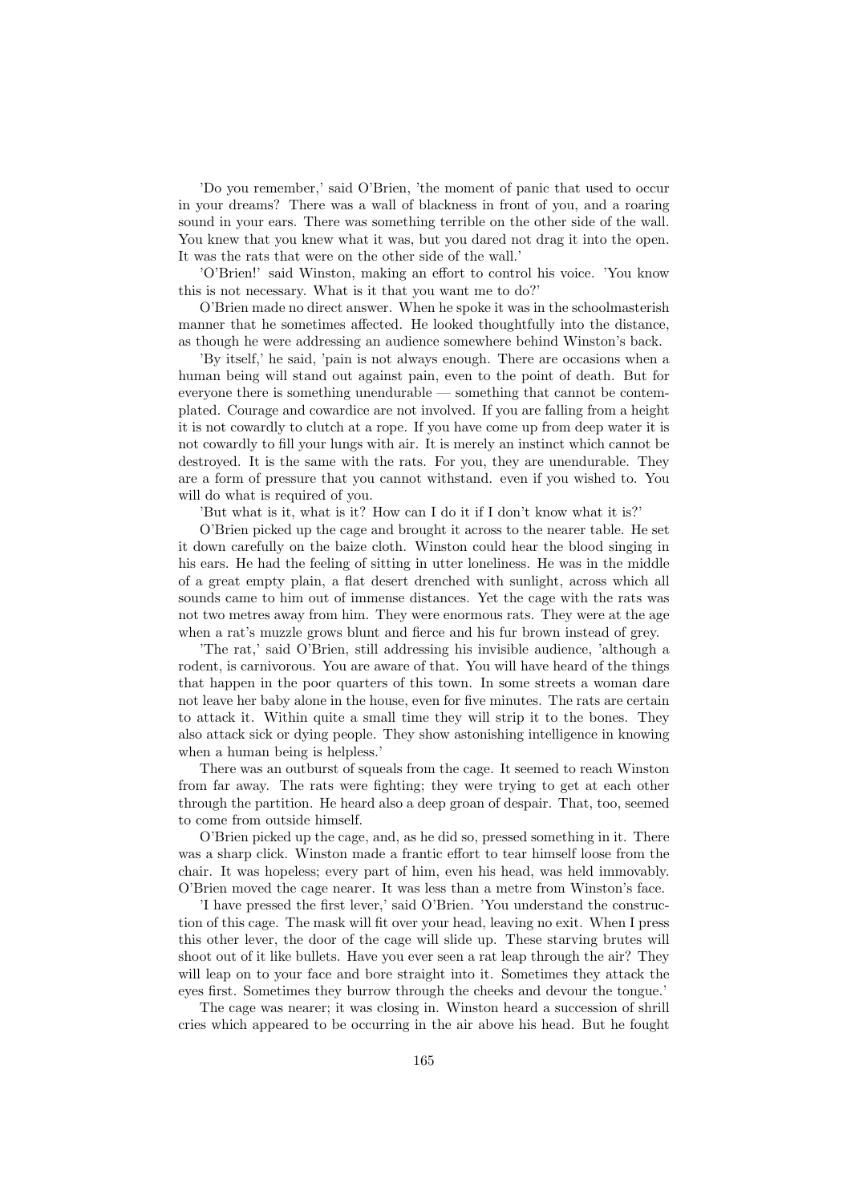'Do you remember,' said O'Brien, 'the moment of panic that used to occur in your dreams? There was a wall of blackness in front of you, and a roaring sound in your ears. There was something terrible on the other side of the wall. You knew that you knew what it was, but you dared not drag it into the open. It was the rats that were on the other side of the wall.'

'O'Brien!' said Winston, making an effort to control his voice. 'You know this is not necessary. What is it that you want me to do?'

O'Brien made no direct answer. When he spoke it was in the schoolmasterish manner that he sometimes affected. He looked thoughtfully into the distance, as though he were addressing an audience somewhere behind Winston's back.

'By itself,' he said, 'pain is not always enough. There are occasions when a human being will stand out against pain, even to the point of death. But for everyone there is something unendurable — something that cannot be contemplated. Courage and cowardice are not involved. If you are falling from a height it is not cowardly to clutch at a rope. If you have come up from deep water it is not cowardly to fill your lungs with air. It is merely an instinct which cannot be destroyed. It is the same with the rats. For you, they are unendurable. They are a form of pressure that you cannot withstand. even if you wished to. You will do what is required of you.

'But what is it, what is it? How can I do it if I don't know what it is?'

O'Brien picked up the cage and brought it across to the nearer table. He set it down carefully on the baize cloth. Winston could hear the blood singing in his ears. He had the feeling of sitting in utter loneliness. He was in the middle of a great empty plain, a flat desert drenched with sunlight, across which all sounds came to him out of immense distances. Yet the cage with the rats was not two metres away from him. They were enormous rats. They were at the age when a rat's muzzle grows blunt and fierce and his fur brown instead of grey.

'The rat,' said O'Brien, still addressing his invisible audience, 'although a rodent, is carnivorous. You are aware of that. You will have heard of the things that happen in the poor quarters of this town. In some streets a woman dare not leave her baby alone in the house, even for five minutes. The rats are certain to attack it. Within quite a small time they will strip it to the bones. They also attack sick or dying people. They show astonishing intelligence in knowing when a human being is helpless.'

There was an outburst of squeals from the cage. It seemed to reach Winston from far away. The rats were fighting; they were trying to get at each other through the partition. He heard also a deep groan of despair. That, too, seemed to come from outside himself.

O'Brien picked up the cage, and, as he did so, pressed something in it. There was a sharp click. Winston made a frantic effort to tear himself loose from the chair. It was hopeless; every part of him, even his head, was held immovably. O'Brien moved the cage nearer. It was less than a metre from Winston's face.

'I have pressed the first lever,' said O'Brien. 'You understand the construction of this cage. The mask will fit over your head, leaving no exit. When I press this other lever, the door of the cage will slide up. These starving brutes will shoot out of it like bullets. Have you ever seen a rat leap through the air? They will leap on to your face and bore straight into it. Sometimes they attack the eyes first. Sometimes they burrow through the cheeks and devour the tongue.'

The cage was nearer; it was closing in. Winston heard a succession of shrill cries which appeared to be occurring in the air above his head. But he fought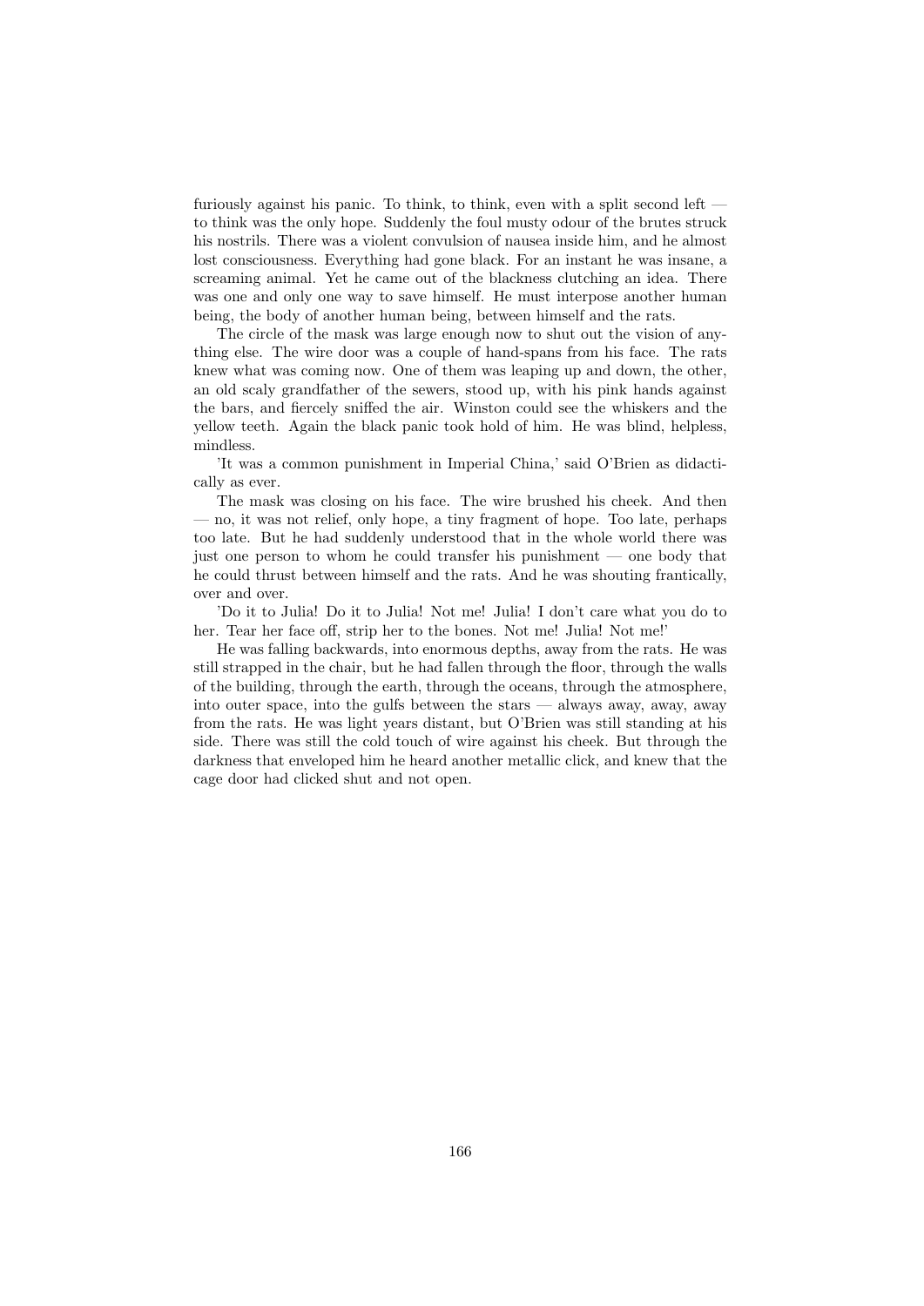furiously against his panic. To think, to think, even with a split second left — to think was the only hope. Suddenly the foul musty odour of the brutes struck his nostrils. There was a violent convulsion of nausea inside him, and he almost lost consciousness. Everything had gone black. For an instant he was insane, a screaming animal. Yet he came out of the blackness clutching an idea. There was one and only one way to save himself. He must interpose another human being, the body of another human being, between himself and the rats.

The circle of the mask was large enough now to shut out the vision of anything else. The wire door was a couple of hand-spans from his face. The rats knew what was coming now. One of them was leaping up and down, the other, an old scaly grandfather of the sewers, stood up, with his pink hands against the bars, and fiercely sniffed the air. Winston could see the whiskers and the yellow teeth. Again the black panic took hold of him. He was blind, helpless, mindless.

'It was a common punishment in Imperial China,' said O'Brien as didactically as ever.

The mask was closing on his face. The wire brushed his cheek. And then — no, it was not relief, only hope, a tiny fragment of hope. Too late, perhaps too late. But he had suddenly understood that in the whole world there was just one person to whom he could transfer his punishment — one body that he could thrust between himself and the rats. And he was shouting frantically, over and over.

'Do it to Julia! Do it to Julia! Not me! Julia! I don't care what you do to her. Tear her face off, strip her to the bones. Not me! Julia! Not me!'

He was falling backwards, into enormous depths, away from the rats. He was still strapped in the chair, but he had fallen through the floor, through the walls of the building, through the earth, through the oceans, through the atmosphere, into outer space, into the gulfs between the stars — always away, away, away from the rats. He was light years distant, but O'Brien was still standing at his side. There was still the cold touch of wire against his cheek. But through the darkness that enveloped him he heard another metallic click, and knew that the cage door had clicked shut and not open.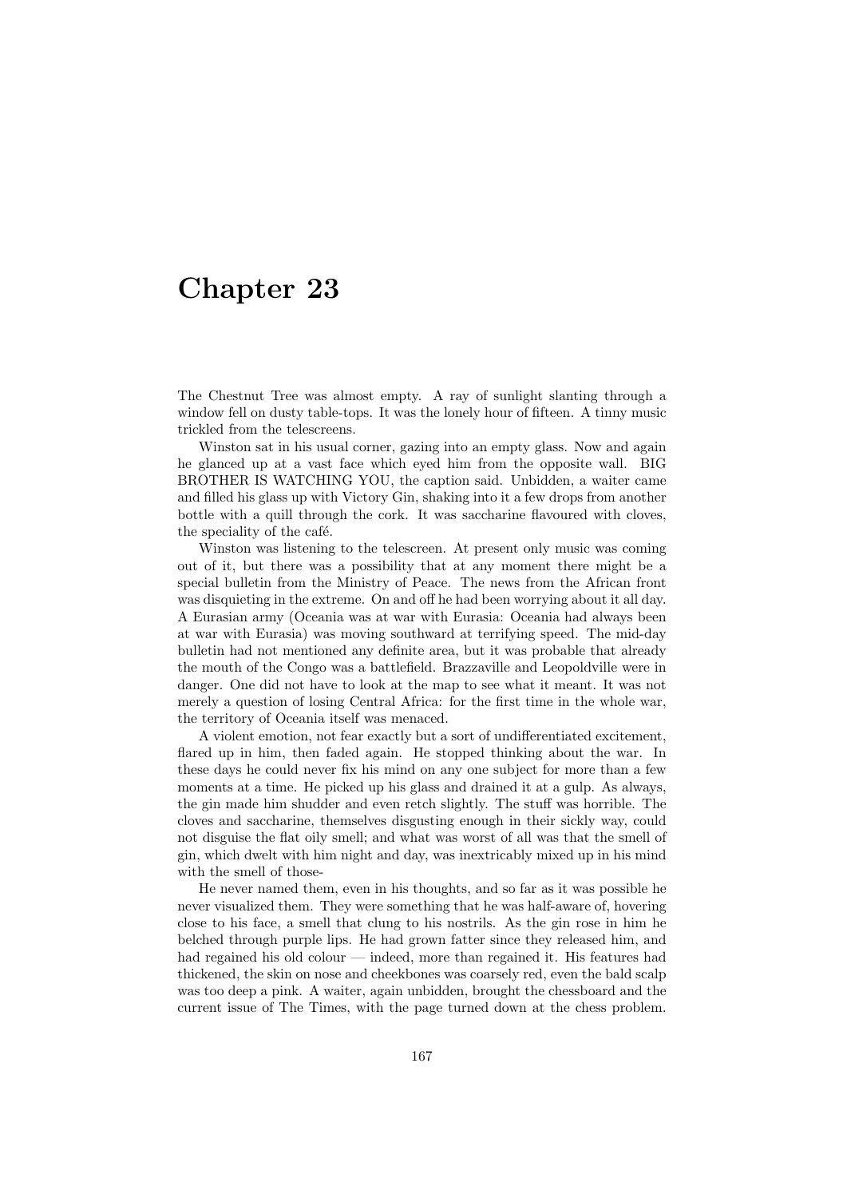# Chapter 23

The Chestnut Tree was almost empty. A ray of sunlight slanting through a window fell on dusty table-tops. It was the lonely hour of fifteen. A tinny music trickled from the telescreens.

Winston sat in his usual corner, gazing into an empty glass. Now and again he glanced up at a vast face which eyed him from the opposite wall. BIG BROTHER IS WATCHING YOU, the caption said. Unbidden, a waiter came and filled his glass up with Victory Gin, shaking into it a few drops from another bottle with a quill through the cork. It was saccharine flavoured with cloves, the speciality of the café.

Winston was listening to the telescreen. At present only music was coming out of it, but there was a possibility that at any moment there might be a special bulletin from the Ministry of Peace. The news from the African front was disquieting in the extreme. On and off he had been worrying about it all day. A Eurasian army (Oceania was at war with Eurasia: Oceania had always been at war with Eurasia) was moving southward at terrifying speed. The mid-day bulletin had not mentioned any definite area, but it was probable that already the mouth of the Congo was a battlefield. Brazzaville and Leopoldville were in danger. One did not have to look at the map to see what it meant. It was not merely a question of losing Central Africa: for the first time in the whole war, the territory of Oceania itself was menaced.

A violent emotion, not fear exactly but a sort of undifferentiated excitement, flared up in him, then faded again. He stopped thinking about the war. In these days he could never fix his mind on any one subject for more than a few moments at a time. He picked up his glass and drained it at a gulp. As always, the gin made him shudder and even retch slightly. The stuff was horrible. The cloves and saccharine, themselves disgusting enough in their sickly way, could not disguise the flat oily smell; and what was worst of all was that the smell of gin, which dwelt with him night and day, was inextricably mixed up in his mind with the smell of those-

He never named them, even in his thoughts, and so far as it was possible he never visualized them. They were something that he was half-aware of, hovering close to his face, a smell that clung to his nostrils. As the gin rose in him he belched through purple lips. He had grown fatter since they released him, and had regained his old colour — indeed, more than regained it. His features had thickened, the skin on nose and cheekbones was coarsely red, even the bald scalp was too deep a pink. A waiter, again unbidden, brought the chessboard and the current issue of The Times, with the page turned down at the chess problem.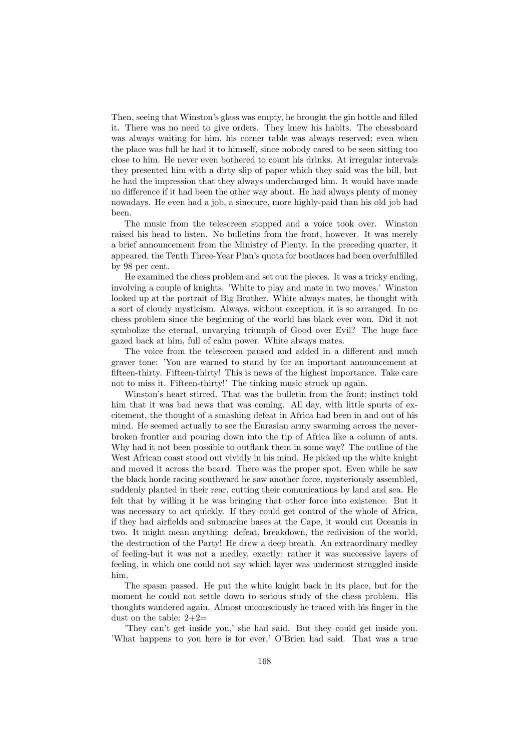Then, seeing that Winston's glass was empty, he brought the gin bottle and filled it. There was no need to give orders. They knew his habits. The chessboard was always waiting for him, his corner table was always reserved; even when the place was full he had it to himself, since nobody cared to be seen sitting too close to him. He never even bothered to count his drinks. At irregular intervals they presented him with a dirty slip of paper which they said was the bill, but he had the impression that they always undercharged him. It would have made no difference if it had been the other way about. He had always plenty of money nowadays. He even had a job, a sinecure, more highly-paid than his old job had been.

The music from the telescreen stopped and a voice took over. Winston raised his head to listen. No bulletins from the front, however. It was merely a brief announcement from the Ministry of Plenty. In the preceding quarter, it appeared, the Tenth Three-Year Plan's quota for bootlaces had been overfulfilled by 98 per cent.

He examined the chess problem and set out the pieces. It was a tricky ending, involving a couple of knights. 'White to play and mate in two moves.' Winston looked up at the portrait of Big Brother. White always mates, he thought with a sort of cloudy mysticism. Always, without exception, it is so arranged. In no chess problem since the beginning of the world has black ever won. Did it not symbolize the eternal, unvarying triumph of Good over Evil? The huge face gazed back at him, full of calm power. White always mates.

The voice from the telescreen paused and added in a different and much graver tone: 'You are warned to stand by for an important announcement at fifteen-thirty. Fifteen-thirty! This is news of the highest importance. Take care not to miss it. Fifteen-thirty!' The tinking music struck up again.

Winston's heart stirred. That was the bulletin from the front; instinct told him that it was bad news that was coming. All day, with little spurts of excitement, the thought of a smashing defeat in Africa had been in and out of his mind. He seemed actually to see the Eurasian army swarming across the never-broken frontier and pouring down into the tip of Africa like a column of ants. Why had it not been possible to outflank them in some way? The outline of the West African coast stood out vividly in his mind. He picked up the white knight and moved it across the board. There was the proper spot. Even while he saw the black horde racing southward he saw another force, mysteriously assembled, suddenly planted in their rear, cutting their comunications by land and sea. He felt that by willing it he was bringing that other force into existence. But it was necessary to act quickly. If they could get control of the whole of Africa, if they had airfields and submarine bases at the Cape, it would cut Oceania in two. It might mean anything: defeat, breakdown, the redivision of the world, the destruction of the Party! He drew a deep breath. An extraordinary medley of feeling-but it was not a medley, exactly; rather it was successive layers of feeling, in which one could not say which layer was undermost struggled inside him.

The spasm passed. He put the white knight back in its place, but for the moment he could not settle down to serious study of the chess problem. His thoughts wandered again. Almost unconsciously he traced with his finger in the dust on the table: 2+2=

'They can't get inside you,' she had said. But they could get inside you. 'What happens to you here is for ever,' O'Brien had said. That was a true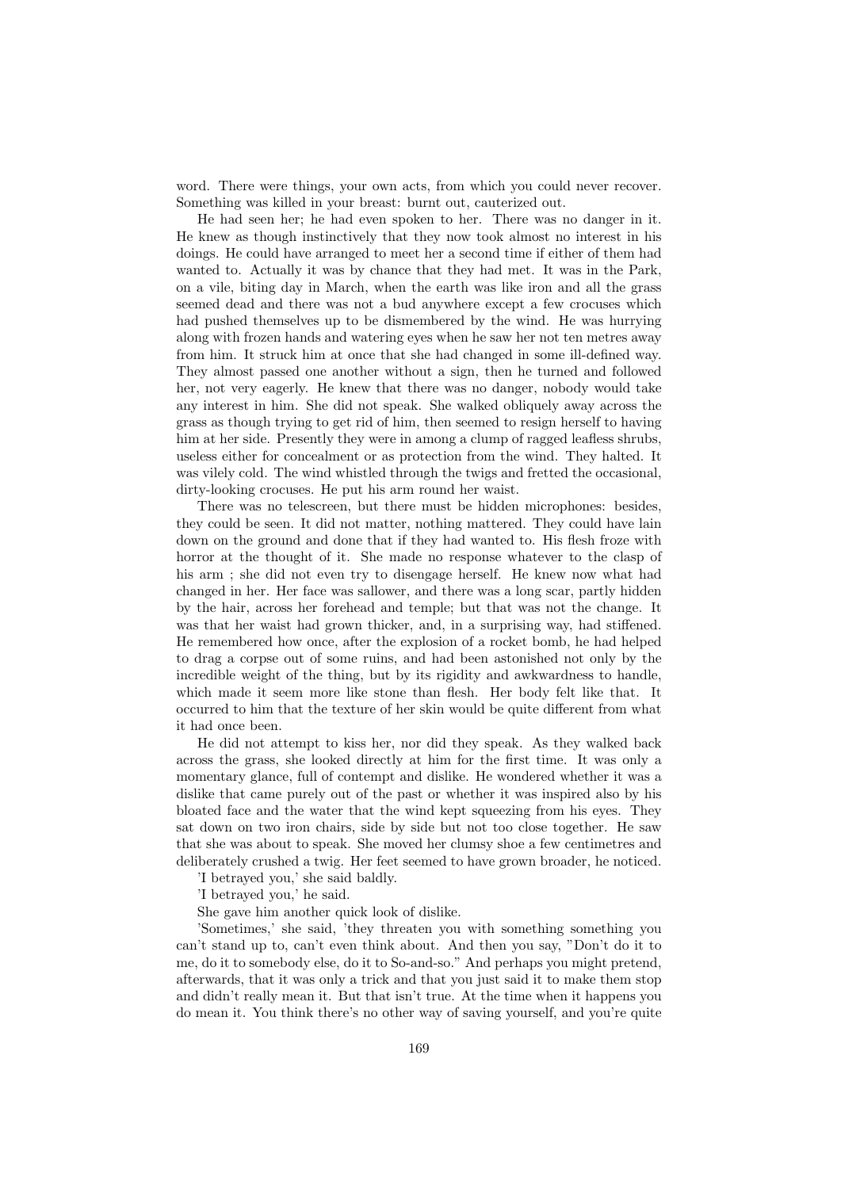word. There were things, your own acts, from which you could never recover. Something was killed in your breast: burnt out, cauterized out.

He had seen her; he had even spoken to her. There was no danger in it. He knew as though instinctively that they now took almost no interest in his doings. He could have arranged to meet her a second time if either of them had wanted to. Actually it was by chance that they had met. It was in the Park, on a vile, biting day in March, when the earth was like iron and all the grass seemed dead and there was not a bud anywhere except a few crocuses which had pushed themselves up to be dismembered by the wind. He was hurrying along with frozen hands and watering eyes when he saw her not ten metres away from him. It struck him at once that she had changed in some ill-defined way. They almost passed one another without a sign, then he turned and followed her, not very eagerly. He knew that there was no danger, nobody would take any interest in him. She did not speak. She walked obliquely away across the grass as though trying to get rid of him, then seemed to resign herself to having him at her side. Presently they were in among a clump of ragged leafless shrubs, useless either for concealment or as protection from the wind. They halted. It was vilely cold. The wind whistled through the twigs and fretted the occasional, dirty-looking crocuses. He put his arm round her waist.

There was no telescreen, but there must be hidden microphones: besides, they could be seen. It did not matter, nothing mattered. They could have lain down on the ground and done that if they had wanted to. His flesh froze with horror at the thought of it. She made no response whatever to the clasp of his arm ; she did not even try to disengage herself. He knew now what had changed in her. Her face was sallower, and there was a long scar, partly hidden by the hair, across her forehead and temple; but that was not the change. It was that her waist had grown thicker, and, in a surprising way, had stiffened. He remembered how once, after the explosion of a rocket bomb, he had helped to drag a corpse out of some ruins, and had been astonished not only by the incredible weight of the thing, but by its rigidity and awkwardness to handle, which made it seem more like stone than flesh. Her body felt like that. It occurred to him that the texture of her skin would be quite different from what it had once been.

He did not attempt to kiss her, nor did they speak. As they walked back across the grass, she looked directly at him for the first time. It was only a momentary glance, full of contempt and dislike. He wondered whether it was a dislike that came purely out of the past or whether it was inspired also by his bloated face and the water that the wind kept squeezing from his eyes. They sat down on two iron chairs, side by side but not too close together. He saw that she was about to speak. She moved her clumsy shoe a few centimetres and deliberately crushed a twig. Her feet seemed to have grown broader, he noticed.

'I betrayed you,' she said baldly.

'I betrayed you,' he said.

She gave him another quick look of dislike.

'Sometimes,' she said, 'they threaten you with something something you can't stand up to, can't even think about. And then you say, "Don't do it to me, do it to somebody else, do it to So-and-so." And perhaps you might pretend, afterwards, that it was only a trick and that you just said it to make them stop and didn't really mean it. But that isn't true. At the time when it happens you do mean it. You think there's no other way of saving yourself, and you're quite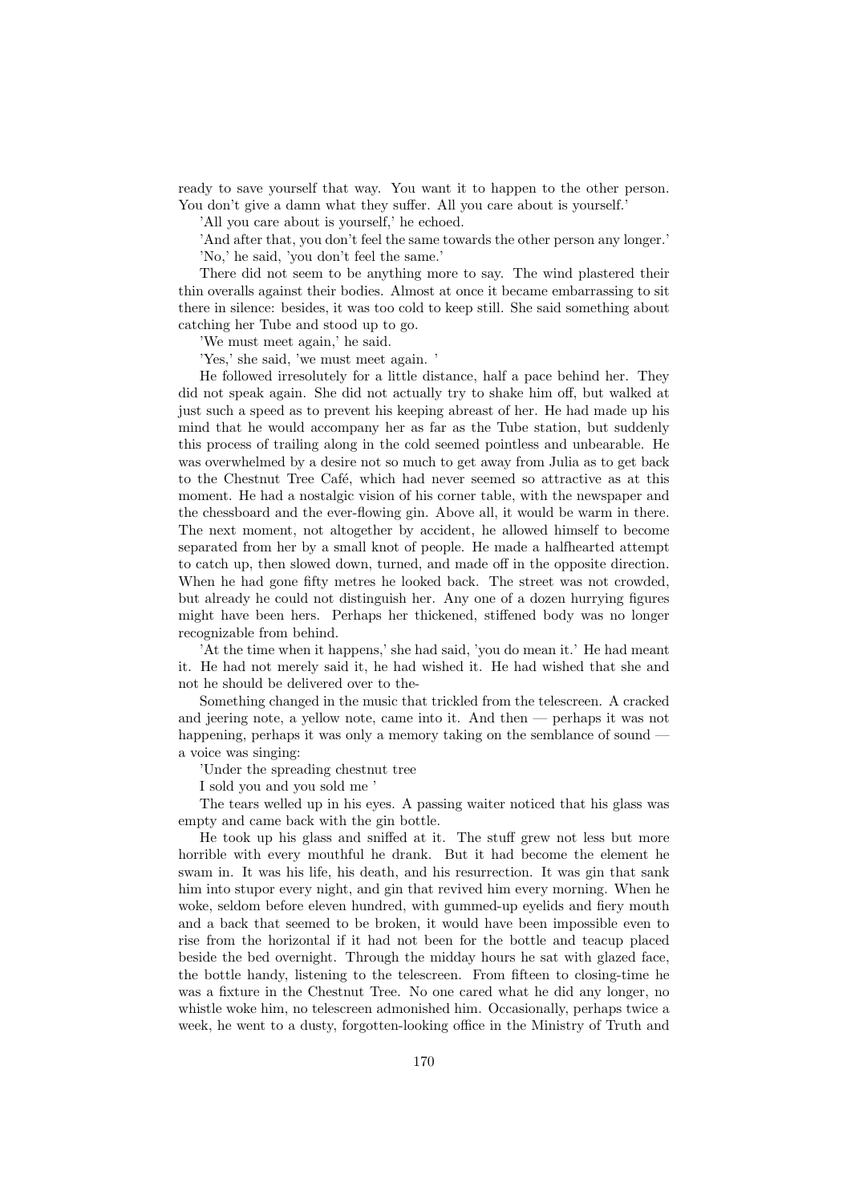ready to save yourself that way. You want it to happen to the other person. You don't give a damn what they suffer. All you care about is yourself.'

'All you care about is yourself,' he echoed.

'And after that, you don't feel the same towards the other person any longer.'

'No,' he said, 'you don't feel the same.'

There did not seem to be anything more to say. The wind plastered their thin overalls against their bodies. Almost at once it became embarrassing to sit there in silence: besides, it was too cold to keep still. She said something about catching her Tube and stood up to go.

'We must meet again,' he said.

'Yes,' she said, 'we must meet again. '

He followed irresolutely for a little distance, half a pace behind her. They did not speak again. She did not actually try to shake him off, but walked at just such a speed as to prevent his keeping abreast of her. He had made up his mind that he would accompany her as far as the Tube station, but suddenly this process of trailing along in the cold seemed pointless and unbearable. He was overwhelmed by a desire not so much to get away from Julia as to get back to the Chestnut Tree Café, which had never seemed so attractive as at this moment. He had a nostalgic vision of his corner table, with the newspaper and the chessboard and the ever-flowing gin. Above all, it would be warm in there. The next moment, not altogether by accident, he allowed himself to become separated from her by a small knot of people. He made a halfhearted attempt to catch up, then slowed down, turned, and made off in the opposite direction. When he had gone fifty metres he looked back. The street was not crowded, but already he could not distinguish her. Any one of a dozen hurrying figures might have been hers. Perhaps her thickened, stiffened body was no longer recognizable from behind.

'At the time when it happens,' she had said, 'you do mean it.' He had meant it. He had not merely said it, he had wished it. He had wished that she and not he should be delivered over to the-

Something changed in the music that trickled from the telescreen. A cracked and jeering note, a yellow note, came into it. And then — perhaps it was not happening, perhaps it was only a memory taking on the semblance of sound — a voice was singing:

'Under the spreading chestnut tree

I sold you and you sold me '

The tears welled up in his eyes. A passing waiter noticed that his glass was empty and came back with the gin bottle.

He took up his glass and sniffed at it. The stuff grew not less but more horrible with every mouthful he drank. But it had become the element he swam in. It was his life, his death, and his resurrection. It was gin that sank him into stupor every night, and gin that revived him every morning. When he woke, seldom before eleven hundred, with gummed-up eyelids and fiery mouth and a back that seemed to be broken, it would have been impossible even to rise from the horizontal if it had not been for the bottle and teacup placed beside the bed overnight. Through the midday hours he sat with glazed face, the bottle handy, listening to the telescreen. From fifteen to closing-time he was a fixture in the Chestnut Tree. No one cared what he did any longer, no whistle woke him, no telescreen admonished him. Occasionally, perhaps twice a week, he went to a dusty, forgotten-looking office in the Ministry of Truth and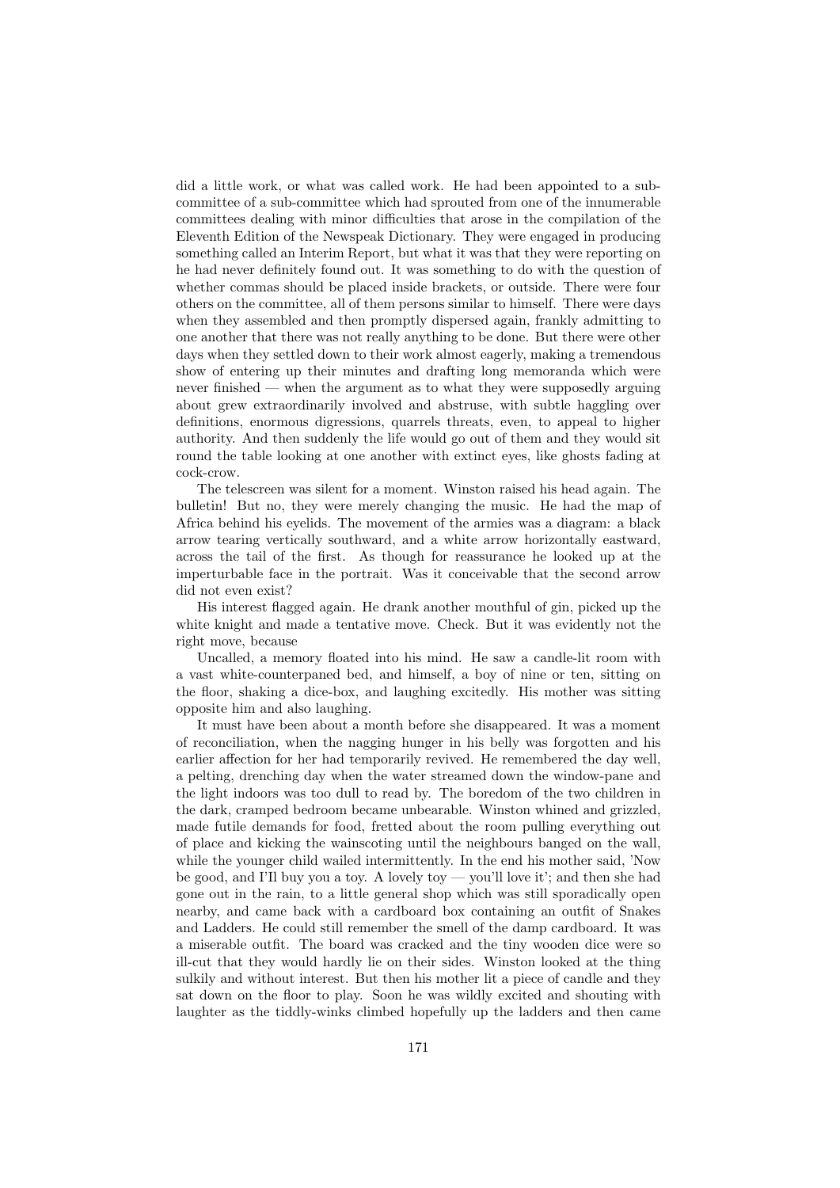did a little work, or what was called work. He had been appointed to a sub-committee of a sub-committee which had sprouted from one of the innumerable committees dealing with minor difficulties that arose in the compilation of the Eleventh Edition of the Newspeak Dictionary. They were engaged in producing something called an Interim Report, but what it was that they were reporting on he had never definitely found out. It was something to do with the question of whether commas should be placed inside brackets, or outside. There were four others on the committee, all of them persons similar to himself. There were days when they assembled and then promptly dispersed again, frankly admitting to one another that there was not really anything to be done. But there were other days when they settled down to their work almost eagerly, making a tremendous show of entering up their minutes and drafting long memoranda which were never finished — when the argument as to what they were supposedly arguing about grew extraordinarily involved and abstruse, with subtle haggling over definitions, enormous digressions, quarrels threats, even, to appeal to higher authority. And then suddenly the life would go out of them and they would sit round the table looking at one another with extinct eyes, like ghosts fading at cock-crow.

The telescreen was silent for a moment. Winston raised his head again. The bulletin! But no, they were merely changing the music. He had the map of Africa behind his eyelids. The movement of the armies was a diagram: a black arrow tearing vertically southward, and a white arrow horizontally eastward, across the tail of the first. As though for reassurance he looked up at the imperturbable face in the portrait. Was it conceivable that the second arrow did not even exist?

His interest flagged again. He drank another mouthful of gin, picked up the white knight and made a tentative move. Check. But it was evidently not the right move, because

Uncalled, a memory floated into his mind. He saw a candle-lit room with a vast white-counterpaned bed, and himself, a boy of nine or ten, sitting on the floor, shaking a dice-box, and laughing excitedly. His mother was sitting opposite him and also laughing.

It must have been about a month before she disappeared. It was a moment of reconciliation, when the nagging hunger in his belly was forgotten and his earlier affection for her had temporarily revived. He remembered the day well, a pelting, drenching day when the water streamed down the window-pane and the light indoors was too dull to read by. The boredom of the two children in the dark, cramped bedroom became unbearable. Winston whined and grizzled, made futile demands for food, fretted about the room pulling everything out of place and kicking the wainscoting until the neighbours banged on the wall, while the younger child wailed intermittently. In the end his mother said, 'Now be good, and I'll buy you a toy. A lovely toy — you'll love it'; and then she had gone out in the rain, to a little general shop which was still sporadically open nearby, and came back with a cardboard box containing an outfit of Snakes and Ladders. He could still remember the smell of the damp cardboard. It was a miserable outfit. The board was cracked and the tiny wooden dice were so ill-cut that they would hardly lie on their sides. Winston looked at the thing sulkily and without interest. But then his mother lit a piece of candle and they sat down on the floor to play. Soon he was wildly excited and shouting with laughter as the tiddly-winks climbed hopefully up the ladders and then came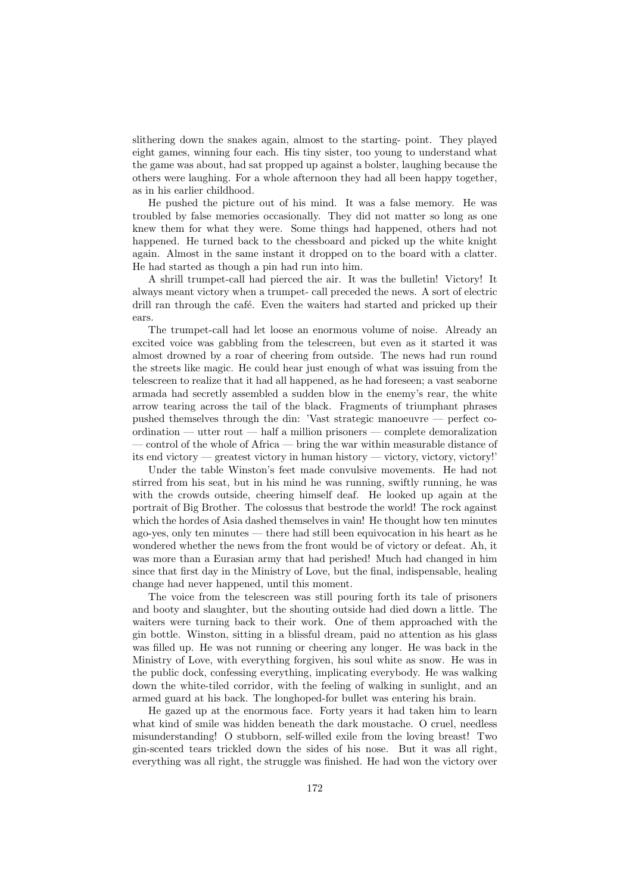slithering down the snakes again, almost to the starting- point. They played eight games, winning four each. His tiny sister, too young to understand what the game was about, had sat propped up against a bolster, laughing because the others were laughing. For a whole afternoon they had all been happy together, as in his earlier childhood.

He pushed the picture out of his mind. It was a false memory. He was troubled by false memories occasionally. They did not matter so long as one knew them for what they were. Some things had happened, others had not happened. He turned back to the chessboard and picked up the white knight again. Almost in the same instant it dropped on to the board with a clatter. He had started as though a pin had run into him.

A shrill trumpet-call had pierced the air. It was the bulletin! Victory! It always meant victory when a trumpet- call preceded the news. A sort of electric drill ran through the café. Even the waiters had started and pricked up their ears.

The trumpet-call had let loose an enormous volume of noise. Already an excited voice was gabbling from the telescreen, but even as it started it was almost drowned by a roar of cheering from outside. The news had run round the streets like magic. He could hear just enough of what was issuing from the telescreen to realize that it had all happened, as he had foreseen; a vast seaborne armada had secretly assembled a sudden blow in the enemy's rear, the white arrow tearing across the tail of the black. Fragments of triumphant phrases pushed themselves through the din: 'Vast strategic manoeuvre — perfect co-ordination — utter rout — half a million prisoners — complete demoralization — control of the whole of Africa — bring the war within measurable distance of its end victory — greatest victory in human history — victory, victory, victory!'

Under the table Winston's feet made convulsive movements. He had not stirred from his seat, but in his mind he was running, swiftly running, he was with the crowds outside, cheering himself deaf. He looked up again at the portrait of Big Brother. The colossus that bestrode the world! The rock against which the hordes of Asia dashed themselves in vain! He thought how ten minutes ago-yes, only ten minutes — there had still been equivocation in his heart as he wondered whether the news from the front would be of victory or defeat. Ah, it was more than a Eurasian army that had perished! Much had changed in him since that first day in the Ministry of Love, but the final, indispensable, healing change had never happened, until this moment.

The voice from the telescreen was still pouring forth its tale of prisoners and booty and slaughter, but the shouting outside had died down a little. The waiters were turning back to their work. One of them approached with the gin bottle. Winston, sitting in a blissful dream, paid no attention as his glass was filled up. He was not running or cheering any longer. He was back in the Ministry of Love, with everything forgiven, his soul white as snow. He was in the public dock, confessing everything, implicating everybody. He was walking down the white-tiled corridor, with the feeling of walking in sunlight, and an armed guard at his back. The longhoped-for bullet was entering his brain.

He gazed up at the enormous face. Forty years it had taken him to learn what kind of smile was hidden beneath the dark moustache. O cruel, needless misunderstanding! O stubborn, self-willed exile from the loving breast! Two gin-scented tears trickled down the sides of his nose. But it was all right, everything was all right, the struggle was finished. He had won the victory over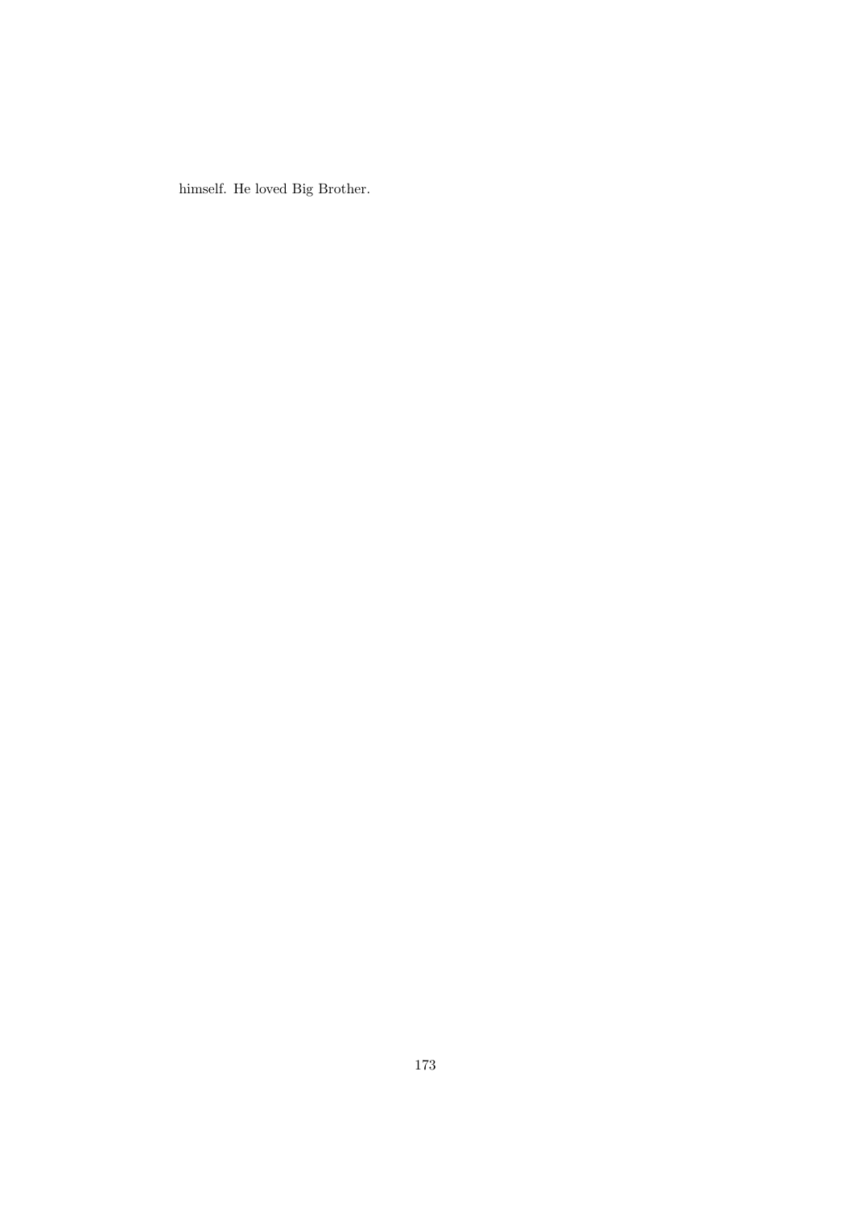himself. He loved Big Brother.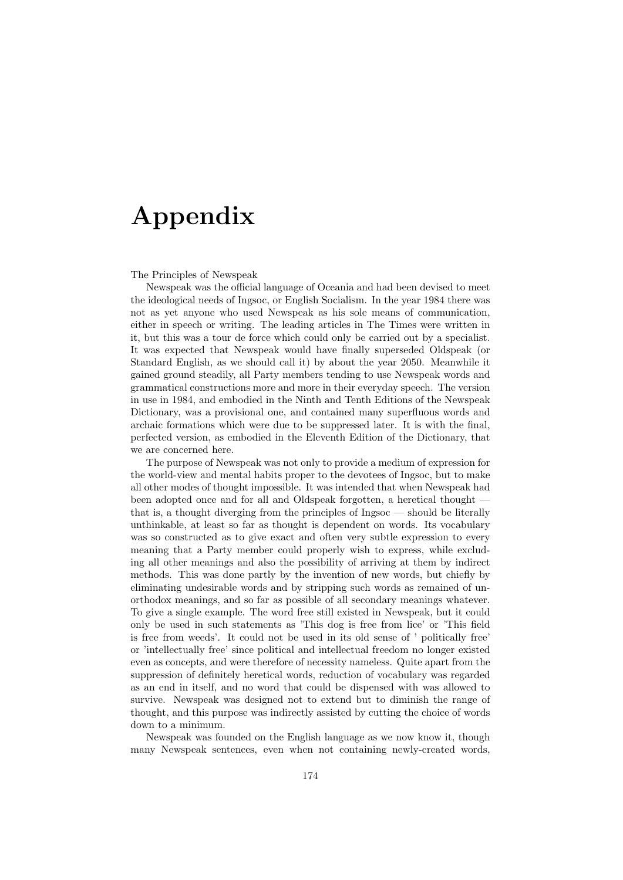# Appendix

The Principles of Newspeak

Newspeak was the official language of Oceania and had been devised to meet the ideological needs of Ingsoc, or English Socialism. In the year 1984 there was not as yet anyone who used Newspeak as his sole means of communication, either in speech or writing. The leading articles in The Times were written in it, but this was a tour de force which could only be carried out by a specialist. It was expected that Newspeak would have finally superseded Oldspeak (or Standard English, as we should call it) by about the year 2050. Meanwhile it gained ground steadily, all Party members tending to use Newspeak words and grammatical constructions more and more in their everyday speech. The version in use in 1984, and embodied in the Ninth and Tenth Editions of the Newspeak Dictionary, was a provisional one, and contained many superfluous words and archaic formations which were due to be suppressed later. It is with the final, perfected version, as embodied in the Eleventh Edition of the Dictionary, that we are concerned here.

The purpose of Newspeak was not only to provide a medium of expression for the world-view and mental habits proper to the devotees of Ingsoc, but to make all other modes of thought impossible. It was intended that when Newspeak had been adopted once and for all and Oldspeak forgotten, a heretical thought — that is, a thought diverging from the principles of Ingsoc — should be literally unthinkable, at least so far as thought is dependent on words. Its vocabulary was so constructed as to give exact and often very subtle expression to every meaning that a Party member could properly wish to express, while excluding all other meanings and also the possibility of arriving at them by indirect methods. This was done partly by the invention of new words, but chiefly by eliminating undesirable words and by stripping such words as remained of unorthodox meanings, and so far as possible of all secondary meanings whatever. To give a single example. The word free still existed in Newspeak, but it could only be used in such statements as 'This dog is free from lice' or 'This field is free from weeds'. It could not be used in its old sense of ' politically free' or 'intellectually free' since political and intellectual freedom no longer existed even as concepts, and were therefore of necessity nameless. Quite apart from the suppression of definitely heretical words, reduction of vocabulary was regarded as an end in itself, and no word that could be dispensed with was allowed to survive. Newspeak was designed not to extend but to diminish the range of thought, and this purpose was indirectly assisted by cutting the choice of words down to a minimum.

Newspeak was founded on the English language as we now know it, though many Newspeak sentences, even when not containing newly-created words,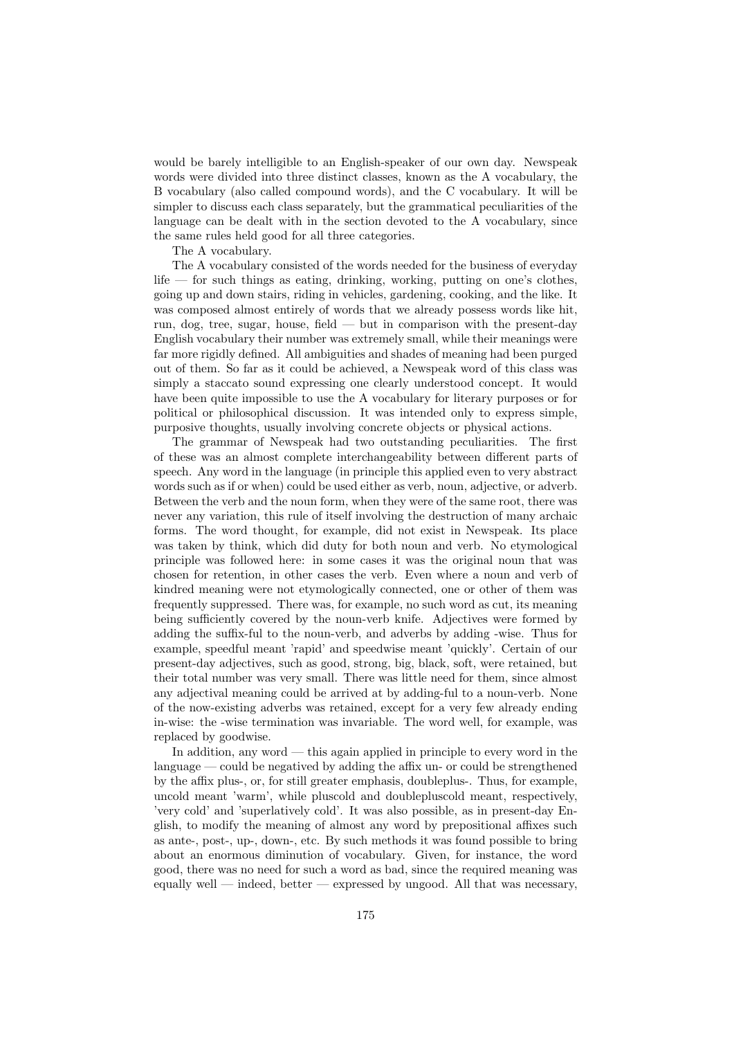would be barely intelligible to an English-speaker of our own day. Newspeak words were divided into three distinct classes, known as the A vocabulary, the B vocabulary (also called compound words), and the C vocabulary. It will be simpler to discuss each class separately, but the grammatical peculiarities of the language can be dealt with in the section devoted to the A vocabulary, since the same rules held good for all three categories.

The A vocabulary.

The A vocabulary consisted of the words needed for the business of everyday life — for such things as eating, drinking, working, putting on one's clothes, going up and down stairs, riding in vehicles, gardening, cooking, and the like. It was composed almost entirely of words that we already possess words like hit, run, dog, tree, sugar, house, field — but in comparison with the present-day English vocabulary their number was extremely small, while their meanings were far more rigidly defined. All ambiguities and shades of meaning had been purged out of them. So far as it could be achieved, a Newspeak word of this class was simply a staccato sound expressing one clearly understood concept. It would have been quite impossible to use the A vocabulary for literary purposes or for political or philosophical discussion. It was intended only to express simple, purposive thoughts, usually involving concrete objects or physical actions.

The grammar of Newspeak had two outstanding peculiarities. The first of these was an almost complete interchangeability between different parts of speech. Any word in the language (in principle this applied even to very abstract words such as if or when) could be used either as verb, noun, adjective, or adverb. Between the verb and the noun form, when they were of the same root, there was never any variation, this rule of itself involving the destruction of many archaic forms. The word thought, for example, did not exist in Newspeak. Its place was taken by think, which did duty for both noun and verb. No etymological principle was followed here: in some cases it was the original noun that was chosen for retention, in other cases the verb. Even where a noun and verb of kindred meaning were not etymologically connected, one or other of them was frequently suppressed. There was, for example, no such word as cut, its meaning being sufficiently covered by the noun-verb knife. Adjectives were formed by adding the suffix-ful to the noun-verb, and adverbs by adding -wise. Thus for example, speedful meant 'rapid' and speedwise meant 'quickly'. Certain of our present-day adjectives, such as good, strong, big, black, soft, were retained, but their total number was very small. There was little need for them, since almost any adjectival meaning could be arrived at by adding-ful to a noun-verb. None of the now-existing adverbs was retained, except for a very few already ending in-wise: the -wise termination was invariable. The word well, for example, was replaced by goodwise.

In addition, any word — this again applied in principle to every word in the language — could be negatived by adding the affix un- or could be strengthened by the affix plus-, or, for still greater emphasis, doubleplus-. Thus, for example, uncold meant 'warm', while pluscold and doublepluscold meant, respectively, 'very cold' and 'superlatively cold'. It was also possible, as in present-day English, to modify the meaning of almost any word by prepositional affixes such as ante-, post-, up-, down-, etc. By such methods it was found possible to bring about an enormous diminution of vocabulary. Given, for instance, the word good, there was no need for such a word as bad, since the required meaning was equally well — indeed, better — expressed by ungood. All that was necessary,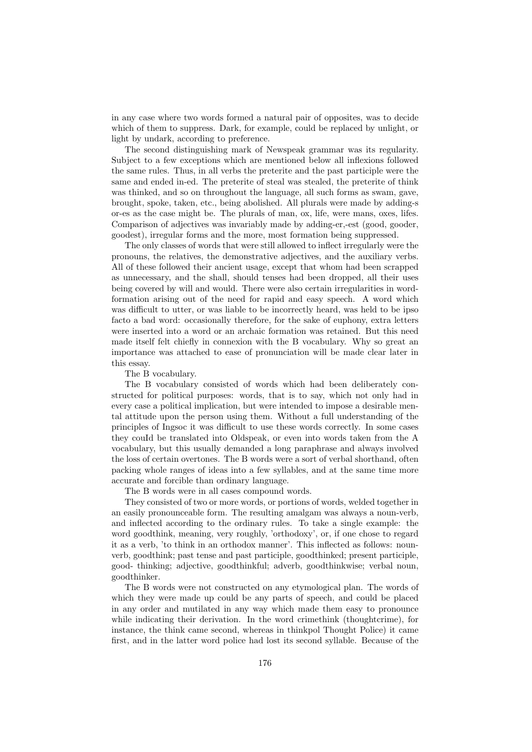in any case where two words formed a natural pair of opposites, was to decide which of them to suppress. Dark, for example, could be replaced by unlight, or light by undark, according to preference.

The second distinguishing mark of Newspeak grammar was its regularity. Subject to a few exceptions which are mentioned below all inflexions followed the same rules. Thus, in all verbs the preterite and the past participle were the same and ended in-ed. The preterite of steal was stealed, the preterite of think was thinked, and so on throughout the language, all such forms as swam, gave, brought, spoke, taken, etc., being abolished. All plurals were made by adding-s or-es as the case might be. The plurals of man, ox, life, were mans, oxes, lifes. Comparison of adjectives was invariably made by adding-er,-est (good, gooder, goodest), irregular forms and the more, most formation being suppressed.

The only classes of words that were still allowed to inflect irregularly were the pronouns, the relatives, the demonstrative adjectives, and the auxiliary verbs. All of these followed their ancient usage, except that whom had been scrapped as unnecessary, and the shall, should tenses had been dropped, all their uses being covered by will and would. There were also certain irregularities in word-formation arising out of the need for rapid and easy speech. A word which was difficult to utter, or was liable to be incorrectly heard, was held to be ipso facto a bad word: occasionally therefore, for the sake of euphony, extra letters were inserted into a word or an archaic formation was retained. But this need made itself felt chiefly in connexion with the B vocabulary. Why so great an importance was attached to ease of pronunciation will be made clear later in this essay.

The B vocabulary.

The B vocabulary consisted of words which had been deliberately constructed for political purposes: words, that is to say, which not only had in every case a political implication, but were intended to impose a desirable mental attitude upon the person using them. Without a full understanding of the principles of Ingsoc it was difficult to use these words correctly. In some cases they couId be translated into Oldspeak, or even into words taken from the A vocabulary, but this usually demanded a long paraphrase and always involved the loss of certain overtones. The B words were a sort of verbal shorthand, often packing whole ranges of ideas into a few syllables, and at the same time more accurate and forcible than ordinary language.

The B words were in all cases compound words.

They consisted of two or more words, or portions of words, welded together in an easily pronounceable form. The resulting amalgam was always a noun-verb, and inflected according to the ordinary rules. To take a single example: the word goodthink, meaning, very roughly, 'orthodoxy', or, if one chose to regard it as a verb, 'to think in an orthodox manner'. This inflected as follows: noun-verb, goodthink; past tense and past participle, goodthinked; present participle, good- thinking; adjective, goodthinkful; adverb, goodthinkwise; verbal noun, goodthinker.

The B words were not constructed on any etymological plan. The words of which they were made up could be any parts of speech, and could be placed in any order and mutilated in any way which made them easy to pronounce while indicating their derivation. In the word crimethink (thoughtcrime), for instance, the think came second, whereas in thinkpol Thought Police) it came first, and in the latter word police had lost its second syllable. Because of the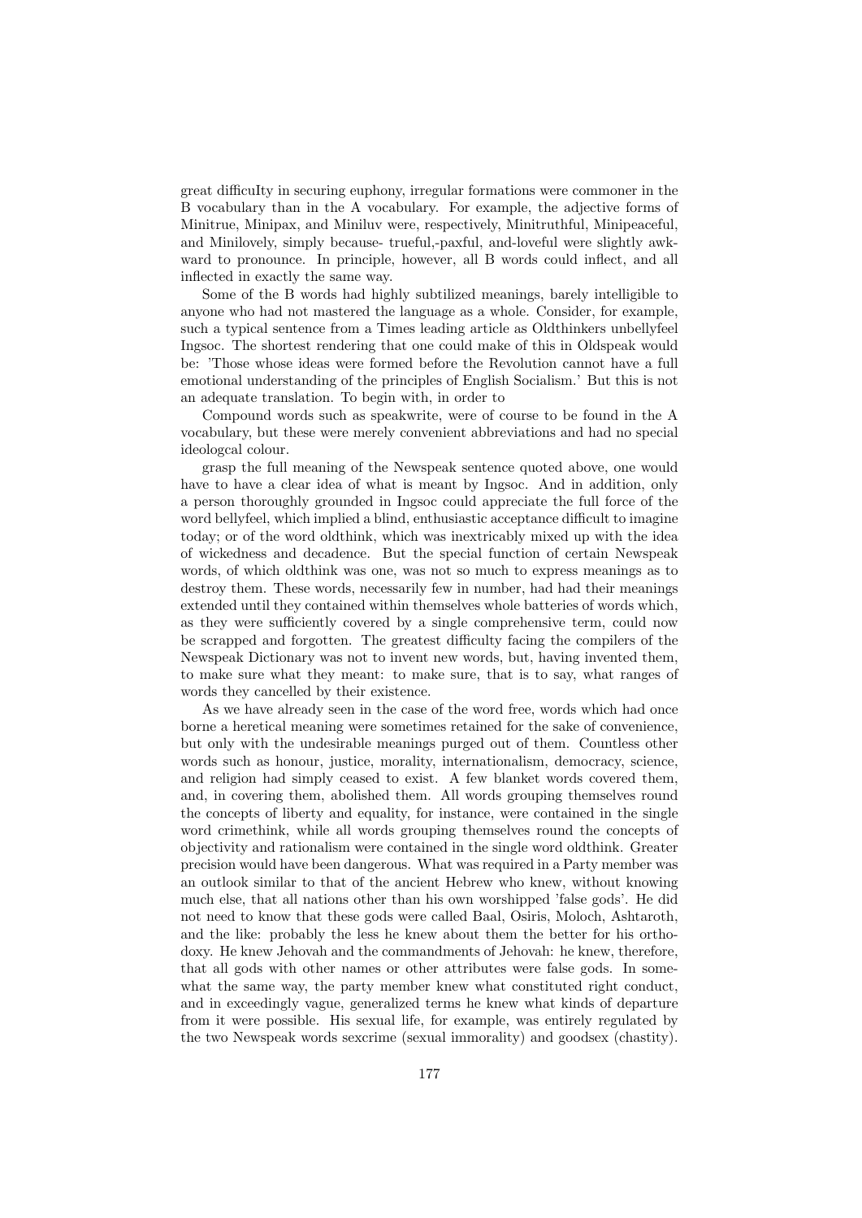great difficuIty in securing euphony, irregular formations were commoner in the B vocabulary than in the A vocabulary. For example, the adjective forms of Minitrue, Minipax, and Miniluv were, respectively, Minitruthful, Minipeaceful, and Minilovely, simply because- trueful,-paxful, and-loveful were slightly awkward to pronounce. In principle, however, all B words could inflect, and all inflected in exactly the same way.

Some of the B words had highly subtilized meanings, barely intelligible to anyone who had not mastered the language as a whole. Consider, for example, such a typical sentence from a Times leading article as Oldthinkers unbellyfeel Ingsoc. The shortest rendering that one could make of this in Oldspeak would be: 'Those whose ideas were formed before the Revolution cannot have a full emotional understanding of the principles of English Socialism.' But this is not an adequate translation. To begin with, in order to

Compound words such as speakwrite, were of course to be found in the A vocabulary, but these were merely convenient abbreviations and had no special ideologcal colour.

grasp the full meaning of the Newspeak sentence quoted above, one would have to have a clear idea of what is meant by Ingsoc. And in addition, only a person thoroughly grounded in Ingsoc could appreciate the full force of the word bellyfeel, which implied a blind, enthusiastic acceptance difficult to imagine today; or of the word oldthink, which was inextricably mixed up with the idea of wickedness and decadence. But the special function of certain Newspeak words, of which oldthink was one, was not so much to express meanings as to destroy them. These words, necessarily few in number, had had their meanings extended until they contained within themselves whole batteries of words which, as they were sufficiently covered by a single comprehensive term, could now be scrapped and forgotten. The greatest difficulty facing the compilers of the Newspeak Dictionary was not to invent new words, but, having invented them, to make sure what they meant: to make sure, that is to say, what ranges of words they cancelled by their existence.

As we have already seen in the case of the word free, words which had once borne a heretical meaning were sometimes retained for the sake of convenience, but only with the undesirable meanings purged out of them. Countless other words such as honour, justice, morality, internationalism, democracy, science, and religion had simply ceased to exist. A few blanket words covered them, and, in covering them, abolished them. All words grouping themselves round the concepts of liberty and equality, for instance, were contained in the single word crimethink, while all words grouping themselves round the concepts of objectivity and rationalism were contained in the single word oldthink. Greater precision would have been dangerous. What was required in a Party member was an outlook similar to that of the ancient Hebrew who knew, without knowing much else, that all nations other than his own worshipped 'false gods'. He did not need to know that these gods were called Baal, Osiris, Moloch, Ashtaroth, and the like: probably the less he knew about them the better for his orthodoxy. He knew Jehovah and the commandments of Jehovah: he knew, therefore, that all gods with other names or other attributes were false gods. In somewhat the same way, the party member knew what constituted right conduct, and in exceedingly vague, generalized terms he knew what kinds of departure from it were possible. His sexual life, for example, was entirely regulated by the two Newspeak words sexcrime (sexual immorality) and goodsex (chastity).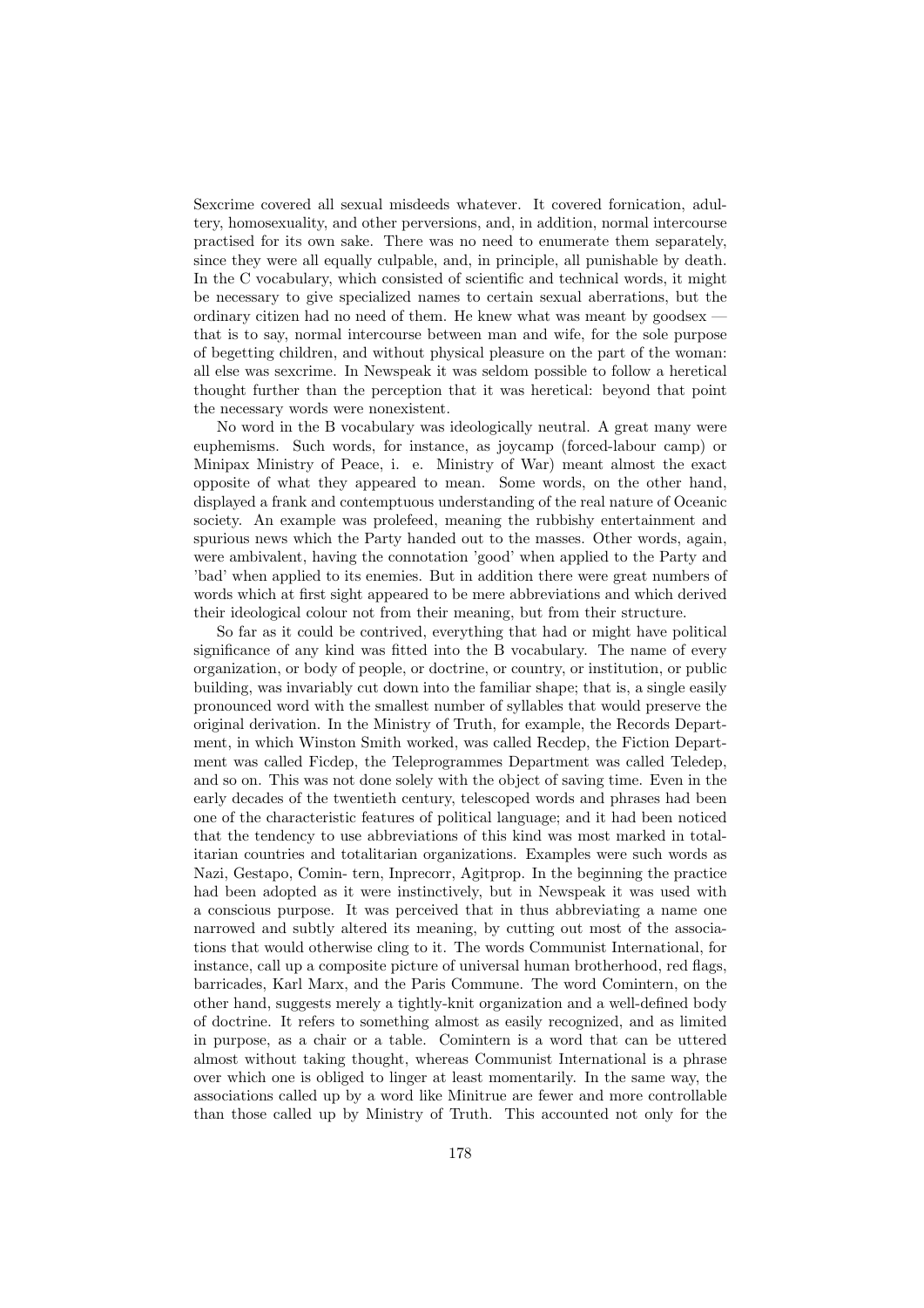Sexcrime covered all sexual misdeeds whatever. It covered fornication, adultery, homosexuality, and other perversions, and, in addition, normal intercourse practised for its own sake. There was no need to enumerate them separately, since they were all equally culpable, and, in principle, all punishable by death. In the C vocabulary, which consisted of scientific and technical words, it might be necessary to give specialized names to certain sexual aberrations, but the ordinary citizen had no need of them. He knew what was meant by goodsex — that is to say, normal intercourse between man and wife, for the sole purpose of begetting children, and without physical pleasure on the part of the woman: all else was sexcrime. In Newspeak it was seldom possible to follow a heretical thought further than the perception that it was heretical: beyond that point the necessary words were nonexistent.

No word in the B vocabulary was ideologically neutral. A great many were euphemisms. Such words, for instance, as joycamp (forced-labour camp) or Minipax Ministry of Peace, i. e. Ministry of War) meant almost the exact opposite of what they appeared to mean. Some words, on the other hand, displayed a frank and contemptuous understanding of the real nature of Oceanic society. An example was prolefeed, meaning the rubbishy entertainment and spurious news which the Party handed out to the masses. Other words, again, were ambivalent, having the connotation 'good' when applied to the Party and 'bad' when applied to its enemies. But in addition there were great numbers of words which at first sight appeared to be mere abbreviations and which derived their ideological colour not from their meaning, but from their structure.

So far as it could be contrived, everything that had or might have political significance of any kind was fitted into the B vocabulary. The name of every organization, or body of people, or doctrine, or country, or institution, or public building, was invariably cut down into the familiar shape; that is, a single easily pronounced word with the smallest number of syllables that would preserve the original derivation. In the Ministry of Truth, for example, the Records Department, in which Winston Smith worked, was called Recdep, the Fiction Department was called Ficdep, the Teleprogrammes Department was called Teledep, and so on. This was not done solely with the object of saving time. Even in the early decades of the twentieth century, telescoped words and phrases had been one of the characteristic features of political language; and it had been noticed that the tendency to use abbreviations of this kind was most marked in totalitarian countries and totalitarian organizations. Examples were such words as Nazi, Gestapo, Comin- tern, Inprecorr, Agitprop. In the beginning the practice had been adopted as it were instinctively, but in Newspeak it was used with a conscious purpose. It was perceived that in thus abbreviating a name one narrowed and subtly altered its meaning, by cutting out most of the associations that would otherwise cling to it. The words Communist International, for instance, call up a composite picture of universal human brotherhood, red flags, barricades, Karl Marx, and the Paris Commune. The word Comintern, on the other hand, suggests merely a tightly-knit organization and a well-defined body of doctrine. It refers to something almost as easily recognized, and as limited in purpose, as a chair or a table. Comintern is a word that can be uttered almost without taking thought, whereas Communist International is a phrase over which one is obliged to linger at least momentarily. In the same way, the associations called up by a word like Minitrue are fewer and more controllable than those called up by Ministry of Truth. This accounted not only for the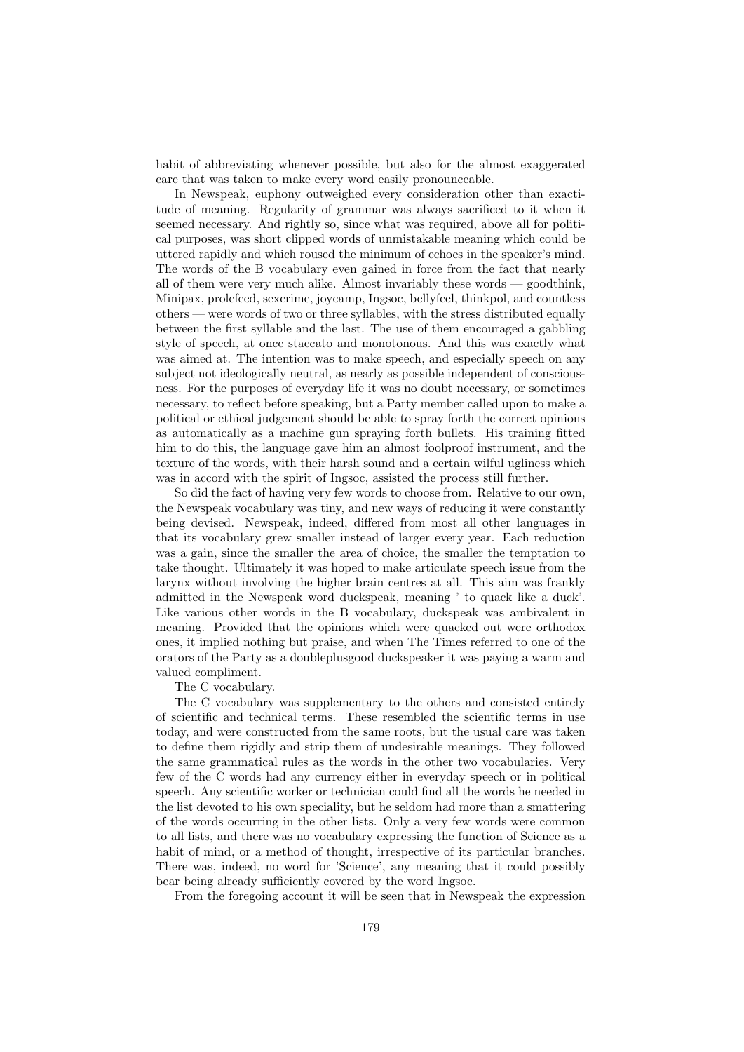habit of abbreviating whenever possible, but also for the almost exaggerated care that was taken to make every word easily pronounceable.

In Newspeak, euphony outweighed every consideration other than exactitude of meaning. Regularity of grammar was always sacrificed to it when it seemed necessary. And rightly so, since what was required, above all for political purposes, was short clipped words of unmistakable meaning which could be uttered rapidly and which roused the minimum of echoes in the speaker's mind. The words of the B vocabulary even gained in force from the fact that nearly all of them were very much alike. Almost invariably these words — goodthink, Minipax, prolefeed, sexcrime, joycamp, Ingsoc, bellyfeel, thinkpol, and countless others — were words of two or three syllables, with the stress distributed equally between the first syllable and the last. The use of them encouraged a gabbling style of speech, at once staccato and monotonous. And this was exactly what was aimed at. The intention was to make speech, and especially speech on any subject not ideologically neutral, as nearly as possible independent of consciousness. For the purposes of everyday life it was no doubt necessary, or sometimes necessary, to reflect before speaking, but a Party member called upon to make a political or ethical judgement should be able to spray forth the correct opinions as automatically as a machine gun spraying forth bullets. His training fitted him to do this, the language gave him an almost foolproof instrument, and the texture of the words, with their harsh sound and a certain wilful ugliness which was in accord with the spirit of Ingsoc, assisted the process still further.

So did the fact of having very few words to choose from. Relative to our own, the Newspeak vocabulary was tiny, and new ways of reducing it were constantly being devised. Newspeak, indeed, differed from most all other languages in that its vocabulary grew smaller instead of larger every year. Each reduction was a gain, since the smaller the area of choice, the smaller the temptation to take thought. Ultimately it was hoped to make articulate speech issue from the larynx without involving the higher brain centres at all. This aim was frankly admitted in the Newspeak word duckspeak, meaning ' to quack like a duck'. Like various other words in the B vocabulary, duckspeak was ambivalent in meaning. Provided that the opinions which were quacked out were orthodox ones, it implied nothing but praise, and when The Times referred to one of the orators of the Party as a doubleplusgood duckspeaker it was paying a warm and valued compliment.

The C vocabulary.

The C vocabulary was supplementary to the others and consisted entirely of scientific and technical terms. These resembled the scientific terms in use today, and were constructed from the same roots, but the usual care was taken to define them rigidly and strip them of undesirable meanings. They followed the same grammatical rules as the words in the other two vocabularies. Very few of the C words had any currency either in everyday speech or in political speech. Any scientific worker or technician could find all the words he needed in the list devoted to his own speciality, but he seldom had more than a smattering of the words occurring in the other lists. Only a very few words were common to all lists, and there was no vocabulary expressing the function of Science as a habit of mind, or a method of thought, irrespective of its particular branches. There was, indeed, no word for 'Science', any meaning that it could possibly bear being already sufficiently covered by the word Ingsoc.

From the foregoing account it will be seen that in Newspeak the expression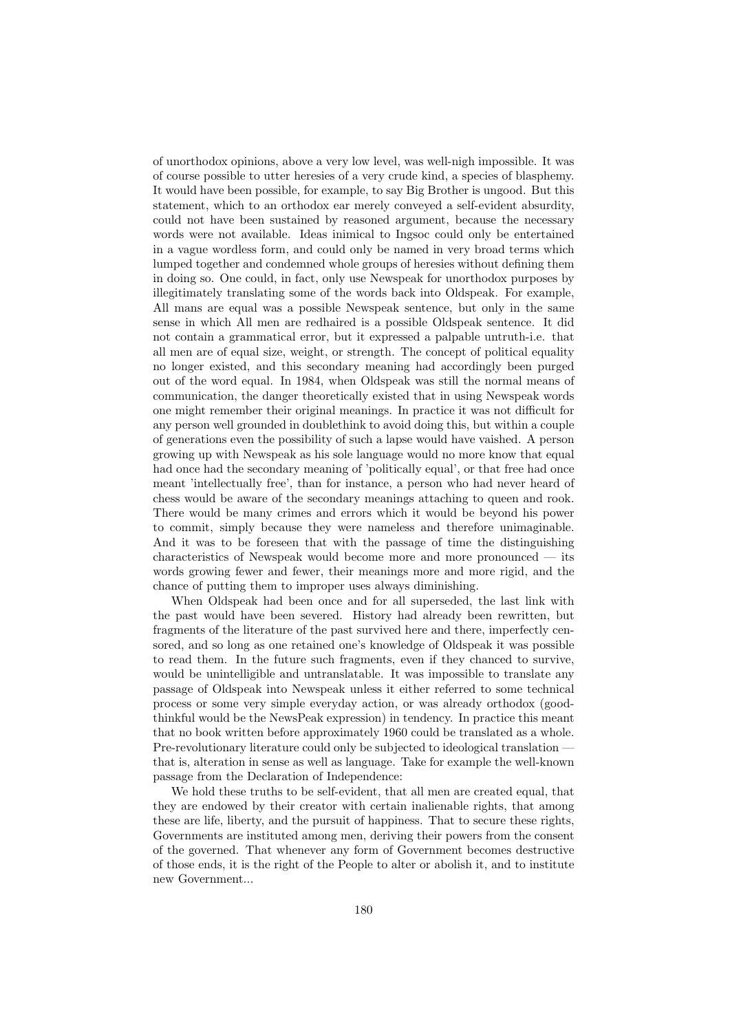of unorthodox opinions, above a very low level, was well-nigh impossible. It was of course possible to utter heresies of a very crude kind, a species of blasphemy. It would have been possible, for example, to say Big Brother is ungood. But this statement, which to an orthodox ear merely conveyed a self-evident absurdity, could not have been sustained by reasoned argument, because the necessary words were not available. Ideas inimical to Ingsoc could only be entertained in a vague wordless form, and could only be named in very broad terms which lumped together and condemned whole groups of heresies without defining them in doing so. One could, in fact, only use Newspeak for unorthodox purposes by illegitimately translating some of the words back into Oldspeak. For example, All mans are equal was a possible Newspeak sentence, but only in the same sense in which All men are redhaired is a possible Oldspeak sentence. It did not contain a grammatical error, but it expressed a palpable untruth-i.e. that all men are of equal size, weight, or strength. The concept of political equality no longer existed, and this secondary meaning had accordingly been purged out of the word equal. In 1984, when Oldspeak was still the normal means of communication, the danger theoretically existed that in using Newspeak words one might remember their original meanings. In practice it was not difficult for any person well grounded in doublethink to avoid doing this, but within a couple of generations even the possibility of such a lapse would have vaished. A person growing up with Newspeak as his sole language would no more know that equal had once had the secondary meaning of 'politically equal', or that free had once meant 'intellectually free', than for instance, a person who had never heard of chess would be aware of the secondary meanings attaching to queen and rook. There would be many crimes and errors which it would be beyond his power to commit, simply because they were nameless and therefore unimaginable. And it was to be foreseen that with the passage of time the distinguishing characteristics of Newspeak would become more and more pronounced — its words growing fewer and fewer, their meanings more and more rigid, and the chance of putting them to improper uses always diminishing.

When Oldspeak had been once and for all superseded, the last link with the past would have been severed. History had already been rewritten, but fragments of the literature of the past survived here and there, imperfectly censored, and so long as one retained one's knowledge of Oldspeak it was possible to read them. In the future such fragments, even if they chanced to survive, would be unintelligible and untranslatable. It was impossible to translate any passage of Oldspeak into Newspeak unless it either referred to some technical process or some very simple everyday action, or was already orthodox (goodthinkful would be the NewsPeak expression) in tendency. In practice this meant that no book written before approximately 1960 could be translated as a whole. Pre-revolutionary literature could only be subjected to ideological translation — that is, alteration in sense as well as language. Take for example the well-known passage from the Declaration of Independence:

We hold these truths to be self-evident, that all men are created equal, that they are endowed by their creator with certain inalienable rights, that among these are life, liberty, and the pursuit of happiness. That to secure these rights, Governments are instituted among men, deriving their powers from the consent of the governed. That whenever any form of Government becomes destructive of those ends, it is the right of the People to alter or abolish it, and to institute new Government...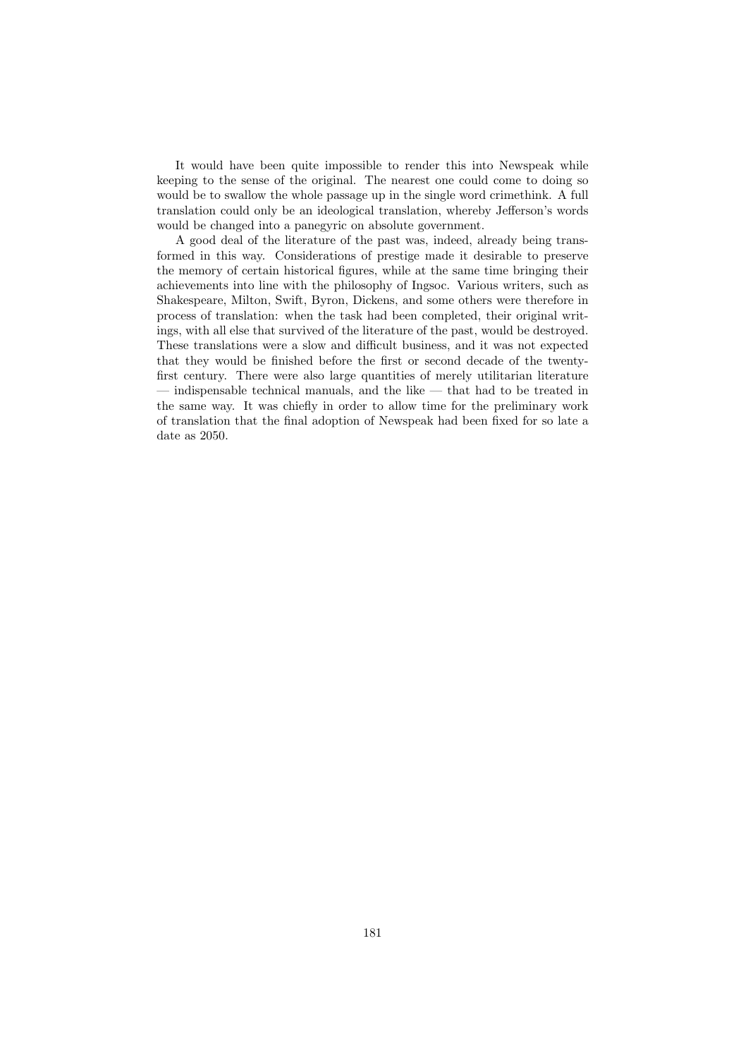It would have been quite impossible to render this into Newspeak while keeping to the sense of the original. The nearest one could come to doing so would be to swallow the whole passage up in the single word crimethink. A full translation could only be an ideological translation, whereby Jefferson's words would be changed into a panegyric on absolute government.

A good deal of the literature of the past was, indeed, already being transformed in this way. Considerations of prestige made it desirable to preserve the memory of certain historical figures, while at the same time bringing their achievements into line with the philosophy of Ingsoc. Various writers, such as Shakespeare, Milton, Swift, Byron, Dickens, and some others were therefore in process of translation: when the task had been completed, their original writings, with all else that survived of the literature of the past, would be destroyed. These translations were a slow and difficult business, and it was not expected that they would be finished before the first or second decade of the twenty-first century. There were also large quantities of merely utilitarian literature — indispensable technical manuals, and the like — that had to be treated in the same way. It was chiefly in order to allow time for the preliminary work of translation that the final adoption of Newspeak had been fixed for so late a date as 2050.